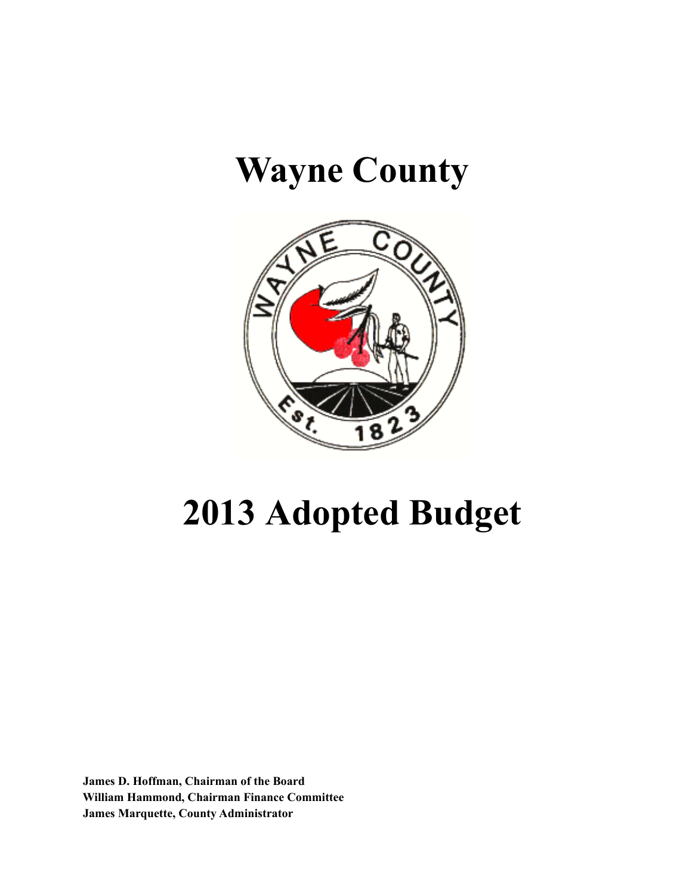# Wayne County

# 2013 Adopted Budget

**James D. Hoffman, Chairman of the Board**
**William Hammond, Chairman Finance Committee**
**James Marquette, County Administrator**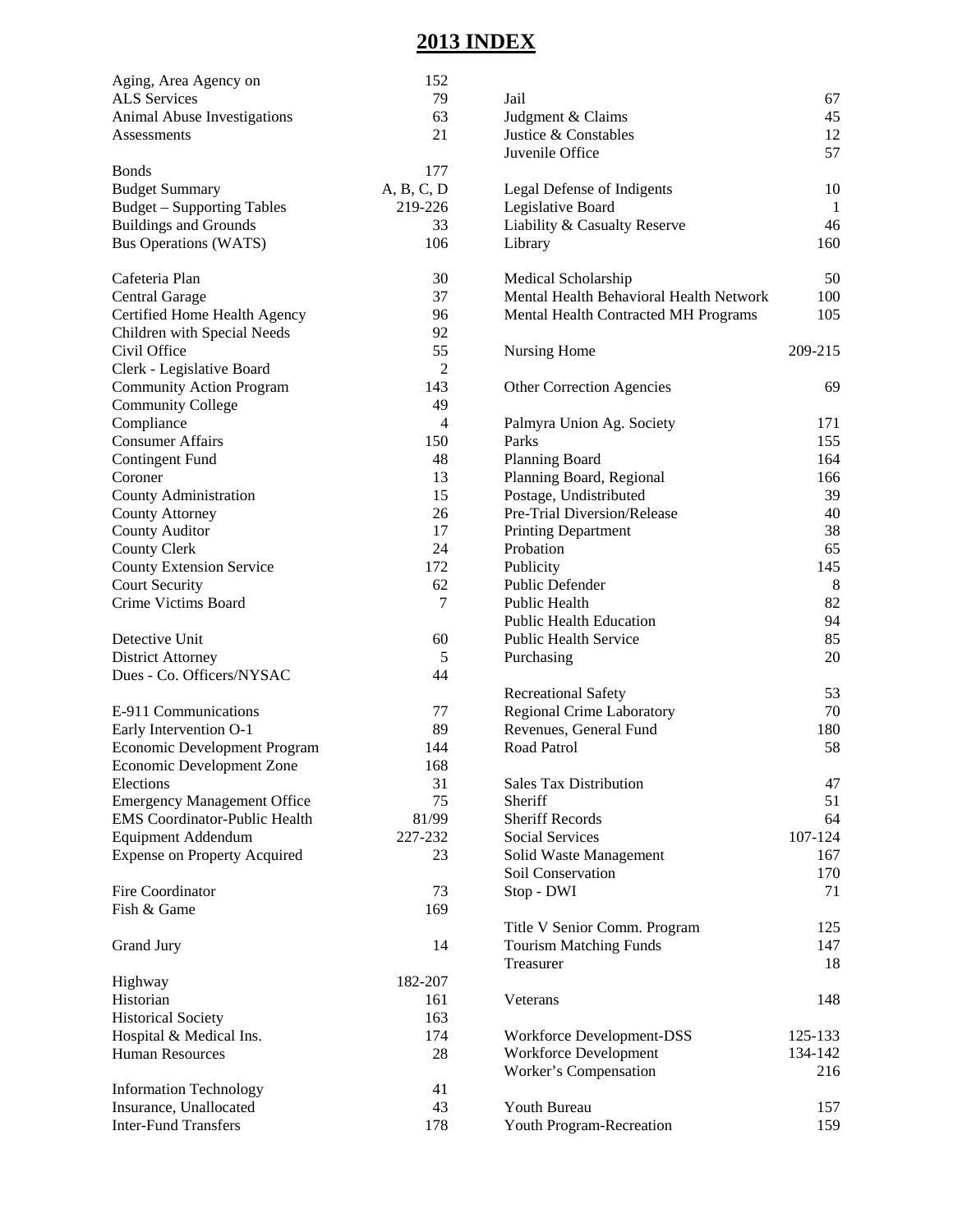# 2013 INDEX

| Item | Page |
|---|---|
| Aging, Area Agency on | 152 |
| ALS Services | 79 |
| Animal Abuse Investigations | 63 |
| Assessments | 21 |
| | |
| Bonds | 177 |
| Budget Summary | A, B, C, D |
| Budget – Supporting Tables | 219-226 |
| Buildings and Grounds | 33 |
| Bus Operations (WATS) | 106 |
| | |
| Cafeteria Plan | 30 |
| Central Garage | 37 |
| Certified Home Health Agency | 96 |
| Children with Special Needs | 92 |
| Civil Office | 55 |
| Clerk - Legislative Board | 2 |
| Community Action Program | 143 |
| Community College | 49 |
| Compliance | 4 |
| Consumer Affairs | 150 |
| Contingent Fund | 48 |
| Coroner | 13 |
| County Administration | 15 |
| County Attorney | 26 |
| County Auditor | 17 |
| County Clerk | 24 |
| County Extension Service | 172 |
| Court Security | 62 |
| Crime Victims Board | 7 |
| | |
| Detective Unit | 60 |
| District Attorney | 5 |
| Dues - Co. Officers/NYSAC | 44 |
| | |
| E-911 Communications | 77 |
| Early Intervention O-1 | 89 |
| Economic Development Program | 144 |
| Economic Development Zone | 168 |
| Elections | 31 |
| Emergency Management Office | 75 |
| EMS Coordinator-Public Health | 81/99 |
| Equipment Addendum | 227-232 |
| Expense on Property Acquired | 23 |
| | |
| Fire Coordinator | 73 |
| Fish & Game | 169 |
| | |
| Grand Jury | 14 |
| | |
| Highway | 182-207 |
| Historian | 161 |
| Historical Society | 163 |
| Hospital & Medical Ins. | 174 |
| Human Resources | 28 |
| | |
| Information Technology | 41 |
| Insurance, Unallocated | 43 |
| Inter-Fund Transfers | 178 |
| | |
| Jail | 67 |
| Judgment & Claims | 45 |
| Justice & Constables | 12 |
| Juvenile Office | 57 |
| | |
| Legal Defense of Indigents | 10 |
| Legislative Board | 1 |
| Liability & Casualty Reserve | 46 |
| Library | 160 |
| | |
| Medical Scholarship | 50 |
| Mental Health Behavioral Health Network | 100 |
| Mental Health Contracted MH Programs | 105 |
| | |
| Nursing Home | 209-215 |
| | |
| Other Correction Agencies | 69 |
| | |
| Palmyra Union Ag. Society | 171 |
| Parks | 155 |
| Planning Board | 164 |
| Planning Board, Regional | 166 |
| Postage, Undistributed | 39 |
| Pre-Trial Diversion/Release | 40 |
| Printing Department | 38 |
| Probation | 65 |
| Publicity | 145 |
| Public Defender | 8 |
| Public Health | 82 |
| Public Health Education | 94 |
| Public Health Service | 85 |
| Purchasing | 20 |
| | |
| Recreational Safety | 53 |
| Regional Crime Laboratory | 70 |
| Revenues, General Fund | 180 |
| Road Patrol | 58 |
| | |
| Sales Tax Distribution | 47 |
| Sheriff | 51 |
| Sheriff Records | 64 |
| Social Services | 107-124 |
| Solid Waste Management | 167 |
| Soil Conservation | 170 |
| Stop - DWI | 71 |
| | |
| Title V Senior Comm. Program | 125 |
| Tourism Matching Funds | 147 |
| Treasurer | 18 |
| | |
| Veterans | 148 |
| | |
| Workforce Development-DSS | 125-133 |
| Workforce Development | 134-142 |
| Worker's Compensation | 216 |
| | |
| Youth Bureau | 157 |
| Youth Program-Recreation | 159 |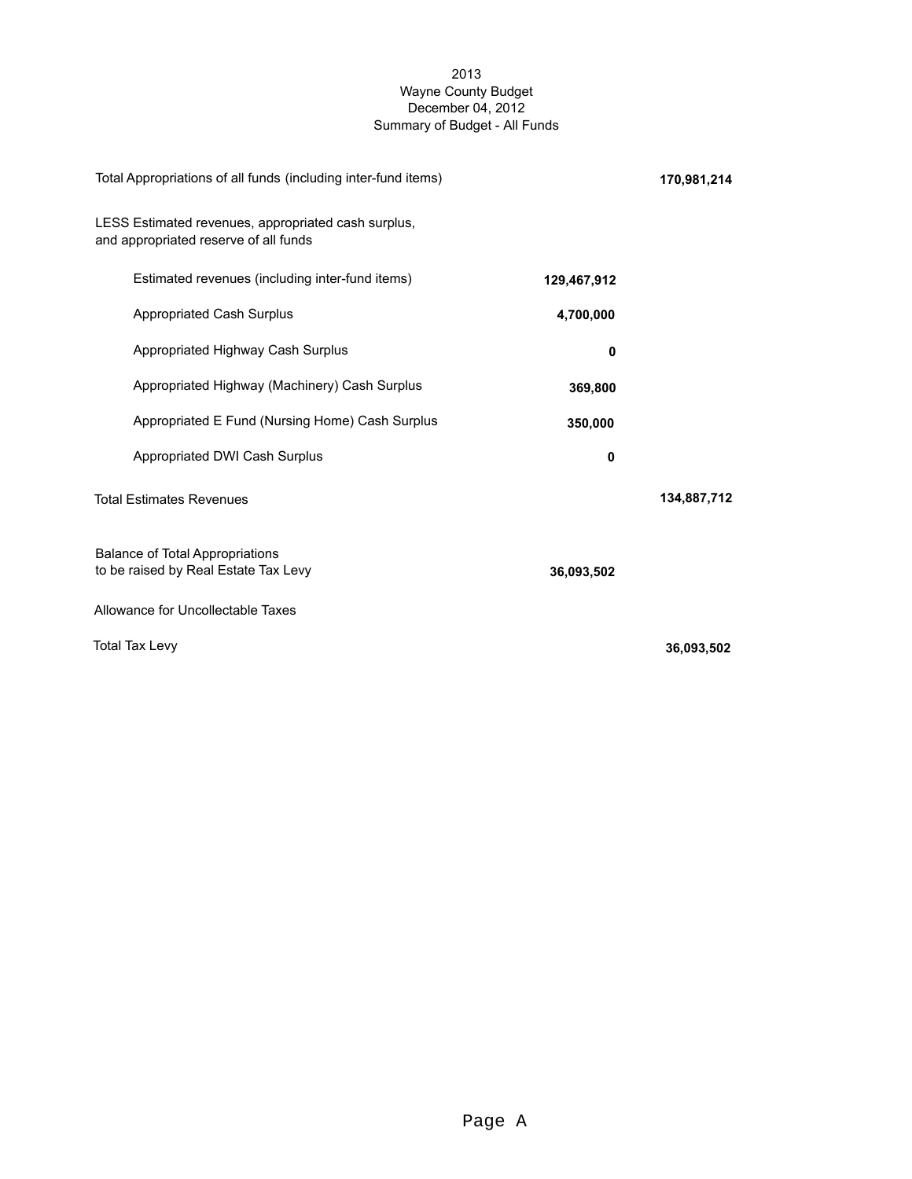2013
Wayne County Budget
December 04, 2012
Summary of Budget - All Funds

| | | |
|---|---|---|
| Total Appropriations of all funds (including inter-fund items) | | **170,981,214** |
| LESS Estimated revenues, appropriated cash surplus, and appropriated reserve of all funds | | |
| Estimated revenues (including inter-fund items) | **129,467,912** | |
| Appropriated Cash Surplus | **4,700,000** | |
| Appropriated Highway Cash Surplus | **0** | |
| Appropriated Highway (Machinery) Cash Surplus | **369,800** | |
| Appropriated E Fund (Nursing Home) Cash Surplus | **350,000** | |
| Appropriated DWI Cash Surplus | **0** | |
| Total Estimates Revenues | | **134,887,712** |
| Balance of Total Appropriations to be raised by Real Estate Tax Levy | **36,093,502** | |
| Allowance for Uncollectable Taxes | | |
| Total Tax Levy | | **36,093,502** |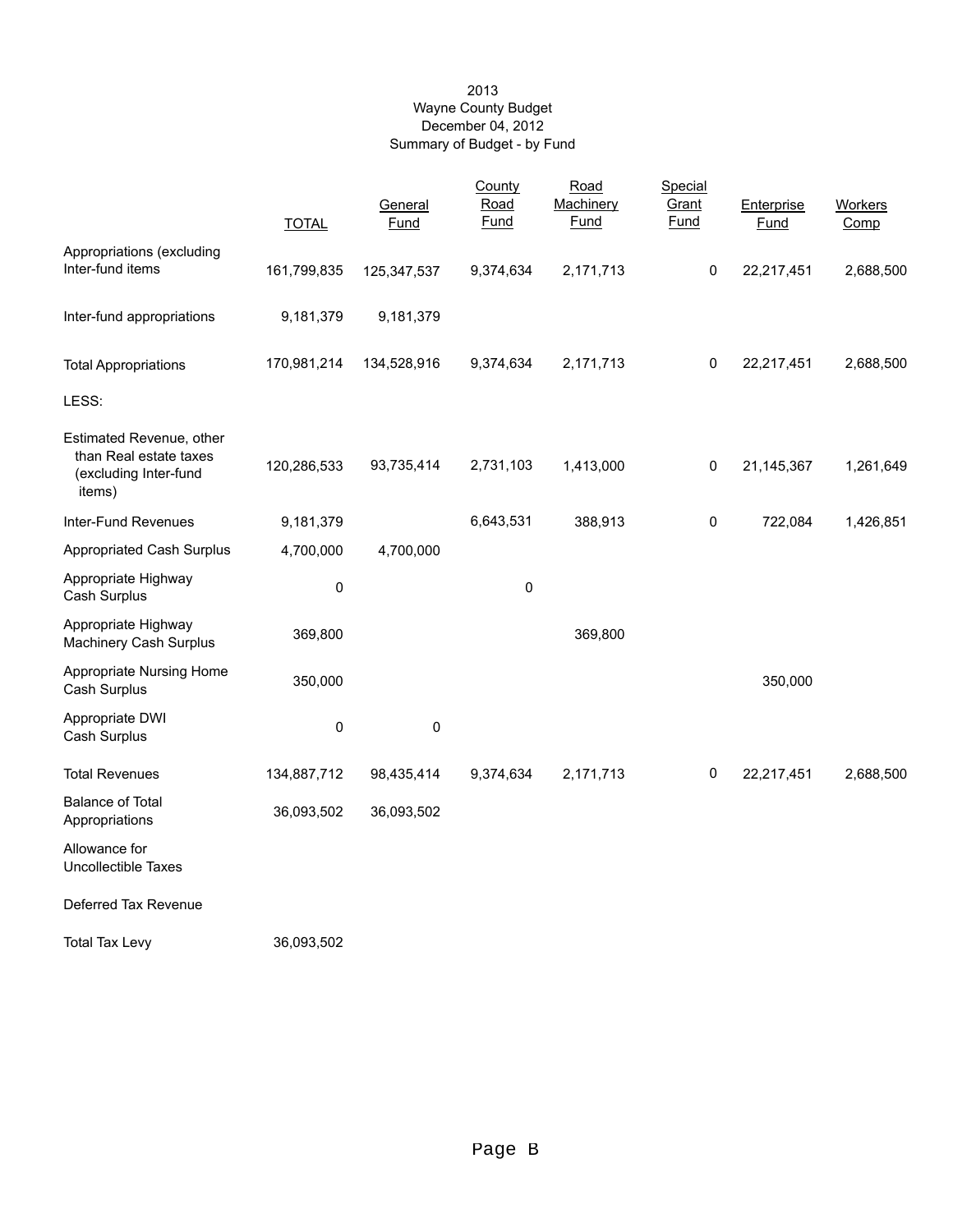# 2013
# Wayne County Budget
# December 04, 2012
# Summary of Budget - by Fund

| | TOTAL | General Fund | County Road Fund | Road Machinery Fund | Special Grant Fund | Enterprise Fund | Workers Comp |
|---|---|---|---|---|---|---|---|
| Appropriations (excluding Inter-fund items | 161,799,835 | 125,347,537 | 9,374,634 | 2,171,713 | 0 | 22,217,451 | 2,688,500 |
| Inter-fund appropriations | 9,181,379 | 9,181,379 | | | | | |
| Total Appropriations | 170,981,214 | 134,528,916 | 9,374,634 | 2,171,713 | 0 | 22,217,451 | 2,688,500 |
| LESS: | | | | | | | |
| Estimated Revenue, other than Real estate taxes (excluding Inter-fund items) | 120,286,533 | 93,735,414 | 2,731,103 | 1,413,000 | 0 | 21,145,367 | 1,261,649 |
| Inter-Fund Revenues | 9,181,379 | | 6,643,531 | 388,913 | 0 | 722,084 | 1,426,851 |
| Appropriated Cash Surplus | 4,700,000 | 4,700,000 | | | | | |
| Appropriate Highway Cash Surplus | 0 | | 0 | | | | |
| Appropriate Highway Machinery Cash Surplus | 369,800 | | | 369,800 | | | |
| Appropriate Nursing Home Cash Surplus | 350,000 | | | | | 350,000 | |
| Appropriate DWI Cash Surplus | 0 | 0 | | | | | |
| Total Revenues | 134,887,712 | 98,435,414 | 9,374,634 | 2,171,713 | 0 | 22,217,451 | 2,688,500 |
| Balance of Total Appropriations | 36,093,502 | 36,093,502 | | | | | |
| Allowance for Uncollectible Taxes | | | | | | | |
| Deferred Tax Revenue | | | | | | | |
| Total Tax Levy | 36,093,502 | | | | | | |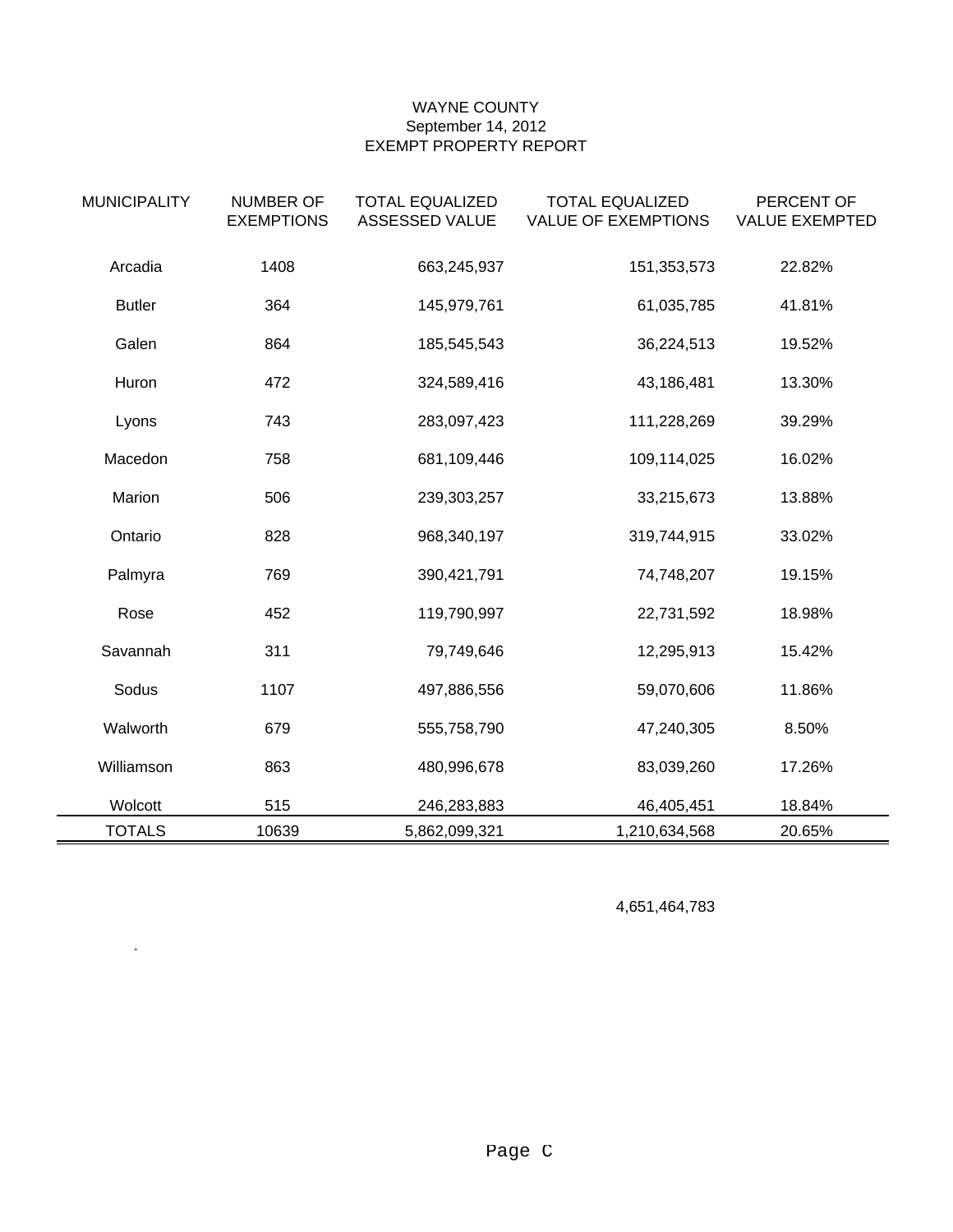WAYNE COUNTY
September 14, 2012
EXEMPT PROPERTY REPORT

| MUNICIPALITY | NUMBER OF EXEMPTIONS | TOTAL EQUALIZED ASSESSED VALUE | TOTAL EQUALIZED VALUE OF EXEMPTIONS | PERCENT OF VALUE EXEMPTED |
|---|---|---|---|---|
| Arcadia | 1408 | 663,245,937 | 151,353,573 | 22.82% |
| Butler | 364 | 145,979,761 | 61,035,785 | 41.81% |
| Galen | 864 | 185,545,543 | 36,224,513 | 19.52% |
| Huron | 472 | 324,589,416 | 43,186,481 | 13.30% |
| Lyons | 743 | 283,097,423 | 111,228,269 | 39.29% |
| Macedon | 758 | 681,109,446 | 109,114,025 | 16.02% |
| Marion | 506 | 239,303,257 | 33,215,673 | 13.88% |
| Ontario | 828 | 968,340,197 | 319,744,915 | 33.02% |
| Palmyra | 769 | 390,421,791 | 74,748,207 | 19.15% |
| Rose | 452 | 119,790,997 | 22,731,592 | 18.98% |
| Savannah | 311 | 79,749,646 | 12,295,913 | 15.42% |
| Sodus | 1107 | 497,886,556 | 59,070,606 | 11.86% |
| Walworth | 679 | 555,758,790 | 47,240,305 | 8.50% |
| Williamson | 863 | 480,996,678 | 83,039,260 | 17.26% |
| Wolcott | 515 | 246,283,883 | 46,405,451 | 18.84% |
| TOTALS | 10639 | 5,862,099,321 | 1,210,634,568 | 20.65% |

4,651,464,783

.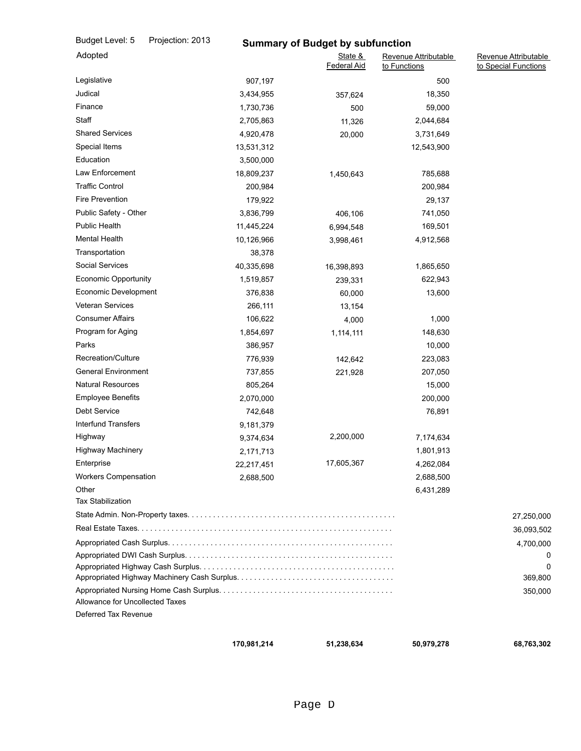Budget Level: 5 Projection: 2013

Adopted

## Summary of Budget by subfunction

| | | State & Federal Aid | Revenue Attributable to Functions | Revenue Attributable to Special Functions |
|---|---|---|---|---|
| Legislative | 907,197 | | 500 | |
| Judical | 3,434,955 | 357,624 | 18,350 | |
| Finance | 1,730,736 | 500 | 59,000 | |
| Staff | 2,705,863 | 11,326 | 2,044,684 | |
| Shared Services | 4,920,478 | 20,000 | 3,731,649 | |
| Special Items | 13,531,312 | | 12,543,900 | |
| Education | 3,500,000 | | | |
| Law Enforcement | 18,809,237 | 1,450,643 | 785,688 | |
| Traffic Control | 200,984 | | 200,984 | |
| Fire Prevention | 179,922 | | 29,137 | |
| Public Safety - Other | 3,836,799 | 406,106 | 741,050 | |
| Public Health | 11,445,224 | 6,994,548 | 169,501 | |
| Mental Health | 10,126,966 | 3,998,461 | 4,912,568 | |
| Transportation | 38,378 | | | |
| Social Services | 40,335,698 | 16,398,893 | 1,865,650 | |
| Economic Opportunity | 1,519,857 | 239,331 | 622,943 | |
| Economic Development | 376,838 | 60,000 | 13,600 | |
| Veteran Services | 266,111 | 13,154 | | |
| Consumer Affairs | 106,622 | 4,000 | 1,000 | |
| Program for Aging | 1,854,697 | 1,114,111 | 148,630 | |
| Parks | 386,957 | | 10,000 | |
| Recreation/Culture | 776,939 | 142,642 | 223,083 | |
| General Environment | 737,855 | 221,928 | 207,050 | |
| Natural Resources | 805,264 | | 15,000 | |
| Employee Benefits | 2,070,000 | | 200,000 | |
| Debt Service | 742,648 | | 76,891 | |
| Interfund Transfers | 9,181,379 | | | |
| Highway | 9,374,634 | 2,200,000 | 7,174,634 | |
| Highway Machinery | 2,171,713 | | 1,801,913 | |
| Enterprise | 22,217,451 | 17,605,367 | 4,262,084 | |
| Workers Compensation | 2,688,500 | | 2,688,500 | |
| Other | | | 6,431,289 | |
| Tax Stabilization | | | | |
| State Admin. Non-Property taxes. | | | | 27,250,000 |
| Real Estate Taxes. | | | | 36,093,502 |
| Appropriated Cash Surplus. | | | | 4,700,000 |
| Appropriated DWI Cash Surplus. | | | | 0 |
| Appropriated Highway Cash Surplus. | | | | 0 |
| Appropriated Highway Machinery Cash Surplus. | | | | 369,800 |
| Appropriated Nursing Home Cash Surplus. | | | | 350,000 |
| Allowance for Uncollected Taxes | | | | |
| Deferred Tax Revenue | | | | |
| | **170,981,214** | **51,238,634** | **50,979,278** | **68,763,302** |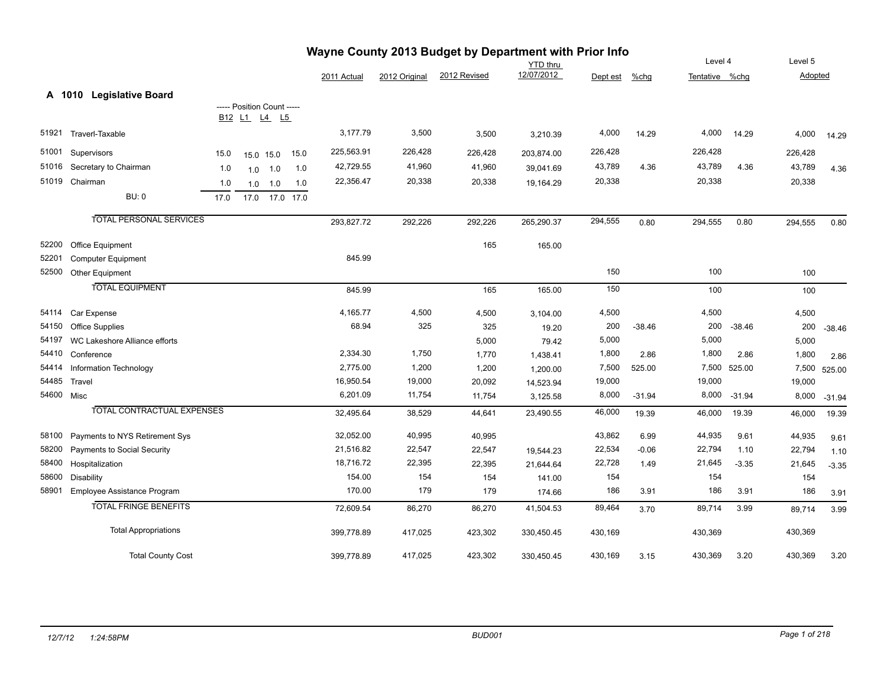# Wayne County 2013 Budget by Department with Prior Info

## A 1010 Legislative Board

| Code | Description | B12 | L1 | L4 | L5 | 2011 Actual | 2012 Original | 2012 Revised | YTD thru 12/07/2012 | Dept est | %chg | Level 4 Tentative | %chg | Level 5 Adopted | %chg |
|---|---|---|---|---|---|---|---|---|---|---|---|---|---|---|---|
| 51921 | Traverl-Taxable | | | | | 3,177.79 | 3,500 | 3,500 | 3,210.39 | 4,000 | 14.29 | 4,000 | 14.29 | 4,000 | 14.29 |
| 51001 | Supervisors | 15.0 | 15.0 | 15.0 | 15.0 | 225,563.91 | 226,428 | 226,428 | 203,874.00 | 226,428 | | 226,428 | | 226,428 | |
| 51016 | Secretary to Chairman | 1.0 | 1.0 | 1.0 | 1.0 | 42,729.55 | 41,960 | 41,960 | 39,041.69 | 43,789 | 4.36 | 43,789 | 4.36 | 43,789 | 4.36 |
| 51019 | Chairman | 1.0 | 1.0 | 1.0 | 1.0 | 22,356.47 | 20,338 | 20,338 | 19,164.29 | 20,338 | | 20,338 | | 20,338 | |
| | BU: 0 | 17.0 | 17.0 | 17.0 | 17.0 | | | | | | | | | | |
| | TOTAL PERSONAL SERVICES | | | | | 293,827.72 | 292,226 | 292,226 | 265,290.37 | 294,555 | 0.80 | 294,555 | 0.80 | 294,555 | 0.80 |
| 52200 | Office Equipment | | | | | | | 165 | 165.00 | | | | | | |
| 52201 | Computer Equipment | | | | | 845.99 | | | | | | | | | |
| 52500 | Other Equipment | | | | | | | | | 150 | | 100 | | 100 | |
| | TOTAL EQUIPMENT | | | | | 845.99 | | 165 | 165.00 | 150 | | 100 | | 100 | |
| 54114 | Car Expense | | | | | 4,165.77 | 4,500 | 4,500 | 3,104.00 | 4,500 | | 4,500 | | 4,500 | |
| 54150 | Office Supplies | | | | | 68.94 | 325 | 325 | 19.20 | 200 | -38.46 | 200 | -38.46 | 200 | -38.46 |
| 54197 | WC Lakeshore Alliance efforts | | | | | | | 5,000 | 79.42 | 5,000 | | 5,000 | | 5,000 | |
| 54410 | Conference | | | | | 2,334.30 | 1,750 | 1,770 | 1,438.41 | 1,800 | 2.86 | 1,800 | 2.86 | 1,800 | 2.86 |
| 54414 | Information Technology | | | | | 2,775.00 | 1,200 | 1,200 | 1,200.00 | 7,500 | 525.00 | 7,500 | 525.00 | 7,500 | 525.00 |
| 54485 | Travel | | | | | 16,950.54 | 19,000 | 20,092 | 14,523.94 | 19,000 | | 19,000 | | 19,000 | |
| 54600 | Misc | | | | | 6,201.09 | 11,754 | 11,754 | 3,125.58 | 8,000 | -31.94 | 8,000 | -31.94 | 8,000 | -31.94 |
| | TOTAL CONTRACTUAL EXPENSES | | | | | 32,495.64 | 38,529 | 44,641 | 23,490.55 | 46,000 | 19.39 | 46,000 | 19.39 | 46,000 | 19.39 |
| 58100 | Payments to NYS Retirement Sys | | | | | 32,052.00 | 40,995 | 40,995 | | 43,862 | 6.99 | 44,935 | 9.61 | 44,935 | 9.61 |
| 58200 | Payments to Social Security | | | | | 21,516.82 | 22,547 | 22,547 | 19,544.23 | 22,534 | -0.06 | 22,794 | 1.10 | 22,794 | 1.10 |
| 58400 | Hospitalization | | | | | 18,716.72 | 22,395 | 22,395 | 21,644.64 | 22,728 | 1.49 | 21,645 | -3.35 | 21,645 | -3.35 |
| 58600 | Disability | | | | | 154.00 | 154 | 154 | 141.00 | 154 | | 154 | | 154 | |
| 58901 | Employee Assistance Program | | | | | 170.00 | 179 | 179 | 174.66 | 186 | 3.91 | 186 | 3.91 | 186 | 3.91 |
| | TOTAL FRINGE BENEFITS | | | | | 72,609.54 | 86,270 | 86,270 | 41,504.53 | 89,464 | 3.70 | 89,714 | 3.99 | 89,714 | 3.99 |
| | Total Appropriations | | | | | 399,778.89 | 417,025 | 423,302 | 330,450.45 | 430,169 | | 430,369 | | 430,369 | |
| | Total County Cost | | | | | 399,778.89 | 417,025 | 423,302 | 330,450.45 | 430,169 | 3.15 | 430,369 | 3.20 | 430,369 | 3.20 |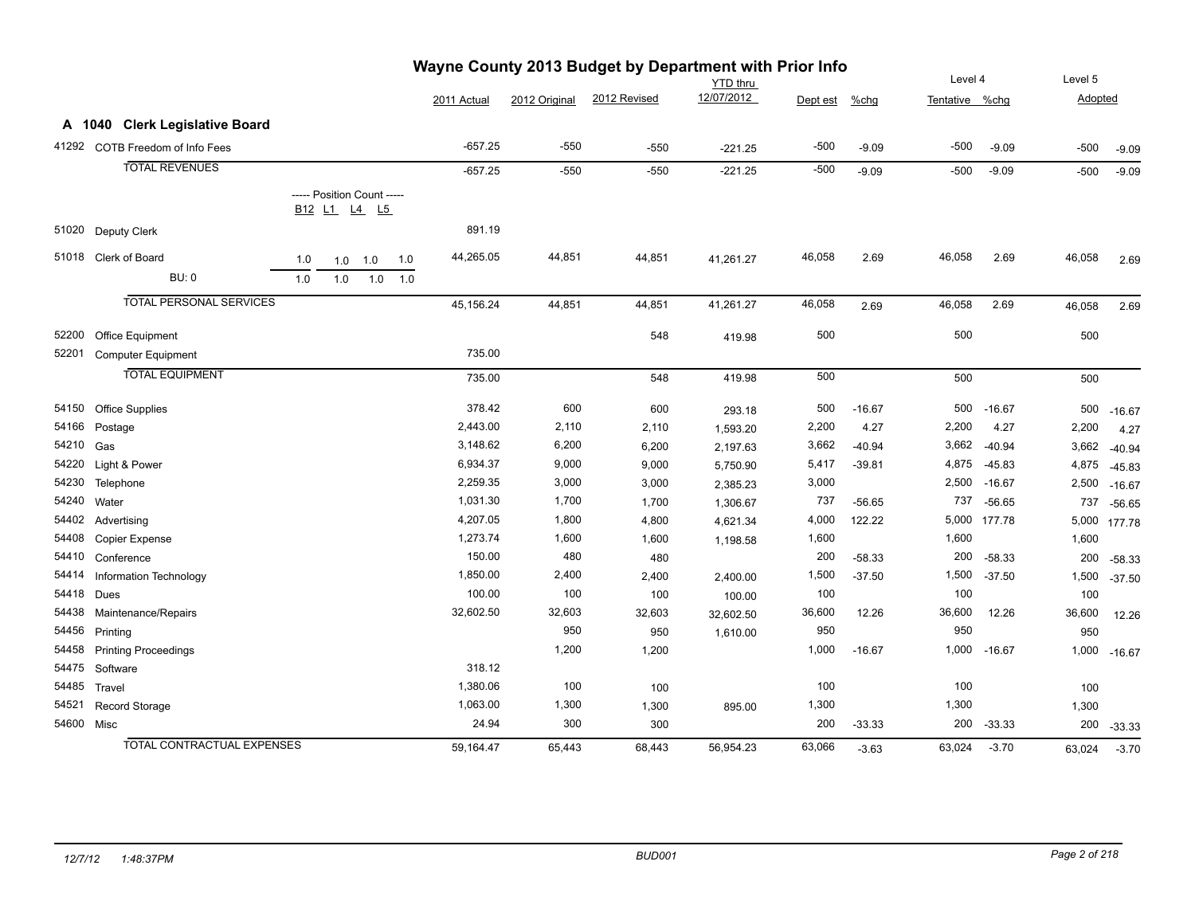# Wayne County 2013 Budget by Department with Prior Info

## A 1040 Clerk Legislative Board

| Code | Description | B12 | L1 | L4 | L5 | 2011 Actual | 2012 Original | 2012 Revised | YTD thru 12/07/2012 | Dept est | %chg | Level 4 Tentative | %chg | Level 5 Adopted | %chg |
|---|---|---|---|---|---|---|---|---|---|---|---|---|---|---|---|
| 41292 | COTB Freedom of Info Fees | | | | | -657.25 | -550 | -550 | -221.25 | -500 | -9.09 | -500 | -9.09 | -500 | -9.09 |
| | **TOTAL REVENUES** | | | | | -657.25 | -550 | -550 | -221.25 | -500 | -9.09 | -500 | -9.09 | -500 | -9.09 |
| | ----- Position Count ----- | B12 | L1 | L4 | L5 | | | | | | | | | | |
| 51020 | Deputy Clerk | | | | | 891.19 | | | | | | | | | |
| 51018 | Clerk of Board | 1.0 | 1.0 | 1.0 | 1.0 | 44,265.05 | 44,851 | 44,851 | 41,261.27 | 46,058 | 2.69 | 46,058 | 2.69 | 46,058 | 2.69 |
| | BU: 0 | 1.0 | 1.0 | 1.0 | 1.0 | | | | | | | | | | |
| | **TOTAL PERSONAL SERVICES** | | | | | 45,156.24 | 44,851 | 44,851 | 41,261.27 | 46,058 | 2.69 | 46,058 | 2.69 | 46,058 | 2.69 |
| 52200 | Office Equipment | | | | | | | 548 | 419.98 | 500 | | 500 | | 500 | |
| 52201 | Computer Equipment | | | | | 735.00 | | | | | | | | | |
| | **TOTAL EQUIPMENT** | | | | | 735.00 | | 548 | 419.98 | 500 | | 500 | | 500 | |
| 54150 | Office Supplies | | | | | 378.42 | 600 | 600 | 293.18 | 500 | -16.67 | 500 | -16.67 | 500 | -16.67 |
| 54166 | Postage | | | | | 2,443.00 | 2,110 | 2,110 | 1,593.20 | 2,200 | 4.27 | 2,200 | 4.27 | 2,200 | 4.27 |
| 54210 | Gas | | | | | 3,148.62 | 6,200 | 6,200 | 2,197.63 | 3,662 | -40.94 | 3,662 | -40.94 | 3,662 | -40.94 |
| 54220 | Light & Power | | | | | 6,934.37 | 9,000 | 9,000 | 5,750.90 | 5,417 | -39.81 | 4,875 | -45.83 | 4,875 | -45.83 |
| 54230 | Telephone | | | | | 2,259.35 | 3,000 | 3,000 | 2,385.23 | 3,000 | | 2,500 | -16.67 | 2,500 | -16.67 |
| 54240 | Water | | | | | 1,031.30 | 1,700 | 1,700 | 1,306.67 | 737 | -56.65 | 737 | -56.65 | 737 | -56.65 |
| 54402 | Advertising | | | | | 4,207.05 | 1,800 | 4,800 | 4,621.34 | 4,000 | 122.22 | 5,000 | 177.78 | 5,000 | 177.78 |
| 54408 | Copier Expense | | | | | 1,273.74 | 1,600 | 1,600 | 1,198.58 | 1,600 | | 1,600 | | 1,600 | |
| 54410 | Conference | | | | | 150.00 | 480 | 480 | | 200 | -58.33 | 200 | -58.33 | 200 | -58.33 |
| 54414 | Information Technology | | | | | 1,850.00 | 2,400 | 2,400 | 2,400.00 | 1,500 | -37.50 | 1,500 | -37.50 | 1,500 | -37.50 |
| 54418 | Dues | | | | | 100.00 | 100 | 100 | 100.00 | 100 | | 100 | | 100 | |
| 54438 | Maintenance/Repairs | | | | | 32,602.50 | 32,603 | 32,603 | 32,602.50 | 36,600 | 12.26 | 36,600 | 12.26 | 36,600 | 12.26 |
| 54456 | Printing | | | | | | 950 | 950 | 1,610.00 | 950 | | 950 | | 950 | |
| 54458 | Printing Proceedings | | | | | | 1,200 | 1,200 | | 1,000 | -16.67 | 1,000 | -16.67 | 1,000 | -16.67 |
| 54475 | Software | | | | | 318.12 | | | | | | | | | |
| 54485 | Travel | | | | | 1,380.06 | 100 | 100 | | 100 | | 100 | | 100 | |
| 54521 | Record Storage | | | | | 1,063.00 | 1,300 | 1,300 | 895.00 | 1,300 | | 1,300 | | 1,300 | |
| 54600 | Misc | | | | | 24.94 | 300 | 300 | | 200 | -33.33 | 200 | -33.33 | 200 | -33.33 |
| | **TOTAL CONTRACTUAL EXPENSES** | | | | | 59,164.47 | 65,443 | 68,443 | 56,954.23 | 63,066 | -3.63 | 63,024 | -3.70 | 63,024 | -3.70 |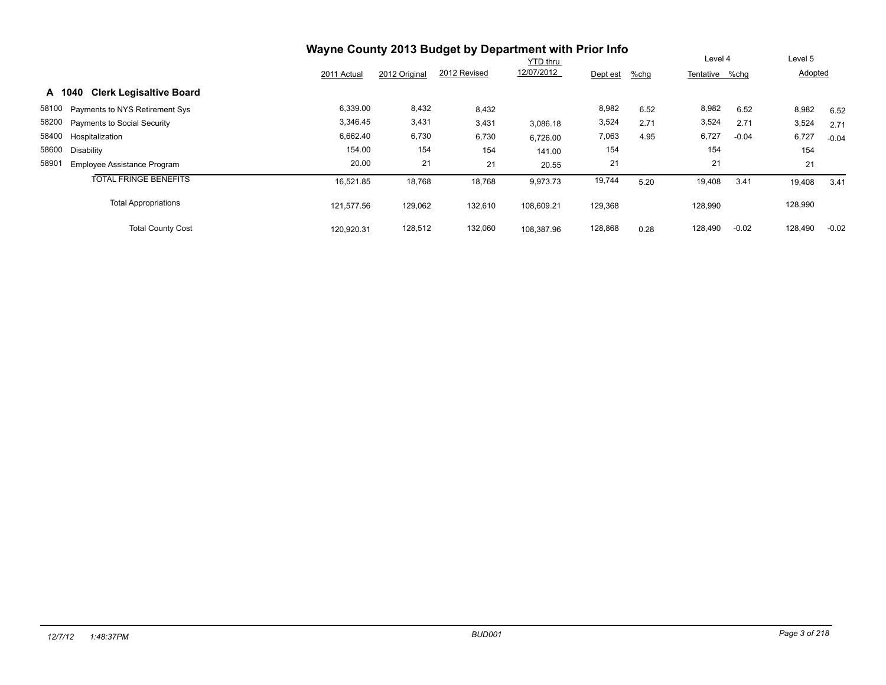# Wayne County 2013 Budget by Department with Prior Info

## A 1040 Clerk Legisaltive Board

| | | 2011 Actual | 2012 Original | 2012 Revised | YTD thru 12/07/2012 | Dept est | %chg | Level 4 Tentative | %chg | Level 5 Adopted | |
|---|---|---|---|---|---|---|---|---|---|---|---|
| 58100 | Payments to NYS Retirement Sys | 6,339.00 | 8,432 | 8,432 | | 8,982 | 6.52 | 8,982 | 6.52 | 8,982 | 6.52 |
| 58200 | Payments to Social Security | 3,346.45 | 3,431 | 3,431 | 3,086.18 | 3,524 | 2.71 | 3,524 | 2.71 | 3,524 | 2.71 |
| 58400 | Hospitalization | 6,662.40 | 6,730 | 6,730 | 6,726.00 | 7,063 | 4.95 | 6,727 | -0.04 | 6,727 | -0.04 |
| 58600 | Disability | 154.00 | 154 | 154 | 141.00 | 154 | | 154 | | 154 | |
| 58901 | Employee Assistance Program | 20.00 | 21 | 21 | 20.55 | 21 | | 21 | | 21 | |
| | TOTAL FRINGE BENEFITS | 16,521.85 | 18,768 | 18,768 | 9,973.73 | 19,744 | 5.20 | 19,408 | 3.41 | 19,408 | 3.41 |
| | Total Appropriations | 121,577.56 | 129,062 | 132,610 | 108,609.21 | 129,368 | | 128,990 | | 128,990 | |
| | Total County Cost | 120,920.31 | 128,512 | 132,060 | 108,387.96 | 128,868 | 0.28 | 128,490 | -0.02 | 128,490 | -0.02 |

12/7/12 1:48:37PM BUD001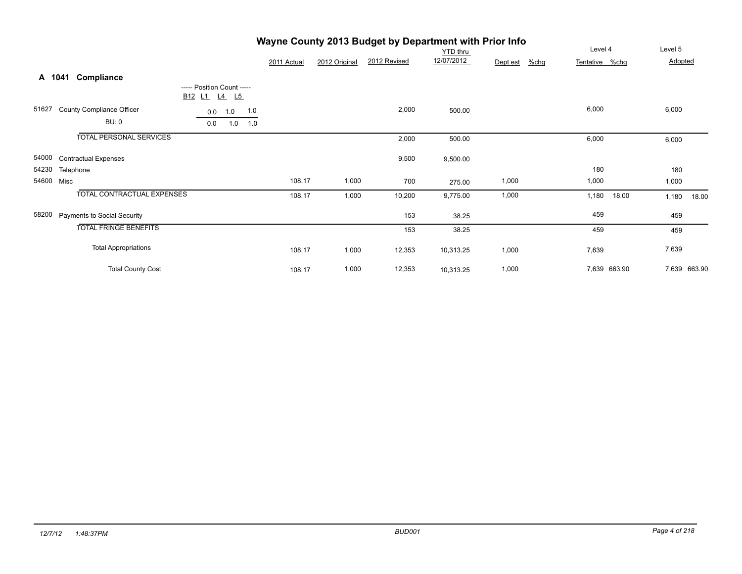# Wayne County 2013 Budget by Department with Prior Info

## A 1041 Compliance

| Code | Description | ----- Position Count ----- B12 | L1 | L4 | L5 | 2011 Actual | 2012 Original | 2012 Revised | YTD thru 12/07/2012 | Dept est | %chg | Level 4 Tentative | %chg | Level 5 Adopted | %chg |
|---|---|---|---|---|---|---|---|---|---|---|---|---|---|---|---|
| 51627 | County Compliance Officer | 0.0 | 1.0 | | 1.0 | | | 2,000 | 500.00 | | | 6,000 | | 6,000 | |
| | BU: 0 | 0.0 | 1.0 | | 1.0 | | | | | | | | | | |
| | TOTAL PERSONAL SERVICES | | | | | | | 2,000 | 500.00 | | | 6,000 | | 6,000 | |
| 54000 | Contractual Expenses | | | | | | | 9,500 | 9,500.00 | | | | | | |
| 54230 | Telephone | | | | | | | | | | | 180 | | 180 | |
| 54600 | Misc | | | | | 108.17 | 1,000 | 700 | 275.00 | 1,000 | | 1,000 | | 1,000 | |
| | TOTAL CONTRACTUAL EXPENSES | | | | | 108.17 | 1,000 | 10,200 | 9,775.00 | 1,000 | | 1,180 | 18.00 | 1,180 | 18.00 |
| 58200 | Payments to Social Security | | | | | | | 153 | 38.25 | | | 459 | | 459 | |
| | TOTAL FRINGE BENEFITS | | | | | | | 153 | 38.25 | | | 459 | | 459 | |
| | Total Appropriations | | | | | 108.17 | 1,000 | 12,353 | 10,313.25 | 1,000 | | 7,639 | | 7,639 | |
| | Total County Cost | | | | | 108.17 | 1,000 | 12,353 | 10,313.25 | 1,000 | | 7,639 | 663.90 | 7,639 | 663.90 |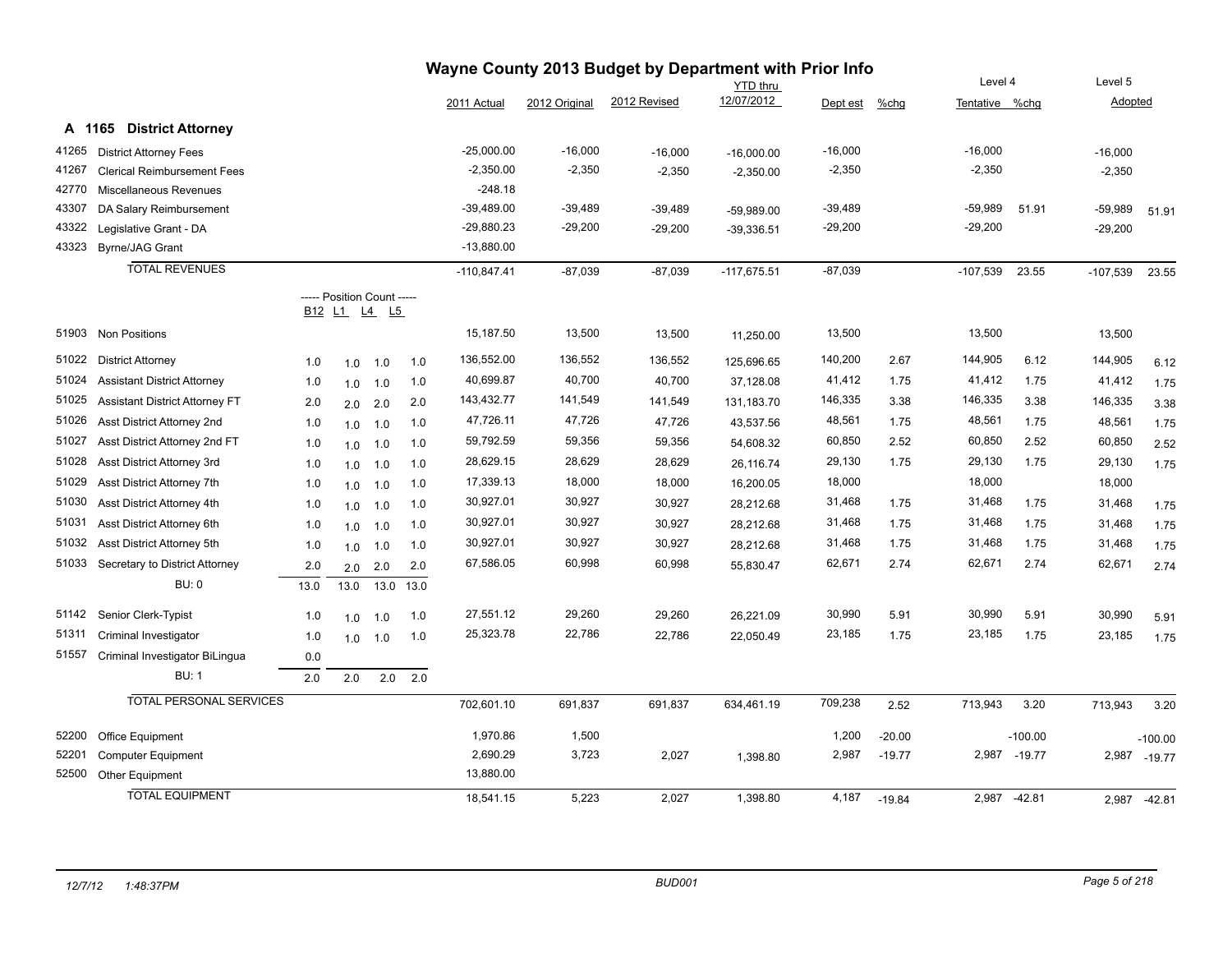# Wayne County 2013 Budget by Department with Prior Info

## A 1165 District Attorney

| Code | Description | B12 | L1 | L4 | L5 | 2011 Actual | 2012 Original | 2012 Revised | YTD thru 12/07/2012 | Dept est | %chg | Level 4 Tentative | %chg | Level 5 Adopted | %chg |
|---|---|---|---|---|---|---|---|---|---|---|---|---|---|---|---|
| 41265 | District Attorney Fees | | | | | -25,000.00 | -16,000 | -16,000 | -16,000.00 | -16,000 | | -16,000 | | -16,000 | |
| 41267 | Clerical Reimbursement Fees | | | | | -2,350.00 | -2,350 | -2,350 | -2,350.00 | -2,350 | | -2,350 | | -2,350 | |
| 42770 | Miscellaneous Revenues | | | | | -248.18 | | | | | | | | | |
| 43307 | DA Salary Reimbursement | | | | | -39,489.00 | -39,489 | -39,489 | -59,989.00 | -39,489 | | -59,989 | 51.91 | -59,989 | 51.91 |
| 43322 | Legislative Grant - DA | | | | | -29,880.23 | -29,200 | -29,200 | -39,336.51 | -29,200 | | -29,200 | | -29,200 | |
| 43323 | Byrne/JAG Grant | | | | | -13,880.00 | | | | | | | | | |
| | **TOTAL REVENUES** | | | | | -110,847.41 | -87,039 | -87,039 | -117,675.51 | -87,039 | | -107,539 | 23.55 | -107,539 | 23.55 |
| | | ----- Position Count ----- | | | | | | | | | | | | | |
| 51903 | Non Positions | | | | | 15,187.50 | 13,500 | 13,500 | 11,250.00 | 13,500 | | 13,500 | | 13,500 | |
| 51022 | District Attorney | 1.0 | 1.0 | 1.0 | 1.0 | 136,552.00 | 136,552 | 136,552 | 125,696.65 | 140,200 | 2.67 | 144,905 | 6.12 | 144,905 | 6.12 |
| 51024 | Assistant District Attorney | 1.0 | 1.0 | 1.0 | 1.0 | 40,699.87 | 40,700 | 40,700 | 37,128.08 | 41,412 | 1.75 | 41,412 | 1.75 | 41,412 | 1.75 |
| 51025 | Assistant District Attorney FT | 2.0 | 2.0 | 2.0 | 2.0 | 143,432.77 | 141,549 | 141,549 | 131,183.70 | 146,335 | 3.38 | 146,335 | 3.38 | 146,335 | 3.38 |
| 51026 | Asst District Attorney 2nd | 1.0 | 1.0 | 1.0 | 1.0 | 47,726.11 | 47,726 | 47,726 | 43,537.56 | 48,561 | 1.75 | 48,561 | 1.75 | 48,561 | 1.75 |
| 51027 | Asst District Attorney 2nd FT | 1.0 | 1.0 | 1.0 | 1.0 | 59,792.59 | 59,356 | 59,356 | 54,608.32 | 60,850 | 2.52 | 60,850 | 2.52 | 60,850 | 2.52 |
| 51028 | Asst District Attorney 3rd | 1.0 | 1.0 | 1.0 | 1.0 | 28,629.15 | 28,629 | 28,629 | 26,116.74 | 29,130 | 1.75 | 29,130 | 1.75 | 29,130 | 1.75 |
| 51029 | Asst District Attorney 7th | 1.0 | 1.0 | 1.0 | 1.0 | 17,339.13 | 18,000 | 18,000 | 16,200.05 | 18,000 | | 18,000 | | 18,000 | |
| 51030 | Asst District Attorney 4th | 1.0 | 1.0 | 1.0 | 1.0 | 30,927.01 | 30,927 | 30,927 | 28,212.68 | 31,468 | 1.75 | 31,468 | 1.75 | 31,468 | 1.75 |
| 51031 | Asst District Attorney 6th | 1.0 | 1.0 | 1.0 | 1.0 | 30,927.01 | 30,927 | 30,927 | 28,212.68 | 31,468 | 1.75 | 31,468 | 1.75 | 31,468 | 1.75 |
| 51032 | Asst District Attorney 5th | 1.0 | 1.0 | 1.0 | 1.0 | 30,927.01 | 30,927 | 30,927 | 28,212.68 | 31,468 | 1.75 | 31,468 | 1.75 | 31,468 | 1.75 |
| 51033 | Secretary to District Attorney | 2.0 | 2.0 | 2.0 | 2.0 | 67,586.05 | 60,998 | 60,998 | 55,830.47 | 62,671 | 2.74 | 62,671 | 2.74 | 62,671 | 2.74 |
| | BU: 0 | 13.0 | 13.0 | 13.0 | 13.0 | | | | | | | | | | |
| 51142 | Senior Clerk-Typist | 1.0 | 1.0 | 1.0 | 1.0 | 27,551.12 | 29,260 | 29,260 | 26,221.09 | 30,990 | 5.91 | 30,990 | 5.91 | 30,990 | 5.91 |
| 51311 | Criminal Investigator | 1.0 | 1.0 | 1.0 | 1.0 | 25,323.78 | 22,786 | 22,786 | 22,050.49 | 23,185 | 1.75 | 23,185 | 1.75 | 23,185 | 1.75 |
| 51557 | Criminal Investigator BiLingua | 0.0 | | | | | | | | | | | | | |
| | BU: 1 | 2.0 | 2.0 | 2.0 | 2.0 | | | | | | | | | | |
| | **TOTAL PERSONAL SERVICES** | | | | | 702,601.10 | 691,837 | 691,837 | 634,461.19 | 709,238 | 2.52 | 713,943 | 3.20 | 713,943 | 3.20 |
| 52200 | Office Equipment | | | | | 1,970.86 | 1,500 | | | 1,200 | -20.00 | | -100.00 | | -100.00 |
| 52201 | Computer Equipment | | | | | 2,690.29 | 3,723 | 2,027 | 1,398.80 | 2,987 | -19.77 | 2,987 | -19.77 | 2,987 | -19.77 |
| 52500 | Other Equipment | | | | | 13,880.00 | | | | | | | | | |
| | **TOTAL EQUIPMENT** | | | | | 18,541.15 | 5,223 | 2,027 | 1,398.80 | 4,187 | -19.84 | 2,987 | -42.81 | 2,987 | -42.81 |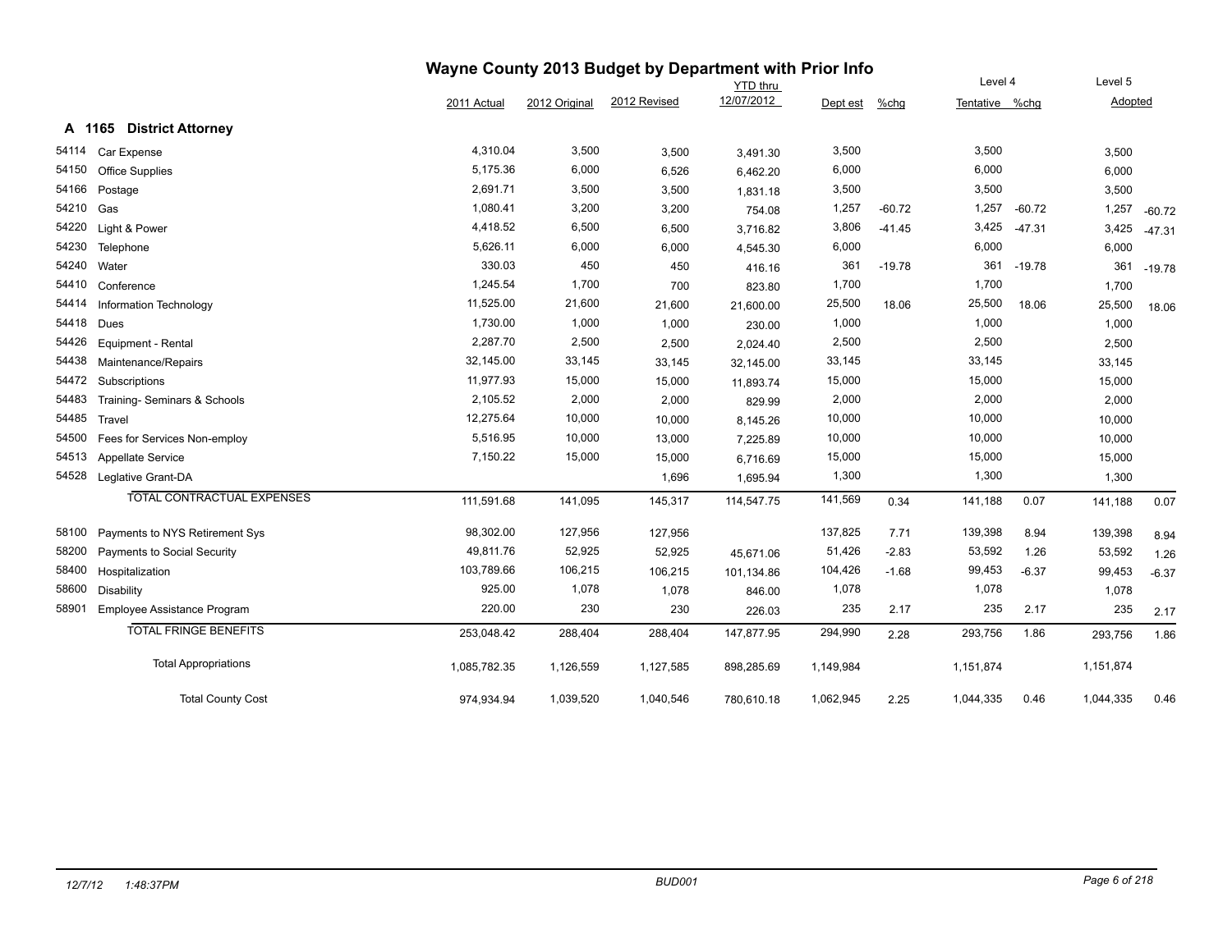# Wayne County 2013 Budget by Department with Prior Info

## A 1165 District Attorney

| | | 2011 Actual | 2012 Original | 2012 Revised | YTD thru 12/07/2012 | Dept est | %chg | Level 4 Tentative | %chg | Level 5 Adopted | |
|---|---|---|---|---|---|---|---|---|---|---|---|
| 54114 | Car Expense | 4,310.04 | 3,500 | 3,500 | 3,491.30 | 3,500 | | 3,500 | | 3,500 | |
| 54150 | Office Supplies | 5,175.36 | 6,000 | 6,526 | 6,462.20 | 6,000 | | 6,000 | | 6,000 | |
| 54166 | Postage | 2,691.71 | 3,500 | 3,500 | 1,831.18 | 3,500 | | 3,500 | | 3,500 | |
| 54210 | Gas | 1,080.41 | 3,200 | 3,200 | 754.08 | 1,257 | -60.72 | 1,257 | -60.72 | 1,257 | -60.72 |
| 54220 | Light & Power | 4,418.52 | 6,500 | 6,500 | 3,716.82 | 3,806 | -41.45 | 3,425 | -47.31 | 3,425 | -47.31 |
| 54230 | Telephone | 5,626.11 | 6,000 | 6,000 | 4,545.30 | 6,000 | | 6,000 | | 6,000 | |
| 54240 | Water | 330.03 | 450 | 450 | 416.16 | 361 | -19.78 | 361 | -19.78 | 361 | -19.78 |
| 54410 | Conference | 1,245.54 | 1,700 | 700 | 823.80 | 1,700 | | 1,700 | | 1,700 | |
| 54414 | Information Technology | 11,525.00 | 21,600 | 21,600 | 21,600.00 | 25,500 | 18.06 | 25,500 | 18.06 | 25,500 | 18.06 |
| 54418 | Dues | 1,730.00 | 1,000 | 1,000 | 230.00 | 1,000 | | 1,000 | | 1,000 | |
| 54426 | Equipment - Rental | 2,287.70 | 2,500 | 2,500 | 2,024.40 | 2,500 | | 2,500 | | 2,500 | |
| 54438 | Maintenance/Repairs | 32,145.00 | 33,145 | 33,145 | 32,145.00 | 33,145 | | 33,145 | | 33,145 | |
| 54472 | Subscriptions | 11,977.93 | 15,000 | 15,000 | 11,893.74 | 15,000 | | 15,000 | | 15,000 | |
| 54483 | Training- Seminars & Schools | 2,105.52 | 2,000 | 2,000 | 829.99 | 2,000 | | 2,000 | | 2,000 | |
| 54485 | Travel | 12,275.64 | 10,000 | 10,000 | 8,145.26 | 10,000 | | 10,000 | | 10,000 | |
| 54500 | Fees for Services Non-employ | 5,516.95 | 10,000 | 13,000 | 7,225.89 | 10,000 | | 10,000 | | 10,000 | |
| 54513 | Appellate Service | 7,150.22 | 15,000 | 15,000 | 6,716.69 | 15,000 | | 15,000 | | 15,000 | |
| 54528 | Leglative Grant-DA | | | 1,696 | 1,695.94 | 1,300 | | 1,300 | | 1,300 | |
| | TOTAL CONTRACTUAL EXPENSES | 111,591.68 | 141,095 | 145,317 | 114,547.75 | 141,569 | 0.34 | 141,188 | 0.07 | 141,188 | 0.07 |
| 58100 | Payments to NYS Retirement Sys | 98,302.00 | 127,956 | 127,956 | | 137,825 | 7.71 | 139,398 | 8.94 | 139,398 | 8.94 |
| 58200 | Payments to Social Security | 49,811.76 | 52,925 | 52,925 | 45,671.06 | 51,426 | -2.83 | 53,592 | 1.26 | 53,592 | 1.26 |
| 58400 | Hospitalization | 103,789.66 | 106,215 | 106,215 | 101,134.86 | 104,426 | -1.68 | 99,453 | -6.37 | 99,453 | -6.37 |
| 58600 | Disability | 925.00 | 1,078 | 1,078 | 846.00 | 1,078 | | 1,078 | | 1,078 | |
| 58901 | Employee Assistance Program | 220.00 | 230 | 230 | 226.03 | 235 | 2.17 | 235 | 2.17 | 235 | 2.17 |
| | TOTAL FRINGE BENEFITS | 253,048.42 | 288,404 | 288,404 | 147,877.95 | 294,990 | 2.28 | 293,756 | 1.86 | 293,756 | 1.86 |
| | Total Appropriations | 1,085,782.35 | 1,126,559 | 1,127,585 | 898,285.69 | 1,149,984 | | 1,151,874 | | 1,151,874 | |
| | Total County Cost | 974,934.94 | 1,039,520 | 1,040,546 | 780,610.18 | 1,062,945 | 2.25 | 1,044,335 | 0.46 | 1,044,335 | 0.46 |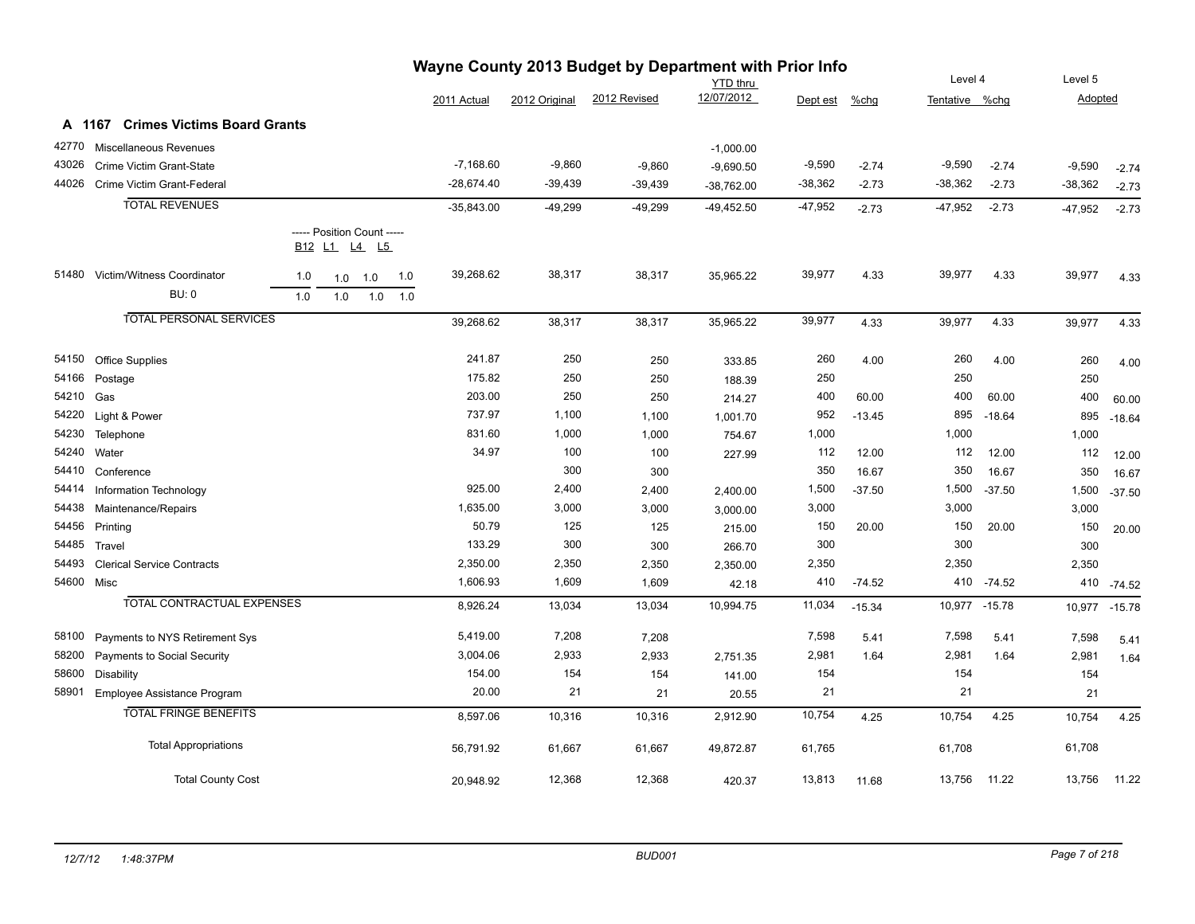# Wayne County 2013 Budget by Department with Prior Info

## A 1167 Crimes Victims Board Grants

| | | | 2011 Actual | 2012 Original | 2012 Revised | YTD thru 12/07/2012 | Dept est | %chg | Level 4 Tentative | %chg | Level 5 Adopted | |
|---|---|---|---|---|---|---|---|---|---|---|---|---|
| 42770 | Miscellaneous Revenues | | | | | -1,000.00 | | | | | | |
| 43026 | Crime Victim Grant-State | | -7,168.60 | -9,860 | -9,860 | -9,690.50 | -9,590 | -2.74 | -9,590 | -2.74 | -9,590 | -2.74 |
| 44026 | Crime Victim Grant-Federal | | -28,674.40 | -39,439 | -39,439 | -38,762.00 | -38,362 | -2.73 | -38,362 | -2.73 | -38,362 | -2.73 |
| | TOTAL REVENUES | | -35,843.00 | -49,299 | -49,299 | -49,452.50 | -47,952 | -2.73 | -47,952 | -2.73 | -47,952 | -2.73 |
| | | ----- Position Count ----- B12 L1 L4 L5 | | | | | | | | | | |
| 51480 | Victim/Witness Coordinator | 1.0 1.0 1.0 1.0 | 39,268.62 | 38,317 | 38,317 | 35,965.22 | 39,977 | 4.33 | 39,977 | 4.33 | 39,977 | 4.33 |
| | BU: 0 | 1.0 1.0 1.0 1.0 | | | | | | | | | | |
| | TOTAL PERSONAL SERVICES | | 39,268.62 | 38,317 | 38,317 | 35,965.22 | 39,977 | 4.33 | 39,977 | 4.33 | 39,977 | 4.33 |
| 54150 | Office Supplies | | 241.87 | 250 | 250 | 333.85 | 260 | 4.00 | 260 | 4.00 | 260 | 4.00 |
| 54166 | Postage | | 175.82 | 250 | 250 | 188.39 | 250 | | 250 | | 250 | |
| 54210 | Gas | | 203.00 | 250 | 250 | 214.27 | 400 | 60.00 | 400 | 60.00 | 400 | 60.00 |
| 54220 | Light & Power | | 737.97 | 1,100 | 1,100 | 1,001.70 | 952 | -13.45 | 895 | -18.64 | 895 | -18.64 |
| 54230 | Telephone | | 831.60 | 1,000 | 1,000 | 754.67 | 1,000 | | 1,000 | | 1,000 | |
| 54240 | Water | | 34.97 | 100 | 100 | 227.99 | 112 | 12.00 | 112 | 12.00 | 112 | 12.00 |
| 54410 | Conference | | | 300 | 300 | | 350 | 16.67 | 350 | 16.67 | 350 | 16.67 |
| 54414 | Information Technology | | 925.00 | 2,400 | 2,400 | 2,400.00 | 1,500 | -37.50 | 1,500 | -37.50 | 1,500 | -37.50 |
| 54438 | Maintenance/Repairs | | 1,635.00 | 3,000 | 3,000 | 3,000.00 | 3,000 | | 3,000 | | 3,000 | |
| 54456 | Printing | | 50.79 | 125 | 125 | 215.00 | 150 | 20.00 | 150 | 20.00 | 150 | 20.00 |
| 54485 | Travel | | 133.29 | 300 | 300 | 266.70 | 300 | | 300 | | 300 | |
| 54493 | Clerical Service Contracts | | 2,350.00 | 2,350 | 2,350 | 2,350.00 | 2,350 | | 2,350 | | 2,350 | |
| 54600 | Misc | | 1,606.93 | 1,609 | 1,609 | 42.18 | 410 | -74.52 | 410 | -74.52 | 410 | -74.52 |
| | TOTAL CONTRACTUAL EXPENSES | | 8,926.24 | 13,034 | 13,034 | 10,994.75 | 11,034 | -15.34 | 10,977 | -15.78 | 10,977 | -15.78 |
| 58100 | Payments to NYS Retirement Sys | | 5,419.00 | 7,208 | 7,208 | | 7,598 | 5.41 | 7,598 | 5.41 | 7,598 | 5.41 |
| 58200 | Payments to Social Security | | 3,004.06 | 2,933 | 2,933 | 2,751.35 | 2,981 | 1.64 | 2,981 | 1.64 | 2,981 | 1.64 |
| 58600 | Disability | | 154.00 | 154 | 154 | 141.00 | 154 | | 154 | | 154 | |
| 58901 | Employee Assistance Program | | 20.00 | 21 | 21 | 20.55 | 21 | | 21 | | 21 | |
| | TOTAL FRINGE BENEFITS | | 8,597.06 | 10,316 | 10,316 | 2,912.90 | 10,754 | 4.25 | 10,754 | 4.25 | 10,754 | 4.25 |
| | Total Appropriations | | 56,791.92 | 61,667 | 61,667 | 49,872.87 | 61,765 | | 61,708 | | 61,708 | |
| | Total County Cost | | 20,948.92 | 12,368 | 12,368 | 420.37 | 13,813 | 11.68 | 13,756 | 11.22 | 13,756 | 11.22 |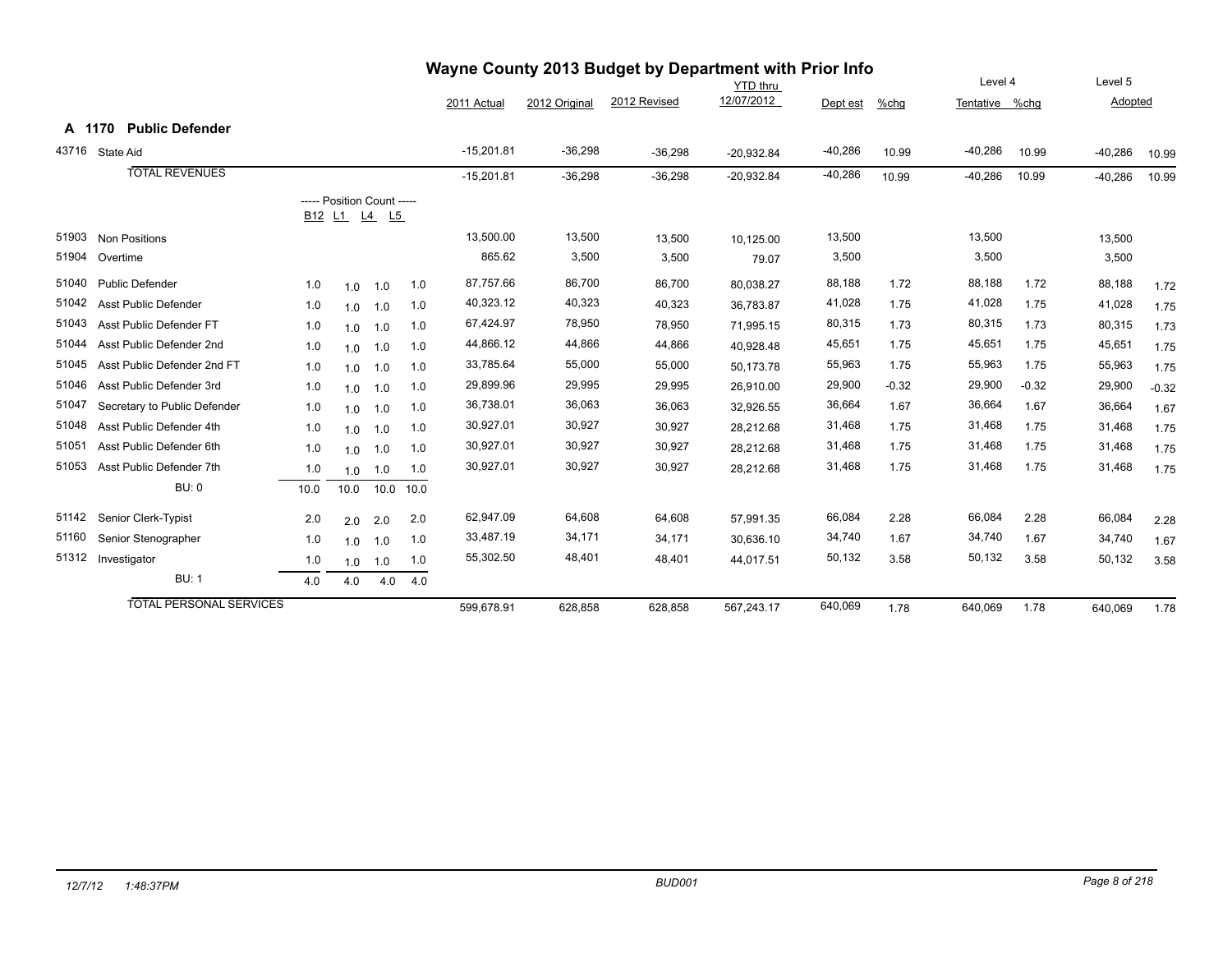# Wayne County 2013 Budget by Department with Prior Info

## A 1170 Public Defender

| Code | Description | B12 | L1 | L4 | L5 | 2011 Actual | 2012 Original | 2012 Revised | YTD thru 12/07/2012 | Dept est | %chg | Level 4 Tentative | %chg | Level 5 Adopted | %chg |
|---|---|---|---|---|---|---|---|---|---|---|---|---|---|---|---|
| 43716 | State Aid | | | | | -15,201.81 | -36,298 | -36,298 | -20,932.84 | -40,286 | 10.99 | -40,286 | 10.99 | -40,286 | 10.99 |
| | TOTAL REVENUES | | | | | -15,201.81 | -36,298 | -36,298 | -20,932.84 | -40,286 | 10.99 | -40,286 | 10.99 | -40,286 | 10.99 |
| | | ----- Position Count ----- | | | | | | | | | | | | | |
| 51903 | Non Positions | | | | | 13,500.00 | 13,500 | 13,500 | 10,125.00 | 13,500 | | 13,500 | | 13,500 | |
| 51904 | Overtime | | | | | 865.62 | 3,500 | 3,500 | 79.07 | 3,500 | | 3,500 | | 3,500 | |
| 51040 | Public Defender | 1.0 | 1.0 | 1.0 | 1.0 | 87,757.66 | 86,700 | 86,700 | 80,038.27 | 88,188 | 1.72 | 88,188 | 1.72 | 88,188 | 1.72 |
| 51042 | Asst Public Defender | 1.0 | 1.0 | 1.0 | 1.0 | 40,323.12 | 40,323 | 40,323 | 36,783.87 | 41,028 | 1.75 | 41,028 | 1.75 | 41,028 | 1.75 |
| 51043 | Asst Public Defender FT | 1.0 | 1.0 | 1.0 | 1.0 | 67,424.97 | 78,950 | 78,950 | 71,995.15 | 80,315 | 1.73 | 80,315 | 1.73 | 80,315 | 1.73 |
| 51044 | Asst Public Defender 2nd | 1.0 | 1.0 | 1.0 | 1.0 | 44,866.12 | 44,866 | 44,866 | 40,928.48 | 45,651 | 1.75 | 45,651 | 1.75 | 45,651 | 1.75 |
| 51045 | Asst Public Defender 2nd FT | 1.0 | 1.0 | 1.0 | 1.0 | 33,785.64 | 55,000 | 55,000 | 50,173.78 | 55,963 | 1.75 | 55,963 | 1.75 | 55,963 | 1.75 |
| 51046 | Asst Public Defender 3rd | 1.0 | 1.0 | 1.0 | 1.0 | 29,899.96 | 29,995 | 29,995 | 26,910.00 | 29,900 | -0.32 | 29,900 | -0.32 | 29,900 | -0.32 |
| 51047 | Secretary to Public Defender | 1.0 | 1.0 | 1.0 | 1.0 | 36,738.01 | 36,063 | 36,063 | 32,926.55 | 36,664 | 1.67 | 36,664 | 1.67 | 36,664 | 1.67 |
| 51048 | Asst Public Defender 4th | 1.0 | 1.0 | 1.0 | 1.0 | 30,927.01 | 30,927 | 30,927 | 28,212.68 | 31,468 | 1.75 | 31,468 | 1.75 | 31,468 | 1.75 |
| 51051 | Asst Public Defender 6th | 1.0 | 1.0 | 1.0 | 1.0 | 30,927.01 | 30,927 | 30,927 | 28,212.68 | 31,468 | 1.75 | 31,468 | 1.75 | 31,468 | 1.75 |
| 51053 | Asst Public Defender 7th | 1.0 | 1.0 | 1.0 | 1.0 | 30,927.01 | 30,927 | 30,927 | 28,212.68 | 31,468 | 1.75 | 31,468 | 1.75 | 31,468 | 1.75 |
| | BU: 0 | 10.0 | 10.0 | 10.0 | 10.0 | | | | | | | | | | |
| 51142 | Senior Clerk-Typist | 2.0 | 2.0 | 2.0 | 2.0 | 62,947.09 | 64,608 | 64,608 | 57,991.35 | 66,084 | 2.28 | 66,084 | 2.28 | 66,084 | 2.28 |
| 51160 | Senior Stenographer | 1.0 | 1.0 | 1.0 | 1.0 | 33,487.19 | 34,171 | 34,171 | 30,636.10 | 34,740 | 1.67 | 34,740 | 1.67 | 34,740 | 1.67 |
| 51312 | Investigator | 1.0 | 1.0 | 1.0 | 1.0 | 55,302.50 | 48,401 | 48,401 | 44,017.51 | 50,132 | 3.58 | 50,132 | 3.58 | 50,132 | 3.58 |
| | BU: 1 | 4.0 | 4.0 | 4.0 | 4.0 | | | | | | | | | | |
| | TOTAL PERSONAL SERVICES | | | | | 599,678.91 | 628,858 | 628,858 | 567,243.17 | 640,069 | 1.78 | 640,069 | 1.78 | 640,069 | 1.78 |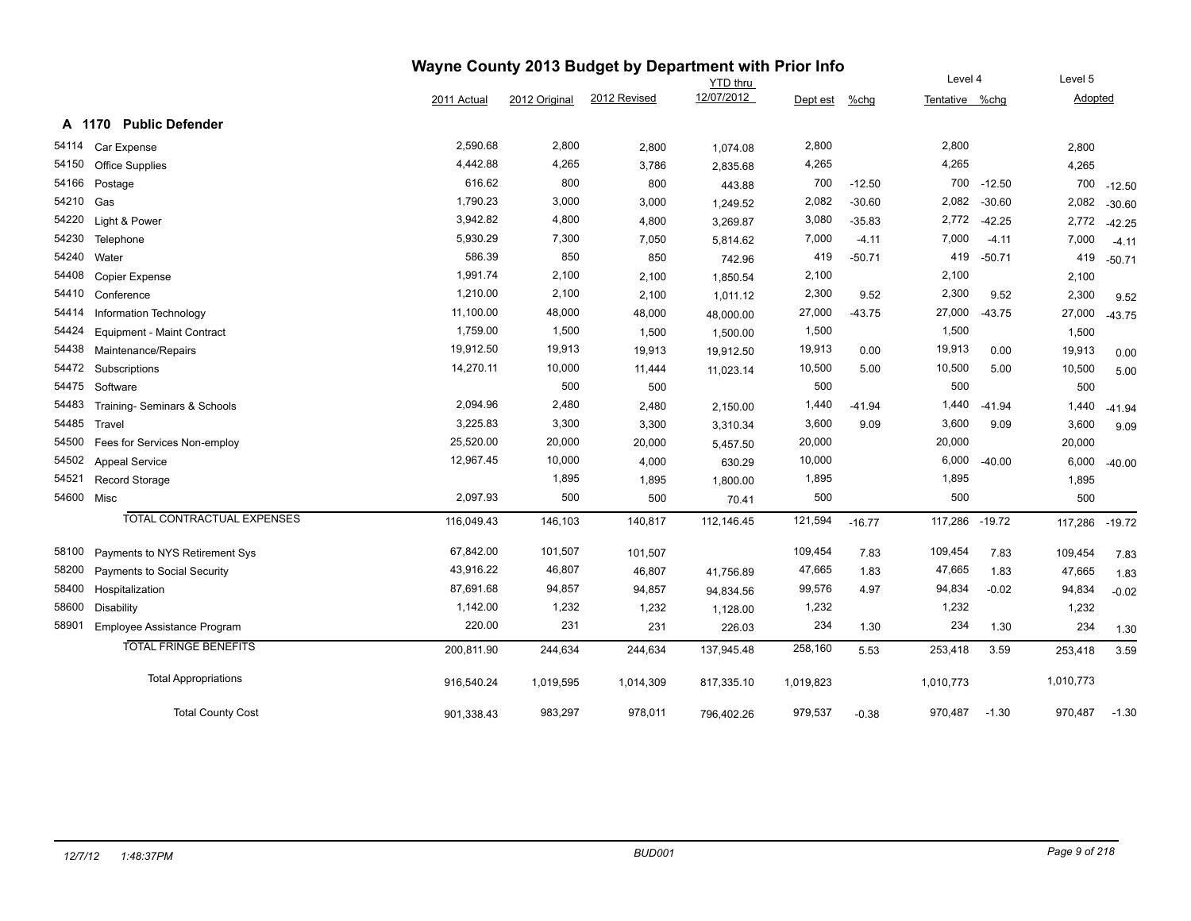# Wayne County 2013 Budget by Department with Prior Info

## A 1170 Public Defender

| Code | Description | 2011 Actual | 2012 Original | 2012 Revised | YTD thru 12/07/2012 | Dept est | %chg | Level 4 Tentative | %chg | Level 5 Adopted | %chg |
|---|---|---|---|---|---|---|---|---|---|---|---|
| 54114 | Car Expense | 2,590.68 | 2,800 | 2,800 | 1,074.08 | 2,800 | | 2,800 | | 2,800 | |
| 54150 | Office Supplies | 4,442.88 | 4,265 | 3,786 | 2,835.68 | 4,265 | | 4,265 | | 4,265 | |
| 54166 | Postage | 616.62 | 800 | 800 | 443.88 | 700 | -12.50 | 700 | -12.50 | 700 | -12.50 |
| 54210 | Gas | 1,790.23 | 3,000 | 3,000 | 1,249.52 | 2,082 | -30.60 | 2,082 | -30.60 | 2,082 | -30.60 |
| 54220 | Light & Power | 3,942.82 | 4,800 | 4,800 | 3,269.87 | 3,080 | -35.83 | 2,772 | -42.25 | 2,772 | -42.25 |
| 54230 | Telephone | 5,930.29 | 7,300 | 7,050 | 5,814.62 | 7,000 | -4.11 | 7,000 | -4.11 | 7,000 | -4.11 |
| 54240 | Water | 586.39 | 850 | 850 | 742.96 | 419 | -50.71 | 419 | -50.71 | 419 | -50.71 |
| 54408 | Copier Expense | 1,991.74 | 2,100 | 2,100 | 1,850.54 | 2,100 | | 2,100 | | 2,100 | |
| 54410 | Conference | 1,210.00 | 2,100 | 2,100 | 1,011.12 | 2,300 | 9.52 | 2,300 | 9.52 | 2,300 | 9.52 |
| 54414 | Information Technology | 11,100.00 | 48,000 | 48,000 | 48,000.00 | 27,000 | -43.75 | 27,000 | -43.75 | 27,000 | -43.75 |
| 54424 | Equipment - Maint Contract | 1,759.00 | 1,500 | 1,500 | 1,500.00 | 1,500 | | 1,500 | | 1,500 | |
| 54438 | Maintenance/Repairs | 19,912.50 | 19,913 | 19,913 | 19,912.50 | 19,913 | 0.00 | 19,913 | 0.00 | 19,913 | 0.00 |
| 54472 | Subscriptions | 14,270.11 | 10,000 | 11,444 | 11,023.14 | 10,500 | 5.00 | 10,500 | 5.00 | 10,500 | 5.00 |
| 54475 | Software | | 500 | 500 | | 500 | | 500 | | 500 | |
| 54483 | Training- Seminars & Schools | 2,094.96 | 2,480 | 2,480 | 2,150.00 | 1,440 | -41.94 | 1,440 | -41.94 | 1,440 | -41.94 |
| 54485 | Travel | 3,225.83 | 3,300 | 3,300 | 3,310.34 | 3,600 | 9.09 | 3,600 | 9.09 | 3,600 | 9.09 |
| 54500 | Fees for Services Non-employ | 25,520.00 | 20,000 | 20,000 | 5,457.50 | 20,000 | | 20,000 | | 20,000 | |
| 54502 | Appeal Service | 12,967.45 | 10,000 | 4,000 | 630.29 | 10,000 | | 6,000 | -40.00 | 6,000 | -40.00 |
| 54521 | Record Storage | | 1,895 | 1,895 | 1,800.00 | 1,895 | | 1,895 | | 1,895 | |
| 54600 | Misc | 2,097.93 | 500 | 500 | 70.41 | 500 | | 500 | | 500 | |
| | TOTAL CONTRACTUAL EXPENSES | 116,049.43 | 146,103 | 140,817 | 112,146.45 | 121,594 | -16.77 | 117,286 | -19.72 | 117,286 | -19.72 |
| 58100 | Payments to NYS Retirement Sys | 67,842.00 | 101,507 | 101,507 | | 109,454 | 7.83 | 109,454 | 7.83 | 109,454 | 7.83 |
| 58200 | Payments to Social Security | 43,916.22 | 46,807 | 46,807 | 41,756.89 | 47,665 | 1.83 | 47,665 | 1.83 | 47,665 | 1.83 |
| 58400 | Hospitalization | 87,691.68 | 94,857 | 94,857 | 94,834.56 | 99,576 | 4.97 | 94,834 | -0.02 | 94,834 | -0.02 |
| 58600 | Disability | 1,142.00 | 1,232 | 1,232 | 1,128.00 | 1,232 | | 1,232 | | 1,232 | |
| 58901 | Employee Assistance Program | 220.00 | 231 | 231 | 226.03 | 234 | 1.30 | 234 | 1.30 | 234 | 1.30 |
| | TOTAL FRINGE BENEFITS | 200,811.90 | 244,634 | 244,634 | 137,945.48 | 258,160 | 5.53 | 253,418 | 3.59 | 253,418 | 3.59 |
| | Total Appropriations | 916,540.24 | 1,019,595 | 1,014,309 | 817,335.10 | 1,019,823 | | 1,010,773 | | 1,010,773 | |
| | Total County Cost | 901,338.43 | 983,297 | 978,011 | 796,402.26 | 979,537 | -0.38 | 970,487 | -1.30 | 970,487 | -1.30 |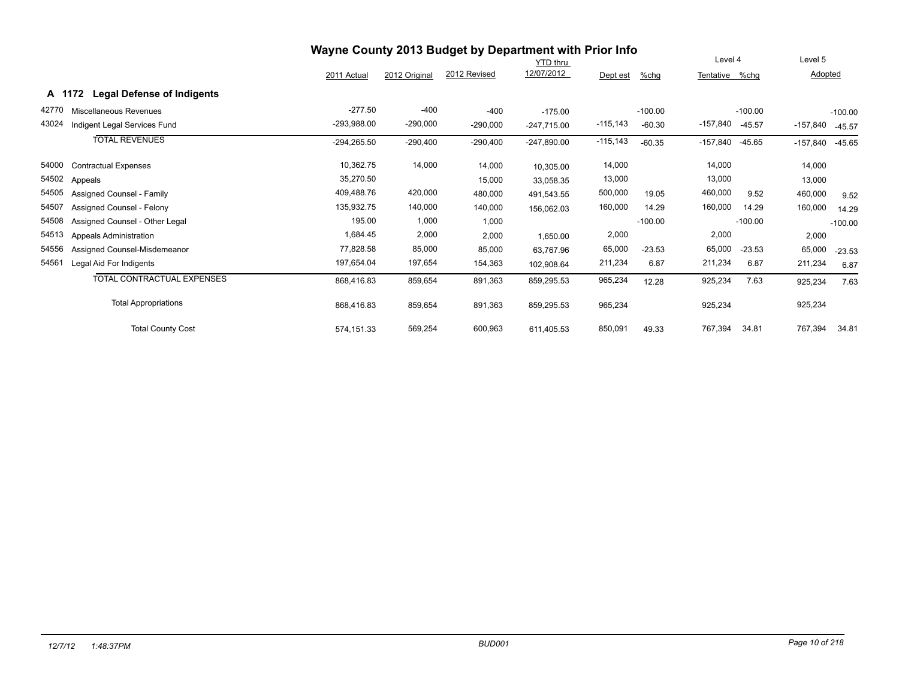# Wayne County 2013 Budget by Department with Prior Info

## A 1172 Legal Defense of Indigents

| | | 2011 Actual | 2012 Original | 2012 Revised | YTD thru 12/07/2012 | Dept est | %chg | Level 4 Tentative | %chg | Level 5 Adopted | |
|---|---|---|---|---|---|---|---|---|---|---|---|
| 42770 | Miscellaneous Revenues | -277.50 | -400 | -400 | -175.00 | | -100.00 | | -100.00 | | -100.00 |
| 43024 | Indigent Legal Services Fund | -293,988.00 | -290,000 | -290,000 | -247,715.00 | -115,143 | -60.30 | -157,840 | -45.57 | -157,840 | -45.57 |
| | TOTAL REVENUES | -294,265.50 | -290,400 | -290,400 | -247,890.00 | -115,143 | -60.35 | -157,840 | -45.65 | -157,840 | -45.65 |
| 54000 | Contractual Expenses | 10,362.75 | 14,000 | 14,000 | 10,305.00 | 14,000 | | 14,000 | | 14,000 | |
| 54502 | Appeals | 35,270.50 | | 15,000 | 33,058.35 | 13,000 | | 13,000 | | 13,000 | |
| 54505 | Assigned Counsel - Family | 409,488.76 | 420,000 | 480,000 | 491,543.55 | 500,000 | 19.05 | 460,000 | 9.52 | 460,000 | 9.52 |
| 54507 | Assigned Counsel - Felony | 135,932.75 | 140,000 | 140,000 | 156,062.03 | 160,000 | 14.29 | 160,000 | 14.29 | 160,000 | 14.29 |
| 54508 | Assigned Counsel - Other Legal | 195.00 | 1,000 | 1,000 | | | -100.00 | | -100.00 | | -100.00 |
| 54513 | Appeals Administration | 1,684.45 | 2,000 | 2,000 | 1,650.00 | 2,000 | | 2,000 | | 2,000 | |
| 54556 | Assigned Counsel-Misdemeanor | 77,828.58 | 85,000 | 85,000 | 63,767.96 | 65,000 | -23.53 | 65,000 | -23.53 | 65,000 | -23.53 |
| 54561 | Legal Aid For Indigents | 197,654.04 | 197,654 | 154,363 | 102,908.64 | 211,234 | 6.87 | 211,234 | 6.87 | 211,234 | 6.87 |
| | TOTAL CONTRACTUAL EXPENSES | 868,416.83 | 859,654 | 891,363 | 859,295.53 | 965,234 | 12.28 | 925,234 | 7.63 | 925,234 | 7.63 |
| | Total Appropriations | 868,416.83 | 859,654 | 891,363 | 859,295.53 | 965,234 | | 925,234 | | 925,234 | |
| | Total County Cost | 574,151.33 | 569,254 | 600,963 | 611,405.53 | 850,091 | 49.33 | 767,394 | 34.81 | 767,394 | 34.81 |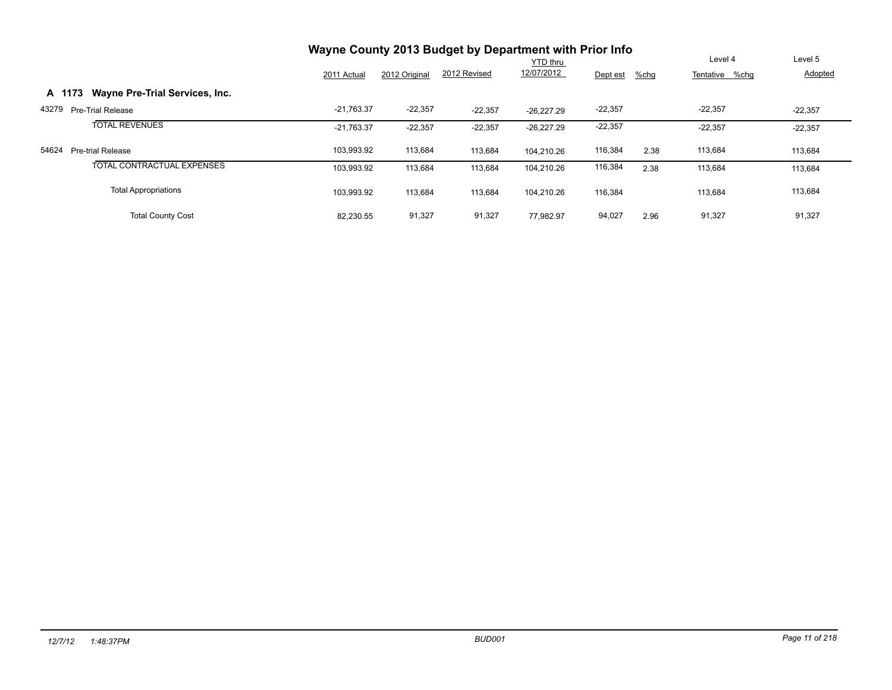# Wayne County 2013 Budget by Department with Prior Info

| | 2011 Actual | 2012 Original | 2012 Revised | YTD thru 12/07/2012 | Dept est | %chg | Level 4 Tentative | %chg | Level 5 Adopted |
|---|---|---|---|---|---|---|---|---|---|
| **A 1173 Wayne Pre-Trial Services, Inc.** | | | | | | | | | |
| 43279 Pre-Trial Release | -21,763.37 | -22,357 | -22,357 | -26,227.29 | -22,357 | | -22,357 | | -22,357 |
| TOTAL REVENUES | -21,763.37 | -22,357 | -22,357 | -26,227.29 | -22,357 | | -22,357 | | -22,357 |
| 54624 Pre-trial Release | 103,993.92 | 113,684 | 113,684 | 104,210.26 | 116,384 | 2.38 | 113,684 | | 113,684 |
| TOTAL CONTRACTUAL EXPENSES | 103,993.92 | 113,684 | 113,684 | 104,210.26 | 116,384 | 2.38 | 113,684 | | 113,684 |
| Total Appropriations | 103,993.92 | 113,684 | 113,684 | 104,210.26 | 116,384 | | 113,684 | | 113,684 |
| Total County Cost | 82,230.55 | 91,327 | 91,327 | 77,982.97 | 94,027 | 2.96 | 91,327 | | 91,327 |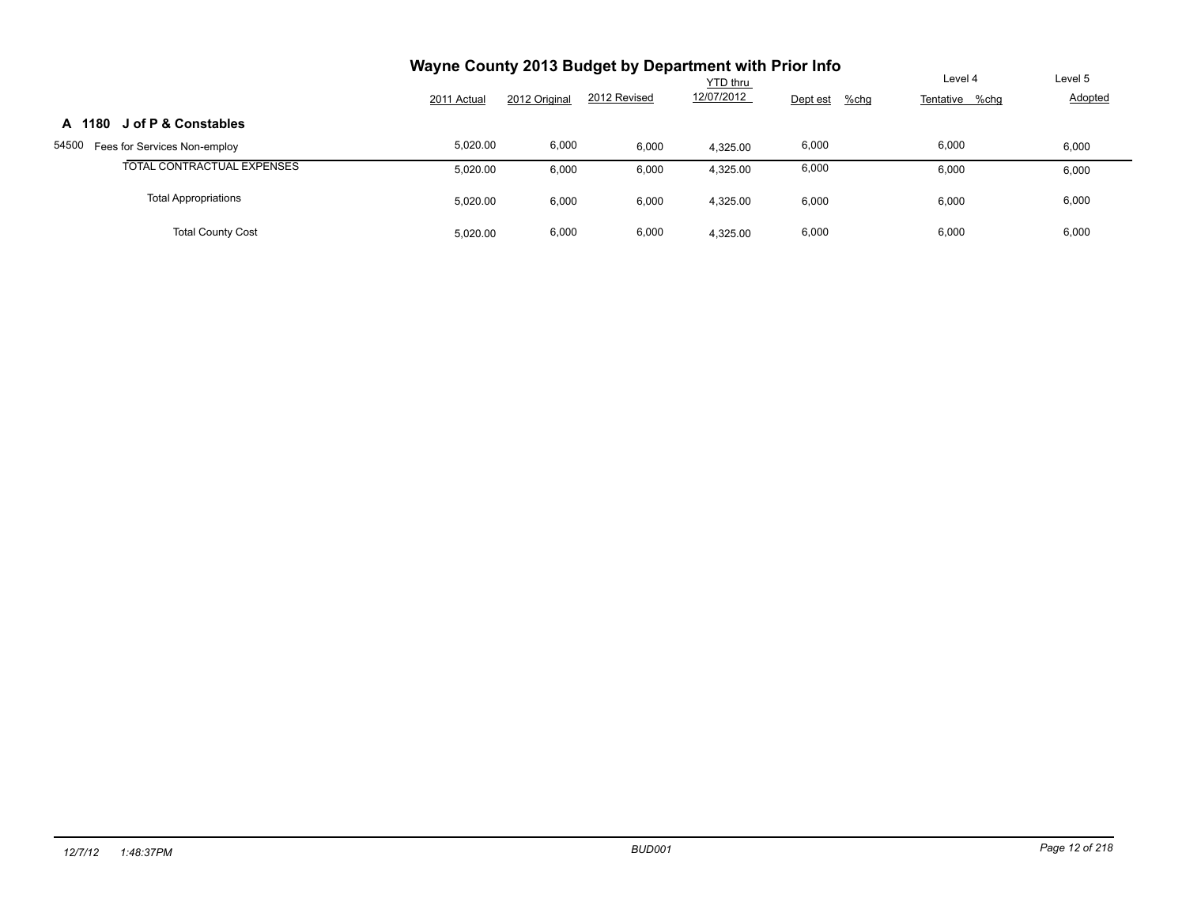# Wayne County 2013 Budget by Department with Prior Info

| | 2011 Actual | 2012 Original | 2012 Revised | YTD thru 12/07/2012 | Dept est | %chg | Level 4 Tentative | %chg | Level 5 Adopted |
|---|---|---|---|---|---|---|---|---|---|
| **A 1180 J of P & Constables** | | | | | | | | | |
| 54500 Fees for Services Non-employ | 5,020.00 | 6,000 | 6,000 | 4,325.00 | 6,000 | | 6,000 | | 6,000 |
| TOTAL CONTRACTUAL EXPENSES | 5,020.00 | 6,000 | 6,000 | 4,325.00 | 6,000 | | 6,000 | | 6,000 |
| Total Appropriations | 5,020.00 | 6,000 | 6,000 | 4,325.00 | 6,000 | | 6,000 | | 6,000 |
| Total County Cost | 5,020.00 | 6,000 | 6,000 | 4,325.00 | 6,000 | | 6,000 | | 6,000 |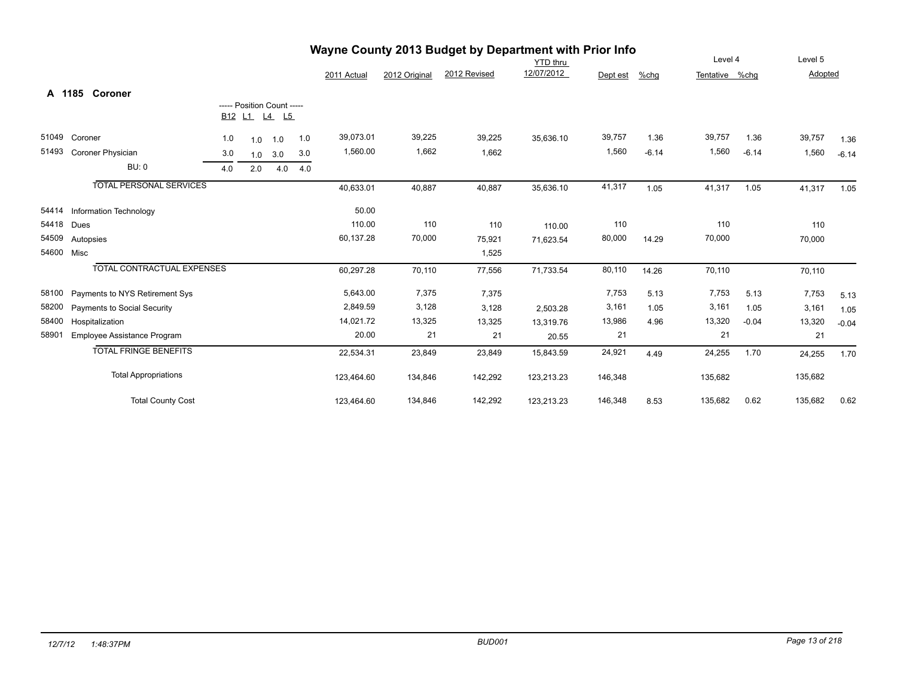# Wayne County 2013 Budget by Department with Prior Info

## A 1185 Coroner

| Code | Description | B12 | L1 | L4 | L5 | 2011 Actual | 2012 Original | 2012 Revised | YTD thru 12/07/2012 | Dept est | %chg | Level 4 Tentative | %chg | Level 5 Adopted | %chg |
|---|---|---|---|---|---|---|---|---|---|---|---|---|---|---|---|
| | | ----- Position Count ----- | | | | | | | | | | | | | |
| 51049 | Coroner | 1.0 | 1.0 | 1.0 | 1.0 | 39,073.01 | 39,225 | 39,225 | 35,636.10 | 39,757 | 1.36 | 39,757 | 1.36 | 39,757 | 1.36 |
| 51493 | Coroner Physician | 3.0 | 1.0 | 3.0 | 3.0 | 1,560.00 | 1,662 | 1,662 | | 1,560 | -6.14 | 1,560 | -6.14 | 1,560 | -6.14 |
| | BU: 0 | 4.0 | 2.0 | 4.0 | 4.0 | | | | | | | | | | |
| | TOTAL PERSONAL SERVICES | | | | | 40,633.01 | 40,887 | 40,887 | 35,636.10 | 41,317 | 1.05 | 41,317 | 1.05 | 41,317 | 1.05 |
| 54414 | Information Technology | | | | | 50.00 | | | | | | | | | |
| 54418 | Dues | | | | | 110.00 | 110 | 110 | 110.00 | 110 | | 110 | | 110 | |
| 54509 | Autopsies | | | | | 60,137.28 | 70,000 | 75,921 | 71,623.54 | 80,000 | 14.29 | 70,000 | | 70,000 | |
| 54600 | Misc | | | | | | | 1,525 | | | | | | | |
| | TOTAL CONTRACTUAL EXPENSES | | | | | 60,297.28 | 70,110 | 77,556 | 71,733.54 | 80,110 | 14.26 | 70,110 | | 70,110 | |
| 58100 | Payments to NYS Retirement Sys | | | | | 5,643.00 | 7,375 | 7,375 | | 7,753 | 5.13 | 7,753 | 5.13 | 7,753 | 5.13 |
| 58200 | Payments to Social Security | | | | | 2,849.59 | 3,128 | 3,128 | 2,503.28 | 3,161 | 1.05 | 3,161 | 1.05 | 3,161 | 1.05 |
| 58400 | Hospitalization | | | | | 14,021.72 | 13,325 | 13,325 | 13,319.76 | 13,986 | 4.96 | 13,320 | -0.04 | 13,320 | -0.04 |
| 58901 | Employee Assistance Program | | | | | 20.00 | 21 | 21 | 20.55 | 21 | | 21 | | 21 | |
| | TOTAL FRINGE BENEFITS | | | | | 22,534.31 | 23,849 | 23,849 | 15,843.59 | 24,921 | 4.49 | 24,255 | 1.70 | 24,255 | 1.70 |
| | Total Appropriations | | | | | 123,464.60 | 134,846 | 142,292 | 123,213.23 | 146,348 | | 135,682 | | 135,682 | |
| | Total County Cost | | | | | 123,464.60 | 134,846 | 142,292 | 123,213.23 | 146,348 | 8.53 | 135,682 | 0.62 | 135,682 | 0.62 |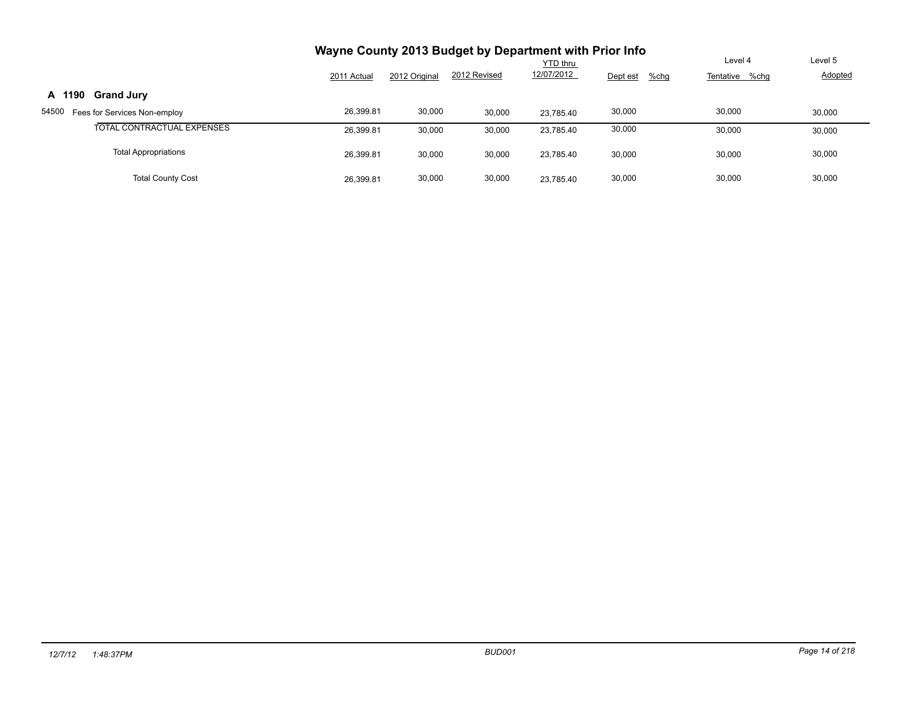# Wayne County 2013 Budget by Department with Prior Info

| | 2011 Actual | 2012 Original | 2012 Revised | YTD thru 12/07/2012 | Dept est | %chg | Level 4 Tentative | %chg | Level 5 Adopted |
|---|---|---|---|---|---|---|---|---|---|
| **A 1190 Grand Jury** | | | | | | | | | |
| 54500 Fees for Services Non-employ | 26,399.81 | 30,000 | 30,000 | 23,785.40 | 30,000 | | 30,000 | | 30,000 |
| TOTAL CONTRACTUAL EXPENSES | 26,399.81 | 30,000 | 30,000 | 23,785.40 | 30,000 | | 30,000 | | 30,000 |
| Total Appropriations | 26,399.81 | 30,000 | 30,000 | 23,785.40 | 30,000 | | 30,000 | | 30,000 |
| Total County Cost | 26,399.81 | 30,000 | 30,000 | 23,785.40 | 30,000 | | 30,000 | | 30,000 |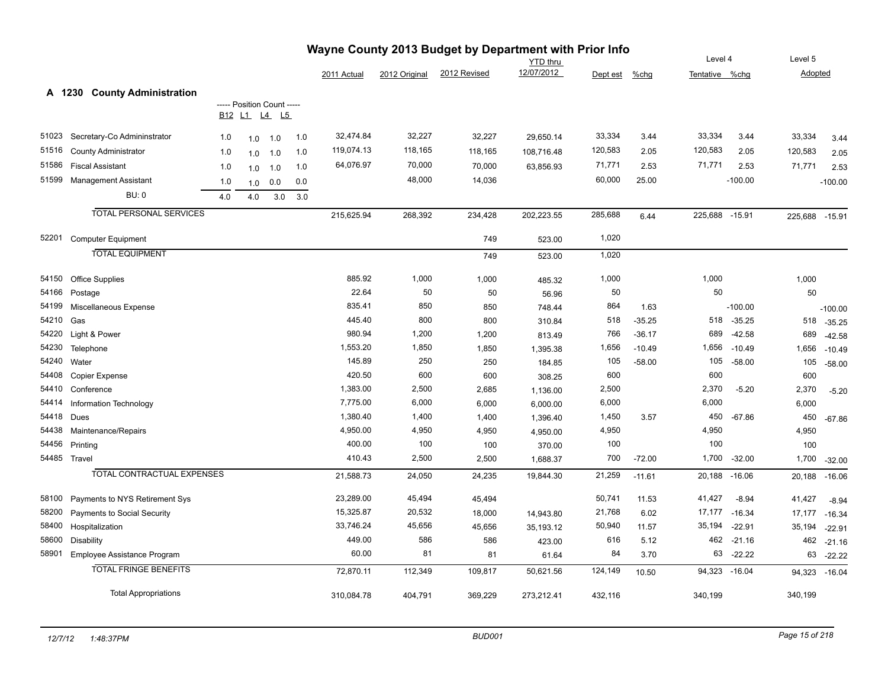# Wayne County 2013 Budget by Department with Prior Info

## A 1230 County Administration

| Code | Description | B12 | L1 | L4 | L5 | 2011 Actual | 2012 Original | 2012 Revised | YTD thru 12/07/2012 | Dept est | %chg | Level 4 Tentative | %chg | Level 5 Adopted | %chg |
|---|---|---|---|---|---|---|---|---|---|---|---|---|---|---|---|
| 51023 | Secretary-Co Admininstrator | 1.0 | 1.0 | 1.0 | 1.0 | 32,474.84 | 32,227 | 32,227 | 29,650.14 | 33,334 | 3.44 | 33,334 | 3.44 | 33,334 | 3.44 |
| 51516 | County Administrator | 1.0 | 1.0 | 1.0 | 1.0 | 119,074.13 | 118,165 | 118,165 | 108,716.48 | 120,583 | 2.05 | 120,583 | 2.05 | 120,583 | 2.05 |
| 51586 | Fiscal Assistant | 1.0 | 1.0 | 1.0 | 1.0 | 64,076.97 | 70,000 | 70,000 | 63,856.93 | 71,771 | 2.53 | 71,771 | 2.53 | 71,771 | 2.53 |
| 51599 | Management Assistant | 1.0 | 1.0 | 0.0 | 0.0 | | 48,000 | 14,036 | | 60,000 | 25.00 | | -100.00 | | -100.00 |
| | BU: 0 | 4.0 | 4.0 | 3.0 | 3.0 | | | | | | | | | | |
| | TOTAL PERSONAL SERVICES | | | | | 215,625.94 | 268,392 | 234,428 | 202,223.55 | 285,688 | 6.44 | 225,688 | -15.91 | 225,688 | -15.91 |
| 52201 | Computer Equipment | | | | | | | 749 | 523.00 | 1,020 | | | | | |
| | TOTAL EQUIPMENT | | | | | | | 749 | 523.00 | 1,020 | | | | | |
| 54150 | Office Supplies | | | | | 885.92 | 1,000 | 1,000 | 485.32 | 1,000 | | 1,000 | | 1,000 | |
| 54166 | Postage | | | | | 22.64 | 50 | 50 | 56.96 | 50 | | 50 | | 50 | |
| 54199 | Miscellaneous Expense | | | | | 835.41 | 850 | 850 | 748.44 | 864 | 1.63 | | -100.00 | | -100.00 |
| 54210 | Gas | | | | | 445.40 | 800 | 800 | 310.84 | 518 | -35.25 | 518 | -35.25 | 518 | -35.25 |
| 54220 | Light & Power | | | | | 980.94 | 1,200 | 1,200 | 813.49 | 766 | -36.17 | 689 | -42.58 | 689 | -42.58 |
| 54230 | Telephone | | | | | 1,553.20 | 1,850 | 1,850 | 1,395.38 | 1,656 | -10.49 | 1,656 | -10.49 | 1,656 | -10.49 |
| 54240 | Water | | | | | 145.89 | 250 | 250 | 184.85 | 105 | -58.00 | 105 | -58.00 | 105 | -58.00 |
| 54408 | Copier Expense | | | | | 420.50 | 600 | 600 | 308.25 | 600 | | 600 | | 600 | |
| 54410 | Conference | | | | | 1,383.00 | 2,500 | 2,685 | 1,136.00 | 2,500 | | 2,370 | -5.20 | 2,370 | -5.20 |
| 54414 | Information Technology | | | | | 7,775.00 | 6,000 | 6,000 | 6,000.00 | 6,000 | | 6,000 | | 6,000 | |
| 54418 | Dues | | | | | 1,380.40 | 1,400 | 1,400 | 1,396.40 | 1,450 | 3.57 | 450 | -67.86 | 450 | -67.86 |
| 54438 | Maintenance/Repairs | | | | | 4,950.00 | 4,950 | 4,950 | 4,950.00 | 4,950 | | 4,950 | | 4,950 | |
| 54456 | Printing | | | | | 400.00 | 100 | 100 | 370.00 | 100 | | 100 | | 100 | |
| 54485 | Travel | | | | | 410.43 | 2,500 | 2,500 | 1,688.37 | 700 | -72.00 | 1,700 | -32.00 | 1,700 | -32.00 |
| | TOTAL CONTRACTUAL EXPENSES | | | | | 21,588.73 | 24,050 | 24,235 | 19,844.30 | 21,259 | -11.61 | 20,188 | -16.06 | 20,188 | -16.06 |
| 58100 | Payments to NYS Retirement Sys | | | | | 23,289.00 | 45,494 | 45,494 | | 50,741 | 11.53 | 41,427 | -8.94 | 41,427 | -8.94 |
| 58200 | Payments to Social Security | | | | | 15,325.87 | 20,532 | 18,000 | 14,943.80 | 21,768 | 6.02 | 17,177 | -16.34 | 17,177 | -16.34 |
| 58400 | Hospitalization | | | | | 33,746.24 | 45,656 | 45,656 | 35,193.12 | 50,940 | 11.57 | 35,194 | -22.91 | 35,194 | -22.91 |
| 58600 | Disability | | | | | 449.00 | 586 | 586 | 423.00 | 616 | 5.12 | 462 | -21.16 | 462 | -21.16 |
| 58901 | Employee Assistance Program | | | | | 60.00 | 81 | 81 | 61.64 | 84 | 3.70 | 63 | -22.22 | 63 | -22.22 |
| | TOTAL FRINGE BENEFITS | | | | | 72,870.11 | 112,349 | 109,817 | 50,621.56 | 124,149 | 10.50 | 94,323 | -16.04 | 94,323 | -16.04 |
| | Total Appropriations | | | | | 310,084.78 | 404,791 | 369,229 | 273,212.41 | 432,116 | | 340,199 | | 340,199 | |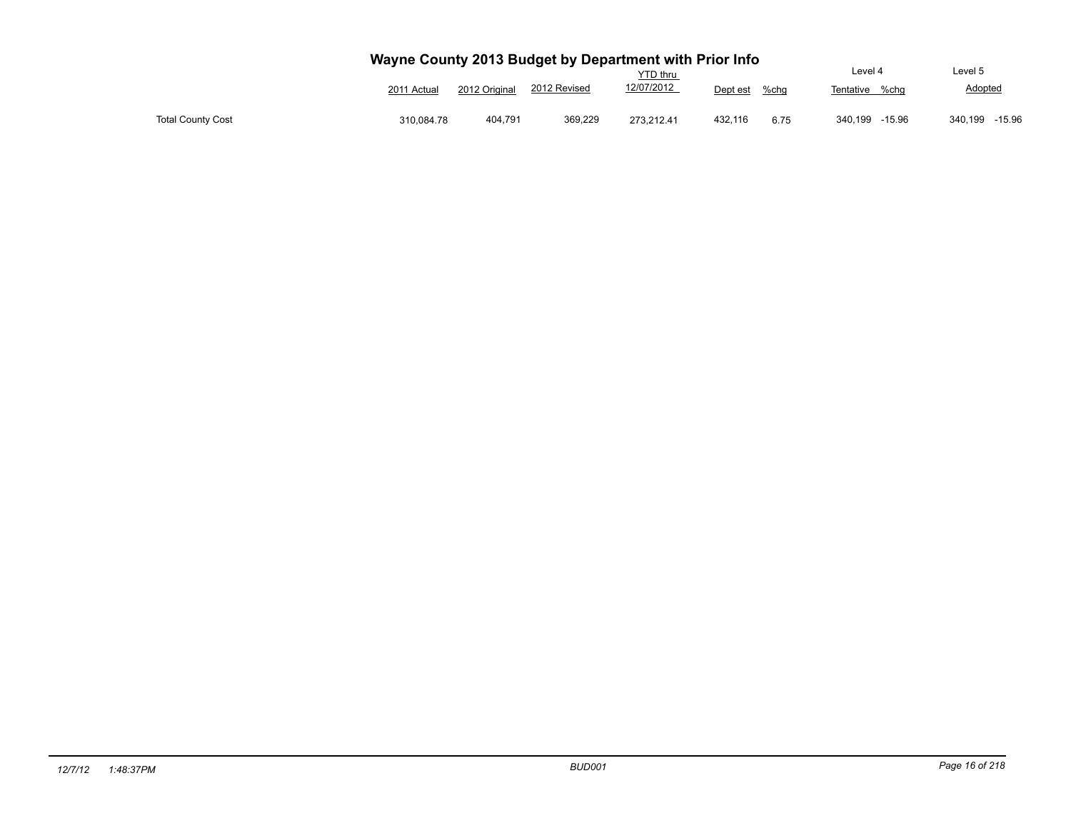# Wayne County 2013 Budget by Department with Prior Info

| | 2011 Actual | 2012 Original | 2012 Revised | YTD thru 12/07/2012 | Dept est | %chg | Level 4 Tentative | %chg | Level 5 Adopted | %chg |
|---|---|---|---|---|---|---|---|---|---|---|
| Total County Cost | 310,084.78 | 404,791 | 369,229 | 273,212.41 | 432,116 | 6.75 | 340,199 | -15.96 | 340,199 | -15.96 |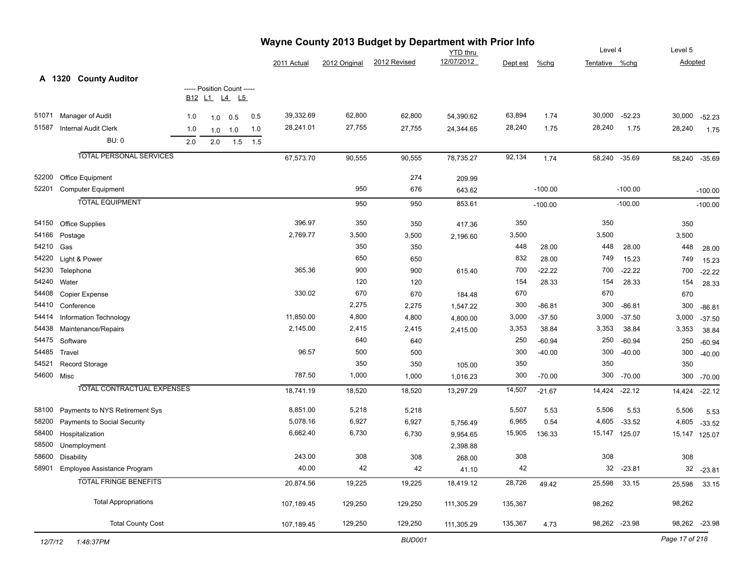# Wayne County 2013 Budget by Department with Prior Info

## A 1320 County Auditor

| Code | Description | B12 | L1 | L4 | L5 | 2011 Actual | 2012 Original | 2012 Revised | YTD thru 12/07/2012 | Dept est | %chg | Level 4 Tentative | %chg | Level 5 Adopted | %chg |
|---|---|---|---|---|---|---|---|---|---|---|---|---|---|---|---|
| 51071 | Manager of Audit | 1.0 | 1.0 | 0.5 | 0.5 | 39,332.69 | 62,800 | 62,800 | 54,390.62 | 63,894 | 1.74 | 30,000 | -52.23 | 30,000 | -52.23 |
| 51587 | Internal Audit Clerk | 1.0 | 1.0 | 1.0 | 1.0 | 28,241.01 | 27,755 | 27,755 | 24,344.65 | 28,240 | 1.75 | 28,240 | 1.75 | 28,240 | 1.75 |
| | BU: 0 | 2.0 | 2.0 | 1.5 | 1.5 | | | | | | | | | | |
| | TOTAL PERSONAL SERVICES | | | | | 67,573.70 | 90,555 | 90,555 | 78,735.27 | 92,134 | 1.74 | 58,240 | -35.69 | 58,240 | -35.69 |
| 52200 | Office Equipment | | | | | | | 274 | 209.99 | | | | | | |
| 52201 | Computer Equipment | | | | | | 950 | 676 | 643.62 | | -100.00 | | -100.00 | | -100.00 |
| | TOTAL EQUIPMENT | | | | | | 950 | 950 | 853.61 | | -100.00 | | -100.00 | | -100.00 |
| 54150 | Office Supplies | | | | | 396.97 | 350 | 350 | 417.36 | 350 | | 350 | | 350 | |
| 54166 | Postage | | | | | 2,769.77 | 3,500 | 3,500 | 2,196.60 | 3,500 | | 3,500 | | 3,500 | |
| 54210 | Gas | | | | | | 350 | 350 | | 448 | 28.00 | 448 | 28.00 | 448 | 28.00 |
| 54220 | Light & Power | | | | | | 650 | 650 | | 832 | 28.00 | 749 | 15.23 | 749 | 15.23 |
| 54230 | Telephone | | | | | 365.36 | 900 | 900 | 615.40 | 700 | -22.22 | 700 | -22.22 | 700 | -22.22 |
| 54240 | Water | | | | | | 120 | 120 | | 154 | 28.33 | 154 | 28.33 | 154 | 28.33 |
| 54408 | Copier Expense | | | | | 330.02 | 670 | 670 | 184.48 | 670 | | 670 | | 670 | |
| 54410 | Conference | | | | | | 2,275 | 2,275 | 1,547.22 | 300 | -86.81 | 300 | -86.81 | 300 | -86.81 |
| 54414 | Information Technology | | | | | 11,850.00 | 4,800 | 4,800 | 4,800.00 | 3,000 | -37.50 | 3,000 | -37.50 | 3,000 | -37.50 |
| 54438 | Maintenance/Repairs | | | | | 2,145.00 | 2,415 | 2,415 | 2,415.00 | 3,353 | 38.84 | 3,353 | 38.84 | 3,353 | 38.84 |
| 54475 | Software | | | | | | 640 | 640 | | 250 | -60.94 | 250 | -60.94 | 250 | -60.94 |
| 54485 | Travel | | | | | 96.57 | 500 | 500 | | 300 | -40.00 | 300 | -40.00 | 300 | -40.00 |
| 54521 | Record Storage | | | | | | 350 | 350 | 105.00 | 350 | | 350 | | 350 | |
| 54600 | Misc | | | | | 787.50 | 1,000 | 1,000 | 1,016.23 | 300 | -70.00 | 300 | -70.00 | 300 | -70.00 |
| | TOTAL CONTRACTUAL EXPENSES | | | | | 18,741.19 | 18,520 | 18,520 | 13,297.29 | 14,507 | -21.67 | 14,424 | -22.12 | 14,424 | -22.12 |
| 58100 | Payments to NYS Retirement Sys | | | | | 8,851.00 | 5,218 | 5,218 | | 5,507 | 5.53 | 5,506 | 5.53 | 5,506 | 5.53 |
| 58200 | Payments to Social Security | | | | | 5,078.16 | 6,927 | 6,927 | 5,756.49 | 6,965 | 0.54 | 4,605 | -33.52 | 4,605 | -33.52 |
| 58400 | Hospitalization | | | | | 6,662.40 | 6,730 | 6,730 | 9,954.65 | 15,905 | 136.33 | 15,147 | 125.07 | 15,147 | 125.07 |
| 58500 | Unemployment | | | | | | | | 2,398.88 | | | | | | |
| 58600 | Disability | | | | | 243.00 | 308 | 308 | 268.00 | 308 | | 308 | | 308 | |
| 58901 | Employee Assistance Program | | | | | 40.00 | 42 | 42 | 41.10 | 42 | | 32 | -23.81 | 32 | -23.81 |
| | TOTAL FRINGE BENEFITS | | | | | 20,874.56 | 19,225 | 19,225 | 18,419.12 | 28,726 | 49.42 | 25,598 | 33.15 | 25,598 | 33.15 |
| | Total Appropriations | | | | | 107,189.45 | 129,250 | 129,250 | 111,305.29 | 135,367 | | 98,262 | | 98,262 | |
| | Total County Cost | | | | | 107,189.45 | 129,250 | 129,250 | 111,305.29 | 135,367 | 4.73 | 98,262 | -23.98 | 98,262 | -23.98 |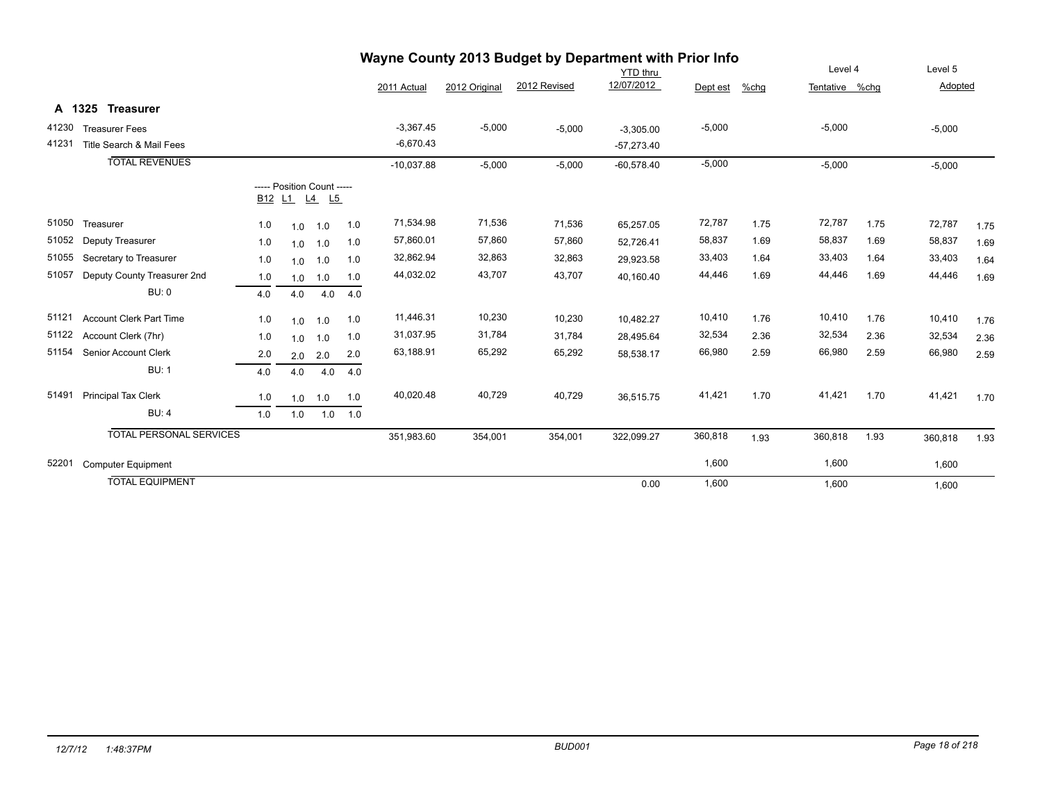# Wayne County 2013 Budget by Department with Prior Info

## A 1325 Treasurer

| Code | Description | B12 | L1 | L4 | L5 | 2011 Actual | 2012 Original | 2012 Revised | YTD thru 12/07/2012 | Dept est | %chg | Level 4 Tentative | %chg | Level 5 Adopted | %chg |
|---|---|---|---|---|---|---|---|---|---|---|---|---|---|---|---|
| 41230 | Treasurer Fees | | | | | -3,367.45 | -5,000 | -5,000 | -3,305.00 | -5,000 | | -5,000 | | -5,000 | |
| 41231 | Title Search & Mail Fees | | | | | -6,670.43 | | | -57,273.40 | | | | | | |
| | TOTAL REVENUES | | | | | -10,037.88 | -5,000 | -5,000 | -60,578.40 | -5,000 | | -5,000 | | -5,000 | |
| | ----- Position Count ----- | B12 | L1 | L4 | L5 | | | | | | | | | | |
| 51050 | Treasurer | 1.0 | 1.0 | 1.0 | 1.0 | 71,534.98 | 71,536 | 71,536 | 65,257.05 | 72,787 | 1.75 | 72,787 | 1.75 | 72,787 | 1.75 |
| 51052 | Deputy Treasurer | 1.0 | 1.0 | 1.0 | 1.0 | 57,860.01 | 57,860 | 57,860 | 52,726.41 | 58,837 | 1.69 | 58,837 | 1.69 | 58,837 | 1.69 |
| 51055 | Secretary to Treasurer | 1.0 | 1.0 | 1.0 | 1.0 | 32,862.94 | 32,863 | 32,863 | 29,923.58 | 33,403 | 1.64 | 33,403 | 1.64 | 33,403 | 1.64 |
| 51057 | Deputy County Treasurer 2nd | 1.0 | 1.0 | 1.0 | 1.0 | 44,032.02 | 43,707 | 43,707 | 40,160.40 | 44,446 | 1.69 | 44,446 | 1.69 | 44,446 | 1.69 |
| | BU: 0 | 4.0 | 4.0 | 4.0 | 4.0 | | | | | | | | | | |
| 51121 | Account Clerk Part Time | 1.0 | 1.0 | 1.0 | 1.0 | 11,446.31 | 10,230 | 10,230 | 10,482.27 | 10,410 | 1.76 | 10,410 | 1.76 | 10,410 | 1.76 |
| 51122 | Account Clerk (7hr) | 1.0 | 1.0 | 1.0 | 1.0 | 31,037.95 | 31,784 | 31,784 | 28,495.64 | 32,534 | 2.36 | 32,534 | 2.36 | 32,534 | 2.36 |
| 51154 | Senior Account Clerk | 2.0 | 2.0 | 2.0 | 2.0 | 63,188.91 | 65,292 | 65,292 | 58,538.17 | 66,980 | 2.59 | 66,980 | 2.59 | 66,980 | 2.59 |
| | BU: 1 | 4.0 | 4.0 | 4.0 | 4.0 | | | | | | | | | | |
| 51491 | Principal Tax Clerk | 1.0 | 1.0 | 1.0 | 1.0 | 40,020.48 | 40,729 | 40,729 | 36,515.75 | 41,421 | 1.70 | 41,421 | 1.70 | 41,421 | 1.70 |
| | BU: 4 | 1.0 | 1.0 | 1.0 | 1.0 | | | | | | | | | | |
| | TOTAL PERSONAL SERVICES | | | | | 351,983.60 | 354,001 | 354,001 | 322,099.27 | 360,818 | 1.93 | 360,818 | 1.93 | 360,818 | 1.93 |
| 52201 | Computer Equipment | | | | | | | | | 1,600 | | 1,600 | | 1,600 | |
| | TOTAL EQUIPMENT | | | | | | | | 0.00 | 1,600 | | 1,600 | | 1,600 | |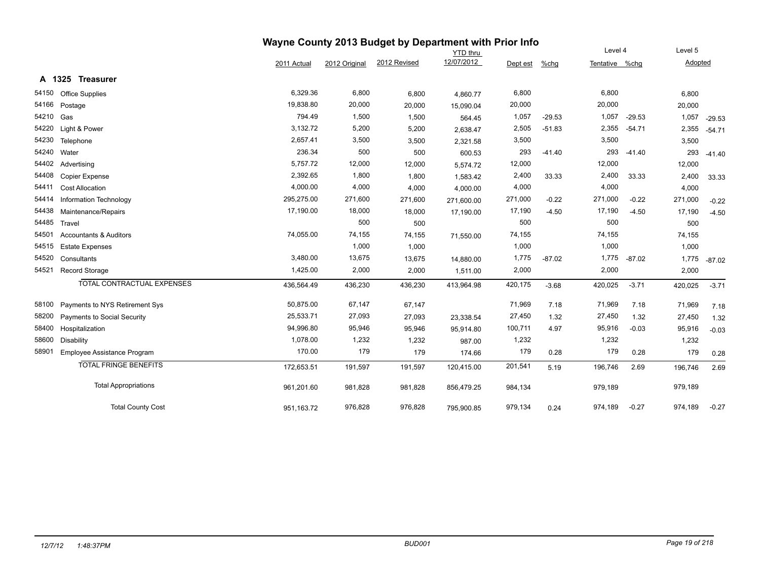# Wayne County 2013 Budget by Department with Prior Info

## A 1325 Treasurer

| Code | Description | 2011 Actual | 2012 Original | 2012 Revised | YTD thru 12/07/2012 | Dept est | %chg | Level 4 Tentative | %chg | Level 5 Adopted | %chg |
|---|---|---|---|---|---|---|---|---|---|---|---|
| 54150 | Office Supplies | 6,329.36 | 6,800 | 6,800 | 4,860.77 | 6,800 | | 6,800 | | 6,800 | |
| 54166 | Postage | 19,838.80 | 20,000 | 20,000 | 15,090.04 | 20,000 | | 20,000 | | 20,000 | |
| 54210 | Gas | 794.49 | 1,500 | 1,500 | 564.45 | 1,057 | -29.53 | 1,057 | -29.53 | 1,057 | -29.53 |
| 54220 | Light & Power | 3,132.72 | 5,200 | 5,200 | 2,638.47 | 2,505 | -51.83 | 2,355 | -54.71 | 2,355 | -54.71 |
| 54230 | Telephone | 2,657.41 | 3,500 | 3,500 | 2,321.58 | 3,500 | | 3,500 | | 3,500 | |
| 54240 | Water | 236.34 | 500 | 500 | 600.53 | 293 | -41.40 | 293 | -41.40 | 293 | -41.40 |
| 54402 | Advertising | 5,757.72 | 12,000 | 12,000 | 5,574.72 | 12,000 | | 12,000 | | 12,000 | |
| 54408 | Copier Expense | 2,392.65 | 1,800 | 1,800 | 1,583.42 | 2,400 | 33.33 | 2,400 | 33.33 | 2,400 | 33.33 |
| 54411 | Cost Allocation | 4,000.00 | 4,000 | 4,000 | 4,000.00 | 4,000 | | 4,000 | | 4,000 | |
| 54414 | Information Technology | 295,275.00 | 271,600 | 271,600 | 271,600.00 | 271,000 | -0.22 | 271,000 | -0.22 | 271,000 | -0.22 |
| 54438 | Maintenance/Repairs | 17,190.00 | 18,000 | 18,000 | 17,190.00 | 17,190 | -4.50 | 17,190 | -4.50 | 17,190 | -4.50 |
| 54485 | Travel | | 500 | 500 | | 500 | | 500 | | 500 | |
| 54501 | Accountants & Auditors | 74,055.00 | 74,155 | 74,155 | 71,550.00 | 74,155 | | 74,155 | | 74,155 | |
| 54515 | Estate Expenses | | 1,000 | 1,000 | | 1,000 | | 1,000 | | 1,000 | |
| 54520 | Consultants | 3,480.00 | 13,675 | 13,675 | 14,880.00 | 1,775 | -87.02 | 1,775 | -87.02 | 1,775 | -87.02 |
| 54521 | Record Storage | 1,425.00 | 2,000 | 2,000 | 1,511.00 | 2,000 | | 2,000 | | 2,000 | |
| | TOTAL CONTRACTUAL EXPENSES | 436,564.49 | 436,230 | 436,230 | 413,964.98 | 420,175 | -3.68 | 420,025 | -3.71 | 420,025 | -3.71 |
| 58100 | Payments to NYS Retirement Sys | 50,875.00 | 67,147 | 67,147 | | 71,969 | 7.18 | 71,969 | 7.18 | 71,969 | 7.18 |
| 58200 | Payments to Social Security | 25,533.71 | 27,093 | 27,093 | 23,338.54 | 27,450 | 1.32 | 27,450 | 1.32 | 27,450 | 1.32 |
| 58400 | Hospitalization | 94,996.80 | 95,946 | 95,946 | 95,914.80 | 100,711 | 4.97 | 95,916 | -0.03 | 95,916 | -0.03 |
| 58600 | Disability | 1,078.00 | 1,232 | 1,232 | 987.00 | 1,232 | | 1,232 | | 1,232 | |
| 58901 | Employee Assistance Program | 170.00 | 179 | 179 | 174.66 | 179 | 0.28 | 179 | 0.28 | 179 | 0.28 |
| | TOTAL FRINGE BENEFITS | 172,653.51 | 191,597 | 191,597 | 120,415.00 | 201,541 | 5.19 | 196,746 | 2.69 | 196,746 | 2.69 |
| | Total Appropriations | 961,201.60 | 981,828 | 981,828 | 856,479.25 | 984,134 | | 979,189 | | 979,189 | |
| | Total County Cost | 951,163.72 | 976,828 | 976,828 | 795,900.85 | 979,134 | 0.24 | 974,189 | -0.27 | 974,189 | -0.27 |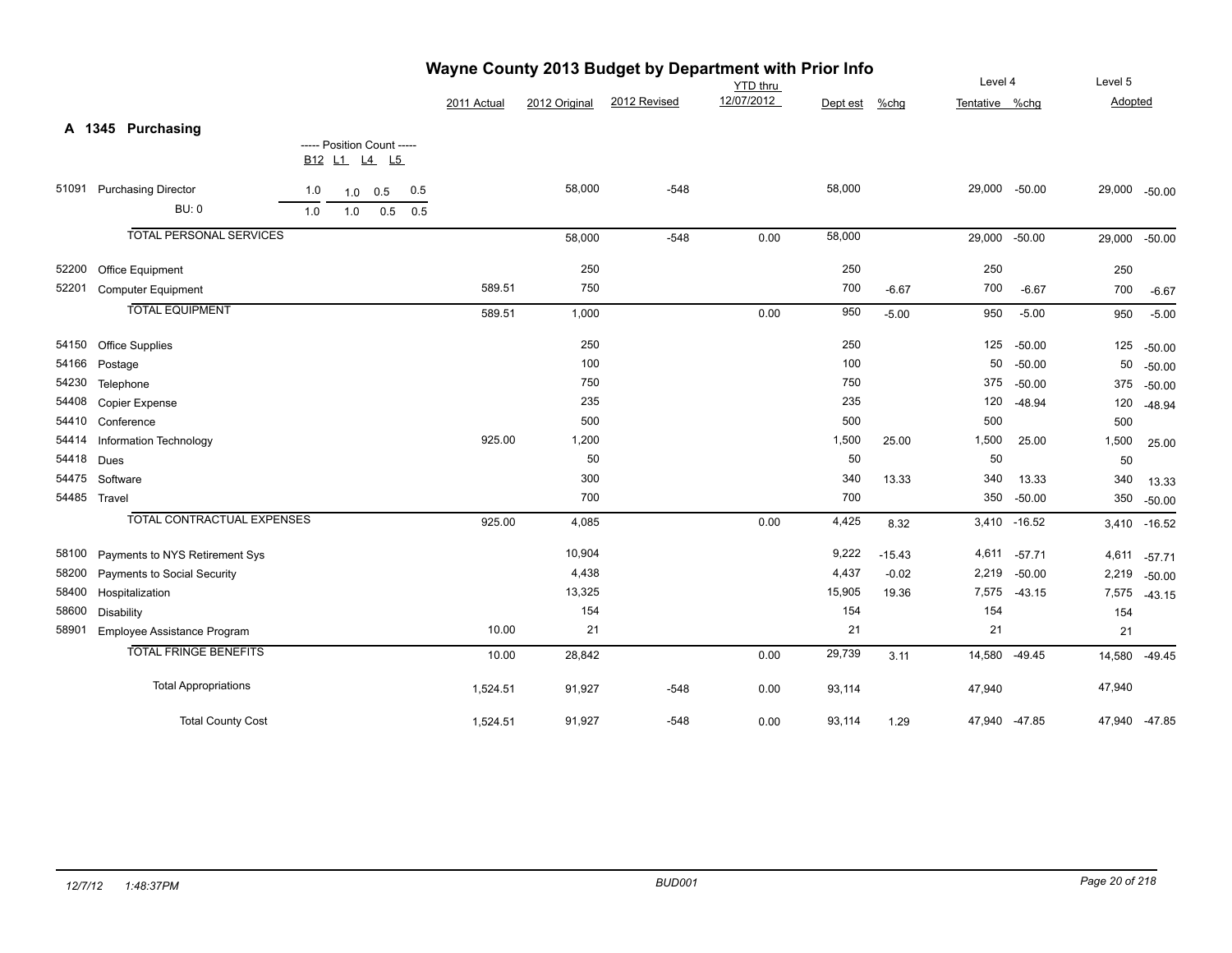# Wayne County 2013 Budget by Department with Prior Info

## A 1345 Purchasing

| | | ----- Position Count ----- B12 | L1 | L4 | L5 | 2011 Actual | 2012 Original | 2012 Revised | YTD thru 12/07/2012 | Dept est | %chg | Level 4 Tentative | %chg | Level 5 Adopted | |
|---|---|---|---|---|---|---|---|---|---|---|---|---|---|---|---|
| 51091 | Purchasing Director | 1.0 | 1.0 | 0.5 | 0.5 | | 58,000 | -548 | | 58,000 | | 29,000 | -50.00 | 29,000 | -50.00 |
| | BU: 0 | 1.0 | 1.0 | 0.5 | 0.5 | | | | | | | | | | |
| | TOTAL PERSONAL SERVICES | | | | | | 58,000 | -548 | 0.00 | 58,000 | | 29,000 | -50.00 | 29,000 | -50.00 |
| 52200 | Office Equipment | | | | | | 250 | | | 250 | | 250 | | 250 | |
| 52201 | Computer Equipment | | | | | 589.51 | 750 | | | 700 | -6.67 | 700 | -6.67 | 700 | -6.67 |
| | TOTAL EQUIPMENT | | | | | 589.51 | 1,000 | | 0.00 | 950 | -5.00 | 950 | -5.00 | 950 | -5.00 |
| 54150 | Office Supplies | | | | | | 250 | | | 250 | | 125 | -50.00 | 125 | -50.00 |
| 54166 | Postage | | | | | | 100 | | | 100 | | 50 | -50.00 | 50 | -50.00 |
| 54230 | Telephone | | | | | | 750 | | | 750 | | 375 | -50.00 | 375 | -50.00 |
| 54408 | Copier Expense | | | | | | 235 | | | 235 | | 120 | -48.94 | 120 | -48.94 |
| 54410 | Conference | | | | | | 500 | | | 500 | | 500 | | 500 | |
| 54414 | Information Technology | | | | | 925.00 | 1,200 | | | 1,500 | 25.00 | 1,500 | 25.00 | 1,500 | 25.00 |
| 54418 | Dues | | | | | | 50 | | | 50 | | 50 | | 50 | |
| 54475 | Software | | | | | | 300 | | | 340 | 13.33 | 340 | 13.33 | 340 | 13.33 |
| 54485 | Travel | | | | | | 700 | | | 700 | | 350 | -50.00 | 350 | -50.00 |
| | TOTAL CONTRACTUAL EXPENSES | | | | | 925.00 | 4,085 | | 0.00 | 4,425 | 8.32 | 3,410 | -16.52 | 3,410 | -16.52 |
| 58100 | Payments to NYS Retirement Sys | | | | | | 10,904 | | | 9,222 | -15.43 | 4,611 | -57.71 | 4,611 | -57.71 |
| 58200 | Payments to Social Security | | | | | | 4,438 | | | 4,437 | -0.02 | 2,219 | -50.00 | 2,219 | -50.00 |
| 58400 | Hospitalization | | | | | | 13,325 | | | 15,905 | 19.36 | 7,575 | -43.15 | 7,575 | -43.15 |
| 58600 | Disability | | | | | | 154 | | | 154 | | 154 | | 154 | |
| 58901 | Employee Assistance Program | | | | | 10.00 | 21 | | | 21 | | 21 | | 21 | |
| | TOTAL FRINGE BENEFITS | | | | | 10.00 | 28,842 | | 0.00 | 29,739 | 3.11 | 14,580 | -49.45 | 14,580 | -49.45 |
| | Total Appropriations | | | | | 1,524.51 | 91,927 | -548 | 0.00 | 93,114 | | 47,940 | | 47,940 | |
| | Total County Cost | | | | | 1,524.51 | 91,927 | -548 | 0.00 | 93,114 | 1.29 | 47,940 | -47.85 | 47,940 | -47.85 |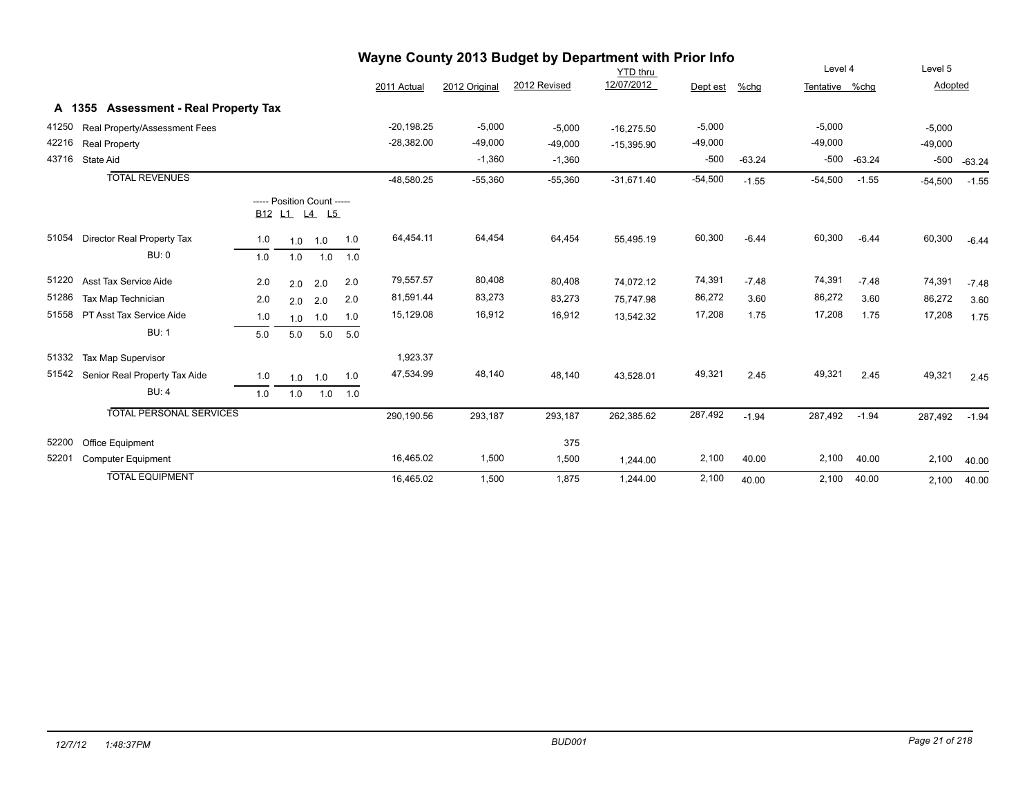# Wayne County 2013 Budget by Department with Prior Info

## A 1355 Assessment - Real Property Tax

| Code | Description | B12 | L1 | L4 | L5 | 2011 Actual | 2012 Original | 2012 Revised | YTD thru 12/07/2012 | Dept est | %chg | Level 4 Tentative | %chg | Level 5 Adopted | %chg |
|---|---|---|---|---|---|---|---|---|---|---|---|---|---|---|---|
| 41250 | Real Property/Assessment Fees | | | | | -20,198.25 | -5,000 | -5,000 | -16,275.50 | -5,000 | | -5,000 | | -5,000 | |
| 42216 | Real Property | | | | | -28,382.00 | -49,000 | -49,000 | -15,395.90 | -49,000 | | -49,000 | | -49,000 | |
| 43716 | State Aid | | | | | | -1,360 | -1,360 | | -500 | -63.24 | -500 | -63.24 | -500 | -63.24 |
| | **TOTAL REVENUES** | | | | | -48,580.25 | -55,360 | -55,360 | -31,671.40 | -54,500 | -1.55 | -54,500 | -1.55 | -54,500 | -1.55 |
| | ----- Position Count ----- | B12 | L1 | L4 | L5 | | | | | | | | | | |
| 51054 | Director Real Property Tax | 1.0 | 1.0 | 1.0 | 1.0 | 64,454.11 | 64,454 | 64,454 | 55,495.19 | 60,300 | -6.44 | 60,300 | -6.44 | 60,300 | -6.44 |
| | BU: 0 | 1.0 | 1.0 | 1.0 | 1.0 | | | | | | | | | | |
| 51220 | Asst Tax Service Aide | 2.0 | 2.0 | 2.0 | 2.0 | 79,557.57 | 80,408 | 80,408 | 74,072.12 | 74,391 | -7.48 | 74,391 | -7.48 | 74,391 | -7.48 |
| 51286 | Tax Map Technician | 2.0 | 2.0 | 2.0 | 2.0 | 81,591.44 | 83,273 | 83,273 | 75,747.98 | 86,272 | 3.60 | 86,272 | 3.60 | 86,272 | 3.60 |
| 51558 | PT Asst Tax Service Aide | 1.0 | 1.0 | 1.0 | 1.0 | 15,129.08 | 16,912 | 16,912 | 13,542.32 | 17,208 | 1.75 | 17,208 | 1.75 | 17,208 | 1.75 |
| | BU: 1 | 5.0 | 5.0 | 5.0 | 5.0 | | | | | | | | | | |
| 51332 | Tax Map Supervisor | | | | | 1,923.37 | | | | | | | | | |
| 51542 | Senior Real Property Tax Aide | 1.0 | 1.0 | 1.0 | 1.0 | 47,534.99 | 48,140 | 48,140 | 43,528.01 | 49,321 | 2.45 | 49,321 | 2.45 | 49,321 | 2.45 |
| | BU: 4 | 1.0 | 1.0 | 1.0 | 1.0 | | | | | | | | | | |
| | **TOTAL PERSONAL SERVICES** | | | | | 290,190.56 | 293,187 | 293,187 | 262,385.62 | 287,492 | -1.94 | 287,492 | -1.94 | 287,492 | -1.94 |
| 52200 | Office Equipment | | | | | | | 375 | | | | | | | |
| 52201 | Computer Equipment | | | | | 16,465.02 | 1,500 | 1,500 | 1,244.00 | 2,100 | 40.00 | 2,100 | 40.00 | 2,100 | 40.00 |
| | **TOTAL EQUIPMENT** | | | | | 16,465.02 | 1,500 | 1,875 | 1,244.00 | 2,100 | 40.00 | 2,100 | 40.00 | 2,100 | 40.00 |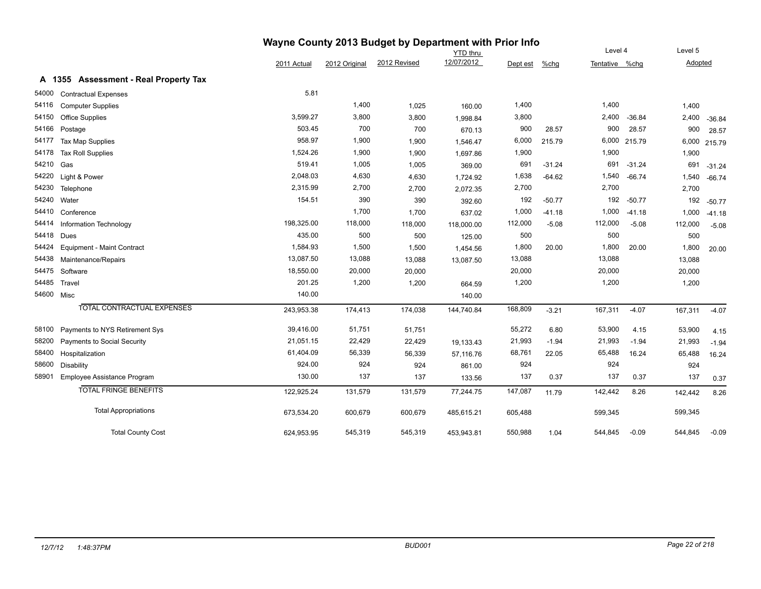# Wayne County 2013 Budget by Department with Prior Info

## A 1355 Assessment - Real Property Tax

| Code | Account | 2011 Actual | 2012 Original | 2012 Revised | YTD thru 12/07/2012 | Dept est | %chg | Level 4 Tentative | %chg | Level 5 Adopted | %chg |
|---|---|---|---|---|---|---|---|---|---|---|---|
| 54000 | Contractual Expenses | 5.81 | | | | | | | | | |
| 54116 | Computer Supplies | | 1,400 | 1,025 | 160.00 | 1,400 | | 1,400 | | 1,400 | |
| 54150 | Office Supplies | 3,599.27 | 3,800 | 3,800 | 1,998.84 | 3,800 | | 2,400 | -36.84 | 2,400 | -36.84 |
| 54166 | Postage | 503.45 | 700 | 700 | 670.13 | 900 | 28.57 | 900 | 28.57 | 900 | 28.57 |
| 54177 | Tax Map Supplies | 958.97 | 1,900 | 1,900 | 1,546.47 | 6,000 | 215.79 | 6,000 | 215.79 | 6,000 | 215.79 |
| 54178 | Tax Roll Supplies | 1,524.26 | 1,900 | 1,900 | 1,697.86 | 1,900 | | 1,900 | | 1,900 | |
| 54210 | Gas | 519.41 | 1,005 | 1,005 | 369.00 | 691 | -31.24 | 691 | -31.24 | 691 | -31.24 |
| 54220 | Light & Power | 2,048.03 | 4,630 | 4,630 | 1,724.92 | 1,638 | -64.62 | 1,540 | -66.74 | 1,540 | -66.74 |
| 54230 | Telephone | 2,315.99 | 2,700 | 2,700 | 2,072.35 | 2,700 | | 2,700 | | 2,700 | |
| 54240 | Water | 154.51 | 390 | 390 | 392.60 | 192 | -50.77 | 192 | -50.77 | 192 | -50.77 |
| 54410 | Conference | | 1,700 | 1,700 | 637.02 | 1,000 | -41.18 | 1,000 | -41.18 | 1,000 | -41.18 |
| 54414 | Information Technology | 198,325.00 | 118,000 | 118,000 | 118,000.00 | 112,000 | -5.08 | 112,000 | -5.08 | 112,000 | -5.08 |
| 54418 | Dues | 435.00 | 500 | 500 | 125.00 | 500 | | 500 | | 500 | |
| 54424 | Equipment - Maint Contract | 1,584.93 | 1,500 | 1,500 | 1,454.56 | 1,800 | 20.00 | 1,800 | 20.00 | 1,800 | 20.00 |
| 54438 | Maintenance/Repairs | 13,087.50 | 13,088 | 13,088 | 13,087.50 | 13,088 | | 13,088 | | 13,088 | |
| 54475 | Software | 18,550.00 | 20,000 | 20,000 | | 20,000 | | 20,000 | | 20,000 | |
| 54485 | Travel | 201.25 | 1,200 | 1,200 | 664.59 | 1,200 | | 1,200 | | 1,200 | |
| 54600 | Misc | 140.00 | | | 140.00 | | | | | | |
| | TOTAL CONTRACTUAL EXPENSES | 243,953.38 | 174,413 | 174,038 | 144,740.84 | 168,809 | -3.21 | 167,311 | -4.07 | 167,311 | -4.07 |
| 58100 | Payments to NYS Retirement Sys | 39,416.00 | 51,751 | 51,751 | | 55,272 | 6.80 | 53,900 | 4.15 | 53,900 | 4.15 |
| 58200 | Payments to Social Security | 21,051.15 | 22,429 | 22,429 | 19,133.43 | 21,993 | -1.94 | 21,993 | -1.94 | 21,993 | -1.94 |
| 58400 | Hospitalization | 61,404.09 | 56,339 | 56,339 | 57,116.76 | 68,761 | 22.05 | 65,488 | 16.24 | 65,488 | 16.24 |
| 58600 | Disability | 924.00 | 924 | 924 | 861.00 | 924 | | 924 | | 924 | |
| 58901 | Employee Assistance Program | 130.00 | 137 | 137 | 133.56 | 137 | 0.37 | 137 | 0.37 | 137 | 0.37 |
| | TOTAL FRINGE BENEFITS | 122,925.24 | 131,579 | 131,579 | 77,244.75 | 147,087 | 11.79 | 142,442 | 8.26 | 142,442 | 8.26 |
| | Total Appropriations | 673,534.20 | 600,679 | 600,679 | 485,615.21 | 605,488 | | 599,345 | | 599,345 | |
| | Total County Cost | 624,953.95 | 545,319 | 545,319 | 453,943.81 | 550,988 | 1.04 | 544,845 | -0.09 | 544,845 | -0.09 |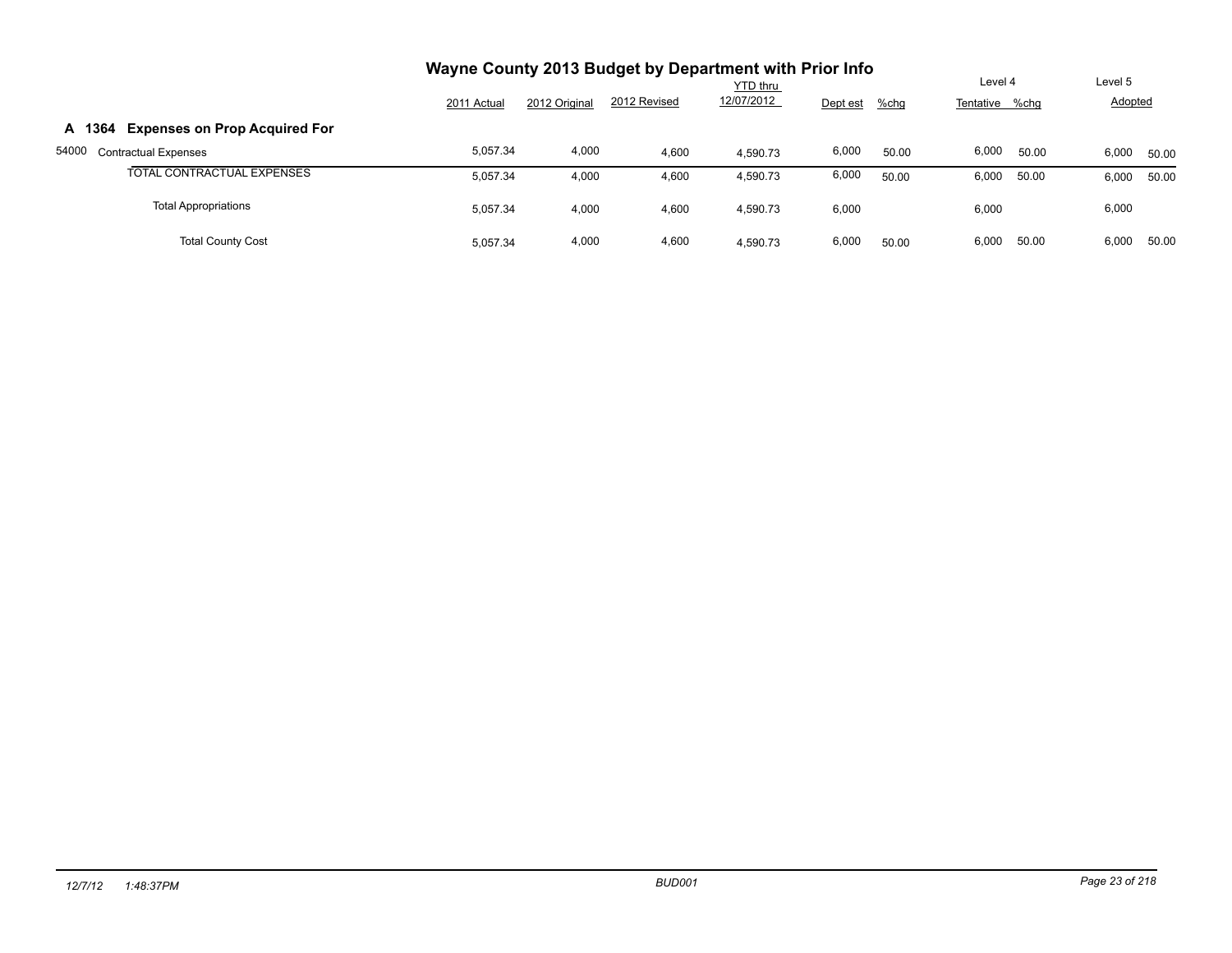# Wayne County 2013 Budget by Department with Prior Info

## A 1364 Expenses on Prop Acquired For

| | 2011 Actual | 2012 Original | 2012 Revised | YTD thru 12/07/2012 | Dept est | %chg | Level 4 Tentative | %chg | Level 5 Adopted | %chg |
|---|---|---|---|---|---|---|---|---|---|---|
| 54000 Contractual Expenses | 5,057.34 | 4,000 | 4,600 | 4,590.73 | 6,000 | 50.00 | 6,000 | 50.00 | 6,000 | 50.00 |
| TOTAL CONTRACTUAL EXPENSES | 5,057.34 | 4,000 | 4,600 | 4,590.73 | 6,000 | 50.00 | 6,000 | 50.00 | 6,000 | 50.00 |
| Total Appropriations | 5,057.34 | 4,000 | 4,600 | 4,590.73 | 6,000 | | 6,000 | | 6,000 | |
| Total County Cost | 5,057.34 | 4,000 | 4,600 | 4,590.73 | 6,000 | 50.00 | 6,000 | 50.00 | 6,000 | 50.00 |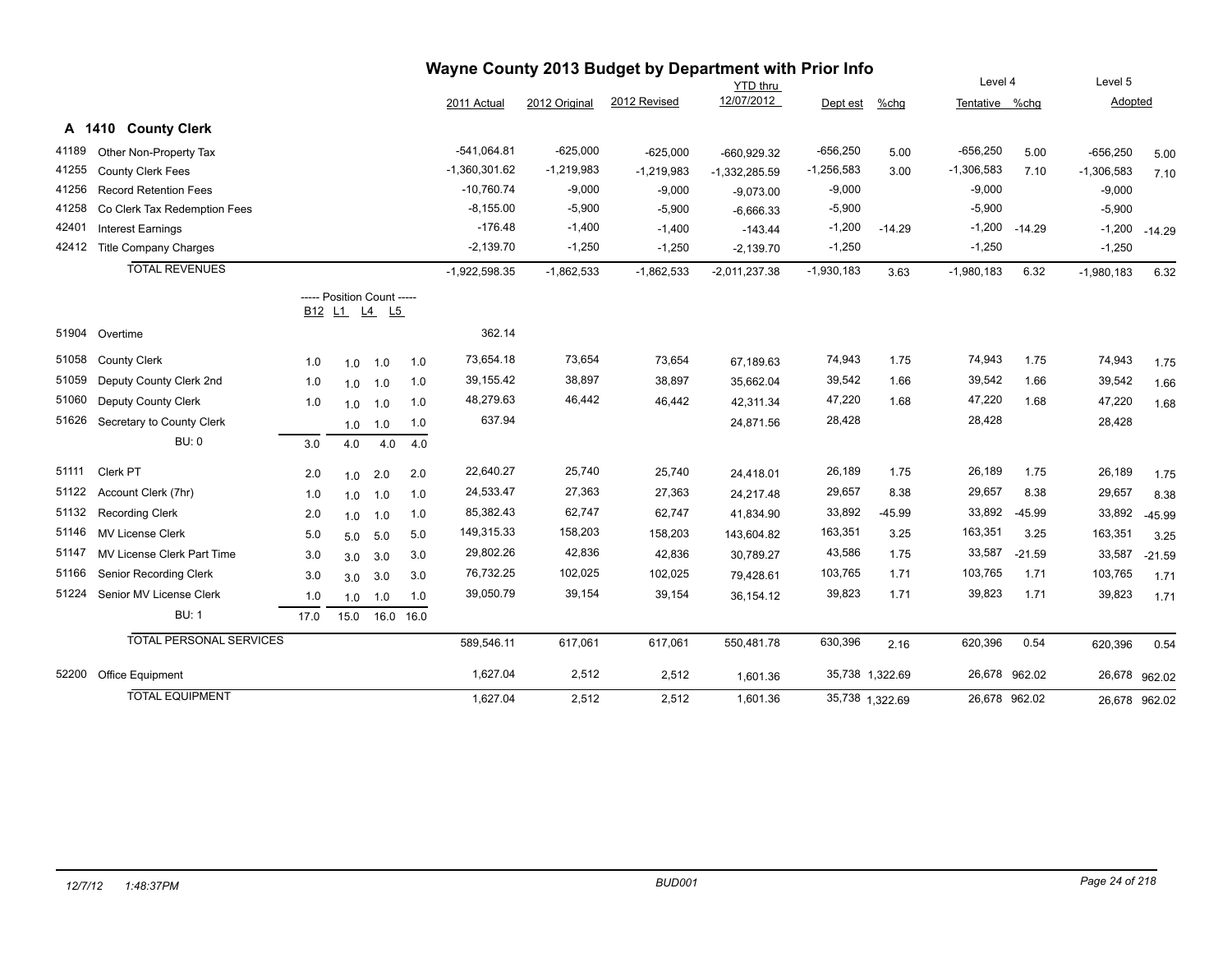# Wayne County 2013 Budget by Department with Prior Info

## A 1410 County Clerk

| Code | Description | B12 | L1 | L4 | L5 | 2011 Actual | 2012 Original | 2012 Revised | YTD thru 12/07/2012 | Dept est | %chg | Level 4 Tentative | %chg | Level 5 Adopted | %chg |
|---|---|---|---|---|---|---|---|---|---|---|---|---|---|---|---|
| 41189 | Other Non-Property Tax | | | | | -541,064.81 | -625,000 | -625,000 | -660,929.32 | -656,250 | 5.00 | -656,250 | 5.00 | -656,250 | 5.00 |
| 41255 | County Clerk Fees | | | | | -1,360,301.62 | -1,219,983 | -1,219,983 | -1,332,285.59 | -1,256,583 | 3.00 | -1,306,583 | 7.10 | -1,306,583 | 7.10 |
| 41256 | Record Retention Fees | | | | | -10,760.74 | -9,000 | -9,000 | -9,073.00 | -9,000 | | -9,000 | | -9,000 | |
| 41258 | Co Clerk Tax Redemption Fees | | | | | -8,155.00 | -5,900 | -5,900 | -6,666.33 | -5,900 | | -5,900 | | -5,900 | |
| 42401 | Interest Earnings | | | | | -176.48 | -1,400 | -1,400 | -143.44 | -1,200 | -14.29 | -1,200 | -14.29 | -1,200 | -14.29 |
| 42412 | Title Company Charges | | | | | -2,139.70 | -1,250 | -1,250 | -2,139.70 | -1,250 | | -1,250 | | -1,250 | |
| | **TOTAL REVENUES** | | | | | -1,922,598.35 | -1,862,533 | -1,862,533 | -2,011,237.38 | -1,930,183 | 3.63 | -1,980,183 | 6.32 | -1,980,183 | 6.32 |
| | ----- Position Count ----- | B12 | L1 | L4 | L5 | | | | | | | | | | |
| 51904 | Overtime | | | | | 362.14 | | | | | | | | | |
| 51058 | County Clerk | 1.0 | 1.0 | 1.0 | 1.0 | 73,654.18 | 73,654 | 73,654 | 67,189.63 | 74,943 | 1.75 | 74,943 | 1.75 | 74,943 | 1.75 |
| 51059 | Deputy County Clerk 2nd | 1.0 | 1.0 | 1.0 | 1.0 | 39,155.42 | 38,897 | 38,897 | 35,662.04 | 39,542 | 1.66 | 39,542 | 1.66 | 39,542 | 1.66 |
| 51060 | Deputy County Clerk | 1.0 | 1.0 | 1.0 | 1.0 | 48,279.63 | 46,442 | 46,442 | 42,311.34 | 47,220 | 1.68 | 47,220 | 1.68 | 47,220 | 1.68 |
| 51626 | Secretary to County Clerk | | 1.0 | 1.0 | 1.0 | 637.94 | | | 24,871.56 | 28,428 | | 28,428 | | 28,428 | |
| | BU: 0 | 3.0 | 4.0 | 4.0 | 4.0 | | | | | | | | | | |
| 51111 | Clerk PT | 2.0 | 1.0 | 2.0 | 2.0 | 22,640.27 | 25,740 | 25,740 | 24,418.01 | 26,189 | 1.75 | 26,189 | 1.75 | 26,189 | 1.75 |
| 51122 | Account Clerk (7hr) | 1.0 | 1.0 | 1.0 | 1.0 | 24,533.47 | 27,363 | 27,363 | 24,217.48 | 29,657 | 8.38 | 29,657 | 8.38 | 29,657 | 8.38 |
| 51132 | Recording Clerk | 2.0 | 1.0 | 1.0 | 1.0 | 85,382.43 | 62,747 | 62,747 | 41,834.90 | 33,892 | -45.99 | 33,892 | -45.99 | 33,892 | -45.99 |
| 51146 | MV License Clerk | 5.0 | 5.0 | 5.0 | 5.0 | 149,315.33 | 158,203 | 158,203 | 143,604.82 | 163,351 | 3.25 | 163,351 | 3.25 | 163,351 | 3.25 |
| 51147 | MV License Clerk Part Time | 3.0 | 3.0 | 3.0 | 3.0 | 29,802.26 | 42,836 | 42,836 | 30,789.27 | 43,586 | 1.75 | 33,587 | -21.59 | 33,587 | -21.59 |
| 51166 | Senior Recording Clerk | 3.0 | 3.0 | 3.0 | 3.0 | 76,732.25 | 102,025 | 102,025 | 79,428.61 | 103,765 | 1.71 | 103,765 | 1.71 | 103,765 | 1.71 |
| 51224 | Senior MV License Clerk | 1.0 | 1.0 | 1.0 | 1.0 | 39,050.79 | 39,154 | 39,154 | 36,154.12 | 39,823 | 1.71 | 39,823 | 1.71 | 39,823 | 1.71 |
| | BU: 1 | 17.0 | 15.0 | 16.0 | 16.0 | | | | | | | | | | |
| | **TOTAL PERSONAL SERVICES** | | | | | 589,546.11 | 617,061 | 617,061 | 550,481.78 | 630,396 | 2.16 | 620,396 | 0.54 | 620,396 | 0.54 |
| 52200 | Office Equipment | | | | | 1,627.04 | 2,512 | 2,512 | 1,601.36 | 35,738 | 1,322.69 | 26,678 | 962.02 | 26,678 | 962.02 |
| | **TOTAL EQUIPMENT** | | | | | 1,627.04 | 2,512 | 2,512 | 1,601.36 | 35,738 | 1,322.69 | 26,678 | 962.02 | 26,678 | 962.02 |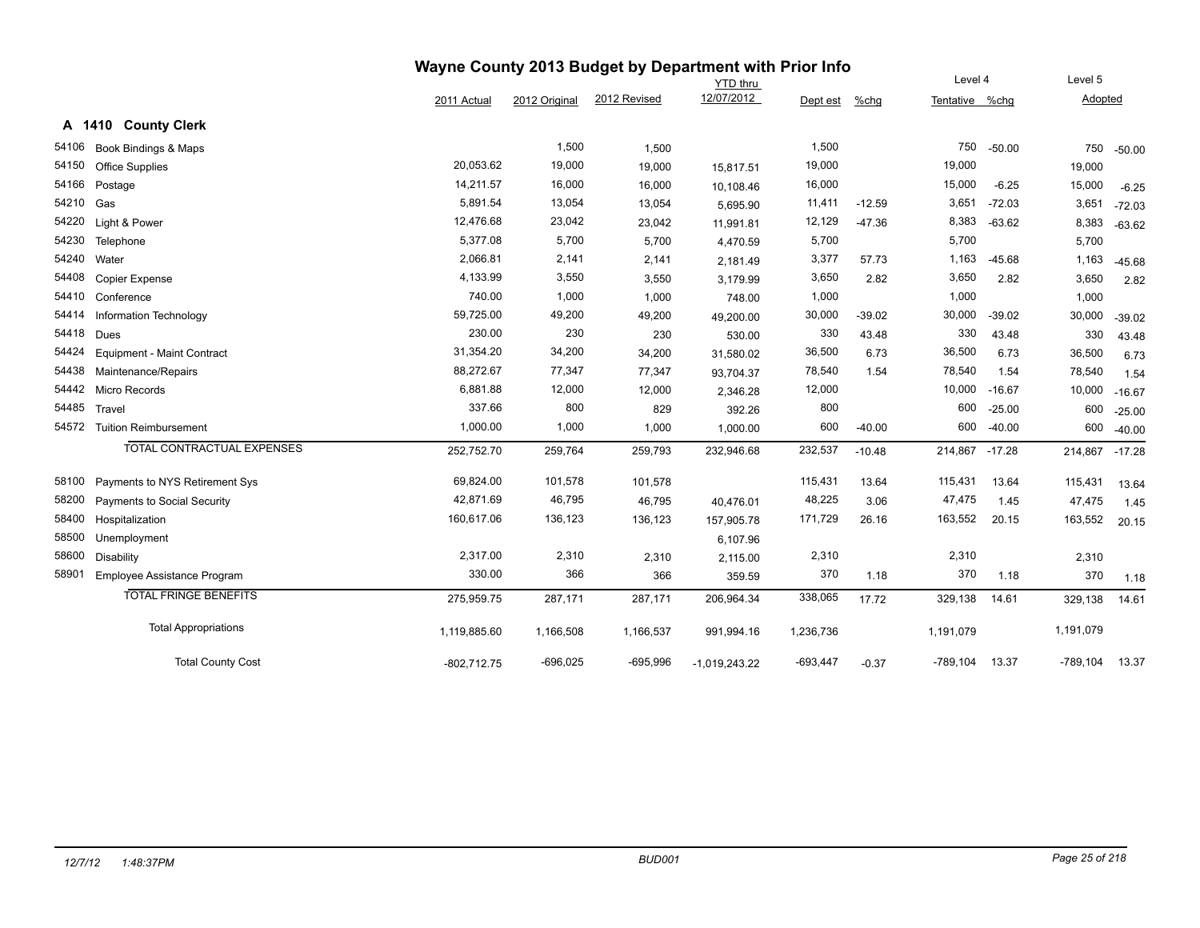# Wayne County 2013 Budget by Department with Prior Info

## A 1410 County Clerk

| | | 2011 Actual | 2012 Original | 2012 Revised | YTD thru 12/07/2012 | Dept est | %chg | Level 4 Tentative | %chg | Level 5 Adopted | |
|---|---|---|---|---|---|---|---|---|---|---|---|
| 54106 | Book Bindings & Maps | | 1,500 | 1,500 | | 1,500 | | 750 | -50.00 | 750 | -50.00 |
| 54150 | Office Supplies | 20,053.62 | 19,000 | 19,000 | 15,817.51 | 19,000 | | 19,000 | | 19,000 | |
| 54166 | Postage | 14,211.57 | 16,000 | 16,000 | 10,108.46 | 16,000 | | 15,000 | -6.25 | 15,000 | -6.25 |
| 54210 | Gas | 5,891.54 | 13,054 | 13,054 | 5,695.90 | 11,411 | -12.59 | 3,651 | -72.03 | 3,651 | -72.03 |
| 54220 | Light & Power | 12,476.68 | 23,042 | 23,042 | 11,991.81 | 12,129 | -47.36 | 8,383 | -63.62 | 8,383 | -63.62 |
| 54230 | Telephone | 5,377.08 | 5,700 | 5,700 | 4,470.59 | 5,700 | | 5,700 | | 5,700 | |
| 54240 | Water | 2,066.81 | 2,141 | 2,141 | 2,181.49 | 3,377 | 57.73 | 1,163 | -45.68 | 1,163 | -45.68 |
| 54408 | Copier Expense | 4,133.99 | 3,550 | 3,550 | 3,179.99 | 3,650 | 2.82 | 3,650 | 2.82 | 3,650 | 2.82 |
| 54410 | Conference | 740.00 | 1,000 | 1,000 | 748.00 | 1,000 | | 1,000 | | 1,000 | |
| 54414 | Information Technology | 59,725.00 | 49,200 | 49,200 | 49,200.00 | 30,000 | -39.02 | 30,000 | -39.02 | 30,000 | -39.02 |
| 54418 | Dues | 230.00 | 230 | 230 | 530.00 | 330 | 43.48 | 330 | 43.48 | 330 | 43.48 |
| 54424 | Equipment - Maint Contract | 31,354.20 | 34,200 | 34,200 | 31,580.02 | 36,500 | 6.73 | 36,500 | 6.73 | 36,500 | 6.73 |
| 54438 | Maintenance/Repairs | 88,272.67 | 77,347 | 77,347 | 93,704.37 | 78,540 | 1.54 | 78,540 | 1.54 | 78,540 | 1.54 |
| 54442 | Micro Records | 6,881.88 | 12,000 | 12,000 | 2,346.28 | 12,000 | | 10,000 | -16.67 | 10,000 | -16.67 |
| 54485 | Travel | 337.66 | 800 | 829 | 392.26 | 800 | | 600 | -25.00 | 600 | -25.00 |
| 54572 | Tuition Reimbursement | 1,000.00 | 1,000 | 1,000 | 1,000.00 | 600 | -40.00 | 600 | -40.00 | 600 | -40.00 |
| | TOTAL CONTRACTUAL EXPENSES | 252,752.70 | 259,764 | 259,793 | 232,946.68 | 232,537 | -10.48 | 214,867 | -17.28 | 214,867 | -17.28 |
| 58100 | Payments to NYS Retirement Sys | 69,824.00 | 101,578 | 101,578 | | 115,431 | 13.64 | 115,431 | 13.64 | 115,431 | 13.64 |
| 58200 | Payments to Social Security | 42,871.69 | 46,795 | 46,795 | 40,476.01 | 48,225 | 3.06 | 47,475 | 1.45 | 47,475 | 1.45 |
| 58400 | Hospitalization | 160,617.06 | 136,123 | 136,123 | 157,905.78 | 171,729 | 26.16 | 163,552 | 20.15 | 163,552 | 20.15 |
| 58500 | Unemployment | | | | 6,107.96 | | | | | | |
| 58600 | Disability | 2,317.00 | 2,310 | 2,310 | 2,115.00 | 2,310 | | 2,310 | | 2,310 | |
| 58901 | Employee Assistance Program | 330.00 | 366 | 366 | 359.59 | 370 | 1.18 | 370 | 1.18 | 370 | 1.18 |
| | TOTAL FRINGE BENEFITS | 275,959.75 | 287,171 | 287,171 | 206,964.34 | 338,065 | 17.72 | 329,138 | 14.61 | 329,138 | 14.61 |
| | Total Appropriations | 1,119,885.60 | 1,166,508 | 1,166,537 | 991,994.16 | 1,236,736 | | 1,191,079 | | 1,191,079 | |
| | Total County Cost | -802,712.75 | -696,025 | -695,996 | -1,019,243.22 | -693,447 | -0.37 | -789,104 | 13.37 | -789,104 | 13.37 |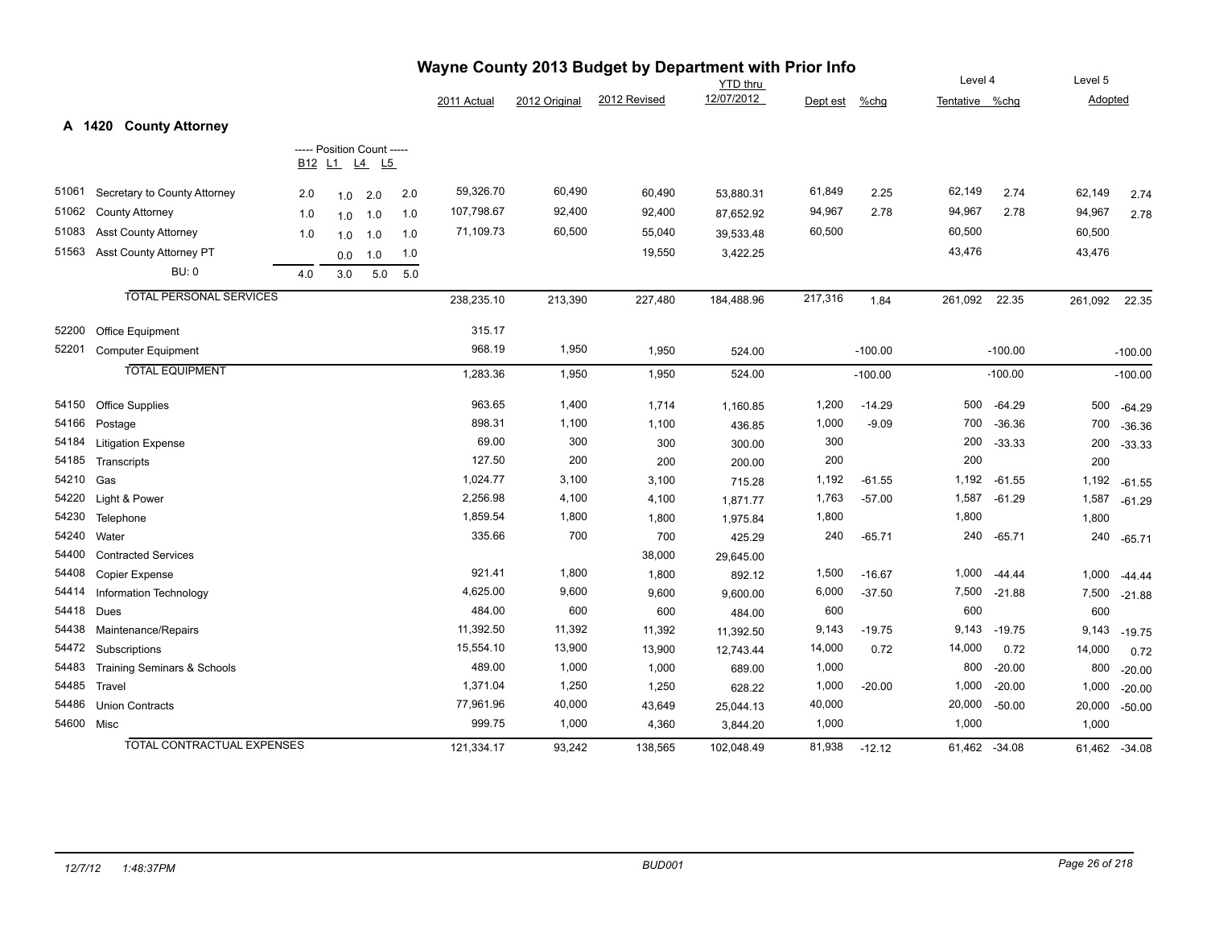# Wayne County 2013 Budget by Department with Prior Info

## A 1420 County Attorney

| Code | Description | B12 | L1 | L4 | L5 | 2011 Actual | 2012 Original | 2012 Revised | YTD thru 12/07/2012 | Dept est | %chg | Level 4 Tentative | %chg | Level 5 Adopted | %chg |
|---|---|---|---|---|---|---|---|---|---|---|---|---|---|---|---|
| 51061 | Secretary to County Attorney | 2.0 | 1.0 | 2.0 | 2.0 | 59,326.70 | 60,490 | 60,490 | 53,880.31 | 61,849 | 2.25 | 62,149 | 2.74 | 62,149 | 2.74 |
| 51062 | County Attorney | 1.0 | 1.0 | 1.0 | 1.0 | 107,798.67 | 92,400 | 92,400 | 87,652.92 | 94,967 | 2.78 | 94,967 | 2.78 | 94,967 | 2.78 |
| 51083 | Asst County Attorney | 1.0 | 1.0 | 1.0 | 1.0 | 71,109.73 | 60,500 | 55,040 | 39,533.48 | 60,500 | | 60,500 | | 60,500 | |
| 51563 | Asst County Attorney PT | | 0.0 | 1.0 | 1.0 | | | 19,550 | 3,422.25 | | | 43,476 | | 43,476 | |
| | BU: 0 | 4.0 | 3.0 | 5.0 | 5.0 | | | | | | | | | | |
| | TOTAL PERSONAL SERVICES | | | | | 238,235.10 | 213,390 | 227,480 | 184,488.96 | 217,316 | 1.84 | 261,092 | 22.35 | 261,092 | 22.35 |
| 52200 | Office Equipment | | | | | 315.17 | | | | | | | | | |
| 52201 | Computer Equipment | | | | | 968.19 | 1,950 | 1,950 | 524.00 | | -100.00 | | -100.00 | | -100.00 |
| | TOTAL EQUIPMENT | | | | | 1,283.36 | 1,950 | 1,950 | 524.00 | | -100.00 | | -100.00 | | -100.00 |
| 54150 | Office Supplies | | | | | 963.65 | 1,400 | 1,714 | 1,160.85 | 1,200 | -14.29 | 500 | -64.29 | 500 | -64.29 |
| 54166 | Postage | | | | | 898.31 | 1,100 | 1,100 | 436.85 | 1,000 | -9.09 | 700 | -36.36 | 700 | -36.36 |
| 54184 | Litigation Expense | | | | | 69.00 | 300 | 300 | 300.00 | 300 | | 200 | -33.33 | 200 | -33.33 |
| 54185 | Transcripts | | | | | 127.50 | 200 | 200 | 200.00 | 200 | | 200 | | 200 | |
| 54210 | Gas | | | | | 1,024.77 | 3,100 | 3,100 | 715.28 | 1,192 | -61.55 | 1,192 | -61.55 | 1,192 | -61.55 |
| 54220 | Light & Power | | | | | 2,256.98 | 4,100 | 4,100 | 1,871.77 | 1,763 | -57.00 | 1,587 | -61.29 | 1,587 | -61.29 |
| 54230 | Telephone | | | | | 1,859.54 | 1,800 | 1,800 | 1,975.84 | 1,800 | | 1,800 | | 1,800 | |
| 54240 | Water | | | | | 335.66 | 700 | 700 | 425.29 | 240 | -65.71 | 240 | -65.71 | 240 | -65.71 |
| 54400 | Contracted Services | | | | | | | 38,000 | 29,645.00 | | | | | | |
| 54408 | Copier Expense | | | | | 921.41 | 1,800 | 1,800 | 892.12 | 1,500 | -16.67 | 1,000 | -44.44 | 1,000 | -44.44 |
| 54414 | Information Technology | | | | | 4,625.00 | 9,600 | 9,600 | 9,600.00 | 6,000 | -37.50 | 7,500 | -21.88 | 7,500 | -21.88 |
| 54418 | Dues | | | | | 484.00 | 600 | 600 | 484.00 | 600 | | 600 | | 600 | |
| 54438 | Maintenance/Repairs | | | | | 11,392.50 | 11,392 | 11,392 | 11,392.50 | 9,143 | -19.75 | 9,143 | -19.75 | 9,143 | -19.75 |
| 54472 | Subscriptions | | | | | 15,554.10 | 13,900 | 13,900 | 12,743.44 | 14,000 | 0.72 | 14,000 | 0.72 | 14,000 | 0.72 |
| 54483 | Training Seminars & Schools | | | | | 489.00 | 1,000 | 1,000 | 689.00 | 1,000 | | 800 | -20.00 | 800 | -20.00 |
| 54485 | Travel | | | | | 1,371.04 | 1,250 | 1,250 | 628.22 | 1,000 | -20.00 | 1,000 | -20.00 | 1,000 | -20.00 |
| 54486 | Union Contracts | | | | | 77,961.96 | 40,000 | 43,649 | 25,044.13 | 40,000 | | 20,000 | -50.00 | 20,000 | -50.00 |
| 54600 | Misc | | | | | 999.75 | 1,000 | 4,360 | 3,844.20 | 1,000 | | 1,000 | | 1,000 | |
| | TOTAL CONTRACTUAL EXPENSES | | | | | 121,334.17 | 93,242 | 138,565 | 102,048.49 | 81,938 | -12.12 | 61,462 | -34.08 | 61,462 | -34.08 |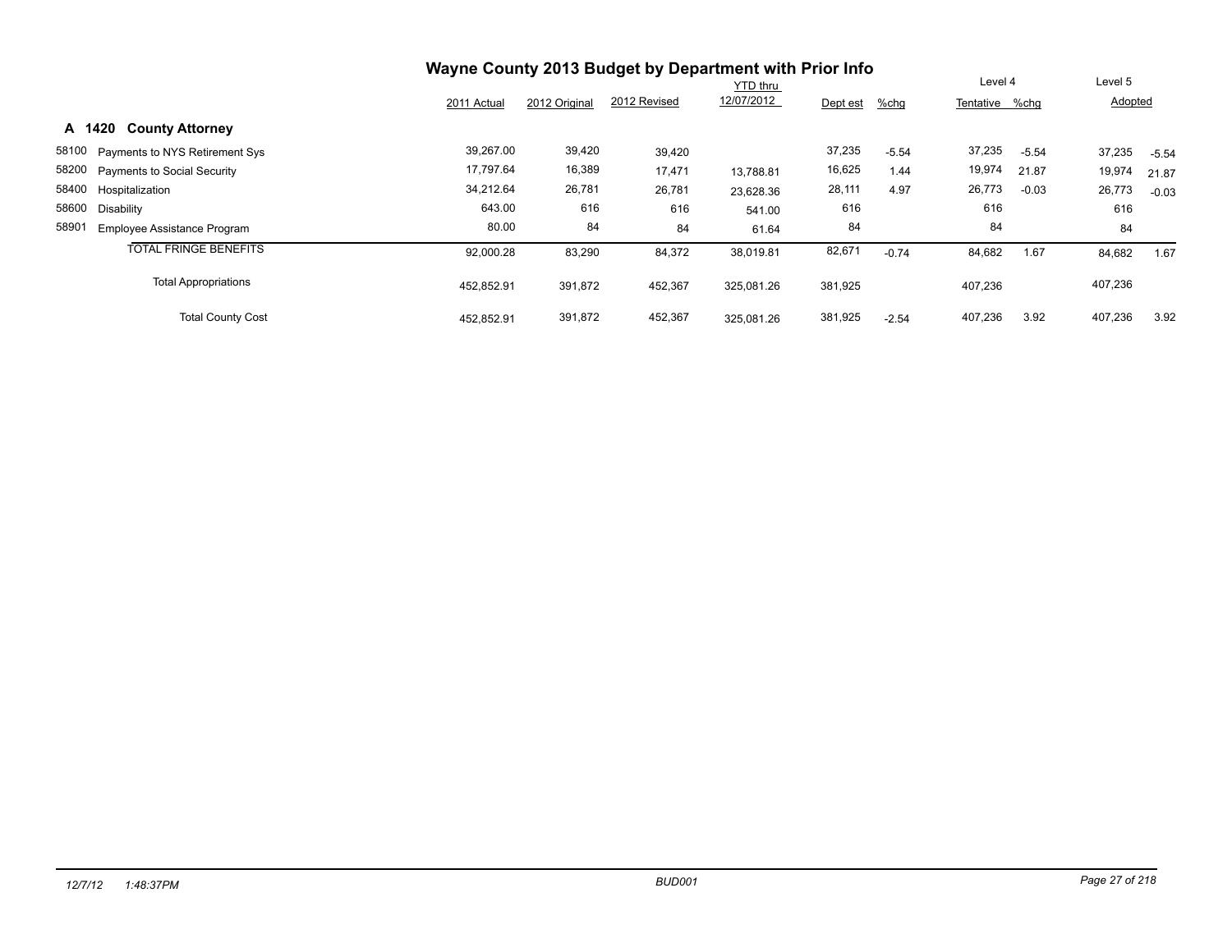# Wayne County 2013 Budget by Department with Prior Info

## A 1420 County Attorney

| | | 2011 Actual | 2012 Original | 2012 Revised | YTD thru 12/07/2012 | Dept est | %chg | Level 4 Tentative | %chg | Level 5 Adopted | %chg |
|---|---|---|---|---|---|---|---|---|---|---|---|
| 58100 | Payments to NYS Retirement Sys | 39,267.00 | 39,420 | 39,420 | | 37,235 | -5.54 | 37,235 | -5.54 | 37,235 | -5.54 |
| 58200 | Payments to Social Security | 17,797.64 | 16,389 | 17,471 | 13,788.81 | 16,625 | 1.44 | 19,974 | 21.87 | 19,974 | 21.87 |
| 58400 | Hospitalization | 34,212.64 | 26,781 | 26,781 | 23,628.36 | 28,111 | 4.97 | 26,773 | -0.03 | 26,773 | -0.03 |
| 58600 | Disability | 643.00 | 616 | 616 | 541.00 | 616 | | 616 | | 616 | |
| 58901 | Employee Assistance Program | 80.00 | 84 | 84 | 61.64 | 84 | | 84 | | 84 | |
| | TOTAL FRINGE BENEFITS | 92,000.28 | 83,290 | 84,372 | 38,019.81 | 82,671 | -0.74 | 84,682 | 1.67 | 84,682 | 1.67 |
| | Total Appropriations | 452,852.91 | 391,872 | 452,367 | 325,081.26 | 381,925 | | 407,236 | | 407,236 | |
| | Total County Cost | 452,852.91 | 391,872 | 452,367 | 325,081.26 | 381,925 | -2.54 | 407,236 | 3.92 | 407,236 | 3.92 |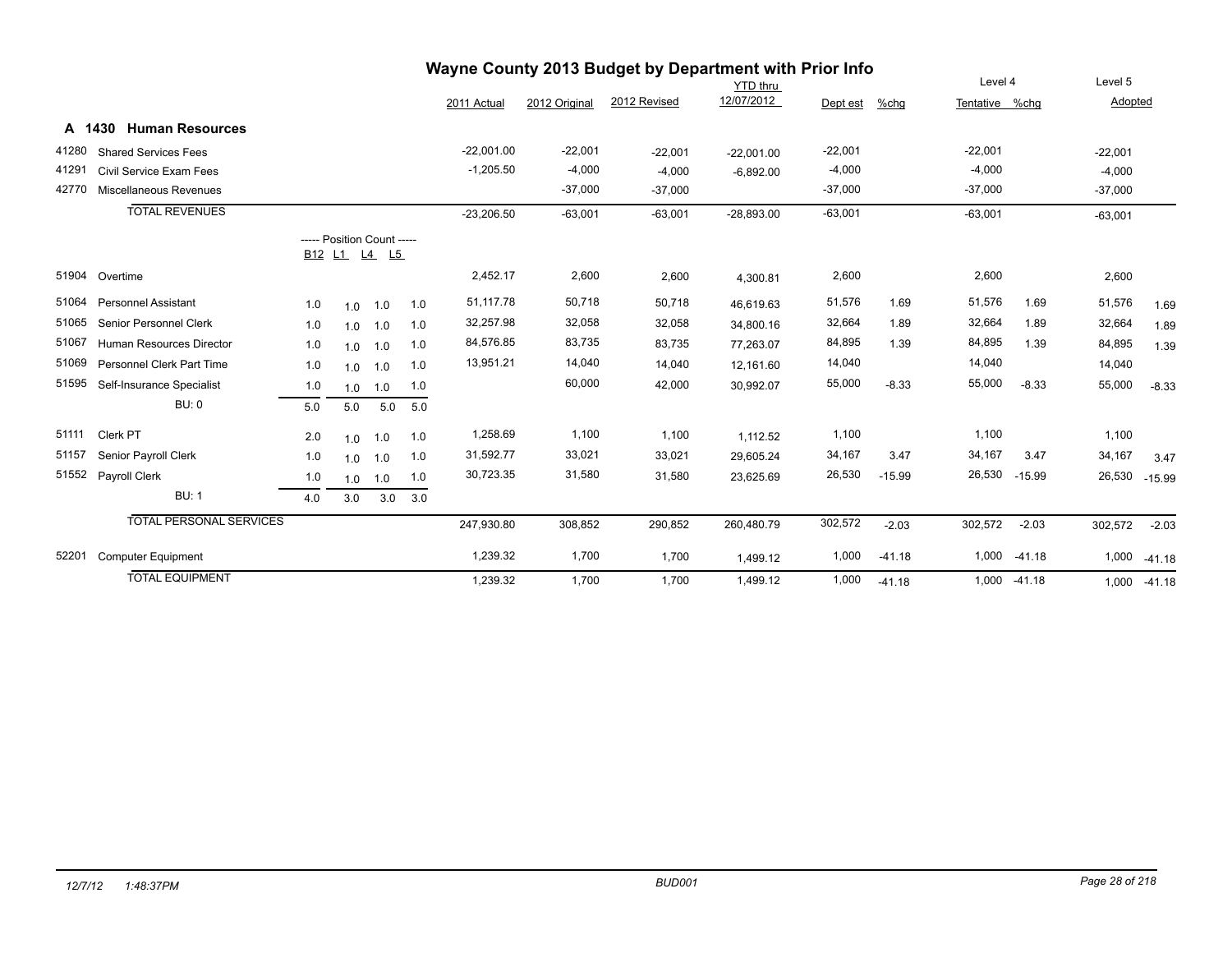# Wayne County 2013 Budget by Department with Prior Info

## A 1430 Human Resources

| Code | Description | B12 | L1 | L4 | L5 | 2011 Actual | 2012 Original | 2012 Revised | YTD thru 12/07/2012 | Dept est | %chg | Level 4 Tentative | %chg | Level 5 Adopted | %chg |
|---|---|---|---|---|---|---|---|---|---|---|---|---|---|---|---|
| 41280 | Shared Services Fees | | | | | -22,001.00 | -22,001 | -22,001 | -22,001.00 | -22,001 | | -22,001 | | -22,001 | |
| 41291 | Civil Service Exam Fees | | | | | -1,205.50 | -4,000 | -4,000 | -6,892.00 | -4,000 | | -4,000 | | -4,000 | |
| 42770 | Miscellaneous Revenues | | | | | | -37,000 | -37,000 | | -37,000 | | -37,000 | | -37,000 | |
| | TOTAL REVENUES | | | | | -23,206.50 | -63,001 | -63,001 | -28,893.00 | -63,001 | | -63,001 | | -63,001 | |
| | ----- Position Count ----- | B12 | L1 | L4 | L5 | | | | | | | | | | |
| 51904 | Overtime | | | | | 2,452.17 | 2,600 | 2,600 | 4,300.81 | 2,600 | | 2,600 | | 2,600 | |
| 51064 | Personnel Assistant | 1.0 | 1.0 | 1.0 | 1.0 | 51,117.78 | 50,718 | 50,718 | 46,619.63 | 51,576 | 1.69 | 51,576 | 1.69 | 51,576 | 1.69 |
| 51065 | Senior Personnel Clerk | 1.0 | 1.0 | 1.0 | 1.0 | 32,257.98 | 32,058 | 32,058 | 34,800.16 | 32,664 | 1.89 | 32,664 | 1.89 | 32,664 | 1.89 |
| 51067 | Human Resources Director | 1.0 | 1.0 | 1.0 | 1.0 | 84,576.85 | 83,735 | 83,735 | 77,263.07 | 84,895 | 1.39 | 84,895 | 1.39 | 84,895 | 1.39 |
| 51069 | Personnel Clerk Part Time | 1.0 | 1.0 | 1.0 | 1.0 | 13,951.21 | 14,040 | 14,040 | 12,161.60 | 14,040 | | 14,040 | | 14,040 | |
| 51595 | Self-Insurance Specialist | 1.0 | 1.0 | 1.0 | 1.0 | | 60,000 | 42,000 | 30,992.07 | 55,000 | -8.33 | 55,000 | -8.33 | 55,000 | -8.33 |
| | BU: 0 | 5.0 | 5.0 | 5.0 | 5.0 | | | | | | | | | | |
| 51111 | Clerk PT | 2.0 | 1.0 | 1.0 | 1.0 | 1,258.69 | 1,100 | 1,100 | 1,112.52 | 1,100 | | 1,100 | | 1,100 | |
| 51157 | Senior Payroll Clerk | 1.0 | 1.0 | 1.0 | 1.0 | 31,592.77 | 33,021 | 33,021 | 29,605.24 | 34,167 | 3.47 | 34,167 | 3.47 | 34,167 | 3.47 |
| 51552 | Payroll Clerk | 1.0 | 1.0 | 1.0 | 1.0 | 30,723.35 | 31,580 | 31,580 | 23,625.69 | 26,530 | -15.99 | 26,530 | -15.99 | 26,530 | -15.99 |
| | BU: 1 | 4.0 | 3.0 | 3.0 | 3.0 | | | | | | | | | | |
| | TOTAL PERSONAL SERVICES | | | | | 247,930.80 | 308,852 | 290,852 | 260,480.79 | 302,572 | -2.03 | 302,572 | -2.03 | 302,572 | -2.03 |
| 52201 | Computer Equipment | | | | | 1,239.32 | 1,700 | 1,700 | 1,499.12 | 1,000 | -41.18 | 1,000 | -41.18 | 1,000 | -41.18 |
| | TOTAL EQUIPMENT | | | | | 1,239.32 | 1,700 | 1,700 | 1,499.12 | 1,000 | -41.18 | 1,000 | -41.18 | 1,000 | -41.18 |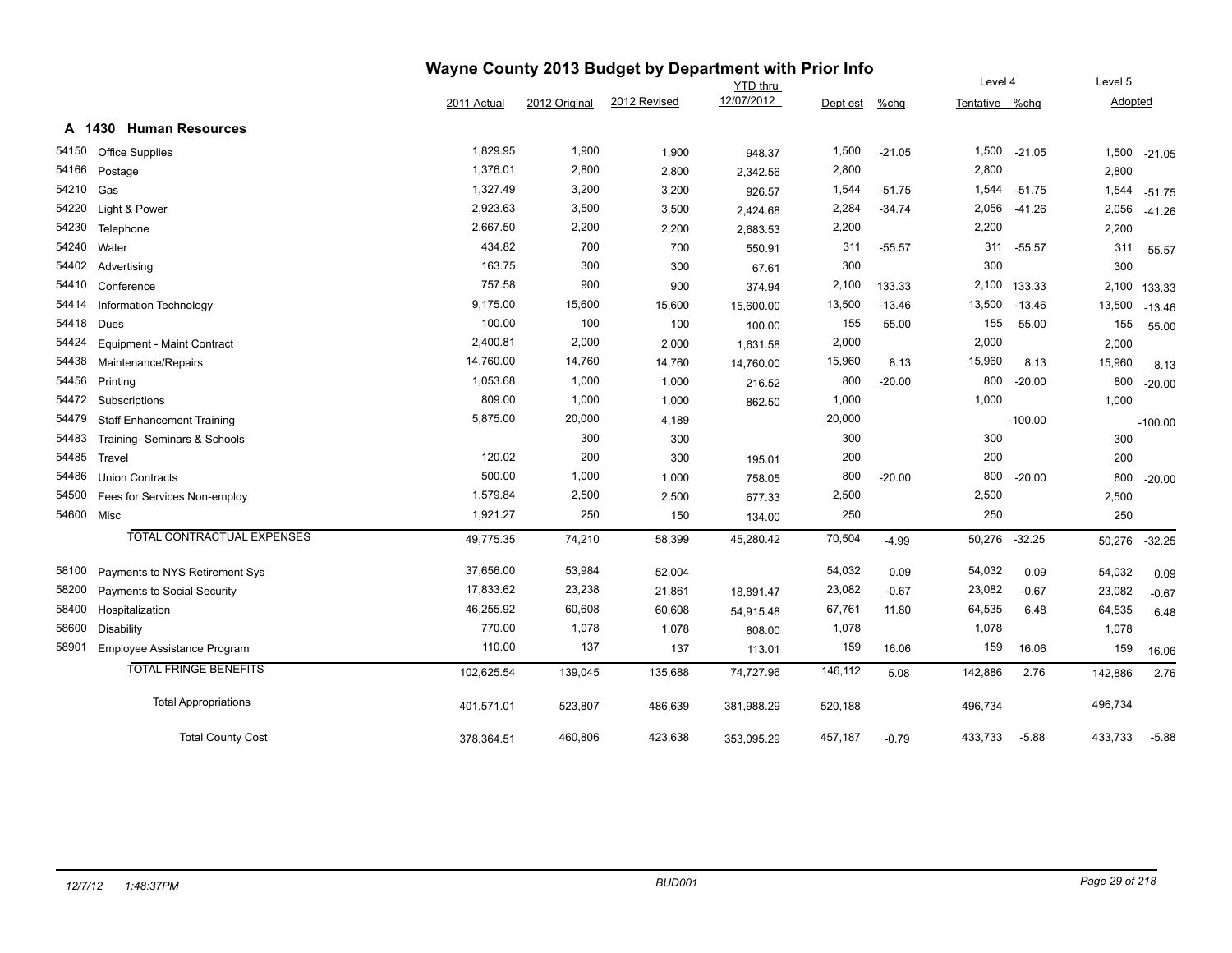# Wayne County 2013 Budget by Department with Prior Info

## A 1430 Human Resources

| | | 2011 Actual | 2012 Original | 2012 Revised | YTD thru 12/07/2012 | Dept est | %chg | Level 4 Tentative | %chg | Level 5 Adopted | %chg |
|---|---|---|---|---|---|---|---|---|---|---|---|
| 54150 | Office Supplies | 1,829.95 | 1,900 | 1,900 | 948.37 | 1,500 | -21.05 | 1,500 | -21.05 | 1,500 | -21.05 |
| 54166 | Postage | 1,376.01 | 2,800 | 2,800 | 2,342.56 | 2,800 | | 2,800 | | 2,800 | |
| 54210 | Gas | 1,327.49 | 3,200 | 3,200 | 926.57 | 1,544 | -51.75 | 1,544 | -51.75 | 1,544 | -51.75 |
| 54220 | Light & Power | 2,923.63 | 3,500 | 3,500 | 2,424.68 | 2,284 | -34.74 | 2,056 | -41.26 | 2,056 | -41.26 |
| 54230 | Telephone | 2,667.50 | 2,200 | 2,200 | 2,683.53 | 2,200 | | 2,200 | | 2,200 | |
| 54240 | Water | 434.82 | 700 | 700 | 550.91 | 311 | -55.57 | 311 | -55.57 | 311 | -55.57 |
| 54402 | Advertising | 163.75 | 300 | 300 | 67.61 | 300 | | 300 | | 300 | |
| 54410 | Conference | 757.58 | 900 | 900 | 374.94 | 2,100 | 133.33 | 2,100 | 133.33 | 2,100 | 133.33 |
| 54414 | Information Technology | 9,175.00 | 15,600 | 15,600 | 15,600.00 | 13,500 | -13.46 | 13,500 | -13.46 | 13,500 | -13.46 |
| 54418 | Dues | 100.00 | 100 | 100 | 100.00 | 155 | 55.00 | 155 | 55.00 | 155 | 55.00 |
| 54424 | Equipment - Maint Contract | 2,400.81 | 2,000 | 2,000 | 1,631.58 | 2,000 | | 2,000 | | 2,000 | |
| 54438 | Maintenance/Repairs | 14,760.00 | 14,760 | 14,760 | 14,760.00 | 15,960 | 8.13 | 15,960 | 8.13 | 15,960 | 8.13 |
| 54456 | Printing | 1,053.68 | 1,000 | 1,000 | 216.52 | 800 | -20.00 | 800 | -20.00 | 800 | -20.00 |
| 54472 | Subscriptions | 809.00 | 1,000 | 1,000 | 862.50 | 1,000 | | 1,000 | | 1,000 | |
| 54479 | Staff Enhancement Training | 5,875.00 | 20,000 | 4,189 | | 20,000 | | | -100.00 | | -100.00 |
| 54483 | Training- Seminars & Schools | | 300 | 300 | | 300 | | 300 | | 300 | |
| 54485 | Travel | 120.02 | 200 | 300 | 195.01 | 200 | | 200 | | 200 | |
| 54486 | Union Contracts | 500.00 | 1,000 | 1,000 | 758.05 | 800 | -20.00 | 800 | -20.00 | 800 | -20.00 |
| 54500 | Fees for Services Non-employ | 1,579.84 | 2,500 | 2,500 | 677.33 | 2,500 | | 2,500 | | 2,500 | |
| 54600 | Misc | 1,921.27 | 250 | 150 | 134.00 | 250 | | 250 | | 250 | |
| | TOTAL CONTRACTUAL EXPENSES | 49,775.35 | 74,210 | 58,399 | 45,280.42 | 70,504 | -4.99 | 50,276 | -32.25 | 50,276 | -32.25 |
| 58100 | Payments to NYS Retirement Sys | 37,656.00 | 53,984 | 52,004 | | 54,032 | 0.09 | 54,032 | 0.09 | 54,032 | 0.09 |
| 58200 | Payments to Social Security | 17,833.62 | 23,238 | 21,861 | 18,891.47 | 23,082 | -0.67 | 23,082 | -0.67 | 23,082 | -0.67 |
| 58400 | Hospitalization | 46,255.92 | 60,608 | 60,608 | 54,915.48 | 67,761 | 11.80 | 64,535 | 6.48 | 64,535 | 6.48 |
| 58600 | Disability | 770.00 | 1,078 | 1,078 | 808.00 | 1,078 | | 1,078 | | 1,078 | |
| 58901 | Employee Assistance Program | 110.00 | 137 | 137 | 113.01 | 159 | 16.06 | 159 | 16.06 | 159 | 16.06 |
| | TOTAL FRINGE BENEFITS | 102,625.54 | 139,045 | 135,688 | 74,727.96 | 146,112 | 5.08 | 142,886 | 2.76 | 142,886 | 2.76 |
| | Total Appropriations | 401,571.01 | 523,807 | 486,639 | 381,988.29 | 520,188 | | 496,734 | | 496,734 | |
| | Total County Cost | 378,364.51 | 460,806 | 423,638 | 353,095.29 | 457,187 | -0.79 | 433,733 | -5.88 | 433,733 | -5.88 |

12/7/12 1:48:37PM BUD001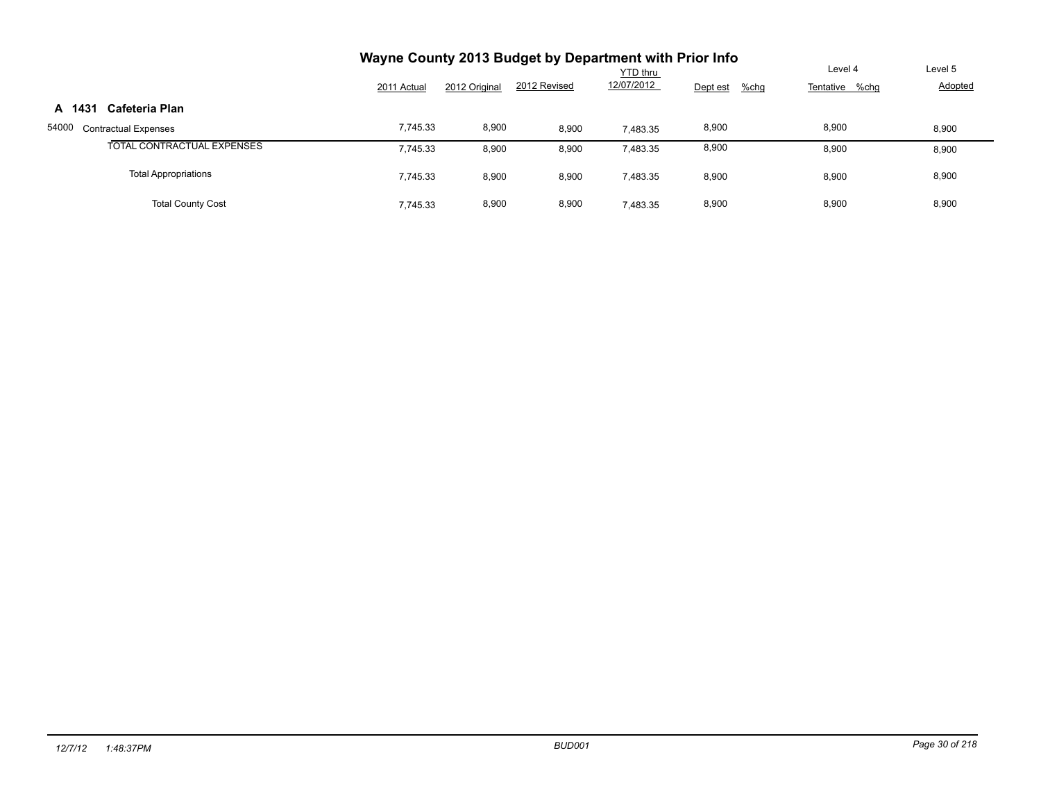# Wayne County 2013 Budget by Department with Prior Info

| | 2011 Actual | 2012 Original | 2012 Revised | YTD thru 12/07/2012 | Dept est | %chg | Level 4 Tentative | %chg | Level 5 Adopted |
|---|---|---|---|---|---|---|---|---|---|
| **A 1431 Cafeteria Plan** | | | | | | | | | |
| 54000 Contractual Expenses | 7,745.33 | 8,900 | 8,900 | 7,483.35 | 8,900 | | 8,900 | | 8,900 |
| TOTAL CONTRACTUAL EXPENSES | 7,745.33 | 8,900 | 8,900 | 7,483.35 | 8,900 | | 8,900 | | 8,900 |
| Total Appropriations | 7,745.33 | 8,900 | 8,900 | 7,483.35 | 8,900 | | 8,900 | | 8,900 |
| Total County Cost | 7,745.33 | 8,900 | 8,900 | 7,483.35 | 8,900 | | 8,900 | | 8,900 |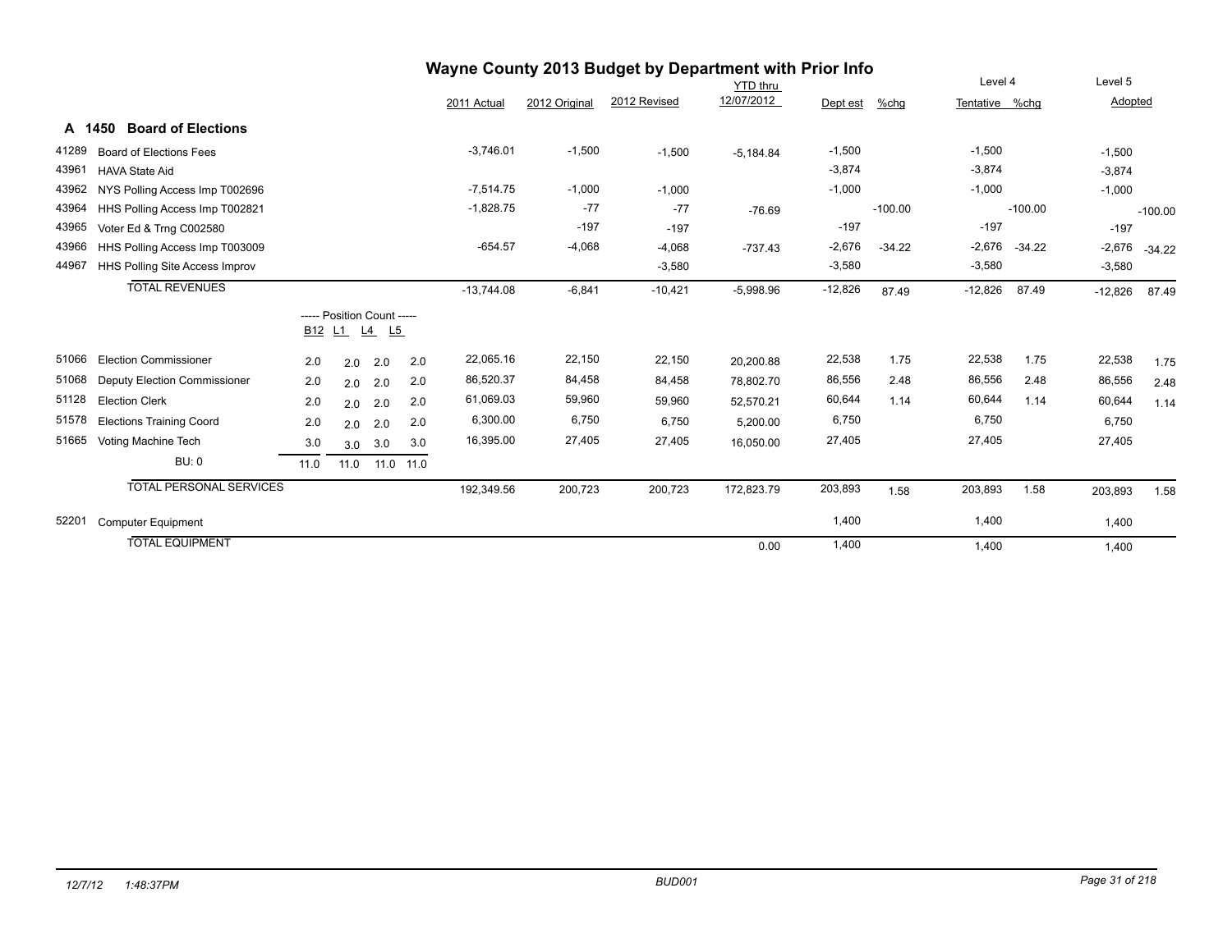# Wayne County 2013 Budget by Department with Prior Info

## A 1450 Board of Elections

| Code | Description | B12 | L1 | L4 | L5 | 2011 Actual | 2012 Original | 2012 Revised | YTD thru 12/07/2012 | Dept est | %chg | Level 4 Tentative | %chg | Level 5 Adopted | %chg |
|---|---|---|---|---|---|---|---|---|---|---|---|---|---|---|---|
| 41289 | Board of Elections Fees | | | | | -3,746.01 | -1,500 | -1,500 | -5,184.84 | -1,500 | | -1,500 | | -1,500 | |
| 43961 | HAVA State Aid | | | | | | | | | -3,874 | | -3,874 | | -3,874 | |
| 43962 | NYS Polling Access Imp T002696 | | | | | -7,514.75 | -1,000 | -1,000 | | -1,000 | | -1,000 | | -1,000 | |
| 43964 | HHS Polling Access Imp T002821 | | | | | -1,828.75 | -77 | -77 | -76.69 | | -100.00 | | -100.00 | | -100.00 |
| 43965 | Voter Ed & Trng C002580 | | | | | | -197 | -197 | | -197 | | -197 | | -197 | |
| 43966 | HHS Polling Access Imp T003009 | | | | | -654.57 | -4,068 | -4,068 | -737.43 | -2,676 | -34.22 | -2,676 | -34.22 | -2,676 | -34.22 |
| 44967 | HHS Polling Site Access Improv | | | | | | | -3,580 | | -3,580 | | -3,580 | | -3,580 | |
| | **TOTAL REVENUES** | | | | | -13,744.08 | -6,841 | -10,421 | -5,998.96 | -12,826 | 87.49 | -12,826 | 87.49 | -12,826 | 87.49 |
| | | ----- Position Count ----- | | | | | | | | | | | | | |
| 51066 | Election Commissioner | 2.0 | 2.0 | 2.0 | 2.0 | 22,065.16 | 22,150 | 22,150 | 20,200.88 | 22,538 | 1.75 | 22,538 | 1.75 | 22,538 | 1.75 |
| 51068 | Deputy Election Commissioner | 2.0 | 2.0 | 2.0 | 2.0 | 86,520.37 | 84,458 | 84,458 | 78,802.70 | 86,556 | 2.48 | 86,556 | 2.48 | 86,556 | 2.48 |
| 51128 | Election Clerk | 2.0 | 2.0 | 2.0 | 2.0 | 61,069.03 | 59,960 | 59,960 | 52,570.21 | 60,644 | 1.14 | 60,644 | 1.14 | 60,644 | 1.14 |
| 51578 | Elections Training Coord | 2.0 | 2.0 | 2.0 | 2.0 | 6,300.00 | 6,750 | 6,750 | 5,200.00 | 6,750 | | 6,750 | | 6,750 | |
| 51665 | Voting Machine Tech | 3.0 | 3.0 | 3.0 | 3.0 | 16,395.00 | 27,405 | 27,405 | 16,050.00 | 27,405 | | 27,405 | | 27,405 | |
| | BU: 0 | 11.0 | 11.0 | 11.0 | 11.0 | | | | | | | | | | |
| | **TOTAL PERSONAL SERVICES** | | | | | 192,349.56 | 200,723 | 200,723 | 172,823.79 | 203,893 | 1.58 | 203,893 | 1.58 | 203,893 | 1.58 |
| 52201 | Computer Equipment | | | | | | | | | 1,400 | | 1,400 | | 1,400 | |
| | **TOTAL EQUIPMENT** | | | | | | | | 0.00 | 1,400 | | 1,400 | | 1,400 | |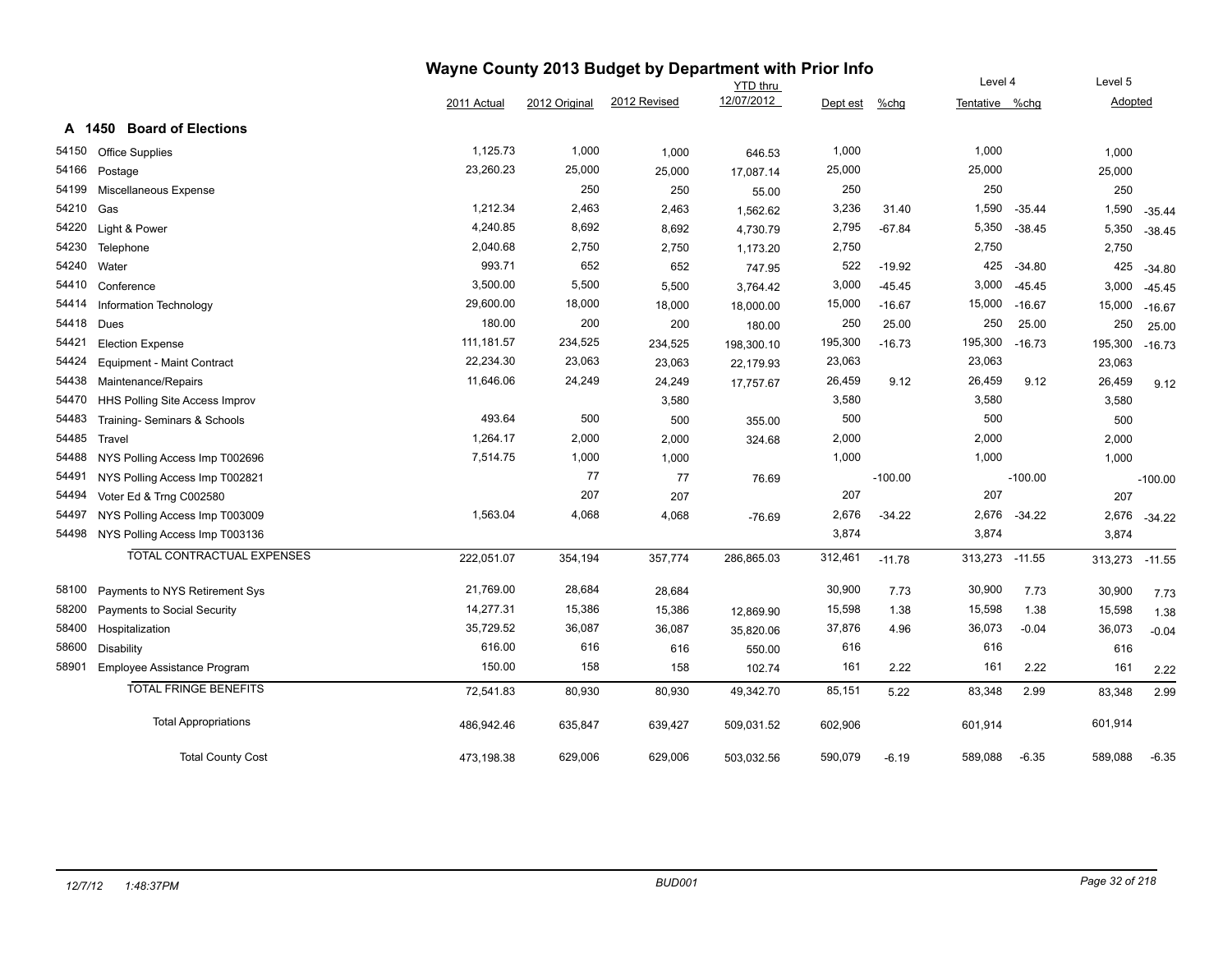# Wayne County 2013 Budget by Department with Prior Info

## A 1450 Board of Elections

| | | 2011 Actual | 2012 Original | 2012 Revised | YTD thru 12/07/2012 | Dept est | %chg | Level 4 Tentative | %chg | Level 5 Adopted | |
|---|---|---|---|---|---|---|---|---|---|---|---|
| 54150 | Office Supplies | 1,125.73 | 1,000 | 1,000 | 646.53 | 1,000 | | 1,000 | | 1,000 | |
| 54166 | Postage | 23,260.23 | 25,000 | 25,000 | 17,087.14 | 25,000 | | 25,000 | | 25,000 | |
| 54199 | Miscellaneous Expense | | 250 | 250 | 55.00 | 250 | | 250 | | 250 | |
| 54210 | Gas | 1,212.34 | 2,463 | 2,463 | 1,562.62 | 3,236 | 31.40 | 1,590 | -35.44 | 1,590 | -35.44 |
| 54220 | Light & Power | 4,240.85 | 8,692 | 8,692 | 4,730.79 | 2,795 | -67.84 | 5,350 | -38.45 | 5,350 | -38.45 |
| 54230 | Telephone | 2,040.68 | 2,750 | 2,750 | 1,173.20 | 2,750 | | 2,750 | | 2,750 | |
| 54240 | Water | 993.71 | 652 | 652 | 747.95 | 522 | -19.92 | 425 | -34.80 | 425 | -34.80 |
| 54410 | Conference | 3,500.00 | 5,500 | 5,500 | 3,764.42 | 3,000 | -45.45 | 3,000 | -45.45 | 3,000 | -45.45 |
| 54414 | Information Technology | 29,600.00 | 18,000 | 18,000 | 18,000.00 | 15,000 | -16.67 | 15,000 | -16.67 | 15,000 | -16.67 |
| 54418 | Dues | 180.00 | 200 | 200 | 180.00 | 250 | 25.00 | 250 | 25.00 | 250 | 25.00 |
| 54421 | Election Expense | 111,181.57 | 234,525 | 234,525 | 198,300.10 | 195,300 | -16.73 | 195,300 | -16.73 | 195,300 | -16.73 |
| 54424 | Equipment - Maint Contract | 22,234.30 | 23,063 | 23,063 | 22,179.93 | 23,063 | | 23,063 | | 23,063 | |
| 54438 | Maintenance/Repairs | 11,646.06 | 24,249 | 24,249 | 17,757.67 | 26,459 | 9.12 | 26,459 | 9.12 | 26,459 | 9.12 |
| 54470 | HHS Polling Site Access Improv | | | 3,580 | | 3,580 | | 3,580 | | 3,580 | |
| 54483 | Training- Seminars & Schools | 493.64 | 500 | 500 | 355.00 | 500 | | 500 | | 500 | |
| 54485 | Travel | 1,264.17 | 2,000 | 2,000 | 324.68 | 2,000 | | 2,000 | | 2,000 | |
| 54488 | NYS Polling Access Imp T002696 | 7,514.75 | 1,000 | 1,000 | | 1,000 | | 1,000 | | 1,000 | |
| 54491 | NYS Polling Access Imp T002821 | | 77 | 77 | 76.69 | | -100.00 | | -100.00 | | -100.00 |
| 54494 | Voter Ed & Trng C002580 | | 207 | 207 | | 207 | | 207 | | 207 | |
| 54497 | NYS Polling Access Imp T003009 | 1,563.04 | 4,068 | 4,068 | -76.69 | 2,676 | -34.22 | 2,676 | -34.22 | 2,676 | -34.22 |
| 54498 | NYS Polling Access Imp T003136 | | | | | 3,874 | | 3,874 | | 3,874 | |
| | TOTAL CONTRACTUAL EXPENSES | 222,051.07 | 354,194 | 357,774 | 286,865.03 | 312,461 | -11.78 | 313,273 | -11.55 | 313,273 | -11.55 |
| 58100 | Payments to NYS Retirement Sys | 21,769.00 | 28,684 | 28,684 | | 30,900 | 7.73 | 30,900 | 7.73 | 30,900 | 7.73 |
| 58200 | Payments to Social Security | 14,277.31 | 15,386 | 15,386 | 12,869.90 | 15,598 | 1.38 | 15,598 | 1.38 | 15,598 | 1.38 |
| 58400 | Hospitalization | 35,729.52 | 36,087 | 36,087 | 35,820.06 | 37,876 | 4.96 | 36,073 | -0.04 | 36,073 | -0.04 |
| 58600 | Disability | 616.00 | 616 | 616 | 550.00 | 616 | | 616 | | 616 | |
| 58901 | Employee Assistance Program | 150.00 | 158 | 158 | 102.74 | 161 | 2.22 | 161 | 2.22 | 161 | 2.22 |
| | TOTAL FRINGE BENEFITS | 72,541.83 | 80,930 | 80,930 | 49,342.70 | 85,151 | 5.22 | 83,348 | 2.99 | 83,348 | 2.99 |
| | Total Appropriations | 486,942.46 | 635,847 | 639,427 | 509,031.52 | 602,906 | | 601,914 | | 601,914 | |
| | Total County Cost | 473,198.38 | 629,006 | 629,006 | 503,032.56 | 590,079 | -6.19 | 589,088 | -6.35 | 589,088 | -6.35 |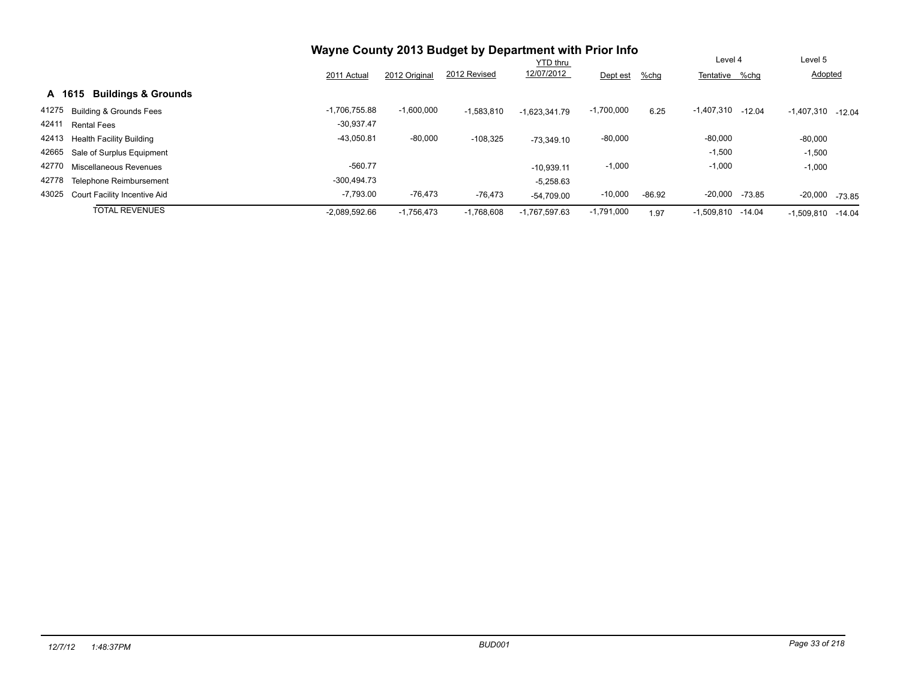# Wayne County 2013 Budget by Department with Prior Info

## A 1615 Buildings & Grounds

| | | 2011 Actual | 2012 Original | 2012 Revised | YTD thru 12/07/2012 | Dept est | %chg | Level 4 Tentative | %chg | Level 5 Adopted | %chg |
|---|---|---|---|---|---|---|---|---|---|---|---|
| 41275 | Building & Grounds Fees | -1,706,755.88 | -1,600,000 | -1,583,810 | -1,623,341.79 | -1,700,000 | 6.25 | -1,407,310 | -12.04 | -1,407,310 | -12.04 |
| 42411 | Rental Fees | -30,937.47 | | | | | | | | | |
| 42413 | Health Facility Building | -43,050.81 | -80,000 | -108,325 | -73,349.10 | -80,000 | | -80,000 | | -80,000 | |
| 42665 | Sale of Surplus Equipment | | | | | | | -1,500 | | -1,500 | |
| 42770 | Miscellaneous Revenues | -560.77 | | | -10,939.11 | -1,000 | | -1,000 | | -1,000 | |
| 42778 | Telephone Reimbursement | -300,494.73 | | | -5,258.63 | | | | | | |
| 43025 | Court Facility Incentive Aid | -7,793.00 | -76,473 | -76,473 | -54,709.00 | -10,000 | -86.92 | -20,000 | -73.85 | -20,000 | -73.85 |
| | TOTAL REVENUES | -2,089,592.66 | -1,756,473 | -1,768,608 | -1,767,597.63 | -1,791,000 | 1.97 | -1,509,810 | -14.04 | -1,509,810 | -14.04 |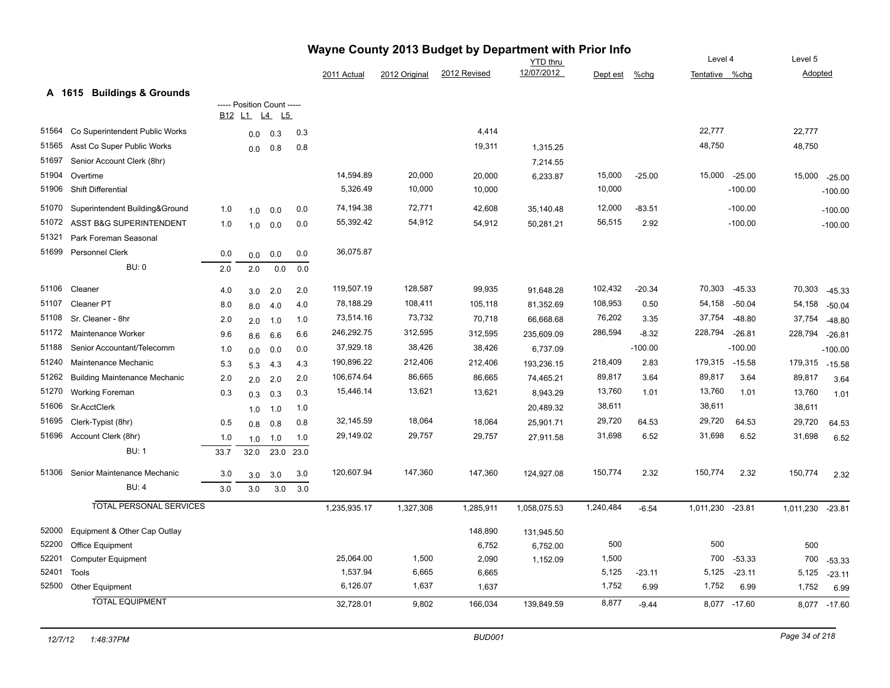# Wayne County 2013 Budget by Department with Prior Info

## A 1615 Buildings & Grounds

| Code | Description | B12 | L1 | L4 | L5 | 2011 Actual | 2012 Original | 2012 Revised | YTD thru 12/07/2012 | Dept est | %chg | Level 4 Tentative | %chg | Level 5 Adopted | %chg |
|---|---|---|---|---|---|---|---|---|---|---|---|---|---|---|---|
| 51564 | Co Superintendent Public Works | | 0.0 | 0.3 | 0.3 | | | 4,414 | | | | 22,777 | | 22,777 | |
| 51565 | Asst Co Super Public Works | | 0.0 | 0.8 | 0.8 | | | 19,311 | 1,315.25 | | | 48,750 | | 48,750 | |
| 51697 | Senior Account Clerk (8hr) | | | | | | | | 7,214.55 | | | | | | |
| 51904 | Overtime | | | | | 14,594.89 | 20,000 | 20,000 | 6,233.87 | 15,000 | -25.00 | 15,000 | -25.00 | 15,000 | -25.00 |
| 51906 | Shift Differential | | | | | 5,326.49 | 10,000 | 10,000 | | 10,000 | | | -100.00 | | -100.00 |
| 51070 | Superintendent Building&Ground | 1.0 | 1.0 | 0.0 | 0.0 | 74,194.38 | 72,771 | 42,608 | 35,140.48 | 12,000 | -83.51 | | -100.00 | | -100.00 |
| 51072 | ASST B&G SUPERINTENDENT | 1.0 | 1.0 | 0.0 | 0.0 | 55,392.42 | 54,912 | 54,912 | 50,281.21 | 56,515 | 2.92 | | -100.00 | | -100.00 |
| 51321 | Park Foreman Seasonal | | | | | | | | | | | | | | |
| 51699 | Personnel Clerk | 0.0 | 0.0 | 0.0 | 0.0 | 36,075.87 | | | | | | | | | |
| | BU: 0 | 2.0 | 2.0 | 0.0 | 0.0 | | | | | | | | | | |
| 51106 | Cleaner | 4.0 | 3.0 | 2.0 | 2.0 | 119,507.19 | 128,587 | 99,935 | 91,648.28 | 102,432 | -20.34 | 70,303 | -45.33 | 70,303 | -45.33 |
| 51107 | Cleaner PT | 8.0 | 8.0 | 4.0 | 4.0 | 78,188.29 | 108,411 | 105,118 | 81,352.69 | 108,953 | 0.50 | 54,158 | -50.04 | 54,158 | -50.04 |
| 51108 | Sr. Cleaner - 8hr | 2.0 | 2.0 | 1.0 | 1.0 | 73,514.16 | 73,732 | 70,718 | 66,668.68 | 76,202 | 3.35 | 37,754 | -48.80 | 37,754 | -48.80 |
| 51172 | Maintenance Worker | 9.6 | 8.6 | 6.6 | 6.6 | 246,292.75 | 312,595 | 312,595 | 235,609.09 | 286,594 | -8.32 | 228,794 | -26.81 | 228,794 | -26.81 |
| 51188 | Senior Accountant/Telecomm | 1.0 | 0.0 | 0.0 | 0.0 | 37,929.18 | 38,426 | 38,426 | 6,737.09 | | -100.00 | | -100.00 | | -100.00 |
| 51240 | Maintenance Mechanic | 5.3 | 5.3 | 4.3 | 4.3 | 190,896.22 | 212,406 | 212,406 | 193,236.15 | 218,409 | 2.83 | 179,315 | -15.58 | 179,315 | -15.58 |
| 51262 | Building Maintenance Mechanic | 2.0 | 2.0 | 2.0 | 2.0 | 106,674.64 | 86,665 | 86,665 | 74,465.21 | 89,817 | 3.64 | 89,817 | 3.64 | 89,817 | 3.64 |
| 51270 | Working Foreman | 0.3 | 0.3 | 0.3 | 0.3 | 15,446.14 | 13,621 | 13,621 | 8,943.29 | 13,760 | 1.01 | 13,760 | 1.01 | 13,760 | 1.01 |
| 51606 | Sr.AcctClerk | | 1.0 | 1.0 | 1.0 | | | | 20,489.32 | 38,611 | | 38,611 | | 38,611 | |
| 51695 | Clerk-Typist (8hr) | 0.5 | 0.8 | 0.8 | 0.8 | 32,145.59 | 18,064 | 18,064 | 25,901.71 | 29,720 | 64.53 | 29,720 | 64.53 | 29,720 | 64.53 |
| 51696 | Account Clerk (8hr) | 1.0 | 1.0 | 1.0 | 1.0 | 29,149.02 | 29,757 | 29,757 | 27,911.58 | 31,698 | 6.52 | 31,698 | 6.52 | 31,698 | 6.52 |
| | BU: 1 | 33.7 | 32.0 | 23.0 | 23.0 | | | | | | | | | | |
| 51306 | Senior Maintenance Mechanic | 3.0 | 3.0 | 3.0 | 3.0 | 120,607.94 | 147,360 | 147,360 | 124,927.08 | 150,774 | 2.32 | 150,774 | 2.32 | 150,774 | 2.32 |
| | BU: 4 | 3.0 | 3.0 | 3.0 | 3.0 | | | | | | | | | | |
| | TOTAL PERSONAL SERVICES | | | | | 1,235,935.17 | 1,327,308 | 1,285,911 | 1,058,075.53 | 1,240,484 | -6.54 | 1,011,230 | -23.81 | 1,011,230 | -23.81 |
| 52000 | Equipment & Other Cap Outlay | | | | | | | 148,890 | 131,945.50 | | | | | | |
| 52200 | Office Equipment | | | | | | | 6,752 | 6,752.00 | 500 | | 500 | | 500 | |
| 52201 | Computer Equipment | | | | | 25,064.00 | 1,500 | 2,090 | 1,152.09 | 1,500 | | 700 | -53.33 | 700 | -53.33 |
| 52401 | Tools | | | | | 1,537.94 | 6,665 | 6,665 | | 5,125 | -23.11 | 5,125 | -23.11 | 5,125 | -23.11 |
| 52500 | Other Equipment | | | | | 6,126.07 | 1,637 | 1,637 | | 1,752 | 6.99 | 1,752 | 6.99 | 1,752 | 6.99 |
| | TOTAL EQUIPMENT | | | | | 32,728.01 | 9,802 | 166,034 | 139,849.59 | 8,877 | -9.44 | 8,077 | -17.60 | 8,077 | -17.60 |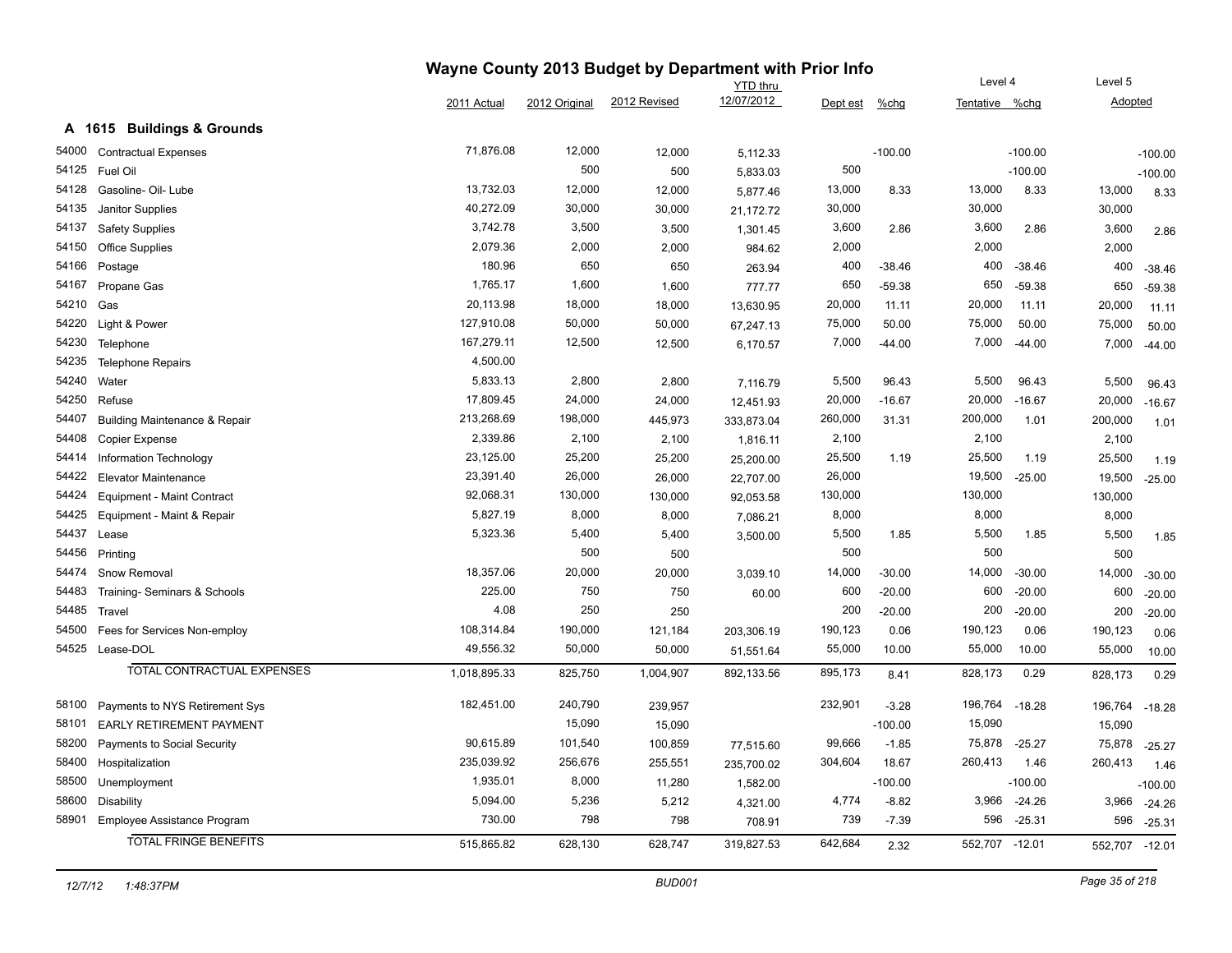# Wayne County 2013 Budget by Department with Prior Info

## A 1615 Buildings & Grounds

| Code | Description | 2011 Actual | 2012 Original | 2012 Revised | YTD thru 12/07/2012 | Dept est | %chg | Level 4 Tentative | %chg | Level 5 Adopted | %chg |
|---|---|---|---|---|---|---|---|---|---|---|---|
| 54000 | Contractual Expenses | 71,876.08 | 12,000 | 12,000 | 5,112.33 | | -100.00 | | -100.00 | | -100.00 |
| 54125 | Fuel Oil | | 500 | 500 | 5,833.03 | 500 | | | -100.00 | | -100.00 |
| 54128 | Gasoline- Oil- Lube | 13,732.03 | 12,000 | 12,000 | 5,877.46 | 13,000 | 8.33 | 13,000 | 8.33 | 13,000 | 8.33 |
| 54135 | Janitor Supplies | 40,272.09 | 30,000 | 30,000 | 21,172.72 | 30,000 | | 30,000 | | 30,000 | |
| 54137 | Safety Supplies | 3,742.78 | 3,500 | 3,500 | 1,301.45 | 3,600 | 2.86 | 3,600 | 2.86 | 3,600 | 2.86 |
| 54150 | Office Supplies | 2,079.36 | 2,000 | 2,000 | 984.62 | 2,000 | | 2,000 | | 2,000 | |
| 54166 | Postage | 180.96 | 650 | 650 | 263.94 | 400 | -38.46 | 400 | -38.46 | 400 | -38.46 |
| 54167 | Propane Gas | 1,765.17 | 1,600 | 1,600 | 777.77 | 650 | -59.38 | 650 | -59.38 | 650 | -59.38 |
| 54210 | Gas | 20,113.98 | 18,000 | 18,000 | 13,630.95 | 20,000 | 11.11 | 20,000 | 11.11 | 20,000 | 11.11 |
| 54220 | Light & Power | 127,910.08 | 50,000 | 50,000 | 67,247.13 | 75,000 | 50.00 | 75,000 | 50.00 | 75,000 | 50.00 |
| 54230 | Telephone | 167,279.11 | 12,500 | 12,500 | 6,170.57 | 7,000 | -44.00 | 7,000 | -44.00 | 7,000 | -44.00 |
| 54235 | Telephone Repairs | 4,500.00 | | | | | | | | | |
| 54240 | Water | 5,833.13 | 2,800 | 2,800 | 7,116.79 | 5,500 | 96.43 | 5,500 | 96.43 | 5,500 | 96.43 |
| 54250 | Refuse | 17,809.45 | 24,000 | 24,000 | 12,451.93 | 20,000 | -16.67 | 20,000 | -16.67 | 20,000 | -16.67 |
| 54407 | Building Maintenance & Repair | 213,268.69 | 198,000 | 445,973 | 333,873.04 | 260,000 | 31.31 | 200,000 | 1.01 | 200,000 | 1.01 |
| 54408 | Copier Expense | 2,339.86 | 2,100 | 2,100 | 1,816.11 | 2,100 | | 2,100 | | 2,100 | |
| 54414 | Information Technology | 23,125.00 | 25,200 | 25,200 | 25,200.00 | 25,500 | 1.19 | 25,500 | 1.19 | 25,500 | 1.19 |
| 54422 | Elevator Maintenance | 23,391.40 | 26,000 | 26,000 | 22,707.00 | 26,000 | | 19,500 | -25.00 | 19,500 | -25.00 |
| 54424 | Equipment - Maint Contract | 92,068.31 | 130,000 | 130,000 | 92,053.58 | 130,000 | | 130,000 | | 130,000 | |
| 54425 | Equipment - Maint & Repair | 5,827.19 | 8,000 | 8,000 | 7,086.21 | 8,000 | | 8,000 | | 8,000 | |
| 54437 | Lease | 5,323.36 | 5,400 | 5,400 | 3,500.00 | 5,500 | 1.85 | 5,500 | 1.85 | 5,500 | 1.85 |
| 54456 | Printing | | 500 | 500 | | 500 | | 500 | | 500 | |
| 54474 | Snow Removal | 18,357.06 | 20,000 | 20,000 | 3,039.10 | 14,000 | -30.00 | 14,000 | -30.00 | 14,000 | -30.00 |
| 54483 | Training- Seminars & Schools | 225.00 | 750 | 750 | 60.00 | 600 | -20.00 | 600 | -20.00 | 600 | -20.00 |
| 54485 | Travel | 4.08 | 250 | 250 | | 200 | -20.00 | 200 | -20.00 | 200 | -20.00 |
| 54500 | Fees for Services Non-employ | 108,314.84 | 190,000 | 121,184 | 203,306.19 | 190,123 | 0.06 | 190,123 | 0.06 | 190,123 | 0.06 |
| 54525 | Lease-DOL | 49,556.32 | 50,000 | 50,000 | 51,551.64 | 55,000 | 10.00 | 55,000 | 10.00 | 55,000 | 10.00 |
| | TOTAL CONTRACTUAL EXPENSES | 1,018,895.33 | 825,750 | 1,004,907 | 892,133.56 | 895,173 | 8.41 | 828,173 | 0.29 | 828,173 | 0.29 |
| 58100 | Payments to NYS Retirement Sys | 182,451.00 | 240,790 | 239,957 | | 232,901 | -3.28 | 196,764 | -18.28 | 196,764 | -18.28 |
| 58101 | EARLY RETIREMENT PAYMENT | | 15,090 | 15,090 | | | -100.00 | 15,090 | | 15,090 | |
| 58200 | Payments to Social Security | 90,615.89 | 101,540 | 100,859 | 77,515.60 | 99,666 | -1.85 | 75,878 | -25.27 | 75,878 | -25.27 |
| 58400 | Hospitalization | 235,039.92 | 256,676 | 255,551 | 235,700.02 | 304,604 | 18.67 | 260,413 | 1.46 | 260,413 | 1.46 |
| 58500 | Unemployment | 1,935.01 | 8,000 | 11,280 | 1,582.00 | | -100.00 | | -100.00 | | -100.00 |
| 58600 | Disability | 5,094.00 | 5,236 | 5,212 | 4,321.00 | 4,774 | -8.82 | 3,966 | -24.26 | 3,966 | -24.26 |
| 58901 | Employee Assistance Program | 730.00 | 798 | 798 | 708.91 | 739 | -7.39 | 596 | -25.31 | 596 | -25.31 |
| | TOTAL FRINGE BENEFITS | 515,865.82 | 628,130 | 628,747 | 319,827.53 | 642,684 | 2.32 | 552,707 | -12.01 | 552,707 | -12.01 |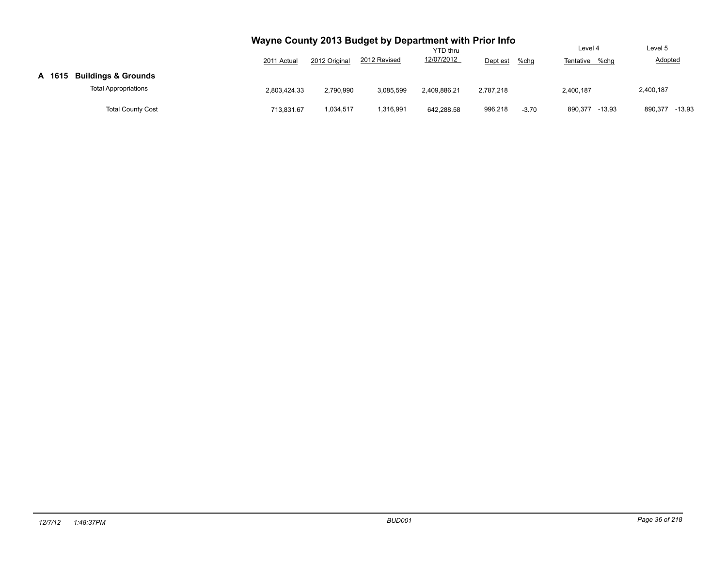# Wayne County 2013 Budget by Department with Prior Info

| | 2011 Actual | 2012 Original | 2012 Revised | YTD thru 12/07/2012 | Dept est | %chg | Level 4 Tentative | %chg | Level 5 Adopted | %chg |
|---|---|---|---|---|---|---|---|---|---|---|
| **A 1615 Buildings & Grounds** | | | | | | | | | | |
| Total Appropriations | 2,803,424.33 | 2,790,990 | 3,085,599 | 2,409,886.21 | 2,787,218 | | 2,400,187 | | 2,400,187 | |
| Total County Cost | 713,831.67 | 1,034,517 | 1,316,991 | 642,288.58 | 996,218 | -3.70 | 890,377 | -13.93 | 890,377 | -13.93 |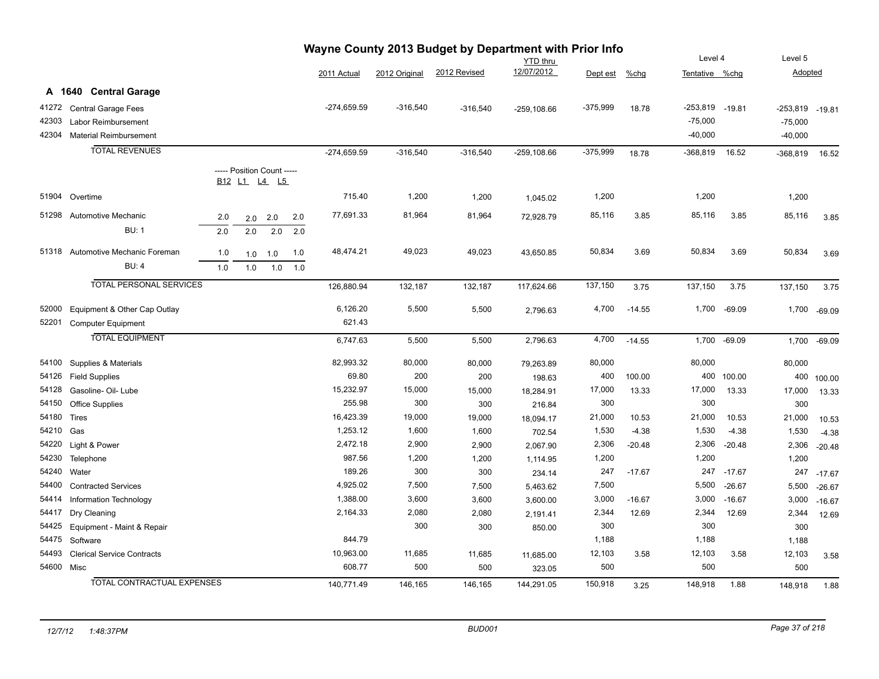# Wayne County 2013 Budget by Department with Prior Info

## A 1640 Central Garage

| Code | Description | B12 | L1 | L4 | L5 | 2011 Actual | 2012 Original | 2012 Revised | YTD thru 12/07/2012 | Dept est | %chg | Level 4 Tentative | %chg | Level 5 Adopted | %chg |
|---|---|---|---|---|---|---|---|---|---|---|---|---|---|---|---|
| 41272 | Central Garage Fees | | | | | -274,659.59 | -316,540 | -316,540 | -259,108.66 | -375,999 | 18.78 | -253,819 | -19.81 | -253,819 | -19.81 |
| 42303 | Labor Reimbursement | | | | | | | | | | | -75,000 | | -75,000 | |
| 42304 | Material Reimbursement | | | | | | | | | | | -40,000 | | -40,000 | |
| | **TOTAL REVENUES** | | | | | -274,659.59 | -316,540 | -316,540 | -259,108.66 | -375,999 | 18.78 | -368,819 | 16.52 | -368,819 | 16.52 |
| | ----- Position Count ----- | B12 | L1 | L4 | L5 | | | | | | | | | | |
| 51904 | Overtime | | | | | 715.40 | 1,200 | 1,200 | 1,045.02 | 1,200 | | 1,200 | | 1,200 | |
| 51298 | Automotive Mechanic | 2.0 | 2.0 | 2.0 | 2.0 | 77,691.33 | 81,964 | 81,964 | 72,928.79 | 85,116 | 3.85 | 85,116 | 3.85 | 85,116 | 3.85 |
| | BU: 1 | 2.0 | 2.0 | 2.0 | 2.0 | | | | | | | | | | |
| 51318 | Automotive Mechanic Foreman | 1.0 | 1.0 | 1.0 | 1.0 | 48,474.21 | 49,023 | 49,023 | 43,650.85 | 50,834 | 3.69 | 50,834 | 3.69 | 50,834 | 3.69 |
| | BU: 4 | 1.0 | 1.0 | 1.0 | 1.0 | | | | | | | | | | |
| | **TOTAL PERSONAL SERVICES** | | | | | 126,880.94 | 132,187 | 132,187 | 117,624.66 | 137,150 | 3.75 | 137,150 | 3.75 | 137,150 | 3.75 |
| 52000 | Equipment & Other Cap Outlay | | | | | 6,126.20 | 5,500 | 5,500 | 2,796.63 | 4,700 | -14.55 | 1,700 | -69.09 | 1,700 | -69.09 |
| 52201 | Computer Equipment | | | | | 621.43 | | | | | | | | | |
| | **TOTAL EQUIPMENT** | | | | | 6,747.63 | 5,500 | 5,500 | 2,796.63 | 4,700 | -14.55 | 1,700 | -69.09 | 1,700 | -69.09 |
| 54100 | Supplies & Materials | | | | | 82,993.32 | 80,000 | 80,000 | 79,263.89 | 80,000 | | 80,000 | | 80,000 | |
| 54126 | Field Supplies | | | | | 69.80 | 200 | 200 | 198.63 | 400 | 100.00 | 400 | 100.00 | 400 | 100.00 |
| 54128 | Gasoline- Oil- Lube | | | | | 15,232.97 | 15,000 | 15,000 | 18,284.91 | 17,000 | 13.33 | 17,000 | 13.33 | 17,000 | 13.33 |
| 54150 | Office Supplies | | | | | 255.98 | 300 | 300 | 216.84 | 300 | | 300 | | 300 | |
| 54180 | Tires | | | | | 16,423.39 | 19,000 | 19,000 | 18,094.17 | 21,000 | 10.53 | 21,000 | 10.53 | 21,000 | 10.53 |
| 54210 | Gas | | | | | 1,253.12 | 1,600 | 1,600 | 702.54 | 1,530 | -4.38 | 1,530 | -4.38 | 1,530 | -4.38 |
| 54220 | Light & Power | | | | | 2,472.18 | 2,900 | 2,900 | 2,067.90 | 2,306 | -20.48 | 2,306 | -20.48 | 2,306 | -20.48 |
| 54230 | Telephone | | | | | 987.56 | 1,200 | 1,200 | 1,114.95 | 1,200 | | 1,200 | | 1,200 | |
| 54240 | Water | | | | | 189.26 | 300 | 300 | 234.14 | 247 | -17.67 | 247 | -17.67 | 247 | -17.67 |
| 54400 | Contracted Services | | | | | 4,925.02 | 7,500 | 7,500 | 5,463.62 | 7,500 | | 5,500 | -26.67 | 5,500 | -26.67 |
| 54414 | Information Technology | | | | | 1,388.00 | 3,600 | 3,600 | 3,600.00 | 3,000 | -16.67 | 3,000 | -16.67 | 3,000 | -16.67 |
| 54417 | Dry Cleaning | | | | | 2,164.33 | 2,080 | 2,080 | 2,191.41 | 2,344 | 12.69 | 2,344 | 12.69 | 2,344 | 12.69 |
| 54425 | Equipment - Maint & Repair | | | | | | 300 | 300 | 850.00 | 300 | | 300 | | 300 | |
| 54475 | Software | | | | | 844.79 | | | | 1,188 | | 1,188 | | 1,188 | |
| 54493 | Clerical Service Contracts | | | | | 10,963.00 | 11,685 | 11,685 | 11,685.00 | 12,103 | 3.58 | 12,103 | 3.58 | 12,103 | 3.58 |
| 54600 | Misc | | | | | 608.77 | 500 | 500 | 323.05 | 500 | | 500 | | 500 | |
| | **TOTAL CONTRACTUAL EXPENSES** | | | | | 140,771.49 | 146,165 | 146,165 | 144,291.05 | 150,918 | 3.25 | 148,918 | 1.88 | 148,918 | 1.88 |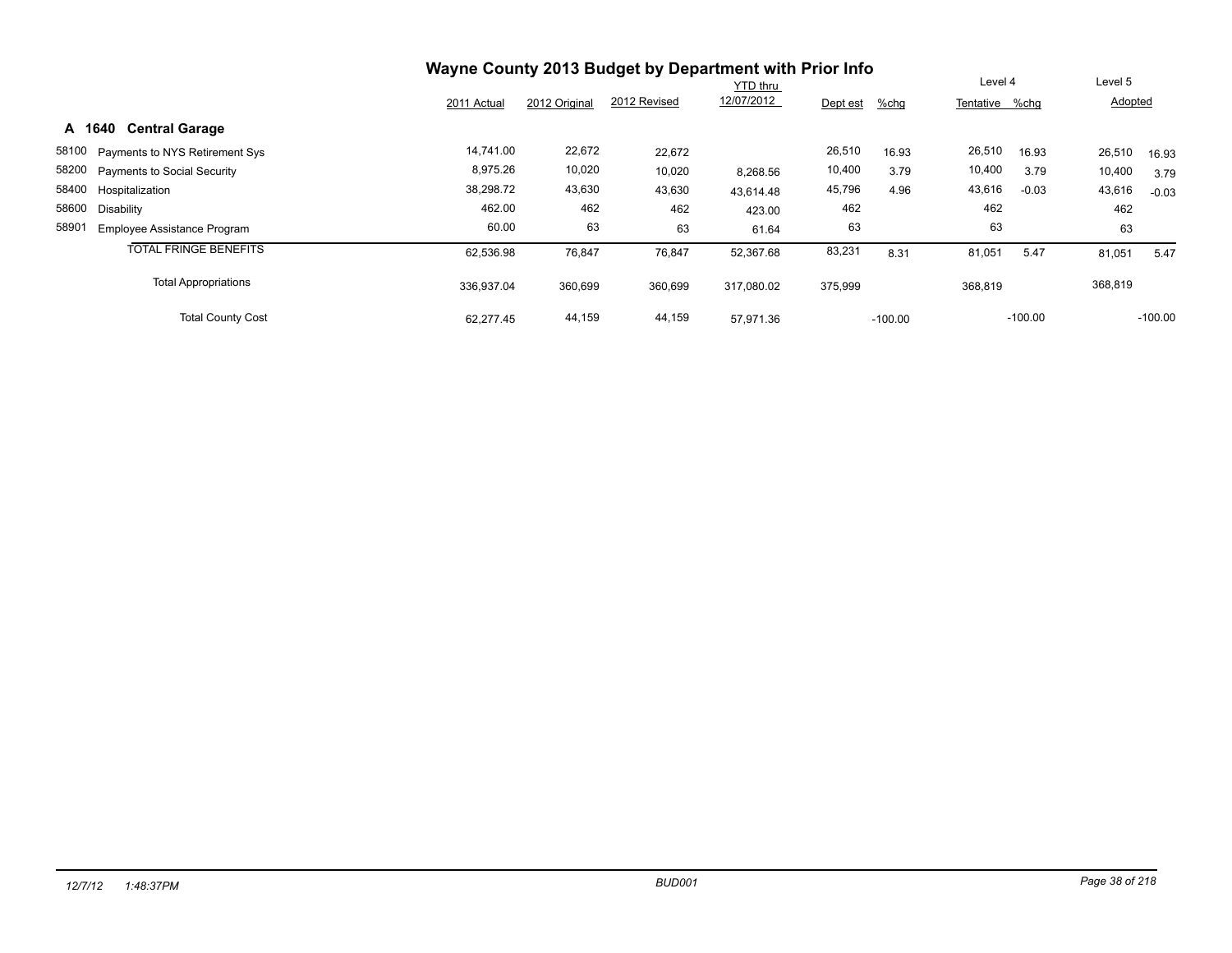# Wayne County 2013 Budget by Department with Prior Info

| | | 2011 Actual | 2012 Original | 2012 Revised | YTD thru 12/07/2012 | Dept est | %chg | Level 4 Tentative | %chg | Level 5 Adopted | %chg |
|---|---|---|---|---|---|---|---|---|---|---|---|
| **A 1640** | **Central Garage** | | | | | | | | | | |
| 58100 | Payments to NYS Retirement Sys | 14,741.00 | 22,672 | 22,672 | | 26,510 | 16.93 | 26,510 | 16.93 | 26,510 | 16.93 |
| 58200 | Payments to Social Security | 8,975.26 | 10,020 | 10,020 | 8,268.56 | 10,400 | 3.79 | 10,400 | 3.79 | 10,400 | 3.79 |
| 58400 | Hospitalization | 38,298.72 | 43,630 | 43,630 | 43,614.48 | 45,796 | 4.96 | 43,616 | -0.03 | 43,616 | -0.03 |
| 58600 | Disability | 462.00 | 462 | 462 | 423.00 | 462 | | 462 | | 462 | |
| 58901 | Employee Assistance Program | 60.00 | 63 | 63 | 61.64 | 63 | | 63 | | 63 | |
| | TOTAL FRINGE BENEFITS | 62,536.98 | 76,847 | 76,847 | 52,367.68 | 83,231 | 8.31 | 81,051 | 5.47 | 81,051 | 5.47 |
| | Total Appropriations | 336,937.04 | 360,699 | 360,699 | 317,080.02 | 375,999 | | 368,819 | | 368,819 | |
| | Total County Cost | 62,277.45 | 44,159 | 44,159 | 57,971.36 | | -100.00 | | -100.00 | | -100.00 |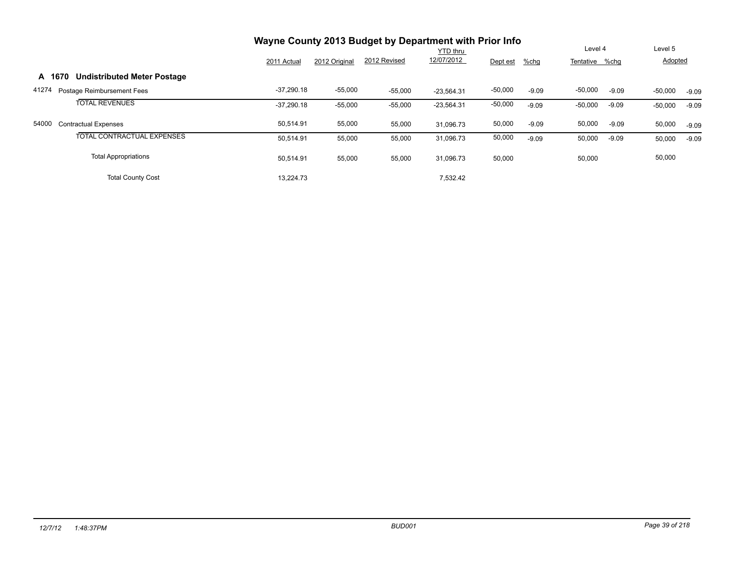# Wayne County 2013 Budget by Department with Prior Info

## A 1670 Undistributed Meter Postage

| | 2011 Actual | 2012 Original | 2012 Revised | YTD thru 12/07/2012 | Dept est | %chg | Level 4 Tentative | %chg | Level 5 Adopted | %chg |
|---|---|---|---|---|---|---|---|---|---|---|
| 41274 Postage Reimbursement Fees | -37,290.18 | -55,000 | -55,000 | -23,564.31 | -50,000 | -9.09 | -50,000 | -9.09 | -50,000 | -9.09 |
| TOTAL REVENUES | -37,290.18 | -55,000 | -55,000 | -23,564.31 | -50,000 | -9.09 | -50,000 | -9.09 | -50,000 | -9.09 |
| 54000 Contractual Expenses | 50,514.91 | 55,000 | 55,000 | 31,096.73 | 50,000 | -9.09 | 50,000 | -9.09 | 50,000 | -9.09 |
| TOTAL CONTRACTUAL EXPENSES | 50,514.91 | 55,000 | 55,000 | 31,096.73 | 50,000 | -9.09 | 50,000 | -9.09 | 50,000 | -9.09 |
| Total Appropriations | 50,514.91 | 55,000 | 55,000 | 31,096.73 | 50,000 | | 50,000 | | 50,000 | |
| Total County Cost | 13,224.73 | | | 7,532.42 | | | | | | |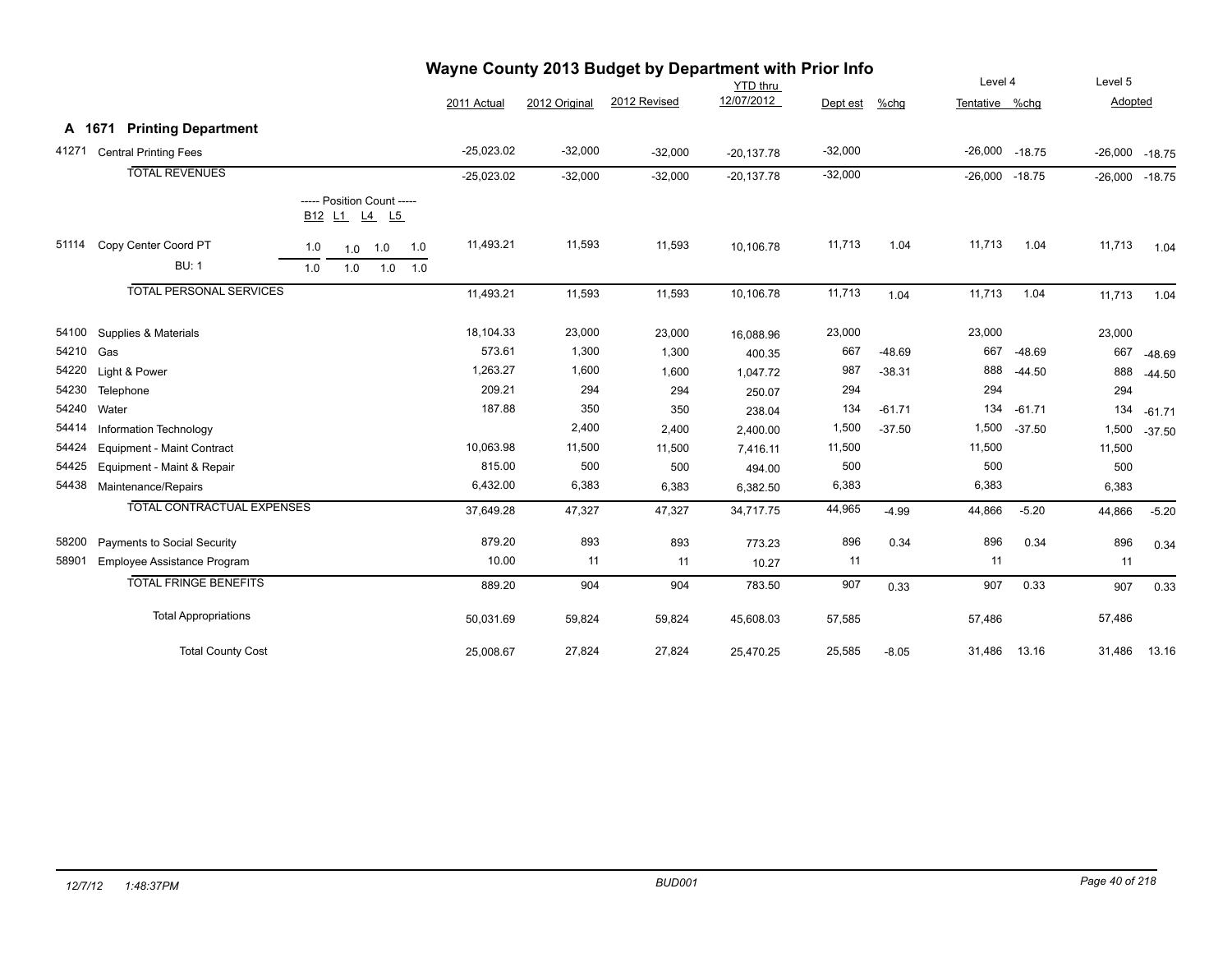# Wayne County 2013 Budget by Department with Prior Info

## A 1671 Printing Department

| Code | Description | 2011 Actual | 2012 Original | 2012 Revised | YTD thru 12/07/2012 | Dept est | %chg | Level 4 Tentative | %chg | Level 5 Adopted | %chg |
|---|---|---|---|---|---|---|---|---|---|---|---|
| 41271 | Central Printing Fees | -25,023.02 | -32,000 | -32,000 | -20,137.78 | -32,000 | | -26,000 | -18.75 | -26,000 | -18.75 |
| | TOTAL REVENUES | -25,023.02 | -32,000 | -32,000 | -20,137.78 | -32,000 | | -26,000 | -18.75 | -26,000 | -18.75 |
| | ----- Position Count ----- B12 L1 L4 L5 | | | | | | | | | | |
| 51114 | Copy Center Coord PT 1.0 1.0 1.0 1.0 | 11,493.21 | 11,593 | 11,593 | 10,106.78 | 11,713 | 1.04 | 11,713 | 1.04 | 11,713 | 1.04 |
| | BU: 1 1.0 1.0 1.0 1.0 | | | | | | | | | | |
| | TOTAL PERSONAL SERVICES | 11,493.21 | 11,593 | 11,593 | 10,106.78 | 11,713 | 1.04 | 11,713 | 1.04 | 11,713 | 1.04 |
| 54100 | Supplies & Materials | 18,104.33 | 23,000 | 23,000 | 16,088.96 | 23,000 | | 23,000 | | 23,000 | |
| 54210 | Gas | 573.61 | 1,300 | 1,300 | 400.35 | 667 | -48.69 | 667 | -48.69 | 667 | -48.69 |
| 54220 | Light & Power | 1,263.27 | 1,600 | 1,600 | 1,047.72 | 987 | -38.31 | 888 | -44.50 | 888 | -44.50 |
| 54230 | Telephone | 209.21 | 294 | 294 | 250.07 | 294 | | 294 | | 294 | |
| 54240 | Water | 187.88 | 350 | 350 | 238.04 | 134 | -61.71 | 134 | -61.71 | 134 | -61.71 |
| 54414 | Information Technology | | 2,400 | 2,400 | 2,400.00 | 1,500 | -37.50 | 1,500 | -37.50 | 1,500 | -37.50 |
| 54424 | Equipment - Maint Contract | 10,063.98 | 11,500 | 11,500 | 7,416.11 | 11,500 | | 11,500 | | 11,500 | |
| 54425 | Equipment - Maint & Repair | 815.00 | 500 | 500 | 494.00 | 500 | | 500 | | 500 | |
| 54438 | Maintenance/Repairs | 6,432.00 | 6,383 | 6,383 | 6,382.50 | 6,383 | | 6,383 | | 6,383 | |
| | TOTAL CONTRACTUAL EXPENSES | 37,649.28 | 47,327 | 47,327 | 34,717.75 | 44,965 | -4.99 | 44,866 | -5.20 | 44,866 | -5.20 |
| 58200 | Payments to Social Security | 879.20 | 893 | 893 | 773.23 | 896 | 0.34 | 896 | 0.34 | 896 | 0.34 |
| 58901 | Employee Assistance Program | 10.00 | 11 | 11 | 10.27 | 11 | | 11 | | 11 | |
| | TOTAL FRINGE BENEFITS | 889.20 | 904 | 904 | 783.50 | 907 | 0.33 | 907 | 0.33 | 907 | 0.33 |
| | Total Appropriations | 50,031.69 | 59,824 | 59,824 | 45,608.03 | 57,585 | | 57,486 | | 57,486 | |
| | Total County Cost | 25,008.67 | 27,824 | 27,824 | 25,470.25 | 25,585 | -8.05 | 31,486 | 13.16 | 31,486 | 13.16 |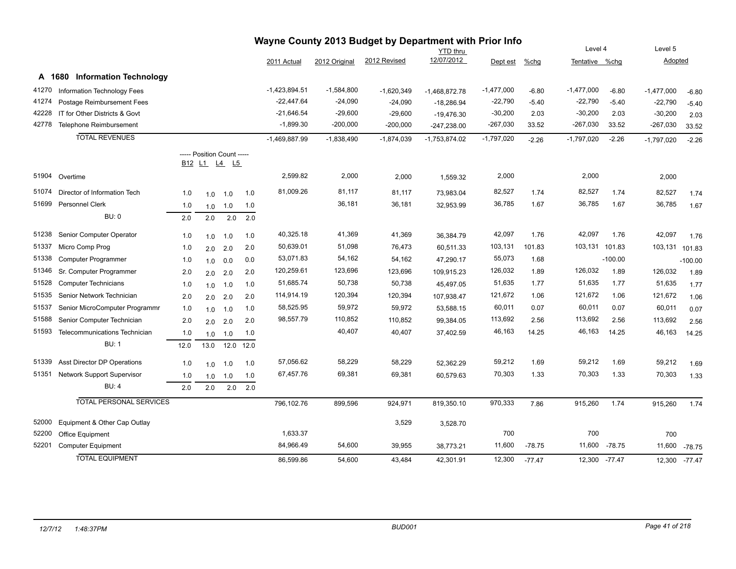# Wayne County 2013 Budget by Department with Prior Info

## A 1680 Information Technology

| Code | Description | B12 | L1 | L4 | L5 | 2011 Actual | 2012 Original | 2012 Revised | YTD thru 12/07/2012 | Dept est | %chg | Level 4 Tentative | %chg | Level 5 Adopted | %chg |
|---|---|---|---|---|---|---|---|---|---|---|---|---|---|---|---|
| 41270 | Information Technology Fees | | | | | -1,423,894.51 | -1,584,800 | -1,620,349 | -1,468,872.78 | -1,477,000 | -6.80 | -1,477,000 | -6.80 | -1,477,000 | -6.80 |
| 41274 | Postage Reimbursement Fees | | | | | -22,447.64 | -24,090 | -24,090 | -18,286.94 | -22,790 | -5.40 | -22,790 | -5.40 | -22,790 | -5.40 |
| 42228 | IT for Other Districts & Govt | | | | | -21,646.54 | -29,600 | -29,600 | -19,476.30 | -30,200 | 2.03 | -30,200 | 2.03 | -30,200 | 2.03 |
| 42778 | Telephone Reimbursement | | | | | -1,899.30 | -200,000 | -200,000 | -247,238.00 | -267,030 | 33.52 | -267,030 | 33.52 | -267,030 | 33.52 |
| | TOTAL REVENUES | | | | | -1,469,887.99 | -1,838,490 | -1,874,039 | -1,753,874.02 | -1,797,020 | -2.26 | -1,797,020 | -2.26 | -1,797,020 | -2.26 |
| | | ----- Position Count ----- | | | | | | | | | | | | | |
| | | B12 | L1 | L4 | L5 | | | | | | | | | | |
| 51904 | Overtime | | | | | 2,599.82 | 2,000 | 2,000 | 1,559.32 | 2,000 | | 2,000 | | 2,000 | |
| 51074 | Director of Information Tech | 1.0 | 1.0 | 1.0 | 1.0 | 81,009.26 | 81,117 | 81,117 | 73,983.04 | 82,527 | 1.74 | 82,527 | 1.74 | 82,527 | 1.74 |
| 51699 | Personnel Clerk | 1.0 | 1.0 | 1.0 | 1.0 | | 36,181 | 36,181 | 32,953.99 | 36,785 | 1.67 | 36,785 | 1.67 | 36,785 | 1.67 |
| | BU: 0 | 2.0 | 2.0 | 2.0 | 2.0 | | | | | | | | | | |
| 51238 | Senior Computer Operator | 1.0 | 1.0 | 1.0 | 1.0 | 40,325.18 | 41,369 | 41,369 | 36,384.79 | 42,097 | 1.76 | 42,097 | 1.76 | 42,097 | 1.76 |
| 51337 | Micro Comp Prog | 1.0 | 2.0 | 2.0 | 2.0 | 50,639.01 | 51,098 | 76,473 | 60,511.33 | 103,131 | 101.83 | 103,131 | 101.83 | 103,131 | 101.83 |
| 51338 | Computer Programmer | 1.0 | 1.0 | 0.0 | 0.0 | 53,071.83 | 54,162 | 54,162 | 47,290.17 | 55,073 | 1.68 | | -100.00 | | -100.00 |
| 51346 | Sr. Computer Programmer | 2.0 | 2.0 | 2.0 | 2.0 | 120,259.61 | 123,696 | 123,696 | 109,915.23 | 126,032 | 1.89 | 126,032 | 1.89 | 126,032 | 1.89 |
| 51528 | Computer Technicians | 1.0 | 1.0 | 1.0 | 1.0 | 51,685.74 | 50,738 | 50,738 | 45,497.05 | 51,635 | 1.77 | 51,635 | 1.77 | 51,635 | 1.77 |
| 51535 | Senior Network Technician | 2.0 | 2.0 | 2.0 | 2.0 | 114,914.19 | 120,394 | 120,394 | 107,938.47 | 121,672 | 1.06 | 121,672 | 1.06 | 121,672 | 1.06 |
| 51537 | Senior MicroComputer Programmr | 1.0 | 1.0 | 1.0 | 1.0 | 58,525.95 | 59,972 | 59,972 | 53,588.15 | 60,011 | 0.07 | 60,011 | 0.07 | 60,011 | 0.07 |
| 51588 | Senior Computer Technician | 2.0 | 2.0 | 2.0 | 2.0 | 98,557.79 | 110,852 | 110,852 | 99,384.05 | 113,692 | 2.56 | 113,692 | 2.56 | 113,692 | 2.56 |
| 51593 | Telecommunications Technician | 1.0 | 1.0 | 1.0 | 1.0 | | 40,407 | 40,407 | 37,402.59 | 46,163 | 14.25 | 46,163 | 14.25 | 46,163 | 14.25 |
| | BU: 1 | 12.0 | 13.0 | 12.0 | 12.0 | | | | | | | | | | |
| 51339 | Asst Director DP Operations | 1.0 | 1.0 | 1.0 | 1.0 | 57,056.62 | 58,229 | 58,229 | 52,362.29 | 59,212 | 1.69 | 59,212 | 1.69 | 59,212 | 1.69 |
| 51351 | Network Support Supervisor | 1.0 | 1.0 | 1.0 | 1.0 | 67,457.76 | 69,381 | 69,381 | 60,579.63 | 70,303 | 1.33 | 70,303 | 1.33 | 70,303 | 1.33 |
| | BU: 4 | 2.0 | 2.0 | 2.0 | 2.0 | | | | | | | | | | |
| | TOTAL PERSONAL SERVICES | | | | | 796,102.76 | 899,596 | 924,971 | 819,350.10 | 970,333 | 7.86 | 915,260 | 1.74 | 915,260 | 1.74 |
| 52000 | Equipment & Other Cap Outlay | | | | | | | 3,529 | 3,528.70 | | | | | | |
| 52200 | Office Equipment | | | | | 1,633.37 | | | | 700 | | 700 | | 700 | |
| 52201 | Computer Equipment | | | | | 84,966.49 | 54,600 | 39,955 | 38,773.21 | 11,600 | -78.75 | 11,600 | -78.75 | 11,600 | -78.75 |
| | TOTAL EQUIPMENT | | | | | 86,599.86 | 54,600 | 43,484 | 42,301.91 | 12,300 | -77.47 | 12,300 | -77.47 | 12,300 | -77.47 |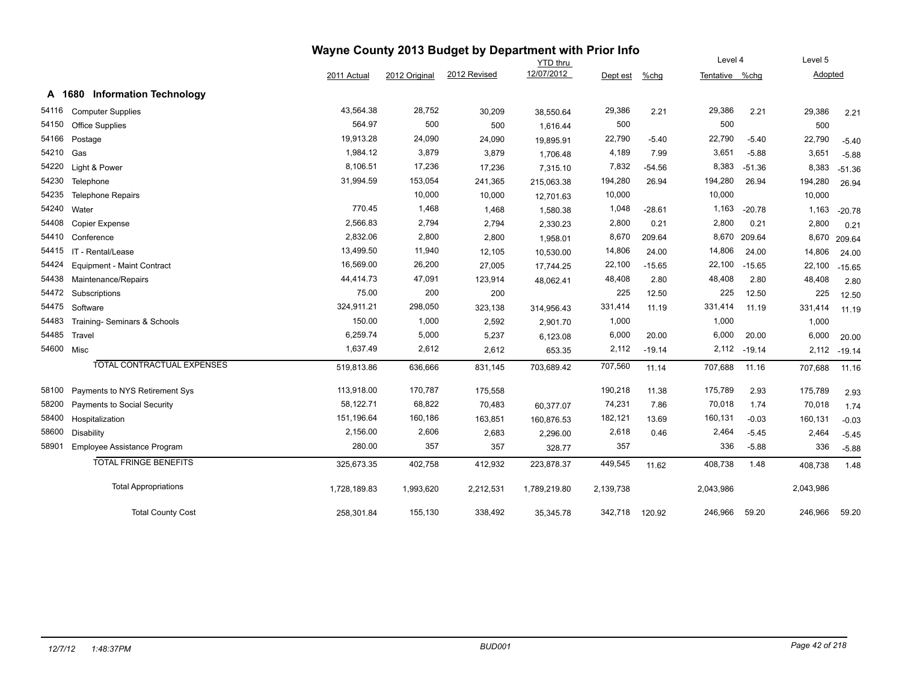# Wayne County 2013 Budget by Department with Prior Info

## A 1680 Information Technology

| | | 2011 Actual | 2012 Original | 2012 Revised | YTD thru 12/07/2012 | Dept est | %chg | Level 4 Tentative | %chg | Level 5 Adopted | |
|---|---|---|---|---|---|---|---|---|---|---|---|
| 54116 | Computer Supplies | 43,564.38 | 28,752 | 30,209 | 38,550.64 | 29,386 | 2.21 | 29,386 | 2.21 | 29,386 | 2.21 |
| 54150 | Office Supplies | 564.97 | 500 | 500 | 1,616.44 | 500 | | 500 | | 500 | |
| 54166 | Postage | 19,913.28 | 24,090 | 24,090 | 19,895.91 | 22,790 | -5.40 | 22,790 | -5.40 | 22,790 | -5.40 |
| 54210 | Gas | 1,984.12 | 3,879 | 3,879 | 1,706.48 | 4,189 | 7.99 | 3,651 | -5.88 | 3,651 | -5.88 |
| 54220 | Light & Power | 8,106.51 | 17,236 | 17,236 | 7,315.10 | 7,832 | -54.56 | 8,383 | -51.36 | 8,383 | -51.36 |
| 54230 | Telephone | 31,994.59 | 153,054 | 241,365 | 215,063.38 | 194,280 | 26.94 | 194,280 | 26.94 | 194,280 | 26.94 |
| 54235 | Telephone Repairs | | 10,000 | 10,000 | 12,701.63 | 10,000 | | 10,000 | | 10,000 | |
| 54240 | Water | 770.45 | 1,468 | 1,468 | 1,580.38 | 1,048 | -28.61 | 1,163 | -20.78 | 1,163 | -20.78 |
| 54408 | Copier Expense | 2,566.83 | 2,794 | 2,794 | 2,330.23 | 2,800 | 0.21 | 2,800 | 0.21 | 2,800 | 0.21 |
| 54410 | Conference | 2,832.06 | 2,800 | 2,800 | 1,958.01 | 8,670 | 209.64 | 8,670 | 209.64 | 8,670 | 209.64 |
| 54415 | IT - Rental/Lease | 13,499.50 | 11,940 | 12,105 | 10,530.00 | 14,806 | 24.00 | 14,806 | 24.00 | 14,806 | 24.00 |
| 54424 | Equipment - Maint Contract | 16,569.00 | 26,200 | 27,005 | 17,744.25 | 22,100 | -15.65 | 22,100 | -15.65 | 22,100 | -15.65 |
| 54438 | Maintenance/Repairs | 44,414.73 | 47,091 | 123,914 | 48,062.41 | 48,408 | 2.80 | 48,408 | 2.80 | 48,408 | 2.80 |
| 54472 | Subscriptions | 75.00 | 200 | 200 | | 225 | 12.50 | 225 | 12.50 | 225 | 12.50 |
| 54475 | Software | 324,911.21 | 298,050 | 323,138 | 314,956.43 | 331,414 | 11.19 | 331,414 | 11.19 | 331,414 | 11.19 |
| 54483 | Training- Seminars & Schools | 150.00 | 1,000 | 2,592 | 2,901.70 | 1,000 | | 1,000 | | 1,000 | |
| 54485 | Travel | 6,259.74 | 5,000 | 5,237 | 6,123.08 | 6,000 | 20.00 | 6,000 | 20.00 | 6,000 | 20.00 |
| 54600 | Misc | 1,637.49 | 2,612 | 2,612 | 653.35 | 2,112 | -19.14 | 2,112 | -19.14 | 2,112 | -19.14 |
| | TOTAL CONTRACTUAL EXPENSES | 519,813.86 | 636,666 | 831,145 | 703,689.42 | 707,560 | 11.14 | 707,688 | 11.16 | 707,688 | 11.16 |
| 58100 | Payments to NYS Retirement Sys | 113,918.00 | 170,787 | 175,558 | | 190,218 | 11.38 | 175,789 | 2.93 | 175,789 | 2.93 |
| 58200 | Payments to Social Security | 58,122.71 | 68,822 | 70,483 | 60,377.07 | 74,231 | 7.86 | 70,018 | 1.74 | 70,018 | 1.74 |
| 58400 | Hospitalization | 151,196.64 | 160,186 | 163,851 | 160,876.53 | 182,121 | 13.69 | 160,131 | -0.03 | 160,131 | -0.03 |
| 58600 | Disability | 2,156.00 | 2,606 | 2,683 | 2,296.00 | 2,618 | 0.46 | 2,464 | -5.45 | 2,464 | -5.45 |
| 58901 | Employee Assistance Program | 280.00 | 357 | 357 | 328.77 | 357 | | 336 | -5.88 | 336 | -5.88 |
| | TOTAL FRINGE BENEFITS | 325,673.35 | 402,758 | 412,932 | 223,878.37 | 449,545 | 11.62 | 408,738 | 1.48 | 408,738 | 1.48 |
| | Total Appropriations | 1,728,189.83 | 1,993,620 | 2,212,531 | 1,789,219.80 | 2,139,738 | | 2,043,986 | | 2,043,986 | |
| | Total County Cost | 258,301.84 | 155,130 | 338,492 | 35,345.78 | 342,718 | 120.92 | 246,966 | 59.20 | 246,966 | 59.20 |

12/7/12 1:48:37PM BUD001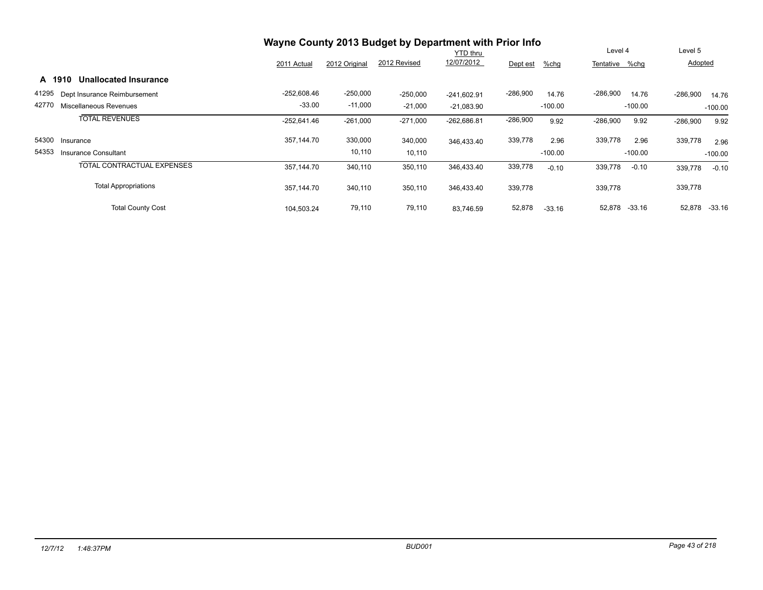# Wayne County 2013 Budget by Department with Prior Info

## A 1910 Unallocated Insurance

| | | 2011 Actual | 2012 Original | 2012 Revised | YTD thru 12/07/2012 | Dept est | %chg | Level 4 Tentative | %chg | Level 5 Adopted | %chg |
|---|---|---|---|---|---|---|---|---|---|---|---|
| 41295 | Dept Insurance Reimbursement | -252,608.46 | -250,000 | -250,000 | -241,602.91 | -286,900 | 14.76 | -286,900 | 14.76 | -286,900 | 14.76 |
| 42770 | Miscellaneous Revenues | -33.00 | -11,000 | -21,000 | -21,083.90 | | -100.00 | | -100.00 | | -100.00 |
| | TOTAL REVENUES | -252,641.46 | -261,000 | -271,000 | -262,686.81 | -286,900 | 9.92 | -286,900 | 9.92 | -286,900 | 9.92 |
| 54300 | Insurance | 357,144.70 | 330,000 | 340,000 | 346,433.40 | 339,778 | 2.96 | 339,778 | 2.96 | 339,778 | 2.96 |
| 54353 | Insurance Consultant | | 10,110 | 10,110 | | | -100.00 | | -100.00 | | -100.00 |
| | TOTAL CONTRACTUAL EXPENSES | 357,144.70 | 340,110 | 350,110 | 346,433.40 | 339,778 | -0.10 | 339,778 | -0.10 | 339,778 | -0.10 |
| | Total Appropriations | 357,144.70 | 340,110 | 350,110 | 346,433.40 | 339,778 | | 339,778 | | 339,778 | |
| | Total County Cost | 104,503.24 | 79,110 | 79,110 | 83,746.59 | 52,878 | -33.16 | 52,878 | -33.16 | 52,878 | -33.16 |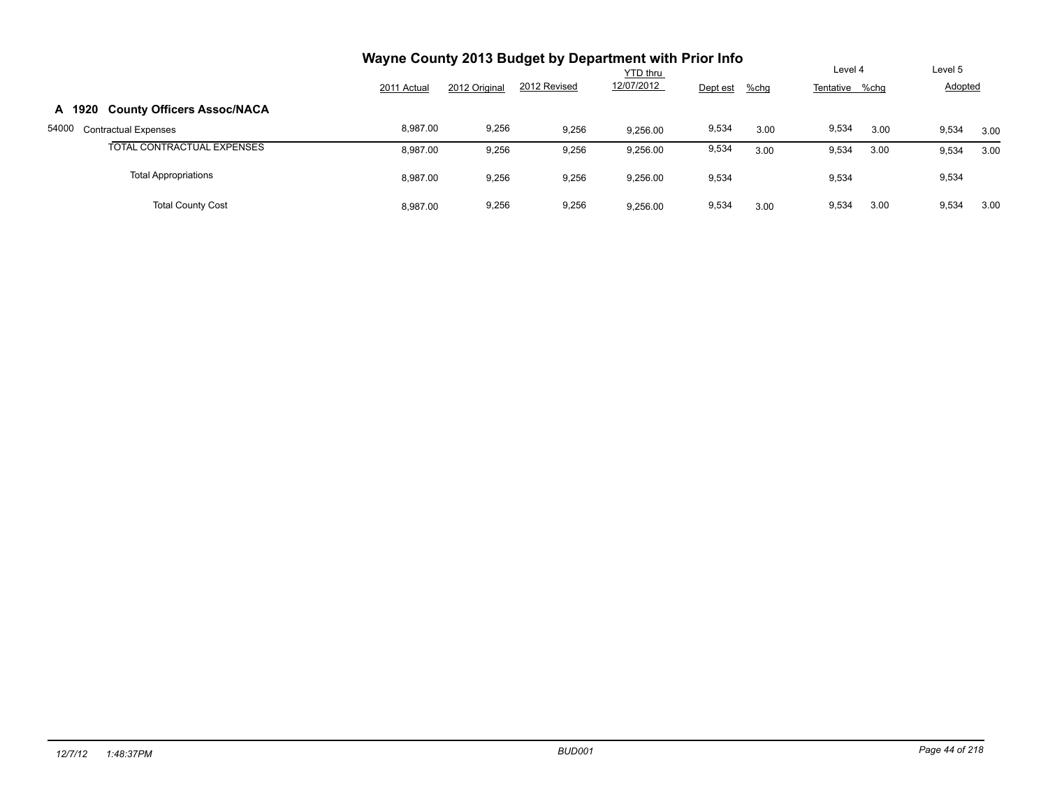# Wayne County 2013 Budget by Department with Prior Info

## A 1920 County Officers Assoc/NACA

| | 2011 Actual | 2012 Original | 2012 Revised | YTD thru 12/07/2012 | Dept est | %chg | Level 4 Tentative | %chg | Level 5 Adopted | |
|---|---|---|---|---|---|---|---|---|---|---|
| 54000 Contractual Expenses | 8,987.00 | 9,256 | 9,256 | 9,256.00 | 9,534 | 3.00 | 9,534 | 3.00 | 9,534 | 3.00 |
| TOTAL CONTRACTUAL EXPENSES | 8,987.00 | 9,256 | 9,256 | 9,256.00 | 9,534 | 3.00 | 9,534 | 3.00 | 9,534 | 3.00 |
| Total Appropriations | 8,987.00 | 9,256 | 9,256 | 9,256.00 | 9,534 | | 9,534 | | 9,534 | |
| Total County Cost | 8,987.00 | 9,256 | 9,256 | 9,256.00 | 9,534 | 3.00 | 9,534 | 3.00 | 9,534 | 3.00 |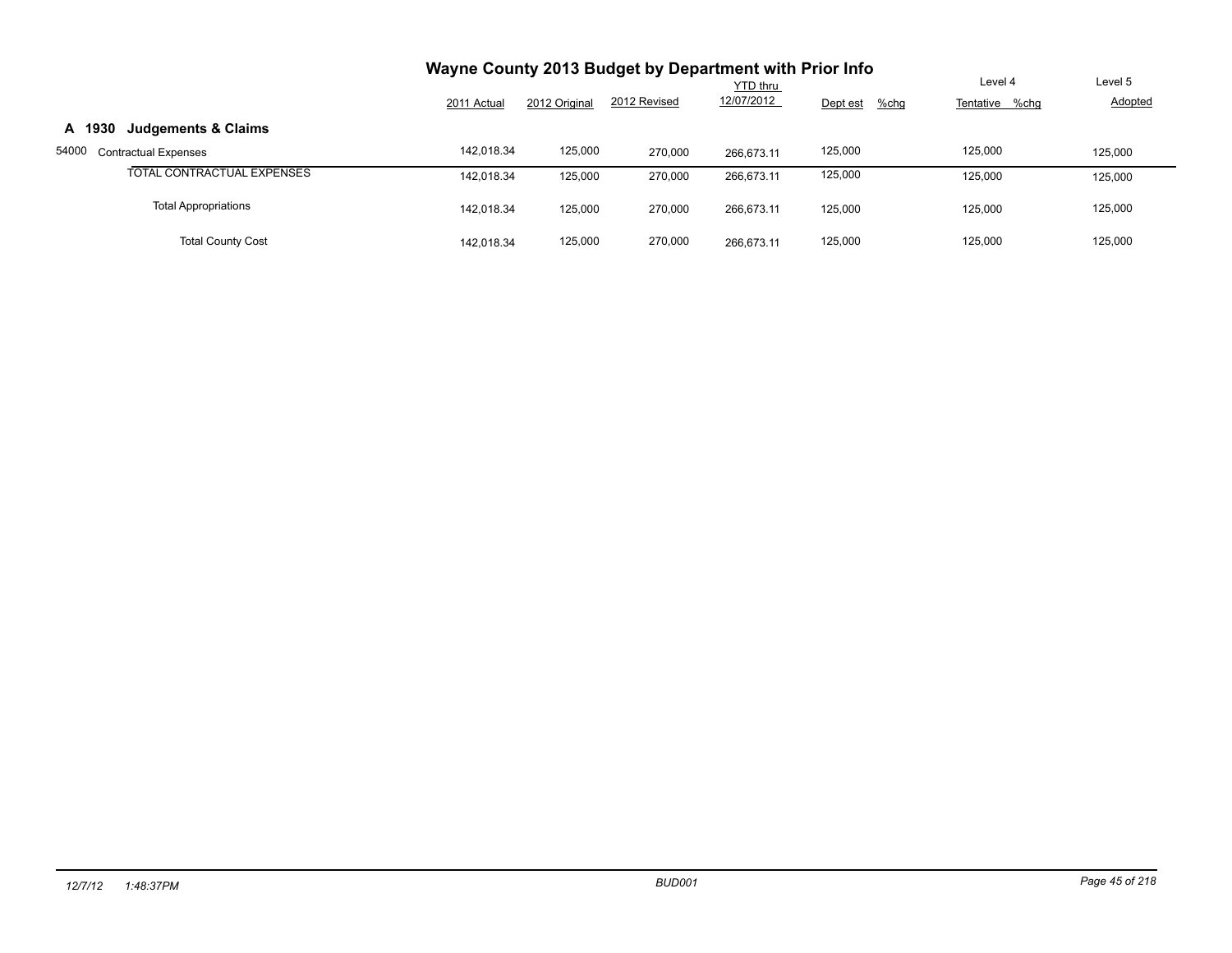# Wayne County 2013 Budget by Department with Prior Info

## A 1930 Judgements & Claims

| | 2011 Actual | 2012 Original | 2012 Revised | YTD thru 12/07/2012 | Dept est | %chg | Level 4 Tentative | %chg | Level 5 Adopted |
|---|---|---|---|---|---|---|---|---|---|
| 54000 Contractual Expenses | 142,018.34 | 125,000 | 270,000 | 266,673.11 | 125,000 | | 125,000 | | 125,000 |
| TOTAL CONTRACTUAL EXPENSES | 142,018.34 | 125,000 | 270,000 | 266,673.11 | 125,000 | | 125,000 | | 125,000 |
| Total Appropriations | 142,018.34 | 125,000 | 270,000 | 266,673.11 | 125,000 | | 125,000 | | 125,000 |
| Total County Cost | 142,018.34 | 125,000 | 270,000 | 266,673.11 | 125,000 | | 125,000 | | 125,000 |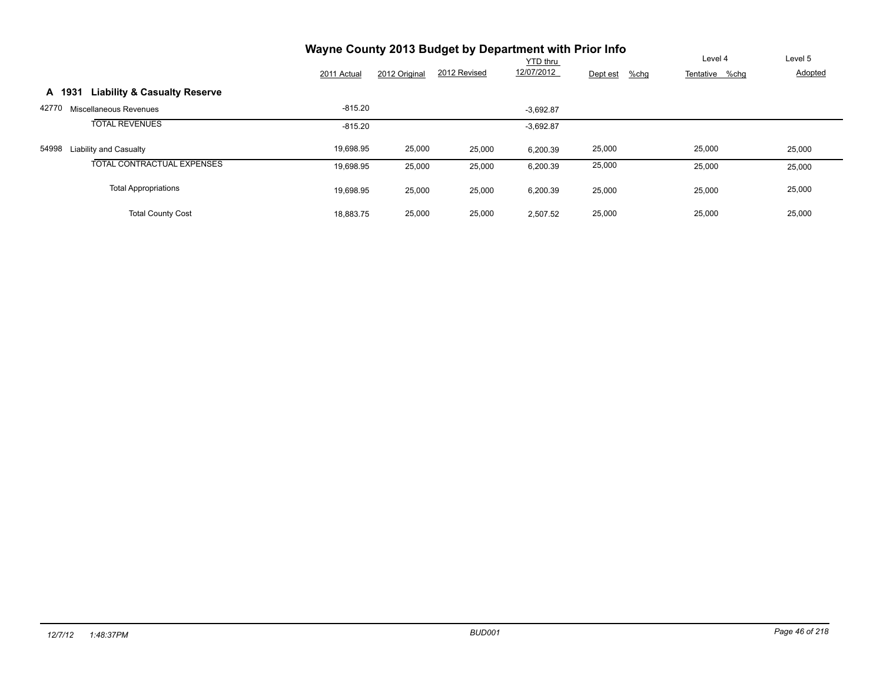# Wayne County 2013 Budget by Department with Prior Info

| | 2011 Actual | 2012 Original | 2012 Revised | YTD thru 12/07/2012 | Dept est | %chg | Level 4 Tentative | %chg | Level 5 Adopted |
|---|---|---|---|---|---|---|---|---|---|
| **A 1931 Liability & Casualty Reserve** | | | | | | | | | |
| 42770 Miscellaneous Revenues | -815.20 | | | -3,692.87 | | | | | |
| TOTAL REVENUES | -815.20 | | | -3,692.87 | | | | | |
| 54998 Liability and Casualty | 19,698.95 | 25,000 | 25,000 | 6,200.39 | 25,000 | | 25,000 | | 25,000 |
| TOTAL CONTRACTUAL EXPENSES | 19,698.95 | 25,000 | 25,000 | 6,200.39 | 25,000 | | 25,000 | | 25,000 |
| Total Appropriations | 19,698.95 | 25,000 | 25,000 | 6,200.39 | 25,000 | | 25,000 | | 25,000 |
| Total County Cost | 18,883.75 | 25,000 | 25,000 | 2,507.52 | 25,000 | | 25,000 | | 25,000 |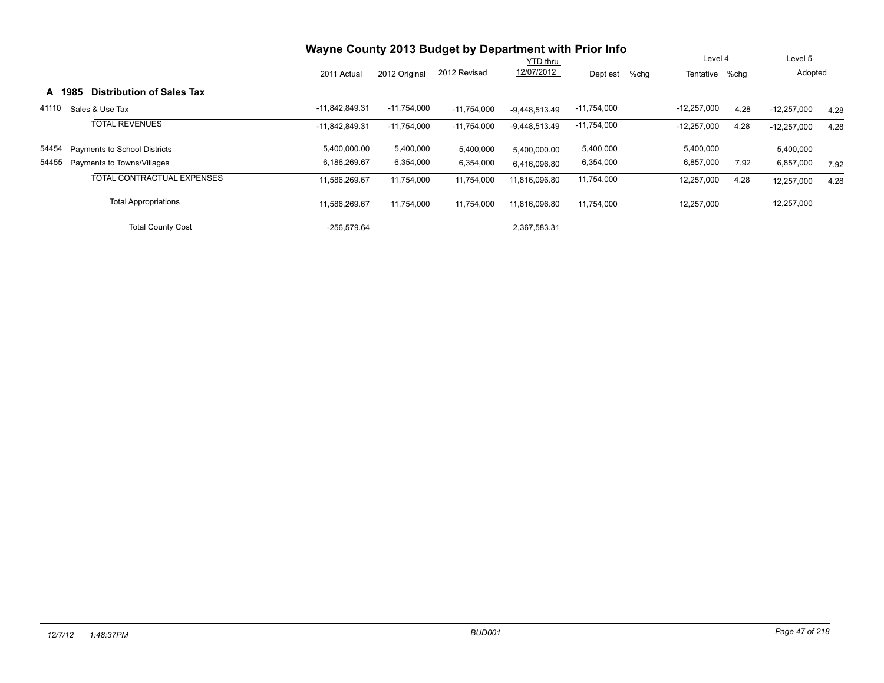# Wayne County 2013 Budget by Department with Prior Info

## A 1985 Distribution of Sales Tax

| | | 2011 Actual | 2012 Original | 2012 Revised | YTD thru 12/07/2012 | Dept est | %chg | Level 4 Tentative | %chg | Level 5 Adopted | |
|---|---|---|---|---|---|---|---|---|---|---|---|
| 41110 | Sales & Use Tax | -11,842,849.31 | -11,754,000 | -11,754,000 | -9,448,513.49 | -11,754,000 | | -12,257,000 | 4.28 | -12,257,000 | 4.28 |
| | TOTAL REVENUES | -11,842,849.31 | -11,754,000 | -11,754,000 | -9,448,513.49 | -11,754,000 | | -12,257,000 | 4.28 | -12,257,000 | 4.28 |
| 54454 | Payments to School Districts | 5,400,000.00 | 5,400,000 | 5,400,000 | 5,400,000.00 | 5,400,000 | | 5,400,000 | | 5,400,000 | |
| 54455 | Payments to Towns/Villages | 6,186,269.67 | 6,354,000 | 6,354,000 | 6,416,096.80 | 6,354,000 | | 6,857,000 | 7.92 | 6,857,000 | 7.92 |
| | TOTAL CONTRACTUAL EXPENSES | 11,586,269.67 | 11,754,000 | 11,754,000 | 11,816,096.80 | 11,754,000 | | 12,257,000 | 4.28 | 12,257,000 | 4.28 |
| | Total Appropriations | 11,586,269.67 | 11,754,000 | 11,754,000 | 11,816,096.80 | 11,754,000 | | 12,257,000 | | 12,257,000 | |
| | Total County Cost | -256,579.64 | | | 2,367,583.31 | | | | | | |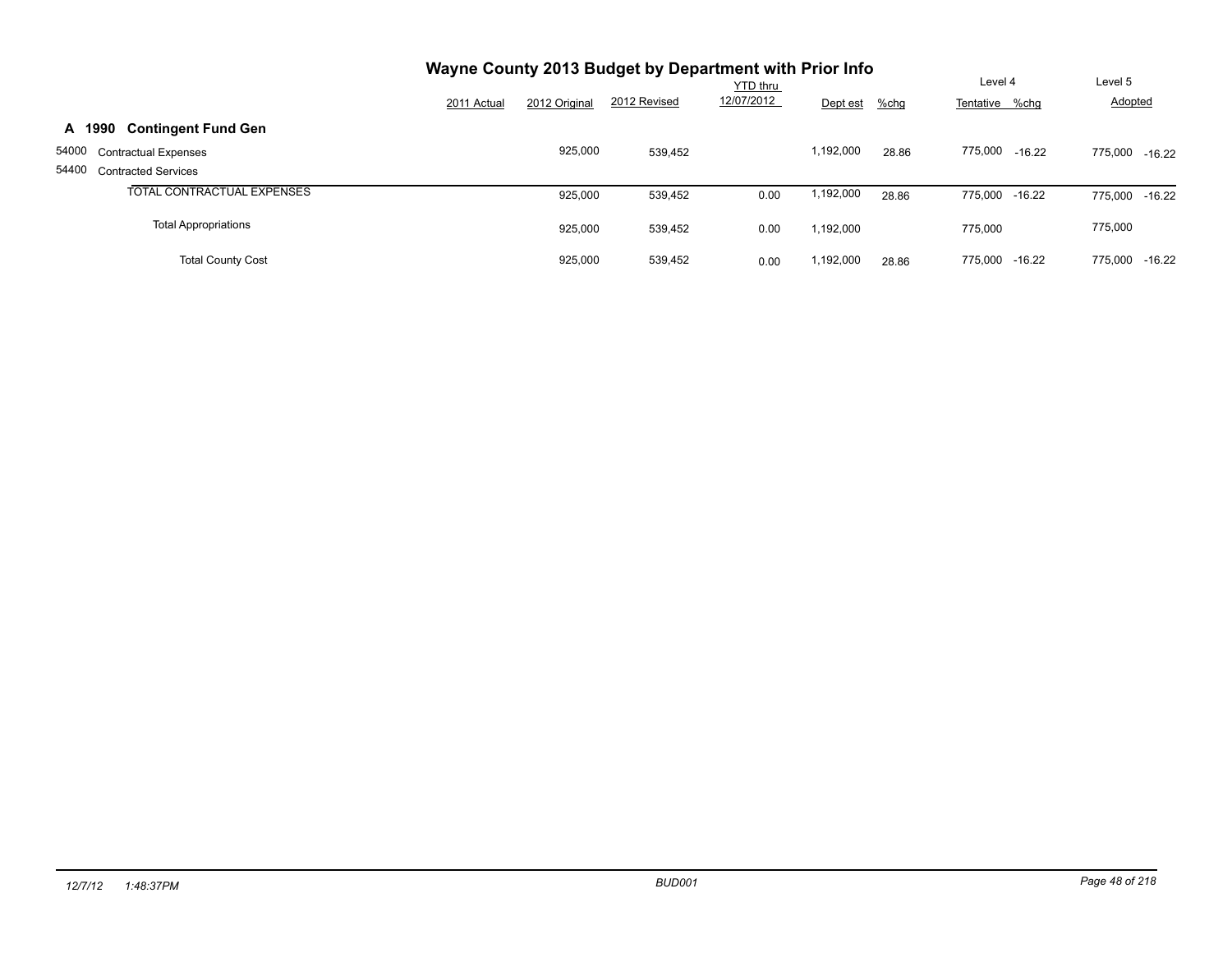# Wayne County 2013 Budget by Department with Prior Info

| | 2011 Actual | 2012 Original | 2012 Revised | YTD thru 12/07/2012 | Dept est | %chg | Level 4 Tentative | %chg | Level 5 Adopted | %chg |
|---|---|---|---|---|---|---|---|---|---|---|
| **A 1990 Contingent Fund Gen** | | | | | | | | | | |
| 54000 Contractual Expenses | | 925,000 | 539,452 | | 1,192,000 | 28.86 | 775,000 | -16.22 | 775,000 | -16.22 |
| 54400 Contracted Services | | | | | | | | | | |
| TOTAL CONTRACTUAL EXPENSES | | 925,000 | 539,452 | 0.00 | 1,192,000 | 28.86 | 775,000 | -16.22 | 775,000 | -16.22 |
| Total Appropriations | | 925,000 | 539,452 | 0.00 | 1,192,000 | | 775,000 | | 775,000 | |
| Total County Cost | | 925,000 | 539,452 | 0.00 | 1,192,000 | 28.86 | 775,000 | -16.22 | 775,000 | -16.22 |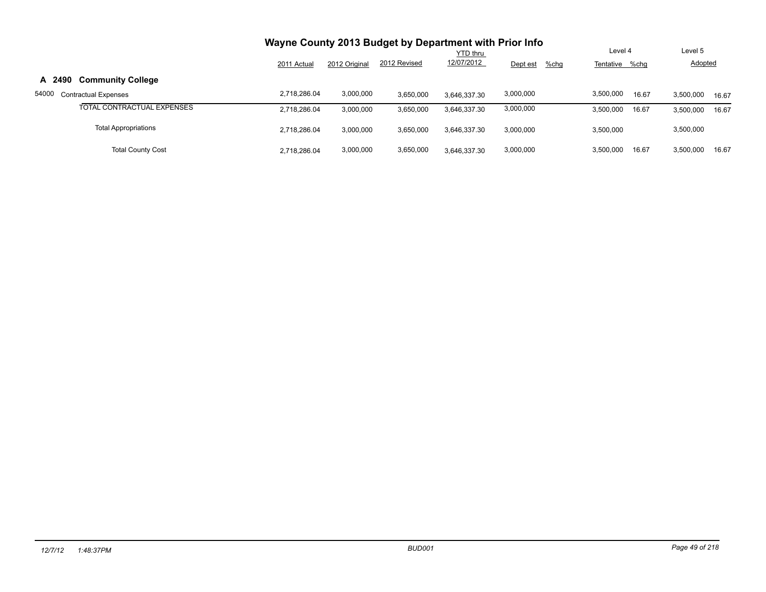# Wayne County 2013 Budget by Department with Prior Info

| | 2011 Actual | 2012 Original | 2012 Revised | YTD thru 12/07/2012 | Dept est | %chg | Level 4 Tentative | %chg | Level 5 Adopted | %chg |
|---|---|---|---|---|---|---|---|---|---|---|
| **A 2490 Community College** | | | | | | | | | | |
| 54000 Contractual Expenses | 2,718,286.04 | 3,000,000 | 3,650,000 | 3,646,337.30 | 3,000,000 | | 3,500,000 | 16.67 | 3,500,000 | 16.67 |
| TOTAL CONTRACTUAL EXPENSES | 2,718,286.04 | 3,000,000 | 3,650,000 | 3,646,337.30 | 3,000,000 | | 3,500,000 | 16.67 | 3,500,000 | 16.67 |
| Total Appropriations | 2,718,286.04 | 3,000,000 | 3,650,000 | 3,646,337.30 | 3,000,000 | | 3,500,000 | | 3,500,000 | |
| Total County Cost | 2,718,286.04 | 3,000,000 | 3,650,000 | 3,646,337.30 | 3,000,000 | | 3,500,000 | 16.67 | 3,500,000 | 16.67 |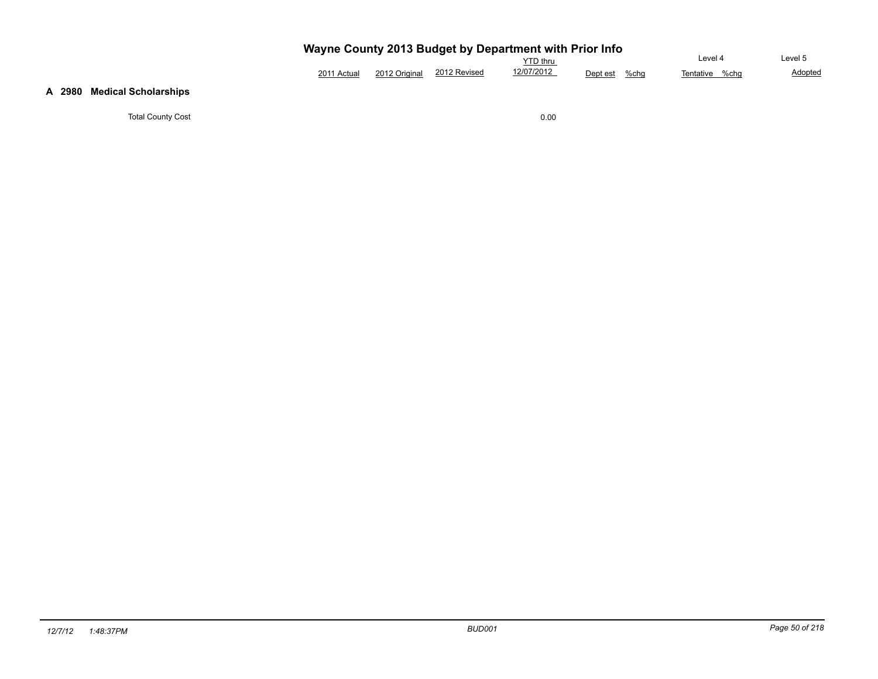# Wayne County 2013 Budget by Department with Prior Info

| | 2011 Actual | 2012 Original | 2012 Revised | YTD thru 12/07/2012 | Dept est | %chg | Level 4 Tentative | %chg | Level 5 Adopted |
|---|---|---|---|---|---|---|---|---|---|
| **A 2980 Medical Scholarships** | | | | | | | | | |
| Total County Cost | | | | 0.00 | | | | | |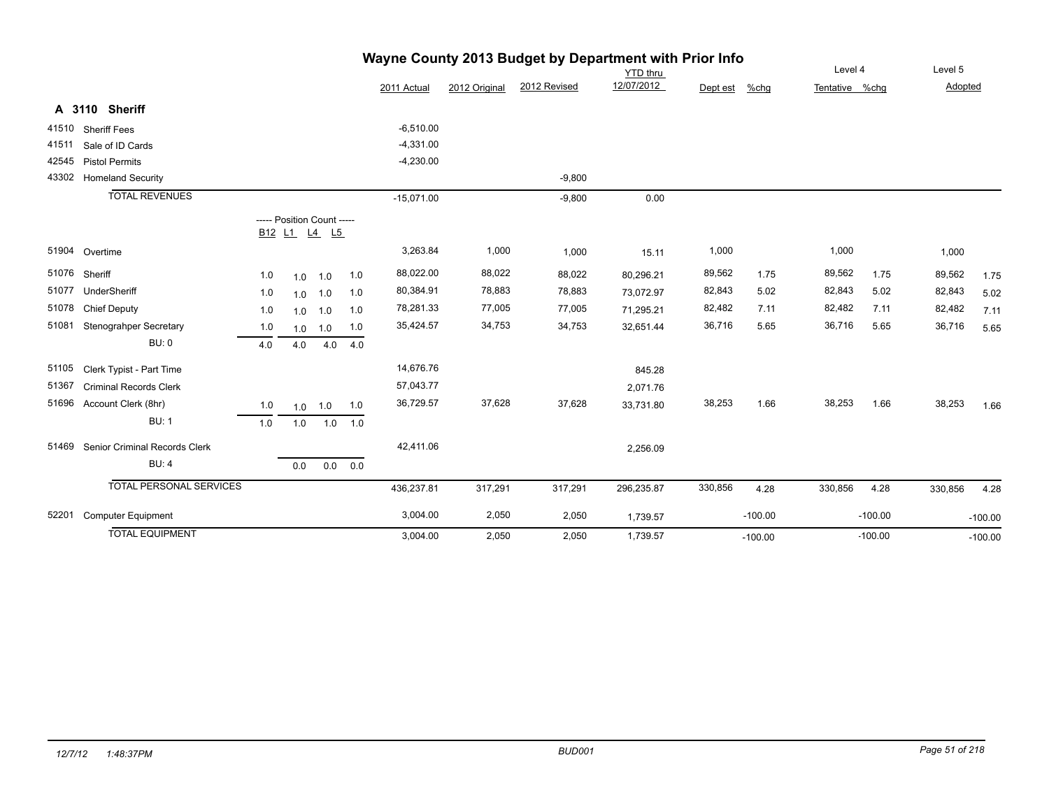# Wayne County 2013 Budget by Department with Prior Info

## A 3110 Sheriff

| Code | Description | B12 | L1 | L4 | L5 | 2011 Actual | 2012 Original | 2012 Revised | YTD thru 12/07/2012 | Dept est | %chg | Level 4 Tentative | %chg | Level 5 Adopted | %chg |
|---|---|---|---|---|---|---|---|---|---|---|---|---|---|---|---|
| 41510 | Sheriff Fees | | | | | -6,510.00 | | | | | | | | | |
| 41511 | Sale of ID Cards | | | | | -4,331.00 | | | | | | | | | |
| 42545 | Pistol Permits | | | | | -4,230.00 | | | | | | | | | |
| 43302 | Homeland Security | | | | | | | -9,800 | | | | | | | |
| | TOTAL REVENUES | | | | | -15,071.00 | | -9,800 | 0.00 | | | | | | |
| | ----- Position Count ----- | B12 | L1 | L4 | L5 | | | | | | | | | | |
| 51904 | Overtime | | | | | 3,263.84 | 1,000 | 1,000 | 15.11 | 1,000 | | 1,000 | | 1,000 | |
| 51076 | Sheriff | 1.0 | 1.0 | 1.0 | 1.0 | 88,022.00 | 88,022 | 88,022 | 80,296.21 | 89,562 | 1.75 | 89,562 | 1.75 | 89,562 | 1.75 |
| 51077 | UnderSheriff | 1.0 | 1.0 | 1.0 | 1.0 | 80,384.91 | 78,883 | 78,883 | 73,072.97 | 82,843 | 5.02 | 82,843 | 5.02 | 82,843 | 5.02 |
| 51078 | Chief Deputy | 1.0 | 1.0 | 1.0 | 1.0 | 78,281.33 | 77,005 | 77,005 | 71,295.21 | 82,482 | 7.11 | 82,482 | 7.11 | 82,482 | 7.11 |
| 51081 | Stenograhper Secretary | 1.0 | 1.0 | 1.0 | 1.0 | 35,424.57 | 34,753 | 34,753 | 32,651.44 | 36,716 | 5.65 | 36,716 | 5.65 | 36,716 | 5.65 |
| | BU: 0 | 4.0 | 4.0 | 4.0 | 4.0 | | | | | | | | | | |
| 51105 | Clerk Typist - Part Time | | | | | 14,676.76 | | | 845.28 | | | | | | |
| 51367 | Criminal Records Clerk | | | | | 57,043.77 | | | 2,071.76 | | | | | | |
| 51696 | Account Clerk (8hr) | 1.0 | 1.0 | 1.0 | 1.0 | 36,729.57 | 37,628 | 37,628 | 33,731.80 | 38,253 | 1.66 | 38,253 | 1.66 | 38,253 | 1.66 |
| | BU: 1 | 1.0 | 1.0 | 1.0 | 1.0 | | | | | | | | | | |
| 51469 | Senior Criminal Records Clerk | | | | | 42,411.06 | | | 2,256.09 | | | | | | |
| | BU: 4 | | 0.0 | 0.0 | 0.0 | | | | | | | | | | |
| | TOTAL PERSONAL SERVICES | | | | | 436,237.81 | 317,291 | 317,291 | 296,235.87 | 330,856 | 4.28 | 330,856 | 4.28 | 330,856 | 4.28 |
| 52201 | Computer Equipment | | | | | 3,004.00 | 2,050 | 2,050 | 1,739.57 | | -100.00 | | -100.00 | | -100.00 |
| | TOTAL EQUIPMENT | | | | | 3,004.00 | 2,050 | 2,050 | 1,739.57 | | -100.00 | | -100.00 | | -100.00 |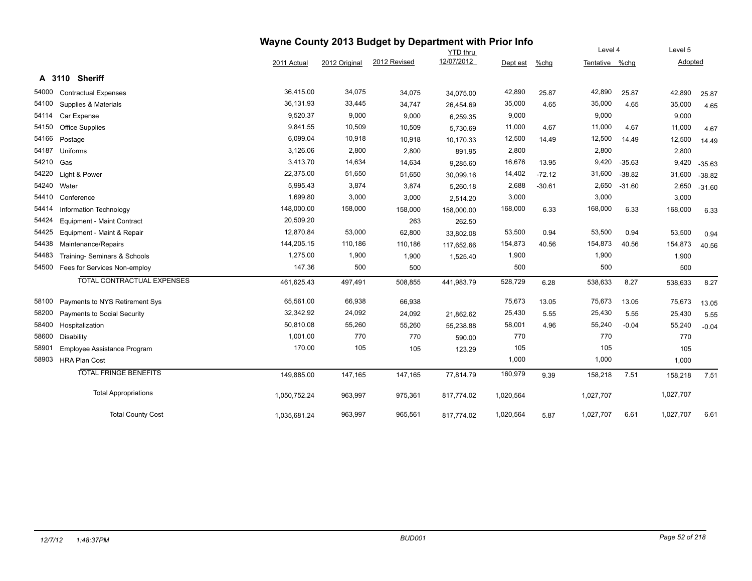# Wayne County 2013 Budget by Department with Prior Info

## A 3110 Sheriff

| Code | Description | 2011 Actual | 2012 Original | 2012 Revised | YTD thru 12/07/2012 | Dept est | %chg | Level 4 Tentative | %chg | Level 5 Adopted | %chg |
|---|---|---|---|---|---|---|---|---|---|---|---|
| 54000 | Contractual Expenses | 36,415.00 | 34,075 | 34,075 | 34,075.00 | 42,890 | 25.87 | 42,890 | 25.87 | 42,890 | 25.87 |
| 54100 | Supplies & Materials | 36,131.93 | 33,445 | 34,747 | 26,454.69 | 35,000 | 4.65 | 35,000 | 4.65 | 35,000 | 4.65 |
| 54114 | Car Expense | 9,520.37 | 9,000 | 9,000 | 6,259.35 | 9,000 | | 9,000 | | 9,000 | |
| 54150 | Office Supplies | 9,841.55 | 10,509 | 10,509 | 5,730.69 | 11,000 | 4.67 | 11,000 | 4.67 | 11,000 | 4.67 |
| 54166 | Postage | 6,099.04 | 10,918 | 10,918 | 10,170.33 | 12,500 | 14.49 | 12,500 | 14.49 | 12,500 | 14.49 |
| 54187 | Uniforms | 3,126.06 | 2,800 | 2,800 | 891.95 | 2,800 | | 2,800 | | 2,800 | |
| 54210 | Gas | 3,413.70 | 14,634 | 14,634 | 9,285.60 | 16,676 | 13.95 | 9,420 | -35.63 | 9,420 | -35.63 |
| 54220 | Light & Power | 22,375.00 | 51,650 | 51,650 | 30,099.16 | 14,402 | -72.12 | 31,600 | -38.82 | 31,600 | -38.82 |
| 54240 | Water | 5,995.43 | 3,874 | 3,874 | 5,260.18 | 2,688 | -30.61 | 2,650 | -31.60 | 2,650 | -31.60 |
| 54410 | Conference | 1,699.80 | 3,000 | 3,000 | 2,514.20 | 3,000 | | 3,000 | | 3,000 | |
| 54414 | Information Technology | 148,000.00 | 158,000 | 158,000 | 158,000.00 | 168,000 | 6.33 | 168,000 | 6.33 | 168,000 | 6.33 |
| 54424 | Equipment - Maint Contract | 20,509.20 | | 263 | 262.50 | | | | | | |
| 54425 | Equipment - Maint & Repair | 12,870.84 | 53,000 | 62,800 | 33,802.08 | 53,500 | 0.94 | 53,500 | 0.94 | 53,500 | 0.94 |
| 54438 | Maintenance/Repairs | 144,205.15 | 110,186 | 110,186 | 117,652.66 | 154,873 | 40.56 | 154,873 | 40.56 | 154,873 | 40.56 |
| 54483 | Training- Seminars & Schools | 1,275.00 | 1,900 | 1,900 | 1,525.40 | 1,900 | | 1,900 | | 1,900 | |
| 54500 | Fees for Services Non-employ | 147.36 | 500 | 500 | | 500 | | 500 | | 500 | |
| | TOTAL CONTRACTUAL EXPENSES | 461,625.43 | 497,491 | 508,855 | 441,983.79 | 528,729 | 6.28 | 538,633 | 8.27 | 538,633 | 8.27 |
| 58100 | Payments to NYS Retirement Sys | 65,561.00 | 66,938 | 66,938 | | 75,673 | 13.05 | 75,673 | 13.05 | 75,673 | 13.05 |
| 58200 | Payments to Social Security | 32,342.92 | 24,092 | 24,092 | 21,862.62 | 25,430 | 5.55 | 25,430 | 5.55 | 25,430 | 5.55 |
| 58400 | Hospitalization | 50,810.08 | 55,260 | 55,260 | 55,238.88 | 58,001 | 4.96 | 55,240 | -0.04 | 55,240 | -0.04 |
| 58600 | Disability | 1,001.00 | 770 | 770 | 590.00 | 770 | | 770 | | 770 | |
| 58901 | Employee Assistance Program | 170.00 | 105 | 105 | 123.29 | 105 | | 105 | | 105 | |
| 58903 | HRA Plan Cost | | | | | 1,000 | | 1,000 | | 1,000 | |
| | TOTAL FRINGE BENEFITS | 149,885.00 | 147,165 | 147,165 | 77,814.79 | 160,979 | 9.39 | 158,218 | 7.51 | 158,218 | 7.51 |
| | Total Appropriations | 1,050,752.24 | 963,997 | 975,361 | 817,774.02 | 1,020,564 | | 1,027,707 | | 1,027,707 | |
| | Total County Cost | 1,035,681.24 | 963,997 | 965,561 | 817,774.02 | 1,020,564 | 5.87 | 1,027,707 | 6.61 | 1,027,707 | 6.61 |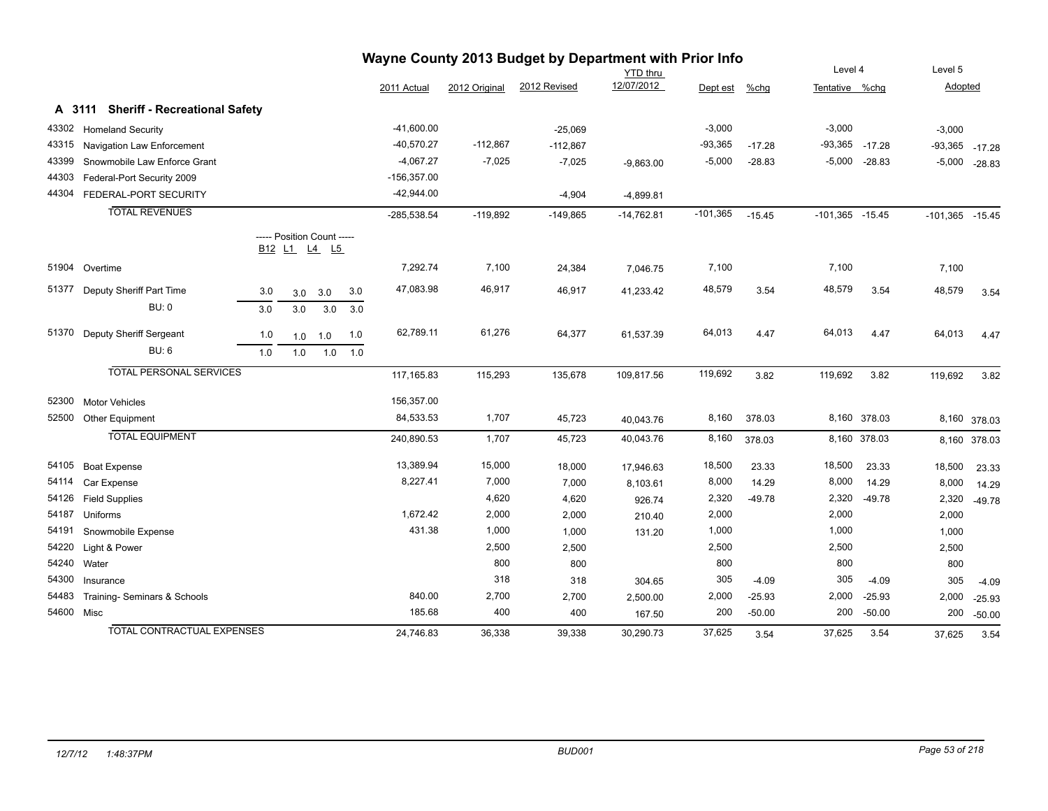# Wayne County 2013 Budget by Department with Prior Info

## A 3111 Sheriff - Recreational Safety

| | | Position Count B12 | L1 | L4 | L5 | 2011 Actual | 2012 Original | 2012 Revised | YTD thru 12/07/2012 | Dept est | %chg | Level 4 Tentative | %chg | Level 5 Adopted | %chg |
|---|---|---|---|---|---|---|---|---|---|---|---|---|---|---|---|
| 43302 | Homeland Security | | | | | -41,600.00 | | -25,069 | | -3,000 | | -3,000 | | -3,000 | |
| 43315 | Navigation Law Enforcement | | | | | -40,570.27 | -112,867 | -112,867 | | -93,365 | -17.28 | -93,365 | -17.28 | -93,365 | -17.28 |
| 43399 | Snowmobile Law Enforce Grant | | | | | -4,067.27 | -7,025 | -7,025 | -9,863.00 | -5,000 | -28.83 | -5,000 | -28.83 | -5,000 | -28.83 |
| 44303 | Federal-Port Security 2009 | | | | | -156,357.00 | | | | | | | | | |
| 44304 | FEDERAL-PORT SECURITY | | | | | -42,944.00 | | -4,904 | -4,899.81 | | | | | | |
| | **TOTAL REVENUES** | | | | | -285,538.54 | -119,892 | -149,865 | -14,762.81 | -101,365 | -15.45 | -101,365 | -15.45 | -101,365 | -15.45 |
| 51904 | Overtime | | | | | 7,292.74 | 7,100 | 24,384 | 7,046.75 | 7,100 | | 7,100 | | 7,100 | |
| 51377 | Deputy Sheriff Part Time | 3.0 | 3.0 | 3.0 | 3.0 | 47,083.98 | 46,917 | 46,917 | 41,233.42 | 48,579 | 3.54 | 48,579 | 3.54 | 48,579 | 3.54 |
| | BU: 0 | 3.0 | 3.0 | 3.0 | 3.0 | | | | | | | | | | |
| 51370 | Deputy Sheriff Sergeant | 1.0 | 1.0 | 1.0 | 1.0 | 62,789.11 | 61,276 | 64,377 | 61,537.39 | 64,013 | 4.47 | 64,013 | 4.47 | 64,013 | 4.47 |
| | BU: 6 | 1.0 | 1.0 | 1.0 | 1.0 | | | | | | | | | | |
| | **TOTAL PERSONAL SERVICES** | | | | | 117,165.83 | 115,293 | 135,678 | 109,817.56 | 119,692 | 3.82 | 119,692 | 3.82 | 119,692 | 3.82 |
| 52300 | Motor Vehicles | | | | | 156,357.00 | | | | | | | | | |
| 52500 | Other Equipment | | | | | 84,533.53 | 1,707 | 45,723 | 40,043.76 | 8,160 | 378.03 | 8,160 | 378.03 | 8,160 | 378.03 |
| | **TOTAL EQUIPMENT** | | | | | 240,890.53 | 1,707 | 45,723 | 40,043.76 | 8,160 | 378.03 | 8,160 | 378.03 | 8,160 | 378.03 |
| 54105 | Boat Expense | | | | | 13,389.94 | 15,000 | 18,000 | 17,946.63 | 18,500 | 23.33 | 18,500 | 23.33 | 18,500 | 23.33 |
| 54114 | Car Expense | | | | | 8,227.41 | 7,000 | 7,000 | 8,103.61 | 8,000 | 14.29 | 8,000 | 14.29 | 8,000 | 14.29 |
| 54126 | Field Supplies | | | | | | 4,620 | 4,620 | 926.74 | 2,320 | -49.78 | 2,320 | -49.78 | 2,320 | -49.78 |
| 54187 | Uniforms | | | | | 1,672.42 | 2,000 | 2,000 | 210.40 | 2,000 | | 2,000 | | 2,000 | |
| 54191 | Snowmobile Expense | | | | | 431.38 | 1,000 | 1,000 | 131.20 | 1,000 | | 1,000 | | 1,000 | |
| 54220 | Light & Power | | | | | | 2,500 | 2,500 | | 2,500 | | 2,500 | | 2,500 | |
| 54240 | Water | | | | | | 800 | 800 | | 800 | | 800 | | 800 | |
| 54300 | Insurance | | | | | | 318 | 318 | 304.65 | 305 | -4.09 | 305 | -4.09 | 305 | -4.09 |
| 54483 | Training- Seminars & Schools | | | | | 840.00 | 2,700 | 2,700 | 2,500.00 | 2,000 | -25.93 | 2,000 | -25.93 | 2,000 | -25.93 |
| 54600 | Misc | | | | | 185.68 | 400 | 400 | 167.50 | 200 | -50.00 | 200 | -50.00 | 200 | -50.00 |
| | **TOTAL CONTRACTUAL EXPENSES** | | | | | 24,746.83 | 36,338 | 39,338 | 30,290.73 | 37,625 | 3.54 | 37,625 | 3.54 | 37,625 | 3.54 |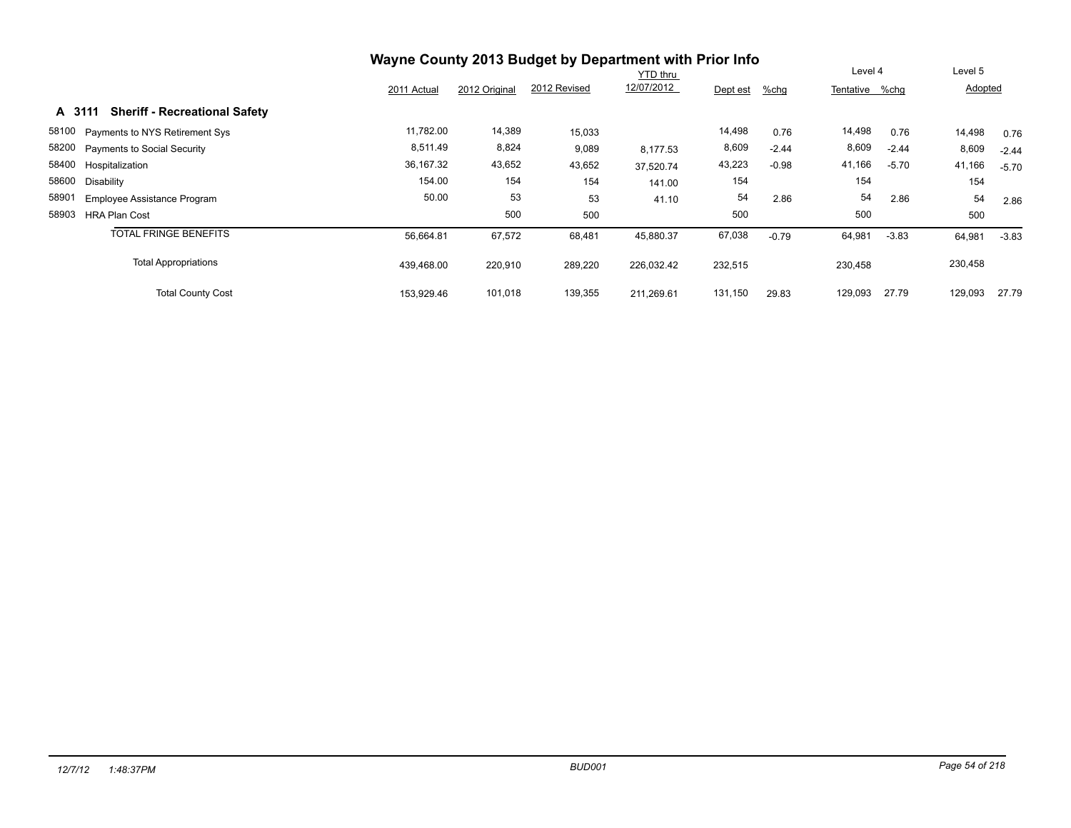# Wayne County 2013 Budget by Department with Prior Info

## A 3111 Sheriff - Recreational Safety

| | | 2011 Actual | 2012 Original | 2012 Revised | YTD thru 12/07/2012 | Dept est | %chg | Level 4 Tentative | %chg | Level 5 Adopted | %chg |
|---|---|---|---|---|---|---|---|---|---|---|---|
| 58100 | Payments to NYS Retirement Sys | 11,782.00 | 14,389 | 15,033 | | 14,498 | 0.76 | 14,498 | 0.76 | 14,498 | 0.76 |
| 58200 | Payments to Social Security | 8,511.49 | 8,824 | 9,089 | 8,177.53 | 8,609 | -2.44 | 8,609 | -2.44 | 8,609 | -2.44 |
| 58400 | Hospitalization | 36,167.32 | 43,652 | 43,652 | 37,520.74 | 43,223 | -0.98 | 41,166 | -5.70 | 41,166 | -5.70 |
| 58600 | Disability | 154.00 | 154 | 154 | 141.00 | 154 | | 154 | | 154 | |
| 58901 | Employee Assistance Program | 50.00 | 53 | 53 | 41.10 | 54 | 2.86 | 54 | 2.86 | 54 | 2.86 |
| 58903 | HRA Plan Cost | | 500 | 500 | | 500 | | 500 | | 500 | |
| | TOTAL FRINGE BENEFITS | 56,664.81 | 67,572 | 68,481 | 45,880.37 | 67,038 | -0.79 | 64,981 | -3.83 | 64,981 | -3.83 |
| | Total Appropriations | 439,468.00 | 220,910 | 289,220 | 226,032.42 | 232,515 | | 230,458 | | 230,458 | |
| | Total County Cost | 153,929.46 | 101,018 | 139,355 | 211,269.61 | 131,150 | 29.83 | 129,093 | 27.79 | 129,093 | 27.79 |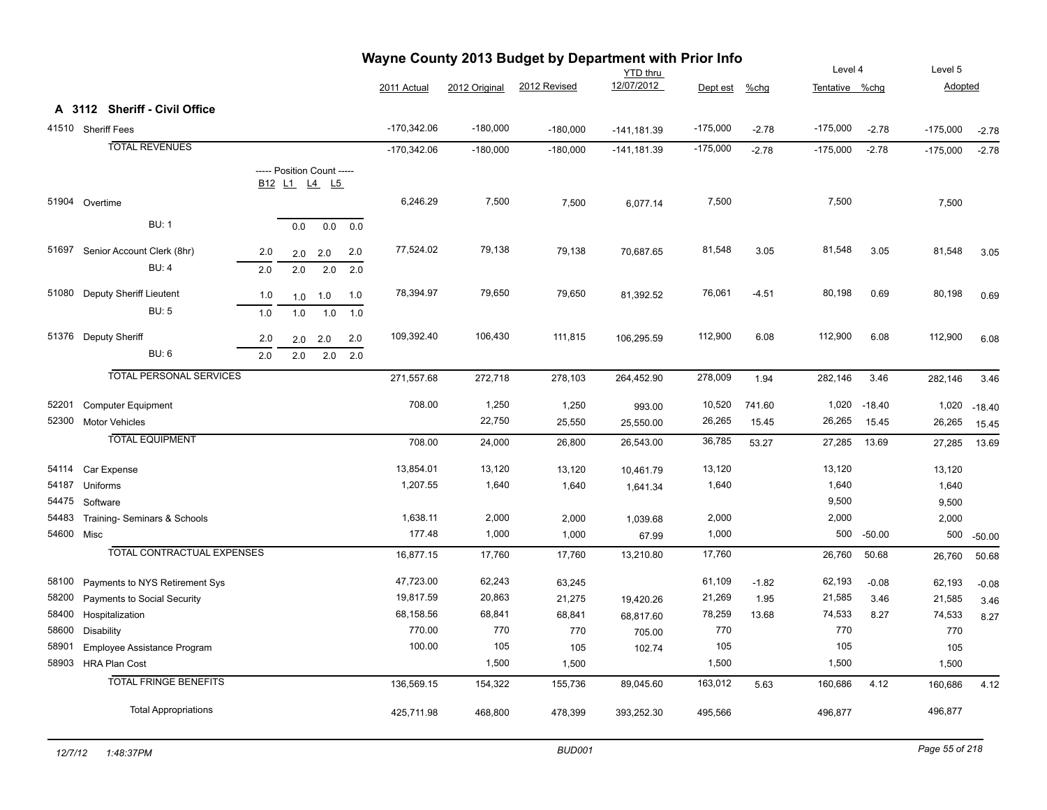# Wayne County 2013 Budget by Department with Prior Info

## A 3112 Sheriff - Civil Office

| Code | Description | B12 | L1 | L4 | L5 | 2011 Actual | 2012 Original | 2012 Revised | YTD thru 12/07/2012 | Dept est | %chg | Level 4 Tentative | %chg | Level 5 Adopted | %chg |
|---|---|---|---|---|---|---|---|---|---|---|---|---|---|---|---|
| 41510 | Sheriff Fees | | | | | -170,342.06 | -180,000 | -180,000 | -141,181.39 | -175,000 | -2.78 | -175,000 | -2.78 | -175,000 | -2.78 |
| | **TOTAL REVENUES** | | | | | -170,342.06 | -180,000 | -180,000 | -141,181.39 | -175,000 | -2.78 | -175,000 | -2.78 | -175,000 | -2.78 |
| | ----- Position Count ----- | B12 | L1 | L4 | L5 | | | | | | | | | | |
| 51904 | Overtime | | | | | 6,246.29 | 7,500 | 7,500 | 6,077.14 | 7,500 | | 7,500 | | 7,500 | |
| | BU: 1 | | 0.0 | 0.0 | 0.0 | | | | | | | | | | |
| 51697 | Senior Account Clerk (8hr) | 2.0 | 2.0 | 2.0 | 2.0 | 77,524.02 | 79,138 | 79,138 | 70,687.65 | 81,548 | 3.05 | 81,548 | 3.05 | 81,548 | 3.05 |
| | BU: 4 | 2.0 | 2.0 | 2.0 | 2.0 | | | | | | | | | | |
| 51080 | Deputy Sheriff Lieutent | 1.0 | 1.0 | 1.0 | 1.0 | 78,394.97 | 79,650 | 79,650 | 81,392.52 | 76,061 | -4.51 | 80,198 | 0.69 | 80,198 | 0.69 |
| | BU: 5 | 1.0 | 1.0 | 1.0 | 1.0 | | | | | | | | | | |
| 51376 | Deputy Sheriff | 2.0 | 2.0 | 2.0 | 2.0 | 109,392.40 | 106,430 | 111,815 | 106,295.59 | 112,900 | 6.08 | 112,900 | 6.08 | 112,900 | 6.08 |
| | BU: 6 | 2.0 | 2.0 | 2.0 | 2.0 | | | | | | | | | | |
| | **TOTAL PERSONAL SERVICES** | | | | | 271,557.68 | 272,718 | 278,103 | 264,452.90 | 278,009 | 1.94 | 282,146 | 3.46 | 282,146 | 3.46 |
| 52201 | Computer Equipment | | | | | 708.00 | 1,250 | 1,250 | 993.00 | 10,520 | 741.60 | 1,020 | -18.40 | 1,020 | -18.40 |
| 52300 | Motor Vehicles | | | | | | 22,750 | 25,550 | 25,550.00 | 26,265 | 15.45 | 26,265 | 15.45 | 26,265 | 15.45 |
| | **TOTAL EQUIPMENT** | | | | | 708.00 | 24,000 | 26,800 | 26,543.00 | 36,785 | 53.27 | 27,285 | 13.69 | 27,285 | 13.69 |
| 54114 | Car Expense | | | | | 13,854.01 | 13,120 | 13,120 | 10,461.79 | 13,120 | | 13,120 | | 13,120 | |
| 54187 | Uniforms | | | | | 1,207.55 | 1,640 | 1,640 | 1,641.34 | 1,640 | | 1,640 | | 1,640 | |
| 54475 | Software | | | | | | | | | | | 9,500 | | 9,500 | |
| 54483 | Training- Seminars & Schools | | | | | 1,638.11 | 2,000 | 2,000 | 1,039.68 | 2,000 | | 2,000 | | 2,000 | |
| 54600 | Misc | | | | | 177.48 | 1,000 | 1,000 | 67.99 | 1,000 | | 500 | -50.00 | 500 | -50.00 |
| | **TOTAL CONTRACTUAL EXPENSES** | | | | | 16,877.15 | 17,760 | 17,760 | 13,210.80 | 17,760 | | 26,760 | 50.68 | 26,760 | 50.68 |
| 58100 | Payments to NYS Retirement Sys | | | | | 47,723.00 | 62,243 | 63,245 | | 61,109 | -1.82 | 62,193 | -0.08 | 62,193 | -0.08 |
| 58200 | Payments to Social Security | | | | | 19,817.59 | 20,863 | 21,275 | 19,420.26 | 21,269 | 1.95 | 21,585 | 3.46 | 21,585 | 3.46 |
| 58400 | Hospitalization | | | | | 68,158.56 | 68,841 | 68,841 | 68,817.60 | 78,259 | 13.68 | 74,533 | 8.27 | 74,533 | 8.27 |
| 58600 | Disability | | | | | 770.00 | 770 | 770 | 705.00 | 770 | | 770 | | 770 | |
| 58901 | Employee Assistance Program | | | | | 100.00 | 105 | 105 | 102.74 | 105 | | 105 | | 105 | |
| 58903 | HRA Plan Cost | | | | | | 1,500 | 1,500 | | 1,500 | | 1,500 | | 1,500 | |
| | **TOTAL FRINGE BENEFITS** | | | | | 136,569.15 | 154,322 | 155,736 | 89,045.60 | 163,012 | 5.63 | 160,686 | 4.12 | 160,686 | 4.12 |
| | Total Appropriations | | | | | 425,711.98 | 468,800 | 478,399 | 393,252.30 | 495,566 | | 496,877 | | 496,877 | |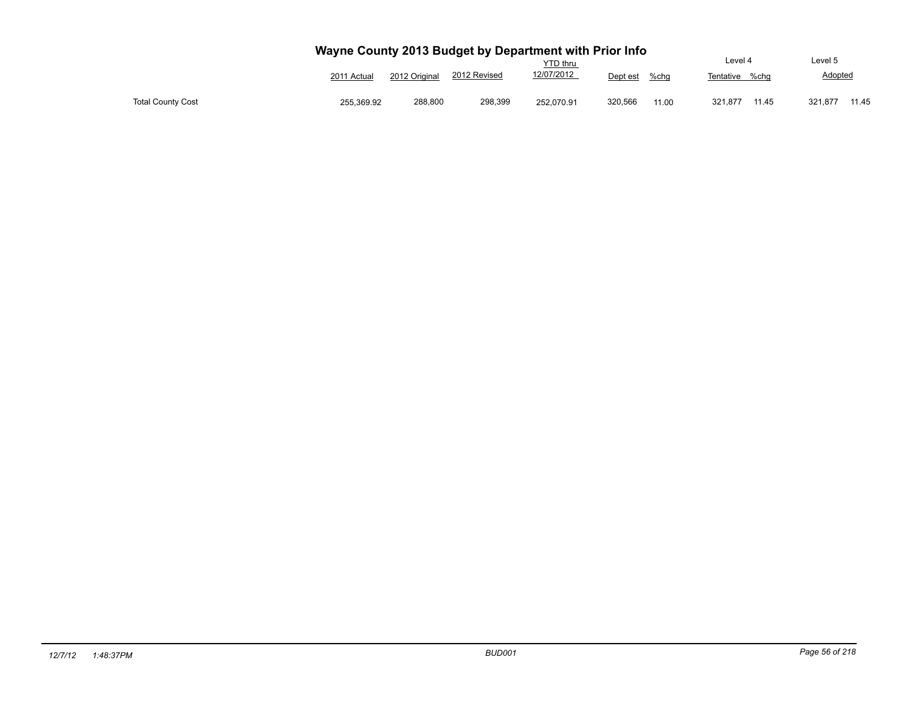# Wayne County 2013 Budget by Department with Prior Info

| | 2011 Actual | 2012 Original | 2012 Revised | YTD thru 12/07/2012 | Dept est | %chg | Level 4 Tentative | %chg | Level 5 Adopted | |
|---|---|---|---|---|---|---|---|---|---|---|
| Total County Cost | 255,369.92 | 288,800 | 298,399 | 252,070.91 | 320,566 | 11.00 | 321,877 | 11.45 | 321,877 | 11.45 |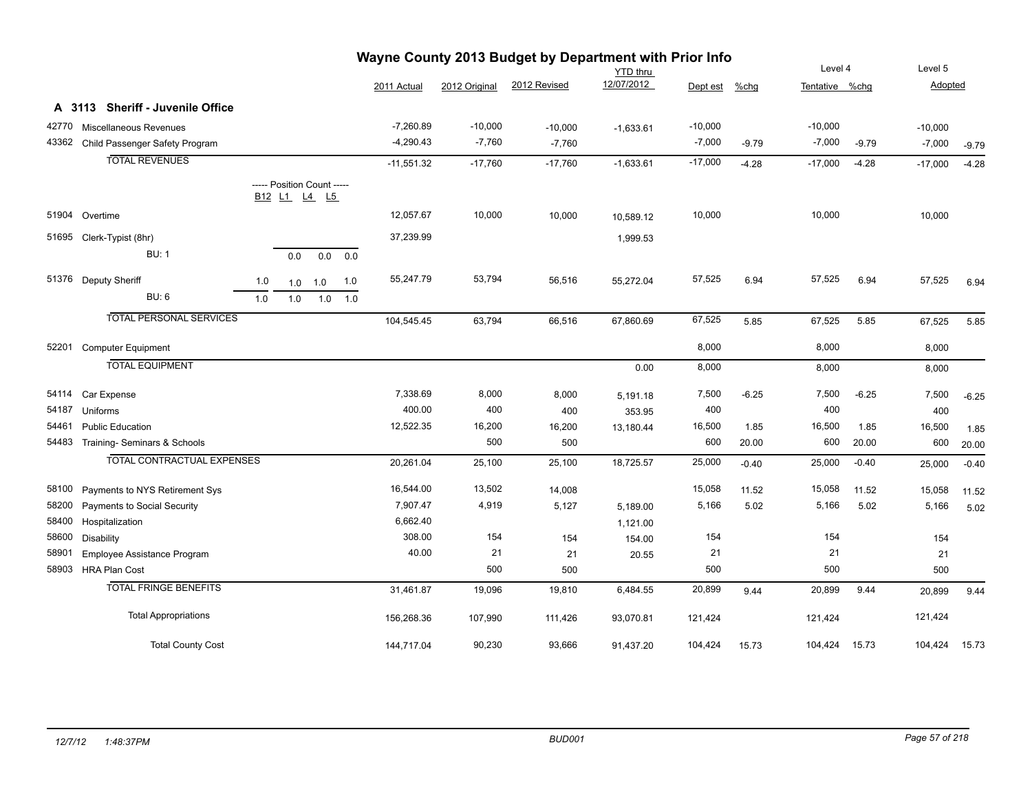# Wayne County 2013 Budget by Department with Prior Info

## A 3113 Sheriff - Juvenile Office

| Code | Description | B12 | L1 | L4 | L5 | 2011 Actual | 2012 Original | 2012 Revised | YTD thru 12/07/2012 | Dept est | %chg | Level 4 Tentative | %chg | Level 5 Adopted | %chg |
|---|---|---|---|---|---|---|---|---|---|---|---|---|---|---|---|
| 42770 | Miscellaneous Revenues | | | | | -7,260.89 | -10,000 | -10,000 | -1,633.61 | -10,000 | | -10,000 | | -10,000 | |
| 43362 | Child Passenger Safety Program | | | | | -4,290.43 | -7,760 | -7,760 | | -7,000 | -9.79 | -7,000 | -9.79 | -7,000 | -9.79 |
| | TOTAL REVENUES | | | | | -11,551.32 | -17,760 | -17,760 | -1,633.61 | -17,000 | -4.28 | -17,000 | -4.28 | -17,000 | -4.28 |
| | ----- Position Count ----- | B12 | L1 | L4 | L5 | | | | | | | | | | |
| 51904 | Overtime | | | | | 12,057.67 | 10,000 | 10,000 | 10,589.12 | 10,000 | | 10,000 | | 10,000 | |
| 51695 | Clerk-Typist (8hr) | | | | | 37,239.99 | | | 1,999.53 | | | | | | |
| | BU: 1 | | 0.0 | 0.0 | 0.0 | | | | | | | | | | |
| 51376 | Deputy Sheriff | 1.0 | 1.0 | 1.0 | 1.0 | 55,247.79 | 53,794 | 56,516 | 55,272.04 | 57,525 | 6.94 | 57,525 | 6.94 | 57,525 | 6.94 |
| | BU: 6 | 1.0 | 1.0 | 1.0 | 1.0 | | | | | | | | | | |
| | TOTAL PERSONAL SERVICES | | | | | 104,545.45 | 63,794 | 66,516 | 67,860.69 | 67,525 | 5.85 | 67,525 | 5.85 | 67,525 | 5.85 |
| 52201 | Computer Equipment | | | | | | | | | 8,000 | | 8,000 | | 8,000 | |
| | TOTAL EQUIPMENT | | | | | | | | 0.00 | 8,000 | | 8,000 | | 8,000 | |
| 54114 | Car Expense | | | | | 7,338.69 | 8,000 | 8,000 | 5,191.18 | 7,500 | -6.25 | 7,500 | -6.25 | 7,500 | -6.25 |
| 54187 | Uniforms | | | | | 400.00 | 400 | 400 | 353.95 | 400 | | 400 | | 400 | |
| 54461 | Public Education | | | | | 12,522.35 | 16,200 | 16,200 | 13,180.44 | 16,500 | 1.85 | 16,500 | 1.85 | 16,500 | 1.85 |
| 54483 | Training- Seminars & Schools | | | | | | 500 | 500 | | 600 | 20.00 | 600 | 20.00 | 600 | 20.00 |
| | TOTAL CONTRACTUAL EXPENSES | | | | | 20,261.04 | 25,100 | 25,100 | 18,725.57 | 25,000 | -0.40 | 25,000 | -0.40 | 25,000 | -0.40 |
| 58100 | Payments to NYS Retirement Sys | | | | | 16,544.00 | 13,502 | 14,008 | | 15,058 | 11.52 | 15,058 | 11.52 | 15,058 | 11.52 |
| 58200 | Payments to Social Security | | | | | 7,907.47 | 4,919 | 5,127 | 5,189.00 | 5,166 | 5.02 | 5,166 | 5.02 | 5,166 | 5.02 |
| 58400 | Hospitalization | | | | | 6,662.40 | | | 1,121.00 | | | | | | |
| 58600 | Disability | | | | | 308.00 | 154 | 154 | 154.00 | 154 | | 154 | | 154 | |
| 58901 | Employee Assistance Program | | | | | 40.00 | 21 | 21 | 20.55 | 21 | | 21 | | 21 | |
| 58903 | HRA Plan Cost | | | | | | 500 | 500 | | 500 | | 500 | | 500 | |
| | TOTAL FRINGE BENEFITS | | | | | 31,461.87 | 19,096 | 19,810 | 6,484.55 | 20,899 | 9.44 | 20,899 | 9.44 | 20,899 | 9.44 |
| | Total Appropriations | | | | | 156,268.36 | 107,990 | 111,426 | 93,070.81 | 121,424 | | 121,424 | | 121,424 | |
| | Total County Cost | | | | | 144,717.04 | 90,230 | 93,666 | 91,437.20 | 104,424 | 15.73 | 104,424 | 15.73 | 104,424 | 15.73 |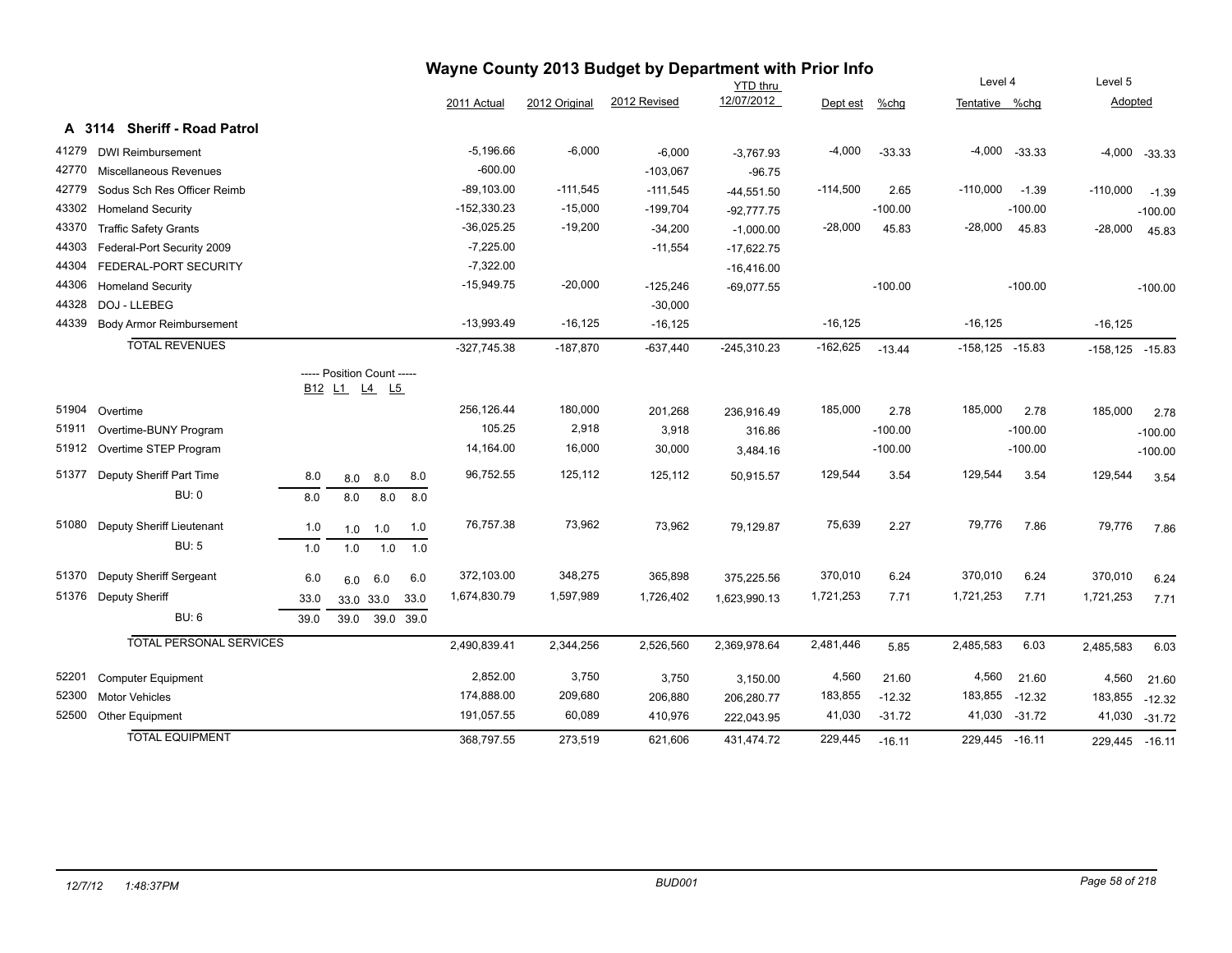# Wayne County 2013 Budget by Department with Prior Info

## A 3114 Sheriff - Road Patrol

| Code | Description | B12 | L1 | L4 | L5 | 2011 Actual | 2012 Original | 2012 Revised | YTD thru 12/07/2012 | Dept est | %chg | Level 4 Tentative | %chg | Level 5 Adopted | %chg |
|---|---|---|---|---|---|---|---|---|---|---|---|---|---|---|---|
| 41279 | DWI Reimbursement | | | | | -5,196.66 | -6,000 | -6,000 | -3,767.93 | -4,000 | -33.33 | -4,000 | -33.33 | -4,000 | -33.33 |
| 42770 | Miscellaneous Revenues | | | | | -600.00 | | -103,067 | -96.75 | | | | | | |
| 42779 | Sodus Sch Res Officer Reimb | | | | | -89,103.00 | -111,545 | -111,545 | -44,551.50 | -114,500 | 2.65 | -110,000 | -1.39 | -110,000 | -1.39 |
| 43302 | Homeland Security | | | | | -152,330.23 | -15,000 | -199,704 | -92,777.75 | | -100.00 | | -100.00 | | -100.00 |
| 43370 | Traffic Safety Grants | | | | | -36,025.25 | -19,200 | -34,200 | -1,000.00 | -28,000 | 45.83 | -28,000 | 45.83 | -28,000 | 45.83 |
| 44303 | Federal-Port Security 2009 | | | | | -7,225.00 | | -11,554 | -17,622.75 | | | | | | |
| 44304 | FEDERAL-PORT SECURITY | | | | | -7,322.00 | | | -16,416.00 | | | | | | |
| 44306 | Homeland Security | | | | | -15,949.75 | -20,000 | -125,246 | -69,077.55 | | -100.00 | | -100.00 | | -100.00 |
| 44328 | DOJ - LLEBEG | | | | | | | -30,000 | | | | | | | |
| 44339 | Body Armor Reimbursement | | | | | -13,993.49 | -16,125 | -16,125 | | -16,125 | | -16,125 | | -16,125 | |
| | **TOTAL REVENUES** | | | | | -327,745.38 | -187,870 | -637,440 | -245,310.23 | -162,625 | -13.44 | -158,125 | -15.83 | -158,125 | -15.83 |
| | ----- Position Count ----- | B12 | L1 | L4 | L5 | | | | | | | | | | |
| 51904 | Overtime | | | | | 256,126.44 | 180,000 | 201,268 | 236,916.49 | 185,000 | 2.78 | 185,000 | 2.78 | 185,000 | 2.78 |
| 51911 | Overtime-BUNY Program | | | | | 105.25 | 2,918 | 3,918 | 316.86 | | -100.00 | | -100.00 | | -100.00 |
| 51912 | Overtime STEP Program | | | | | 14,164.00 | 16,000 | 30,000 | 3,484.16 | | -100.00 | | -100.00 | | -100.00 |
| 51377 | Deputy Sheriff Part Time | 8.0 | 8.0 | 8.0 | 8.0 | 96,752.55 | 125,112 | 125,112 | 50,915.57 | 129,544 | 3.54 | 129,544 | 3.54 | 129,544 | 3.54 |
| | BU: 0 | 8.0 | 8.0 | 8.0 | 8.0 | | | | | | | | | | |
| 51080 | Deputy Sheriff Lieutenant | 1.0 | 1.0 | 1.0 | 1.0 | 76,757.38 | 73,962 | 73,962 | 79,129.87 | 75,639 | 2.27 | 79,776 | 7.86 | 79,776 | 7.86 |
| | BU: 5 | 1.0 | 1.0 | 1.0 | 1.0 | | | | | | | | | | |
| 51370 | Deputy Sheriff Sergeant | 6.0 | 6.0 | 6.0 | 6.0 | 372,103.00 | 348,275 | 365,898 | 375,225.56 | 370,010 | 6.24 | 370,010 | 6.24 | 370,010 | 6.24 |
| 51376 | Deputy Sheriff | 33.0 | 33.0 | 33.0 | 33.0 | 1,674,830.79 | 1,597,989 | 1,726,402 | 1,623,990.13 | 1,721,253 | 7.71 | 1,721,253 | 7.71 | 1,721,253 | 7.71 |
| | BU: 6 | 39.0 | 39.0 | 39.0 | 39.0 | | | | | | | | | | |
| | **TOTAL PERSONAL SERVICES** | | | | | 2,490,839.41 | 2,344,256 | 2,526,560 | 2,369,978.64 | 2,481,446 | 5.85 | 2,485,583 | 6.03 | 2,485,583 | 6.03 |
| 52201 | Computer Equipment | | | | | 2,852.00 | 3,750 | 3,750 | 3,150.00 | 4,560 | 21.60 | 4,560 | 21.60 | 4,560 | 21.60 |
| 52300 | Motor Vehicles | | | | | 174,888.00 | 209,680 | 206,880 | 206,280.77 | 183,855 | -12.32 | 183,855 | -12.32 | 183,855 | -12.32 |
| 52500 | Other Equipment | | | | | 191,057.55 | 60,089 | 410,976 | 222,043.95 | 41,030 | -31.72 | 41,030 | -31.72 | 41,030 | -31.72 |
| | **TOTAL EQUIPMENT** | | | | | 368,797.55 | 273,519 | 621,606 | 431,474.72 | 229,445 | -16.11 | 229,445 | -16.11 | 229,445 | -16.11 |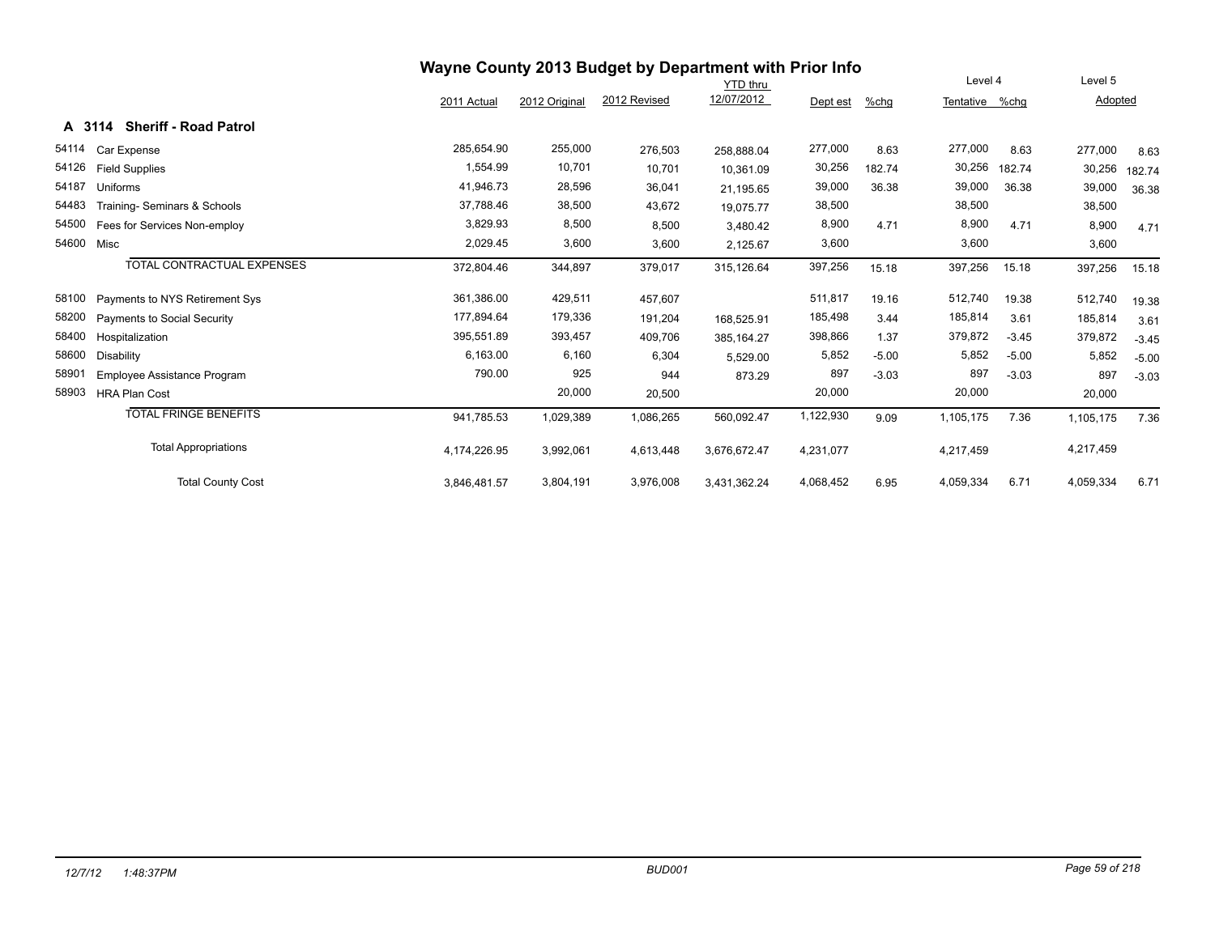# Wayne County 2013 Budget by Department with Prior Info

## A 3114 Sheriff - Road Patrol

| | | 2011 Actual | 2012 Original | 2012 Revised | YTD thru 12/07/2012 | Dept est | %chg | Level 4 Tentative | %chg | Level 5 Adopted | |
|---|---|---|---|---|---|---|---|---|---|---|---|
| 54114 | Car Expense | 285,654.90 | 255,000 | 276,503 | 258,888.04 | 277,000 | 8.63 | 277,000 | 8.63 | 277,000 | 8.63 |
| 54126 | Field Supplies | 1,554.99 | 10,701 | 10,701 | 10,361.09 | 30,256 | 182.74 | 30,256 | 182.74 | 30,256 | 182.74 |
| 54187 | Uniforms | 41,946.73 | 28,596 | 36,041 | 21,195.65 | 39,000 | 36.38 | 39,000 | 36.38 | 39,000 | 36.38 |
| 54483 | Training- Seminars & Schools | 37,788.46 | 38,500 | 43,672 | 19,075.77 | 38,500 | | 38,500 | | 38,500 | |
| 54500 | Fees for Services Non-employ | 3,829.93 | 8,500 | 8,500 | 3,480.42 | 8,900 | 4.71 | 8,900 | 4.71 | 8,900 | 4.71 |
| 54600 | Misc | 2,029.45 | 3,600 | 3,600 | 2,125.67 | 3,600 | | 3,600 | | 3,600 | |
| | TOTAL CONTRACTUAL EXPENSES | 372,804.46 | 344,897 | 379,017 | 315,126.64 | 397,256 | 15.18 | 397,256 | 15.18 | 397,256 | 15.18 |
| 58100 | Payments to NYS Retirement Sys | 361,386.00 | 429,511 | 457,607 | | 511,817 | 19.16 | 512,740 | 19.38 | 512,740 | 19.38 |
| 58200 | Payments to Social Security | 177,894.64 | 179,336 | 191,204 | 168,525.91 | 185,498 | 3.44 | 185,814 | 3.61 | 185,814 | 3.61 |
| 58400 | Hospitalization | 395,551.89 | 393,457 | 409,706 | 385,164.27 | 398,866 | 1.37 | 379,872 | -3.45 | 379,872 | -3.45 |
| 58600 | Disability | 6,163.00 | 6,160 | 6,304 | 5,529.00 | 5,852 | -5.00 | 5,852 | -5.00 | 5,852 | -5.00 |
| 58901 | Employee Assistance Program | 790.00 | 925 | 944 | 873.29 | 897 | -3.03 | 897 | -3.03 | 897 | -3.03 |
| 58903 | HRA Plan Cost | | 20,000 | 20,500 | | 20,000 | | 20,000 | | 20,000 | |
| | TOTAL FRINGE BENEFITS | 941,785.53 | 1,029,389 | 1,086,265 | 560,092.47 | 1,122,930 | 9.09 | 1,105,175 | 7.36 | 1,105,175 | 7.36 |
| | Total Appropriations | 4,174,226.95 | 3,992,061 | 4,613,448 | 3,676,672.47 | 4,231,077 | | 4,217,459 | | 4,217,459 | |
| | Total County Cost | 3,846,481.57 | 3,804,191 | 3,976,008 | 3,431,362.24 | 4,068,452 | 6.95 | 4,059,334 | 6.71 | 4,059,334 | 6.71 |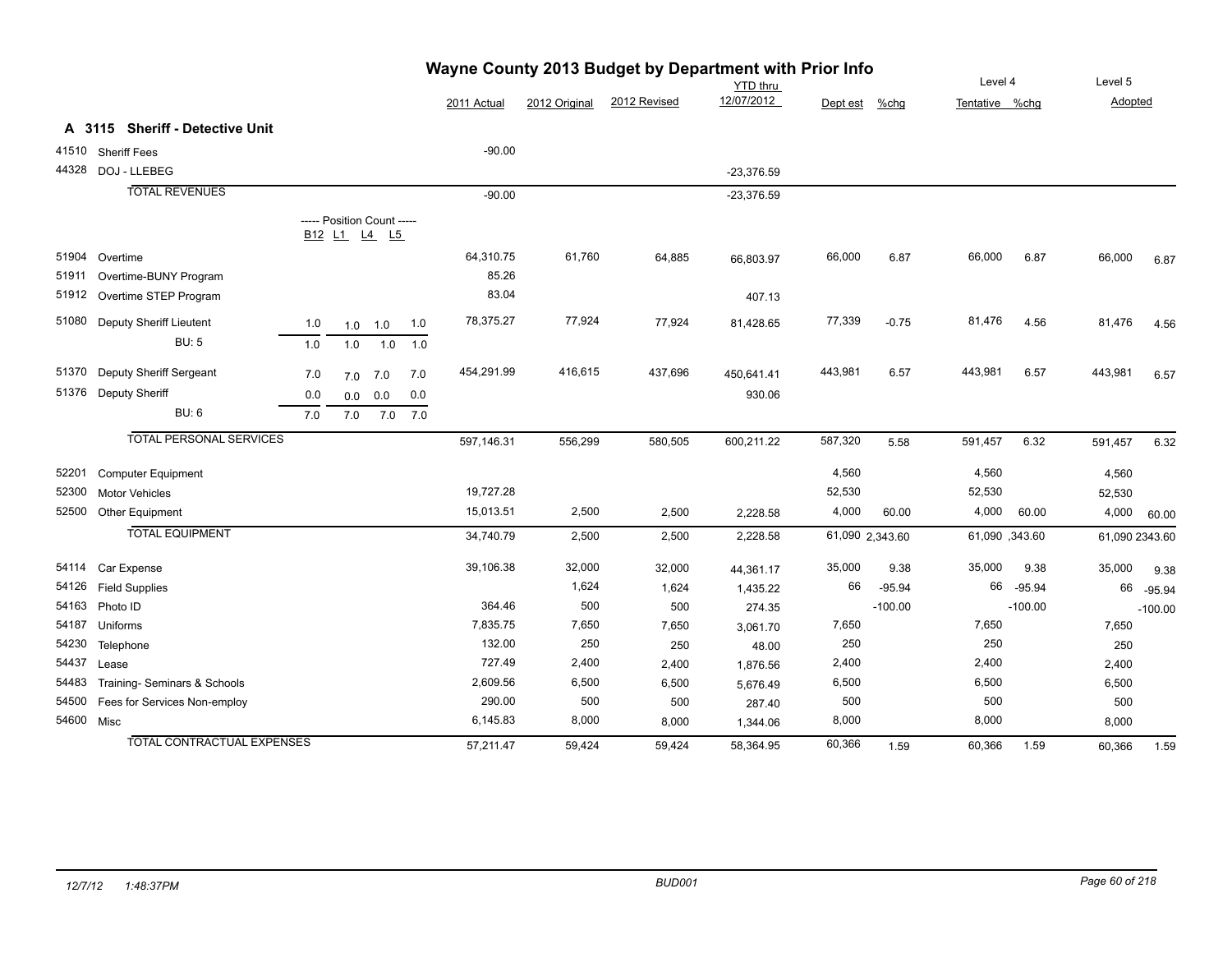# Wayne County 2013 Budget by Department with Prior Info

## A 3115 Sheriff - Detective Unit

| Code | Description | B12 | L1 | L4 | L5 | 2011 Actual | 2012 Original | 2012 Revised | YTD thru 12/07/2012 | Dept est | %chg | Level 4 Tentative | %chg | Level 5 Adopted | %chg |
|---|---|---|---|---|---|---|---|---|---|---|---|---|---|---|---|
| 41510 | Sheriff Fees | | | | | -90.00 | | | | | | | | | |
| 44328 | DOJ - LLEBEG | | | | | | | | -23,376.59 | | | | | | |
| | **TOTAL REVENUES** | | | | | -90.00 | | | -23,376.59 | | | | | | |
| | ----- Position Count ----- | B12 | L1 | L4 | L5 | | | | | | | | | | |
| 51904 | Overtime | | | | | 64,310.75 | 61,760 | 64,885 | 66,803.97 | 66,000 | 6.87 | 66,000 | 6.87 | 66,000 | 6.87 |
| 51911 | Overtime-BUNY Program | | | | | 85.26 | | | | | | | | | |
| 51912 | Overtime STEP Program | | | | | 83.04 | | | 407.13 | | | | | | |
| 51080 | Deputy Sheriff Lieutent | 1.0 | 1.0 | 1.0 | 1.0 | 78,375.27 | 77,924 | 77,924 | 81,428.65 | 77,339 | -0.75 | 81,476 | 4.56 | 81,476 | 4.56 |
| | BU: 5 | 1.0 | 1.0 | 1.0 | 1.0 | | | | | | | | | | |
| 51370 | Deputy Sheriff Sergeant | 7.0 | 7.0 | 7.0 | 7.0 | 454,291.99 | 416,615 | 437,696 | 450,641.41 | 443,981 | 6.57 | 443,981 | 6.57 | 443,981 | 6.57 |
| 51376 | Deputy Sheriff | 0.0 | 0.0 | 0.0 | 0.0 | | | | 930.06 | | | | | | |
| | BU: 6 | 7.0 | 7.0 | 7.0 | 7.0 | | | | | | | | | | |
| | **TOTAL PERSONAL SERVICES** | | | | | 597,146.31 | 556,299 | 580,505 | 600,211.22 | 587,320 | 5.58 | 591,457 | 6.32 | 591,457 | 6.32 |
| 52201 | Computer Equipment | | | | | | | | | 4,560 | | 4,560 | | 4,560 | |
| 52300 | Motor Vehicles | | | | | 19,727.28 | | | | 52,530 | | 52,530 | | 52,530 | |
| 52500 | Other Equipment | | | | | 15,013.51 | 2,500 | 2,500 | 2,228.58 | 4,000 | 60.00 | 4,000 | 60.00 | 4,000 | 60.00 |
| | **TOTAL EQUIPMENT** | | | | | 34,740.79 | 2,500 | 2,500 | 2,228.58 | 61,090 | 2,343.60 | 61,090 | ,343.60 | 61,090 | 2343.60 |
| 54114 | Car Expense | | | | | 39,106.38 | 32,000 | 32,000 | 44,361.17 | 35,000 | 9.38 | 35,000 | 9.38 | 35,000 | 9.38 |
| 54126 | Field Supplies | | | | | | 1,624 | 1,624 | 1,435.22 | 66 | -95.94 | 66 | -95.94 | 66 | -95.94 |
| 54163 | Photo ID | | | | | 364.46 | 500 | 500 | 274.35 | | -100.00 | | -100.00 | | -100.00 |
| 54187 | Uniforms | | | | | 7,835.75 | 7,650 | 7,650 | 3,061.70 | 7,650 | | 7,650 | | 7,650 | |
| 54230 | Telephone | | | | | 132.00 | 250 | 250 | 48.00 | 250 | | 250 | | 250 | |
| 54437 | Lease | | | | | 727.49 | 2,400 | 2,400 | 1,876.56 | 2,400 | | 2,400 | | 2,400 | |
| 54483 | Training- Seminars & Schools | | | | | 2,609.56 | 6,500 | 6,500 | 5,676.49 | 6,500 | | 6,500 | | 6,500 | |
| 54500 | Fees for Services Non-employ | | | | | 290.00 | 500 | 500 | 287.40 | 500 | | 500 | | 500 | |
| 54600 | Misc | | | | | 6,145.83 | 8,000 | 8,000 | 1,344.06 | 8,000 | | 8,000 | | 8,000 | |
| | **TOTAL CONTRACTUAL EXPENSES** | | | | | 57,211.47 | 59,424 | 59,424 | 58,364.95 | 60,366 | 1.59 | 60,366 | 1.59 | 60,366 | 1.59 |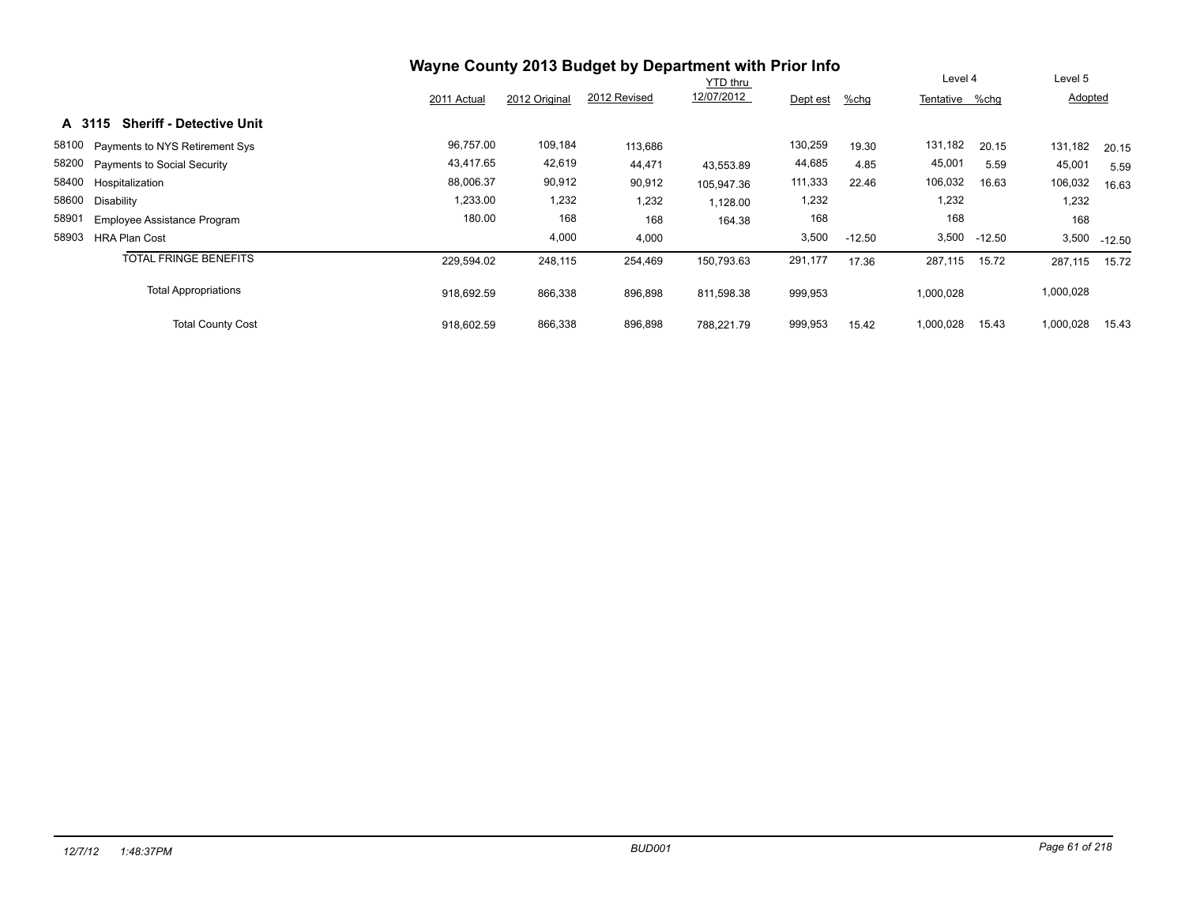# Wayne County 2013 Budget by Department with Prior Info

## A 3115 Sheriff - Detective Unit

| Code | Description | 2011 Actual | 2012 Original | 2012 Revised | YTD thru 12/07/2012 | Dept est | %chg | Level 4 Tentative | %chg | Level 5 Adopted | %chg |
|---|---|---|---|---|---|---|---|---|---|---|---|
| 58100 | Payments to NYS Retirement Sys | 96,757.00 | 109,184 | 113,686 | | 130,259 | 19.30 | 131,182 | 20.15 | 131,182 | 20.15 |
| 58200 | Payments to Social Security | 43,417.65 | 42,619 | 44,471 | 43,553.89 | 44,685 | 4.85 | 45,001 | 5.59 | 45,001 | 5.59 |
| 58400 | Hospitalization | 88,006.37 | 90,912 | 90,912 | 105,947.36 | 111,333 | 22.46 | 106,032 | 16.63 | 106,032 | 16.63 |
| 58600 | Disability | 1,233.00 | 1,232 | 1,232 | 1,128.00 | 1,232 | | 1,232 | | 1,232 | |
| 58901 | Employee Assistance Program | 180.00 | 168 | 168 | 164.38 | 168 | | 168 | | 168 | |
| 58903 | HRA Plan Cost | | 4,000 | 4,000 | | 3,500 | -12.50 | 3,500 | -12.50 | 3,500 | -12.50 |
| | TOTAL FRINGE BENEFITS | 229,594.02 | 248,115 | 254,469 | 150,793.63 | 291,177 | 17.36 | 287,115 | 15.72 | 287,115 | 15.72 |
| | Total Appropriations | 918,692.59 | 866,338 | 896,898 | 811,598.38 | 999,953 | | 1,000,028 | | 1,000,028 | |
| | Total County Cost | 918,602.59 | 866,338 | 896,898 | 788,221.79 | 999,953 | 15.42 | 1,000,028 | 15.43 | 1,000,028 | 15.43 |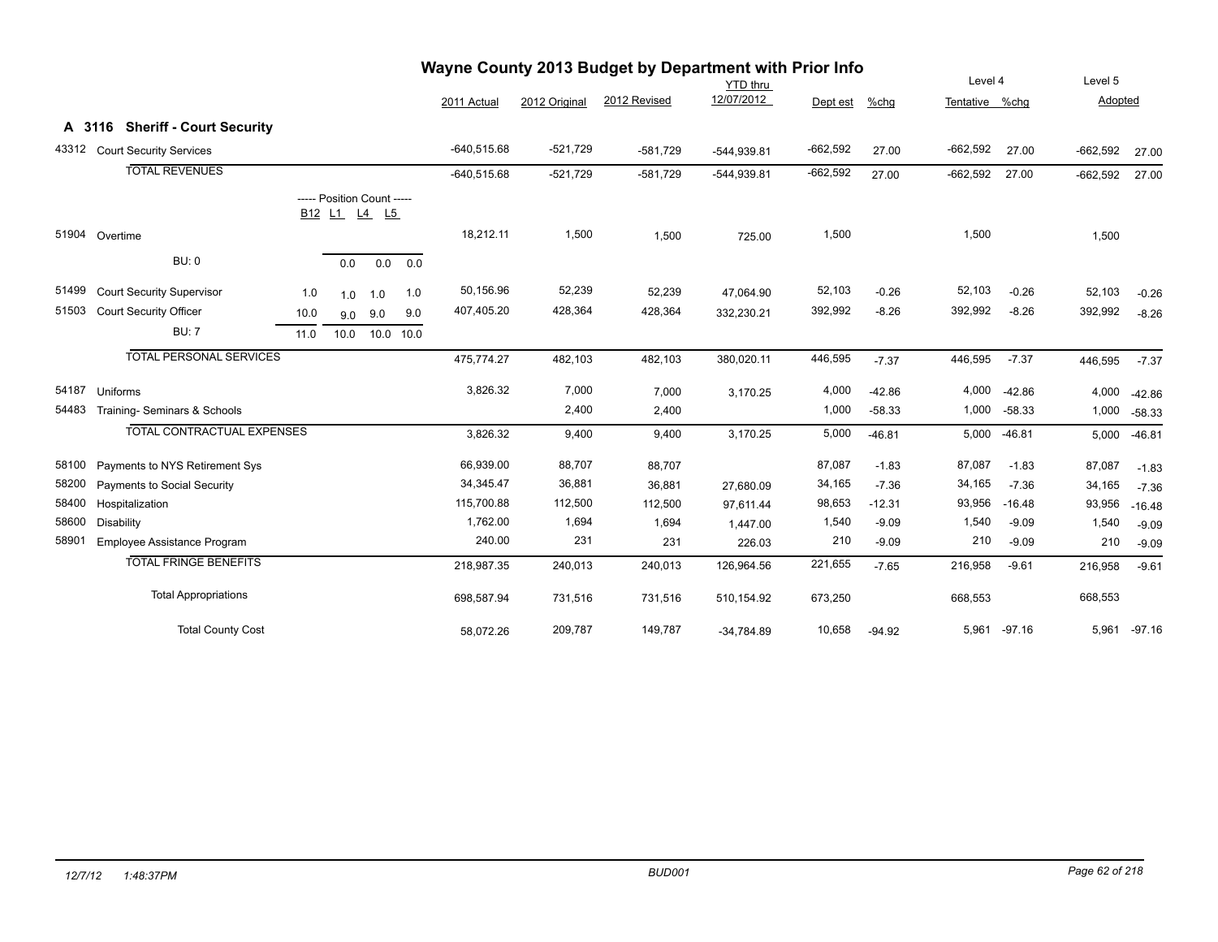# Wayne County 2013 Budget by Department with Prior Info

## A 3116 Sheriff - Court Security

| | | B12 | L1 | L4 | L5 | 2011 Actual | 2012 Original | 2012 Revised | YTD thru 12/07/2012 | Dept est | %chg | Level 4 Tentative | %chg | Level 5 Adopted | |
|---|---|---|---|---|---|---|---|---|---|---|---|---|---|---|---|
| 43312 | Court Security Services | | | | | -640,515.68 | -521,729 | -581,729 | -544,939.81 | -662,592 | 27.00 | -662,592 | 27.00 | -662,592 | 27.00 |
| | TOTAL REVENUES | | | | | -640,515.68 | -521,729 | -581,729 | -544,939.81 | -662,592 | 27.00 | -662,592 | 27.00 | -662,592 | 27.00 |
| | ----- Position Count ----- | B12 | L1 | L4 | L5 | | | | | | | | | | |
| 51904 | Overtime | | | | | 18,212.11 | 1,500 | 1,500 | 725.00 | 1,500 | | 1,500 | | 1,500 | |
| | BU: 0 | | 0.0 | 0.0 | 0.0 | | | | | | | | | | |
| 51499 | Court Security Supervisor | 1.0 | 1.0 | 1.0 | 1.0 | 50,156.96 | 52,239 | 52,239 | 47,064.90 | 52,103 | -0.26 | 52,103 | -0.26 | 52,103 | -0.26 |
| 51503 | Court Security Officer | 10.0 | 9.0 | 9.0 | 9.0 | 407,405.20 | 428,364 | 428,364 | 332,230.21 | 392,992 | -8.26 | 392,992 | -8.26 | 392,992 | -8.26 |
| | BU: 7 | 11.0 | 10.0 | 10.0 | 10.0 | | | | | | | | | | |
| | TOTAL PERSONAL SERVICES | | | | | 475,774.27 | 482,103 | 482,103 | 380,020.11 | 446,595 | -7.37 | 446,595 | -7.37 | 446,595 | -7.37 |
| 54187 | Uniforms | | | | | 3,826.32 | 7,000 | 7,000 | 3,170.25 | 4,000 | -42.86 | 4,000 | -42.86 | 4,000 | -42.86 |
| 54483 | Training- Seminars & Schools | | | | | | 2,400 | 2,400 | | 1,000 | -58.33 | 1,000 | -58.33 | 1,000 | -58.33 |
| | TOTAL CONTRACTUAL EXPENSES | | | | | 3,826.32 | 9,400 | 9,400 | 3,170.25 | 5,000 | -46.81 | 5,000 | -46.81 | 5,000 | -46.81 |
| 58100 | Payments to NYS Retirement Sys | | | | | 66,939.00 | 88,707 | 88,707 | | 87,087 | -1.83 | 87,087 | -1.83 | 87,087 | -1.83 |
| 58200 | Payments to Social Security | | | | | 34,345.47 | 36,881 | 36,881 | 27,680.09 | 34,165 | -7.36 | 34,165 | -7.36 | 34,165 | -7.36 |
| 58400 | Hospitalization | | | | | 115,700.88 | 112,500 | 112,500 | 97,611.44 | 98,653 | -12.31 | 93,956 | -16.48 | 93,956 | -16.48 |
| 58600 | Disability | | | | | 1,762.00 | 1,694 | 1,694 | 1,447.00 | 1,540 | -9.09 | 1,540 | -9.09 | 1,540 | -9.09 |
| 58901 | Employee Assistance Program | | | | | 240.00 | 231 | 231 | 226.03 | 210 | -9.09 | 210 | -9.09 | 210 | -9.09 |
| | TOTAL FRINGE BENEFITS | | | | | 218,987.35 | 240,013 | 240,013 | 126,964.56 | 221,655 | -7.65 | 216,958 | -9.61 | 216,958 | -9.61 |
| | Total Appropriations | | | | | 698,587.94 | 731,516 | 731,516 | 510,154.92 | 673,250 | | 668,553 | | 668,553 | |
| | Total County Cost | | | | | 58,072.26 | 209,787 | 149,787 | -34,784.89 | 10,658 | -94.92 | 5,961 | -97.16 | 5,961 | -97.16 |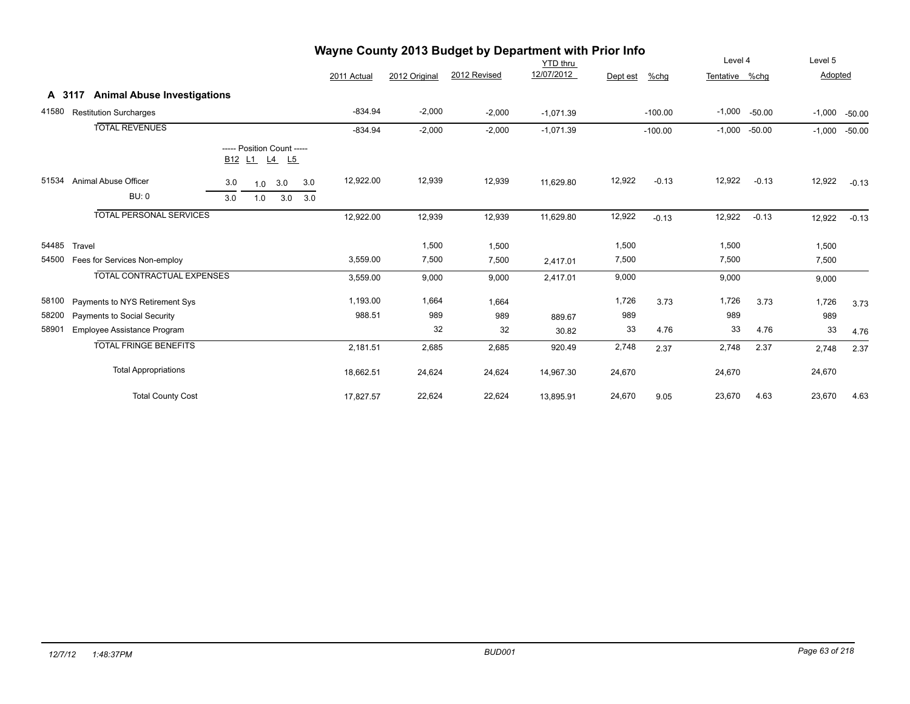# Wayne County 2013 Budget by Department with Prior Info

## A 3117 Animal Abuse Investigations

| Code | Description | B12 | L1 | L4 | L5 | 2011 Actual | 2012 Original | 2012 Revised | YTD thru 12/07/2012 | Dept est | %chg | Level 4 Tentative | %chg | Level 5 Adopted | %chg |
|---|---|---|---|---|---|---|---|---|---|---|---|---|---|---|---|
| 41580 | Restitution Surcharges | | | | | -834.94 | -2,000 | -2,000 | -1,071.39 | | -100.00 | -1,000 | -50.00 | -1,000 | -50.00 |
| | TOTAL REVENUES | | | | | -834.94 | -2,000 | -2,000 | -1,071.39 | | -100.00 | -1,000 | -50.00 | -1,000 | -50.00 |
| | ----- Position Count ----- | B12 | L1 | L4 | L5 | | | | | | | | | | |
| 51534 | Animal Abuse Officer | 3.0 | 1.0 | 3.0 | 3.0 | 12,922.00 | 12,939 | 12,939 | 11,629.80 | 12,922 | -0.13 | 12,922 | -0.13 | 12,922 | -0.13 |
| | BU: 0 | 3.0 | 1.0 | 3.0 | 3.0 | | | | | | | | | | |
| | TOTAL PERSONAL SERVICES | | | | | 12,922.00 | 12,939 | 12,939 | 11,629.80 | 12,922 | -0.13 | 12,922 | -0.13 | 12,922 | -0.13 |
| 54485 | Travel | | | | | | 1,500 | 1,500 | | 1,500 | | 1,500 | | 1,500 | |
| 54500 | Fees for Services Non-employ | | | | | 3,559.00 | 7,500 | 7,500 | 2,417.01 | 7,500 | | 7,500 | | 7,500 | |
| | TOTAL CONTRACTUAL EXPENSES | | | | | 3,559.00 | 9,000 | 9,000 | 2,417.01 | 9,000 | | 9,000 | | 9,000 | |
| 58100 | Payments to NYS Retirement Sys | | | | | 1,193.00 | 1,664 | 1,664 | | 1,726 | 3.73 | 1,726 | 3.73 | 1,726 | 3.73 |
| 58200 | Payments to Social Security | | | | | 988.51 | 989 | 989 | 889.67 | 989 | | 989 | | 989 | |
| 58901 | Employee Assistance Program | | | | | | 32 | 32 | 30.82 | 33 | 4.76 | 33 | 4.76 | 33 | 4.76 |
| | TOTAL FRINGE BENEFITS | | | | | 2,181.51 | 2,685 | 2,685 | 920.49 | 2,748 | 2.37 | 2,748 | 2.37 | 2,748 | 2.37 |
| | Total Appropriations | | | | | 18,662.51 | 24,624 | 24,624 | 14,967.30 | 24,670 | | 24,670 | | 24,670 | |
| | Total County Cost | | | | | 17,827.57 | 22,624 | 22,624 | 13,895.91 | 24,670 | 9.05 | 23,670 | 4.63 | 23,670 | 4.63 |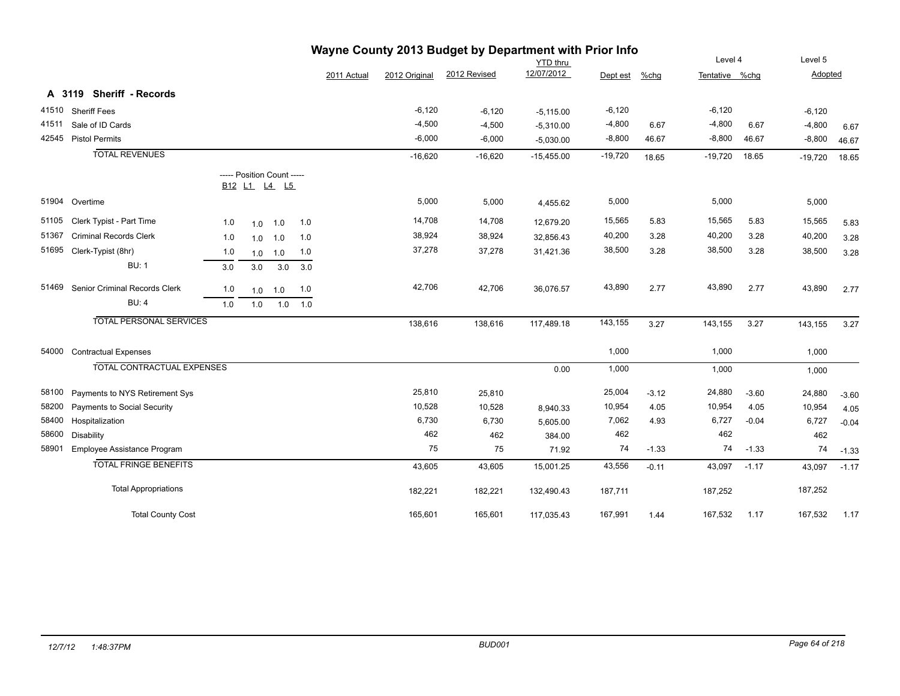# Wayne County 2013 Budget by Department with Prior Info

## A 3119 Sheriff - Records

| | | B12 | L1 | L4 | L5 | 2011 Actual | 2012 Original | 2012 Revised | YTD thru 12/07/2012 | Dept est | %chg | Level 4 Tentative | %chg | Level 5 Adopted | %chg |
|---|---|---|---|---|---|---|---|---|---|---|---|---|---|---|---|
| 41510 | Sheriff Fees | | | | | | -6,120 | -6,120 | -5,115.00 | -6,120 | | -6,120 | | -6,120 | |
| 41511 | Sale of ID Cards | | | | | | -4,500 | -4,500 | -5,310.00 | -4,800 | 6.67 | -4,800 | 6.67 | -4,800 | 6.67 |
| 42545 | Pistol Permits | | | | | | -6,000 | -6,000 | -5,030.00 | -8,800 | 46.67 | -8,800 | 46.67 | -8,800 | 46.67 |
| | TOTAL REVENUES | | | | | | -16,620 | -16,620 | -15,455.00 | -19,720 | 18.65 | -19,720 | 18.65 | -19,720 | 18.65 |
| | ----- Position Count ----- | B12 | L1 | L4 | L5 | | | | | | | | | | |
| 51904 | Overtime | | | | | | 5,000 | 5,000 | 4,455.62 | 5,000 | | 5,000 | | 5,000 | |
| 51105 | Clerk Typist - Part Time | 1.0 | 1.0 | 1.0 | 1.0 | | 14,708 | 14,708 | 12,679.20 | 15,565 | 5.83 | 15,565 | 5.83 | 15,565 | 5.83 |
| 51367 | Criminal Records Clerk | 1.0 | 1.0 | 1.0 | 1.0 | | 38,924 | 38,924 | 32,856.43 | 40,200 | 3.28 | 40,200 | 3.28 | 40,200 | 3.28 |
| 51695 | Clerk-Typist (8hr) | 1.0 | 1.0 | 1.0 | 1.0 | | 37,278 | 37,278 | 31,421.36 | 38,500 | 3.28 | 38,500 | 3.28 | 38,500 | 3.28 |
| | BU: 1 | 3.0 | 3.0 | 3.0 | 3.0 | | | | | | | | | | |
| 51469 | Senior Criminal Records Clerk | 1.0 | 1.0 | 1.0 | 1.0 | | 42,706 | 42,706 | 36,076.57 | 43,890 | 2.77 | 43,890 | 2.77 | 43,890 | 2.77 |
| | BU: 4 | 1.0 | 1.0 | 1.0 | 1.0 | | | | | | | | | | |
| | TOTAL PERSONAL SERVICES | | | | | | 138,616 | 138,616 | 117,489.18 | 143,155 | 3.27 | 143,155 | 3.27 | 143,155 | 3.27 |
| 54000 | Contractual Expenses | | | | | | | | | 1,000 | | 1,000 | | 1,000 | |
| | TOTAL CONTRACTUAL EXPENSES | | | | | | | | 0.00 | 1,000 | | 1,000 | | 1,000 | |
| 58100 | Payments to NYS Retirement Sys | | | | | | 25,810 | 25,810 | | 25,004 | -3.12 | 24,880 | -3.60 | 24,880 | -3.60 |
| 58200 | Payments to Social Security | | | | | | 10,528 | 10,528 | 8,940.33 | 10,954 | 4.05 | 10,954 | 4.05 | 10,954 | 4.05 |
| 58400 | Hospitalization | | | | | | 6,730 | 6,730 | 5,605.00 | 7,062 | 4.93 | 6,727 | -0.04 | 6,727 | -0.04 |
| 58600 | Disability | | | | | | 462 | 462 | 384.00 | 462 | | 462 | | 462 | |
| 58901 | Employee Assistance Program | | | | | | 75 | 75 | 71.92 | 74 | -1.33 | 74 | -1.33 | 74 | -1.33 |
| | TOTAL FRINGE BENEFITS | | | | | | 43,605 | 43,605 | 15,001.25 | 43,556 | -0.11 | 43,097 | -1.17 | 43,097 | -1.17 |
| | Total Appropriations | | | | | | 182,221 | 182,221 | 132,490.43 | 187,711 | | 187,252 | | 187,252 | |
| | Total County Cost | | | | | | 165,601 | 165,601 | 117,035.43 | 167,991 | 1.44 | 167,532 | 1.17 | 167,532 | 1.17 |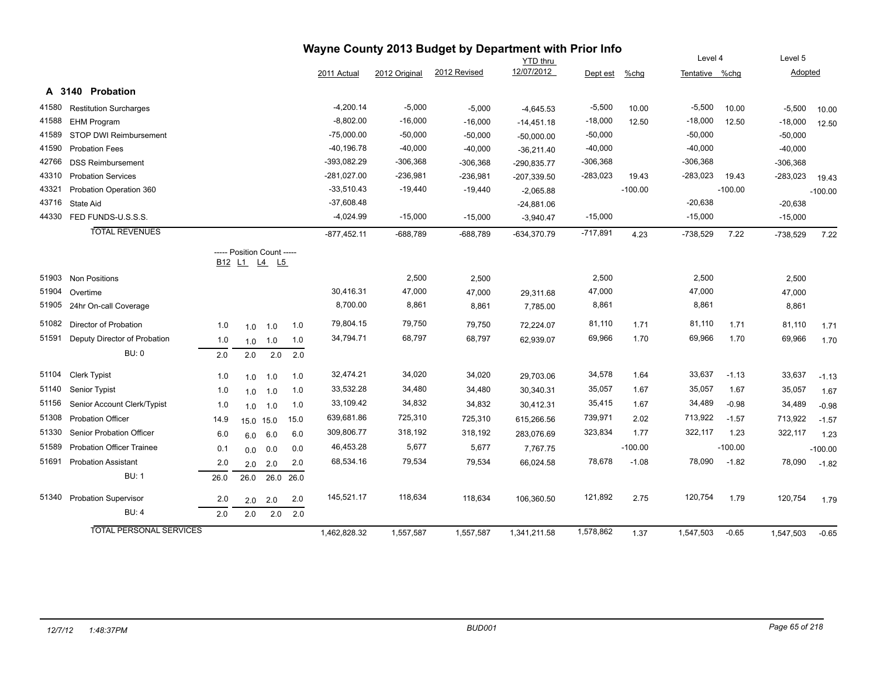# Wayne County 2013 Budget by Department with Prior Info

## A 3140 Probation

| | | | | | | 2011 Actual | 2012 Original | 2012 Revised | YTD thru 12/07/2012 | Dept est | %chg | Level 4 Tentative | %chg | Level 5 Adopted | |
|---|---|---|---|---|---|---|---|---|---|---|---|---|---|---|---|
| 41580 | Restitution Surcharges | | | | | -4,200.14 | -5,000 | -5,000 | -4,645.53 | -5,500 | 10.00 | -5,500 | 10.00 | -5,500 | 10.00 |
| 41588 | EHM Program | | | | | -8,802.00 | -16,000 | -16,000 | -14,451.18 | -18,000 | 12.50 | -18,000 | 12.50 | -18,000 | 12.50 |
| 41589 | STOP DWI Reimbursement | | | | | -75,000.00 | -50,000 | -50,000 | -50,000.00 | -50,000 | | -50,000 | | -50,000 | |
| 41590 | Probation Fees | | | | | -40,196.78 | -40,000 | -40,000 | -36,211.40 | -40,000 | | -40,000 | | -40,000 | |
| 42766 | DSS Reimbursement | | | | | -393,082.29 | -306,368 | -306,368 | -290,835.77 | -306,368 | | -306,368 | | -306,368 | |
| 43310 | Probation Services | | | | | -281,027.00 | -236,981 | -236,981 | -207,339.50 | -283,023 | 19.43 | -283,023 | 19.43 | -283,023 | 19.43 |
| 43321 | Probation Operation 360 | | | | | -33,510.43 | -19,440 | -19,440 | -2,065.88 | | -100.00 | | -100.00 | | -100.00 |
| 43716 | State Aid | | | | | -37,608.48 | | | -24,881.06 | | | -20,638 | | -20,638 | |
| 44330 | FED FUNDS-U.S.S.S. | | | | | -4,024.99 | -15,000 | -15,000 | -3,940.47 | -15,000 | | -15,000 | | -15,000 | |
| | TOTAL REVENUES | | | | | -877,452.11 | -688,789 | -688,789 | -634,370.79 | -717,891 | 4.23 | -738,529 | 7.22 | -738,529 | 7.22 |
| | | ----- Position Count ----- B12 | L1 | L4 | L5 | | | | | | | | | | |
| 51903 | Non Positions | | | | | | 2,500 | 2,500 | | 2,500 | | 2,500 | | 2,500 | |
| 51904 | Overtime | | | | | 30,416.31 | 47,000 | 47,000 | 29,311.68 | 47,000 | | 47,000 | | 47,000 | |
| 51905 | 24hr On-call Coverage | | | | | 8,700.00 | 8,861 | 8,861 | 7,785.00 | 8,861 | | 8,861 | | 8,861 | |
| 51082 | Director of Probation | 1.0 | 1.0 | 1.0 | 1.0 | 79,804.15 | 79,750 | 79,750 | 72,224.07 | 81,110 | 1.71 | 81,110 | 1.71 | 81,110 | 1.71 |
| 51591 | Deputy Director of Probation | 1.0 | 1.0 | 1.0 | 1.0 | 34,794.71 | 68,797 | 68,797 | 62,939.07 | 69,966 | 1.70 | 69,966 | 1.70 | 69,966 | 1.70 |
| | BU: 0 | 2.0 | 2.0 | 2.0 | 2.0 | | | | | | | | | | |
| 51104 | Clerk Typist | 1.0 | 1.0 | 1.0 | 1.0 | 32,474.21 | 34,020 | 34,020 | 29,703.06 | 34,578 | 1.64 | 33,637 | -1.13 | 33,637 | -1.13 |
| 51140 | Senior Typist | 1.0 | 1.0 | 1.0 | 1.0 | 33,532.28 | 34,480 | 34,480 | 30,340.31 | 35,057 | 1.67 | 35,057 | 1.67 | 35,057 | 1.67 |
| 51156 | Senior Account Clerk/Typist | 1.0 | 1.0 | 1.0 | 1.0 | 33,109.42 | 34,832 | 34,832 | 30,412.31 | 35,415 | 1.67 | 34,489 | -0.98 | 34,489 | -0.98 |
| 51308 | Probation Officer | 14.9 | 15.0 | 15.0 | 15.0 | 639,681.86 | 725,310 | 725,310 | 615,266.56 | 739,971 | 2.02 | 713,922 | -1.57 | 713,922 | -1.57 |
| 51330 | Senior Probation Officer | 6.0 | 6.0 | 6.0 | 6.0 | 309,806.77 | 318,192 | 318,192 | 283,076.69 | 323,834 | 1.77 | 322,117 | 1.23 | 322,117 | 1.23 |
| 51589 | Probation Officer Trainee | 0.1 | 0.0 | 0.0 | 0.0 | 46,453.28 | 5,677 | 5,677 | 7,767.75 | | -100.00 | | -100.00 | | -100.00 |
| 51691 | Probation Assistant | 2.0 | 2.0 | 2.0 | 2.0 | 68,534.16 | 79,534 | 79,534 | 66,024.58 | 78,678 | -1.08 | 78,090 | -1.82 | 78,090 | -1.82 |
| | BU: 1 | 26.0 | 26.0 | 26.0 | 26.0 | | | | | | | | | | |
| 51340 | Probation Supervisor | 2.0 | 2.0 | 2.0 | 2.0 | 145,521.17 | 118,634 | 118,634 | 106,360.50 | 121,892 | 2.75 | 120,754 | 1.79 | 120,754 | 1.79 |
| | BU: 4 | 2.0 | 2.0 | 2.0 | 2.0 | | | | | | | | | | |
| | TOTAL PERSONAL SERVICES | | | | | 1,462,828.32 | 1,557,587 | 1,557,587 | 1,341,211.58 | 1,578,862 | 1.37 | 1,547,503 | -0.65 | 1,547,503 | -0.65 |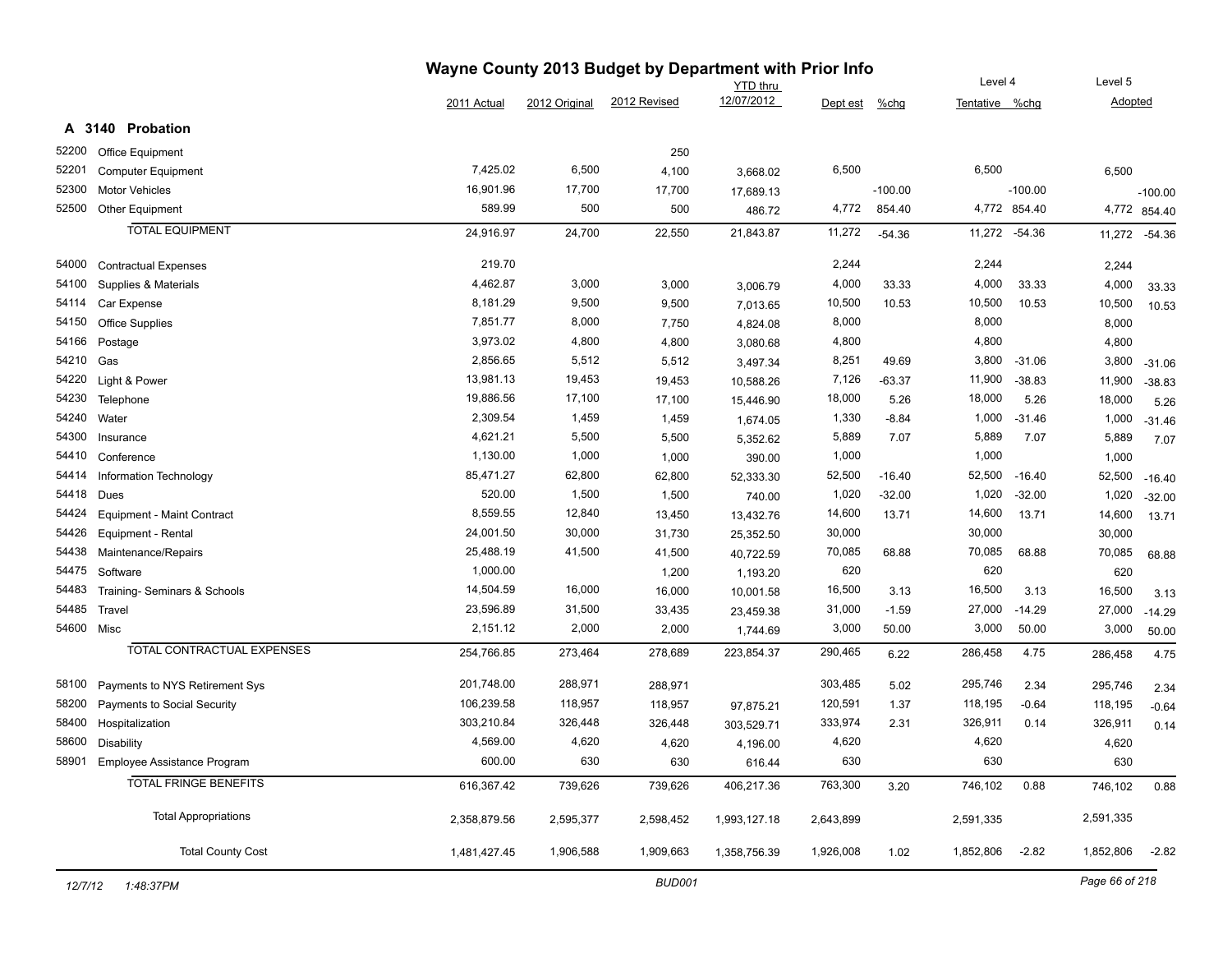# Wayne County 2013 Budget by Department with Prior Info

## A 3140 Probation

| | | 2011 Actual | 2012 Original | 2012 Revised | YTD thru 12/07/2012 | Dept est | %chg | Level 4 Tentative | %chg | Level 5 Adopted | |
|---|---|---|---|---|---|---|---|---|---|---|---|
| 52200 | Office Equipment | | | 250 | | | | | | | |
| 52201 | Computer Equipment | 7,425.02 | 6,500 | 4,100 | 3,668.02 | 6,500 | | 6,500 | | 6,500 | |
| 52300 | Motor Vehicles | 16,901.96 | 17,700 | 17,700 | 17,689.13 | | -100.00 | | -100.00 | | -100.00 |
| 52500 | Other Equipment | 589.99 | 500 | 500 | 486.72 | 4,772 | 854.40 | 4,772 | 854.40 | 4,772 | 854.40 |
| | TOTAL EQUIPMENT | 24,916.97 | 24,700 | 22,550 | 21,843.87 | 11,272 | -54.36 | 11,272 | -54.36 | 11,272 | -54.36 |
| 54000 | Contractual Expenses | 219.70 | | | | 2,244 | | 2,244 | | 2,244 | |
| 54100 | Supplies & Materials | 4,462.87 | 3,000 | 3,000 | 3,006.79 | 4,000 | 33.33 | 4,000 | 33.33 | 4,000 | 33.33 |
| 54114 | Car Expense | 8,181.29 | 9,500 | 9,500 | 7,013.65 | 10,500 | 10.53 | 10,500 | 10.53 | 10,500 | 10.53 |
| 54150 | Office Supplies | 7,851.77 | 8,000 | 7,750 | 4,824.08 | 8,000 | | 8,000 | | 8,000 | |
| 54166 | Postage | 3,973.02 | 4,800 | 4,800 | 3,080.68 | 4,800 | | 4,800 | | 4,800 | |
| 54210 | Gas | 2,856.65 | 5,512 | 5,512 | 3,497.34 | 8,251 | 49.69 | 3,800 | -31.06 | 3,800 | -31.06 |
| 54220 | Light & Power | 13,981.13 | 19,453 | 19,453 | 10,588.26 | 7,126 | -63.37 | 11,900 | -38.83 | 11,900 | -38.83 |
| 54230 | Telephone | 19,886.56 | 17,100 | 17,100 | 15,446.90 | 18,000 | 5.26 | 18,000 | 5.26 | 18,000 | 5.26 |
| 54240 | Water | 2,309.54 | 1,459 | 1,459 | 1,674.05 | 1,330 | -8.84 | 1,000 | -31.46 | 1,000 | -31.46 |
| 54300 | Insurance | 4,621.21 | 5,500 | 5,500 | 5,352.62 | 5,889 | 7.07 | 5,889 | 7.07 | 5,889 | 7.07 |
| 54410 | Conference | 1,130.00 | 1,000 | 1,000 | 390.00 | 1,000 | | 1,000 | | 1,000 | |
| 54414 | Information Technology | 85,471.27 | 62,800 | 62,800 | 52,333.30 | 52,500 | -16.40 | 52,500 | -16.40 | 52,500 | -16.40 |
| 54418 | Dues | 520.00 | 1,500 | 1,500 | 740.00 | 1,020 | -32.00 | 1,020 | -32.00 | 1,020 | -32.00 |
| 54424 | Equipment - Maint Contract | 8,559.55 | 12,840 | 13,450 | 13,432.76 | 14,600 | 13.71 | 14,600 | 13.71 | 14,600 | 13.71 |
| 54426 | Equipment - Rental | 24,001.50 | 30,000 | 31,730 | 25,352.50 | 30,000 | | 30,000 | | 30,000 | |
| 54438 | Maintenance/Repairs | 25,488.19 | 41,500 | 41,500 | 40,722.59 | 70,085 | 68.88 | 70,085 | 68.88 | 70,085 | 68.88 |
| 54475 | Software | 1,000.00 | | 1,200 | 1,193.20 | 620 | | 620 | | 620 | |
| 54483 | Training- Seminars & Schools | 14,504.59 | 16,000 | 16,000 | 10,001.58 | 16,500 | 3.13 | 16,500 | 3.13 | 16,500 | 3.13 |
| 54485 | Travel | 23,596.89 | 31,500 | 33,435 | 23,459.38 | 31,000 | -1.59 | 27,000 | -14.29 | 27,000 | -14.29 |
| 54600 | Misc | 2,151.12 | 2,000 | 2,000 | 1,744.69 | 3,000 | 50.00 | 3,000 | 50.00 | 3,000 | 50.00 |
| | TOTAL CONTRACTUAL EXPENSES | 254,766.85 | 273,464 | 278,689 | 223,854.37 | 290,465 | 6.22 | 286,458 | 4.75 | 286,458 | 4.75 |
| 58100 | Payments to NYS Retirement Sys | 201,748.00 | 288,971 | 288,971 | | 303,485 | 5.02 | 295,746 | 2.34 | 295,746 | 2.34 |
| 58200 | Payments to Social Security | 106,239.58 | 118,957 | 118,957 | 97,875.21 | 120,591 | 1.37 | 118,195 | -0.64 | 118,195 | -0.64 |
| 58400 | Hospitalization | 303,210.84 | 326,448 | 326,448 | 303,529.71 | 333,974 | 2.31 | 326,911 | 0.14 | 326,911 | 0.14 |
| 58600 | Disability | 4,569.00 | 4,620 | 4,620 | 4,196.00 | 4,620 | | 4,620 | | 4,620 | |
| 58901 | Employee Assistance Program | 600.00 | 630 | 630 | 616.44 | 630 | | 630 | | 630 | |
| | TOTAL FRINGE BENEFITS | 616,367.42 | 739,626 | 739,626 | 406,217.36 | 763,300 | 3.20 | 746,102 | 0.88 | 746,102 | 0.88 |
| | Total Appropriations | 2,358,879.56 | 2,595,377 | 2,598,452 | 1,993,127.18 | 2,643,899 | | 2,591,335 | | 2,591,335 | |
| | Total County Cost | 1,481,427.45 | 1,906,588 | 1,909,663 | 1,358,756.39 | 1,926,008 | 1.02 | 1,852,806 | -2.82 | 1,852,806 | -2.82 |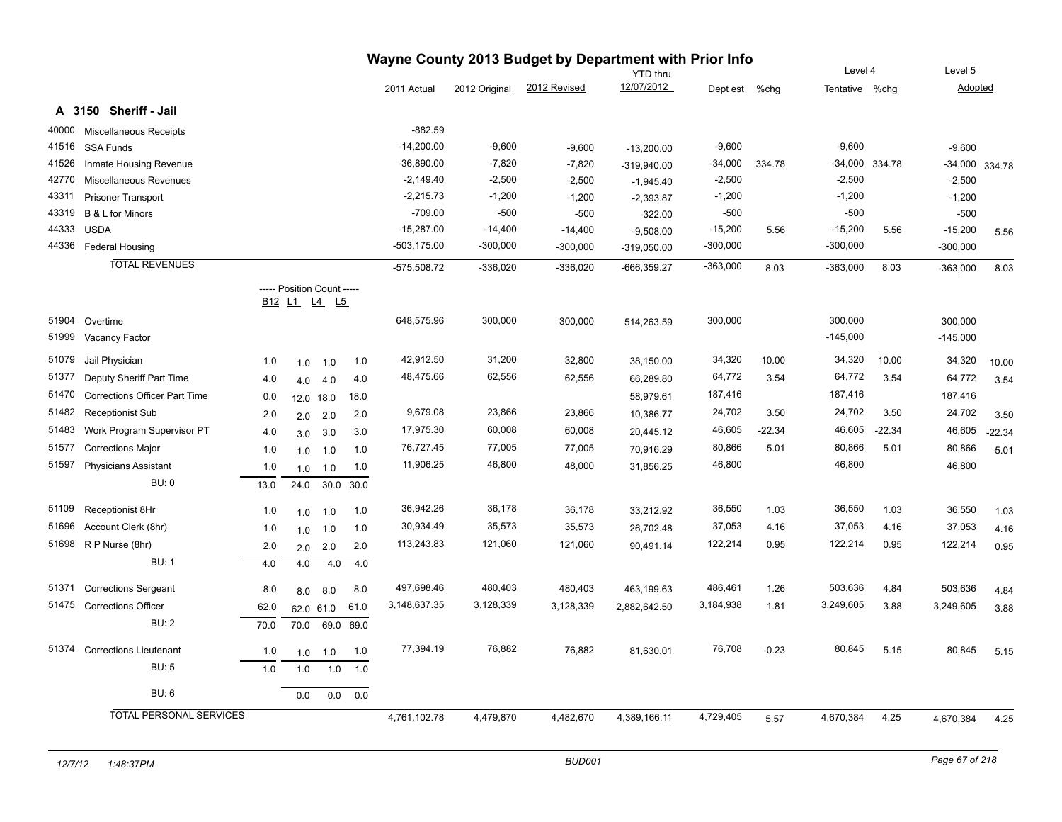# Wayne County 2013 Budget by Department with Prior Info

## A 3150 Sheriff - Jail

| Code | Description | B12 | L1 | L4 | L5 | 2011 Actual | 2012 Original | 2012 Revised | YTD thru 12/07/2012 | Dept est | %chg | Level 4 Tentative | %chg | Level 5 Adopted | %chg |
|---|---|---|---|---|---|---|---|---|---|---|---|---|---|---|---|
| 40000 | Miscellaneous Receipts | | | | | -882.59 | | | | | | | | | |
| 41516 | SSA Funds | | | | | -14,200.00 | -9,600 | -9,600 | -13,200.00 | -9,600 | | -9,600 | | -9,600 | |
| 41526 | Inmate Housing Revenue | | | | | -36,890.00 | -7,820 | -7,820 | -319,940.00 | -34,000 | 334.78 | -34,000 | 334.78 | -34,000 | 334.78 |
| 42770 | Miscellaneous Revenues | | | | | -2,149.40 | -2,500 | -2,500 | -1,945.40 | -2,500 | | -2,500 | | -2,500 | |
| 43311 | Prisoner Transport | | | | | -2,215.73 | -1,200 | -1,200 | -2,393.87 | -1,200 | | -1,200 | | -1,200 | |
| 43319 | B & L for Minors | | | | | -709.00 | -500 | -500 | -322.00 | -500 | | -500 | | -500 | |
| 44333 | USDA | | | | | -15,287.00 | -14,400 | -14,400 | -9,508.00 | -15,200 | 5.56 | -15,200 | 5.56 | -15,200 | 5.56 |
| 44336 | Federal Housing | | | | | -503,175.00 | -300,000 | -300,000 | -319,050.00 | -300,000 | | -300,000 | | -300,000 | |
| | TOTAL REVENUES | | | | | -575,508.72 | -336,020 | -336,020 | -666,359.27 | -363,000 | 8.03 | -363,000 | 8.03 | -363,000 | 8.03 |
| | | ----- Position Count ----- | | | | | | | | | | | | | |
| 51904 | Overtime | | | | | 648,575.96 | 300,000 | 300,000 | 514,263.59 | 300,000 | | 300,000 | | 300,000 | |
| 51999 | Vacancy Factor | | | | | | | | | | | -145,000 | | -145,000 | |
| 51079 | Jail Physician | 1.0 | 1.0 | 1.0 | 1.0 | 42,912.50 | 31,200 | 32,800 | 38,150.00 | 34,320 | 10.00 | 34,320 | 10.00 | 34,320 | 10.00 |
| 51377 | Deputy Sheriff Part Time | 4.0 | 4.0 | 4.0 | 4.0 | 48,475.66 | 62,556 | 62,556 | 66,289.80 | 64,772 | 3.54 | 64,772 | 3.54 | 64,772 | 3.54 |
| 51470 | Corrections Officer Part Time | 0.0 | 12.0 | 18.0 | 18.0 | | | | 58,979.61 | 187,416 | | 187,416 | | 187,416 | |
| 51482 | Receptionist Sub | 2.0 | 2.0 | 2.0 | 2.0 | 9,679.08 | 23,866 | 23,866 | 10,386.77 | 24,702 | 3.50 | 24,702 | 3.50 | 24,702 | 3.50 |
| 51483 | Work Program Supervisor PT | 4.0 | 3.0 | 3.0 | 3.0 | 17,975.30 | 60,008 | 60,008 | 20,445.12 | 46,605 | -22.34 | 46,605 | -22.34 | 46,605 | -22.34 |
| 51577 | Corrections Major | 1.0 | 1.0 | 1.0 | 1.0 | 76,727.45 | 77,005 | 77,005 | 70,916.29 | 80,866 | 5.01 | 80,866 | 5.01 | 80,866 | 5.01 |
| 51597 | Physicians Assistant | 1.0 | 1.0 | 1.0 | 1.0 | 11,906.25 | 46,800 | 48,000 | 31,856.25 | 46,800 | | 46,800 | | 46,800 | |
| | BU: 0 | 13.0 | 24.0 | 30.0 | 30.0 | | | | | | | | | | |
| 51109 | Receptionist 8Hr | 1.0 | 1.0 | 1.0 | 1.0 | 36,942.26 | 36,178 | 36,178 | 33,212.92 | 36,550 | 1.03 | 36,550 | 1.03 | 36,550 | 1.03 |
| 51696 | Account Clerk (8hr) | 1.0 | 1.0 | 1.0 | 1.0 | 30,934.49 | 35,573 | 35,573 | 26,702.48 | 37,053 | 4.16 | 37,053 | 4.16 | 37,053 | 4.16 |
| 51698 | R P Nurse (8hr) | 2.0 | 2.0 | 2.0 | 2.0 | 113,243.83 | 121,060 | 121,060 | 90,491.14 | 122,214 | 0.95 | 122,214 | 0.95 | 122,214 | 0.95 |
| | BU: 1 | 4.0 | 4.0 | 4.0 | 4.0 | | | | | | | | | | |
| 51371 | Corrections Sergeant | 8.0 | 8.0 | 8.0 | 8.0 | 497,698.46 | 480,403 | 480,403 | 463,199.63 | 486,461 | 1.26 | 503,636 | 4.84 | 503,636 | 4.84 |
| 51475 | Corrections Officer | 62.0 | 62.0 | 61.0 | 61.0 | 3,148,637.35 | 3,128,339 | 3,128,339 | 2,882,642.50 | 3,184,938 | 1.81 | 3,249,605 | 3.88 | 3,249,605 | 3.88 |
| | BU: 2 | 70.0 | 70.0 | 69.0 | 69.0 | | | | | | | | | | |
| 51374 | Corrections Lieutenant | 1.0 | 1.0 | 1.0 | 1.0 | 77,394.19 | 76,882 | 76,882 | 81,630.01 | 76,708 | -0.23 | 80,845 | 5.15 | 80,845 | 5.15 |
| | BU: 5 | 1.0 | 1.0 | 1.0 | 1.0 | | | | | | | | | | |
| | BU: 6 | | 0.0 | 0.0 | 0.0 | | | | | | | | | | |
| | TOTAL PERSONAL SERVICES | | | | | 4,761,102.78 | 4,479,870 | 4,482,670 | 4,389,166.11 | 4,729,405 | 5.57 | 4,670,384 | 4.25 | 4,670,384 | 4.25 |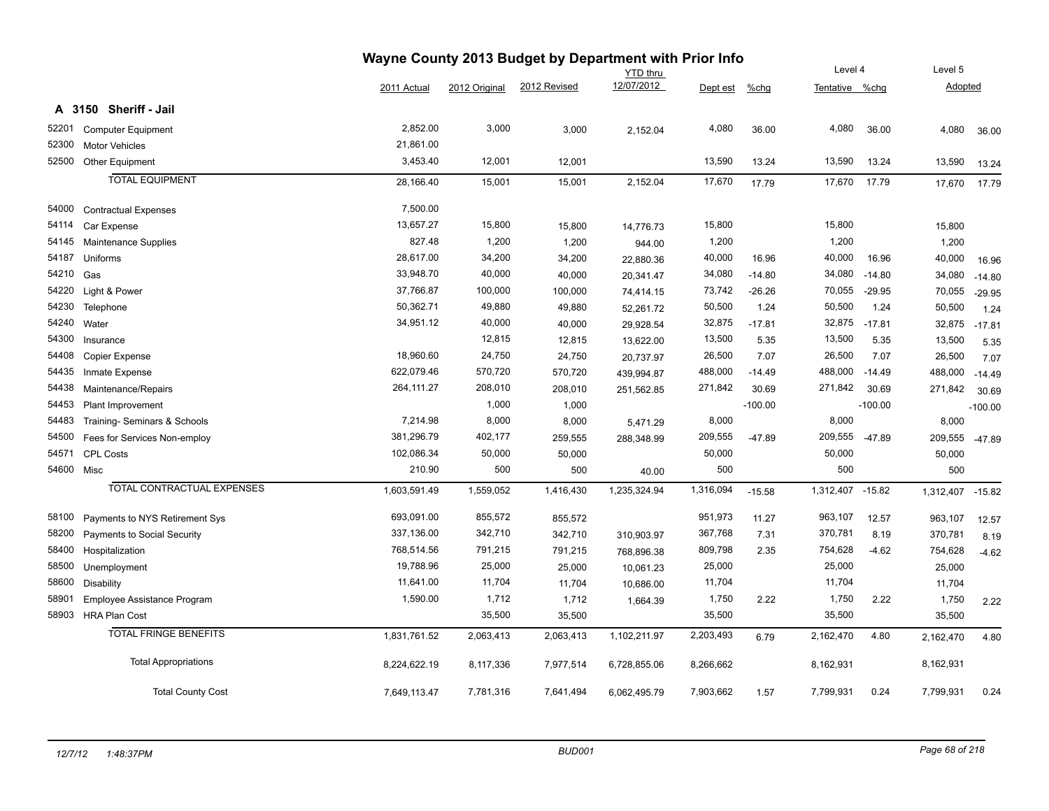# Wayne County 2013 Budget by Department with Prior Info

## A 3150 Sheriff - Jail

| | | 2011 Actual | 2012 Original | 2012 Revised | YTD thru 12/07/2012 | Dept est | %chg | Level 4 Tentative | %chg | Level 5 Adopted | |
|---|---|---|---|---|---|---|---|---|---|---|---|
| 52201 | Computer Equipment | 2,852.00 | 3,000 | 3,000 | 2,152.04 | 4,080 | 36.00 | 4,080 | 36.00 | 4,080 | 36.00 |
| 52300 | Motor Vehicles | 21,861.00 | | | | | | | | | |
| 52500 | Other Equipment | 3,453.40 | 12,001 | 12,001 | | 13,590 | 13.24 | 13,590 | 13.24 | 13,590 | 13.24 |
| | TOTAL EQUIPMENT | 28,166.40 | 15,001 | 15,001 | 2,152.04 | 17,670 | 17.79 | 17,670 | 17.79 | 17,670 | 17.79 |
| 54000 | Contractual Expenses | 7,500.00 | | | | | | | | | |
| 54114 | Car Expense | 13,657.27 | 15,800 | 15,800 | 14,776.73 | 15,800 | | 15,800 | | 15,800 | |
| 54145 | Maintenance Supplies | 827.48 | 1,200 | 1,200 | 944.00 | 1,200 | | 1,200 | | 1,200 | |
| 54187 | Uniforms | 28,617.00 | 34,200 | 34,200 | 22,880.36 | 40,000 | 16.96 | 40,000 | 16.96 | 40,000 | 16.96 |
| 54210 | Gas | 33,948.70 | 40,000 | 40,000 | 20,341.47 | 34,080 | -14.80 | 34,080 | -14.80 | 34,080 | -14.80 |
| 54220 | Light & Power | 37,766.87 | 100,000 | 100,000 | 74,414.15 | 73,742 | -26.26 | 70,055 | -29.95 | 70,055 | -29.95 |
| 54230 | Telephone | 50,362.71 | 49,880 | 49,880 | 52,261.72 | 50,500 | 1.24 | 50,500 | 1.24 | 50,500 | 1.24 |
| 54240 | Water | 34,951.12 | 40,000 | 40,000 | 29,928.54 | 32,875 | -17.81 | 32,875 | -17.81 | 32,875 | -17.81 |
| 54300 | Insurance | | 12,815 | 12,815 | 13,622.00 | 13,500 | 5.35 | 13,500 | 5.35 | 13,500 | 5.35 |
| 54408 | Copier Expense | 18,960.60 | 24,750 | 24,750 | 20,737.97 | 26,500 | 7.07 | 26,500 | 7.07 | 26,500 | 7.07 |
| 54435 | Inmate Expense | 622,079.46 | 570,720 | 570,720 | 439,994.87 | 488,000 | -14.49 | 488,000 | -14.49 | 488,000 | -14.49 |
| 54438 | Maintenance/Repairs | 264,111.27 | 208,010 | 208,010 | 251,562.85 | 271,842 | 30.69 | 271,842 | 30.69 | 271,842 | 30.69 |
| 54453 | Plant Improvement | | 1,000 | 1,000 | | | -100.00 | | -100.00 | | -100.00 |
| 54483 | Training- Seminars & Schools | 7,214.98 | 8,000 | 8,000 | 5,471.29 | 8,000 | | 8,000 | | 8,000 | |
| 54500 | Fees for Services Non-employ | 381,296.79 | 402,177 | 259,555 | 288,348.99 | 209,555 | -47.89 | 209,555 | -47.89 | 209,555 | -47.89 |
| 54571 | CPL Costs | 102,086.34 | 50,000 | 50,000 | | 50,000 | | 50,000 | | 50,000 | |
| 54600 | Misc | 210.90 | 500 | 500 | 40.00 | 500 | | 500 | | 500 | |
| | TOTAL CONTRACTUAL EXPENSES | 1,603,591.49 | 1,559,052 | 1,416,430 | 1,235,324.94 | 1,316,094 | -15.58 | 1,312,407 | -15.82 | 1,312,407 | -15.82 |
| 58100 | Payments to NYS Retirement Sys | 693,091.00 | 855,572 | 855,572 | | 951,973 | 11.27 | 963,107 | 12.57 | 963,107 | 12.57 |
| 58200 | Payments to Social Security | 337,136.00 | 342,710 | 342,710 | 310,903.97 | 367,768 | 7.31 | 370,781 | 8.19 | 370,781 | 8.19 |
| 58400 | Hospitalization | 768,514.56 | 791,215 | 791,215 | 768,896.38 | 809,798 | 2.35 | 754,628 | -4.62 | 754,628 | -4.62 |
| 58500 | Unemployment | 19,788.96 | 25,000 | 25,000 | 10,061.23 | 25,000 | | 25,000 | | 25,000 | |
| 58600 | Disability | 11,641.00 | 11,704 | 11,704 | 10,686.00 | 11,704 | | 11,704 | | 11,704 | |
| 58901 | Employee Assistance Program | 1,590.00 | 1,712 | 1,712 | 1,664.39 | 1,750 | 2.22 | 1,750 | 2.22 | 1,750 | 2.22 |
| 58903 | HRA Plan Cost | | 35,500 | 35,500 | | 35,500 | | 35,500 | | 35,500 | |
| | TOTAL FRINGE BENEFITS | 1,831,761.52 | 2,063,413 | 2,063,413 | 1,102,211.97 | 2,203,493 | 6.79 | 2,162,470 | 4.80 | 2,162,470 | 4.80 |
| | Total Appropriations | 8,224,622.19 | 8,117,336 | 7,977,514 | 6,728,855.06 | 8,266,662 | | 8,162,931 | | 8,162,931 | |
| | Total County Cost | 7,649,113.47 | 7,781,316 | 7,641,494 | 6,062,495.79 | 7,903,662 | 1.57 | 7,799,931 | 0.24 | 7,799,931 | 0.24 |

12/7/12 1:48:37PM BUD001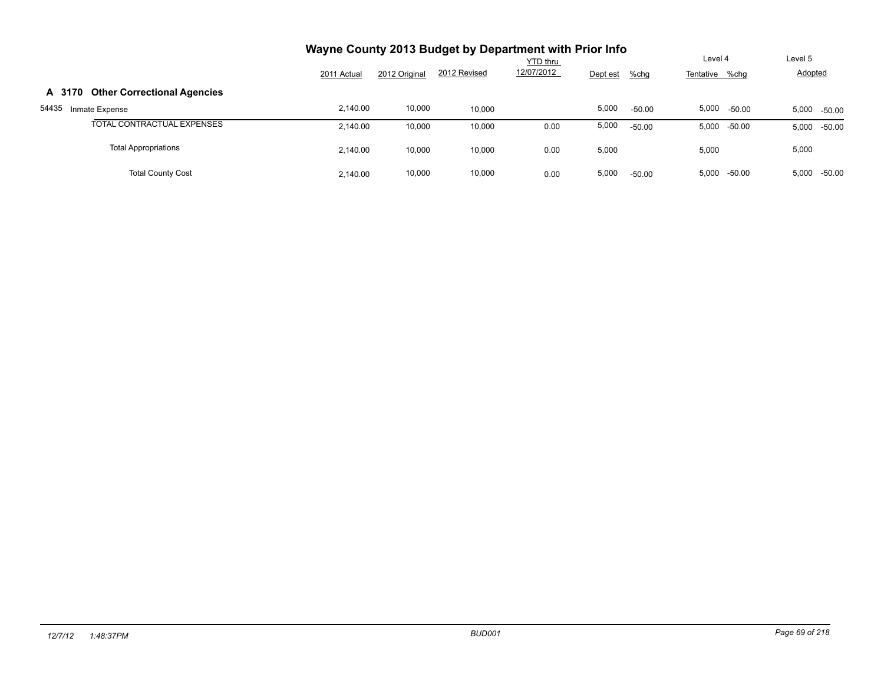# Wayne County 2013 Budget by Department with Prior Info

| | 2011 Actual | 2012 Original | 2012 Revised | YTD thru 12/07/2012 | Dept est | %chg | Level 4 Tentative | %chg | Level 5 Adopted | %chg |
|---|---|---|---|---|---|---|---|---|---|---|
| **A 3170 Other Correctional Agencies** | | | | | | | | | | |
| 54435 Inmate Expense | 2,140.00 | 10,000 | 10,000 | | 5,000 | -50.00 | 5,000 | -50.00 | 5,000 | -50.00 |
| TOTAL CONTRACTUAL EXPENSES | 2,140.00 | 10,000 | 10,000 | 0.00 | 5,000 | -50.00 | 5,000 | -50.00 | 5,000 | -50.00 |
| Total Appropriations | 2,140.00 | 10,000 | 10,000 | 0.00 | 5,000 | | 5,000 | | 5,000 | |
| Total County Cost | 2,140.00 | 10,000 | 10,000 | 0.00 | 5,000 | -50.00 | 5,000 | -50.00 | 5,000 | -50.00 |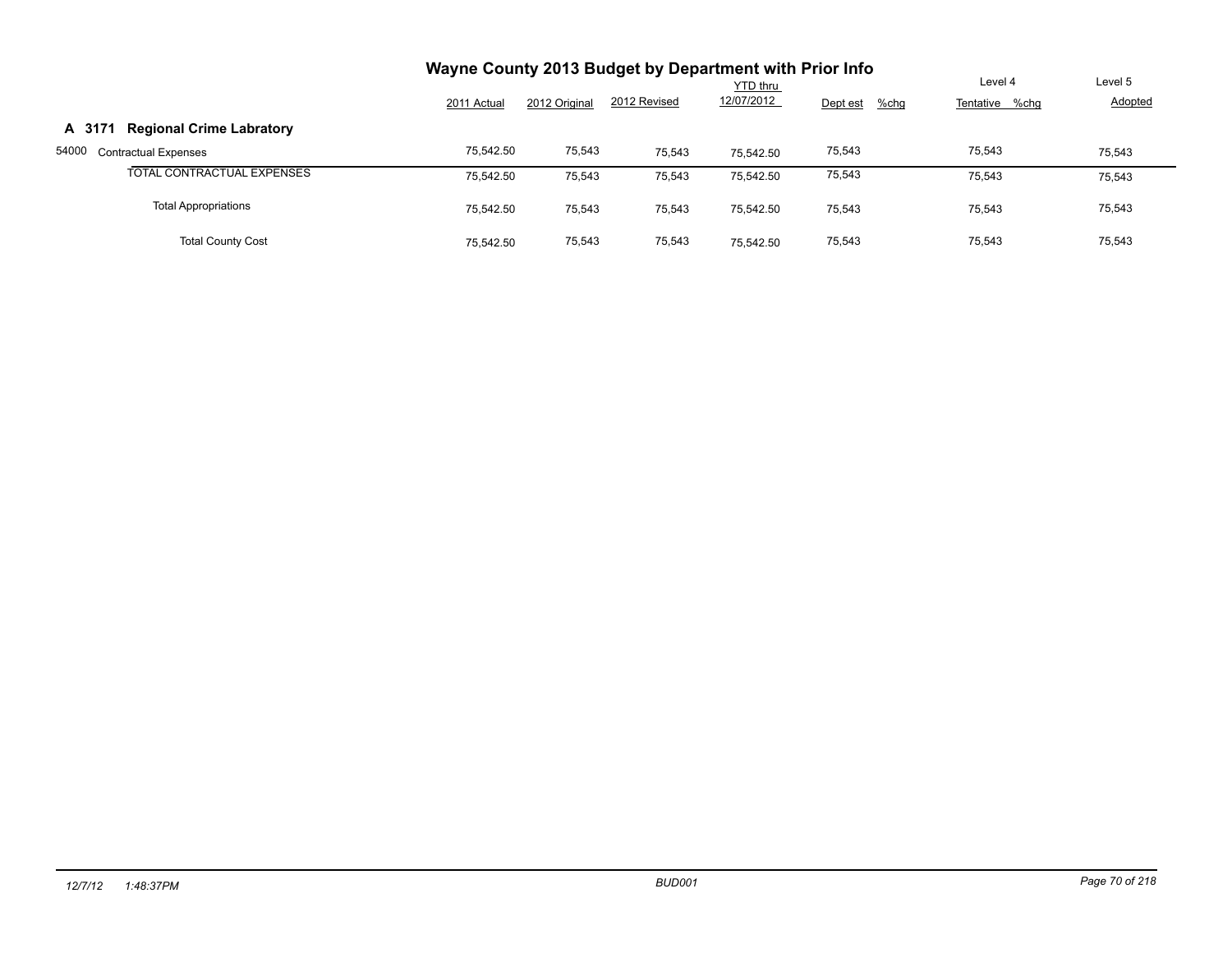# Wayne County 2013 Budget by Department with Prior Info

| | 2011 Actual | 2012 Original | 2012 Revised | YTD thru 12/07/2012 | Dept est | %chg | Level 4 Tentative | %chg | Level 5 Adopted |
|---|---|---|---|---|---|---|---|---|---|
| **A 3171 Regional Crime Labratory** | | | | | | | | | |
| 54000 Contractual Expenses | 75,542.50 | 75,543 | 75,543 | 75,542.50 | 75,543 | | 75,543 | | 75,543 |
| TOTAL CONTRACTUAL EXPENSES | 75,542.50 | 75,543 | 75,543 | 75,542.50 | 75,543 | | 75,543 | | 75,543 |
| Total Appropriations | 75,542.50 | 75,543 | 75,543 | 75,542.50 | 75,543 | | 75,543 | | 75,543 |
| Total County Cost | 75,542.50 | 75,543 | 75,543 | 75,542.50 | 75,543 | | 75,543 | | 75,543 |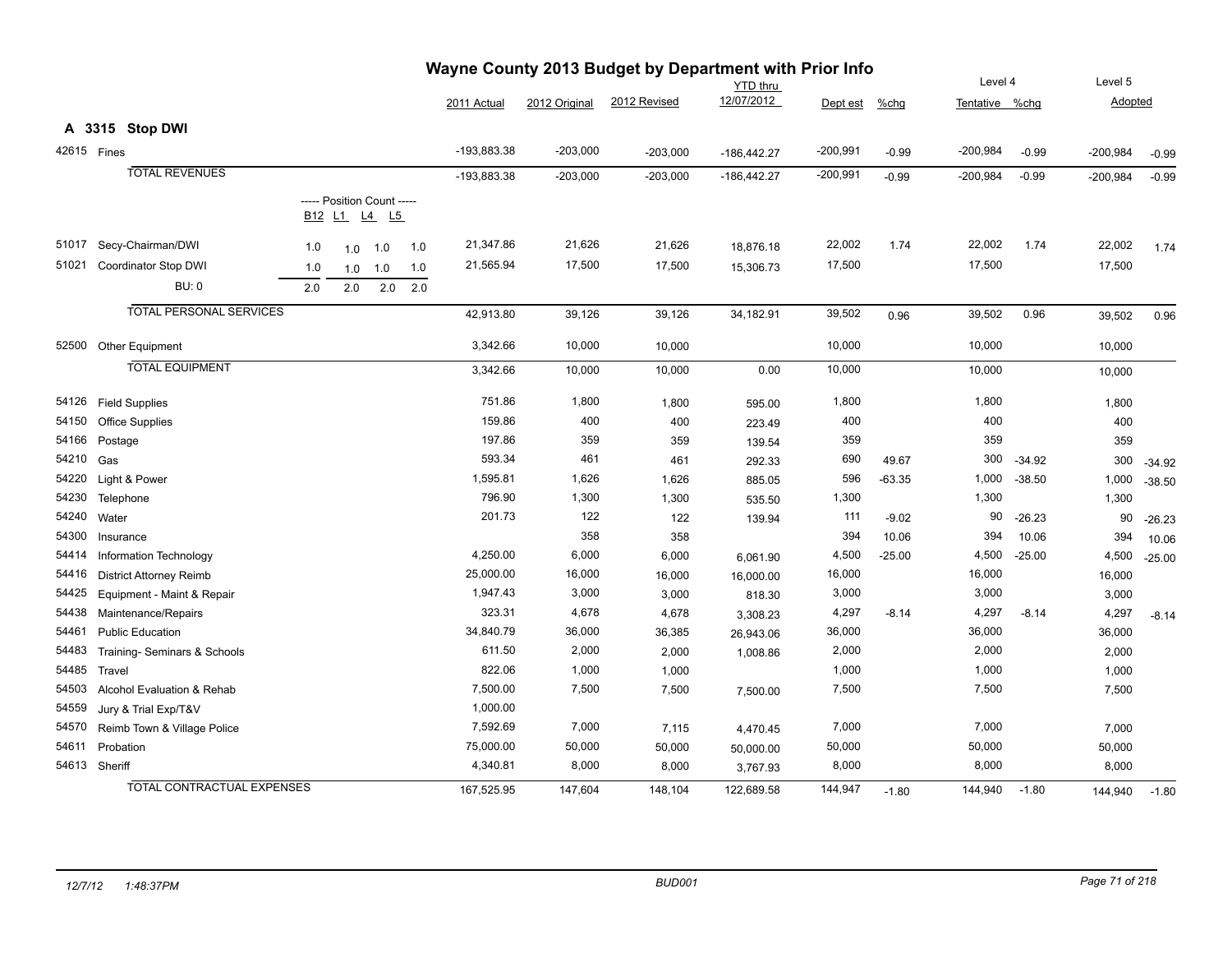# Wayne County 2013 Budget by Department with Prior Info

| | | | | | | 2011 Actual | 2012 Original | 2012 Revised | YTD thru 12/07/2012 | Dept est | %chg | Level 4 Tentative | %chg | Level 5 Adopted | %chg |
|---|---|---|---|---|---|---|---|---|---|---|---|---|---|---|---|
| **A 3315** | **Stop DWI** | | | | | | | | | | | | | | |
| 42615 | Fines | | | | | -193,883.38 | -203,000 | -203,000 | -186,442.27 | -200,991 | -0.99 | -200,984 | -0.99 | -200,984 | -0.99 |
| | TOTAL REVENUES | | | | | -193,883.38 | -203,000 | -203,000 | -186,442.27 | -200,991 | -0.99 | -200,984 | -0.99 | -200,984 | -0.99 |
| | | ----- Position Count ----- | | | | | | | | | | | | | |
| | | B12 | L1 | L4 | L5 | | | | | | | | | | |
| 51017 | Secy-Chairman/DWI | 1.0 | 1.0 | 1.0 | 1.0 | 21,347.86 | 21,626 | 21,626 | 18,876.18 | 22,002 | 1.74 | 22,002 | 1.74 | 22,002 | 1.74 |
| 51021 | Coordinator Stop DWI | 1.0 | 1.0 | 1.0 | 1.0 | 21,565.94 | 17,500 | 17,500 | 15,306.73 | 17,500 | | 17,500 | | 17,500 | |
| | BU: 0 | 2.0 | 2.0 | 2.0 | 2.0 | | | | | | | | | | |
| | TOTAL PERSONAL SERVICES | | | | | 42,913.80 | 39,126 | 39,126 | 34,182.91 | 39,502 | 0.96 | 39,502 | 0.96 | 39,502 | 0.96 |
| 52500 | Other Equipment | | | | | 3,342.66 | 10,000 | 10,000 | | 10,000 | | 10,000 | | 10,000 | |
| | TOTAL EQUIPMENT | | | | | 3,342.66 | 10,000 | 10,000 | 0.00 | 10,000 | | 10,000 | | 10,000 | |
| 54126 | Field Supplies | | | | | 751.86 | 1,800 | 1,800 | 595.00 | 1,800 | | 1,800 | | 1,800 | |
| 54150 | Office Supplies | | | | | 159.86 | 400 | 400 | 223.49 | 400 | | 400 | | 400 | |
| 54166 | Postage | | | | | 197.86 | 359 | 359 | 139.54 | 359 | | 359 | | 359 | |
| 54210 | Gas | | | | | 593.34 | 461 | 461 | 292.33 | 690 | 49.67 | 300 | -34.92 | 300 | -34.92 |
| 54220 | Light & Power | | | | | 1,595.81 | 1,626 | 1,626 | 885.05 | 596 | -63.35 | 1,000 | -38.50 | 1,000 | -38.50 |
| 54230 | Telephone | | | | | 796.90 | 1,300 | 1,300 | 535.50 | 1,300 | | 1,300 | | 1,300 | |
| 54240 | Water | | | | | 201.73 | 122 | 122 | 139.94 | 111 | -9.02 | 90 | -26.23 | 90 | -26.23 |
| 54300 | Insurance | | | | | | 358 | 358 | | 394 | 10.06 | 394 | 10.06 | 394 | 10.06 |
| 54414 | Information Technology | | | | | 4,250.00 | 6,000 | 6,000 | 6,061.90 | 4,500 | -25.00 | 4,500 | -25.00 | 4,500 | -25.00 |
| 54416 | District Attorney Reimb | | | | | 25,000.00 | 16,000 | 16,000 | 16,000.00 | 16,000 | | 16,000 | | 16,000 | |
| 54425 | Equipment - Maint & Repair | | | | | 1,947.43 | 3,000 | 3,000 | 818.30 | 3,000 | | 3,000 | | 3,000 | |
| 54438 | Maintenance/Repairs | | | | | 323.31 | 4,678 | 4,678 | 3,308.23 | 4,297 | -8.14 | 4,297 | -8.14 | 4,297 | -8.14 |
| 54461 | Public Education | | | | | 34,840.79 | 36,000 | 36,385 | 26,943.06 | 36,000 | | 36,000 | | 36,000 | |
| 54483 | Training- Seminars & Schools | | | | | 611.50 | 2,000 | 2,000 | 1,008.86 | 2,000 | | 2,000 | | 2,000 | |
| 54485 | Travel | | | | | 822.06 | 1,000 | 1,000 | | 1,000 | | 1,000 | | 1,000 | |
| 54503 | Alcohol Evaluation & Rehab | | | | | 7,500.00 | 7,500 | 7,500 | 7,500.00 | 7,500 | | 7,500 | | 7,500 | |
| 54559 | Jury & Trial Exp/T&V | | | | | 1,000.00 | | | | | | | | | |
| 54570 | Reimb Town & Village Police | | | | | 7,592.69 | 7,000 | 7,115 | 4,470.45 | 7,000 | | 7,000 | | 7,000 | |
| 54611 | Probation | | | | | 75,000.00 | 50,000 | 50,000 | 50,000.00 | 50,000 | | 50,000 | | 50,000 | |
| 54613 | Sheriff | | | | | 4,340.81 | 8,000 | 8,000 | 3,767.93 | 8,000 | | 8,000 | | 8,000 | |
| | TOTAL CONTRACTUAL EXPENSES | | | | | 167,525.95 | 147,604 | 148,104 | 122,689.58 | 144,947 | -1.80 | 144,940 | -1.80 | 144,940 | -1.80 |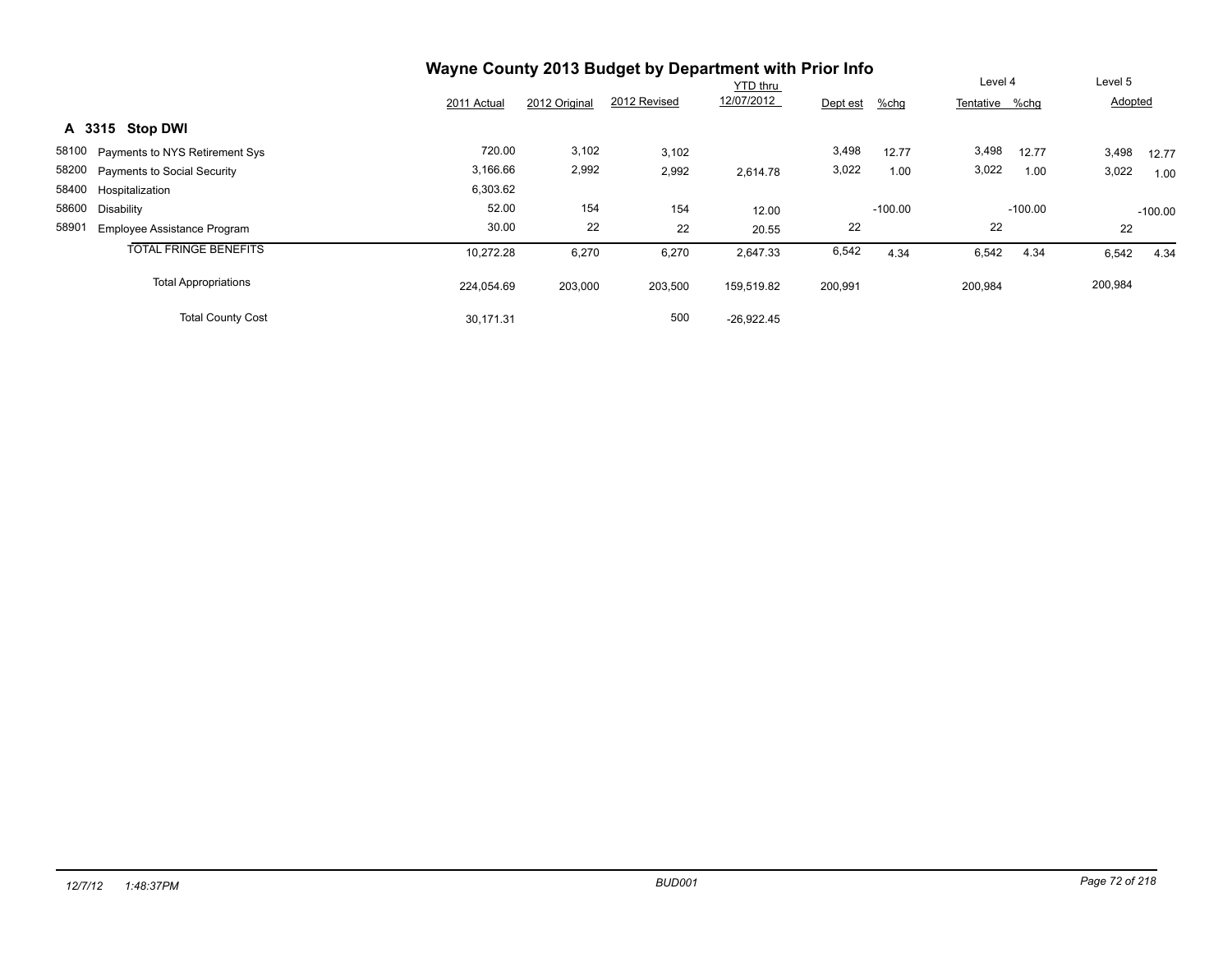# Wayne County 2013 Budget by Department with Prior Info

## A 3315 Stop DWI

| | | 2011 Actual | 2012 Original | 2012 Revised | YTD thru 12/07/2012 | Dept est | %chg | Level 4 Tentative | %chg | Level 5 Adopted | %chg |
|---|---|---|---|---|---|---|---|---|---|---|---|
| 58100 | Payments to NYS Retirement Sys | 720.00 | 3,102 | 3,102 | | 3,498 | 12.77 | 3,498 | 12.77 | 3,498 | 12.77 |
| 58200 | Payments to Social Security | 3,166.66 | 2,992 | 2,992 | 2,614.78 | 3,022 | 1.00 | 3,022 | 1.00 | 3,022 | 1.00 |
| 58400 | Hospitalization | 6,303.62 | | | | | | | | | |
| 58600 | Disability | 52.00 | 154 | 154 | 12.00 | | -100.00 | | -100.00 | | -100.00 |
| 58901 | Employee Assistance Program | 30.00 | 22 | 22 | 20.55 | 22 | | 22 | | 22 | |
| | TOTAL FRINGE BENEFITS | 10,272.28 | 6,270 | 6,270 | 2,647.33 | 6,542 | 4.34 | 6,542 | 4.34 | 6,542 | 4.34 |
| | Total Appropriations | 224,054.69 | 203,000 | 203,500 | 159,519.82 | 200,991 | | 200,984 | | 200,984 | |
| | Total County Cost | 30,171.31 | | 500 | -26,922.45 | | | | | | |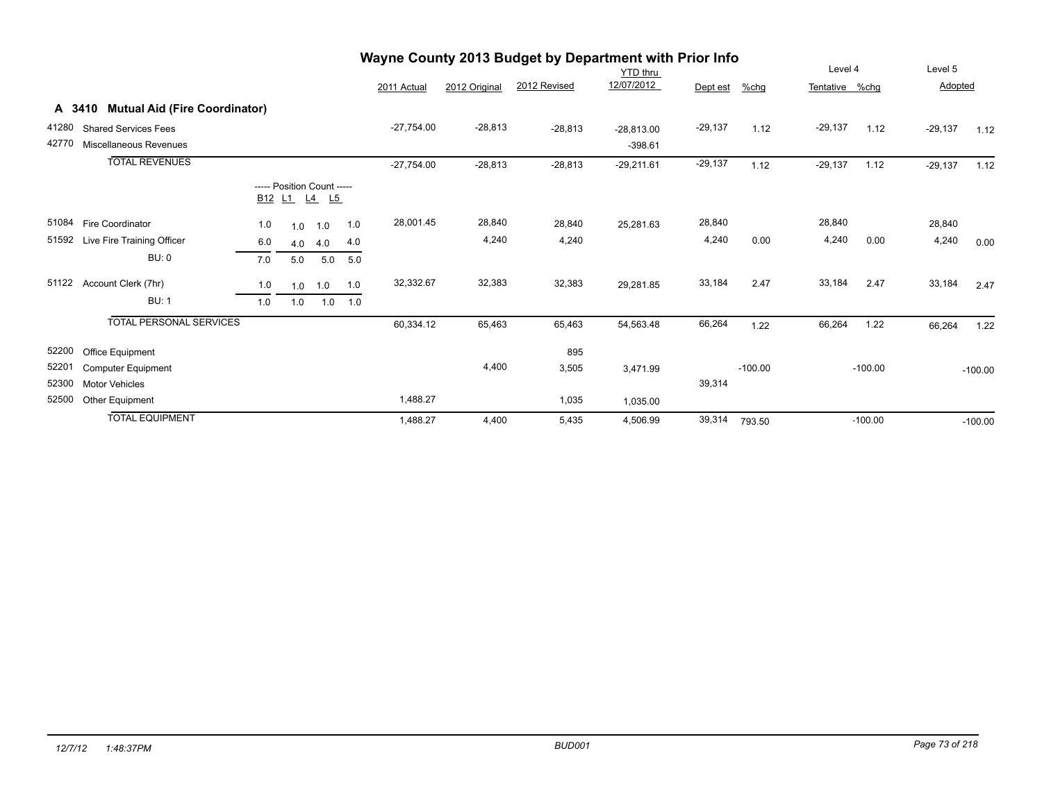# Wayne County 2013 Budget by Department with Prior Info

## A 3410 Mutual Aid (Fire Coordinator)

| Code | Description | B12 | L1 | L4 | L5 | 2011 Actual | 2012 Original | 2012 Revised | YTD thru 12/07/2012 | Dept est | %chg | Level 4 Tentative | %chg | Level 5 Adopted | %chg |
|---|---|---|---|---|---|---|---|---|---|---|---|---|---|---|---|
| 41280 | Shared Services Fees | | | | | -27,754.00 | -28,813 | -28,813 | -28,813.00 | -29,137 | 1.12 | -29,137 | 1.12 | -29,137 | 1.12 |
| 42770 | Miscellaneous Revenues | | | | | | | | -398.61 | | | | | | |
| | TOTAL REVENUES | | | | | -27,754.00 | -28,813 | -28,813 | -29,211.61 | -29,137 | 1.12 | -29,137 | 1.12 | -29,137 | 1.12 |
| | | ----- Position Count ----- | | | | | | | | | | | | | |
| 51084 | Fire Coordinator | 1.0 | 1.0 | 1.0 | 1.0 | 28,001.45 | 28,840 | 28,840 | 25,281.63 | 28,840 | | 28,840 | | 28,840 | |
| 51592 | Live Fire Training Officer | 6.0 | 4.0 | 4.0 | 4.0 | | 4,240 | 4,240 | | 4,240 | 0.00 | 4,240 | 0.00 | 4,240 | 0.00 |
| | BU: 0 | 7.0 | 5.0 | 5.0 | 5.0 | | | | | | | | | | |
| 51122 | Account Clerk (7hr) | 1.0 | 1.0 | 1.0 | 1.0 | 32,332.67 | 32,383 | 32,383 | 29,281.85 | 33,184 | 2.47 | 33,184 | 2.47 | 33,184 | 2.47 |
| | BU: 1 | 1.0 | 1.0 | 1.0 | 1.0 | | | | | | | | | | |
| | TOTAL PERSONAL SERVICES | | | | | 60,334.12 | 65,463 | 65,463 | 54,563.48 | 66,264 | 1.22 | 66,264 | 1.22 | 66,264 | 1.22 |
| 52200 | Office Equipment | | | | | | | 895 | | | | | | | |
| 52201 | Computer Equipment | | | | | | 4,400 | 3,505 | 3,471.99 | | -100.00 | | -100.00 | | -100.00 |
| 52300 | Motor Vehicles | | | | | | | | | 39,314 | | | | | |
| 52500 | Other Equipment | | | | | 1,488.27 | | 1,035 | 1,035.00 | | | | | | |
| | TOTAL EQUIPMENT | | | | | 1,488.27 | 4,400 | 5,435 | 4,506.99 | 39,314 | 793.50 | | -100.00 | | -100.00 |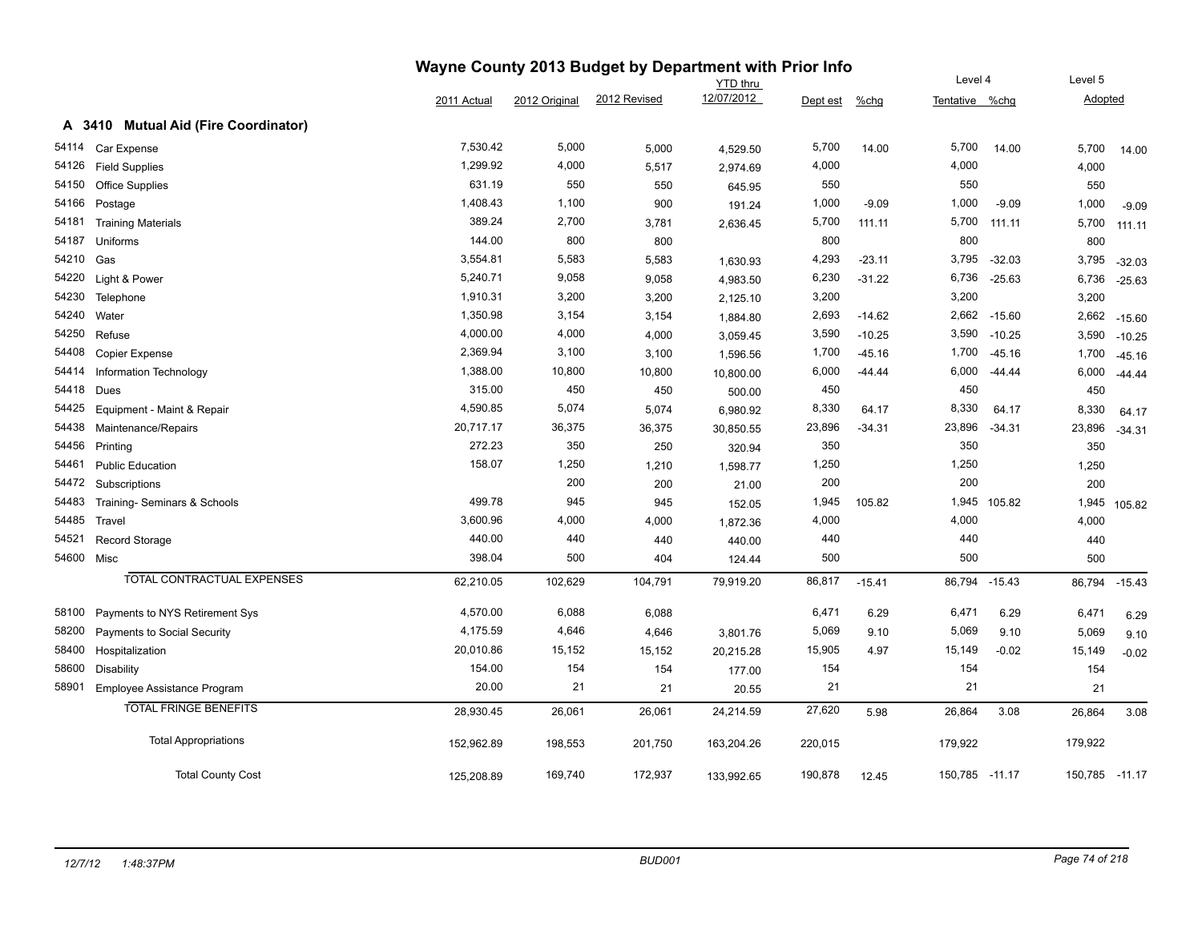# Wayne County 2013 Budget by Department with Prior Info

## A 3410 Mutual Aid (Fire Coordinator)

| | | 2011 Actual | 2012 Original | 2012 Revised | YTD thru 12/07/2012 | Dept est | %chg | Level 4 Tentative | %chg | Level 5 Adopted | %chg |
|---|---|---|---|---|---|---|---|---|---|---|---|
| 54114 | Car Expense | 7,530.42 | 5,000 | 5,000 | 4,529.50 | 5,700 | 14.00 | 5,700 | 14.00 | 5,700 | 14.00 |
| 54126 | Field Supplies | 1,299.92 | 4,000 | 5,517 | 2,974.69 | 4,000 | | 4,000 | | 4,000 | |
| 54150 | Office Supplies | 631.19 | 550 | 550 | 645.95 | 550 | | 550 | | 550 | |
| 54166 | Postage | 1,408.43 | 1,100 | 900 | 191.24 | 1,000 | -9.09 | 1,000 | -9.09 | 1,000 | -9.09 |
| 54181 | Training Materials | 389.24 | 2,700 | 3,781 | 2,636.45 | 5,700 | 111.11 | 5,700 | 111.11 | 5,700 | 111.11 |
| 54187 | Uniforms | 144.00 | 800 | 800 | | 800 | | 800 | | 800 | |
| 54210 | Gas | 3,554.81 | 5,583 | 5,583 | 1,630.93 | 4,293 | -23.11 | 3,795 | -32.03 | 3,795 | -32.03 |
| 54220 | Light & Power | 5,240.71 | 9,058 | 9,058 | 4,983.50 | 6,230 | -31.22 | 6,736 | -25.63 | 6,736 | -25.63 |
| 54230 | Telephone | 1,910.31 | 3,200 | 3,200 | 2,125.10 | 3,200 | | 3,200 | | 3,200 | |
| 54240 | Water | 1,350.98 | 3,154 | 3,154 | 1,884.80 | 2,693 | -14.62 | 2,662 | -15.60 | 2,662 | -15.60 |
| 54250 | Refuse | 4,000.00 | 4,000 | 4,000 | 3,059.45 | 3,590 | -10.25 | 3,590 | -10.25 | 3,590 | -10.25 |
| 54408 | Copier Expense | 2,369.94 | 3,100 | 3,100 | 1,596.56 | 1,700 | -45.16 | 1,700 | -45.16 | 1,700 | -45.16 |
| 54414 | Information Technology | 1,388.00 | 10,800 | 10,800 | 10,800.00 | 6,000 | -44.44 | 6,000 | -44.44 | 6,000 | -44.44 |
| 54418 | Dues | 315.00 | 450 | 450 | 500.00 | 450 | | 450 | | 450 | |
| 54425 | Equipment - Maint & Repair | 4,590.85 | 5,074 | 5,074 | 6,980.92 | 8,330 | 64.17 | 8,330 | 64.17 | 8,330 | 64.17 |
| 54438 | Maintenance/Repairs | 20,717.17 | 36,375 | 36,375 | 30,850.55 | 23,896 | -34.31 | 23,896 | -34.31 | 23,896 | -34.31 |
| 54456 | Printing | 272.23 | 350 | 250 | 320.94 | 350 | | 350 | | 350 | |
| 54461 | Public Education | 158.07 | 1,250 | 1,210 | 1,598.77 | 1,250 | | 1,250 | | 1,250 | |
| 54472 | Subscriptions | | 200 | 200 | 21.00 | 200 | | 200 | | 200 | |
| 54483 | Training- Seminars & Schools | 499.78 | 945 | 945 | 152.05 | 1,945 | 105.82 | 1,945 | 105.82 | 1,945 | 105.82 |
| 54485 | Travel | 3,600.96 | 4,000 | 4,000 | 1,872.36 | 4,000 | | 4,000 | | 4,000 | |
| 54521 | Record Storage | 440.00 | 440 | 440 | 440.00 | 440 | | 440 | | 440 | |
| 54600 | Misc | 398.04 | 500 | 404 | 124.44 | 500 | | 500 | | 500 | |
| | TOTAL CONTRACTUAL EXPENSES | 62,210.05 | 102,629 | 104,791 | 79,919.20 | 86,817 | -15.41 | 86,794 | -15.43 | 86,794 | -15.43 |
| 58100 | Payments to NYS Retirement Sys | 4,570.00 | 6,088 | 6,088 | | 6,471 | 6.29 | 6,471 | 6.29 | 6,471 | 6.29 |
| 58200 | Payments to Social Security | 4,175.59 | 4,646 | 4,646 | 3,801.76 | 5,069 | 9.10 | 5,069 | 9.10 | 5,069 | 9.10 |
| 58400 | Hospitalization | 20,010.86 | 15,152 | 15,152 | 20,215.28 | 15,905 | 4.97 | 15,149 | -0.02 | 15,149 | -0.02 |
| 58600 | Disability | 154.00 | 154 | 154 | 177.00 | 154 | | 154 | | 154 | |
| 58901 | Employee Assistance Program | 20.00 | 21 | 21 | 20.55 | 21 | | 21 | | 21 | |
| | TOTAL FRINGE BENEFITS | 28,930.45 | 26,061 | 26,061 | 24,214.59 | 27,620 | 5.98 | 26,864 | 3.08 | 26,864 | 3.08 |
| | Total Appropriations | 152,962.89 | 198,553 | 201,750 | 163,204.26 | 220,015 | | 179,922 | | 179,922 | |
| | Total County Cost | 125,208.89 | 169,740 | 172,937 | 133,992.65 | 190,878 | 12.45 | 150,785 | -11.17 | 150,785 | -11.17 |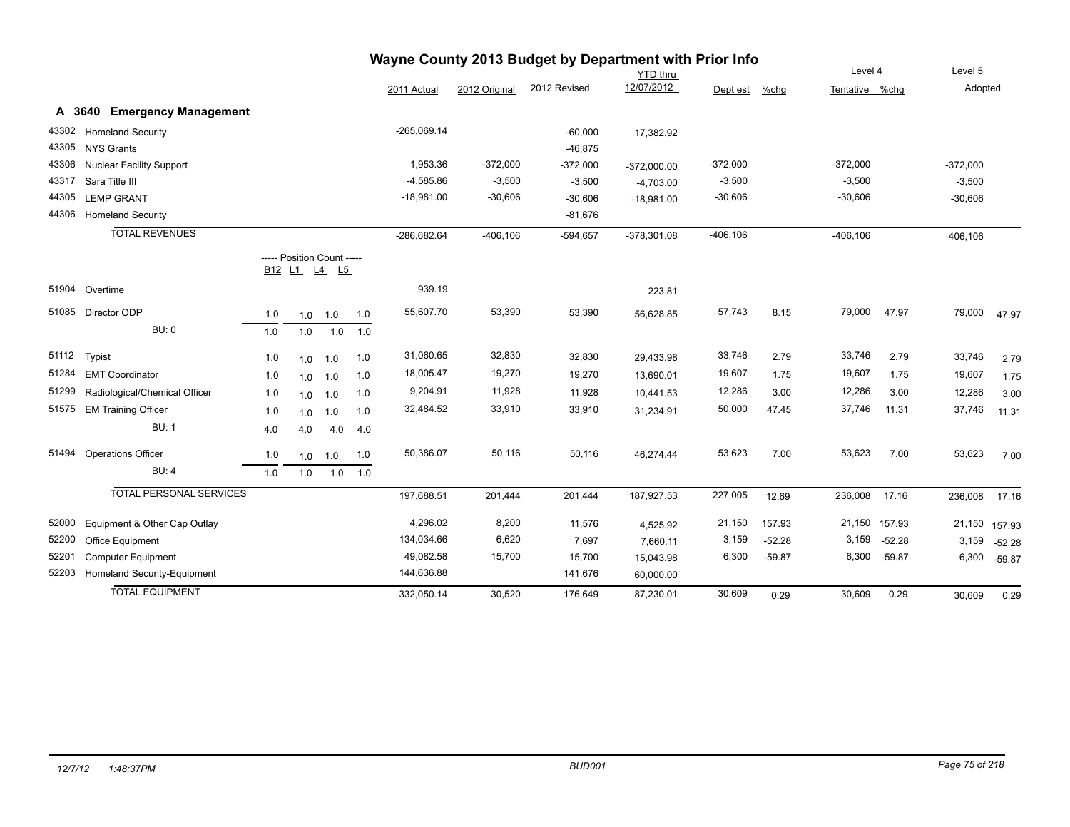# Wayne County 2013 Budget by Department with Prior Info

## A 3640 Emergency Management

| Code | Description | B12 | L1 | L4 | L5 | 2011 Actual | 2012 Original | 2012 Revised | YTD thru 12/07/2012 | Dept est | %chg | Level 4 Tentative | %chg | Level 5 Adopted | %chg |
|---|---|---|---|---|---|---|---|---|---|---|---|---|---|---|---|
| 43302 | Homeland Security | | | | | -265,069.14 | | -60,000 | 17,382.92 | | | | | | |
| 43305 | NYS Grants | | | | | | | -46,875 | | | | | | | |
| 43306 | Nuclear Facility Support | | | | | 1,953.36 | -372,000 | -372,000 | -372,000.00 | -372,000 | | -372,000 | | -372,000 | |
| 43317 | Sara Title III | | | | | -4,585.86 | -3,500 | -3,500 | -4,703.00 | -3,500 | | -3,500 | | -3,500 | |
| 44305 | LEMP GRANT | | | | | -18,981.00 | -30,606 | -30,606 | -18,981.00 | -30,606 | | -30,606 | | -30,606 | |
| 44306 | Homeland Security | | | | | | | -81,676 | | | | | | | |
| | TOTAL REVENUES | | | | | -286,682.64 | -406,106 | -594,657 | -378,301.08 | -406,106 | | -406,106 | | -406,106 | |
| | ----- Position Count ----- | B12 | L1 | L4 | L5 | | | | | | | | | | |
| 51904 | Overtime | | | | | 939.19 | | | 223.81 | | | | | | |
| 51085 | Director ODP | 1.0 | 1.0 | 1.0 | 1.0 | 55,607.70 | 53,390 | 53,390 | 56,628.85 | 57,743 | 8.15 | 79,000 | 47.97 | 79,000 | 47.97 |
| | BU: 0 | 1.0 | 1.0 | 1.0 | 1.0 | | | | | | | | | | |
| 51112 | Typist | 1.0 | 1.0 | 1.0 | 1.0 | 31,060.65 | 32,830 | 32,830 | 29,433.98 | 33,746 | 2.79 | 33,746 | 2.79 | 33,746 | 2.79 |
| 51284 | EMT Coordinator | 1.0 | 1.0 | 1.0 | 1.0 | 18,005.47 | 19,270 | 19,270 | 13,690.01 | 19,607 | 1.75 | 19,607 | 1.75 | 19,607 | 1.75 |
| 51299 | Radiological/Chemical Officer | 1.0 | 1.0 | 1.0 | 1.0 | 9,204.91 | 11,928 | 11,928 | 10,441.53 | 12,286 | 3.00 | 12,286 | 3.00 | 12,286 | 3.00 |
| 51575 | EM Training Officer | 1.0 | 1.0 | 1.0 | 1.0 | 32,484.52 | 33,910 | 33,910 | 31,234.91 | 50,000 | 47.45 | 37,746 | 11.31 | 37,746 | 11.31 |
| | BU: 1 | 4.0 | 4.0 | 4.0 | 4.0 | | | | | | | | | | |
| 51494 | Operations Officer | 1.0 | 1.0 | 1.0 | 1.0 | 50,386.07 | 50,116 | 50,116 | 46,274.44 | 53,623 | 7.00 | 53,623 | 7.00 | 53,623 | 7.00 |
| | BU: 4 | 1.0 | 1.0 | 1.0 | 1.0 | | | | | | | | | | |
| | TOTAL PERSONAL SERVICES | | | | | 197,688.51 | 201,444 | 201,444 | 187,927.53 | 227,005 | 12.69 | 236,008 | 17.16 | 236,008 | 17.16 |
| 52000 | Equipment & Other Cap Outlay | | | | | 4,296.02 | 8,200 | 11,576 | 4,525.92 | 21,150 | 157.93 | 21,150 | 157.93 | 21,150 | 157.93 |
| 52200 | Office Equipment | | | | | 134,034.66 | 6,620 | 7,697 | 7,660.11 | 3,159 | -52.28 | 3,159 | -52.28 | 3,159 | -52.28 |
| 52201 | Computer Equipment | | | | | 49,082.58 | 15,700 | 15,700 | 15,043.98 | 6,300 | -59.87 | 6,300 | -59.87 | 6,300 | -59.87 |
| 52203 | Homeland Security-Equipment | | | | | 144,636.88 | | 141,676 | 60,000.00 | | | | | | |
| | TOTAL EQUIPMENT | | | | | 332,050.14 | 30,520 | 176,649 | 87,230.01 | 30,609 | 0.29 | 30,609 | 0.29 | 30,609 | 0.29 |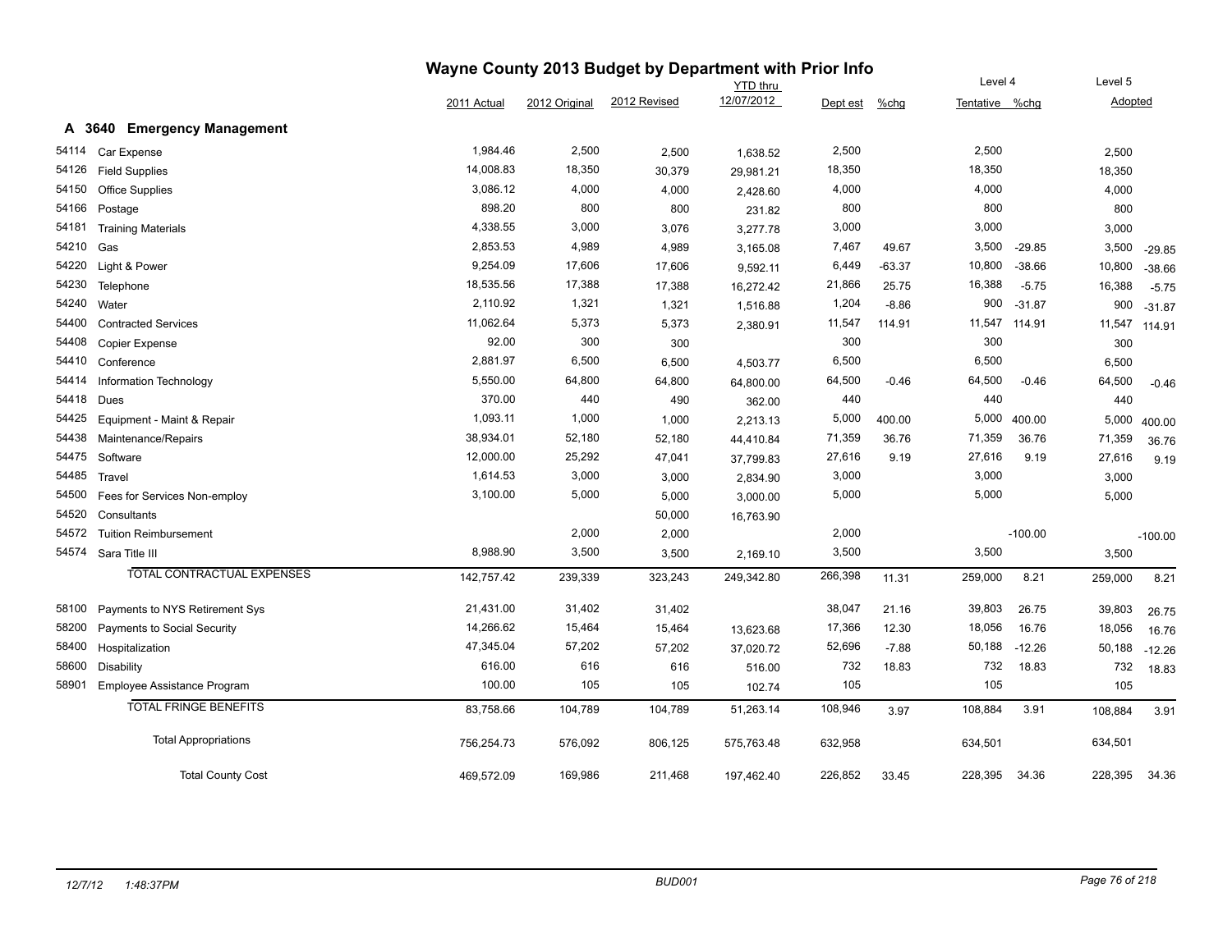# Wayne County 2013 Budget by Department with Prior Info

## A 3640 Emergency Management

| | | 2011 Actual | 2012 Original | 2012 Revised | YTD thru 12/07/2012 | Dept est | %chg | Level 4 Tentative | %chg | Level 5 Adopted | |
|---|---|---|---|---|---|---|---|---|---|---|---|
| 54114 | Car Expense | 1,984.46 | 2,500 | 2,500 | 1,638.52 | 2,500 | | 2,500 | | 2,500 | |
| 54126 | Field Supplies | 14,008.83 | 18,350 | 30,379 | 29,981.21 | 18,350 | | 18,350 | | 18,350 | |
| 54150 | Office Supplies | 3,086.12 | 4,000 | 4,000 | 2,428.60 | 4,000 | | 4,000 | | 4,000 | |
| 54166 | Postage | 898.20 | 800 | 800 | 231.82 | 800 | | 800 | | 800 | |
| 54181 | Training Materials | 4,338.55 | 3,000 | 3,076 | 3,277.78 | 3,000 | | 3,000 | | 3,000 | |
| 54210 | Gas | 2,853.53 | 4,989 | 4,989 | 3,165.08 | 7,467 | 49.67 | 3,500 | -29.85 | 3,500 | -29.85 |
| 54220 | Light & Power | 9,254.09 | 17,606 | 17,606 | 9,592.11 | 6,449 | -63.37 | 10,800 | -38.66 | 10,800 | -38.66 |
| 54230 | Telephone | 18,535.56 | 17,388 | 17,388 | 16,272.42 | 21,866 | 25.75 | 16,388 | -5.75 | 16,388 | -5.75 |
| 54240 | Water | 2,110.92 | 1,321 | 1,321 | 1,516.88 | 1,204 | -8.86 | 900 | -31.87 | 900 | -31.87 |
| 54400 | Contracted Services | 11,062.64 | 5,373 | 5,373 | 2,380.91 | 11,547 | 114.91 | 11,547 | 114.91 | 11,547 | 114.91 |
| 54408 | Copier Expense | 92.00 | 300 | 300 | | 300 | | 300 | | 300 | |
| 54410 | Conference | 2,881.97 | 6,500 | 6,500 | 4,503.77 | 6,500 | | 6,500 | | 6,500 | |
| 54414 | Information Technology | 5,550.00 | 64,800 | 64,800 | 64,800.00 | 64,500 | -0.46 | 64,500 | -0.46 | 64,500 | -0.46 |
| 54418 | Dues | 370.00 | 440 | 490 | 362.00 | 440 | | 440 | | 440 | |
| 54425 | Equipment - Maint & Repair | 1,093.11 | 1,000 | 1,000 | 2,213.13 | 5,000 | 400.00 | 5,000 | 400.00 | 5,000 | 400.00 |
| 54438 | Maintenance/Repairs | 38,934.01 | 52,180 | 52,180 | 44,410.84 | 71,359 | 36.76 | 71,359 | 36.76 | 71,359 | 36.76 |
| 54475 | Software | 12,000.00 | 25,292 | 47,041 | 37,799.83 | 27,616 | 9.19 | 27,616 | 9.19 | 27,616 | 9.19 |
| 54485 | Travel | 1,614.53 | 3,000 | 3,000 | 2,834.90 | 3,000 | | 3,000 | | 3,000 | |
| 54500 | Fees for Services Non-employ | 3,100.00 | 5,000 | 5,000 | 3,000.00 | 5,000 | | 5,000 | | 5,000 | |
| 54520 | Consultants | | | 50,000 | 16,763.90 | | | | | | |
| 54572 | Tuition Reimbursement | | 2,000 | 2,000 | | 2,000 | | | -100.00 | | -100.00 |
| 54574 | Sara Title III | 8,988.90 | 3,500 | 3,500 | 2,169.10 | 3,500 | | 3,500 | | 3,500 | |
| | TOTAL CONTRACTUAL EXPENSES | 142,757.42 | 239,339 | 323,243 | 249,342.80 | 266,398 | 11.31 | 259,000 | 8.21 | 259,000 | 8.21 |
| 58100 | Payments to NYS Retirement Sys | 21,431.00 | 31,402 | 31,402 | | 38,047 | 21.16 | 39,803 | 26.75 | 39,803 | 26.75 |
| 58200 | Payments to Social Security | 14,266.62 | 15,464 | 15,464 | 13,623.68 | 17,366 | 12.30 | 18,056 | 16.76 | 18,056 | 16.76 |
| 58400 | Hospitalization | 47,345.04 | 57,202 | 57,202 | 37,020.72 | 52,696 | -7.88 | 50,188 | -12.26 | 50,188 | -12.26 |
| 58600 | Disability | 616.00 | 616 | 616 | 516.00 | 732 | 18.83 | 732 | 18.83 | 732 | 18.83 |
| 58901 | Employee Assistance Program | 100.00 | 105 | 105 | 102.74 | 105 | | 105 | | 105 | |
| | TOTAL FRINGE BENEFITS | 83,758.66 | 104,789 | 104,789 | 51,263.14 | 108,946 | 3.97 | 108,884 | 3.91 | 108,884 | 3.91 |
| | Total Appropriations | 756,254.73 | 576,092 | 806,125 | 575,763.48 | 632,958 | | 634,501 | | 634,501 | |
| | Total County Cost | 469,572.09 | 169,986 | 211,468 | 197,462.40 | 226,852 | 33.45 | 228,395 | 34.36 | 228,395 | 34.36 |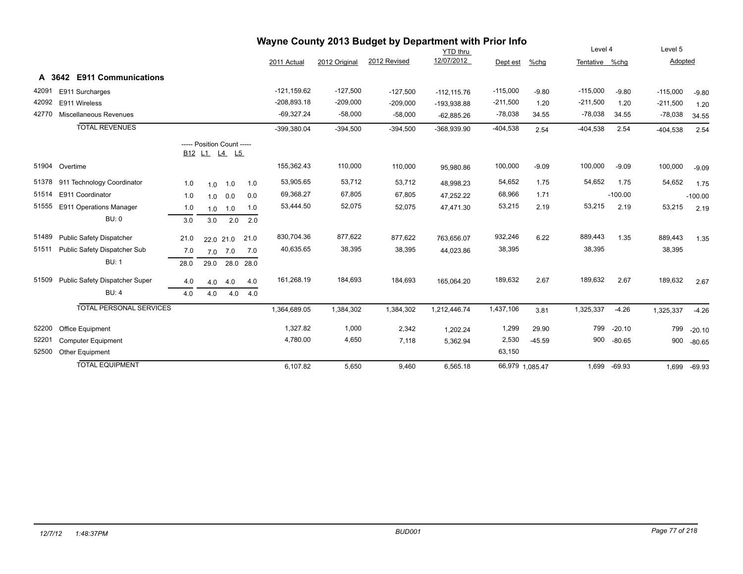# Wayne County 2013 Budget by Department with Prior Info

## A 3642 E911 Communications

| Code | Description | B12 | L1 | L4 | L5 | 2011 Actual | 2012 Original | 2012 Revised | YTD thru 12/07/2012 | Dept est | %chg | Level 4 Tentative | %chg | Level 5 Adopted | %chg |
|---|---|---|---|---|---|---|---|---|---|---|---|---|---|---|---|
| 42091 | E911 Surcharges | | | | | -121,159.62 | -127,500 | -127,500 | -112,115.76 | -115,000 | -9.80 | -115,000 | -9.80 | -115,000 | -9.80 |
| 42092 | E911 Wireless | | | | | -208,893.18 | -209,000 | -209,000 | -193,938.88 | -211,500 | 1.20 | -211,500 | 1.20 | -211,500 | 1.20 |
| 42770 | Miscellaneous Revenues | | | | | -69,327.24 | -58,000 | -58,000 | -62,885.26 | -78,038 | 34.55 | -78,038 | 34.55 | -78,038 | 34.55 |
| | TOTAL REVENUES | | | | | -399,380.04 | -394,500 | -394,500 | -368,939.90 | -404,538 | 2.54 | -404,538 | 2.54 | -404,538 | 2.54 |
| | ----- Position Count ----- | B12 | L1 | L4 | L5 | | | | | | | | | | |
| 51904 | Overtime | | | | | 155,362.43 | 110,000 | 110,000 | 95,980.86 | 100,000 | -9.09 | 100,000 | -9.09 | 100,000 | -9.09 |
| 51378 | 911 Technology Coordinator | 1.0 | 1.0 | 1.0 | 1.0 | 53,905.65 | 53,712 | 53,712 | 48,998.23 | 54,652 | 1.75 | 54,652 | 1.75 | 54,652 | 1.75 |
| 51514 | E911 Coordinator | 1.0 | 1.0 | 0.0 | 0.0 | 69,368.27 | 67,805 | 67,805 | 47,252.22 | 68,966 | 1.71 | | -100.00 | | -100.00 |
| 51555 | E911 Operations Manager | 1.0 | 1.0 | 1.0 | 1.0 | 53,444.50 | 52,075 | 52,075 | 47,471.30 | 53,215 | 2.19 | 53,215 | 2.19 | 53,215 | 2.19 |
| | BU: 0 | 3.0 | 3.0 | 2.0 | 2.0 | | | | | | | | | | |
| 51489 | Public Safety Dispatcher | 21.0 | 22.0 | 21.0 | 21.0 | 830,704.36 | 877,622 | 877,622 | 763,656.07 | 932,246 | 6.22 | 889,443 | 1.35 | 889,443 | 1.35 |
| 51511 | Public Safety Dispatcher Sub | 7.0 | 7.0 | 7.0 | 7.0 | 40,635.65 | 38,395 | 38,395 | 44,023.86 | 38,395 | | 38,395 | | 38,395 | |
| | BU: 1 | 28.0 | 29.0 | 28.0 | 28.0 | | | | | | | | | | |
| 51509 | Public Safety Dispatcher Super | 4.0 | 4.0 | 4.0 | 4.0 | 161,268.19 | 184,693 | 184,693 | 165,064.20 | 189,632 | 2.67 | 189,632 | 2.67 | 189,632 | 2.67 |
| | BU: 4 | 4.0 | 4.0 | 4.0 | 4.0 | | | | | | | | | | |
| | TOTAL PERSONAL SERVICES | | | | | 1,364,689.05 | 1,384,302 | 1,384,302 | 1,212,446.74 | 1,437,106 | 3.81 | 1,325,337 | -4.26 | 1,325,337 | -4.26 |
| 52200 | Office Equipment | | | | | 1,327.82 | 1,000 | 2,342 | 1,202.24 | 1,299 | 29.90 | 799 | -20.10 | 799 | -20.10 |
| 52201 | Computer Equipment | | | | | 4,780.00 | 4,650 | 7,118 | 5,362.94 | 2,530 | -45.59 | 900 | -80.65 | 900 | -80.65 |
| 52500 | Other Equipment | | | | | | | | | 63,150 | | | | | |
| | TOTAL EQUIPMENT | | | | | 6,107.82 | 5,650 | 9,460 | 6,565.18 | 66,979 | 1,085.47 | 1,699 | -69.93 | 1,699 | -69.93 |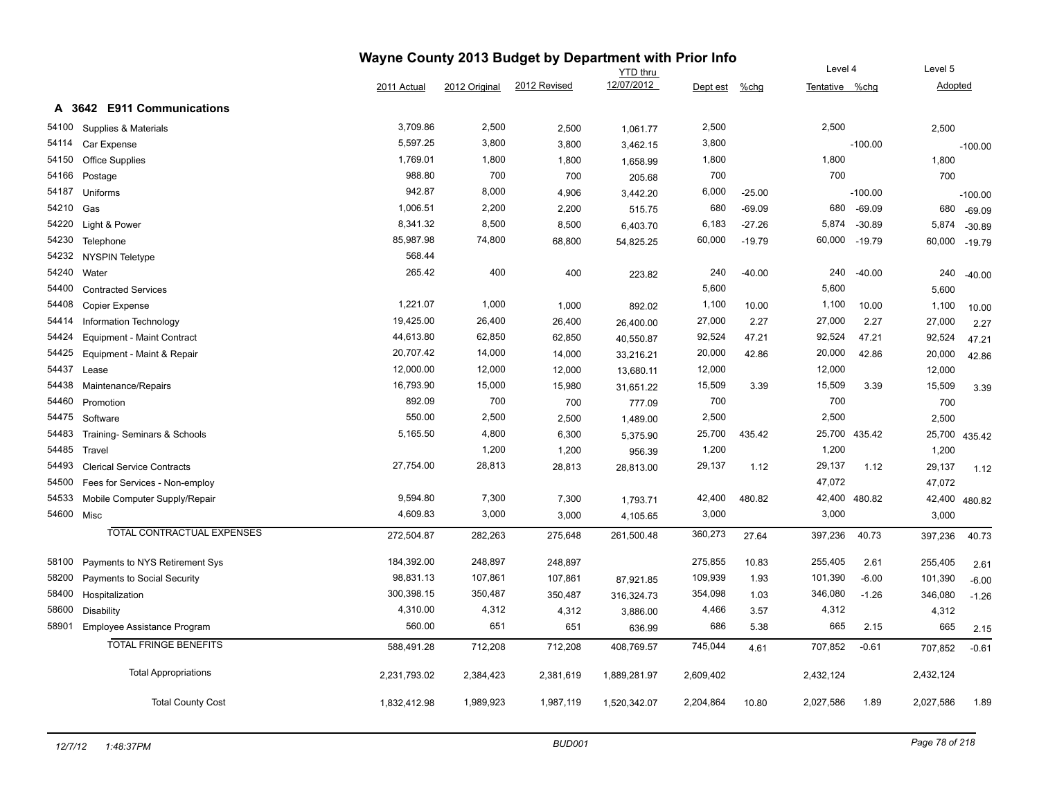# Wayne County 2013 Budget by Department with Prior Info

## A 3642 E911 Communications

| | | 2011 Actual | 2012 Original | 2012 Revised | YTD thru 12/07/2012 | Dept est | %chg | Level 4 Tentative | %chg | Level 5 Adopted | %chg |
|---|---|---|---|---|---|---|---|---|---|---|---|
| 54100 | Supplies & Materials | 3,709.86 | 2,500 | 2,500 | 1,061.77 | 2,500 | | 2,500 | | 2,500 | |
| 54114 | Car Expense | 5,597.25 | 3,800 | 3,800 | 3,462.15 | 3,800 | | | -100.00 | | -100.00 |
| 54150 | Office Supplies | 1,769.01 | 1,800 | 1,800 | 1,658.99 | 1,800 | | 1,800 | | 1,800 | |
| 54166 | Postage | 988.80 | 700 | 700 | 205.68 | 700 | | 700 | | 700 | |
| 54187 | Uniforms | 942.87 | 8,000 | 4,906 | 3,442.20 | 6,000 | -25.00 | | -100.00 | | -100.00 |
| 54210 | Gas | 1,006.51 | 2,200 | 2,200 | 515.75 | 680 | -69.09 | 680 | -69.09 | 680 | -69.09 |
| 54220 | Light & Power | 8,341.32 | 8,500 | 8,500 | 6,403.70 | 6,183 | -27.26 | 5,874 | -30.89 | 5,874 | -30.89 |
| 54230 | Telephone | 85,987.98 | 74,800 | 68,800 | 54,825.25 | 60,000 | -19.79 | 60,000 | -19.79 | 60,000 | -19.79 |
| 54232 | NYSPIN Teletype | 568.44 | | | | | | | | | |
| 54240 | Water | 265.42 | 400 | 400 | 223.82 | 240 | -40.00 | 240 | -40.00 | 240 | -40.00 |
| 54400 | Contracted Services | | | | | 5,600 | | 5,600 | | 5,600 | |
| 54408 | Copier Expense | 1,221.07 | 1,000 | 1,000 | 892.02 | 1,100 | 10.00 | 1,100 | 10.00 | 1,100 | 10.00 |
| 54414 | Information Technology | 19,425.00 | 26,400 | 26,400 | 26,400.00 | 27,000 | 2.27 | 27,000 | 2.27 | 27,000 | 2.27 |
| 54424 | Equipment - Maint Contract | 44,613.80 | 62,850 | 62,850 | 40,550.87 | 92,524 | 47.21 | 92,524 | 47.21 | 92,524 | 47.21 |
| 54425 | Equipment - Maint & Repair | 20,707.42 | 14,000 | 14,000 | 33,216.21 | 20,000 | 42.86 | 20,000 | 42.86 | 20,000 | 42.86 |
| 54437 | Lease | 12,000.00 | 12,000 | 12,000 | 13,680.11 | 12,000 | | 12,000 | | 12,000 | |
| 54438 | Maintenance/Repairs | 16,793.90 | 15,000 | 15,980 | 31,651.22 | 15,509 | 3.39 | 15,509 | 3.39 | 15,509 | 3.39 |
| 54460 | Promotion | 892.09 | 700 | 700 | 777.09 | 700 | | 700 | | 700 | |
| 54475 | Software | 550.00 | 2,500 | 2,500 | 1,489.00 | 2,500 | | 2,500 | | 2,500 | |
| 54483 | Training- Seminars & Schools | 5,165.50 | 4,800 | 6,300 | 5,375.90 | 25,700 | 435.42 | 25,700 | 435.42 | 25,700 | 435.42 |
| 54485 | Travel | | 1,200 | 1,200 | 956.39 | 1,200 | | 1,200 | | 1,200 | |
| 54493 | Clerical Service Contracts | 27,754.00 | 28,813 | 28,813 | 28,813.00 | 29,137 | 1.12 | 29,137 | 1.12 | 29,137 | 1.12 |
| 54500 | Fees for Services - Non-employ | | | | | | | 47,072 | | 47,072 | |
| 54533 | Mobile Computer Supply/Repair | 9,594.80 | 7,300 | 7,300 | 1,793.71 | 42,400 | 480.82 | 42,400 | 480.82 | 42,400 | 480.82 |
| 54600 | Misc | 4,609.83 | 3,000 | 3,000 | 4,105.65 | 3,000 | | 3,000 | | 3,000 | |
| | TOTAL CONTRACTUAL EXPENSES | 272,504.87 | 282,263 | 275,648 | 261,500.48 | 360,273 | 27.64 | 397,236 | 40.73 | 397,236 | 40.73 |
| 58100 | Payments to NYS Retirement Sys | 184,392.00 | 248,897 | 248,897 | | 275,855 | 10.83 | 255,405 | 2.61 | 255,405 | 2.61 |
| 58200 | Payments to Social Security | 98,831.13 | 107,861 | 107,861 | 87,921.85 | 109,939 | 1.93 | 101,390 | -6.00 | 101,390 | -6.00 |
| 58400 | Hospitalization | 300,398.15 | 350,487 | 350,487 | 316,324.73 | 354,098 | 1.03 | 346,080 | -1.26 | 346,080 | -1.26 |
| 58600 | Disability | 4,310.00 | 4,312 | 4,312 | 3,886.00 | 4,466 | 3.57 | 4,312 | | 4,312 | |
| 58901 | Employee Assistance Program | 560.00 | 651 | 651 | 636.99 | 686 | 5.38 | 665 | 2.15 | 665 | 2.15 |
| | TOTAL FRINGE BENEFITS | 588,491.28 | 712,208 | 712,208 | 408,769.57 | 745,044 | 4.61 | 707,852 | -0.61 | 707,852 | -0.61 |
| | Total Appropriations | 2,231,793.02 | 2,384,423 | 2,381,619 | 1,889,281.97 | 2,609,402 | | 2,432,124 | | 2,432,124 | |
| | Total County Cost | 1,832,412.98 | 1,989,923 | 1,987,119 | 1,520,342.07 | 2,204,864 | 10.80 | 2,027,586 | 1.89 | 2,027,586 | 1.89 |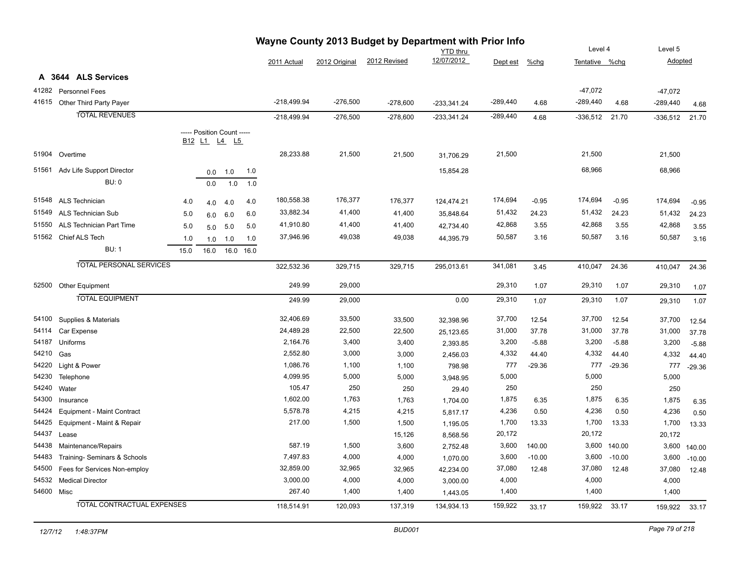# Wayne County 2013 Budget by Department with Prior Info

## A 3644 ALS Services

| Code | Description | B12 | L1 | L4 | L5 | 2011 Actual | 2012 Original | 2012 Revised | YTD thru 12/07/2012 | Dept est | %chg | Level 4 Tentative | %chg | Level 5 Adopted | %chg |
|---|---|---|---|---|---|---|---|---|---|---|---|---|---|---|---|
| 41282 | Personnel Fees | | | | | | | | | | | -47,072 | | -47,072 | |
| 41615 | Other Third Party Payer | | | | | -218,499.94 | -276,500 | -278,600 | -233,341.24 | -289,440 | 4.68 | -289,440 | 4.68 | -289,440 | 4.68 |
| | **TOTAL REVENUES** | | | | | -218,499.94 | -276,500 | -278,600 | -233,341.24 | -289,440 | 4.68 | -336,512 | 21.70 | -336,512 | 21.70 |
| | ----- Position Count ----- | B12 | L1 | L4 | L5 | | | | | | | | | | |
| 51904 | Overtime | | | | | 28,233.88 | 21,500 | 21,500 | 31,706.29 | 21,500 | | 21,500 | | 21,500 | |
| 51561 | Adv Life Support Director | | 0.0 | 1.0 | 1.0 | | | | 15,854.28 | | | 68,966 | | 68,966 | |
| | BU: 0 | | 0.0 | 1.0 | 1.0 | | | | | | | | | | |
| 51548 | ALS Technician | 4.0 | 4.0 | 4.0 | 4.0 | 180,558.38 | 176,377 | 176,377 | 124,474.21 | 174,694 | -0.95 | 174,694 | -0.95 | 174,694 | -0.95 |
| 51549 | ALS Technician Sub | 5.0 | 6.0 | 6.0 | 6.0 | 33,882.34 | 41,400 | 41,400 | 35,848.64 | 51,432 | 24.23 | 51,432 | 24.23 | 51,432 | 24.23 |
| 51550 | ALS Technician Part Time | 5.0 | 5.0 | 5.0 | 5.0 | 41,910.80 | 41,400 | 41,400 | 42,734.40 | 42,868 | 3.55 | 42,868 | 3.55 | 42,868 | 3.55 |
| 51562 | Chief ALS Tech | 1.0 | 1.0 | 1.0 | 1.0 | 37,946.96 | 49,038 | 49,038 | 44,395.79 | 50,587 | 3.16 | 50,587 | 3.16 | 50,587 | 3.16 |
| | BU: 1 | 15.0 | 16.0 | 16.0 | 16.0 | | | | | | | | | | |
| | **TOTAL PERSONAL SERVICES** | | | | | 322,532.36 | 329,715 | 329,715 | 295,013.61 | 341,081 | 3.45 | 410,047 | 24.36 | 410,047 | 24.36 |
| 52500 | Other Equipment | | | | | 249.99 | 29,000 | | | 29,310 | 1.07 | 29,310 | 1.07 | 29,310 | 1.07 |
| | **TOTAL EQUIPMENT** | | | | | 249.99 | 29,000 | | 0.00 | 29,310 | 1.07 | 29,310 | 1.07 | 29,310 | 1.07 |
| 54100 | Supplies & Materials | | | | | 32,406.69 | 33,500 | 33,500 | 32,398.96 | 37,700 | 12.54 | 37,700 | 12.54 | 37,700 | 12.54 |
| 54114 | Car Expense | | | | | 24,489.28 | 22,500 | 22,500 | 25,123.65 | 31,000 | 37.78 | 31,000 | 37.78 | 31,000 | 37.78 |
| 54187 | Uniforms | | | | | 2,164.76 | 3,400 | 3,400 | 2,393.85 | 3,200 | -5.88 | 3,200 | -5.88 | 3,200 | -5.88 |
| 54210 | Gas | | | | | 2,552.80 | 3,000 | 3,000 | 2,456.03 | 4,332 | 44.40 | 4,332 | 44.40 | 4,332 | 44.40 |
| 54220 | Light & Power | | | | | 1,086.76 | 1,100 | 1,100 | 798.98 | 777 | -29.36 | 777 | -29.36 | 777 | -29.36 |
| 54230 | Telephone | | | | | 4,099.95 | 5,000 | 5,000 | 3,948.95 | 5,000 | | 5,000 | | 5,000 | |
| 54240 | Water | | | | | 105.47 | 250 | 250 | 29.40 | 250 | | 250 | | 250 | |
| 54300 | Insurance | | | | | 1,602.00 | 1,763 | 1,763 | 1,704.00 | 1,875 | 6.35 | 1,875 | 6.35 | 1,875 | 6.35 |
| 54424 | Equipment - Maint Contract | | | | | 5,578.78 | 4,215 | 4,215 | 5,817.17 | 4,236 | 0.50 | 4,236 | 0.50 | 4,236 | 0.50 |
| 54425 | Equipment - Maint & Repair | | | | | 217.00 | 1,500 | 1,500 | 1,195.05 | 1,700 | 13.33 | 1,700 | 13.33 | 1,700 | 13.33 |
| 54437 | Lease | | | | | | | 15,126 | 8,568.56 | 20,172 | | 20,172 | | 20,172 | |
| 54438 | Maintenance/Repairs | | | | | 587.19 | 1,500 | 3,600 | 2,752.48 | 3,600 | 140.00 | 3,600 | 140.00 | 3,600 | 140.00 |
| 54483 | Training- Seminars & Schools | | | | | 7,497.83 | 4,000 | 4,000 | 1,070.00 | 3,600 | -10.00 | 3,600 | -10.00 | 3,600 | -10.00 |
| 54500 | Fees for Services Non-employ | | | | | 32,859.00 | 32,965 | 32,965 | 42,234.00 | 37,080 | 12.48 | 37,080 | 12.48 | 37,080 | 12.48 |
| 54532 | Medical Director | | | | | 3,000.00 | 4,000 | 4,000 | 3,000.00 | 4,000 | | 4,000 | | 4,000 | |
| 54600 | Misc | | | | | 267.40 | 1,400 | 1,400 | 1,443.05 | 1,400 | | 1,400 | | 1,400 | |
| | **TOTAL CONTRACTUAL EXPENSES** | | | | | 118,514.91 | 120,093 | 137,319 | 134,934.13 | 159,922 | 33.17 | 159,922 | 33.17 | 159,922 | 33.17 |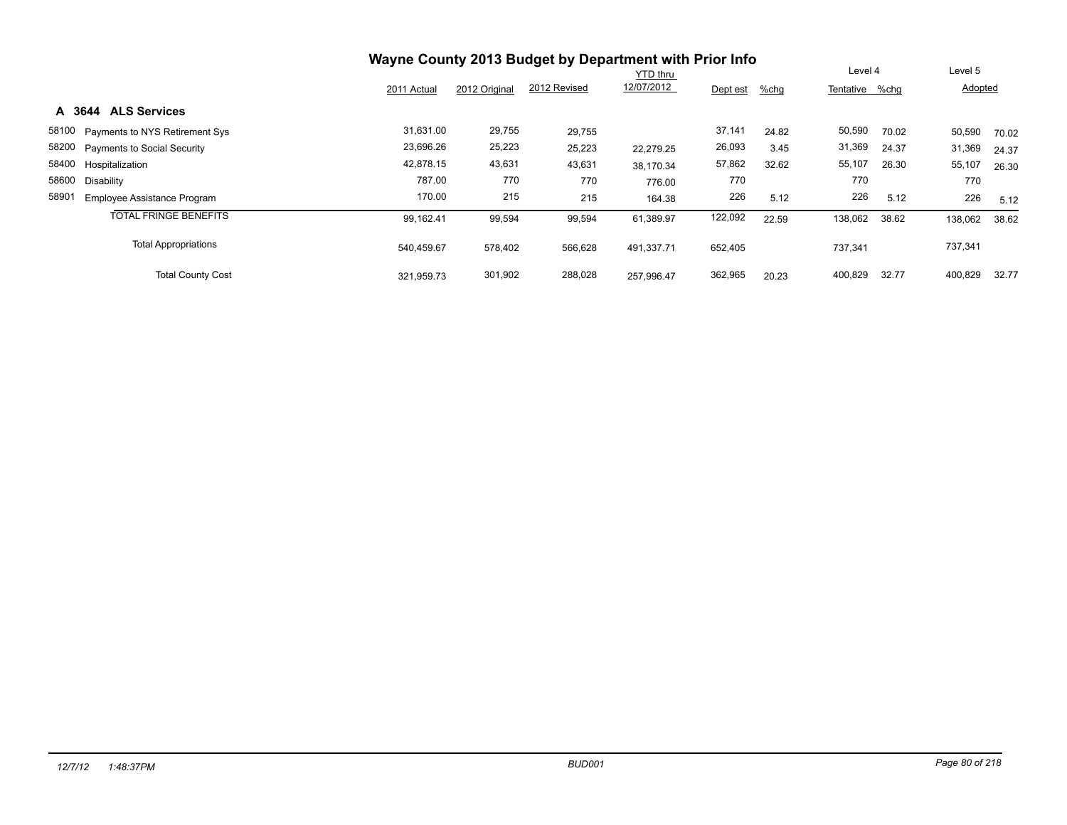# Wayne County 2013 Budget by Department with Prior Info

## A 3644 ALS Services

| | | 2011 Actual | 2012 Original | 2012 Revised | YTD thru 12/07/2012 | Dept est | %chg | Level 4 Tentative | %chg | Level 5 Adopted | |
|---|---|---|---|---|---|---|---|---|---|---|---|
| 58100 | Payments to NYS Retirement Sys | 31,631.00 | 29,755 | 29,755 | | 37,141 | 24.82 | 50,590 | 70.02 | 50,590 | 70.02 |
| 58200 | Payments to Social Security | 23,696.26 | 25,223 | 25,223 | 22,279.25 | 26,093 | 3.45 | 31,369 | 24.37 | 31,369 | 24.37 |
| 58400 | Hospitalization | 42,878.15 | 43,631 | 43,631 | 38,170.34 | 57,862 | 32.62 | 55,107 | 26.30 | 55,107 | 26.30 |
| 58600 | Disability | 787.00 | 770 | 770 | 776.00 | 770 | | 770 | | 770 | |
| 58901 | Employee Assistance Program | 170.00 | 215 | 215 | 164.38 | 226 | 5.12 | 226 | 5.12 | 226 | 5.12 |
| | TOTAL FRINGE BENEFITS | 99,162.41 | 99,594 | 99,594 | 61,389.97 | 122,092 | 22.59 | 138,062 | 38.62 | 138,062 | 38.62 |
| | Total Appropriations | 540,459.67 | 578,402 | 566,628 | 491,337.71 | 652,405 | | 737,341 | | 737,341 | |
| | Total County Cost | 321,959.73 | 301,902 | 288,028 | 257,996.47 | 362,965 | 20.23 | 400,829 | 32.77 | 400,829 | 32.77 |

12/7/12 1:48:37PM BUD001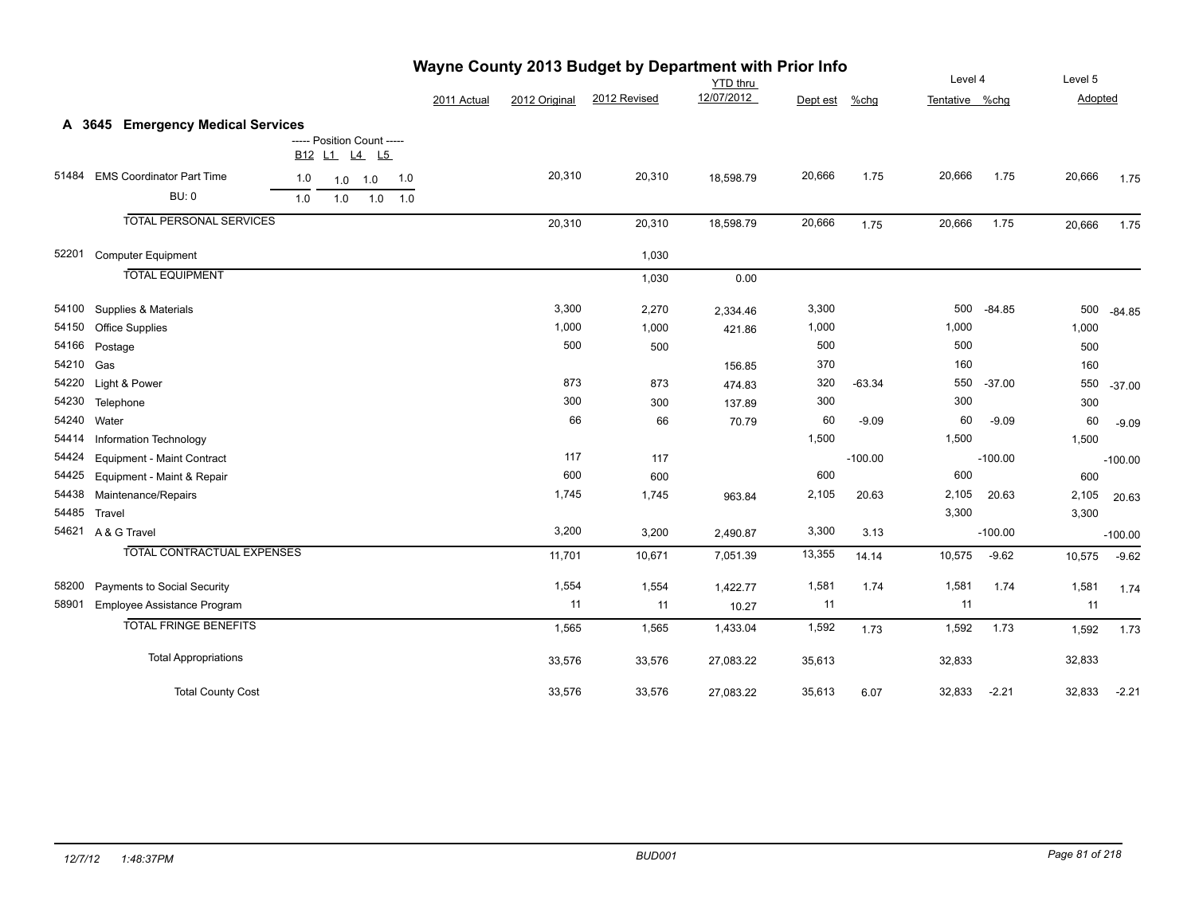# Wayne County 2013 Budget by Department with Prior Info

## A 3645 Emergency Medical Services

| | | 2011 Actual | 2012 Original | 2012 Revised | YTD thru 12/07/2012 | Dept est | %chg | Level 4 Tentative | %chg | Level 5 Adopted | %chg |
|---|---|---|---|---|---|---|---|---|---|---|---|
| | ----- Position Count ----- B12 L1 L4 L5 | | | | | | | | | | |
| 51484 | EMS Coordinator Part Time 1.0 1.0 1.0 1.0 | | 20,310 | 20,310 | 18,598.79 | 20,666 | 1.75 | 20,666 | 1.75 | 20,666 | 1.75 |
| | BU: 0 1.0 1.0 1.0 1.0 | | | | | | | | | | |
| | TOTAL PERSONAL SERVICES | | 20,310 | 20,310 | 18,598.79 | 20,666 | 1.75 | 20,666 | 1.75 | 20,666 | 1.75 |
| 52201 | Computer Equipment | | | 1,030 | | | | | | | |
| | TOTAL EQUIPMENT | | | 1,030 | 0.00 | | | | | | |
| 54100 | Supplies & Materials | | 3,300 | 2,270 | 2,334.46 | 3,300 | | 500 | -84.85 | 500 | -84.85 |
| 54150 | Office Supplies | | 1,000 | 1,000 | 421.86 | 1,000 | | 1,000 | | 1,000 | |
| 54166 | Postage | | 500 | 500 | | 500 | | 500 | | 500 | |
| 54210 | Gas | | | | 156.85 | 370 | | 160 | | 160 | |
| 54220 | Light & Power | | 873 | 873 | 474.83 | 320 | -63.34 | 550 | -37.00 | 550 | -37.00 |
| 54230 | Telephone | | 300 | 300 | 137.89 | 300 | | 300 | | 300 | |
| 54240 | Water | | 66 | 66 | 70.79 | 60 | -9.09 | 60 | -9.09 | 60 | -9.09 |
| 54414 | Information Technology | | | | | 1,500 | | 1,500 | | 1,500 | |
| 54424 | Equipment - Maint Contract | | 117 | 117 | | | -100.00 | | -100.00 | | -100.00 |
| 54425 | Equipment - Maint & Repair | | 600 | 600 | | 600 | | 600 | | 600 | |
| 54438 | Maintenance/Repairs | | 1,745 | 1,745 | 963.84 | 2,105 | 20.63 | 2,105 | 20.63 | 2,105 | 20.63 |
| 54485 | Travel | | | | | | | 3,300 | | 3,300 | |
| 54621 | A & G Travel | | 3,200 | 3,200 | 2,490.87 | 3,300 | 3.13 | | -100.00 | | -100.00 |
| | TOTAL CONTRACTUAL EXPENSES | | 11,701 | 10,671 | 7,051.39 | 13,355 | 14.14 | 10,575 | -9.62 | 10,575 | -9.62 |
| 58200 | Payments to Social Security | | 1,554 | 1,554 | 1,422.77 | 1,581 | 1.74 | 1,581 | 1.74 | 1,581 | 1.74 |
| 58901 | Employee Assistance Program | | 11 | 11 | 10.27 | 11 | | 11 | | 11 | |
| | TOTAL FRINGE BENEFITS | | 1,565 | 1,565 | 1,433.04 | 1,592 | 1.73 | 1,592 | 1.73 | 1,592 | 1.73 |
| | Total Appropriations | | 33,576 | 33,576 | 27,083.22 | 35,613 | | 32,833 | | 32,833 | |
| | Total County Cost | | 33,576 | 33,576 | 27,083.22 | 35,613 | 6.07 | 32,833 | -2.21 | 32,833 | -2.21 |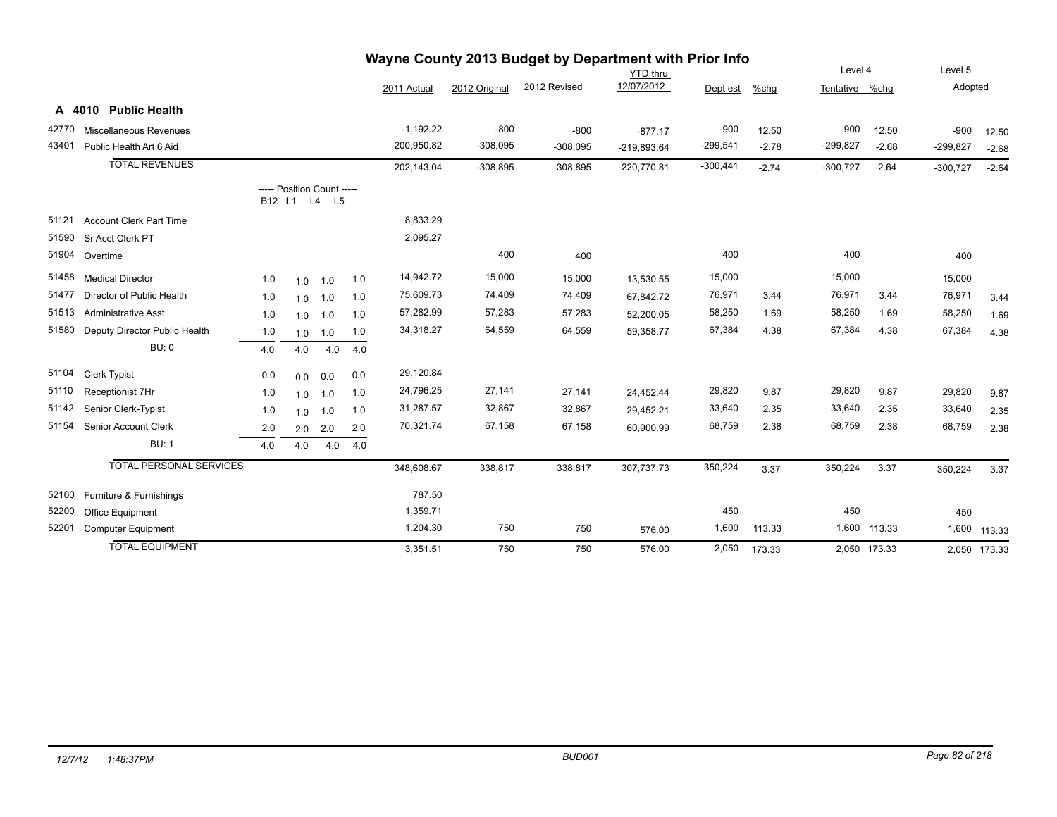# Wayne County 2013 Budget by Department with Prior Info

## A 4010 Public Health

| Code | Description | B12 | L1 | L4 | L5 | 2011 Actual | 2012 Original | 2012 Revised | YTD thru 12/07/2012 | Dept est | %chg | Level 4 Tentative | %chg | Level 5 Adopted | %chg |
|---|---|---|---|---|---|---|---|---|---|---|---|---|---|---|---|
| 42770 | Miscellaneous Revenues | | | | | -1,192.22 | -800 | -800 | -877.17 | -900 | 12.50 | -900 | 12.50 | -900 | 12.50 |
| 43401 | Public Health Art 6 Aid | | | | | -200,950.82 | -308,095 | -308,095 | -219,893.64 | -299,541 | -2.78 | -299,827 | -2.68 | -299,827 | -2.68 |
| | TOTAL REVENUES | | | | | -202,143.04 | -308,895 | -308,895 | -220,770.81 | -300,441 | -2.74 | -300,727 | -2.64 | -300,727 | -2.64 |
| | ----- Position Count ----- | B12 | L1 | L4 | L5 | | | | | | | | | | |
| 51121 | Account Clerk Part Time | | | | | 8,833.29 | | | | | | | | | |
| 51590 | Sr Acct Clerk PT | | | | | 2,095.27 | | | | | | | | | |
| 51904 | Overtime | | | | | | 400 | 400 | | 400 | | 400 | | 400 | |
| 51458 | Medical Director | 1.0 | 1.0 | 1.0 | 1.0 | 14,942.72 | 15,000 | 15,000 | 13,530.55 | 15,000 | | 15,000 | | 15,000 | |
| 51477 | Director of Public Health | 1.0 | 1.0 | 1.0 | 1.0 | 75,609.73 | 74,409 | 74,409 | 67,842.72 | 76,971 | 3.44 | 76,971 | 3.44 | 76,971 | 3.44 |
| 51513 | Administrative Asst | 1.0 | 1.0 | 1.0 | 1.0 | 57,282.99 | 57,283 | 57,283 | 52,200.05 | 58,250 | 1.69 | 58,250 | 1.69 | 58,250 | 1.69 |
| 51580 | Deputy Director Public Health | 1.0 | 1.0 | 1.0 | 1.0 | 34,318.27 | 64,559 | 64,559 | 59,358.77 | 67,384 | 4.38 | 67,384 | 4.38 | 67,384 | 4.38 |
| | BU: 0 | 4.0 | 4.0 | 4.0 | 4.0 | | | | | | | | | | |
| 51104 | Clerk Typist | 0.0 | 0.0 | 0.0 | 0.0 | 29,120.84 | | | | | | | | | |
| 51110 | Receptionist 7Hr | 1.0 | 1.0 | 1.0 | 1.0 | 24,796.25 | 27,141 | 27,141 | 24,452.44 | 29,820 | 9.87 | 29,820 | 9.87 | 29,820 | 9.87 |
| 51142 | Senior Clerk-Typist | 1.0 | 1.0 | 1.0 | 1.0 | 31,287.57 | 32,867 | 32,867 | 29,452.21 | 33,640 | 2.35 | 33,640 | 2.35 | 33,640 | 2.35 |
| 51154 | Senior Account Clerk | 2.0 | 2.0 | 2.0 | 2.0 | 70,321.74 | 67,158 | 67,158 | 60,900.99 | 68,759 | 2.38 | 68,759 | 2.38 | 68,759 | 2.38 |
| | BU: 1 | 4.0 | 4.0 | 4.0 | 4.0 | | | | | | | | | | |
| | TOTAL PERSONAL SERVICES | | | | | 348,608.67 | 338,817 | 338,817 | 307,737.73 | 350,224 | 3.37 | 350,224 | 3.37 | 350,224 | 3.37 |
| 52100 | Furniture & Furnishings | | | | | 787.50 | | | | | | | | | |
| 52200 | Office Equipment | | | | | 1,359.71 | | | | 450 | | 450 | | 450 | |
| 52201 | Computer Equipment | | | | | 1,204.30 | 750 | 750 | 576.00 | 1,600 | 113.33 | 1,600 | 113.33 | 1,600 | 113.33 |
| | TOTAL EQUIPMENT | | | | | 3,351.51 | 750 | 750 | 576.00 | 2,050 | 173.33 | 2,050 | 173.33 | 2,050 | 173.33 |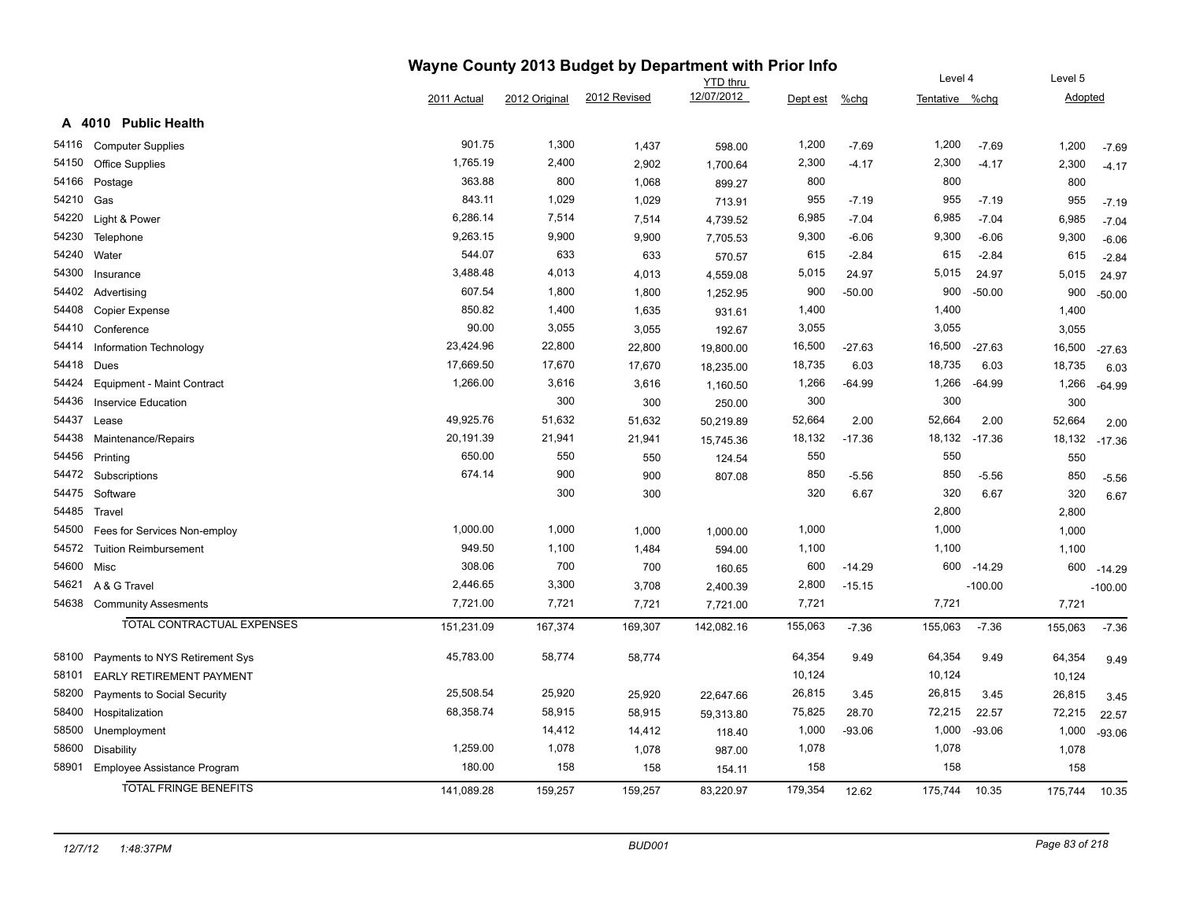# Wayne County 2013 Budget by Department with Prior Info

## A 4010 Public Health

| Code | Description | 2011 Actual | 2012 Original | 2012 Revised | YTD thru 12/07/2012 | Dept est | %chg | Level 4 Tentative | %chg | Level 5 Adopted | %chg |
|---|---|---|---|---|---|---|---|---|---|---|---|
| 54116 | Computer Supplies | 901.75 | 1,300 | 1,437 | 598.00 | 1,200 | -7.69 | 1,200 | -7.69 | 1,200 | -7.69 |
| 54150 | Office Supplies | 1,765.19 | 2,400 | 2,902 | 1,700.64 | 2,300 | -4.17 | 2,300 | -4.17 | 2,300 | -4.17 |
| 54166 | Postage | 363.88 | 800 | 1,068 | 899.27 | 800 | | 800 | | 800 | |
| 54210 | Gas | 843.11 | 1,029 | 1,029 | 713.91 | 955 | -7.19 | 955 | -7.19 | 955 | -7.19 |
| 54220 | Light & Power | 6,286.14 | 7,514 | 7,514 | 4,739.52 | 6,985 | -7.04 | 6,985 | -7.04 | 6,985 | -7.04 |
| 54230 | Telephone | 9,263.15 | 9,900 | 9,900 | 7,705.53 | 9,300 | -6.06 | 9,300 | -6.06 | 9,300 | -6.06 |
| 54240 | Water | 544.07 | 633 | 633 | 570.57 | 615 | -2.84 | 615 | -2.84 | 615 | -2.84 |
| 54300 | Insurance | 3,488.48 | 4,013 | 4,013 | 4,559.08 | 5,015 | 24.97 | 5,015 | 24.97 | 5,015 | 24.97 |
| 54402 | Advertising | 607.54 | 1,800 | 1,800 | 1,252.95 | 900 | -50.00 | 900 | -50.00 | 900 | -50.00 |
| 54408 | Copier Expense | 850.82 | 1,400 | 1,635 | 931.61 | 1,400 | | 1,400 | | 1,400 | |
| 54410 | Conference | 90.00 | 3,055 | 3,055 | 192.67 | 3,055 | | 3,055 | | 3,055 | |
| 54414 | Information Technology | 23,424.96 | 22,800 | 22,800 | 19,800.00 | 16,500 | -27.63 | 16,500 | -27.63 | 16,500 | -27.63 |
| 54418 | Dues | 17,669.50 | 17,670 | 17,670 | 18,235.00 | 18,735 | 6.03 | 18,735 | 6.03 | 18,735 | 6.03 |
| 54424 | Equipment - Maint Contract | 1,266.00 | 3,616 | 3,616 | 1,160.50 | 1,266 | -64.99 | 1,266 | -64.99 | 1,266 | -64.99 |
| 54436 | Inservice Education | | 300 | 300 | 250.00 | 300 | | 300 | | 300 | |
| 54437 | Lease | 49,925.76 | 51,632 | 51,632 | 50,219.89 | 52,664 | 2.00 | 52,664 | 2.00 | 52,664 | 2.00 |
| 54438 | Maintenance/Repairs | 20,191.39 | 21,941 | 21,941 | 15,745.36 | 18,132 | -17.36 | 18,132 | -17.36 | 18,132 | -17.36 |
| 54456 | Printing | 650.00 | 550 | 550 | 124.54 | 550 | | 550 | | 550 | |
| 54472 | Subscriptions | 674.14 | 900 | 900 | 807.08 | 850 | -5.56 | 850 | -5.56 | 850 | -5.56 |
| 54475 | Software | | 300 | 300 | | 320 | 6.67 | 320 | 6.67 | 320 | 6.67 |
| 54485 | Travel | | | | | | | 2,800 | | 2,800 | |
| 54500 | Fees for Services Non-employ | 1,000.00 | 1,000 | 1,000 | 1,000.00 | 1,000 | | 1,000 | | 1,000 | |
| 54572 | Tuition Reimbursement | 949.50 | 1,100 | 1,484 | 594.00 | 1,100 | | 1,100 | | 1,100 | |
| 54600 | Misc | 308.06 | 700 | 700 | 160.65 | 600 | -14.29 | 600 | -14.29 | 600 | -14.29 |
| 54621 | A & G Travel | 2,446.65 | 3,300 | 3,708 | 2,400.39 | 2,800 | -15.15 | | -100.00 | | -100.00 |
| 54638 | Community Assesments | 7,721.00 | 7,721 | 7,721 | 7,721.00 | 7,721 | | 7,721 | | 7,721 | |
| | TOTAL CONTRACTUAL EXPENSES | 151,231.09 | 167,374 | 169,307 | 142,082.16 | 155,063 | -7.36 | 155,063 | -7.36 | 155,063 | -7.36 |
| 58100 | Payments to NYS Retirement Sys | 45,783.00 | 58,774 | 58,774 | | 64,354 | 9.49 | 64,354 | 9.49 | 64,354 | 9.49 |
| 58101 | EARLY RETIREMENT PAYMENT | | | | | 10,124 | | 10,124 | | 10,124 | |
| 58200 | Payments to Social Security | 25,508.54 | 25,920 | 25,920 | 22,647.66 | 26,815 | 3.45 | 26,815 | 3.45 | 26,815 | 3.45 |
| 58400 | Hospitalization | 68,358.74 | 58,915 | 58,915 | 59,313.80 | 75,825 | 28.70 | 72,215 | 22.57 | 72,215 | 22.57 |
| 58500 | Unemployment | | 14,412 | 14,412 | 118.40 | 1,000 | -93.06 | 1,000 | -93.06 | 1,000 | -93.06 |
| 58600 | Disability | 1,259.00 | 1,078 | 1,078 | 987.00 | 1,078 | | 1,078 | | 1,078 | |
| 58901 | Employee Assistance Program | 180.00 | 158 | 158 | 154.11 | 158 | | 158 | | 158 | |
| | TOTAL FRINGE BENEFITS | 141,089.28 | 159,257 | 159,257 | 83,220.97 | 179,354 | 12.62 | 175,744 | 10.35 | 175,744 | 10.35 |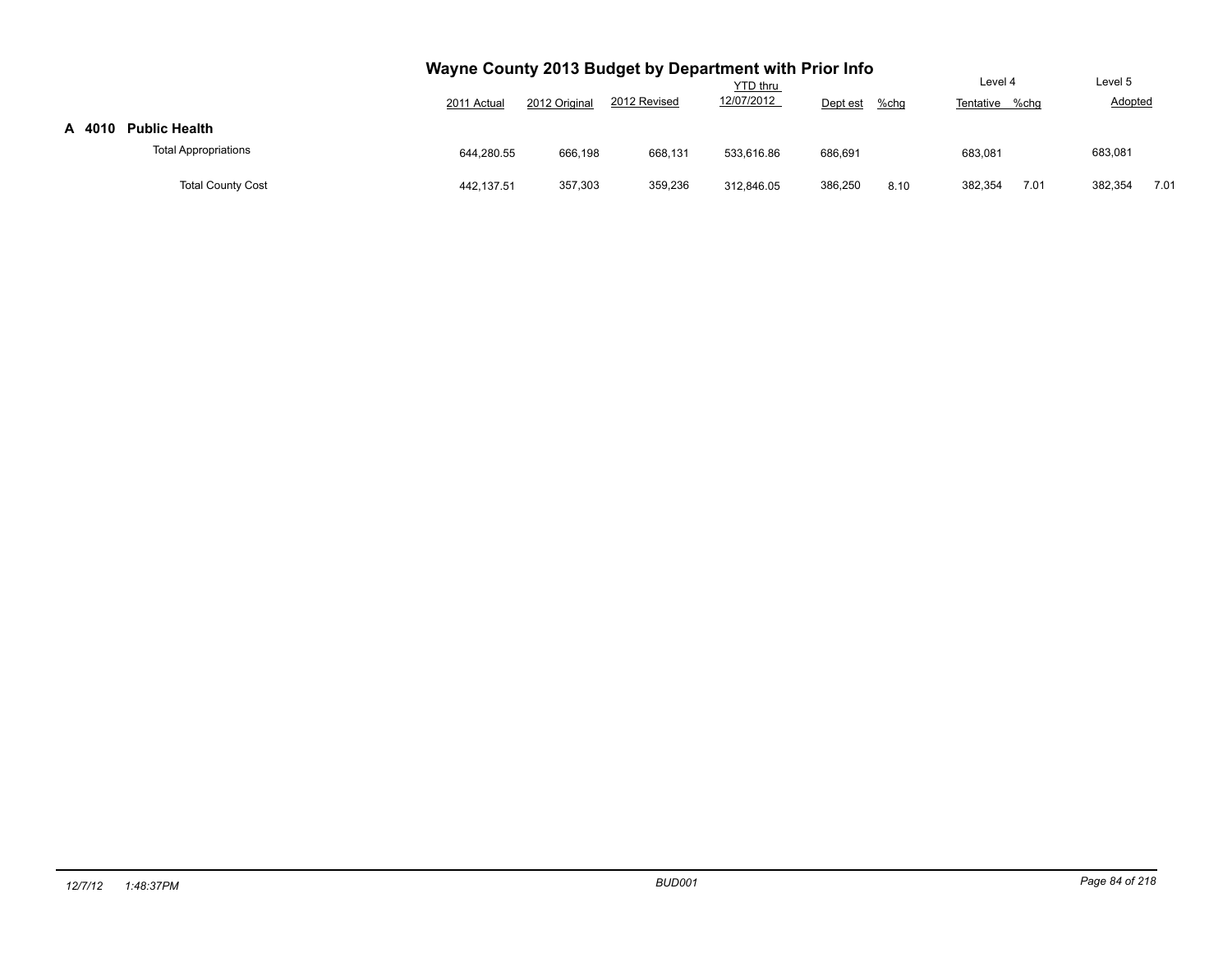# Wayne County 2013 Budget by Department with Prior Info

| | 2011 Actual | 2012 Original | 2012 Revised | YTD thru 12/07/2012 | Dept est | %chg | Level 4 Tentative | %chg | Level 5 Adopted | %chg |
|---|---|---|---|---|---|---|---|---|---|---|
| **A 4010 Public Health** | | | | | | | | | | |
| Total Appropriations | 644,280.55 | 666,198 | 668,131 | 533,616.86 | 686,691 | | 683,081 | | 683,081 | |
| Total County Cost | 442,137.51 | 357,303 | 359,236 | 312,846.05 | 386,250 | 8.10 | 382,354 | 7.01 | 382,354 | 7.01 |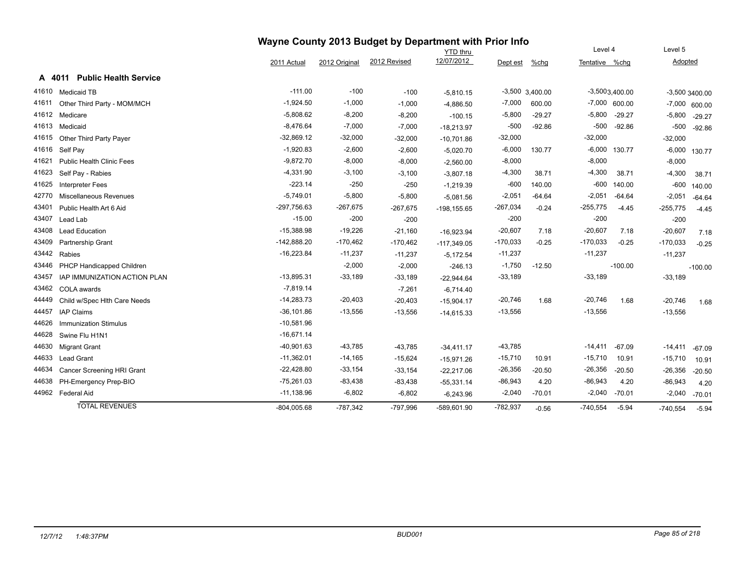# Wayne County 2013 Budget by Department with Prior Info

## A 4011 Public Health Service

| | | 2011 Actual | 2012 Original | 2012 Revised | YTD thru 12/07/2012 | Dept est | %chg | Level 4 Tentative | %chg | Level 5 Adopted | %chg |
|---|---|---|---|---|---|---|---|---|---|---|---|
| 41610 | Medicaid TB | -111.00 | -100 | -100 | -5,810.15 | -3,500 | 3,400.00 | -3,500 | 3,400.00 | -3,500 | 3400.00 |
| 41611 | Other Third Party - MOM/MCH | -1,924.50 | -1,000 | -1,000 | -4,886.50 | -7,000 | 600.00 | -7,000 | 600.00 | -7,000 | 600.00 |
| 41612 | Medicare | -5,808.62 | -8,200 | -8,200 | -100.15 | -5,800 | -29.27 | -5,800 | -29.27 | -5,800 | -29.27 |
| 41613 | Medicaid | -8,476.64 | -7,000 | -7,000 | -18,213.97 | -500 | -92.86 | -500 | -92.86 | -500 | -92.86 |
| 41615 | Other Third Party Payer | -32,869.12 | -32,000 | -32,000 | -10,701.86 | -32,000 | | -32,000 | | -32,000 | |
| 41616 | Self Pay | -1,920.83 | -2,600 | -2,600 | -5,020.70 | -6,000 | 130.77 | -6,000 | 130.77 | -6,000 | 130.77 |
| 41621 | Public Health Clinic Fees | -9,872.70 | -8,000 | -8,000 | -2,560.00 | -8,000 | | -8,000 | | -8,000 | |
| 41623 | Self Pay - Rabies | -4,331.90 | -3,100 | -3,100 | -3,807.18 | -4,300 | 38.71 | -4,300 | 38.71 | -4,300 | 38.71 |
| 41625 | Interpreter Fees | -223.14 | -250 | -250 | -1,219.39 | -600 | 140.00 | -600 | 140.00 | -600 | 140.00 |
| 42770 | Miscellaneous Revenues | -5,749.01 | -5,800 | -5,800 | -5,081.56 | -2,051 | -64.64 | -2,051 | -64.64 | -2,051 | -64.64 |
| 43401 | Public Health Art 6 Aid | -297,756.63 | -267,675 | -267,675 | -198,155.65 | -267,034 | -0.24 | -255,775 | -4.45 | -255,775 | -4.45 |
| 43407 | Lead Lab | -15.00 | -200 | -200 | | -200 | | -200 | | -200 | |
| 43408 | Lead Education | -15,388.98 | -19,226 | -21,160 | -16,923.94 | -20,607 | 7.18 | -20,607 | 7.18 | -20,607 | 7.18 |
| 43409 | Partnership Grant | -142,888.20 | -170,462 | -170,462 | -117,349.05 | -170,033 | -0.25 | -170,033 | -0.25 | -170,033 | -0.25 |
| 43442 | Rabies | -16,223.84 | -11,237 | -11,237 | -5,172.54 | -11,237 | | -11,237 | | -11,237 | |
| 43446 | PHCP Handicapped Children | | -2,000 | -2,000 | -246.13 | -1,750 | -12.50 | | -100.00 | | -100.00 |
| 43457 | IAP IMMUNIZATION ACTION PLAN | -13,895.31 | -33,189 | -33,189 | -22,944.64 | -33,189 | | -33,189 | | -33,189 | |
| 43462 | COLA awards | -7,819.14 | | -7,261 | -6,714.40 | | | | | | |
| 44449 | Child w/Spec Hlth Care Needs | -14,283.73 | -20,403 | -20,403 | -15,904.17 | -20,746 | 1.68 | -20,746 | 1.68 | -20,746 | 1.68 |
| 44457 | IAP Claims | -36,101.86 | -13,556 | -13,556 | -14,615.33 | -13,556 | | -13,556 | | -13,556 | |
| 44626 | Immunization Stimulus | -10,581.96 | | | | | | | | | |
| 44628 | Swine Flu H1N1 | -16,671.14 | | | | | | | | | |
| 44630 | Migrant Grant | -40,901.63 | -43,785 | -43,785 | -34,411.17 | -43,785 | | -14,411 | -67.09 | -14,411 | -67.09 |
| 44633 | Lead Grant | -11,362.01 | -14,165 | -15,624 | -15,971.26 | -15,710 | 10.91 | -15,710 | 10.91 | -15,710 | 10.91 |
| 44634 | Cancer Screening HRI Grant | -22,428.80 | -33,154 | -33,154 | -22,217.06 | -26,356 | -20.50 | -26,356 | -20.50 | -26,356 | -20.50 |
| 44638 | PH-Emergency Prep-BIO | -75,261.03 | -83,438 | -83,438 | -55,331.14 | -86,943 | 4.20 | -86,943 | 4.20 | -86,943 | 4.20 |
| 44962 | Federal Aid | -11,138.96 | -6,802 | -6,802 | -6,243.96 | -2,040 | -70.01 | -2,040 | -70.01 | -2,040 | -70.01 |
| | TOTAL REVENUES | -804,005.68 | -787,342 | -797,996 | -589,601.90 | -782,937 | -0.56 | -740,554 | -5.94 | -740,554 | -5.94 |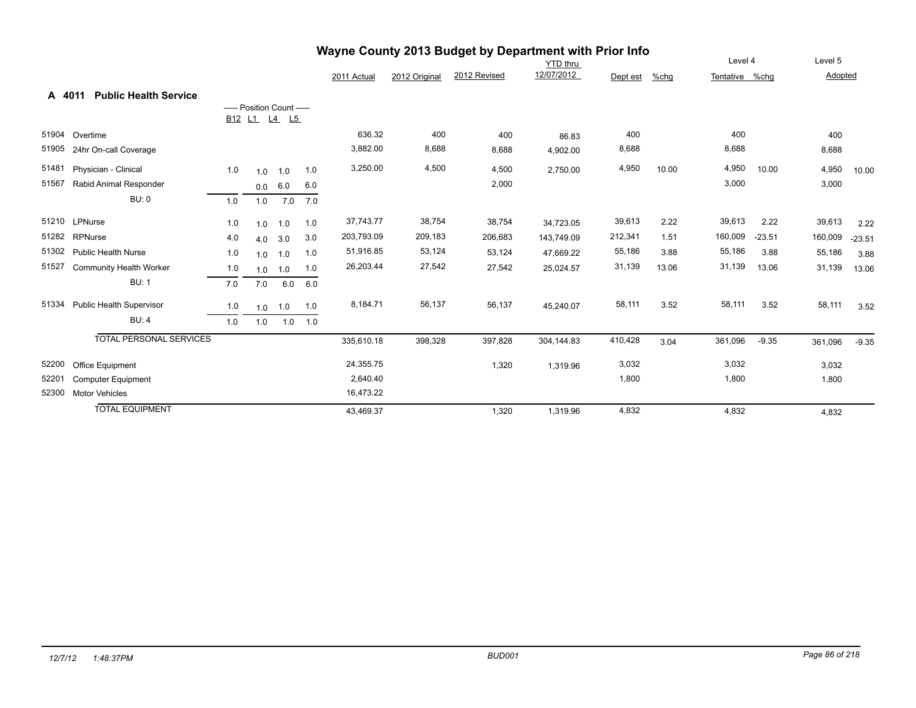# Wayne County 2013 Budget by Department with Prior Info

## A 4011 Public Health Service

| Code | Description | B12 | L1 | L4 | L5 | 2011 Actual | 2012 Original | 2012 Revised | YTD thru 12/07/2012 | Dept est | %chg | Level 4 Tentative | %chg | Level 5 Adopted | %chg |
|---|---|---|---|---|---|---|---|---|---|---|---|---|---|---|---|
| 51904 | Overtime | | | | | 636.32 | 400 | 400 | 86.83 | 400 | | 400 | | 400 | |
| 51905 | 24hr On-call Coverage | | | | | 3,882.00 | 8,688 | 8,688 | 4,902.00 | 8,688 | | 8,688 | | 8,688 | |
| 51481 | Physician - Clinical | 1.0 | 1.0 | 1.0 | 1.0 | 3,250.00 | 4,500 | 4,500 | 2,750.00 | 4,950 | 10.00 | 4,950 | 10.00 | 4,950 | 10.00 |
| 51567 | Rabid Animal Responder | | 0.0 | 6.0 | 6.0 | | | 2,000 | | | | 3,000 | | 3,000 | |
| | BU: 0 | 1.0 | 1.0 | 7.0 | 7.0 | | | | | | | | | | |
| 51210 | LPNurse | 1.0 | 1.0 | 1.0 | 1.0 | 37,743.77 | 38,754 | 38,754 | 34,723.05 | 39,613 | 2.22 | 39,613 | 2.22 | 39,613 | 2.22 |
| 51282 | RPNurse | 4.0 | 4.0 | 3.0 | 3.0 | 203,793.09 | 209,183 | 206,683 | 143,749.09 | 212,341 | 1.51 | 160,009 | -23.51 | 160,009 | -23.51 |
| 51302 | Public Health Nurse | 1.0 | 1.0 | 1.0 | 1.0 | 51,916.85 | 53,124 | 53,124 | 47,669.22 | 55,186 | 3.88 | 55,186 | 3.88 | 55,186 | 3.88 |
| 51527 | Community Health Worker | 1.0 | 1.0 | 1.0 | 1.0 | 26,203.44 | 27,542 | 27,542 | 25,024.57 | 31,139 | 13.06 | 31,139 | 13.06 | 31,139 | 13.06 |
| | BU: 1 | 7.0 | 7.0 | 6.0 | 6.0 | | | | | | | | | | |
| 51334 | Public Health Supervisor | 1.0 | 1.0 | 1.0 | 1.0 | 8,184.71 | 56,137 | 56,137 | 45,240.07 | 58,111 | 3.52 | 58,111 | 3.52 | 58,111 | 3.52 |
| | BU: 4 | 1.0 | 1.0 | 1.0 | 1.0 | | | | | | | | | | |
| | TOTAL PERSONAL SERVICES | | | | | 335,610.18 | 398,328 | 397,828 | 304,144.83 | 410,428 | 3.04 | 361,096 | -9.35 | 361,096 | -9.35 |
| 52200 | Office Equipment | | | | | 24,355.75 | | 1,320 | 1,319.96 | 3,032 | | 3,032 | | 3,032 | |
| 52201 | Computer Equipment | | | | | 2,640.40 | | | | 1,800 | | 1,800 | | 1,800 | |
| 52300 | Motor Vehicles | | | | | 16,473.22 | | | | | | | | | |
| | TOTAL EQUIPMENT | | | | | 43,469.37 | | 1,320 | 1,319.96 | 4,832 | | 4,832 | | 4,832 | |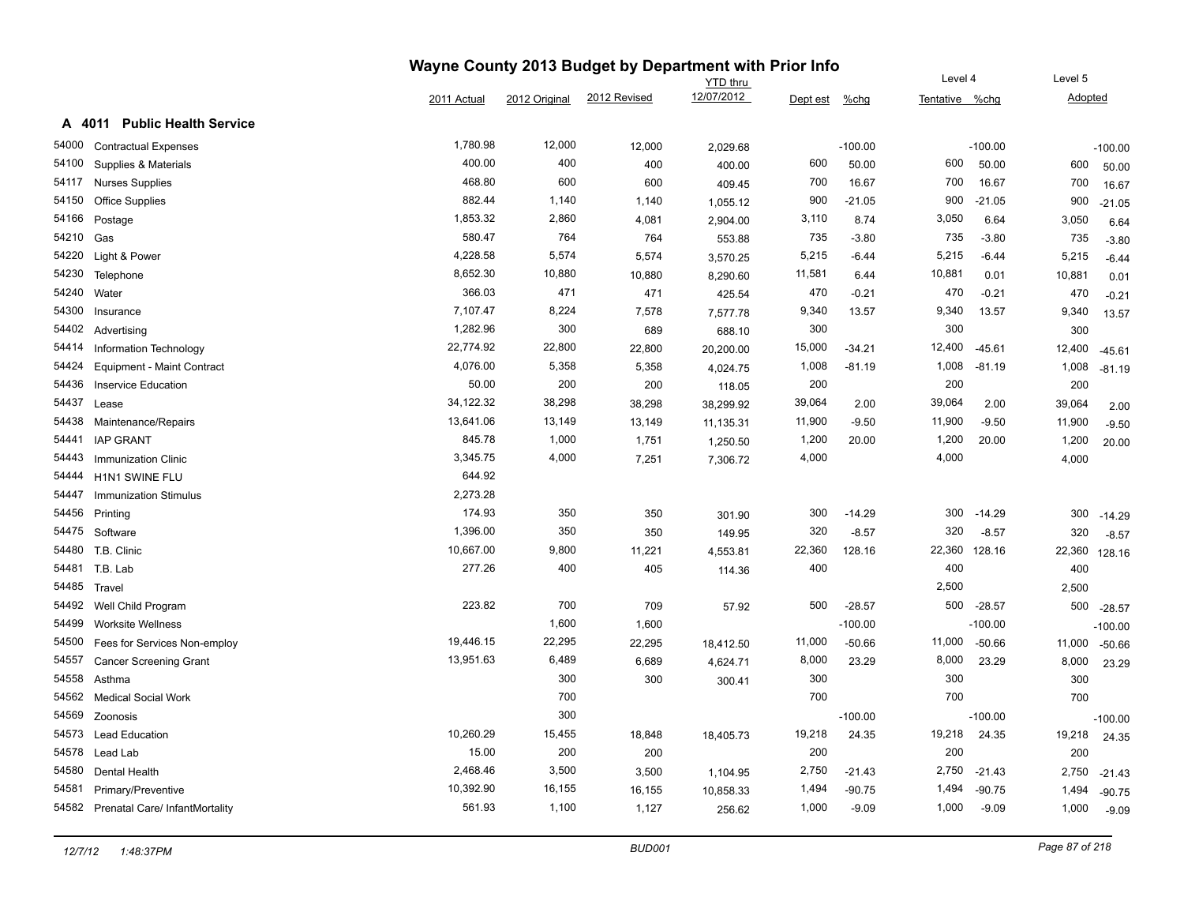# Wayne County 2013 Budget by Department with Prior Info

## A 4011 Public Health Service

| | | 2011 Actual | 2012 Original | 2012 Revised | YTD thru 12/07/2012 | Dept est | %chg | Level 4 Tentative | %chg | Level 5 Adopted | |
|---|---|---|---|---|---|---|---|---|---|---|---|
| 54000 | Contractual Expenses | 1,780.98 | 12,000 | 12,000 | 2,029.68 | | -100.00 | | -100.00 | | -100.00 |
| 54100 | Supplies & Materials | 400.00 | 400 | 400 | 400.00 | 600 | 50.00 | 600 | 50.00 | 600 | 50.00 |
| 54117 | Nurses Supplies | 468.80 | 600 | 600 | 409.45 | 700 | 16.67 | 700 | 16.67 | 700 | 16.67 |
| 54150 | Office Supplies | 882.44 | 1,140 | 1,140 | 1,055.12 | 900 | -21.05 | 900 | -21.05 | 900 | -21.05 |
| 54166 | Postage | 1,853.32 | 2,860 | 4,081 | 2,904.00 | 3,110 | 8.74 | 3,050 | 6.64 | 3,050 | 6.64 |
| 54210 | Gas | 580.47 | 764 | 764 | 553.88 | 735 | -3.80 | 735 | -3.80 | 735 | -3.80 |
| 54220 | Light & Power | 4,228.58 | 5,574 | 5,574 | 3,570.25 | 5,215 | -6.44 | 5,215 | -6.44 | 5,215 | -6.44 |
| 54230 | Telephone | 8,652.30 | 10,880 | 10,880 | 8,290.60 | 11,581 | 6.44 | 10,881 | 0.01 | 10,881 | 0.01 |
| 54240 | Water | 366.03 | 471 | 471 | 425.54 | 470 | -0.21 | 470 | -0.21 | 470 | -0.21 |
| 54300 | Insurance | 7,107.47 | 8,224 | 7,578 | 7,577.78 | 9,340 | 13.57 | 9,340 | 13.57 | 9,340 | 13.57 |
| 54402 | Advertising | 1,282.96 | 300 | 689 | 688.10 | 300 | | 300 | | 300 | |
| 54414 | Information Technology | 22,774.92 | 22,800 | 22,800 | 20,200.00 | 15,000 | -34.21 | 12,400 | -45.61 | 12,400 | -45.61 |
| 54424 | Equipment - Maint Contract | 4,076.00 | 5,358 | 5,358 | 4,024.75 | 1,008 | -81.19 | 1,008 | -81.19 | 1,008 | -81.19 |
| 54436 | Inservice Education | 50.00 | 200 | 200 | 118.05 | 200 | | 200 | | 200 | |
| 54437 | Lease | 34,122.32 | 38,298 | 38,298 | 38,299.92 | 39,064 | 2.00 | 39,064 | 2.00 | 39,064 | 2.00 |
| 54438 | Maintenance/Repairs | 13,641.06 | 13,149 | 13,149 | 11,135.31 | 11,900 | -9.50 | 11,900 | -9.50 | 11,900 | -9.50 |
| 54441 | IAP GRANT | 845.78 | 1,000 | 1,751 | 1,250.50 | 1,200 | 20.00 | 1,200 | 20.00 | 1,200 | 20.00 |
| 54443 | Immunization Clinic | 3,345.75 | 4,000 | 7,251 | 7,306.72 | 4,000 | | 4,000 | | 4,000 | |
| 54444 | H1N1 SWINE FLU | 644.92 | | | | | | | | | |
| 54447 | Immunization Stimulus | 2,273.28 | | | | | | | | | |
| 54456 | Printing | 174.93 | 350 | 350 | 301.90 | 300 | -14.29 | 300 | -14.29 | 300 | -14.29 |
| 54475 | Software | 1,396.00 | 350 | 350 | 149.95 | 320 | -8.57 | 320 | -8.57 | 320 | -8.57 |
| 54480 | T.B. Clinic | 10,667.00 | 9,800 | 11,221 | 4,553.81 | 22,360 | 128.16 | 22,360 | 128.16 | 22,360 | 128.16 |
| 54481 | T.B. Lab | 277.26 | 400 | 405 | 114.36 | 400 | | 400 | | 400 | |
| 54485 | Travel | | | | | | | 2,500 | | 2,500 | |
| 54492 | Well Child Program | 223.82 | 700 | 709 | 57.92 | 500 | -28.57 | 500 | -28.57 | 500 | -28.57 |
| 54499 | Worksite Wellness | | 1,600 | 1,600 | | | -100.00 | | -100.00 | | -100.00 |
| 54500 | Fees for Services Non-employ | 19,446.15 | 22,295 | 22,295 | 18,412.50 | 11,000 | -50.66 | 11,000 | -50.66 | 11,000 | -50.66 |
| 54557 | Cancer Screening Grant | 13,951.63 | 6,489 | 6,689 | 4,624.71 | 8,000 | 23.29 | 8,000 | 23.29 | 8,000 | 23.29 |
| 54558 | Asthma | | 300 | 300 | 300.41 | 300 | | 300 | | 300 | |
| 54562 | Medical Social Work | | 700 | | | 700 | | 700 | | 700 | |
| 54569 | Zoonosis | | 300 | | | | -100.00 | | -100.00 | | -100.00 |
| 54573 | Lead Education | 10,260.29 | 15,455 | 18,848 | 18,405.73 | 19,218 | 24.35 | 19,218 | 24.35 | 19,218 | 24.35 |
| 54578 | Lead Lab | 15.00 | 200 | 200 | | 200 | | 200 | | 200 | |
| 54580 | Dental Health | 2,468.46 | 3,500 | 3,500 | 1,104.95 | 2,750 | -21.43 | 2,750 | -21.43 | 2,750 | -21.43 |
| 54581 | Primary/Preventive | 10,392.90 | 16,155 | 16,155 | 10,858.33 | 1,494 | -90.75 | 1,494 | -90.75 | 1,494 | -90.75 |
| 54582 | Prenatal Care/ InfantMortality | 561.93 | 1,100 | 1,127 | 256.62 | 1,000 | -9.09 | 1,000 | -9.09 | 1,000 | -9.09 |

12/7/12 1:48:37PM BUD001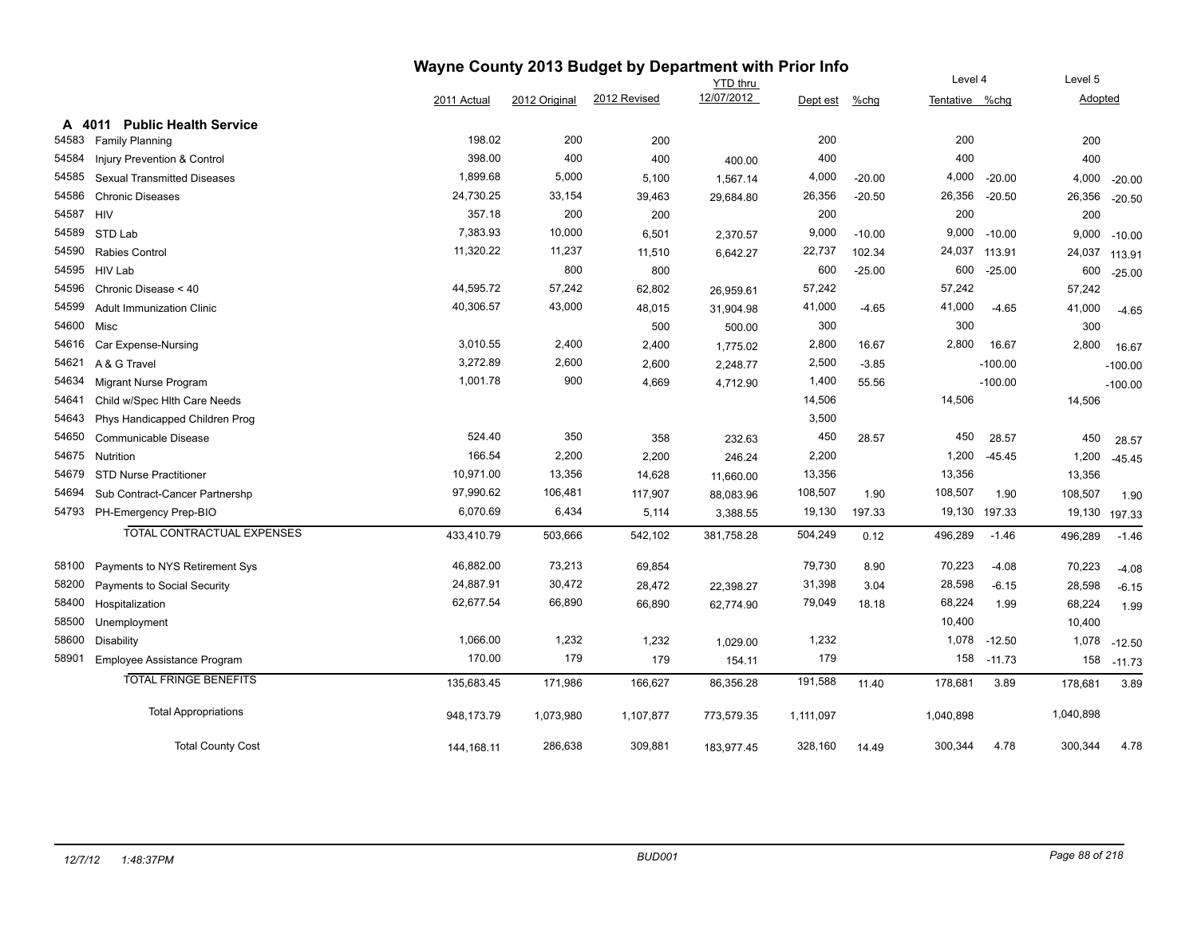# Wayne County 2013 Budget by Department with Prior Info

| | | 2011 Actual | 2012 Original | 2012 Revised | YTD thru 12/07/2012 | Dept est | %chg | Level 4 Tentative | %chg | Level 5 Adopted | |
|---|---|---|---|---|---|---|---|---|---|---|---|
| **A 4011** | **Public Health Service** | | | | | | | | | | |
| 54583 | Family Planning | 198.02 | 200 | 200 | | 200 | | 200 | | 200 | |
| 54584 | Injury Prevention & Control | 398.00 | 400 | 400 | 400.00 | 400 | | 400 | | 400 | |
| 54585 | Sexual Transmitted Diseases | 1,899.68 | 5,000 | 5,100 | 1,567.14 | 4,000 | -20.00 | 4,000 | -20.00 | 4,000 | -20.00 |
| 54586 | Chronic Diseases | 24,730.25 | 33,154 | 39,463 | 29,684.80 | 26,356 | -20.50 | 26,356 | -20.50 | 26,356 | -20.50 |
| 54587 | HIV | 357.18 | 200 | 200 | | 200 | | 200 | | 200 | |
| 54589 | STD Lab | 7,383.93 | 10,000 | 6,501 | 2,370.57 | 9,000 | -10.00 | 9,000 | -10.00 | 9,000 | -10.00 |
| 54590 | Rabies Control | 11,320.22 | 11,237 | 11,510 | 6,642.27 | 22,737 | 102.34 | 24,037 | 113.91 | 24,037 | 113.91 |
| 54595 | HIV Lab | | 800 | 800 | | 600 | -25.00 | 600 | -25.00 | 600 | -25.00 |
| 54596 | Chronic Disease < 40 | 44,595.72 | 57,242 | 62,802 | 26,959.61 | 57,242 | | 57,242 | | 57,242 | |
| 54599 | Adult Immunization Clinic | 40,306.57 | 43,000 | 48,015 | 31,904.98 | 41,000 | -4.65 | 41,000 | -4.65 | 41,000 | -4.65 |
| 54600 | Misc | | | 500 | 500.00 | 300 | | 300 | | 300 | |
| 54616 | Car Expense-Nursing | 3,010.55 | 2,400 | 2,400 | 1,775.02 | 2,800 | 16.67 | 2,800 | 16.67 | 2,800 | 16.67 |
| 54621 | A & G Travel | 3,272.89 | 2,600 | 2,600 | 2,248.77 | 2,500 | -3.85 | | -100.00 | | -100.00 |
| 54634 | Migrant Nurse Program | 1,001.78 | 900 | 4,669 | 4,712.90 | 1,400 | 55.56 | | -100.00 | | -100.00 |
| 54641 | Child w/Spec Hlth Care Needs | | | | | 14,506 | | 14,506 | | 14,506 | |
| 54643 | Phys Handicapped Children Prog | | | | | 3,500 | | | | | |
| 54650 | Communicable Disease | 524.40 | 350 | 358 | 232.63 | 450 | 28.57 | 450 | 28.57 | 450 | 28.57 |
| 54675 | Nutrition | 166.54 | 2,200 | 2,200 | 246.24 | 2,200 | | 1,200 | -45.45 | 1,200 | -45.45 |
| 54679 | STD Nurse Practitioner | 10,971.00 | 13,356 | 14,628 | 11,660.00 | 13,356 | | 13,356 | | 13,356 | |
| 54694 | Sub Contract-Cancer Partnershp | 97,990.62 | 106,481 | 117,907 | 88,083.96 | 108,507 | 1.90 | 108,507 | 1.90 | 108,507 | 1.90 |
| 54793 | PH-Emergency Prep-BIO | 6,070.69 | 6,434 | 5,114 | 3,388.55 | 19,130 | 197.33 | 19,130 | 197.33 | 19,130 | 197.33 |
| | TOTAL CONTRACTUAL EXPENSES | 433,410.79 | 503,666 | 542,102 | 381,758.28 | 504,249 | 0.12 | 496,289 | -1.46 | 496,289 | -1.46 |
| 58100 | Payments to NYS Retirement Sys | 46,882.00 | 73,213 | 69,854 | | 79,730 | 8.90 | 70,223 | -4.08 | 70,223 | -4.08 |
| 58200 | Payments to Social Security | 24,887.91 | 30,472 | 28,472 | 22,398.27 | 31,398 | 3.04 | 28,598 | -6.15 | 28,598 | -6.15 |
| 58400 | Hospitalization | 62,677.54 | 66,890 | 66,890 | 62,774.90 | 79,049 | 18.18 | 68,224 | 1.99 | 68,224 | 1.99 |
| 58500 | Unemployment | | | | | | | 10,400 | | 10,400 | |
| 58600 | Disability | 1,066.00 | 1,232 | 1,232 | 1,029.00 | 1,232 | | 1,078 | -12.50 | 1,078 | -12.50 |
| 58901 | Employee Assistance Program | 170.00 | 179 | 179 | 154.11 | 179 | | 158 | -11.73 | 158 | -11.73 |
| | TOTAL FRINGE BENEFITS | 135,683.45 | 171,986 | 166,627 | 86,356.28 | 191,588 | 11.40 | 178,681 | 3.89 | 178,681 | 3.89 |
| | Total Appropriations | 948,173.79 | 1,073,980 | 1,107,877 | 773,579.35 | 1,111,097 | | 1,040,898 | | 1,040,898 | |
| | Total County Cost | 144,168.11 | 286,638 | 309,881 | 183,977.45 | 328,160 | 14.49 | 300,344 | 4.78 | 300,344 | 4.78 |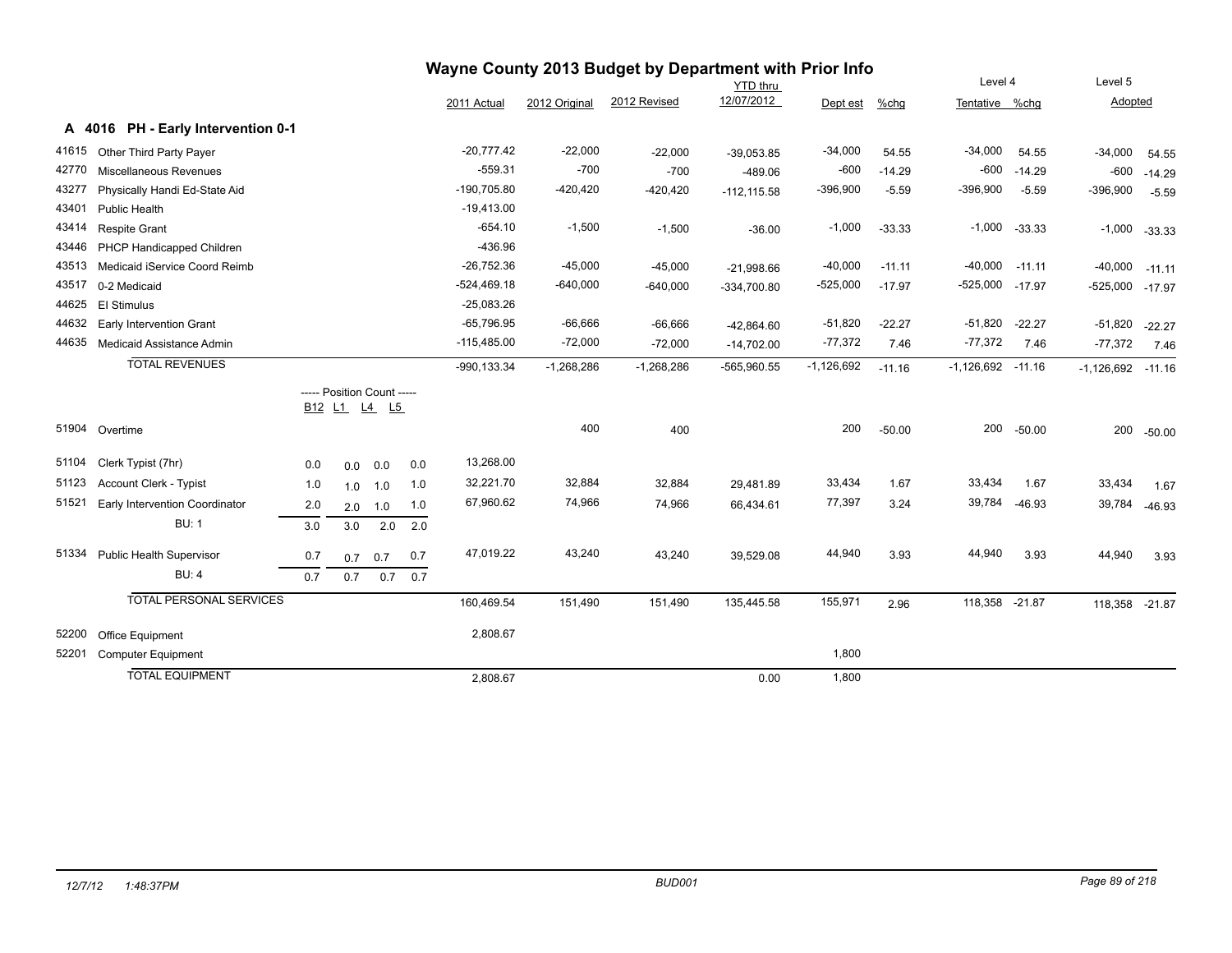# Wayne County 2013 Budget by Department with Prior Info

## A 4016 PH - Early Intervention 0-1

| Code | Description | 2011 Actual | 2012 Original | 2012 Revised | YTD thru 12/07/2012 | Dept est | %chg | Level 4 Tentative | %chg | Level 5 Adopted | %chg |
|---|---|---|---|---|---|---|---|---|---|---|---|
| 41615 | Other Third Party Payer | -20,777.42 | -22,000 | -22,000 | -39,053.85 | -34,000 | 54.55 | -34,000 | 54.55 | -34,000 | 54.55 |
| 42770 | Miscellaneous Revenues | -559.31 | -700 | -700 | -489.06 | -600 | -14.29 | -600 | -14.29 | -600 | -14.29 |
| 43277 | Physically Handi Ed-State Aid | -190,705.80 | -420,420 | -420,420 | -112,115.58 | -396,900 | -5.59 | -396,900 | -5.59 | -396,900 | -5.59 |
| 43401 | Public Health | -19,413.00 | | | | | | | | | |
| 43414 | Respite Grant | -654.10 | -1,500 | -1,500 | -36.00 | -1,000 | -33.33 | -1,000 | -33.33 | -1,000 | -33.33 |
| 43446 | PHCP Handicapped Children | -436.96 | | | | | | | | | |
| 43513 | Medicaid iService Coord Reimb | -26,752.36 | -45,000 | -45,000 | -21,998.66 | -40,000 | -11.11 | -40,000 | -11.11 | -40,000 | -11.11 |
| 43517 | 0-2 Medicaid | -524,469.18 | -640,000 | -640,000 | -334,700.80 | -525,000 | -17.97 | -525,000 | -17.97 | -525,000 | -17.97 |
| 44625 | EI Stimulus | -25,083.26 | | | | | | | | | |
| 44632 | Early Intervention Grant | -65,796.95 | -66,666 | -66,666 | -42,864.60 | -51,820 | -22.27 | -51,820 | -22.27 | -51,820 | -22.27 |
| 44635 | Medicaid Assistance Admin | -115,485.00 | -72,000 | -72,000 | -14,702.00 | -77,372 | 7.46 | -77,372 | 7.46 | -77,372 | 7.46 |
| | **TOTAL REVENUES** | -990,133.34 | -1,268,286 | -1,268,286 | -565,960.55 | -1,126,692 | -11.16 | -1,126,692 | -11.16 | -1,126,692 | -11.16 |

| Code | Description | B12 | L1 | L4 | L5 | 2011 Actual | 2012 Original | 2012 Revised | YTD thru 12/07/2012 | Dept est | %chg | Level 4 Tentative | %chg | Level 5 Adopted | %chg |
|---|---|---|---|---|---|---|---|---|---|---|---|---|---|---|---|
| 51904 | Overtime | | | | | | 400 | 400 | | 200 | -50.00 | 200 | -50.00 | 200 | -50.00 |
| 51104 | Clerk Typist (7hr) | 0.0 | 0.0 | 0.0 | 0.0 | 13,268.00 | | | | | | | | | |
| 51123 | Account Clerk - Typist | 1.0 | 1.0 | 1.0 | 1.0 | 32,221.70 | 32,884 | 32,884 | 29,481.89 | 33,434 | 1.67 | 33,434 | 1.67 | 33,434 | 1.67 |
| 51521 | Early Intervention Coordinator | 2.0 | 2.0 | 1.0 | 1.0 | 67,960.62 | 74,966 | 74,966 | 66,434.61 | 77,397 | 3.24 | 39,784 | -46.93 | 39,784 | -46.93 |
| | BU: 1 | 3.0 | 3.0 | 2.0 | 2.0 | | | | | | | | | | |
| 51334 | Public Health Supervisor | 0.7 | 0.7 | 0.7 | 0.7 | 47,019.22 | 43,240 | 43,240 | 39,529.08 | 44,940 | 3.93 | 44,940 | 3.93 | 44,940 | 3.93 |
| | BU: 4 | 0.7 | 0.7 | 0.7 | 0.7 | | | | | | | | | | |
| | **TOTAL PERSONAL SERVICES** | | | | | 160,469.54 | 151,490 | 151,490 | 135,445.58 | 155,971 | 2.96 | 118,358 | -21.87 | 118,358 | -21.87 |

| Code | Description | 2011 Actual | 2012 Original | 2012 Revised | YTD thru 12/07/2012 | Dept est | %chg | Level 4 Tentative | %chg | Level 5 Adopted | %chg |
|---|---|---|---|---|---|---|---|---|---|---|---|
| 52200 | Office Equipment | 2,808.67 | | | | | | | | | |
| 52201 | Computer Equipment | | | | | 1,800 | | | | | |
| | **TOTAL EQUIPMENT** | 2,808.67 | | | 0.00 | 1,800 | | | | | |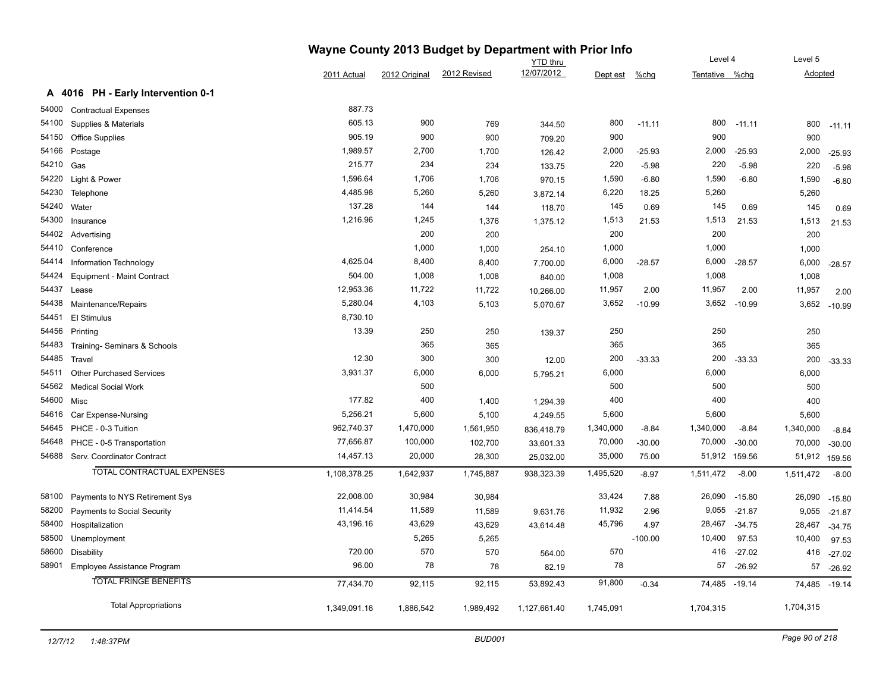# Wayne County 2013 Budget by Department with Prior Info

## A 4016 PH - Early Intervention 0-1

| | | 2011 Actual | 2012 Original | 2012 Revised | YTD thru 12/07/2012 | Dept est | %chg | Level 4 Tentative | %chg | Level 5 Adopted | |
|---|---|---|---|---|---|---|---|---|---|---|---|
| 54000 | Contractual Expenses | 887.73 | | | | | | | | | |
| 54100 | Supplies & Materials | 605.13 | 900 | 769 | 344.50 | 800 | -11.11 | 800 | -11.11 | 800 | -11.11 |
| 54150 | Office Supplies | 905.19 | 900 | 900 | 709.20 | 900 | | 900 | | 900 | |
| 54166 | Postage | 1,989.57 | 2,700 | 1,700 | 126.42 | 2,000 | -25.93 | 2,000 | -25.93 | 2,000 | -25.93 |
| 54210 | Gas | 215.77 | 234 | 234 | 133.75 | 220 | -5.98 | 220 | -5.98 | 220 | -5.98 |
| 54220 | Light & Power | 1,596.64 | 1,706 | 1,706 | 970.15 | 1,590 | -6.80 | 1,590 | -6.80 | 1,590 | -6.80 |
| 54230 | Telephone | 4,485.98 | 5,260 | 5,260 | 3,872.14 | 6,220 | 18.25 | 5,260 | | 5,260 | |
| 54240 | Water | 137.28 | 144 | 144 | 118.70 | 145 | 0.69 | 145 | 0.69 | 145 | 0.69 |
| 54300 | Insurance | 1,216.96 | 1,245 | 1,376 | 1,375.12 | 1,513 | 21.53 | 1,513 | 21.53 | 1,513 | 21.53 |
| 54402 | Advertising | | 200 | 200 | | 200 | | 200 | | 200 | |
| 54410 | Conference | | 1,000 | 1,000 | 254.10 | 1,000 | | 1,000 | | 1,000 | |
| 54414 | Information Technology | 4,625.04 | 8,400 | 8,400 | 7,700.00 | 6,000 | -28.57 | 6,000 | -28.57 | 6,000 | -28.57 |
| 54424 | Equipment - Maint Contract | 504.00 | 1,008 | 1,008 | 840.00 | 1,008 | | 1,008 | | 1,008 | |
| 54437 | Lease | 12,953.36 | 11,722 | 11,722 | 10,266.00 | 11,957 | 2.00 | 11,957 | 2.00 | 11,957 | 2.00 |
| 54438 | Maintenance/Repairs | 5,280.04 | 4,103 | 5,103 | 5,070.67 | 3,652 | -10.99 | 3,652 | -10.99 | 3,652 | -10.99 |
| 54451 | EI Stimulus | 8,730.10 | | | | | | | | | |
| 54456 | Printing | 13.39 | 250 | 250 | 139.37 | 250 | | 250 | | 250 | |
| 54483 | Training- Seminars & Schools | | 365 | 365 | | 365 | | 365 | | 365 | |
| 54485 | Travel | 12.30 | 300 | 300 | 12.00 | 200 | -33.33 | 200 | -33.33 | 200 | -33.33 |
| 54511 | Other Purchased Services | 3,931.37 | 6,000 | 6,000 | 5,795.21 | 6,000 | | 6,000 | | 6,000 | |
| 54562 | Medical Social Work | | 500 | | | 500 | | 500 | | 500 | |
| 54600 | Misc | 177.82 | 400 | 1,400 | 1,294.39 | 400 | | 400 | | 400 | |
| 54616 | Car Expense-Nursing | 5,256.21 | 5,600 | 5,100 | 4,249.55 | 5,600 | | 5,600 | | 5,600 | |
| 54645 | PHCE - 0-3 Tuition | 962,740.37 | 1,470,000 | 1,561,950 | 836,418.79 | 1,340,000 | -8.84 | 1,340,000 | -8.84 | 1,340,000 | -8.84 |
| 54648 | PHCE - 0-5 Transportation | 77,656.87 | 100,000 | 102,700 | 33,601.33 | 70,000 | -30.00 | 70,000 | -30.00 | 70,000 | -30.00 |
| 54688 | Serv. Coordinator Contract | 14,457.13 | 20,000 | 28,300 | 25,032.00 | 35,000 | 75.00 | 51,912 | 159.56 | 51,912 | 159.56 |
| | TOTAL CONTRACTUAL EXPENSES | 1,108,378.25 | 1,642,937 | 1,745,887 | 938,323.39 | 1,495,520 | -8.97 | 1,511,472 | -8.00 | 1,511,472 | -8.00 |
| 58100 | Payments to NYS Retirement Sys | 22,008.00 | 30,984 | 30,984 | | 33,424 | 7.88 | 26,090 | -15.80 | 26,090 | -15.80 |
| 58200 | Payments to Social Security | 11,414.54 | 11,589 | 11,589 | 9,631.76 | 11,932 | 2.96 | 9,055 | -21.87 | 9,055 | -21.87 |
| 58400 | Hospitalization | 43,196.16 | 43,629 | 43,629 | 43,614.48 | 45,796 | 4.97 | 28,467 | -34.75 | 28,467 | -34.75 |
| 58500 | Unemployment | | 5,265 | 5,265 | | | -100.00 | 10,400 | 97.53 | 10,400 | 97.53 |
| 58600 | Disability | 720.00 | 570 | 570 | 564.00 | 570 | | 416 | -27.02 | 416 | -27.02 |
| 58901 | Employee Assistance Program | 96.00 | 78 | 78 | 82.19 | 78 | | 57 | -26.92 | 57 | -26.92 |
| | TOTAL FRINGE BENEFITS | 77,434.70 | 92,115 | 92,115 | 53,892.43 | 91,800 | -0.34 | 74,485 | -19.14 | 74,485 | -19.14 |
| | Total Appropriations | 1,349,091.16 | 1,886,542 | 1,989,492 | 1,127,661.40 | 1,745,091 | | 1,704,315 | | 1,704,315 | |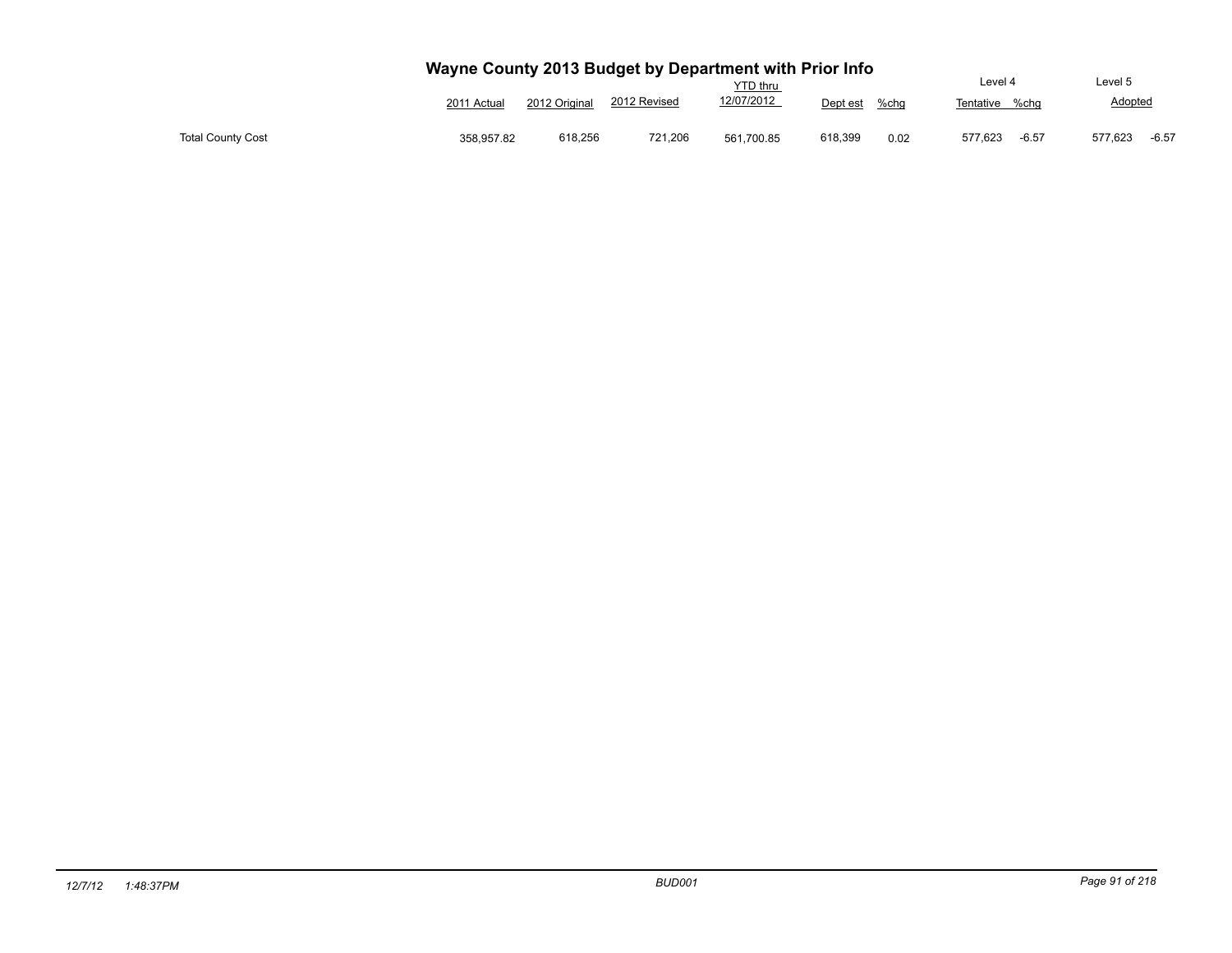# Wayne County 2013 Budget by Department with Prior Info

| | 2011 Actual | 2012 Original | 2012 Revised | YTD thru 12/07/2012 | Dept est | %chg | Level 4 Tentative | %chg | Level 5 Adopted | |
|---|---|---|---|---|---|---|---|---|---|---|
| Total County Cost | 358,957.82 | 618,256 | 721,206 | 561,700.85 | 618,399 | 0.02 | 577,623 | -6.57 | 577,623 | -6.57 |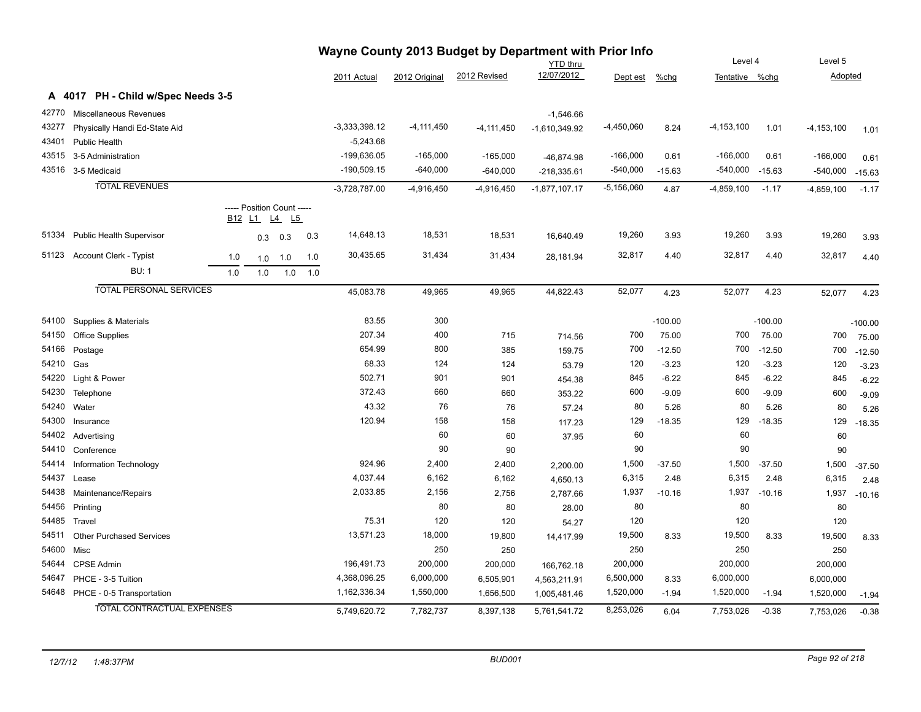# Wayne County 2013 Budget by Department with Prior Info

## A 4017 PH - Child w/Spec Needs 3-5

| Code | Description | B12 | L1 | L4 | L5 | 2011 Actual | 2012 Original | 2012 Revised | YTD thru 12/07/2012 | Dept est | %chg | Level 4 Tentative | %chg | Level 5 Adopted | %chg |
|---|---|---|---|---|---|---|---|---|---|---|---|---|---|---|---|
| 42770 | Miscellaneous Revenues | | | | | | | | -1,546.66 | | | | | | |
| 43277 | Physically Handi Ed-State Aid | | | | | -3,333,398.12 | -4,111,450 | -4,111,450 | -1,610,349.92 | -4,450,060 | 8.24 | -4,153,100 | 1.01 | -4,153,100 | 1.01 |
| 43401 | Public Health | | | | | -5,243.68 | | | | | | | | | |
| 43515 | 3-5 Administration | | | | | -199,636.05 | -165,000 | -165,000 | -46,874.98 | -166,000 | 0.61 | -166,000 | 0.61 | -166,000 | 0.61 |
| 43516 | 3-5 Medicaid | | | | | -190,509.15 | -640,000 | -640,000 | -218,335.61 | -540,000 | -15.63 | -540,000 | -15.63 | -540,000 | -15.63 |
| | TOTAL REVENUES | | | | | -3,728,787.00 | -4,916,450 | -4,916,450 | -1,877,107.17 | -5,156,060 | 4.87 | -4,859,100 | -1.17 | -4,859,100 | -1.17 |
| | ----- Position Count ----- | B12 | L1 | L4 | L5 | | | | | | | | | | |
| 51334 | Public Health Supervisor | | 0.3 | 0.3 | 0.3 | 14,648.13 | 18,531 | 18,531 | 16,640.49 | 19,260 | 3.93 | 19,260 | 3.93 | 19,260 | 3.93 |
| 51123 | Account Clerk - Typist | 1.0 | 1.0 | 1.0 | 1.0 | 30,435.65 | 31,434 | 31,434 | 28,181.94 | 32,817 | 4.40 | 32,817 | 4.40 | 32,817 | 4.40 |
| | BU: 1 | 1.0 | 1.0 | 1.0 | 1.0 | | | | | | | | | | |
| | TOTAL PERSONAL SERVICES | | | | | 45,083.78 | 49,965 | 49,965 | 44,822.43 | 52,077 | 4.23 | 52,077 | 4.23 | 52,077 | 4.23 |
| 54100 | Supplies & Materials | | | | | 83.55 | 300 | | | | -100.00 | | -100.00 | | -100.00 |
| 54150 | Office Supplies | | | | | 207.34 | 400 | 715 | 714.56 | 700 | 75.00 | 700 | 75.00 | 700 | 75.00 |
| 54166 | Postage | | | | | 654.99 | 800 | 385 | 159.75 | 700 | -12.50 | 700 | -12.50 | 700 | -12.50 |
| 54210 | Gas | | | | | 68.33 | 124 | 124 | 53.79 | 120 | -3.23 | 120 | -3.23 | 120 | -3.23 |
| 54220 | Light & Power | | | | | 502.71 | 901 | 901 | 454.38 | 845 | -6.22 | 845 | -6.22 | 845 | -6.22 |
| 54230 | Telephone | | | | | 372.43 | 660 | 660 | 353.22 | 600 | -9.09 | 600 | -9.09 | 600 | -9.09 |
| 54240 | Water | | | | | 43.32 | 76 | 76 | 57.24 | 80 | 5.26 | 80 | 5.26 | 80 | 5.26 |
| 54300 | Insurance | | | | | 120.94 | 158 | 158 | 117.23 | 129 | -18.35 | 129 | -18.35 | 129 | -18.35 |
| 54402 | Advertising | | | | | | 60 | 60 | 37.95 | 60 | | 60 | | 60 | |
| 54410 | Conference | | | | | | 90 | 90 | | 90 | | 90 | | 90 | |
| 54414 | Information Technology | | | | | 924.96 | 2,400 | 2,400 | 2,200.00 | 1,500 | -37.50 | 1,500 | -37.50 | 1,500 | -37.50 |
| 54437 | Lease | | | | | 4,037.44 | 6,162 | 6,162 | 4,650.13 | 6,315 | 2.48 | 6,315 | 2.48 | 6,315 | 2.48 |
| 54438 | Maintenance/Repairs | | | | | 2,033.85 | 2,156 | 2,756 | 2,787.66 | 1,937 | -10.16 | 1,937 | -10.16 | 1,937 | -10.16 |
| 54456 | Printing | | | | | | 80 | 80 | 28.00 | 80 | | 80 | | 80 | |
| 54485 | Travel | | | | | 75.31 | 120 | 120 | 54.27 | 120 | | 120 | | 120 | |
| 54511 | Other Purchased Services | | | | | 13,571.23 | 18,000 | 19,800 | 14,417.99 | 19,500 | 8.33 | 19,500 | 8.33 | 19,500 | 8.33 |
| 54600 | Misc | | | | | | 250 | 250 | | 250 | | 250 | | 250 | |
| 54644 | CPSE Admin | | | | | 196,491.73 | 200,000 | 200,000 | 166,762.18 | 200,000 | | 200,000 | | 200,000 | |
| 54647 | PHCE - 3-5 Tuition | | | | | 4,368,096.25 | 6,000,000 | 6,505,901 | 4,563,211.91 | 6,500,000 | 8.33 | 6,000,000 | | 6,000,000 | |
| 54648 | PHCE - 0-5 Transportation | | | | | 1,162,336.34 | 1,550,000 | 1,656,500 | 1,005,481.46 | 1,520,000 | -1.94 | 1,520,000 | -1.94 | 1,520,000 | -1.94 |
| | TOTAL CONTRACTUAL EXPENSES | | | | | 5,749,620.72 | 7,782,737 | 8,397,138 | 5,761,541.72 | 8,253,026 | 6.04 | 7,753,026 | -0.38 | 7,753,026 | -0.38 |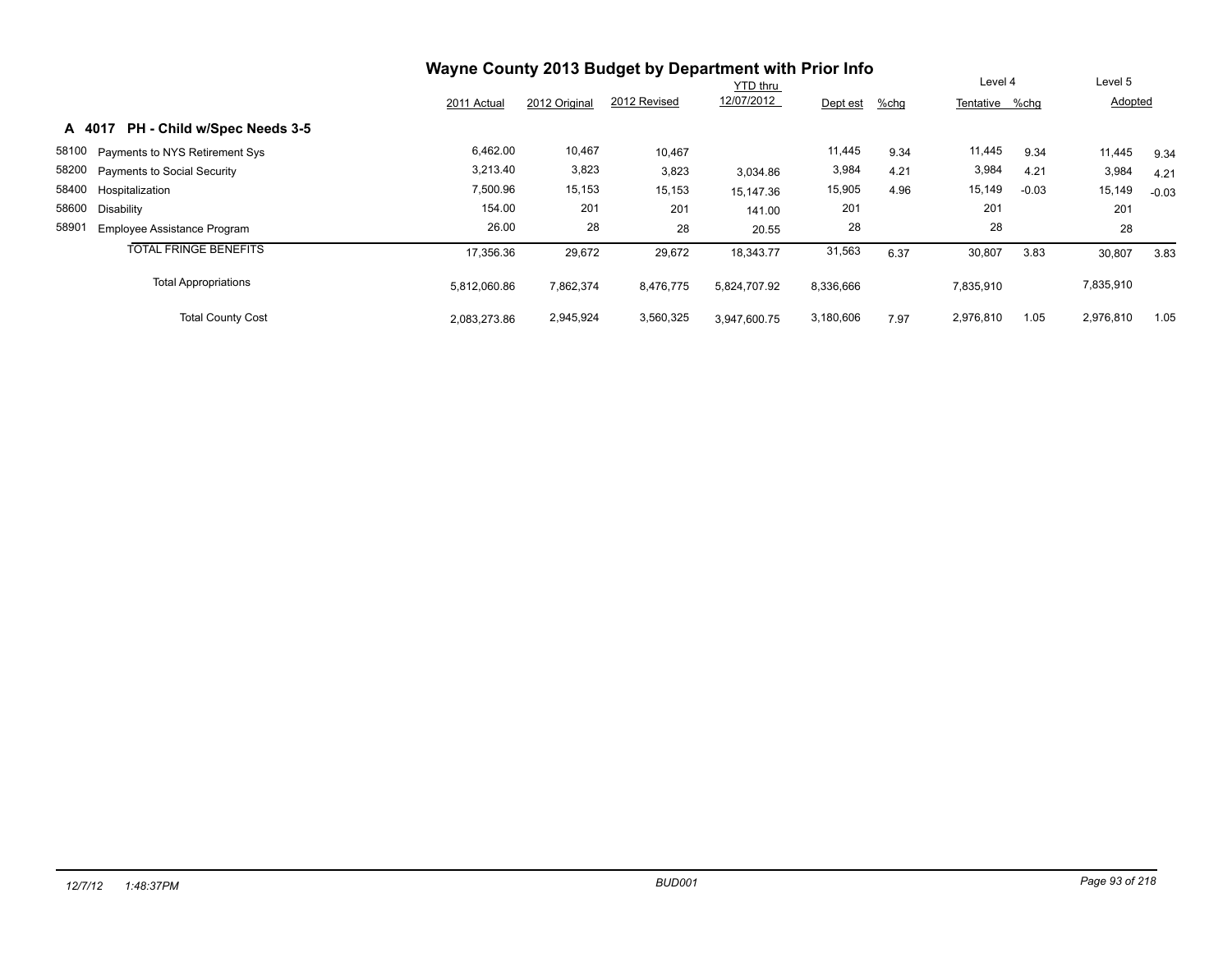# Wayne County 2013 Budget by Department with Prior Info

## A 4017 PH - Child w/Spec Needs 3-5

| | | 2011 Actual | 2012 Original | 2012 Revised | YTD thru 12/07/2012 | Dept est | %chg | Level 4 Tentative | %chg | Level 5 Adopted | |
|---|---|---|---|---|---|---|---|---|---|---|---|
| 58100 | Payments to NYS Retirement Sys | 6,462.00 | 10,467 | 10,467 | | 11,445 | 9.34 | 11,445 | 9.34 | 11,445 | 9.34 |
| 58200 | Payments to Social Security | 3,213.40 | 3,823 | 3,823 | 3,034.86 | 3,984 | 4.21 | 3,984 | 4.21 | 3,984 | 4.21 |
| 58400 | Hospitalization | 7,500.96 | 15,153 | 15,153 | 15,147.36 | 15,905 | 4.96 | 15,149 | -0.03 | 15,149 | -0.03 |
| 58600 | Disability | 154.00 | 201 | 201 | 141.00 | 201 | | 201 | | 201 | |
| 58901 | Employee Assistance Program | 26.00 | 28 | 28 | 20.55 | 28 | | 28 | | 28 | |
| | TOTAL FRINGE BENEFITS | 17,356.36 | 29,672 | 29,672 | 18,343.77 | 31,563 | 6.37 | 30,807 | 3.83 | 30,807 | 3.83 |
| | Total Appropriations | 5,812,060.86 | 7,862,374 | 8,476,775 | 5,824,707.92 | 8,336,666 | | 7,835,910 | | 7,835,910 | |
| | Total County Cost | 2,083,273.86 | 2,945,924 | 3,560,325 | 3,947,600.75 | 3,180,606 | 7.97 | 2,976,810 | 1.05 | 2,976,810 | 1.05 |

12/7/12 1:48:37PM BUD001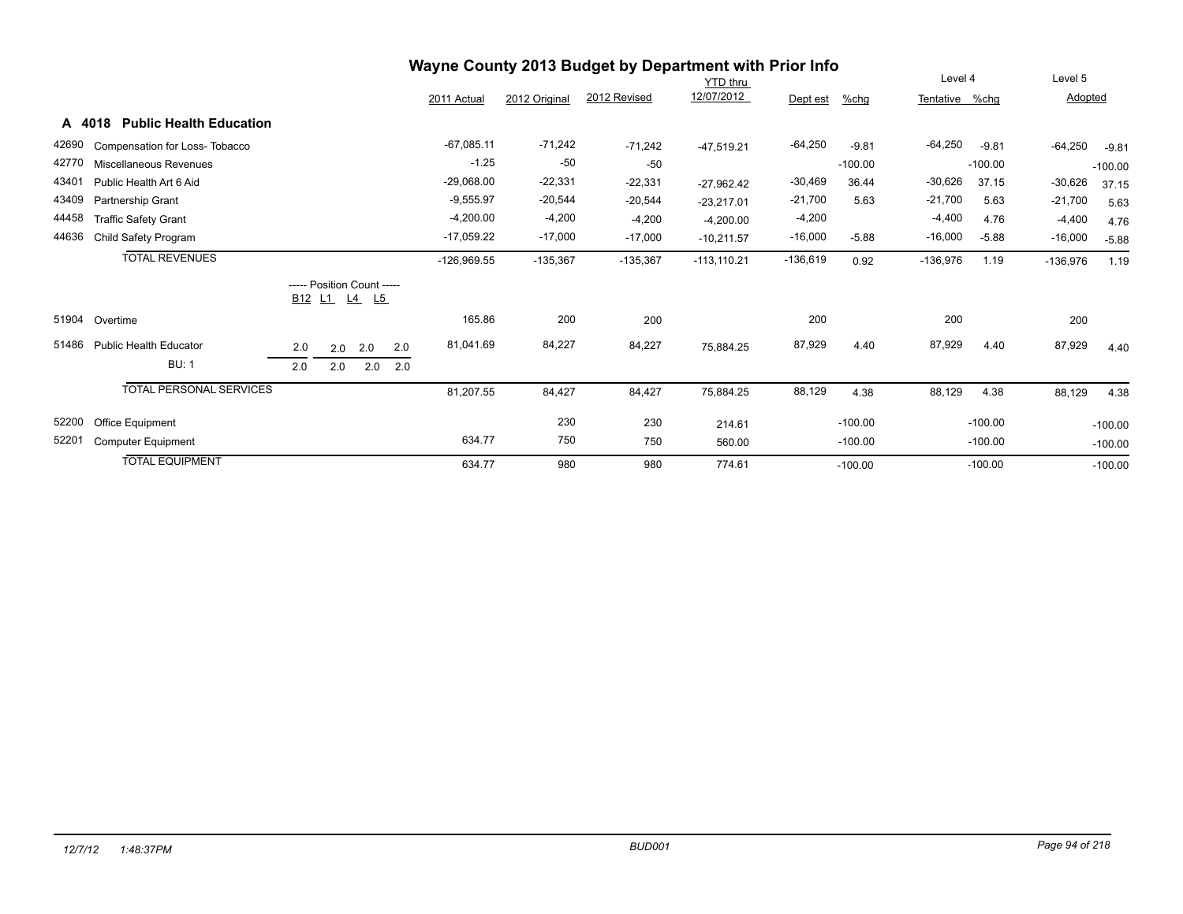# Wayne County 2013 Budget by Department with Prior Info

## A 4018 Public Health Education

| Code | Description | Position Count B12 | L1 | L4 | L5 | 2011 Actual | 2012 Original | 2012 Revised | YTD thru 12/07/2012 | Dept est | %chg | Level 4 Tentative | %chg | Level 5 Adopted | %chg |
|---|---|---|---|---|---|---|---|---|---|---|---|---|---|---|---|
| 42690 | Compensation for Loss- Tobacco | | | | | -67,085.11 | -71,242 | -71,242 | -47,519.21 | -64,250 | -9.81 | -64,250 | -9.81 | -64,250 | -9.81 |
| 42770 | Miscellaneous Revenues | | | | | -1.25 | -50 | -50 | | | -100.00 | | -100.00 | | -100.00 |
| 43401 | Public Health Art 6 Aid | | | | | -29,068.00 | -22,331 | -22,331 | -27,962.42 | -30,469 | 36.44 | -30,626 | 37.15 | -30,626 | 37.15 |
| 43409 | Partnership Grant | | | | | -9,555.97 | -20,544 | -20,544 | -23,217.01 | -21,700 | 5.63 | -21,700 | 5.63 | -21,700 | 5.63 |
| 44458 | Traffic Safety Grant | | | | | -4,200.00 | -4,200 | -4,200 | -4,200.00 | -4,200 | | -4,400 | 4.76 | -4,400 | 4.76 |
| 44636 | Child Safety Program | | | | | -17,059.22 | -17,000 | -17,000 | -10,211.57 | -16,000 | -5.88 | -16,000 | -5.88 | -16,000 | -5.88 |
| | **TOTAL REVENUES** | | | | | -126,969.55 | -135,367 | -135,367 | -113,110.21 | -136,619 | 0.92 | -136,976 | 1.19 | -136,976 | 1.19 |
| 51904 | Overtime | | | | | 165.86 | 200 | 200 | | 200 | | 200 | | 200 | |
| 51486 | Public Health Educator | 2.0 | 2.0 | 2.0 | 2.0 | 81,041.69 | 84,227 | 84,227 | 75,884.25 | 87,929 | 4.40 | 87,929 | 4.40 | 87,929 | 4.40 |
| | BU: 1 | 2.0 | 2.0 | 2.0 | 2.0 | | | | | | | | | | |
| | **TOTAL PERSONAL SERVICES** | | | | | 81,207.55 | 84,427 | 84,427 | 75,884.25 | 88,129 | 4.38 | 88,129 | 4.38 | 88,129 | 4.38 |
| 52200 | Office Equipment | | | | | | 230 | 230 | 214.61 | | -100.00 | | -100.00 | | -100.00 |
| 52201 | Computer Equipment | | | | | 634.77 | 750 | 750 | 560.00 | | -100.00 | | -100.00 | | -100.00 |
| | **TOTAL EQUIPMENT** | | | | | 634.77 | 980 | 980 | 774.61 | | -100.00 | | -100.00 | | -100.00 |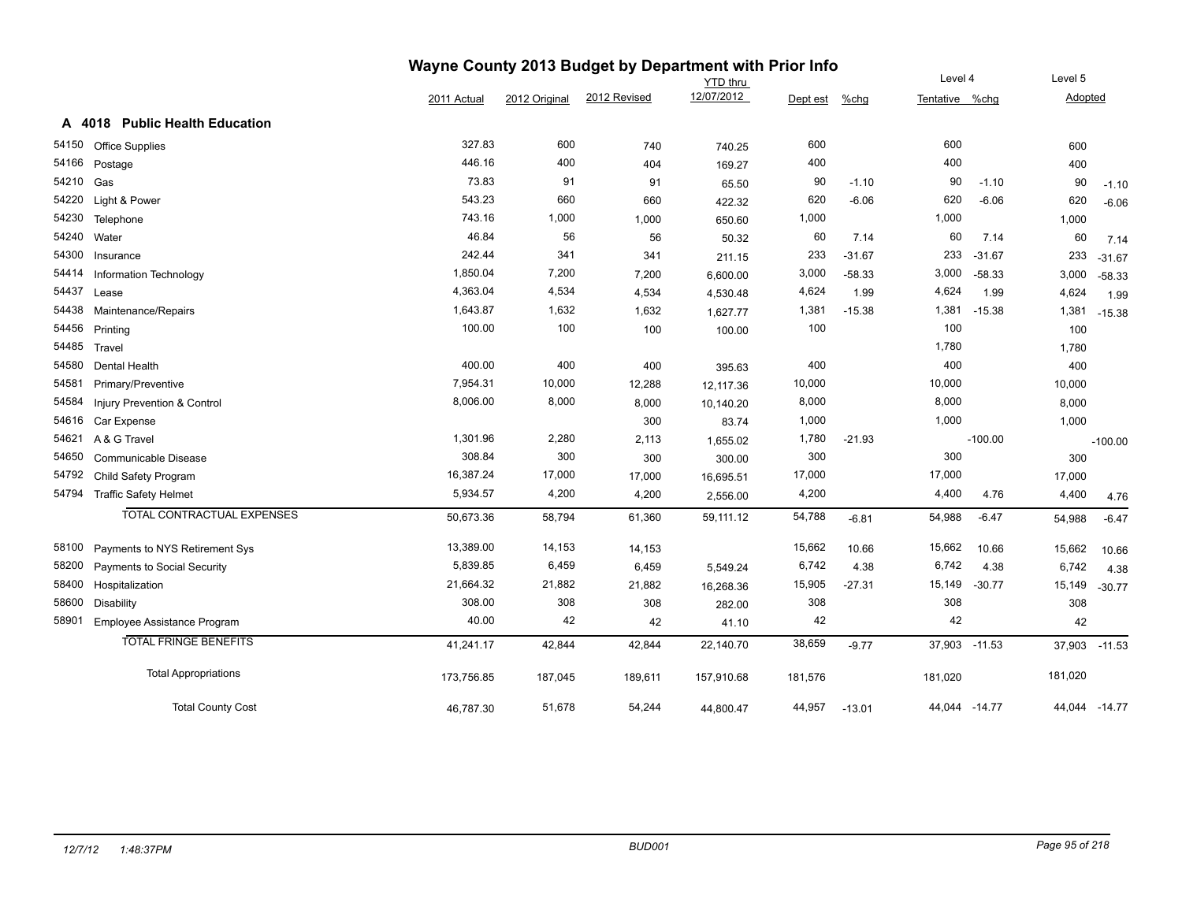# Wayne County 2013 Budget by Department with Prior Info

## A 4018 Public Health Education

| | | 2011 Actual | 2012 Original | 2012 Revised | YTD thru 12/07/2012 | Dept est | %chg | Level 4 Tentative | %chg | Level 5 Adopted | %chg |
|---|---|---|---|---|---|---|---|---|---|---|---|
| 54150 | Office Supplies | 327.83 | 600 | 740 | 740.25 | 600 | | 600 | | 600 | |
| 54166 | Postage | 446.16 | 400 | 404 | 169.27 | 400 | | 400 | | 400 | |
| 54210 | Gas | 73.83 | 91 | 91 | 65.50 | 90 | -1.10 | 90 | -1.10 | 90 | -1.10 |
| 54220 | Light & Power | 543.23 | 660 | 660 | 422.32 | 620 | -6.06 | 620 | -6.06 | 620 | -6.06 |
| 54230 | Telephone | 743.16 | 1,000 | 1,000 | 650.60 | 1,000 | | 1,000 | | 1,000 | |
| 54240 | Water | 46.84 | 56 | 56 | 50.32 | 60 | 7.14 | 60 | 7.14 | 60 | 7.14 |
| 54300 | Insurance | 242.44 | 341 | 341 | 211.15 | 233 | -31.67 | 233 | -31.67 | 233 | -31.67 |
| 54414 | Information Technology | 1,850.04 | 7,200 | 7,200 | 6,600.00 | 3,000 | -58.33 | 3,000 | -58.33 | 3,000 | -58.33 |
| 54437 | Lease | 4,363.04 | 4,534 | 4,534 | 4,530.48 | 4,624 | 1.99 | 4,624 | 1.99 | 4,624 | 1.99 |
| 54438 | Maintenance/Repairs | 1,643.87 | 1,632 | 1,632 | 1,627.77 | 1,381 | -15.38 | 1,381 | -15.38 | 1,381 | -15.38 |
| 54456 | Printing | 100.00 | 100 | 100 | 100.00 | 100 | | 100 | | 100 | |
| 54485 | Travel | | | | | | | 1,780 | | 1,780 | |
| 54580 | Dental Health | 400.00 | 400 | 400 | 395.63 | 400 | | 400 | | 400 | |
| 54581 | Primary/Preventive | 7,954.31 | 10,000 | 12,288 | 12,117.36 | 10,000 | | 10,000 | | 10,000 | |
| 54584 | Injury Prevention & Control | 8,006.00 | 8,000 | 8,000 | 10,140.20 | 8,000 | | 8,000 | | 8,000 | |
| 54616 | Car Expense | | | 300 | 83.74 | 1,000 | | 1,000 | | 1,000 | |
| 54621 | A & G Travel | 1,301.96 | 2,280 | 2,113 | 1,655.02 | 1,780 | -21.93 | | -100.00 | | -100.00 |
| 54650 | Communicable Disease | 308.84 | 300 | 300 | 300.00 | 300 | | 300 | | 300 | |
| 54792 | Child Safety Program | 16,387.24 | 17,000 | 17,000 | 16,695.51 | 17,000 | | 17,000 | | 17,000 | |
| 54794 | Traffic Safety Helmet | 5,934.57 | 4,200 | 4,200 | 2,556.00 | 4,200 | | 4,400 | 4.76 | 4,400 | 4.76 |
| | TOTAL CONTRACTUAL EXPENSES | 50,673.36 | 58,794 | 61,360 | 59,111.12 | 54,788 | -6.81 | 54,988 | -6.47 | 54,988 | -6.47 |
| 58100 | Payments to NYS Retirement Sys | 13,389.00 | 14,153 | 14,153 | | 15,662 | 10.66 | 15,662 | 10.66 | 15,662 | 10.66 |
| 58200 | Payments to Social Security | 5,839.85 | 6,459 | 6,459 | 5,549.24 | 6,742 | 4.38 | 6,742 | 4.38 | 6,742 | 4.38 |
| 58400 | Hospitalization | 21,664.32 | 21,882 | 21,882 | 16,268.36 | 15,905 | -27.31 | 15,149 | -30.77 | 15,149 | -30.77 |
| 58600 | Disability | 308.00 | 308 | 308 | 282.00 | 308 | | 308 | | 308 | |
| 58901 | Employee Assistance Program | 40.00 | 42 | 42 | 41.10 | 42 | | 42 | | 42 | |
| | TOTAL FRINGE BENEFITS | 41,241.17 | 42,844 | 42,844 | 22,140.70 | 38,659 | -9.77 | 37,903 | -11.53 | 37,903 | -11.53 |
| | Total Appropriations | 173,756.85 | 187,045 | 189,611 | 157,910.68 | 181,576 | | 181,020 | | 181,020 | |
| | Total County Cost | 46,787.30 | 51,678 | 54,244 | 44,800.47 | 44,957 | -13.01 | 44,044 | -14.77 | 44,044 | -14.77 |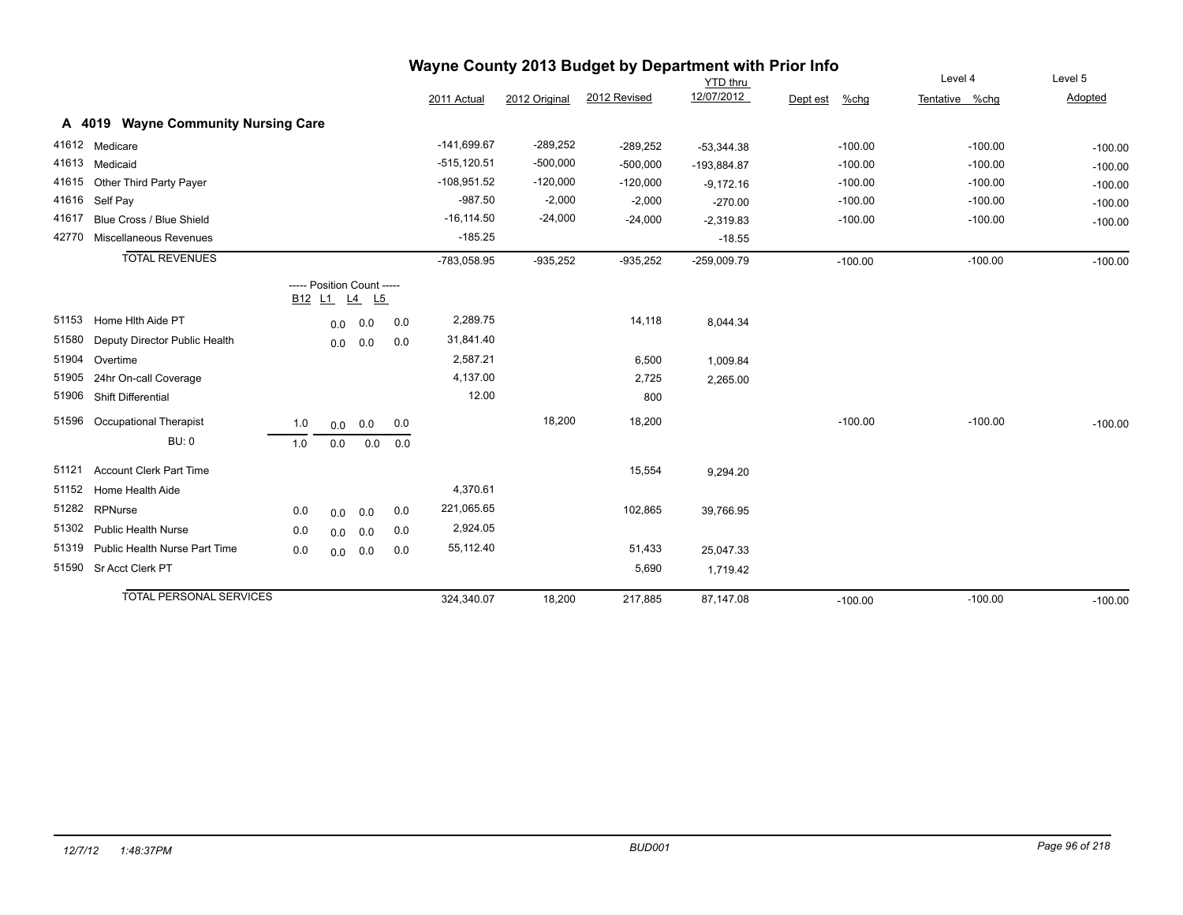# Wayne County 2013 Budget by Department with Prior Info

## A 4019 Wayne Community Nursing Care

| | | | | | | 2011 Actual | 2012 Original | 2012 Revised | YTD thru 12/07/2012 | Dept est | %chg | Level 4 Tentative | %chg | Level 5 Adopted |
|---|---|---|---|---|---|---|---|---|---|---|---|---|---|---|
| 41612 | Medicare | | | | | -141,699.67 | -289,252 | -289,252 | -53,344.38 | | -100.00 | | -100.00 | -100.00 |
| 41613 | Medicaid | | | | | -515,120.51 | -500,000 | -500,000 | -193,884.87 | | -100.00 | | -100.00 | -100.00 |
| 41615 | Other Third Party Payer | | | | | -108,951.52 | -120,000 | -120,000 | -9,172.16 | | -100.00 | | -100.00 | -100.00 |
| 41616 | Self Pay | | | | | -987.50 | -2,000 | -2,000 | -270.00 | | -100.00 | | -100.00 | -100.00 |
| 41617 | Blue Cross / Blue Shield | | | | | -16,114.50 | -24,000 | -24,000 | -2,319.83 | | -100.00 | | -100.00 | -100.00 |
| 42770 | Miscellaneous Revenues | | | | | -185.25 | | | -18.55 | | | | | |
| | TOTAL REVENUES | | | | | -783,058.95 | -935,252 | -935,252 | -259,009.79 | | -100.00 | | -100.00 | -100.00 |
| | | ----- Position Count ----- | | | | | | | | | | | | |
| | | B12 | L1 | L4 | L5 | | | | | | | | | |
| 51153 | Home Hlth Aide PT | | 0.0 | 0.0 | 0.0 | 2,289.75 | | 14,118 | 8,044.34 | | | | | |
| 51580 | Deputy Director Public Health | | 0.0 | 0.0 | 0.0 | 31,841.40 | | | | | | | | |
| 51904 | Overtime | | | | | 2,587.21 | | 6,500 | 1,009.84 | | | | | |
| 51905 | 24hr On-call Coverage | | | | | 4,137.00 | | 2,725 | 2,265.00 | | | | | |
| 51906 | Shift Differential | | | | | 12.00 | | 800 | | | | | | |
| 51596 | Occupational Therapist | 1.0 | 0.0 | 0.0 | 0.0 | | 18,200 | 18,200 | | | -100.00 | | -100.00 | -100.00 |
| | BU: 0 | 1.0 | 0.0 | 0.0 | 0.0 | | | | | | | | | |
| 51121 | Account Clerk Part Time | | | | | | | 15,554 | 9,294.20 | | | | | |
| 51152 | Home Health Aide | | | | | 4,370.61 | | | | | | | | |
| 51282 | RPNurse | 0.0 | 0.0 | 0.0 | 0.0 | 221,065.65 | | 102,865 | 39,766.95 | | | | | |
| 51302 | Public Health Nurse | 0.0 | 0.0 | 0.0 | 0.0 | 2,924.05 | | | | | | | | |
| 51319 | Public Health Nurse Part Time | 0.0 | 0.0 | 0.0 | 0.0 | 55,112.40 | | 51,433 | 25,047.33 | | | | | |
| 51590 | Sr Acct Clerk PT | | | | | | | 5,690 | 1,719.42 | | | | | |
| | TOTAL PERSONAL SERVICES | | | | | 324,340.07 | 18,200 | 217,885 | 87,147.08 | | -100.00 | | -100.00 | -100.00 |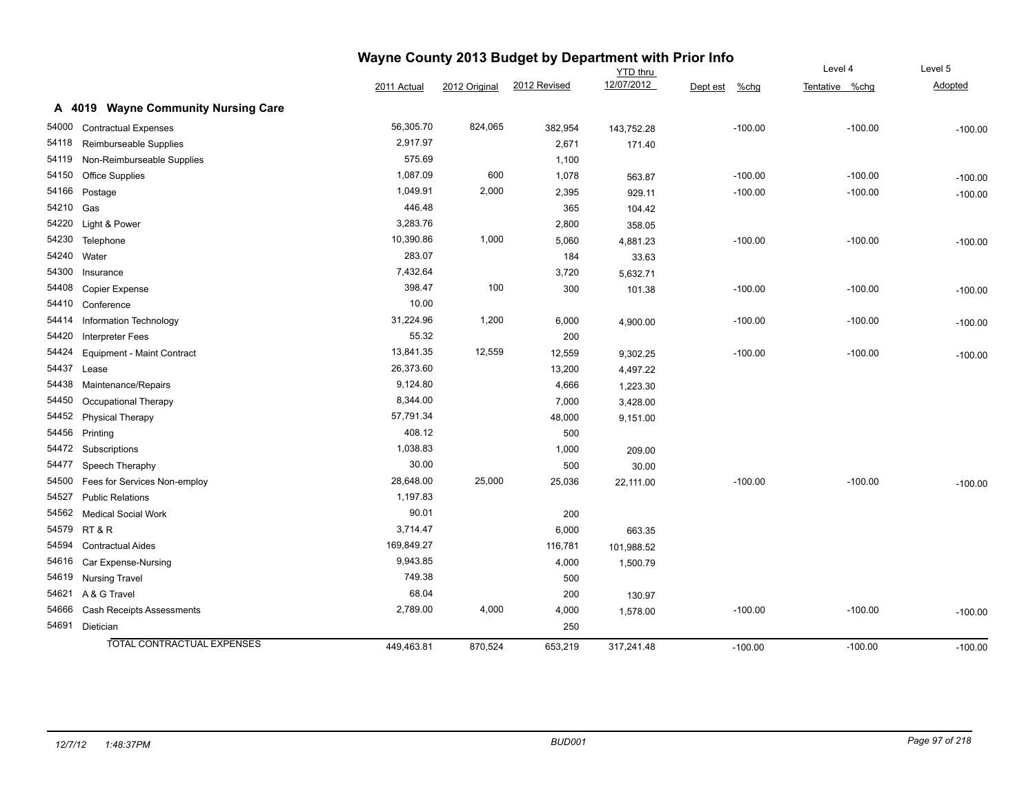# Wayne County 2013 Budget by Department with Prior Info

## A 4019 Wayne Community Nursing Care

| | | 2011 Actual | 2012 Original | 2012 Revised | YTD thru 12/07/2012 | Dept est | %chg | Level 4 Tentative | %chg | Level 5 Adopted |
|---|---|---|---|---|---|---|---|---|---|---|
| 54000 | Contractual Expenses | 56,305.70 | 824,065 | 382,954 | 143,752.28 | | -100.00 | | -100.00 | -100.00 |
| 54118 | Reimburseable Supplies | 2,917.97 | | 2,671 | 171.40 | | | | | |
| 54119 | Non-Reimburseable Supplies | 575.69 | | 1,100 | | | | | | |
| 54150 | Office Supplies | 1,087.09 | 600 | 1,078 | 563.87 | | -100.00 | | -100.00 | -100.00 |
| 54166 | Postage | 1,049.91 | 2,000 | 2,395 | 929.11 | | -100.00 | | -100.00 | -100.00 |
| 54210 | Gas | 446.48 | | 365 | 104.42 | | | | | |
| 54220 | Light & Power | 3,283.76 | | 2,800 | 358.05 | | | | | |
| 54230 | Telephone | 10,390.86 | 1,000 | 5,060 | 4,881.23 | | -100.00 | | -100.00 | -100.00 |
| 54240 | Water | 283.07 | | 184 | 33.63 | | | | | |
| 54300 | Insurance | 7,432.64 | | 3,720 | 5,632.71 | | | | | |
| 54408 | Copier Expense | 398.47 | 100 | 300 | 101.38 | | -100.00 | | -100.00 | -100.00 |
| 54410 | Conference | 10.00 | | | | | | | | |
| 54414 | Information Technology | 31,224.96 | 1,200 | 6,000 | 4,900.00 | | -100.00 | | -100.00 | -100.00 |
| 54420 | Interpreter Fees | 55.32 | | 200 | | | | | | |
| 54424 | Equipment - Maint Contract | 13,841.35 | 12,559 | 12,559 | 9,302.25 | | -100.00 | | -100.00 | -100.00 |
| 54437 | Lease | 26,373.60 | | 13,200 | 4,497.22 | | | | | |
| 54438 | Maintenance/Repairs | 9,124.80 | | 4,666 | 1,223.30 | | | | | |
| 54450 | Occupational Therapy | 8,344.00 | | 7,000 | 3,428.00 | | | | | |
| 54452 | Physical Therapy | 57,791.34 | | 48,000 | 9,151.00 | | | | | |
| 54456 | Printing | 408.12 | | 500 | | | | | | |
| 54472 | Subscriptions | 1,038.83 | | 1,000 | 209.00 | | | | | |
| 54477 | Speech Theraphy | 30.00 | | 500 | 30.00 | | | | | |
| 54500 | Fees for Services Non-employ | 28,648.00 | 25,000 | 25,036 | 22,111.00 | | -100.00 | | -100.00 | -100.00 |
| 54527 | Public Relations | 1,197.83 | | | | | | | | |
| 54562 | Medical Social Work | 90.01 | | 200 | | | | | | |
| 54579 | RT & R | 3,714.47 | | 6,000 | 663.35 | | | | | |
| 54594 | Contractual Aides | 169,849.27 | | 116,781 | 101,988.52 | | | | | |
| 54616 | Car Expense-Nursing | 9,943.85 | | 4,000 | 1,500.79 | | | | | |
| 54619 | Nursing Travel | 749.38 | | 500 | | | | | | |
| 54621 | A & G Travel | 68.04 | | 200 | 130.97 | | | | | |
| 54666 | Cash Receipts Assessments | 2,789.00 | 4,000 | 4,000 | 1,578.00 | | -100.00 | | -100.00 | -100.00 |
| 54691 | Dietician | | | 250 | | | | | | |
| | TOTAL CONTRACTUAL EXPENSES | 449,463.81 | 870,524 | 653,219 | 317,241.48 | | -100.00 | | -100.00 | -100.00 |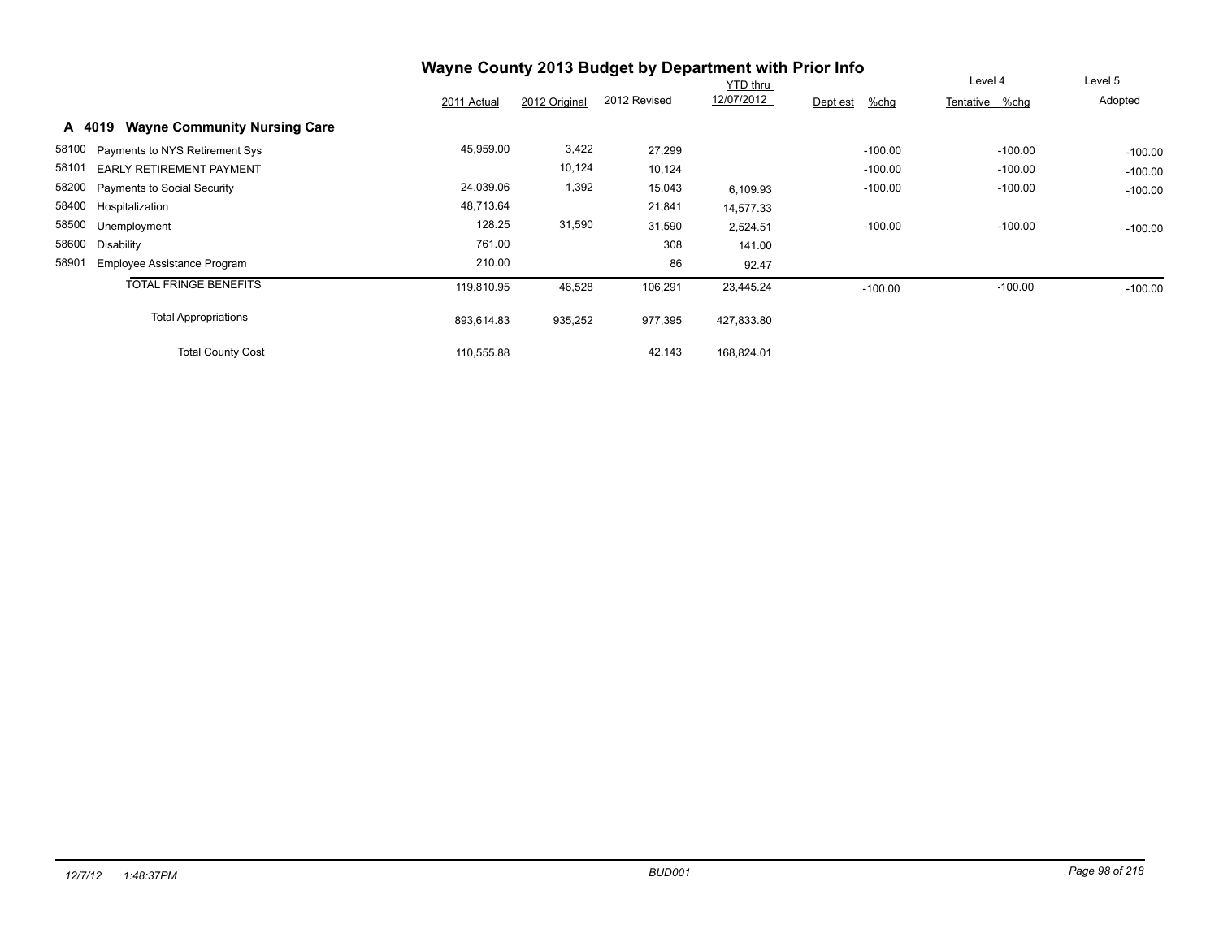# Wayne County 2013 Budget by Department with Prior Info

## A 4019 Wayne Community Nursing Care

| | | 2011 Actual | 2012 Original | 2012 Revised | YTD thru 12/07/2012 | Dept est | %chg | Level 4 Tentative | %chg | Level 5 Adopted |
|---|---|---|---|---|---|---|---|---|---|---|
| 58100 | Payments to NYS Retirement Sys | 45,959.00 | 3,422 | 27,299 | | | -100.00 | | -100.00 | -100.00 |
| 58101 | EARLY RETIREMENT PAYMENT | | 10,124 | 10,124 | | | -100.00 | | -100.00 | -100.00 |
| 58200 | Payments to Social Security | 24,039.06 | 1,392 | 15,043 | 6,109.93 | | -100.00 | | -100.00 | -100.00 |
| 58400 | Hospitalization | 48,713.64 | | 21,841 | 14,577.33 | | | | | |
| 58500 | Unemployment | 128.25 | 31,590 | 31,590 | 2,524.51 | | -100.00 | | -100.00 | -100.00 |
| 58600 | Disability | 761.00 | | 308 | 141.00 | | | | | |
| 58901 | Employee Assistance Program | 210.00 | | 86 | 92.47 | | | | | |
| | TOTAL FRINGE BENEFITS | 119,810.95 | 46,528 | 106,291 | 23,445.24 | | -100.00 | | -100.00 | -100.00 |
| | Total Appropriations | 893,614.83 | 935,252 | 977,395 | 427,833.80 | | | | | |
| | Total County Cost | 110,555.88 | | 42,143 | 168,824.01 | | | | | |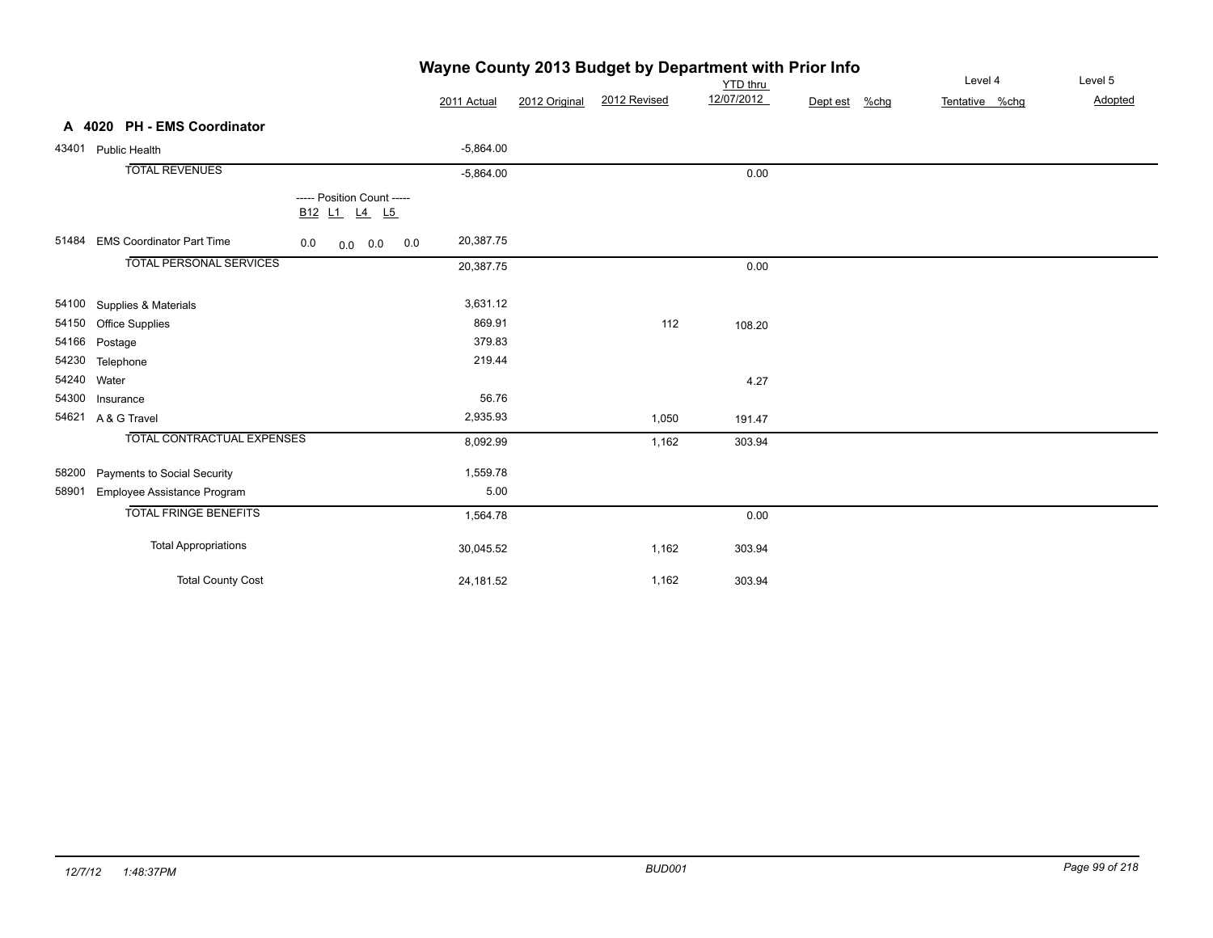# Wayne County 2013 Budget by Department with Prior Info

## A 4020 PH - EMS Coordinator

| Code | Description | Position Count B12 | L1 | L4 | L5 | 2011 Actual | 2012 Original | 2012 Revised | YTD thru 12/07/2012 | Dept est | %chg | Level 4 Tentative | %chg | Level 5 Adopted |
|---|---|---|---|---|---|---|---|---|---|---|---|---|---|---|
| 43401 | Public Health | | | | | -5,864.00 | | | | | | | | |
| | TOTAL REVENUES | | | | | -5,864.00 | | | 0.00 | | | | | |
| 51484 | EMS Coordinator Part Time | 0.0 | 0.0 | 0.0 | 0.0 | 20,387.75 | | | | | | | | |
| | TOTAL PERSONAL SERVICES | | | | | 20,387.75 | | | 0.00 | | | | | |
| 54100 | Supplies & Materials | | | | | 3,631.12 | | | | | | | | |
| 54150 | Office Supplies | | | | | 869.91 | | 112 | 108.20 | | | | | |
| 54166 | Postage | | | | | 379.83 | | | | | | | | |
| 54230 | Telephone | | | | | 219.44 | | | | | | | | |
| 54240 | Water | | | | | | | | 4.27 | | | | | |
| 54300 | Insurance | | | | | 56.76 | | | | | | | | |
| 54621 | A & G Travel | | | | | 2,935.93 | | 1,050 | 191.47 | | | | | |
| | TOTAL CONTRACTUAL EXPENSES | | | | | 8,092.99 | | 1,162 | 303.94 | | | | | |
| 58200 | Payments to Social Security | | | | | 1,559.78 | | | | | | | | |
| 58901 | Employee Assistance Program | | | | | 5.00 | | | | | | | | |
| | TOTAL FRINGE BENEFITS | | | | | 1,564.78 | | | 0.00 | | | | | |
| | Total Appropriations | | | | | 30,045.52 | | 1,162 | 303.94 | | | | | |
| | Total County Cost | | | | | 24,181.52 | | 1,162 | 303.94 | | | | | |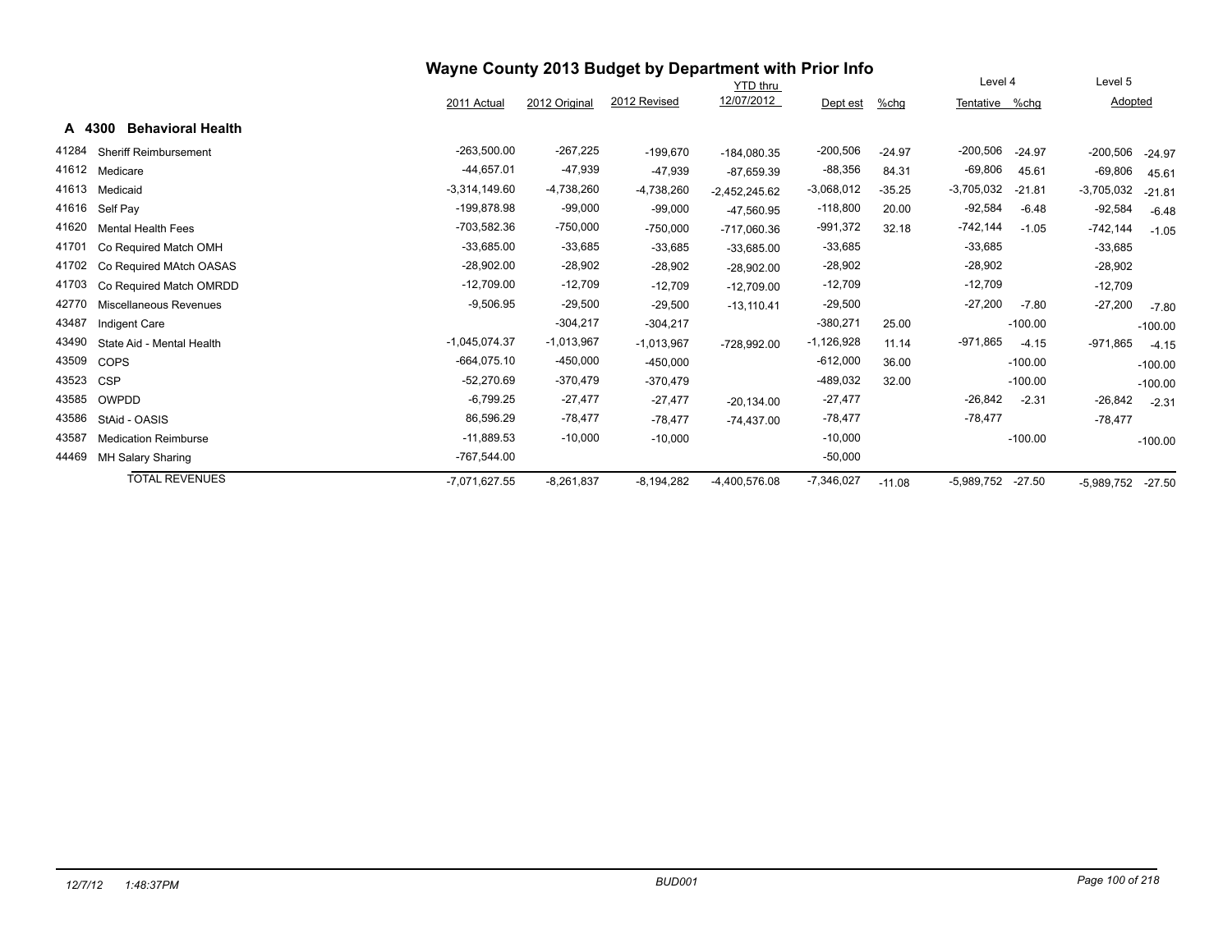# Wayne County 2013 Budget by Department with Prior Info

## A 4300 Behavioral Health

| | | 2011 Actual | 2012 Original | 2012 Revised | YTD thru 12/07/2012 | Dept est | %chg | Level 4 Tentative | %chg | Level 5 Adopted | %chg |
|---|---|---|---|---|---|---|---|---|---|---|---|
| 41284 | Sheriff Reimbursement | -263,500.00 | -267,225 | -199,670 | -184,080.35 | -200,506 | -24.97 | -200,506 | -24.97 | -200,506 | -24.97 |
| 41612 | Medicare | -44,657.01 | -47,939 | -47,939 | -87,659.39 | -88,356 | 84.31 | -69,806 | 45.61 | -69,806 | 45.61 |
| 41613 | Medicaid | -3,314,149.60 | -4,738,260 | -4,738,260 | -2,452,245.62 | -3,068,012 | -35.25 | -3,705,032 | -21.81 | -3,705,032 | -21.81 |
| 41616 | Self Pay | -199,878.98 | -99,000 | -99,000 | -47,560.95 | -118,800 | 20.00 | -92,584 | -6.48 | -92,584 | -6.48 |
| 41620 | Mental Health Fees | -703,582.36 | -750,000 | -750,000 | -717,060.36 | -991,372 | 32.18 | -742,144 | -1.05 | -742,144 | -1.05 |
| 41701 | Co Required Match OMH | -33,685.00 | -33,685 | -33,685 | -33,685.00 | -33,685 | | -33,685 | | -33,685 | |
| 41702 | Co Required MAtch OASAS | -28,902.00 | -28,902 | -28,902 | -28,902.00 | -28,902 | | -28,902 | | -28,902 | |
| 41703 | Co Required Match OMRDD | -12,709.00 | -12,709 | -12,709 | -12,709.00 | -12,709 | | -12,709 | | -12,709 | |
| 42770 | Miscellaneous Revenues | -9,506.95 | -29,500 | -29,500 | -13,110.41 | -29,500 | | -27,200 | -7.80 | -27,200 | -7.80 |
| 43487 | Indigent Care | | -304,217 | -304,217 | | -380,271 | 25.00 | | -100.00 | | -100.00 |
| 43490 | State Aid - Mental Health | -1,045,074.37 | -1,013,967 | -1,013,967 | -728,992.00 | -1,126,928 | 11.14 | -971,865 | -4.15 | -971,865 | -4.15 |
| 43509 | COPS | -664,075.10 | -450,000 | -450,000 | | -612,000 | 36.00 | | -100.00 | | -100.00 |
| 43523 | CSP | -52,270.69 | -370,479 | -370,479 | | -489,032 | 32.00 | | -100.00 | | -100.00 |
| 43585 | OWPDD | -6,799.25 | -27,477 | -27,477 | -20,134.00 | -27,477 | | -26,842 | -2.31 | -26,842 | -2.31 |
| 43586 | StAid - OASIS | 86,596.29 | -78,477 | -78,477 | -74,437.00 | -78,477 | | -78,477 | | -78,477 | |
| 43587 | Medication Reimburse | -11,889.53 | -10,000 | -10,000 | | -10,000 | | | -100.00 | | -100.00 |
| 44469 | MH Salary Sharing | -767,544.00 | | | | -50,000 | | | | | |
| | TOTAL REVENUES | -7,071,627.55 | -8,261,837 | -8,194,282 | -4,400,576.08 | -7,346,027 | -11.08 | -5,989,752 | -27.50 | -5,989,752 | -27.50 |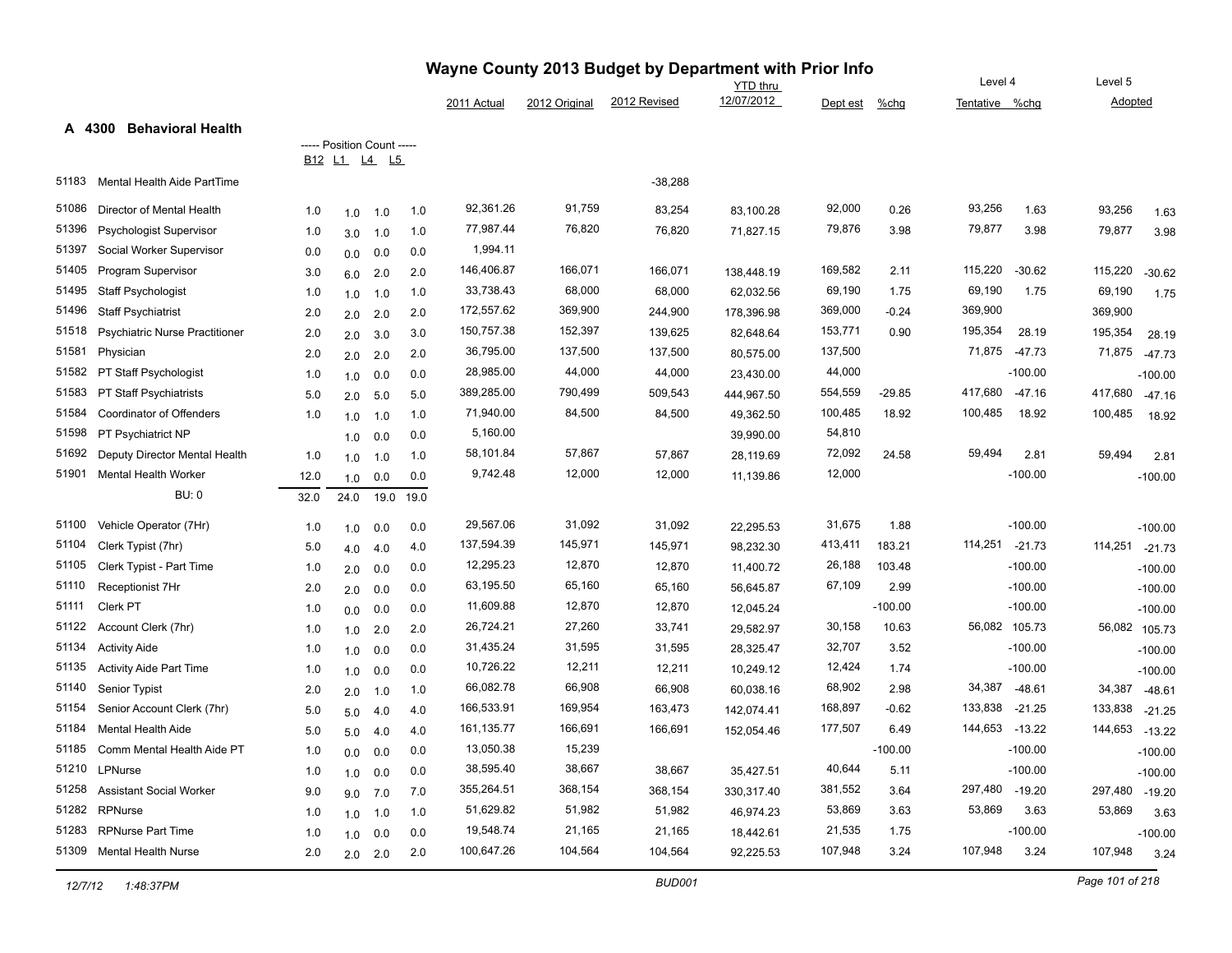# Wayne County 2013 Budget by Department with Prior Info

## A 4300 Behavioral Health

| Code | Description | B12 | L1 | L4 | L5 | 2011 Actual | 2012 Original | 2012 Revised | YTD thru 12/07/2012 | Dept est | %chg | Level 4 Tentative | %chg | Level 5 Adopted | %chg |
|---|---|---|---|---|---|---|---|---|---|---|---|---|---|---|---|
| 51183 | Mental Health Aide PartTime | | | | | | | -38,288 | | | | | | | |
| 51086 | Director of Mental Health | 1.0 | 1.0 | 1.0 | 1.0 | 92,361.26 | 91,759 | 83,254 | 83,100.28 | 92,000 | 0.26 | 93,256 | 1.63 | 93,256 | 1.63 |
| 51396 | Psychologist Supervisor | 1.0 | 3.0 | 1.0 | 1.0 | 77,987.44 | 76,820 | 76,820 | 71,827.15 | 79,876 | 3.98 | 79,877 | 3.98 | 79,877 | 3.98 |
| 51397 | Social Worker Supervisor | 0.0 | 0.0 | 0.0 | 0.0 | 1,994.11 | | | | | | | | | |
| 51405 | Program Supervisor | 3.0 | 6.0 | 2.0 | 2.0 | 146,406.87 | 166,071 | 166,071 | 138,448.19 | 169,582 | 2.11 | 115,220 | -30.62 | 115,220 | -30.62 |
| 51495 | Staff Psychologist | 1.0 | 1.0 | 1.0 | 1.0 | 33,738.43 | 68,000 | 68,000 | 62,032.56 | 69,190 | 1.75 | 69,190 | 1.75 | 69,190 | 1.75 |
| 51496 | Staff Psychiatrist | 2.0 | 2.0 | 2.0 | 2.0 | 172,557.62 | 369,900 | 244,900 | 178,396.98 | 369,000 | -0.24 | 369,900 | | 369,900 | |
| 51518 | Psychiatric Nurse Practitioner | 2.0 | 2.0 | 3.0 | 3.0 | 150,757.38 | 152,397 | 139,625 | 82,648.64 | 153,771 | 0.90 | 195,354 | 28.19 | 195,354 | 28.19 |
| 51581 | Physician | 2.0 | 2.0 | 2.0 | 2.0 | 36,795.00 | 137,500 | 137,500 | 80,575.00 | 137,500 | | 71,875 | -47.73 | 71,875 | -47.73 |
| 51582 | PT Staff Psychologist | 1.0 | 1.0 | 0.0 | 0.0 | 28,985.00 | 44,000 | 44,000 | 23,430.00 | 44,000 | | | -100.00 | | -100.00 |
| 51583 | PT Staff Psychiatrists | 5.0 | 2.0 | 5.0 | 5.0 | 389,285.00 | 790,499 | 509,543 | 444,967.50 | 554,559 | -29.85 | 417,680 | -47.16 | 417,680 | -47.16 |
| 51584 | Coordinator of Offenders | 1.0 | 1.0 | 1.0 | 1.0 | 71,940.00 | 84,500 | 84,500 | 49,362.50 | 100,485 | 18.92 | 100,485 | 18.92 | 100,485 | 18.92 |
| 51598 | PT Psychiatrict NP | | 1.0 | 0.0 | 0.0 | 5,160.00 | | | 39,990.00 | 54,810 | | | | | |
| 51692 | Deputy Director Mental Health | 1.0 | 1.0 | 1.0 | 1.0 | 58,101.84 | 57,867 | 57,867 | 28,119.69 | 72,092 | 24.58 | 59,494 | 2.81 | 59,494 | 2.81 |
| 51901 | Mental Health Worker | 12.0 | 1.0 | 0.0 | 0.0 | 9,742.48 | 12,000 | 12,000 | 11,139.86 | 12,000 | | | -100.00 | | -100.00 |
| | BU: 0 | 32.0 | 24.0 | 19.0 | 19.0 | | | | | | | | | | |
| 51100 | Vehicle Operator (7Hr) | 1.0 | 1.0 | 0.0 | 0.0 | 29,567.06 | 31,092 | 31,092 | 22,295.53 | 31,675 | 1.88 | | -100.00 | | -100.00 |
| 51104 | Clerk Typist (7hr) | 5.0 | 4.0 | 4.0 | 4.0 | 137,594.39 | 145,971 | 145,971 | 98,232.30 | 413,411 | 183.21 | 114,251 | -21.73 | 114,251 | -21.73 |
| 51105 | Clerk Typist - Part Time | 1.0 | 2.0 | 0.0 | 0.0 | 12,295.23 | 12,870 | 12,870 | 11,400.72 | 26,188 | 103.48 | | -100.00 | | -100.00 |
| 51110 | Receptionist 7Hr | 2.0 | 2.0 | 0.0 | 0.0 | 63,195.50 | 65,160 | 65,160 | 56,645.87 | 67,109 | 2.99 | | -100.00 | | -100.00 |
| 51111 | Clerk PT | 1.0 | 0.0 | 0.0 | 0.0 | 11,609.88 | 12,870 | 12,870 | 12,045.24 | | -100.00 | | -100.00 | | -100.00 |
| 51122 | Account Clerk (7hr) | 1.0 | 1.0 | 2.0 | 2.0 | 26,724.21 | 27,260 | 33,741 | 29,582.97 | 30,158 | 10.63 | 56,082 | 105.73 | 56,082 | 105.73 |
| 51134 | Activity Aide | 1.0 | 1.0 | 0.0 | 0.0 | 31,435.24 | 31,595 | 31,595 | 28,325.47 | 32,707 | 3.52 | | -100.00 | | -100.00 |
| 51135 | Activity Aide Part Time | 1.0 | 1.0 | 0.0 | 0.0 | 10,726.22 | 12,211 | 12,211 | 10,249.12 | 12,424 | 1.74 | | -100.00 | | -100.00 |
| 51140 | Senior Typist | 2.0 | 2.0 | 1.0 | 1.0 | 66,082.78 | 66,908 | 66,908 | 60,038.16 | 68,902 | 2.98 | 34,387 | -48.61 | 34,387 | -48.61 |
| 51154 | Senior Account Clerk (7hr) | 5.0 | 5.0 | 4.0 | 4.0 | 166,533.91 | 169,954 | 163,473 | 142,074.41 | 168,897 | -0.62 | 133,838 | -21.25 | 133,838 | -21.25 |
| 51184 | Mental Health Aide | 5.0 | 5.0 | 4.0 | 4.0 | 161,135.77 | 166,691 | 166,691 | 152,054.46 | 177,507 | 6.49 | 144,653 | -13.22 | 144,653 | -13.22 |
| 51185 | Comm Mental Health Aide PT | 1.0 | 0.0 | 0.0 | 0.0 | 13,050.38 | 15,239 | | | | -100.00 | | -100.00 | | -100.00 |
| 51210 | LPNurse | 1.0 | 1.0 | 0.0 | 0.0 | 38,595.40 | 38,667 | 38,667 | 35,427.51 | 40,644 | 5.11 | | -100.00 | | -100.00 |
| 51258 | Assistant Social Worker | 9.0 | 9.0 | 7.0 | 7.0 | 355,264.51 | 368,154 | 368,154 | 330,317.40 | 381,552 | 3.64 | 297,480 | -19.20 | 297,480 | -19.20 |
| 51282 | RPNurse | 1.0 | 1.0 | 1.0 | 1.0 | 51,629.82 | 51,982 | 51,982 | 46,974.23 | 53,869 | 3.63 | 53,869 | 3.63 | 53,869 | 3.63 |
| 51283 | RPNurse Part Time | 1.0 | 1.0 | 0.0 | 0.0 | 19,548.74 | 21,165 | 21,165 | 18,442.61 | 21,535 | 1.75 | | -100.00 | | -100.00 |
| 51309 | Mental Health Nurse | 2.0 | 2.0 | 2.0 | 2.0 | 100,647.26 | 104,564 | 104,564 | 92,225.53 | 107,948 | 3.24 | 107,948 | 3.24 | 107,948 | 3.24 |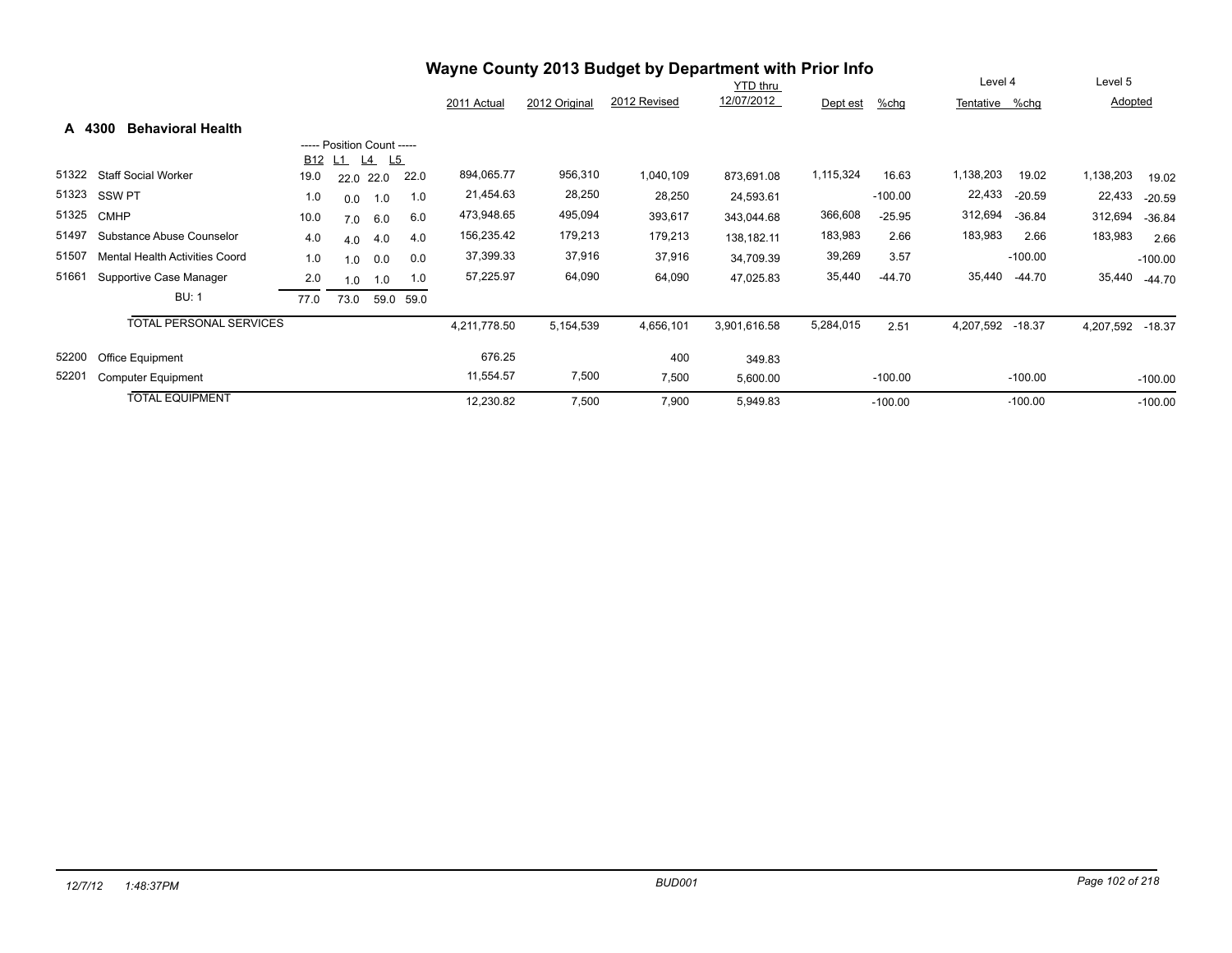# Wayne County 2013 Budget by Department with Prior Info

## A 4300 Behavioral Health

| Code | Description | B12 | L1 | L4 | L5 | 2011 Actual | 2012 Original | 2012 Revised | YTD thru 12/07/2012 | Dept est | %chg | Level 4 Tentative | %chg | Level 5 Adopted | %chg |
|---|---|---|---|---|---|---|---|---|---|---|---|---|---|---|---|
| 51322 | Staff Social Worker | 19.0 | 22.0 | 22.0 | 22.0 | 894,065.77 | 956,310 | 1,040,109 | 873,691.08 | 1,115,324 | 16.63 | 1,138,203 | 19.02 | 1,138,203 | 19.02 |
| 51323 | SSW PT | 1.0 | 0.0 | 1.0 | 1.0 | 21,454.63 | 28,250 | 28,250 | 24,593.61 | | -100.00 | 22,433 | -20.59 | 22,433 | -20.59 |
| 51325 | CMHP | 10.0 | 7.0 | 6.0 | 6.0 | 473,948.65 | 495,094 | 393,617 | 343,044.68 | 366,608 | -25.95 | 312,694 | -36.84 | 312,694 | -36.84 |
| 51497 | Substance Abuse Counselor | 4.0 | 4.0 | 4.0 | 4.0 | 156,235.42 | 179,213 | 179,213 | 138,182.11 | 183,983 | 2.66 | 183,983 | 2.66 | 183,983 | 2.66 |
| 51507 | Mental Health Activities Coord | 1.0 | 1.0 | 0.0 | 0.0 | 37,399.33 | 37,916 | 37,916 | 34,709.39 | 39,269 | 3.57 | | -100.00 | | -100.00 |
| 51661 | Supportive Case Manager | 2.0 | 1.0 | 1.0 | 1.0 | 57,225.97 | 64,090 | 64,090 | 47,025.83 | 35,440 | -44.70 | 35,440 | -44.70 | 35,440 | -44.70 |
| | BU: 1 | 77.0 | 73.0 | 59.0 | 59.0 | | | | | | | | | | |
| | TOTAL PERSONAL SERVICES | | | | | 4,211,778.50 | 5,154,539 | 4,656,101 | 3,901,616.58 | 5,284,015 | 2.51 | 4,207,592 | -18.37 | 4,207,592 | -18.37 |
| 52200 | Office Equipment | | | | | 676.25 | | 400 | 349.83 | | | | | | |
| 52201 | Computer Equipment | | | | | 11,554.57 | 7,500 | 7,500 | 5,600.00 | | -100.00 | | -100.00 | | -100.00 |
| | TOTAL EQUIPMENT | | | | | 12,230.82 | 7,500 | 7,900 | 5,949.83 | | -100.00 | | -100.00 | | -100.00 |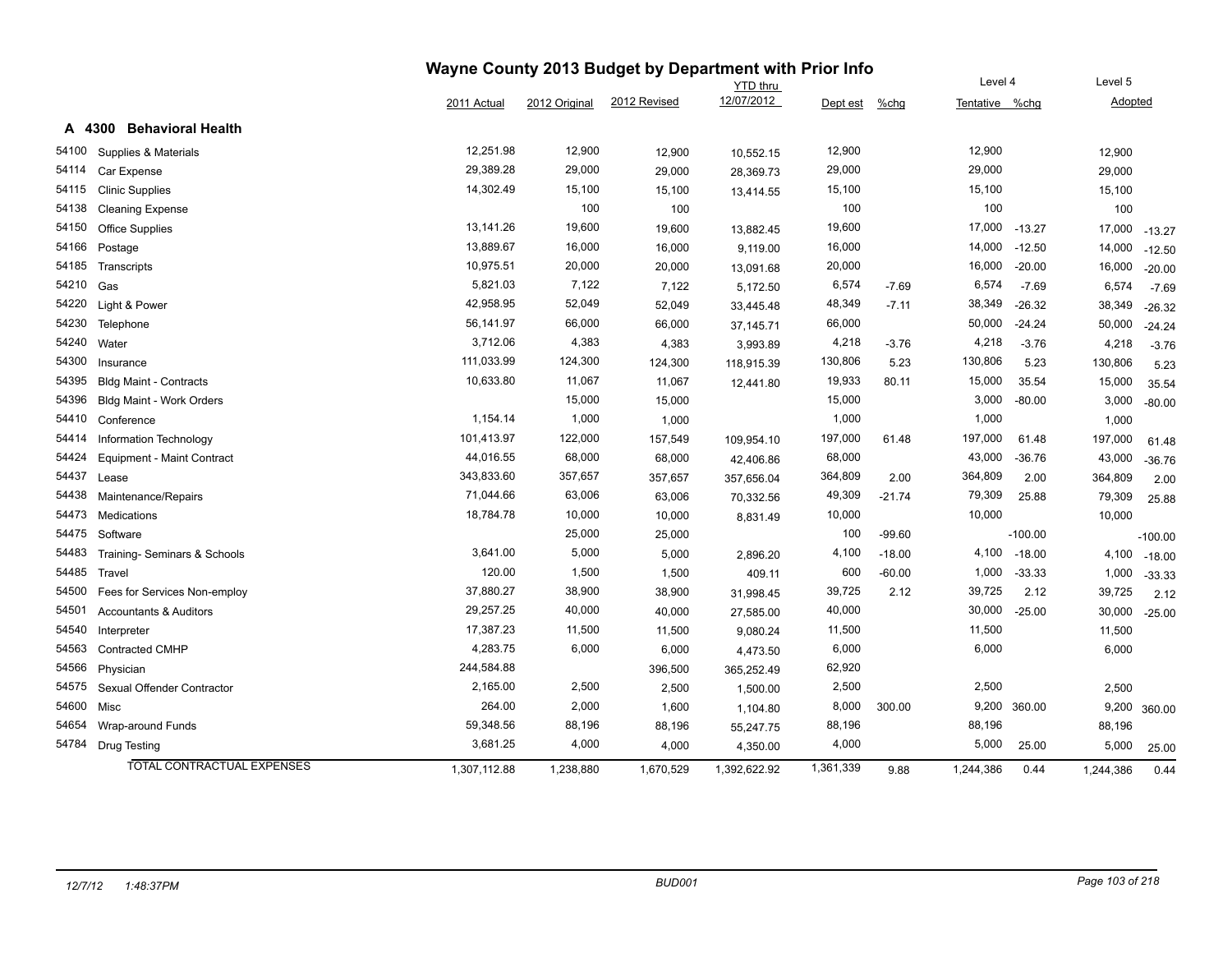# Wayne County 2013 Budget by Department with Prior Info

## A 4300 Behavioral Health

| | | 2011 Actual | 2012 Original | 2012 Revised | YTD thru 12/07/2012 | Dept est | %chg | Level 4 Tentative | %chg | Level 5 Adopted | |
|---|---|---|---|---|---|---|---|---|---|---|---|
| 54100 | Supplies & Materials | 12,251.98 | 12,900 | 12,900 | 10,552.15 | 12,900 | | 12,900 | | 12,900 | |
| 54114 | Car Expense | 29,389.28 | 29,000 | 29,000 | 28,369.73 | 29,000 | | 29,000 | | 29,000 | |
| 54115 | Clinic Supplies | 14,302.49 | 15,100 | 15,100 | 13,414.55 | 15,100 | | 15,100 | | 15,100 | |
| 54138 | Cleaning Expense | | 100 | 100 | | 100 | | 100 | | 100 | |
| 54150 | Office Supplies | 13,141.26 | 19,600 | 19,600 | 13,882.45 | 19,600 | | 17,000 | -13.27 | 17,000 | -13.27 |
| 54166 | Postage | 13,889.67 | 16,000 | 16,000 | 9,119.00 | 16,000 | | 14,000 | -12.50 | 14,000 | -12.50 |
| 54185 | Transcripts | 10,975.51 | 20,000 | 20,000 | 13,091.68 | 20,000 | | 16,000 | -20.00 | 16,000 | -20.00 |
| 54210 | Gas | 5,821.03 | 7,122 | 7,122 | 5,172.50 | 6,574 | -7.69 | 6,574 | -7.69 | 6,574 | -7.69 |
| 54220 | Light & Power | 42,958.95 | 52,049 | 52,049 | 33,445.48 | 48,349 | -7.11 | 38,349 | -26.32 | 38,349 | -26.32 |
| 54230 | Telephone | 56,141.97 | 66,000 | 66,000 | 37,145.71 | 66,000 | | 50,000 | -24.24 | 50,000 | -24.24 |
| 54240 | Water | 3,712.06 | 4,383 | 4,383 | 3,993.89 | 4,218 | -3.76 | 4,218 | -3.76 | 4,218 | -3.76 |
| 54300 | Insurance | 111,033.99 | 124,300 | 124,300 | 118,915.39 | 130,806 | 5.23 | 130,806 | 5.23 | 130,806 | 5.23 |
| 54395 | Bldg Maint - Contracts | 10,633.80 | 11,067 | 11,067 | 12,441.80 | 19,933 | 80.11 | 15,000 | 35.54 | 15,000 | 35.54 |
| 54396 | Bldg Maint - Work Orders | | 15,000 | 15,000 | | 15,000 | | 3,000 | -80.00 | 3,000 | -80.00 |
| 54410 | Conference | 1,154.14 | 1,000 | 1,000 | | 1,000 | | 1,000 | | 1,000 | |
| 54414 | Information Technology | 101,413.97 | 122,000 | 157,549 | 109,954.10 | 197,000 | 61.48 | 197,000 | 61.48 | 197,000 | 61.48 |
| 54424 | Equipment - Maint Contract | 44,016.55 | 68,000 | 68,000 | 42,406.86 | 68,000 | | 43,000 | -36.76 | 43,000 | -36.76 |
| 54437 | Lease | 343,833.60 | 357,657 | 357,657 | 357,656.04 | 364,809 | 2.00 | 364,809 | 2.00 | 364,809 | 2.00 |
| 54438 | Maintenance/Repairs | 71,044.66 | 63,006 | 63,006 | 70,332.56 | 49,309 | -21.74 | 79,309 | 25.88 | 79,309 | 25.88 |
| 54473 | Medications | 18,784.78 | 10,000 | 10,000 | 8,831.49 | 10,000 | | 10,000 | | 10,000 | |
| 54475 | Software | | 25,000 | 25,000 | | 100 | -99.60 | | -100.00 | | -100.00 |
| 54483 | Training- Seminars & Schools | 3,641.00 | 5,000 | 5,000 | 2,896.20 | 4,100 | -18.00 | 4,100 | -18.00 | 4,100 | -18.00 |
| 54485 | Travel | 120.00 | 1,500 | 1,500 | 409.11 | 600 | -60.00 | 1,000 | -33.33 | 1,000 | -33.33 |
| 54500 | Fees for Services Non-employ | 37,880.27 | 38,900 | 38,900 | 31,998.45 | 39,725 | 2.12 | 39,725 | 2.12 | 39,725 | 2.12 |
| 54501 | Accountants & Auditors | 29,257.25 | 40,000 | 40,000 | 27,585.00 | 40,000 | | 30,000 | -25.00 | 30,000 | -25.00 |
| 54540 | Interpreter | 17,387.23 | 11,500 | 11,500 | 9,080.24 | 11,500 | | 11,500 | | 11,500 | |
| 54563 | Contracted CMHP | 4,283.75 | 6,000 | 6,000 | 4,473.50 | 6,000 | | 6,000 | | 6,000 | |
| 54566 | Physician | 244,584.88 | | 396,500 | 365,252.49 | 62,920 | | | | | |
| 54575 | Sexual Offender Contractor | 2,165.00 | 2,500 | 2,500 | 1,500.00 | 2,500 | | 2,500 | | 2,500 | |
| 54600 | Misc | 264.00 | 2,000 | 1,600 | 1,104.80 | 8,000 | 300.00 | 9,200 | 360.00 | 9,200 | 360.00 |
| 54654 | Wrap-around Funds | 59,348.56 | 88,196 | 88,196 | 55,247.75 | 88,196 | | 88,196 | | 88,196 | |
| 54784 | Drug Testing | 3,681.25 | 4,000 | 4,000 | 4,350.00 | 4,000 | | 5,000 | 25.00 | 5,000 | 25.00 |
| | TOTAL CONTRACTUAL EXPENSES | 1,307,112.88 | 1,238,880 | 1,670,529 | 1,392,622.92 | 1,361,339 | 9.88 | 1,244,386 | 0.44 | 1,244,386 | 0.44 |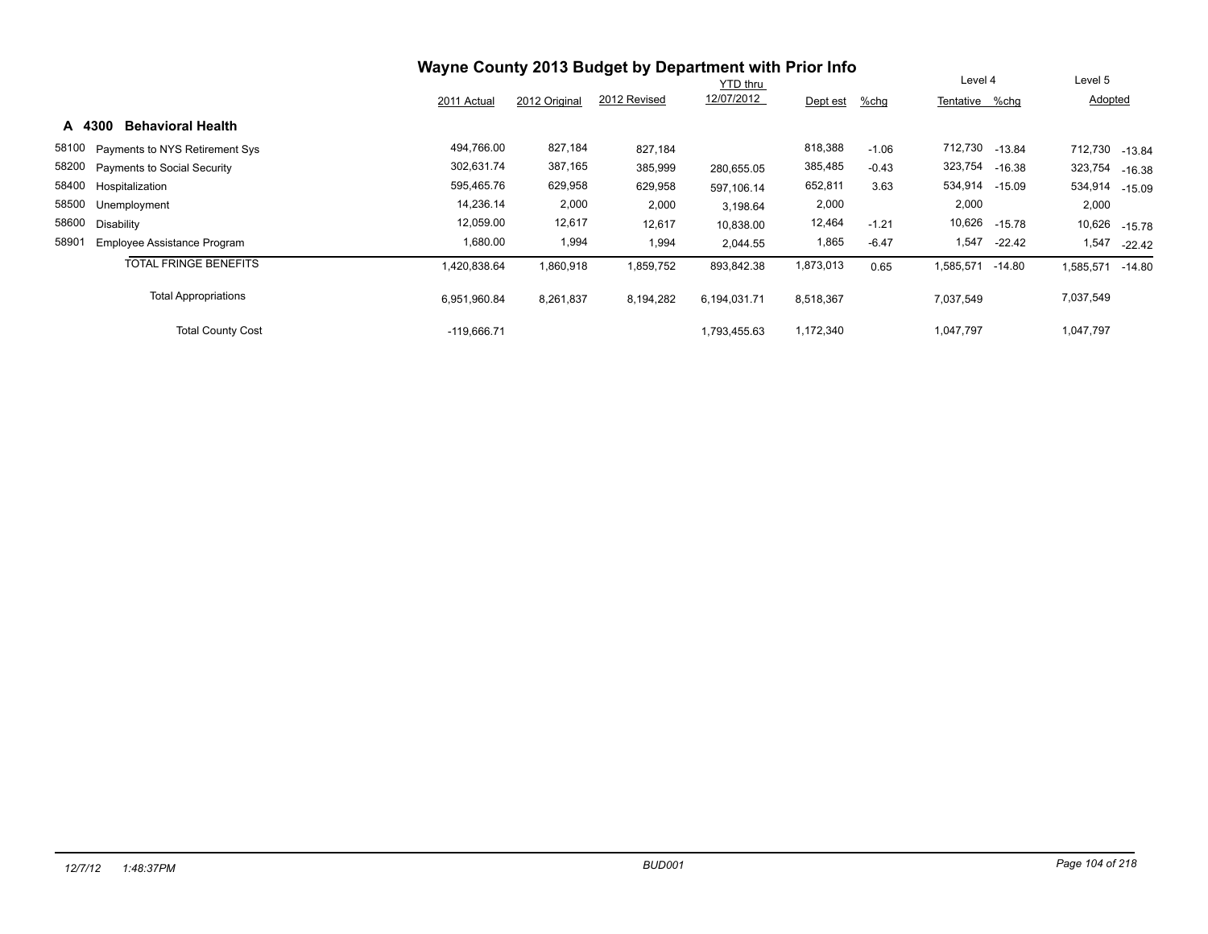# Wayne County 2013 Budget by Department with Prior Info

## A 4300 Behavioral Health

| | | 2011 Actual | 2012 Original | 2012 Revised | YTD thru 12/07/2012 | Dept est | %chg | Level 4 Tentative | %chg | Level 5 Adopted | %chg |
|---|---|---|---|---|---|---|---|---|---|---|---|
| 58100 | Payments to NYS Retirement Sys | 494,766.00 | 827,184 | 827,184 | | 818,388 | -1.06 | 712,730 | -13.84 | 712,730 | -13.84 |
| 58200 | Payments to Social Security | 302,631.74 | 387,165 | 385,999 | 280,655.05 | 385,485 | -0.43 | 323,754 | -16.38 | 323,754 | -16.38 |
| 58400 | Hospitalization | 595,465.76 | 629,958 | 629,958 | 597,106.14 | 652,811 | 3.63 | 534,914 | -15.09 | 534,914 | -15.09 |
| 58500 | Unemployment | 14,236.14 | 2,000 | 2,000 | 3,198.64 | 2,000 | | 2,000 | | 2,000 | |
| 58600 | Disability | 12,059.00 | 12,617 | 12,617 | 10,838.00 | 12,464 | -1.21 | 10,626 | -15.78 | 10,626 | -15.78 |
| 58901 | Employee Assistance Program | 1,680.00 | 1,994 | 1,994 | 2,044.55 | 1,865 | -6.47 | 1,547 | -22.42 | 1,547 | -22.42 |
| | TOTAL FRINGE BENEFITS | 1,420,838.64 | 1,860,918 | 1,859,752 | 893,842.38 | 1,873,013 | 0.65 | 1,585,571 | -14.80 | 1,585,571 | -14.80 |
| | Total Appropriations | 6,951,960.84 | 8,261,837 | 8,194,282 | 6,194,031.71 | 8,518,367 | | 7,037,549 | | 7,037,549 | |
| | Total County Cost | -119,666.71 | | | 1,793,455.63 | 1,172,340 | | 1,047,797 | | 1,047,797 | |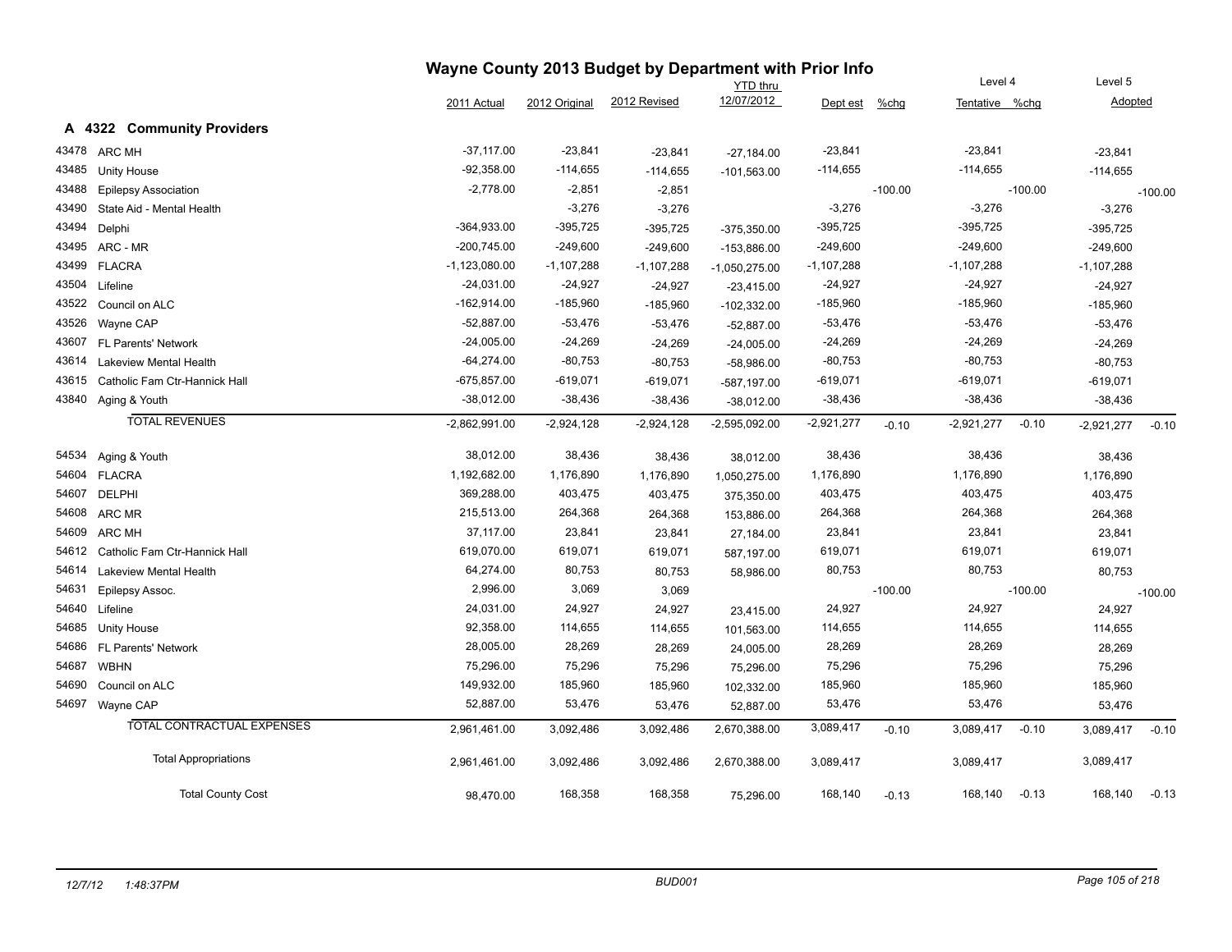# Wayne County 2013 Budget by Department with Prior Info

## A 4322 Community Providers

| | | 2011 Actual | 2012 Original | 2012 Revised | YTD thru 12/07/2012 | Dept est | %chg | Level 4 Tentative | %chg | Level 5 Adopted | |
|---|---|---|---|---|---|---|---|---|---|---|---|
| 43478 | ARC MH | -37,117.00 | -23,841 | -23,841 | -27,184.00 | -23,841 | | -23,841 | | -23,841 | |
| 43485 | Unity House | -92,358.00 | -114,655 | -114,655 | -101,563.00 | -114,655 | | -114,655 | | -114,655 | |
| 43488 | Epilepsy Association | -2,778.00 | -2,851 | -2,851 | | | -100.00 | | -100.00 | | -100.00 |
| 43490 | State Aid - Mental Health | | -3,276 | -3,276 | | -3,276 | | -3,276 | | -3,276 | |
| 43494 | Delphi | -364,933.00 | -395,725 | -395,725 | -375,350.00 | -395,725 | | -395,725 | | -395,725 | |
| 43495 | ARC - MR | -200,745.00 | -249,600 | -249,600 | -153,886.00 | -249,600 | | -249,600 | | -249,600 | |
| 43499 | FLACRA | -1,123,080.00 | -1,107,288 | -1,107,288 | -1,050,275.00 | -1,107,288 | | -1,107,288 | | -1,107,288 | |
| 43504 | Lifeline | -24,031.00 | -24,927 | -24,927 | -23,415.00 | -24,927 | | -24,927 | | -24,927 | |
| 43522 | Council on ALC | -162,914.00 | -185,960 | -185,960 | -102,332.00 | -185,960 | | -185,960 | | -185,960 | |
| 43526 | Wayne CAP | -52,887.00 | -53,476 | -53,476 | -52,887.00 | -53,476 | | -53,476 | | -53,476 | |
| 43607 | FL Parents' Network | -24,005.00 | -24,269 | -24,269 | -24,005.00 | -24,269 | | -24,269 | | -24,269 | |
| 43614 | Lakeview Mental Health | -64,274.00 | -80,753 | -80,753 | -58,986.00 | -80,753 | | -80,753 | | -80,753 | |
| 43615 | Catholic Fam Ctr-Hannick Hall | -675,857.00 | -619,071 | -619,071 | -587,197.00 | -619,071 | | -619,071 | | -619,071 | |
| 43840 | Aging & Youth | -38,012.00 | -38,436 | -38,436 | -38,012.00 | -38,436 | | -38,436 | | -38,436 | |
| | TOTAL REVENUES | -2,862,991.00 | -2,924,128 | -2,924,128 | -2,595,092.00 | -2,921,277 | -0.10 | -2,921,277 | -0.10 | -2,921,277 | -0.10 |
| 54534 | Aging & Youth | 38,012.00 | 38,436 | 38,436 | 38,012.00 | 38,436 | | 38,436 | | 38,436 | |
| 54604 | FLACRA | 1,192,682.00 | 1,176,890 | 1,176,890 | 1,050,275.00 | 1,176,890 | | 1,176,890 | | 1,176,890 | |
| 54607 | DELPHI | 369,288.00 | 403,475 | 403,475 | 375,350.00 | 403,475 | | 403,475 | | 403,475 | |
| 54608 | ARC MR | 215,513.00 | 264,368 | 264,368 | 153,886.00 | 264,368 | | 264,368 | | 264,368 | |
| 54609 | ARC MH | 37,117.00 | 23,841 | 23,841 | 27,184.00 | 23,841 | | 23,841 | | 23,841 | |
| 54612 | Catholic Fam Ctr-Hannick Hall | 619,070.00 | 619,071 | 619,071 | 587,197.00 | 619,071 | | 619,071 | | 619,071 | |
| 54614 | Lakeview Mental Health | 64,274.00 | 80,753 | 80,753 | 58,986.00 | 80,753 | | 80,753 | | 80,753 | |
| 54631 | Epilepsy Assoc. | 2,996.00 | 3,069 | 3,069 | | | -100.00 | | -100.00 | | -100.00 |
| 54640 | Lifeline | 24,031.00 | 24,927 | 24,927 | 23,415.00 | 24,927 | | 24,927 | | 24,927 | |
| 54685 | Unity House | 92,358.00 | 114,655 | 114,655 | 101,563.00 | 114,655 | | 114,655 | | 114,655 | |
| 54686 | FL Parents' Network | 28,005.00 | 28,269 | 28,269 | 24,005.00 | 28,269 | | 28,269 | | 28,269 | |
| 54687 | WBHN | 75,296.00 | 75,296 | 75,296 | 75,296.00 | 75,296 | | 75,296 | | 75,296 | |
| 54690 | Council on ALC | 149,932.00 | 185,960 | 185,960 | 102,332.00 | 185,960 | | 185,960 | | 185,960 | |
| 54697 | Wayne CAP | 52,887.00 | 53,476 | 53,476 | 52,887.00 | 53,476 | | 53,476 | | 53,476 | |
| | TOTAL CONTRACTUAL EXPENSES | 2,961,461.00 | 3,092,486 | 3,092,486 | 2,670,388.00 | 3,089,417 | -0.10 | 3,089,417 | -0.10 | 3,089,417 | -0.10 |
| | Total Appropriations | 2,961,461.00 | 3,092,486 | 3,092,486 | 2,670,388.00 | 3,089,417 | | 3,089,417 | | 3,089,417 | |
| | Total County Cost | 98,470.00 | 168,358 | 168,358 | 75,296.00 | 168,140 | -0.13 | 168,140 | -0.13 | 168,140 | -0.13 |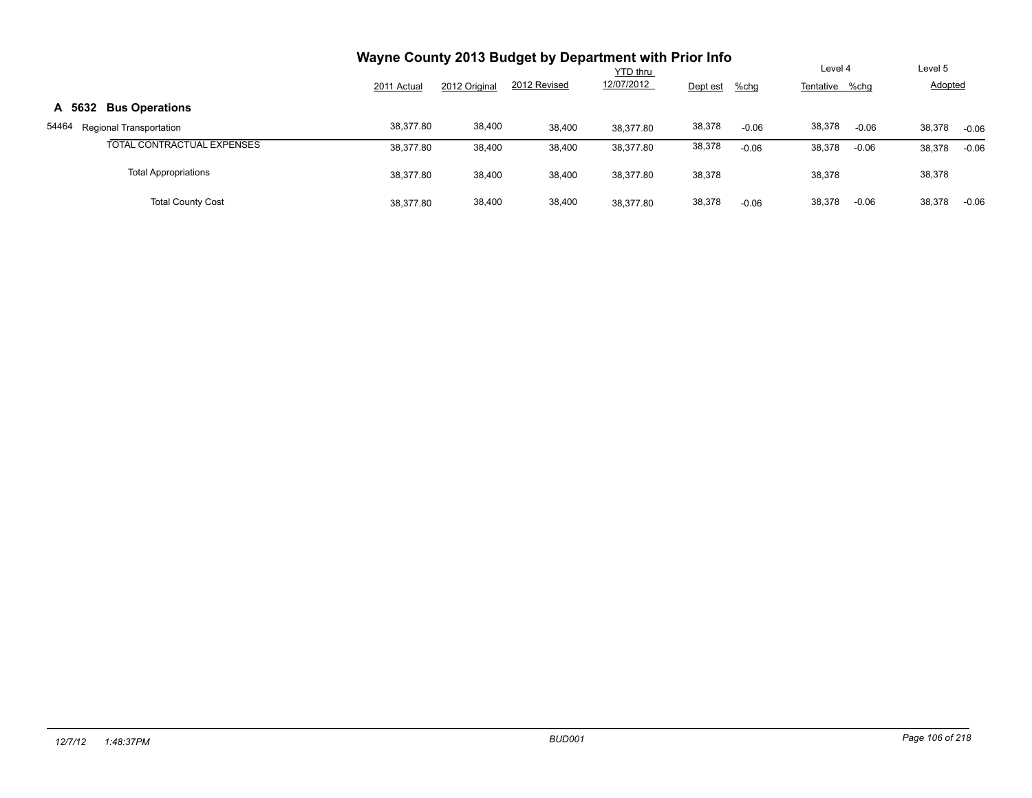# Wayne County 2013 Budget by Department with Prior Info

| | 2011 Actual | 2012 Original | 2012 Revised | YTD thru 12/07/2012 | Dept est | %chg | Level 4 Tentative | %chg | Level 5 Adopted | |
|---|---|---|---|---|---|---|---|---|---|---|
| **A 5632 Bus Operations** | | | | | | | | | | |
| 54464 Regional Transportation | 38,377.80 | 38,400 | 38,400 | 38,377.80 | 38,378 | -0.06 | 38,378 | -0.06 | 38,378 | -0.06 |
| TOTAL CONTRACTUAL EXPENSES | 38,377.80 | 38,400 | 38,400 | 38,377.80 | 38,378 | -0.06 | 38,378 | -0.06 | 38,378 | -0.06 |
| Total Appropriations | 38,377.80 | 38,400 | 38,400 | 38,377.80 | 38,378 | | 38,378 | | 38,378 | |
| Total County Cost | 38,377.80 | 38,400 | 38,400 | 38,377.80 | 38,378 | -0.06 | 38,378 | -0.06 | 38,378 | -0.06 |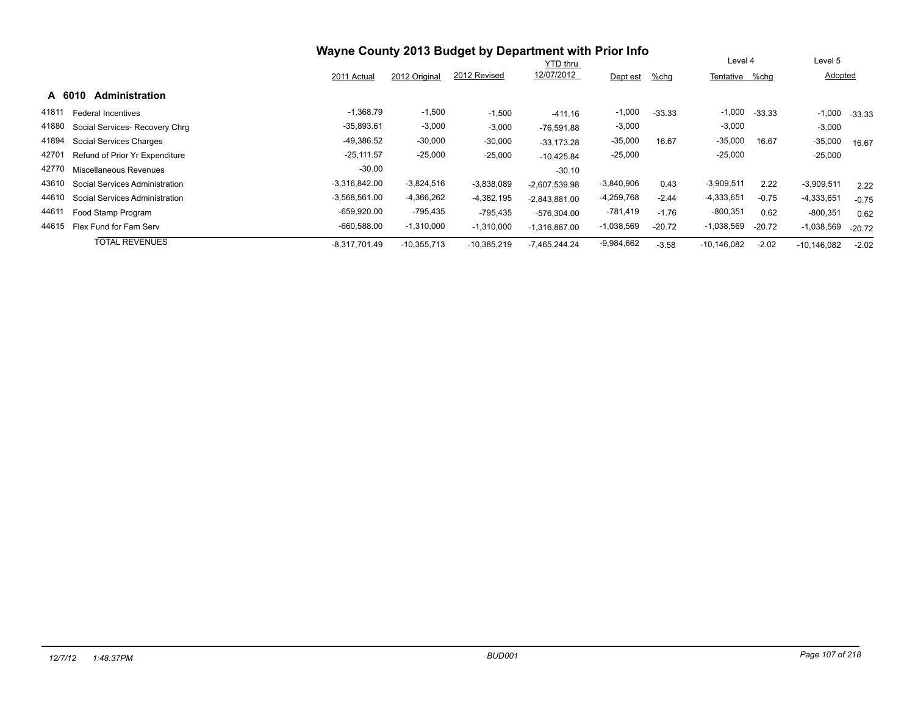# Wayne County 2013 Budget by Department with Prior Info

## A 6010 Administration

| | | 2011 Actual | 2012 Original | 2012 Revised | YTD thru 12/07/2012 | Dept est | %chg | Level 4 Tentative | %chg | Level 5 Adopted | %chg |
|---|---|---|---|---|---|---|---|---|---|---|---|
| 41811 | Federal Incentives | -1,368.79 | -1,500 | -1,500 | -411.16 | -1,000 | -33.33 | -1,000 | -33.33 | -1,000 | -33.33 |
| 41880 | Social Services- Recovery Chrg | -35,893.61 | -3,000 | -3,000 | -76,591.88 | -3,000 | | -3,000 | | -3,000 | |
| 41894 | Social Services Charges | -49,386.52 | -30,000 | -30,000 | -33,173.28 | -35,000 | 16.67 | -35,000 | 16.67 | -35,000 | 16.67 |
| 42701 | Refund of Prior Yr Expenditure | -25,111.57 | -25,000 | -25,000 | -10,425.84 | -25,000 | | -25,000 | | -25,000 | |
| 42770 | Miscellaneous Revenues | -30.00 | | | -30.10 | | | | | | |
| 43610 | Social Services Administration | -3,316,842.00 | -3,824,516 | -3,838,089 | -2,607,539.98 | -3,840,906 | 0.43 | -3,909,511 | 2.22 | -3,909,511 | 2.22 |
| 44610 | Social Services Administration | -3,568,561.00 | -4,366,262 | -4,382,195 | -2,843,881.00 | -4,259,768 | -2.44 | -4,333,651 | -0.75 | -4,333,651 | -0.75 |
| 44611 | Food Stamp Program | -659,920.00 | -795,435 | -795,435 | -576,304.00 | -781,419 | -1.76 | -800,351 | 0.62 | -800,351 | 0.62 |
| 44615 | Flex Fund for Fam Serv | -660,588.00 | -1,310,000 | -1,310,000 | -1,316,887.00 | -1,038,569 | -20.72 | -1,038,569 | -20.72 | -1,038,569 | -20.72 |
| | TOTAL REVENUES | -8,317,701.49 | -10,355,713 | -10,385,219 | -7,465,244.24 | -9,984,662 | -3.58 | -10,146,082 | -2.02 | -10,146,082 | -2.02 |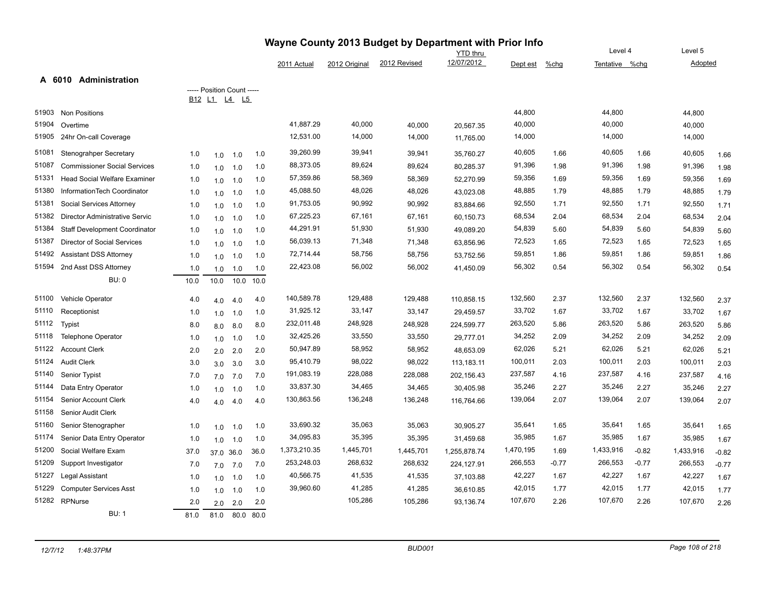# Wayne County 2013 Budget by Department with Prior Info

## A 6010 Administration

| Code | Description | B12 | L1 | L4 | L5 | 2011 Actual | 2012 Original | 2012 Revised | YTD thru 12/07/2012 | Dept est | %chg | Level 4 Tentative | %chg | Level 5 Adopted | |
|---|---|---|---|---|---|---|---|---|---|---|---|---|---|---|---|
| | | ----- Position Count ----- | | | | | | | | | | | | | |
| 51903 | Non Positions | | | | | | | | | 44,800 | | 44,800 | | 44,800 | |
| 51904 | Overtime | | | | | 41,887.29 | 40,000 | 40,000 | 20,567.35 | 40,000 | | 40,000 | | 40,000 | |
| 51905 | 24hr On-call Coverage | | | | | 12,531.00 | 14,000 | 14,000 | 11,765.00 | 14,000 | | 14,000 | | 14,000 | |
| 51081 | Stenograhper Secretary | 1.0 | 1.0 | 1.0 | 1.0 | 39,260.99 | 39,941 | 39,941 | 35,760.27 | 40,605 | 1.66 | 40,605 | 1.66 | 40,605 | 1.66 |
| 51087 | Commissioner Social Services | 1.0 | 1.0 | 1.0 | 1.0 | 88,373.05 | 89,624 | 89,624 | 80,285.37 | 91,396 | 1.98 | 91,396 | 1.98 | 91,396 | 1.98 |
| 51331 | Head Social Welfare Examiner | 1.0 | 1.0 | 1.0 | 1.0 | 57,359.86 | 58,369 | 58,369 | 52,270.99 | 59,356 | 1.69 | 59,356 | 1.69 | 59,356 | 1.69 |
| 51380 | InformationTech Coordinator | 1.0 | 1.0 | 1.0 | 1.0 | 45,088.50 | 48,026 | 48,026 | 43,023.08 | 48,885 | 1.79 | 48,885 | 1.79 | 48,885 | 1.79 |
| 51381 | Social Services Attorney | 1.0 | 1.0 | 1.0 | 1.0 | 91,753.05 | 90,992 | 90,992 | 83,884.66 | 92,550 | 1.71 | 92,550 | 1.71 | 92,550 | 1.71 |
| 51382 | Director Administrative Servic | 1.0 | 1.0 | 1.0 | 1.0 | 67,225.23 | 67,161 | 67,161 | 60,150.73 | 68,534 | 2.04 | 68,534 | 2.04 | 68,534 | 2.04 |
| 51384 | Staff Development Coordinator | 1.0 | 1.0 | 1.0 | 1.0 | 44,291.91 | 51,930 | 51,930 | 49,089.20 | 54,839 | 5.60 | 54,839 | 5.60 | 54,839 | 5.60 |
| 51387 | Director of Social Services | 1.0 | 1.0 | 1.0 | 1.0 | 56,039.13 | 71,348 | 71,348 | 63,856.96 | 72,523 | 1.65 | 72,523 | 1.65 | 72,523 | 1.65 |
| 51492 | Assistant DSS Attorney | 1.0 | 1.0 | 1.0 | 1.0 | 72,714.44 | 58,756 | 58,756 | 53,752.56 | 59,851 | 1.86 | 59,851 | 1.86 | 59,851 | 1.86 |
| 51594 | 2nd Asst DSS Attorney | 1.0 | 1.0 | 1.0 | 1.0 | 22,423.08 | 56,002 | 56,002 | 41,450.09 | 56,302 | 0.54 | 56,302 | 0.54 | 56,302 | 0.54 |
| | BU: 0 | 10.0 | 10.0 | 10.0 | 10.0 | | | | | | | | | | |
| 51100 | Vehicle Operator | 4.0 | 4.0 | 4.0 | 4.0 | 140,589.78 | 129,488 | 129,488 | 110,858.15 | 132,560 | 2.37 | 132,560 | 2.37 | 132,560 | 2.37 |
| 51110 | Receptionist | 1.0 | 1.0 | 1.0 | 1.0 | 31,925.12 | 33,147 | 33,147 | 29,459.57 | 33,702 | 1.67 | 33,702 | 1.67 | 33,702 | 1.67 |
| 51112 | Typist | 8.0 | 8.0 | 8.0 | 8.0 | 232,011.48 | 248,928 | 248,928 | 224,599.77 | 263,520 | 5.86 | 263,520 | 5.86 | 263,520 | 5.86 |
| 51118 | Telephone Operator | 1.0 | 1.0 | 1.0 | 1.0 | 32,425.26 | 33,550 | 33,550 | 29,777.01 | 34,252 | 2.09 | 34,252 | 2.09 | 34,252 | 2.09 |
| 51122 | Account Clerk | 2.0 | 2.0 | 2.0 | 2.0 | 50,947.89 | 58,952 | 58,952 | 48,653.09 | 62,026 | 5.21 | 62,026 | 5.21 | 62,026 | 5.21 |
| 51124 | Audit Clerk | 3.0 | 3.0 | 3.0 | 3.0 | 95,410.79 | 98,022 | 98,022 | 113,183.11 | 100,011 | 2.03 | 100,011 | 2.03 | 100,011 | 2.03 |
| 51140 | Senior Typist | 7.0 | 7.0 | 7.0 | 7.0 | 191,083.19 | 228,088 | 228,088 | 202,156.43 | 237,587 | 4.16 | 237,587 | 4.16 | 237,587 | 4.16 |
| 51144 | Data Entry Operator | 1.0 | 1.0 | 1.0 | 1.0 | 33,837.30 | 34,465 | 34,465 | 30,405.98 | 35,246 | 2.27 | 35,246 | 2.27 | 35,246 | 2.27 |
| 51154 | Senior Account Clerk | 4.0 | 4.0 | 4.0 | 4.0 | 130,863.56 | 136,248 | 136,248 | 116,764.66 | 139,064 | 2.07 | 139,064 | 2.07 | 139,064 | 2.07 |
| 51158 | Senior Audit Clerk | | | | | | | | | | | | | | |
| 51160 | Senior Stenographer | 1.0 | 1.0 | 1.0 | 1.0 | 33,690.32 | 35,063 | 35,063 | 30,905.27 | 35,641 | 1.65 | 35,641 | 1.65 | 35,641 | 1.65 |
| 51174 | Senior Data Entry Operator | 1.0 | 1.0 | 1.0 | 1.0 | 34,095.83 | 35,395 | 35,395 | 31,459.68 | 35,985 | 1.67 | 35,985 | 1.67 | 35,985 | 1.67 |
| 51200 | Social Welfare Exam | 37.0 | 37.0 | 36.0 | 36.0 | 1,373,210.35 | 1,445,701 | 1,445,701 | 1,255,878.74 | 1,470,195 | 1.69 | 1,433,916 | -0.82 | 1,433,916 | -0.82 |
| 51209 | Support Investigator | 7.0 | 7.0 | 7.0 | 7.0 | 253,248.03 | 268,632 | 268,632 | 224,127.91 | 266,553 | -0.77 | 266,553 | -0.77 | 266,553 | -0.77 |
| 51227 | Legal Assistant | 1.0 | 1.0 | 1.0 | 1.0 | 40,566.75 | 41,535 | 41,535 | 37,103.88 | 42,227 | 1.67 | 42,227 | 1.67 | 42,227 | 1.67 |
| 51229 | Computer Services Asst | 1.0 | 1.0 | 1.0 | 1.0 | 39,960.60 | 41,285 | 41,285 | 36,610.85 | 42,015 | 1.77 | 42,015 | 1.77 | 42,015 | 1.77 |
| 51282 | RPNurse | 2.0 | 2.0 | 2.0 | 2.0 | | 105,286 | 105,286 | 93,136.74 | 107,670 | 2.26 | 107,670 | 2.26 | 107,670 | 2.26 |
| | BU: 1 | 81.0 | 81.0 | 80.0 | 80.0 | | | | | | | | | | |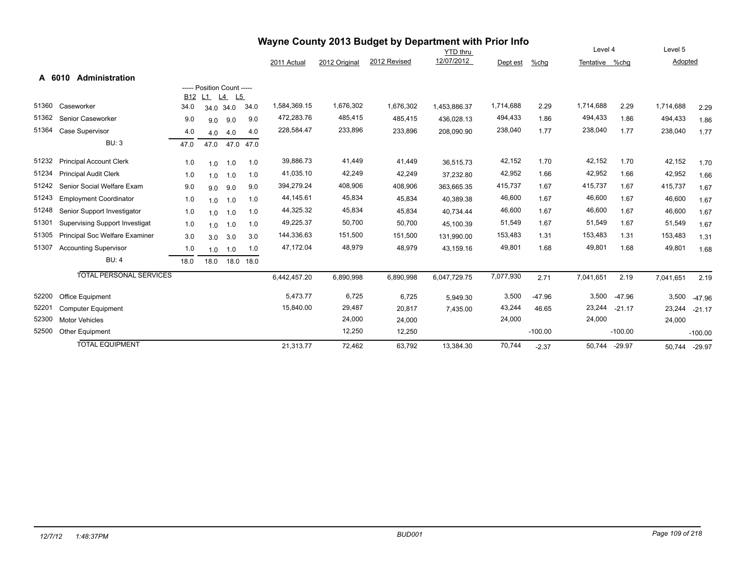# Wayne County 2013 Budget by Department with Prior Info

## A 6010 Administration

| Code | Description | B12 | L1 | L4 | L5 | 2011 Actual | 2012 Original | 2012 Revised | YTD thru 12/07/2012 | Dept est | %chg | Level 4 Tentative | %chg | Level 5 Adopted | %chg |
|---|---|---|---|---|---|---|---|---|---|---|---|---|---|---|---|
| | | ----- Position Count ----- | | | | | | | | | | | | | |
| 51360 | Caseworker | 34.0 | 34.0 | 34.0 | 34.0 | 1,584,369.15 | 1,676,302 | 1,676,302 | 1,453,886.37 | 1,714,688 | 2.29 | 1,714,688 | 2.29 | 1,714,688 | 2.29 |
| 51362 | Senior Caseworker | 9.0 | 9.0 | 9.0 | 9.0 | 472,283.76 | 485,415 | 485,415 | 436,028.13 | 494,433 | 1.86 | 494,433 | 1.86 | 494,433 | 1.86 |
| 51364 | Case Supervisor | 4.0 | 4.0 | 4.0 | 4.0 | 228,584.47 | 233,896 | 233,896 | 208,090.90 | 238,040 | 1.77 | 238,040 | 1.77 | 238,040 | 1.77 |
| | BU: 3 | 47.0 | 47.0 | 47.0 | 47.0 | | | | | | | | | | |
| 51232 | Principal Account Clerk | 1.0 | 1.0 | 1.0 | 1.0 | 39,886.73 | 41,449 | 41,449 | 36,515.73 | 42,152 | 1.70 | 42,152 | 1.70 | 42,152 | 1.70 |
| 51234 | Principal Audit Clerk | 1.0 | 1.0 | 1.0 | 1.0 | 41,035.10 | 42,249 | 42,249 | 37,232.80 | 42,952 | 1.66 | 42,952 | 1.66 | 42,952 | 1.66 |
| 51242 | Senior Social Welfare Exam | 9.0 | 9.0 | 9.0 | 9.0 | 394,279.24 | 408,906 | 408,906 | 363,665.35 | 415,737 | 1.67 | 415,737 | 1.67 | 415,737 | 1.67 |
| 51243 | Employment Coordinator | 1.0 | 1.0 | 1.0 | 1.0 | 44,145.61 | 45,834 | 45,834 | 40,389.38 | 46,600 | 1.67 | 46,600 | 1.67 | 46,600 | 1.67 |
| 51248 | Senior Support Investigator | 1.0 | 1.0 | 1.0 | 1.0 | 44,325.32 | 45,834 | 45,834 | 40,734.44 | 46,600 | 1.67 | 46,600 | 1.67 | 46,600 | 1.67 |
| 51301 | Supervising Support Investigat | 1.0 | 1.0 | 1.0 | 1.0 | 49,225.37 | 50,700 | 50,700 | 45,100.39 | 51,549 | 1.67 | 51,549 | 1.67 | 51,549 | 1.67 |
| 51305 | Principal Soc Welfare Examiner | 3.0 | 3.0 | 3.0 | 3.0 | 144,336.63 | 151,500 | 151,500 | 131,990.00 | 153,483 | 1.31 | 153,483 | 1.31 | 153,483 | 1.31 |
| 51307 | Accounting Supervisor | 1.0 | 1.0 | 1.0 | 1.0 | 47,172.04 | 48,979 | 48,979 | 43,159.16 | 49,801 | 1.68 | 49,801 | 1.68 | 49,801 | 1.68 |
| | BU: 4 | 18.0 | 18.0 | 18.0 | 18.0 | | | | | | | | | | |
| | TOTAL PERSONAL SERVICES | | | | | 6,442,457.20 | 6,890,998 | 6,890,998 | 6,047,729.75 | 7,077,930 | 2.71 | 7,041,651 | 2.19 | 7,041,651 | 2.19 |
| 52200 | Office Equipment | | | | | 5,473.77 | 6,725 | 6,725 | 5,949.30 | 3,500 | -47.96 | 3,500 | -47.96 | 3,500 | -47.96 |
| 52201 | Computer Equipment | | | | | 15,840.00 | 29,487 | 20,817 | 7,435.00 | 43,244 | 46.65 | 23,244 | -21.17 | 23,244 | -21.17 |
| 52300 | Motor Vehicles | | | | | | 24,000 | 24,000 | | 24,000 | | 24,000 | | 24,000 | |
| 52500 | Other Equipment | | | | | | 12,250 | 12,250 | | | -100.00 | | -100.00 | | -100.00 |
| | TOTAL EQUIPMENT | | | | | 21,313.77 | 72,462 | 63,792 | 13,384.30 | 70,744 | -2.37 | 50,744 | -29.97 | 50,744 | -29.97 |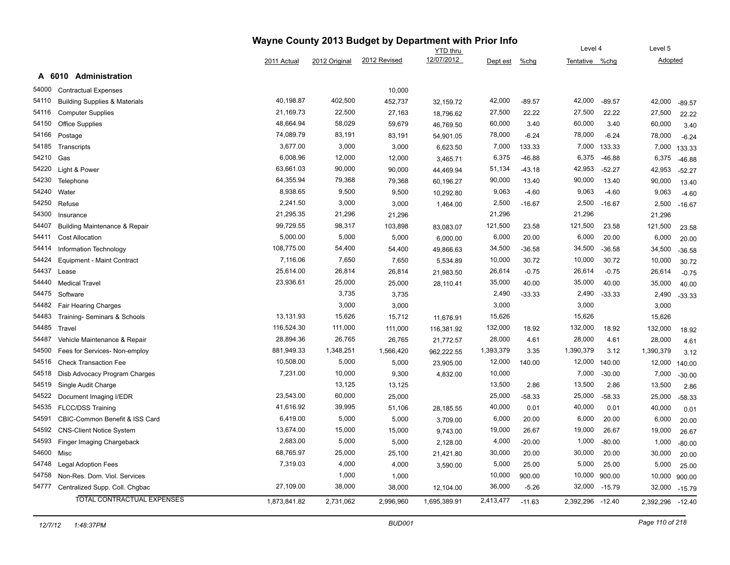# Wayne County 2013 Budget by Department with Prior Info

## A 6010 Administration

| | | 2011 Actual | 2012 Original | 2012 Revised | YTD thru 12/07/2012 | Dept est | %chg | Level 4 Tentative | %chg | Level 5 Adopted | |
|---|---|---|---|---|---|---|---|---|---|---|---|
| 54000 | Contractual Expenses | | | 10,000 | | | | | | | |
| 54110 | Building Supplies & Materials | 40,198.87 | 402,500 | 452,737 | 32,159.72 | 42,000 | -89.57 | 42,000 | -89.57 | 42,000 | -89.57 |
| 54116 | Computer Supplies | 21,169.73 | 22,500 | 27,163 | 18,796.62 | 27,500 | 22.22 | 27,500 | 22.22 | 27,500 | 22.22 |
| 54150 | Office Supplies | 48,664.94 | 58,029 | 59,679 | 46,769.50 | 60,000 | 3.40 | 60,000 | 3.40 | 60,000 | 3.40 |
| 54166 | Postage | 74,089.79 | 83,191 | 83,191 | 54,901.05 | 78,000 | -6.24 | 78,000 | -6.24 | 78,000 | -6.24 |
| 54185 | Transcripts | 3,677.00 | 3,000 | 3,000 | 6,623.50 | 7,000 | 133.33 | 7,000 | 133.33 | 7,000 | 133.33 |
| 54210 | Gas | 6,008.96 | 12,000 | 12,000 | 3,465.71 | 6,375 | -46.88 | 6,375 | -46.88 | 6,375 | -46.88 |
| 54220 | Light & Power | 63,661.03 | 90,000 | 90,000 | 44,469.94 | 51,134 | -43.18 | 42,953 | -52.27 | 42,953 | -52.27 |
| 54230 | Telephone | 64,355.94 | 79,368 | 79,368 | 60,196.27 | 90,000 | 13.40 | 90,000 | 13.40 | 90,000 | 13.40 |
| 54240 | Water | 8,938.65 | 9,500 | 9,500 | 10,292.80 | 9,063 | -4.60 | 9,063 | -4.60 | 9,063 | -4.60 |
| 54250 | Refuse | 2,241.50 | 3,000 | 3,000 | 1,464.00 | 2,500 | -16.67 | 2,500 | -16.67 | 2,500 | -16.67 |
| 54300 | Insurance | 21,295.35 | 21,296 | 21,296 | | 21,296 | | 21,296 | | 21,296 | |
| 54407 | Building Maintenance & Repair | 99,729.55 | 98,317 | 103,898 | 83,083.07 | 121,500 | 23.58 | 121,500 | 23.58 | 121,500 | 23.58 |
| 54411 | Cost Allocation | 5,000.00 | 5,000 | 5,000 | 6,000.00 | 6,000 | 20.00 | 6,000 | 20.00 | 6,000 | 20.00 |
| 54414 | Information Technology | 108,775.00 | 54,400 | 54,400 | 49,866.63 | 34,500 | -36.58 | 34,500 | -36.58 | 34,500 | -36.58 |
| 54424 | Equipment - Maint Contract | 7,116.06 | 7,650 | 7,650 | 5,534.89 | 10,000 | 30.72 | 10,000 | 30.72 | 10,000 | 30.72 |
| 54437 | Lease | 25,614.00 | 26,814 | 26,814 | 21,983.50 | 26,614 | -0.75 | 26,614 | -0.75 | 26,614 | -0.75 |
| 54440 | Medical Travel | 23,936.61 | 25,000 | 25,000 | 28,110.41 | 35,000 | 40.00 | 35,000 | 40.00 | 35,000 | 40.00 |
| 54475 | Software | | 3,735 | 3,735 | | 2,490 | -33.33 | 2,490 | -33.33 | 2,490 | -33.33 |
| 54482 | Fair Hearing Charges | | 3,000 | 3,000 | | 3,000 | | 3,000 | | 3,000 | |
| 54483 | Training- Seminars & Schools | 13,131.93 | 15,626 | 15,712 | 11,676.91 | 15,626 | | 15,626 | | 15,626 | |
| 54485 | Travel | 116,524.30 | 111,000 | 111,000 | 116,381.92 | 132,000 | 18.92 | 132,000 | 18.92 | 132,000 | 18.92 |
| 54487 | Vehicle Maintenance & Repair | 28,894.36 | 26,765 | 26,765 | 21,772.57 | 28,000 | 4.61 | 28,000 | 4.61 | 28,000 | 4.61 |
| 54500 | Fees for Services- Non-employ | 881,949.33 | 1,348,251 | 1,566,420 | 962,222.55 | 1,393,379 | 3.35 | 1,390,379 | 3.12 | 1,390,379 | 3.12 |
| 54516 | Check Transaction Fee | 10,508.00 | 5,000 | 5,000 | 23,905.00 | 12,000 | 140.00 | 12,000 | 140.00 | 12,000 | 140.00 |
| 54518 | Disb Advocacy Program Charges | 7,231.00 | 10,000 | 9,300 | 4,832.00 | 10,000 | | 7,000 | -30.00 | 7,000 | -30.00 |
| 54519 | Single Audit Charge | | 13,125 | 13,125 | | 13,500 | 2.86 | 13,500 | 2.86 | 13,500 | 2.86 |
| 54522 | Document Imaging I/EDR | 23,543.00 | 60,000 | 25,000 | | 25,000 | -58.33 | 25,000 | -58.33 | 25,000 | -58.33 |
| 54535 | FLCC/DSS Training | 41,616.92 | 39,995 | 51,106 | 28,185.55 | 40,000 | 0.01 | 40,000 | 0.01 | 40,000 | 0.01 |
| 54591 | CBIC-Common Benefit & ISS Card | 6,419.00 | 5,000 | 5,000 | 3,709.00 | 6,000 | 20.00 | 6,000 | 20.00 | 6,000 | 20.00 |
| 54592 | CNS-Client Notice System | 13,674.00 | 15,000 | 15,000 | 9,743.00 | 19,000 | 26.67 | 19,000 | 26.67 | 19,000 | 26.67 |
| 54593 | Finger Imaging Chargeback | 2,683.00 | 5,000 | 5,000 | 2,128.00 | 4,000 | -20.00 | 1,000 | -80.00 | 1,000 | -80.00 |
| 54600 | Misc | 68,765.97 | 25,000 | 25,100 | 21,421.80 | 30,000 | 20.00 | 30,000 | 20.00 | 30,000 | 20.00 |
| 54748 | Legal Adoption Fees | 7,319.03 | 4,000 | 4,000 | 3,590.00 | 5,000 | 25.00 | 5,000 | 25.00 | 5,000 | 25.00 |
| 54758 | Non-Res. Dom. Viol. Services | | 1,000 | 1,000 | | 10,000 | 900.00 | 10,000 | 900.00 | 10,000 | 900.00 |
| 54777 | Centralized Supp. Coll. Chgbac | 27,109.00 | 38,000 | 38,000 | 12,104.00 | 36,000 | -5.26 | 32,000 | -15.79 | 32,000 | -15.79 |
| | TOTAL CONTRACTUAL EXPENSES | 1,873,841.82 | 2,731,062 | 2,996,960 | 1,695,389.91 | 2,413,477 | -11.63 | 2,392,296 | -12.40 | 2,392,296 | -12.40 |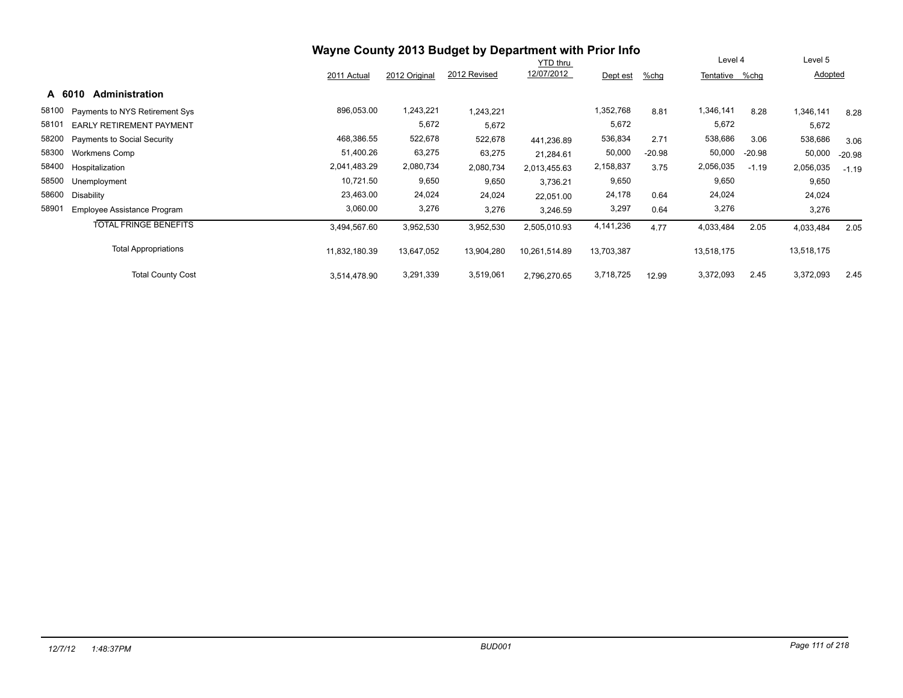# Wayne County 2013 Budget by Department with Prior Info

## A 6010 Administration

| | | 2011 Actual | 2012 Original | 2012 Revised | YTD thru 12/07/2012 | Dept est | %chg | Level 4 Tentative | %chg | Level 5 Adopted | |
|---|---|---|---|---|---|---|---|---|---|---|---|
| 58100 | Payments to NYS Retirement Sys | 896,053.00 | 1,243,221 | 1,243,221 | | 1,352,768 | 8.81 | 1,346,141 | 8.28 | 1,346,141 | 8.28 |
| 58101 | EARLY RETIREMENT PAYMENT | | 5,672 | 5,672 | | 5,672 | | 5,672 | | 5,672 | |
| 58200 | Payments to Social Security | 468,386.55 | 522,678 | 522,678 | 441,236.89 | 536,834 | 2.71 | 538,686 | 3.06 | 538,686 | 3.06 |
| 58300 | Workmens Comp | 51,400.26 | 63,275 | 63,275 | 21,284.61 | 50,000 | -20.98 | 50,000 | -20.98 | 50,000 | -20.98 |
| 58400 | Hospitalization | 2,041,483.29 | 2,080,734 | 2,080,734 | 2,013,455.63 | 2,158,837 | 3.75 | 2,056,035 | -1.19 | 2,056,035 | -1.19 |
| 58500 | Unemployment | 10,721.50 | 9,650 | 9,650 | 3,736.21 | 9,650 | | 9,650 | | 9,650 | |
| 58600 | Disability | 23,463.00 | 24,024 | 24,024 | 22,051.00 | 24,178 | 0.64 | 24,024 | | 24,024 | |
| 58901 | Employee Assistance Program | 3,060.00 | 3,276 | 3,276 | 3,246.59 | 3,297 | 0.64 | 3,276 | | 3,276 | |
| | TOTAL FRINGE BENEFITS | 3,494,567.60 | 3,952,530 | 3,952,530 | 2,505,010.93 | 4,141,236 | 4.77 | 4,033,484 | 2.05 | 4,033,484 | 2.05 |
| | Total Appropriations | 11,832,180.39 | 13,647,052 | 13,904,280 | 10,261,514.89 | 13,703,387 | | 13,518,175 | | 13,518,175 | |
| | Total County Cost | 3,514,478.90 | 3,291,339 | 3,519,061 | 2,796,270.65 | 3,718,725 | 12.99 | 3,372,093 | 2.45 | 3,372,093 | 2.45 |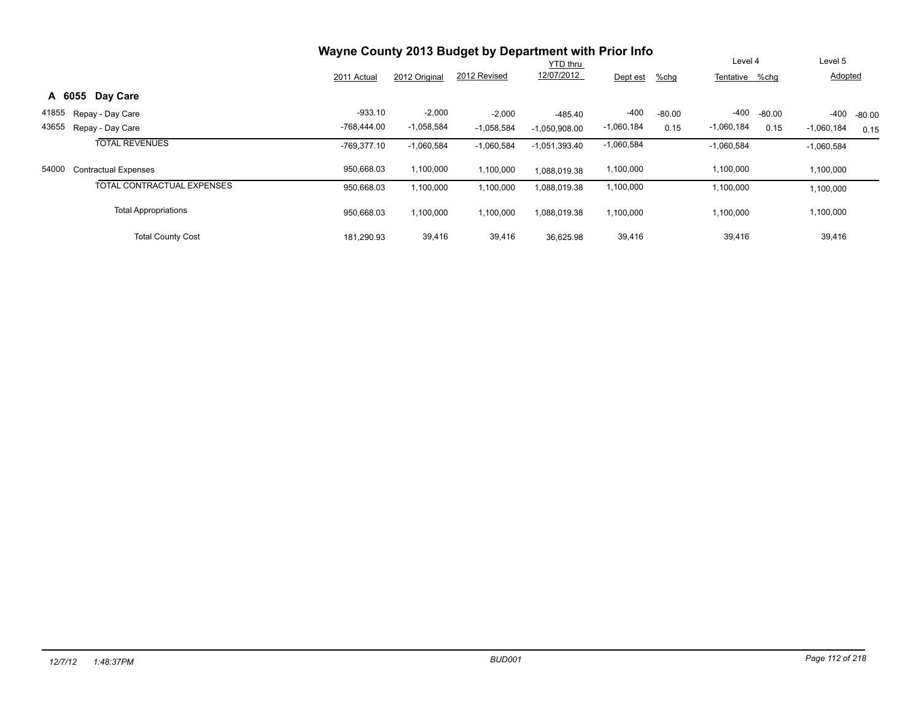# Wayne County 2013 Budget by Department with Prior Info

## A 6055 Day Care

| | | 2011 Actual | 2012 Original | 2012 Revised | YTD thru 12/07/2012 | Dept est | %chg | Level 4 Tentative | %chg | Level 5 Adopted | |
|---|---|---|---|---|---|---|---|---|---|---|---|
| 41855 | Repay - Day Care | -933.10 | -2,000 | -2,000 | -485.40 | -400 | -80.00 | -400 | -80.00 | -400 | -80.00 |
| 43655 | Repay - Day Care | -768,444.00 | -1,058,584 | -1,058,584 | -1,050,908.00 | -1,060,184 | 0.15 | -1,060,184 | 0.15 | -1,060,184 | 0.15 |
| | TOTAL REVENUES | -769,377.10 | -1,060,584 | -1,060,584 | -1,051,393.40 | -1,060,584 | | -1,060,584 | | -1,060,584 | |
| 54000 | Contractual Expenses | 950,668.03 | 1,100,000 | 1,100,000 | 1,088,019.38 | 1,100,000 | | 1,100,000 | | 1,100,000 | |
| | TOTAL CONTRACTUAL EXPENSES | 950,668.03 | 1,100,000 | 1,100,000 | 1,088,019.38 | 1,100,000 | | 1,100,000 | | 1,100,000 | |
| | Total Appropriations | 950,668.03 | 1,100,000 | 1,100,000 | 1,088,019.38 | 1,100,000 | | 1,100,000 | | 1,100,000 | |
| | Total County Cost | 181,290.93 | 39,416 | 39,416 | 36,625.98 | 39,416 | | 39,416 | | 39,416 | |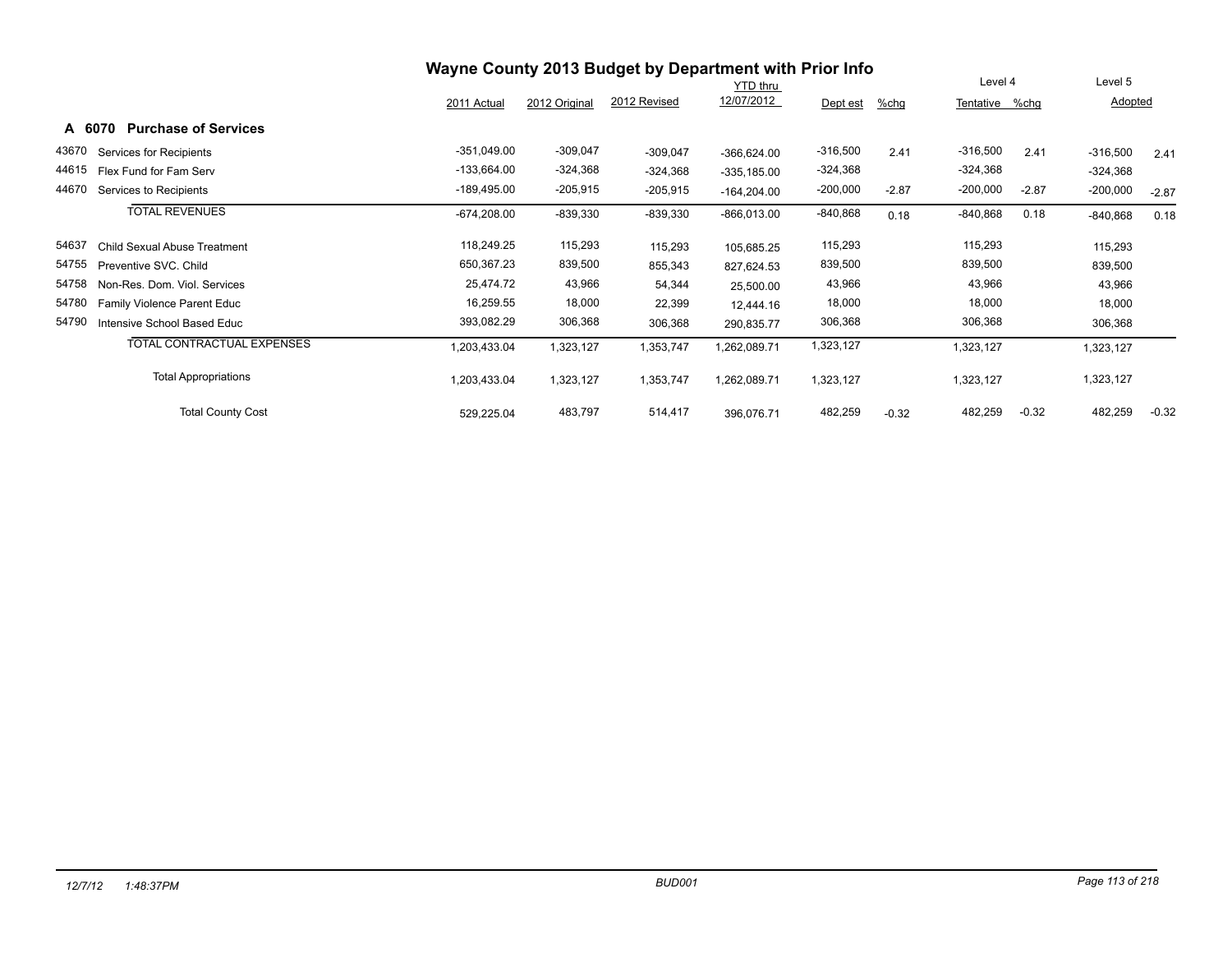# Wayne County 2013 Budget by Department with Prior Info

## A 6070 Purchase of Services

| | | 2011 Actual | 2012 Original | 2012 Revised | YTD thru 12/07/2012 | Dept est | %chg | Level 4 Tentative | %chg | Level 5 Adopted | %chg |
|---|---|---|---|---|---|---|---|---|---|---|---|
| 43670 | Services for Recipients | -351,049.00 | -309,047 | -309,047 | -366,624.00 | -316,500 | 2.41 | -316,500 | 2.41 | -316,500 | 2.41 |
| 44615 | Flex Fund for Fam Serv | -133,664.00 | -324,368 | -324,368 | -335,185.00 | -324,368 | | -324,368 | | -324,368 | |
| 44670 | Services to Recipients | -189,495.00 | -205,915 | -205,915 | -164,204.00 | -200,000 | -2.87 | -200,000 | -2.87 | -200,000 | -2.87 |
| | TOTAL REVENUES | -674,208.00 | -839,330 | -839,330 | -866,013.00 | -840,868 | 0.18 | -840,868 | 0.18 | -840,868 | 0.18 |
| 54637 | Child Sexual Abuse Treatment | 118,249.25 | 115,293 | 115,293 | 105,685.25 | 115,293 | | 115,293 | | 115,293 | |
| 54755 | Preventive SVC. Child | 650,367.23 | 839,500 | 855,343 | 827,624.53 | 839,500 | | 839,500 | | 839,500 | |
| 54758 | Non-Res. Dom. Viol. Services | 25,474.72 | 43,966 | 54,344 | 25,500.00 | 43,966 | | 43,966 | | 43,966 | |
| 54780 | Family Violence Parent Educ | 16,259.55 | 18,000 | 22,399 | 12,444.16 | 18,000 | | 18,000 | | 18,000 | |
| 54790 | Intensive School Based Educ | 393,082.29 | 306,368 | 306,368 | 290,835.77 | 306,368 | | 306,368 | | 306,368 | |
| | TOTAL CONTRACTUAL EXPENSES | 1,203,433.04 | 1,323,127 | 1,353,747 | 1,262,089.71 | 1,323,127 | | 1,323,127 | | 1,323,127 | |
| | Total Appropriations | 1,203,433.04 | 1,323,127 | 1,353,747 | 1,262,089.71 | 1,323,127 | | 1,323,127 | | 1,323,127 | |
| | Total County Cost | 529,225.04 | 483,797 | 514,417 | 396,076.71 | 482,259 | -0.32 | 482,259 | -0.32 | 482,259 | -0.32 |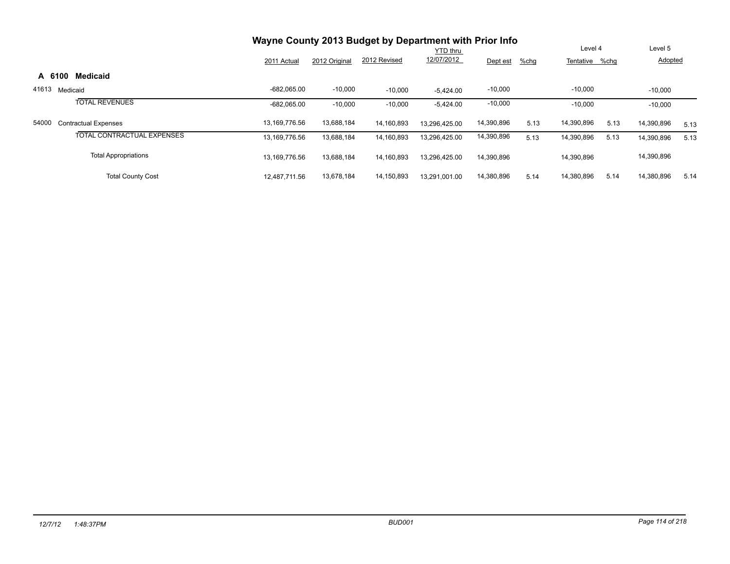# Wayne County 2013 Budget by Department with Prior Info

## A 6100 Medicaid

| | | 2011 Actual | 2012 Original | 2012 Revised | YTD thru 12/07/2012 | Dept est | %chg | Level 4 Tentative | %chg | Level 5 Adopted | |
|---|---|---|---|---|---|---|---|---|---|---|---|
| 41613 | Medicaid | -682,065.00 | -10,000 | -10,000 | -5,424.00 | -10,000 | | -10,000 | | -10,000 | |
| | TOTAL REVENUES | -682,065.00 | -10,000 | -10,000 | -5,424.00 | -10,000 | | -10,000 | | -10,000 | |
| 54000 | Contractual Expenses | 13,169,776.56 | 13,688,184 | 14,160,893 | 13,296,425.00 | 14,390,896 | 5.13 | 14,390,896 | 5.13 | 14,390,896 | 5.13 |
| | TOTAL CONTRACTUAL EXPENSES | 13,169,776.56 | 13,688,184 | 14,160,893 | 13,296,425.00 | 14,390,896 | 5.13 | 14,390,896 | 5.13 | 14,390,896 | 5.13 |
| | Total Appropriations | 13,169,776.56 | 13,688,184 | 14,160,893 | 13,296,425.00 | 14,390,896 | | 14,390,896 | | 14,390,896 | |
| | Total County Cost | 12,487,711.56 | 13,678,184 | 14,150,893 | 13,291,001.00 | 14,380,896 | 5.14 | 14,380,896 | 5.14 | 14,380,896 | 5.14 |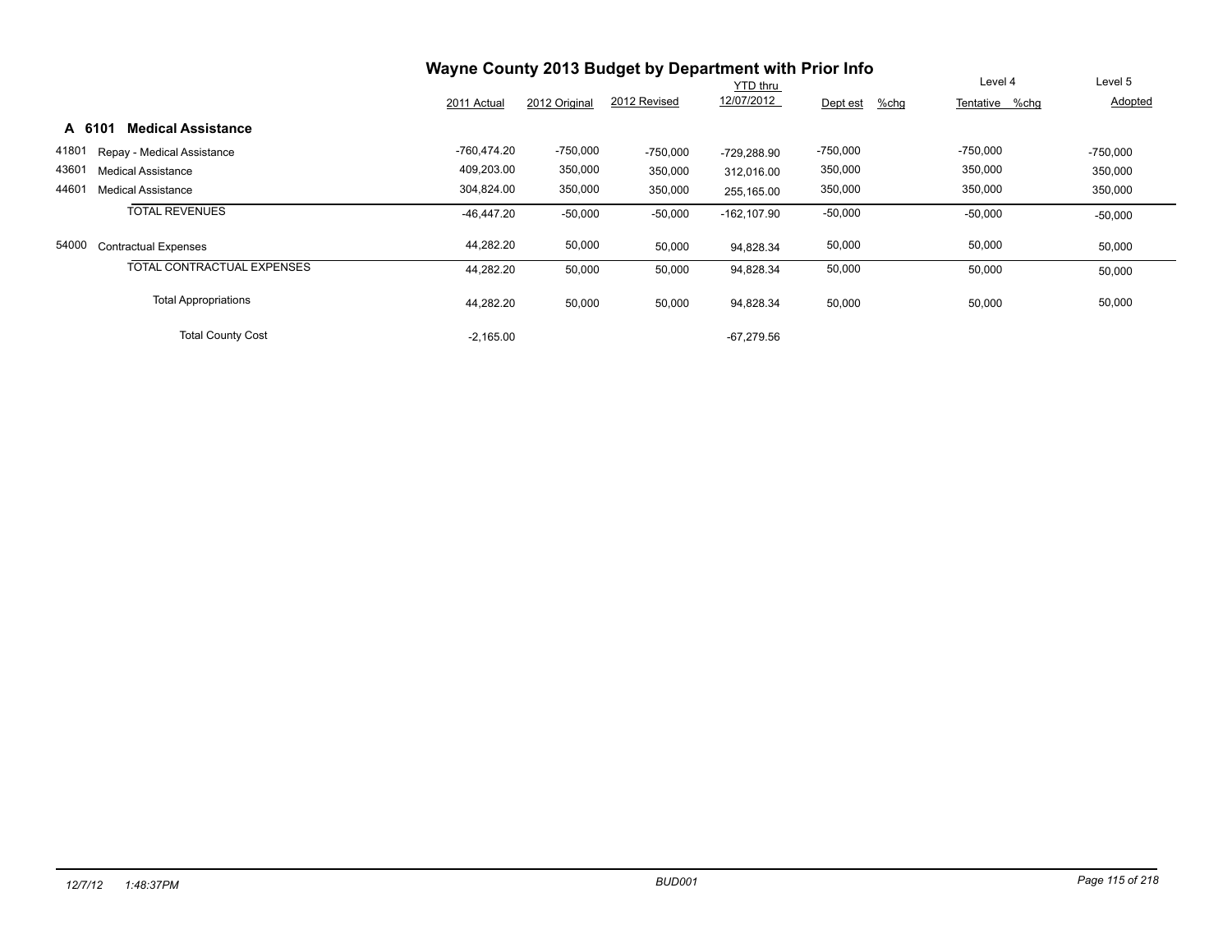# Wayne County 2013 Budget by Department with Prior Info

## A 6101 Medical Assistance

| | | 2011 Actual | 2012 Original | 2012 Revised | YTD thru 12/07/2012 | Dept est | %chg | Level 4 Tentative | %chg | Level 5 Adopted |
|---|---|---|---|---|---|---|---|---|---|---|
| 41801 | Repay - Medical Assistance | -760,474.20 | -750,000 | -750,000 | -729,288.90 | -750,000 | | -750,000 | | -750,000 |
| 43601 | Medical Assistance | 409,203.00 | 350,000 | 350,000 | 312,016.00 | 350,000 | | 350,000 | | 350,000 |
| 44601 | Medical Assistance | 304,824.00 | 350,000 | 350,000 | 255,165.00 | 350,000 | | 350,000 | | 350,000 |
| | TOTAL REVENUES | -46,447.20 | -50,000 | -50,000 | -162,107.90 | -50,000 | | -50,000 | | -50,000 |
| 54000 | Contractual Expenses | 44,282.20 | 50,000 | 50,000 | 94,828.34 | 50,000 | | 50,000 | | 50,000 |
| | TOTAL CONTRACTUAL EXPENSES | 44,282.20 | 50,000 | 50,000 | 94,828.34 | 50,000 | | 50,000 | | 50,000 |
| | Total Appropriations | 44,282.20 | 50,000 | 50,000 | 94,828.34 | 50,000 | | 50,000 | | 50,000 |
| | Total County Cost | -2,165.00 | | | -67,279.56 | | | | | |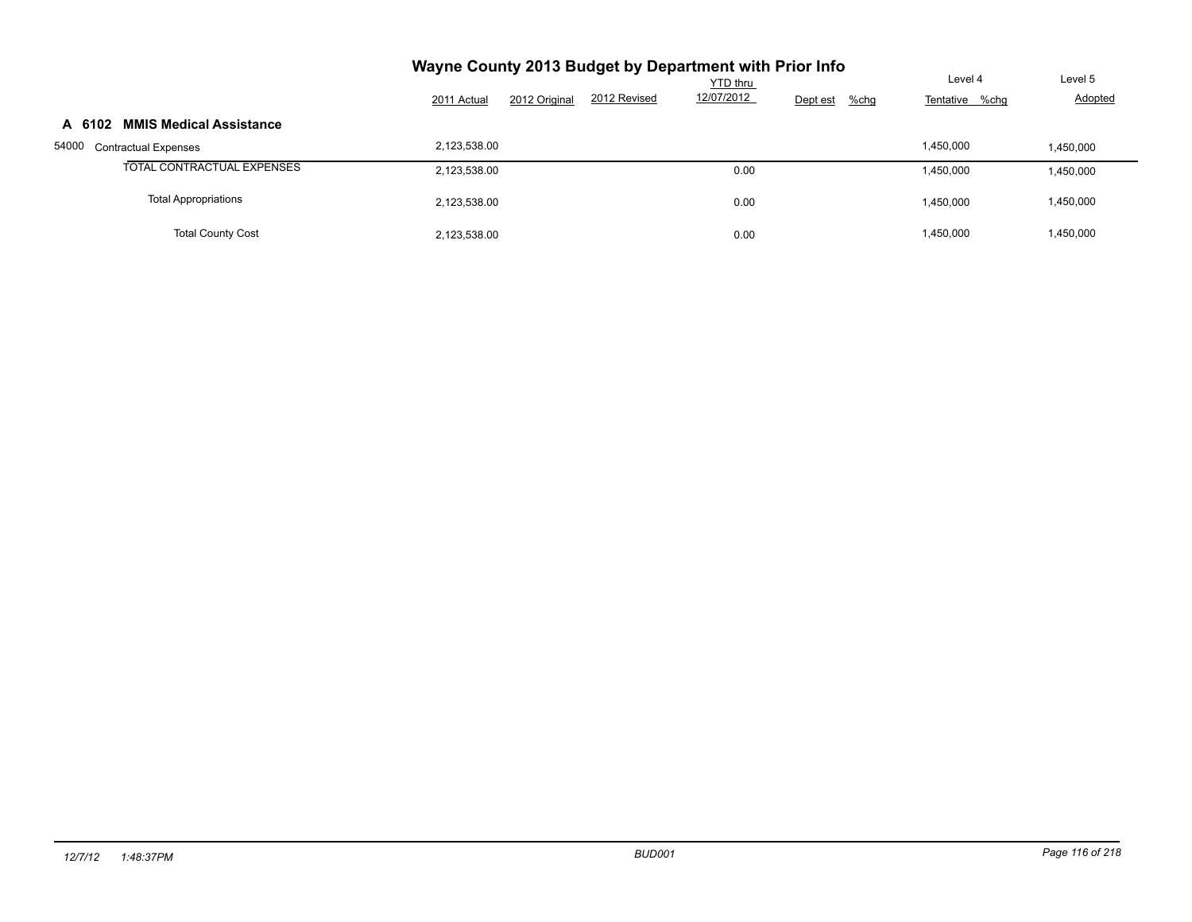# Wayne County 2013 Budget by Department with Prior Info

## A 6102 MMIS Medical Assistance

| | 2011 Actual | 2012 Original | 2012 Revised | YTD thru 12/07/2012 | Dept est | %chg | Level 4 Tentative | %chg | Level 5 Adopted |
|---|---|---|---|---|---|---|---|---|---|
| 54000 Contractual Expenses | 2,123,538.00 | | | | | | 1,450,000 | | 1,450,000 |
| TOTAL CONTRACTUAL EXPENSES | 2,123,538.00 | | | 0.00 | | | 1,450,000 | | 1,450,000 |
| Total Appropriations | 2,123,538.00 | | | 0.00 | | | 1,450,000 | | 1,450,000 |
| Total County Cost | 2,123,538.00 | | | 0.00 | | | 1,450,000 | | 1,450,000 |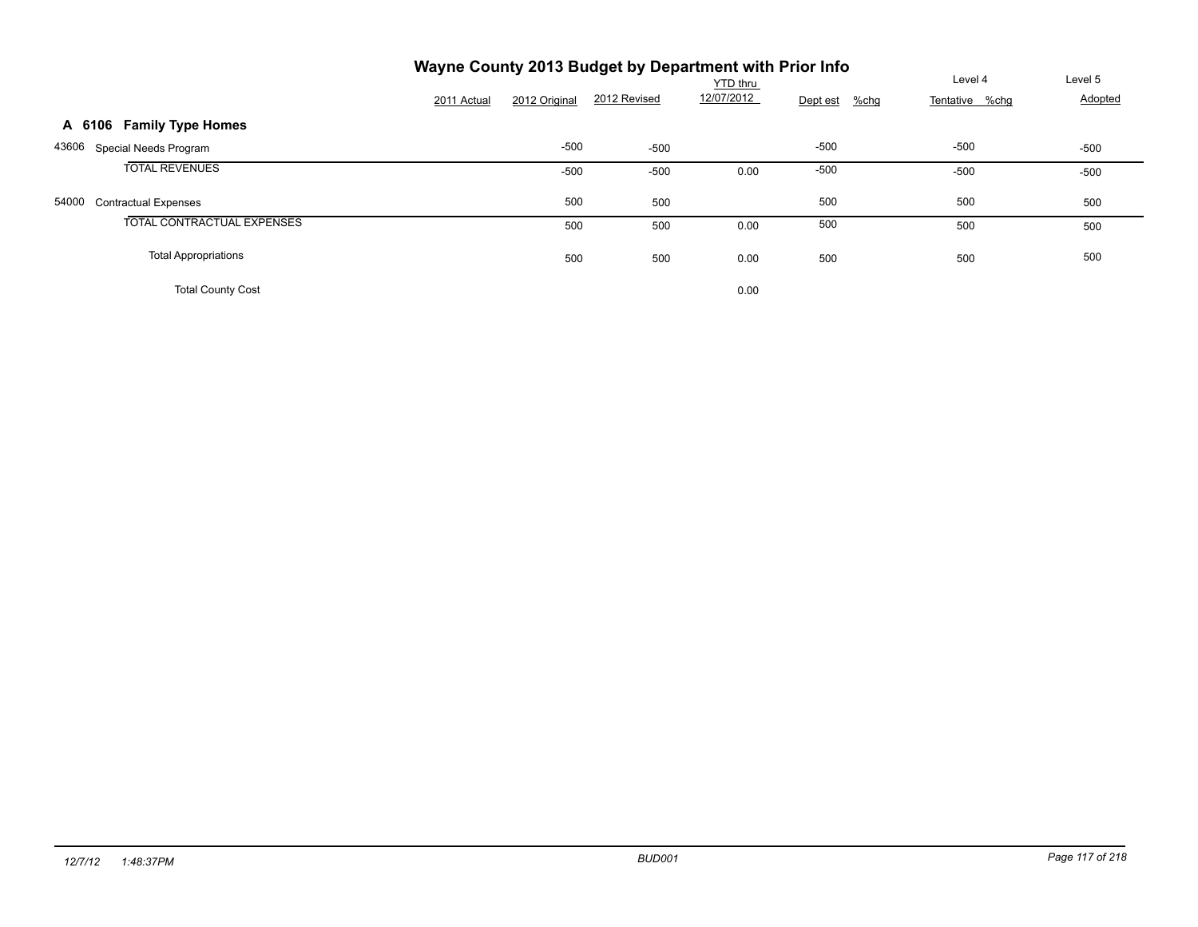# Wayne County 2013 Budget by Department with Prior Info

## A 6106 Family Type Homes

| | 2011 Actual | 2012 Original | 2012 Revised | YTD thru 12/07/2012 | Dept est | %chg | Level 4 Tentative | %chg | Level 5 Adopted |
|---|---|---|---|---|---|---|---|---|---|
| 43606 Special Needs Program | | -500 | -500 | | -500 | | -500 | | -500 |
| TOTAL REVENUES | | -500 | -500 | 0.00 | -500 | | -500 | | -500 |
| 54000 Contractual Expenses | | 500 | 500 | | 500 | | 500 | | 500 |
| TOTAL CONTRACTUAL EXPENSES | | 500 | 500 | 0.00 | 500 | | 500 | | 500 |
| Total Appropriations | | 500 | 500 | 0.00 | 500 | | 500 | | 500 |
| Total County Cost | | | | 0.00 | | | | | |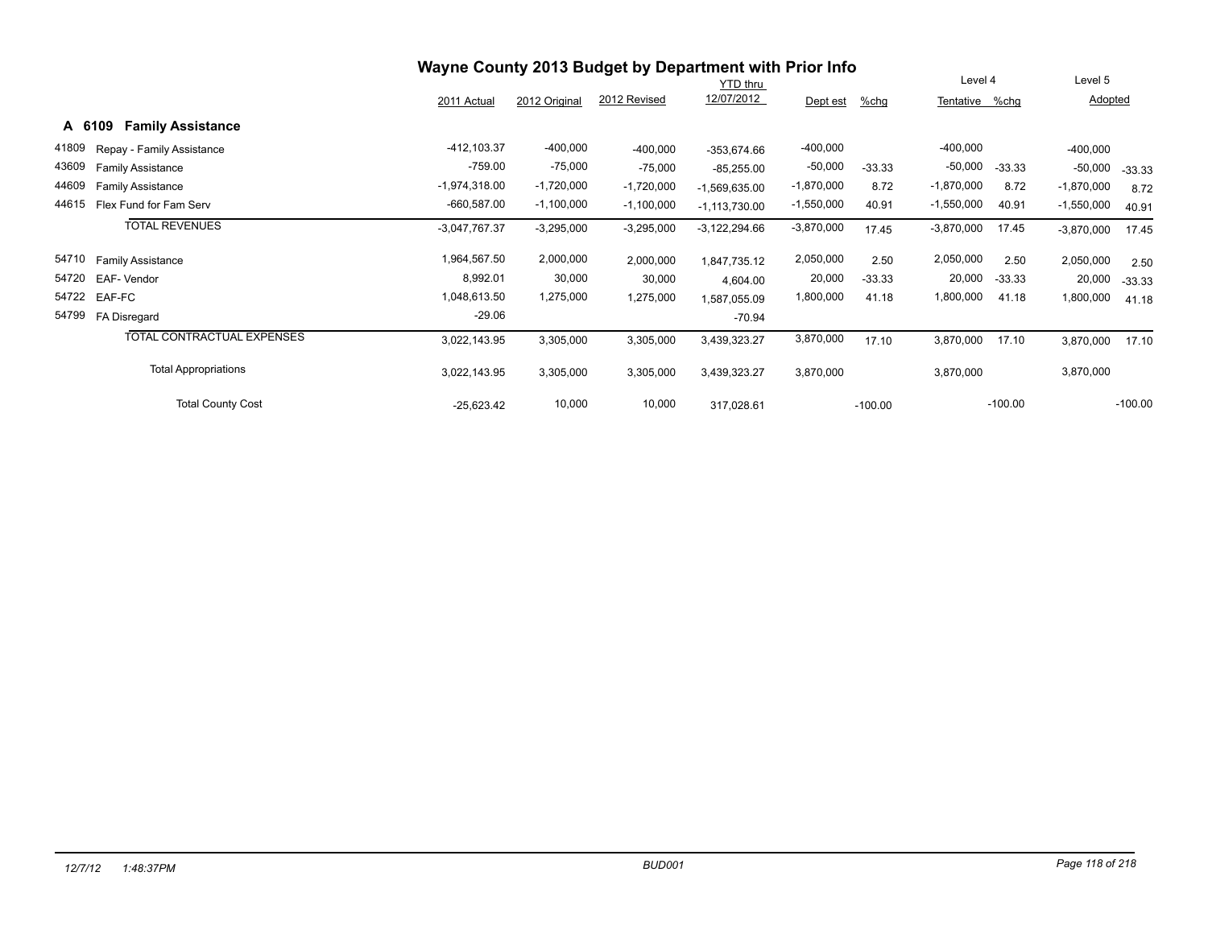# Wayne County 2013 Budget by Department with Prior Info

## A 6109 Family Assistance

| | | 2011 Actual | 2012 Original | 2012 Revised | YTD thru 12/07/2012 | Dept est | %chg | Level 4 Tentative | %chg | Level 5 Adopted | %chg |
|---|---|---|---|---|---|---|---|---|---|---|---|
| 41809 | Repay - Family Assistance | -412,103.37 | -400,000 | -400,000 | -353,674.66 | -400,000 | | -400,000 | | -400,000 | |
| 43609 | Family Assistance | -759.00 | -75,000 | -75,000 | -85,255.00 | -50,000 | -33.33 | -50,000 | -33.33 | -50,000 | -33.33 |
| 44609 | Family Assistance | -1,974,318.00 | -1,720,000 | -1,720,000 | -1,569,635.00 | -1,870,000 | 8.72 | -1,870,000 | 8.72 | -1,870,000 | 8.72 |
| 44615 | Flex Fund for Fam Serv | -660,587.00 | -1,100,000 | -1,100,000 | -1,113,730.00 | -1,550,000 | 40.91 | -1,550,000 | 40.91 | -1,550,000 | 40.91 |
| | TOTAL REVENUES | -3,047,767.37 | -3,295,000 | -3,295,000 | -3,122,294.66 | -3,870,000 | 17.45 | -3,870,000 | 17.45 | -3,870,000 | 17.45 |
| 54710 | Family Assistance | 1,964,567.50 | 2,000,000 | 2,000,000 | 1,847,735.12 | 2,050,000 | 2.50 | 2,050,000 | 2.50 | 2,050,000 | 2.50 |
| 54720 | EAF- Vendor | 8,992.01 | 30,000 | 30,000 | 4,604.00 | 20,000 | -33.33 | 20,000 | -33.33 | 20,000 | -33.33 |
| 54722 | EAF-FC | 1,048,613.50 | 1,275,000 | 1,275,000 | 1,587,055.09 | 1,800,000 | 41.18 | 1,800,000 | 41.18 | 1,800,000 | 41.18 |
| 54799 | FA Disregard | -29.06 | | | -70.94 | | | | | | |
| | TOTAL CONTRACTUAL EXPENSES | 3,022,143.95 | 3,305,000 | 3,305,000 | 3,439,323.27 | 3,870,000 | 17.10 | 3,870,000 | 17.10 | 3,870,000 | 17.10 |
| | Total Appropriations | 3,022,143.95 | 3,305,000 | 3,305,000 | 3,439,323.27 | 3,870,000 | | 3,870,000 | | 3,870,000 | |
| | Total County Cost | -25,623.42 | 10,000 | 10,000 | 317,028.61 | | -100.00 | | -100.00 | | -100.00 |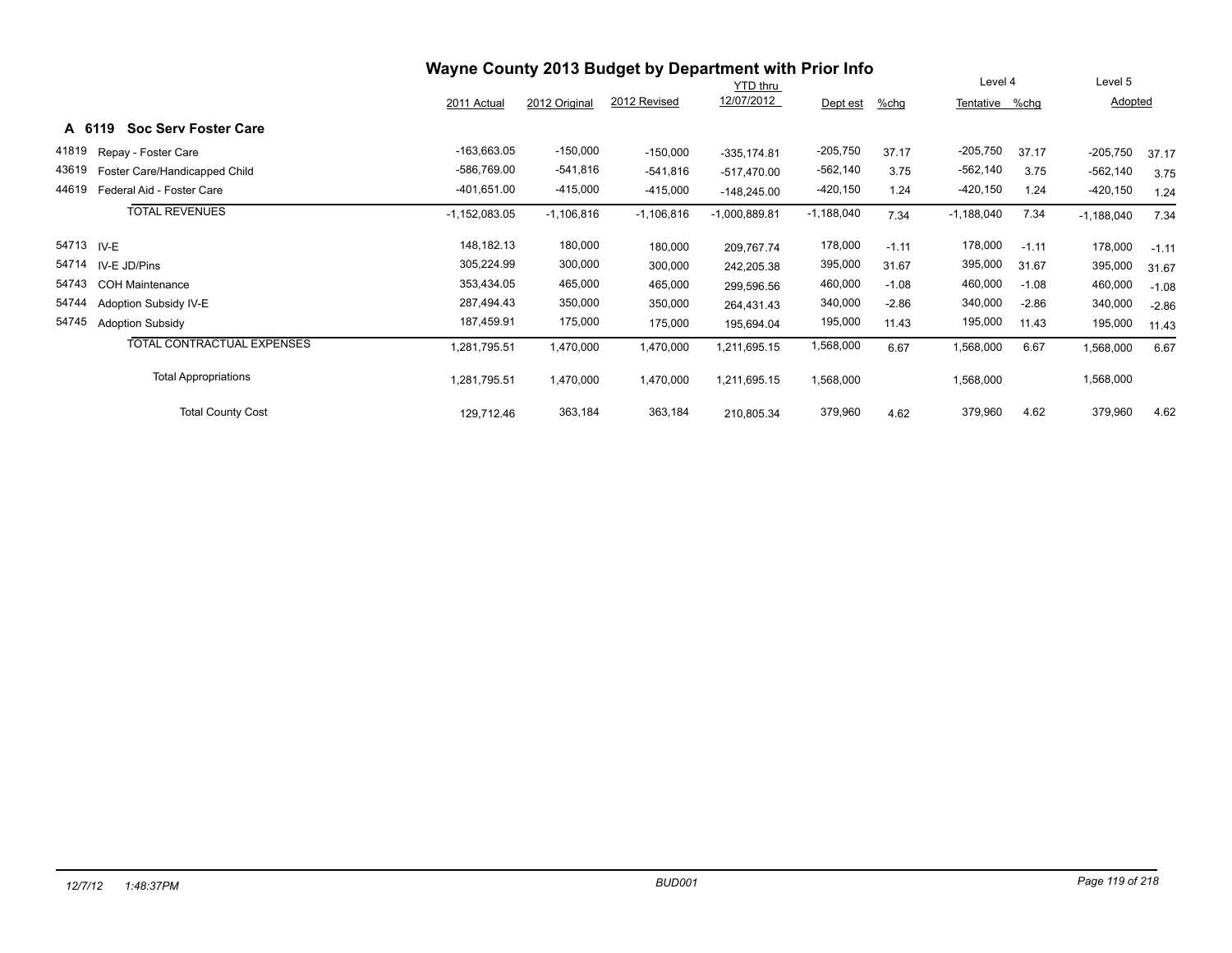# Wayne County 2013 Budget by Department with Prior Info

## A 6119 Soc Serv Foster Care

| | | 2011 Actual | 2012 Original | 2012 Revised | YTD thru 12/07/2012 | Dept est | %chg | Level 4 Tentative | %chg | Level 5 Adopted | %chg |
|---|---|---|---|---|---|---|---|---|---|---|---|
| 41819 | Repay - Foster Care | -163,663.05 | -150,000 | -150,000 | -335,174.81 | -205,750 | 37.17 | -205,750 | 37.17 | -205,750 | 37.17 |
| 43619 | Foster Care/Handicapped Child | -586,769.00 | -541,816 | -541,816 | -517,470.00 | -562,140 | 3.75 | -562,140 | 3.75 | -562,140 | 3.75 |
| 44619 | Federal Aid - Foster Care | -401,651.00 | -415,000 | -415,000 | -148,245.00 | -420,150 | 1.24 | -420,150 | 1.24 | -420,150 | 1.24 |
| | TOTAL REVENUES | -1,152,083.05 | -1,106,816 | -1,106,816 | -1,000,889.81 | -1,188,040 | 7.34 | -1,188,040 | 7.34 | -1,188,040 | 7.34 |
| 54713 | IV-E | 148,182.13 | 180,000 | 180,000 | 209,767.74 | 178,000 | -1.11 | 178,000 | -1.11 | 178,000 | -1.11 |
| 54714 | IV-E JD/Pins | 305,224.99 | 300,000 | 300,000 | 242,205.38 | 395,000 | 31.67 | 395,000 | 31.67 | 395,000 | 31.67 |
| 54743 | COH Maintenance | 353,434.05 | 465,000 | 465,000 | 299,596.56 | 460,000 | -1.08 | 460,000 | -1.08 | 460,000 | -1.08 |
| 54744 | Adoption Subsidy IV-E | 287,494.43 | 350,000 | 350,000 | 264,431.43 | 340,000 | -2.86 | 340,000 | -2.86 | 340,000 | -2.86 |
| 54745 | Adoption Subsidy | 187,459.91 | 175,000 | 175,000 | 195,694.04 | 195,000 | 11.43 | 195,000 | 11.43 | 195,000 | 11.43 |
| | TOTAL CONTRACTUAL EXPENSES | 1,281,795.51 | 1,470,000 | 1,470,000 | 1,211,695.15 | 1,568,000 | 6.67 | 1,568,000 | 6.67 | 1,568,000 | 6.67 |
| | Total Appropriations | 1,281,795.51 | 1,470,000 | 1,470,000 | 1,211,695.15 | 1,568,000 | | 1,568,000 | | 1,568,000 | |
| | Total County Cost | 129,712.46 | 363,184 | 363,184 | 210,805.34 | 379,960 | 4.62 | 379,960 | 4.62 | 379,960 | 4.62 |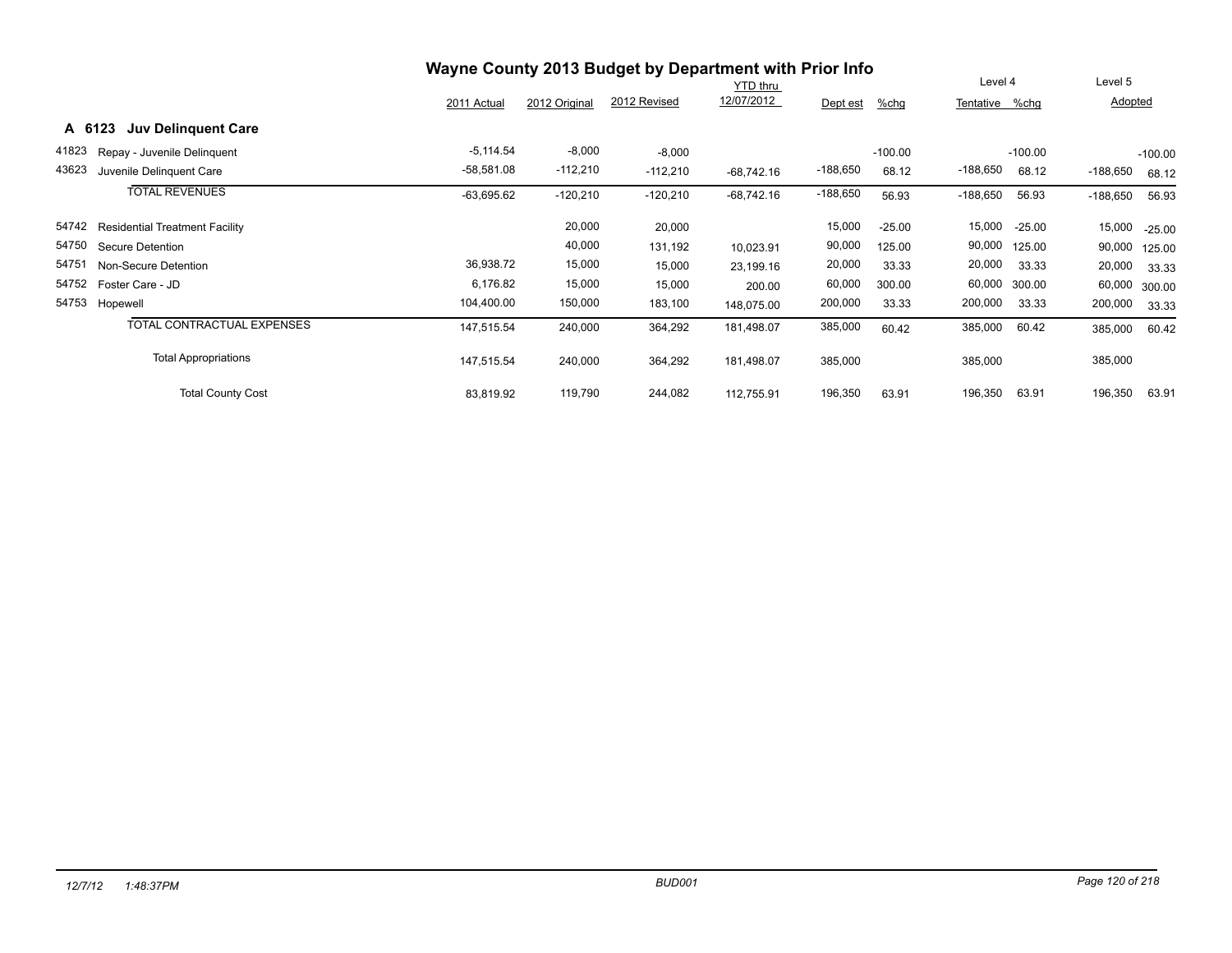# Wayne County 2013 Budget by Department with Prior Info

## A 6123 Juv Delinquent Care

| | | 2011 Actual | 2012 Original | 2012 Revised | YTD thru 12/07/2012 | Dept est | %chg | Level 4 Tentative | %chg | Level 5 Adopted | %chg |
|---|---|---|---|---|---|---|---|---|---|---|---|
| 41823 | Repay - Juvenile Delinquent | -5,114.54 | -8,000 | -8,000 | | | -100.00 | | -100.00 | | -100.00 |
| 43623 | Juvenile Delinquent Care | -58,581.08 | -112,210 | -112,210 | -68,742.16 | -188,650 | 68.12 | -188,650 | 68.12 | -188,650 | 68.12 |
| | TOTAL REVENUES | -63,695.62 | -120,210 | -120,210 | -68,742.16 | -188,650 | 56.93 | -188,650 | 56.93 | -188,650 | 56.93 |
| 54742 | Residential Treatment Facility | | 20,000 | 20,000 | | 15,000 | -25.00 | 15,000 | -25.00 | 15,000 | -25.00 |
| 54750 | Secure Detention | | 40,000 | 131,192 | 10,023.91 | 90,000 | 125.00 | 90,000 | 125.00 | 90,000 | 125.00 |
| 54751 | Non-Secure Detention | 36,938.72 | 15,000 | 15,000 | 23,199.16 | 20,000 | 33.33 | 20,000 | 33.33 | 20,000 | 33.33 |
| 54752 | Foster Care - JD | 6,176.82 | 15,000 | 15,000 | 200.00 | 60,000 | 300.00 | 60,000 | 300.00 | 60,000 | 300.00 |
| 54753 | Hopewell | 104,400.00 | 150,000 | 183,100 | 148,075.00 | 200,000 | 33.33 | 200,000 | 33.33 | 200,000 | 33.33 |
| | TOTAL CONTRACTUAL EXPENSES | 147,515.54 | 240,000 | 364,292 | 181,498.07 | 385,000 | 60.42 | 385,000 | 60.42 | 385,000 | 60.42 |
| | Total Appropriations | 147,515.54 | 240,000 | 364,292 | 181,498.07 | 385,000 | | 385,000 | | 385,000 | |
| | Total County Cost | 83,819.92 | 119,790 | 244,082 | 112,755.91 | 196,350 | 63.91 | 196,350 | 63.91 | 196,350 | 63.91 |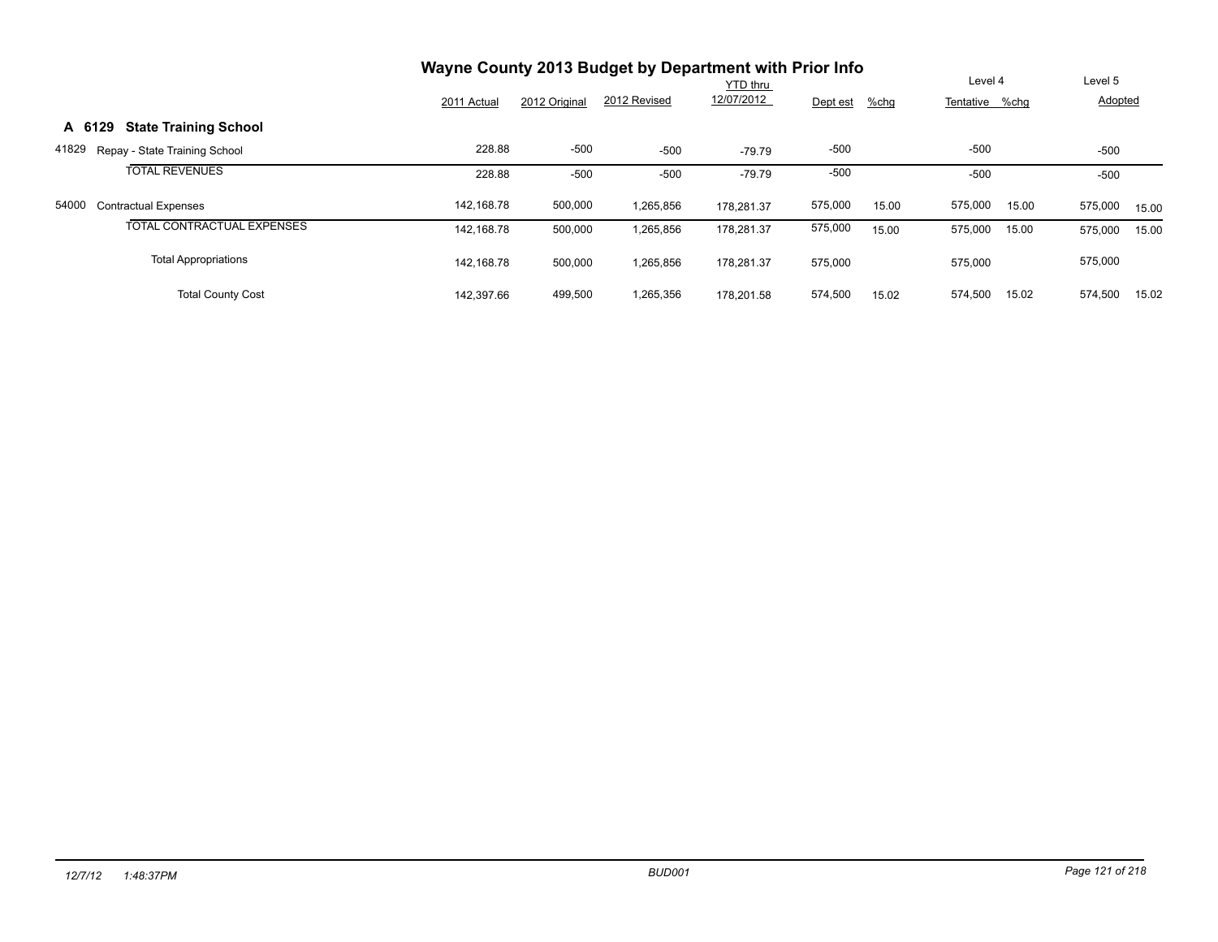# Wayne County 2013 Budget by Department with Prior Info

## A 6129 State Training School

| | | 2011 Actual | 2012 Original | 2012 Revised | YTD thru 12/07/2012 | Dept est | %chg | Level 4 Tentative | %chg | Level 5 Adopted | %chg |
|---|---|---|---|---|---|---|---|---|---|---|---|
| 41829 | Repay - State Training School | 228.88 | -500 | -500 | -79.79 | -500 | | -500 | | -500 | |
| | TOTAL REVENUES | 228.88 | -500 | -500 | -79.79 | -500 | | -500 | | -500 | |
| 54000 | Contractual Expenses | 142,168.78 | 500,000 | 1,265,856 | 178,281.37 | 575,000 | 15.00 | 575,000 | 15.00 | 575,000 | 15.00 |
| | TOTAL CONTRACTUAL EXPENSES | 142,168.78 | 500,000 | 1,265,856 | 178,281.37 | 575,000 | 15.00 | 575,000 | 15.00 | 575,000 | 15.00 |
| | Total Appropriations | 142,168.78 | 500,000 | 1,265,856 | 178,281.37 | 575,000 | | 575,000 | | 575,000 | |
| | Total County Cost | 142,397.66 | 499,500 | 1,265,356 | 178,201.58 | 574,500 | 15.02 | 574,500 | 15.02 | 574,500 | 15.02 |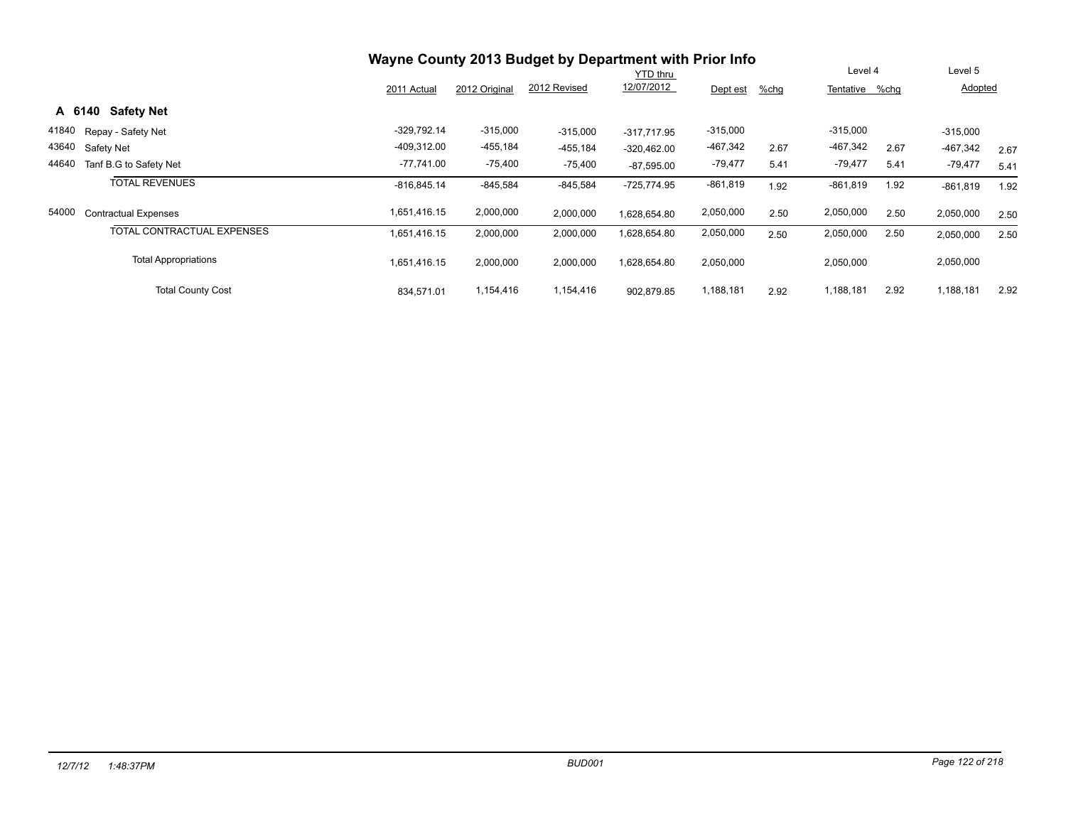# Wayne County 2013 Budget by Department with Prior Info

## A 6140 Safety Net

| | | 2011 Actual | 2012 Original | 2012 Revised | YTD thru 12/07/2012 | Dept est | %chg | Level 4 Tentative | %chg | Level 5 Adopted | %chg |
|---|---|---|---|---|---|---|---|---|---|---|---|
| 41840 | Repay - Safety Net | -329,792.14 | -315,000 | -315,000 | -317,717.95 | -315,000 | | -315,000 | | -315,000 | |
| 43640 | Safety Net | -409,312.00 | -455,184 | -455,184 | -320,462.00 | -467,342 | 2.67 | -467,342 | 2.67 | -467,342 | 2.67 |
| 44640 | Tanf B.G to Safety Net | -77,741.00 | -75,400 | -75,400 | -87,595.00 | -79,477 | 5.41 | -79,477 | 5.41 | -79,477 | 5.41 |
| | TOTAL REVENUES | -816,845.14 | -845,584 | -845,584 | -725,774.95 | -861,819 | 1.92 | -861,819 | 1.92 | -861,819 | 1.92 |
| 54000 | Contractual Expenses | 1,651,416.15 | 2,000,000 | 2,000,000 | 1,628,654.80 | 2,050,000 | 2.50 | 2,050,000 | 2.50 | 2,050,000 | 2.50 |
| | TOTAL CONTRACTUAL EXPENSES | 1,651,416.15 | 2,000,000 | 2,000,000 | 1,628,654.80 | 2,050,000 | 2.50 | 2,050,000 | 2.50 | 2,050,000 | 2.50 |
| | Total Appropriations | 1,651,416.15 | 2,000,000 | 2,000,000 | 1,628,654.80 | 2,050,000 | | 2,050,000 | | 2,050,000 | |
| | Total County Cost | 834,571.01 | 1,154,416 | 1,154,416 | 902,879.85 | 1,188,181 | 2.92 | 1,188,181 | 2.92 | 1,188,181 | 2.92 |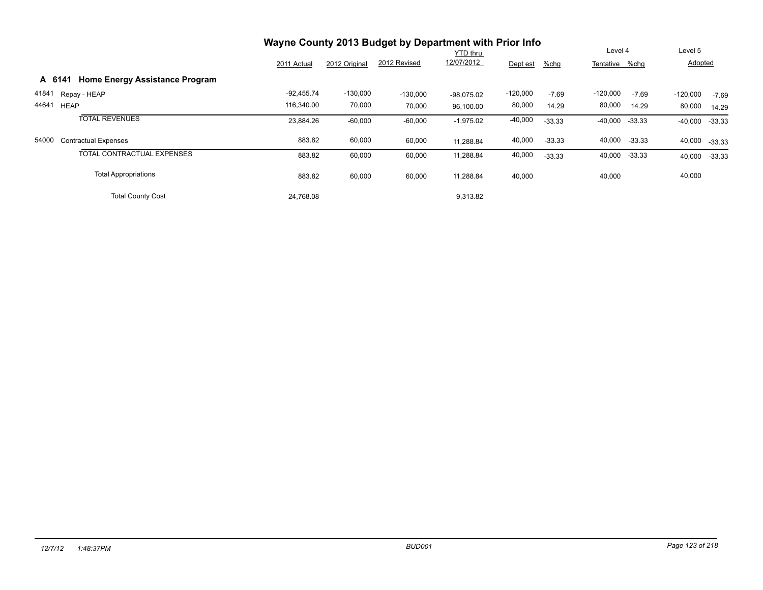# Wayne County 2013 Budget by Department with Prior Info

| | | 2011 Actual | 2012 Original | 2012 Revised | YTD thru 12/07/2012 | Dept est | %chg | Level 4 Tentative | %chg | Level 5 Adopted | |
|---|---|---|---|---|---|---|---|---|---|---|---|
| **A 6141** | **Home Energy Assistance Program** | | | | | | | | | | |
| 41841 | Repay - HEAP | -92,455.74 | -130,000 | -130,000 | -98,075.02 | -120,000 | -7.69 | -120,000 | -7.69 | -120,000 | -7.69 |
| 44641 | HEAP | 116,340.00 | 70,000 | 70,000 | 96,100.00 | 80,000 | 14.29 | 80,000 | 14.29 | 80,000 | 14.29 |
| | TOTAL REVENUES | 23,884.26 | -60,000 | -60,000 | -1,975.02 | -40,000 | -33.33 | -40,000 | -33.33 | -40,000 | -33.33 |
| 54000 | Contractual Expenses | 883.82 | 60,000 | 60,000 | 11,288.84 | 40,000 | -33.33 | 40,000 | -33.33 | 40,000 | -33.33 |
| | TOTAL CONTRACTUAL EXPENSES | 883.82 | 60,000 | 60,000 | 11,288.84 | 40,000 | -33.33 | 40,000 | -33.33 | 40,000 | -33.33 |
| | Total Appropriations | 883.82 | 60,000 | 60,000 | 11,288.84 | 40,000 | | 40,000 | | 40,000 | |
| | Total County Cost | 24,768.08 | | | 9,313.82 | | | | | | |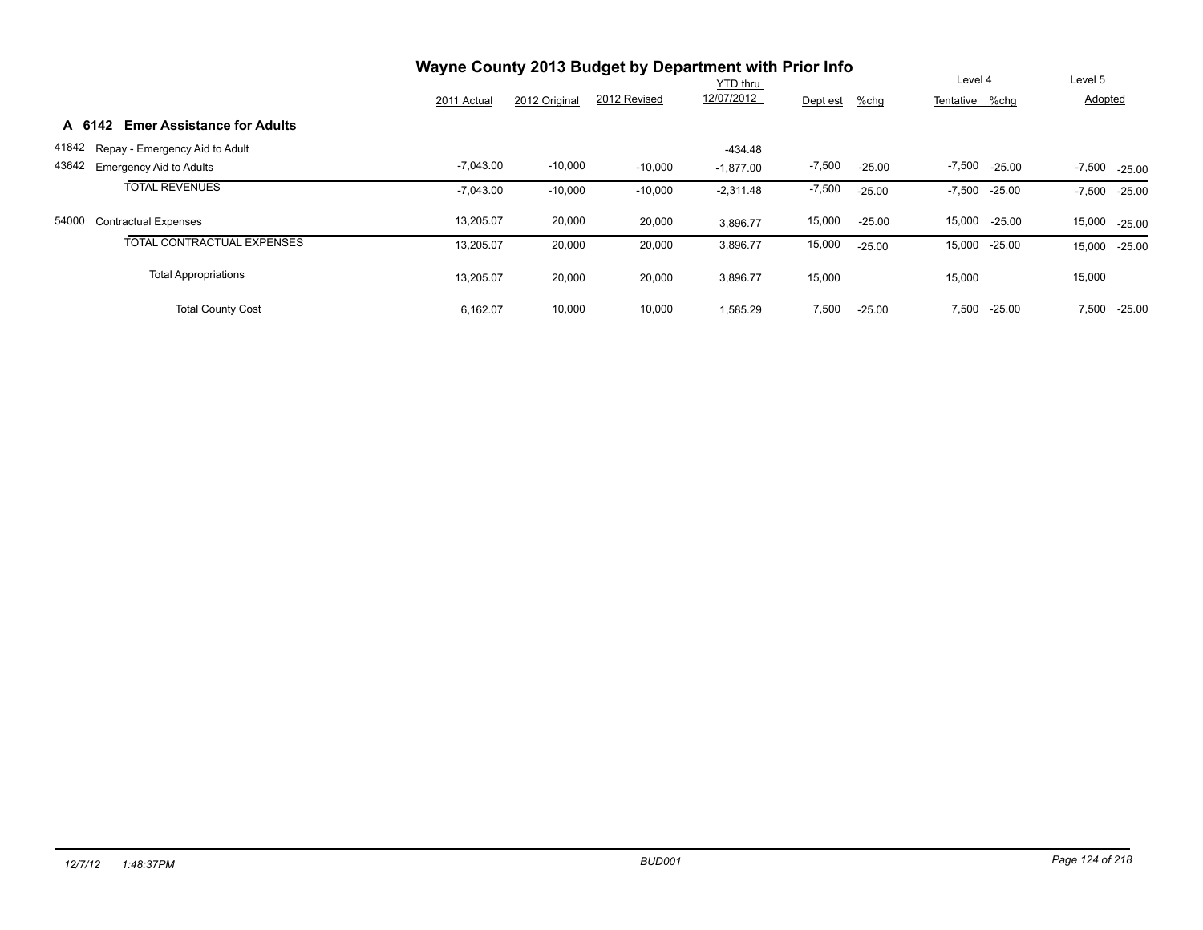# Wayne County 2013 Budget by Department with Prior Info

## A 6142 Emer Assistance for Adults

| | | 2011 Actual | 2012 Original | 2012 Revised | YTD thru 12/07/2012 | Dept est | %chg | Level 4 Tentative | %chg | Level 5 Adopted | %chg |
|---|---|---|---|---|---|---|---|---|---|---|---|
| 41842 | Repay - Emergency Aid to Adult | | | | -434.48 | | | | | | |
| 43642 | Emergency Aid to Adults | -7,043.00 | -10,000 | -10,000 | -1,877.00 | -7,500 | -25.00 | -7,500 | -25.00 | -7,500 | -25.00 |
| | TOTAL REVENUES | -7,043.00 | -10,000 | -10,000 | -2,311.48 | -7,500 | -25.00 | -7,500 | -25.00 | -7,500 | -25.00 |
| 54000 | Contractual Expenses | 13,205.07 | 20,000 | 20,000 | 3,896.77 | 15,000 | -25.00 | 15,000 | -25.00 | 15,000 | -25.00 |
| | TOTAL CONTRACTUAL EXPENSES | 13,205.07 | 20,000 | 20,000 | 3,896.77 | 15,000 | -25.00 | 15,000 | -25.00 | 15,000 | -25.00 |
| | Total Appropriations | 13,205.07 | 20,000 | 20,000 | 3,896.77 | 15,000 | | 15,000 | | 15,000 | |
| | Total County Cost | 6,162.07 | 10,000 | 10,000 | 1,585.29 | 7,500 | -25.00 | 7,500 | -25.00 | 7,500 | -25.00 |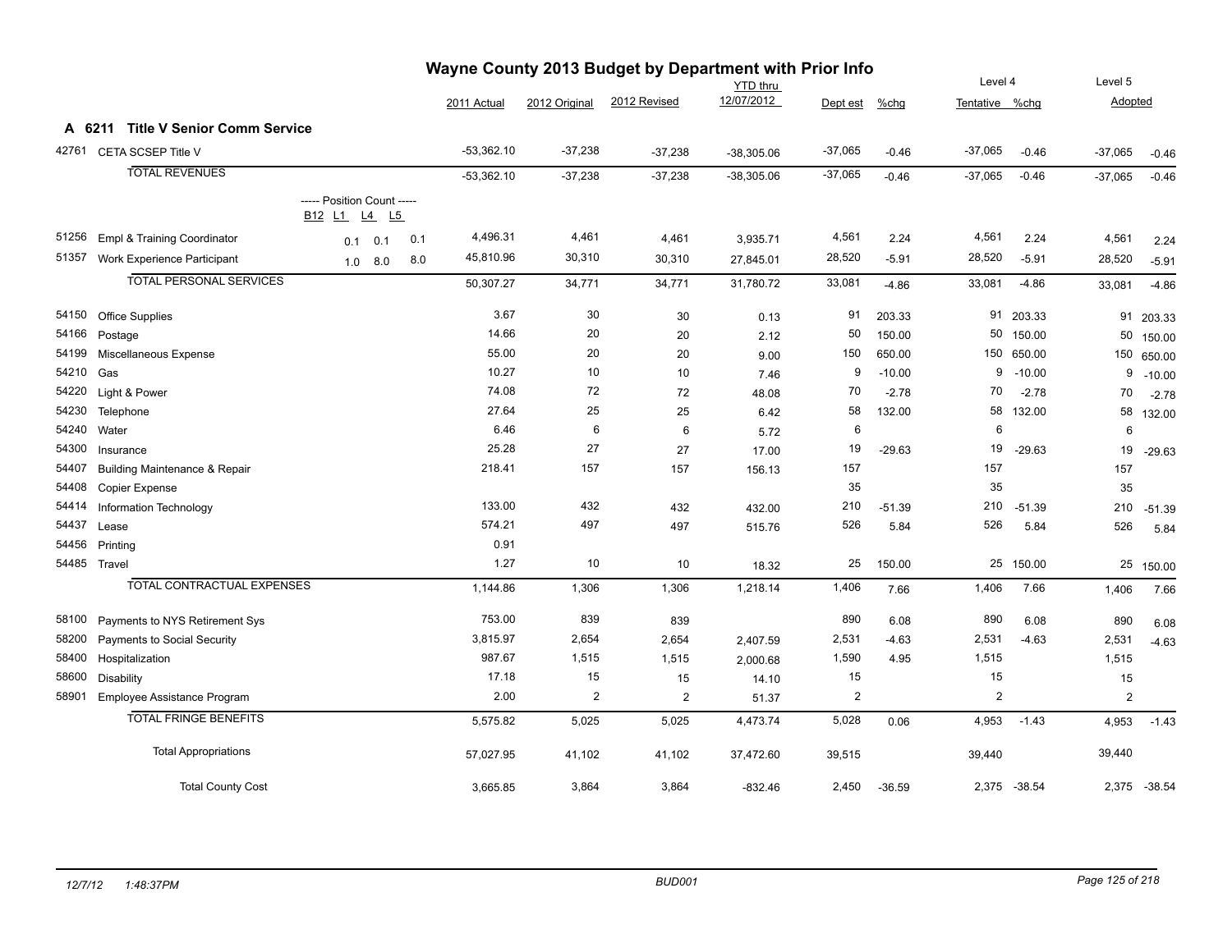# Wayne County 2013 Budget by Department with Prior Info

## A 6211 Title V Senior Comm Service

| | | Position Count B12 | L1 | L4 | L5 | 2011 Actual | 2012 Original | 2012 Revised | YTD thru 12/07/2012 | Dept est | %chg | Level 4 Tentative | %chg | Level 5 Adopted | %chg |
|---|---|---|---|---|---|---|---|---|---|---|---|---|---|---|---|
| 42761 | CETA SCSEP Title V | | | | | -53,362.10 | -37,238 | -37,238 | -38,305.06 | -37,065 | -0.46 | -37,065 | -0.46 | -37,065 | -0.46 |
| | TOTAL REVENUES | | | | | -53,362.10 | -37,238 | -37,238 | -38,305.06 | -37,065 | -0.46 | -37,065 | -0.46 | -37,065 | -0.46 |
| 51256 | Empl & Training Coordinator | | 0.1 | 0.1 | 0.1 | 4,496.31 | 4,461 | 4,461 | 3,935.71 | 4,561 | 2.24 | 4,561 | 2.24 | 4,561 | 2.24 |
| 51357 | Work Experience Participant | | 1.0 | 8.0 | 8.0 | 45,810.96 | 30,310 | 30,310 | 27,845.01 | 28,520 | -5.91 | 28,520 | -5.91 | 28,520 | -5.91 |
| | TOTAL PERSONAL SERVICES | | | | | 50,307.27 | 34,771 | 34,771 | 31,780.72 | 33,081 | -4.86 | 33,081 | -4.86 | 33,081 | -4.86 |
| 54150 | Office Supplies | | | | | 3.67 | 30 | 30 | 0.13 | 91 | 203.33 | 91 | 203.33 | 91 | 203.33 |
| 54166 | Postage | | | | | 14.66 | 20 | 20 | 2.12 | 50 | 150.00 | 50 | 150.00 | 50 | 150.00 |
| 54199 | Miscellaneous Expense | | | | | 55.00 | 20 | 20 | 9.00 | 150 | 650.00 | 150 | 650.00 | 150 | 650.00 |
| 54210 | Gas | | | | | 10.27 | 10 | 10 | 7.46 | 9 | -10.00 | 9 | -10.00 | 9 | -10.00 |
| 54220 | Light & Power | | | | | 74.08 | 72 | 72 | 48.08 | 70 | -2.78 | 70 | -2.78 | 70 | -2.78 |
| 54230 | Telephone | | | | | 27.64 | 25 | 25 | 6.42 | 58 | 132.00 | 58 | 132.00 | 58 | 132.00 |
| 54240 | Water | | | | | 6.46 | 6 | 6 | 5.72 | 6 | | 6 | | 6 | |
| 54300 | Insurance | | | | | 25.28 | 27 | 27 | 17.00 | 19 | -29.63 | 19 | -29.63 | 19 | -29.63 |
| 54407 | Building Maintenance & Repair | | | | | 218.41 | 157 | 157 | 156.13 | 157 | | 157 | | 157 | |
| 54408 | Copier Expense | | | | | | | | | 35 | | 35 | | 35 | |
| 54414 | Information Technology | | | | | 133.00 | 432 | 432 | 432.00 | 210 | -51.39 | 210 | -51.39 | 210 | -51.39 |
| 54437 | Lease | | | | | 574.21 | 497 | 497 | 515.76 | 526 | 5.84 | 526 | 5.84 | 526 | 5.84 |
| 54456 | Printing | | | | | 0.91 | | | | | | | | | |
| 54485 | Travel | | | | | 1.27 | 10 | 10 | 18.32 | 25 | 150.00 | 25 | 150.00 | 25 | 150.00 |
| | TOTAL CONTRACTUAL EXPENSES | | | | | 1,144.86 | 1,306 | 1,306 | 1,218.14 | 1,406 | 7.66 | 1,406 | 7.66 | 1,406 | 7.66 |
| 58100 | Payments to NYS Retirement Sys | | | | | 753.00 | 839 | 839 | | 890 | 6.08 | 890 | 6.08 | 890 | 6.08 |
| 58200 | Payments to Social Security | | | | | 3,815.97 | 2,654 | 2,654 | 2,407.59 | 2,531 | -4.63 | 2,531 | -4.63 | 2,531 | -4.63 |
| 58400 | Hospitalization | | | | | 987.67 | 1,515 | 1,515 | 2,000.68 | 1,590 | 4.95 | 1,515 | | 1,515 | |
| 58600 | Disability | | | | | 17.18 | 15 | 15 | 14.10 | 15 | | 15 | | 15 | |
| 58901 | Employee Assistance Program | | | | | 2.00 | 2 | 2 | 51.37 | 2 | | 2 | | 2 | |
| | TOTAL FRINGE BENEFITS | | | | | 5,575.82 | 5,025 | 5,025 | 4,473.74 | 5,028 | 0.06 | 4,953 | -1.43 | 4,953 | -1.43 |
| | Total Appropriations | | | | | 57,027.95 | 41,102 | 41,102 | 37,472.60 | 39,515 | | 39,440 | | 39,440 | |
| | Total County Cost | | | | | 3,665.85 | 3,864 | 3,864 | -832.46 | 2,450 | -36.59 | 2,375 | -38.54 | 2,375 | -38.54 |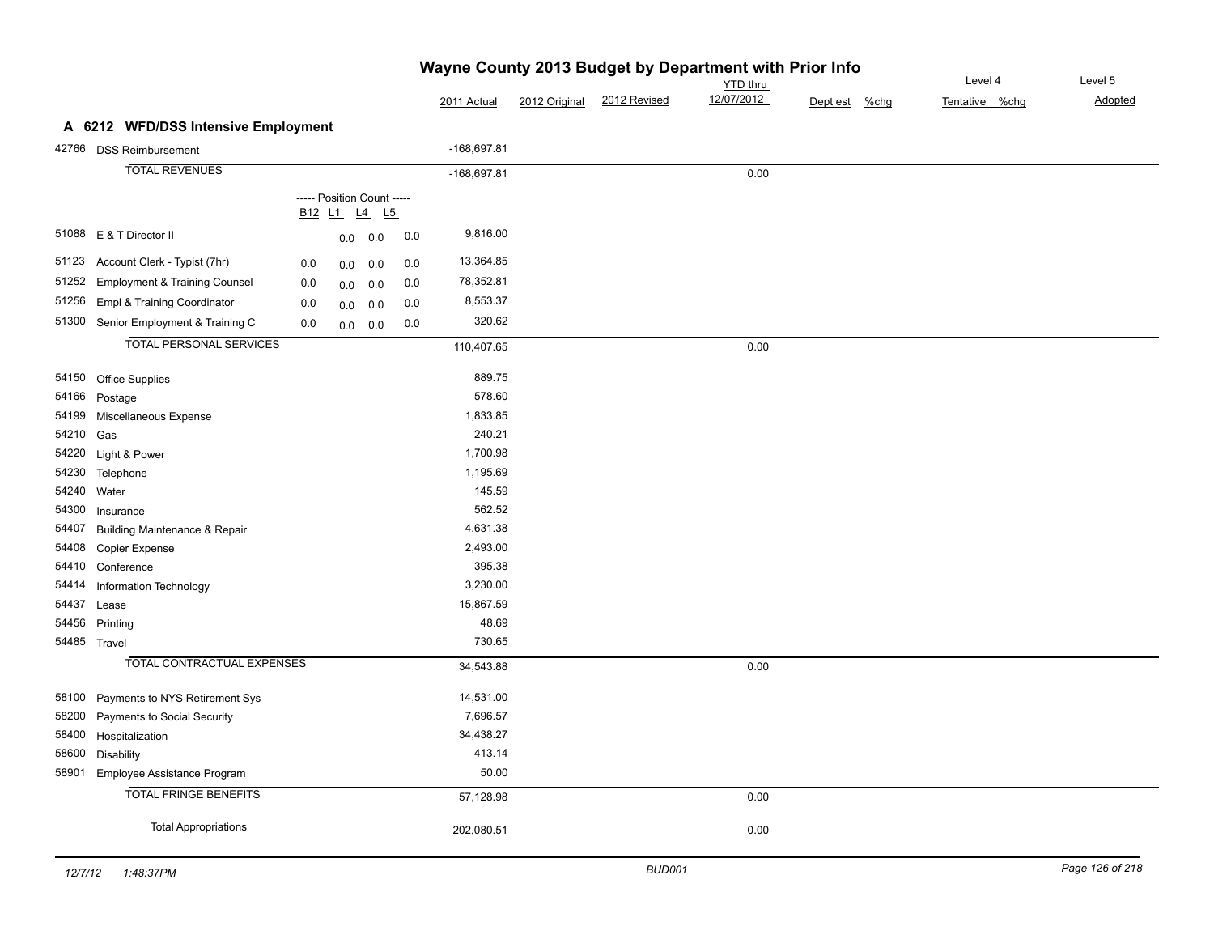# Wayne County 2013 Budget by Department with Prior Info

## A 6212 WFD/DSS Intensive Employment

| Code | Description | B12 | L1 | L4 | L5 | 2011 Actual | 2012 Original | 2012 Revised | YTD thru 12/07/2012 | Dept est | %chg | Level 4 Tentative | %chg | Level 5 Adopted |
|---|---|---|---|---|---|---|---|---|---|---|---|---|---|---|
| 42766 | DSS Reimbursement | | | | | -168,697.81 | | | | | | | | |
| | TOTAL REVENUES | | | | | -168,697.81 | | | 0.00 | | | | | |
| | ----- Position Count ----- | B12 | L1 | L4 | L5 | | | | | | | | | |
| 51088 | E & T Director II | | 0.0 | 0.0 | 0.0 | 9,816.00 | | | | | | | | |
| 51123 | Account Clerk - Typist (7hr) | 0.0 | 0.0 | 0.0 | 0.0 | 13,364.85 | | | | | | | | |
| 51252 | Employment & Training Counsel | 0.0 | 0.0 | 0.0 | 0.0 | 78,352.81 | | | | | | | | |
| 51256 | Empl & Training Coordinator | 0.0 | 0.0 | 0.0 | 0.0 | 8,553.37 | | | | | | | | |
| 51300 | Senior Employment & Training C | 0.0 | 0.0 | 0.0 | 0.0 | 320.62 | | | | | | | | |
| | TOTAL PERSONAL SERVICES | | | | | 110,407.65 | | | 0.00 | | | | | |
| 54150 | Office Supplies | | | | | 889.75 | | | | | | | | |
| 54166 | Postage | | | | | 578.60 | | | | | | | | |
| 54199 | Miscellaneous Expense | | | | | 1,833.85 | | | | | | | | |
| 54210 | Gas | | | | | 240.21 | | | | | | | | |
| 54220 | Light & Power | | | | | 1,700.98 | | | | | | | | |
| 54230 | Telephone | | | | | 1,195.69 | | | | | | | | |
| 54240 | Water | | | | | 145.59 | | | | | | | | |
| 54300 | Insurance | | | | | 562.52 | | | | | | | | |
| 54407 | Building Maintenance & Repair | | | | | 4,631.38 | | | | | | | | |
| 54408 | Copier Expense | | | | | 2,493.00 | | | | | | | | |
| 54410 | Conference | | | | | 395.38 | | | | | | | | |
| 54414 | Information Technology | | | | | 3,230.00 | | | | | | | | |
| 54437 | Lease | | | | | 15,867.59 | | | | | | | | |
| 54456 | Printing | | | | | 48.69 | | | | | | | | |
| 54485 | Travel | | | | | 730.65 | | | | | | | | |
| | TOTAL CONTRACTUAL EXPENSES | | | | | 34,543.88 | | | 0.00 | | | | | |
| 58100 | Payments to NYS Retirement Sys | | | | | 14,531.00 | | | | | | | | |
| 58200 | Payments to Social Security | | | | | 7,696.57 | | | | | | | | |
| 58400 | Hospitalization | | | | | 34,438.27 | | | | | | | | |
| 58600 | Disability | | | | | 413.14 | | | | | | | | |
| 58901 | Employee Assistance Program | | | | | 50.00 | | | | | | | | |
| | TOTAL FRINGE BENEFITS | | | | | 57,128.98 | | | 0.00 | | | | | |
| | Total Appropriations | | | | | 202,080.51 | | | 0.00 | | | | | |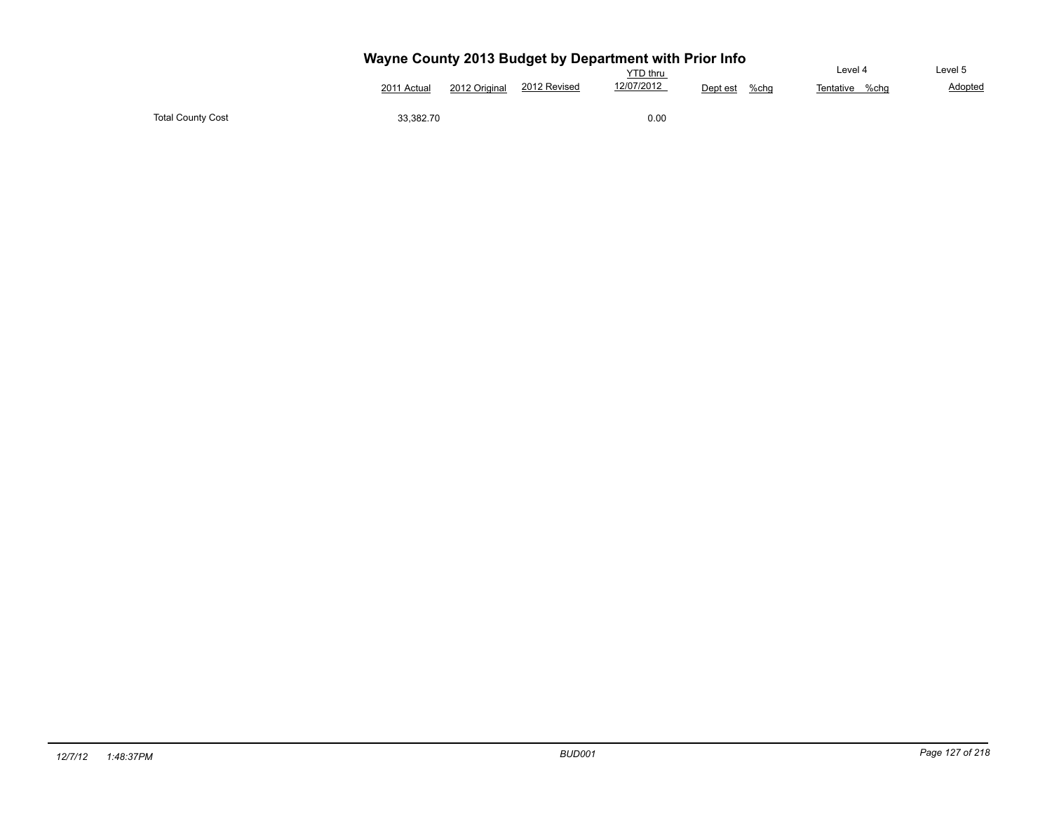# Wayne County 2013 Budget by Department with Prior Info

| | 2011 Actual | 2012 Original | 2012 Revised | YTD thru 12/07/2012 | Dept est | %chg | Level 4 Tentative | %chg | Level 5 Adopted |
|---|---|---|---|---|---|---|---|---|---|
| Total County Cost | 33,382.70 | | | 0.00 | | | | | |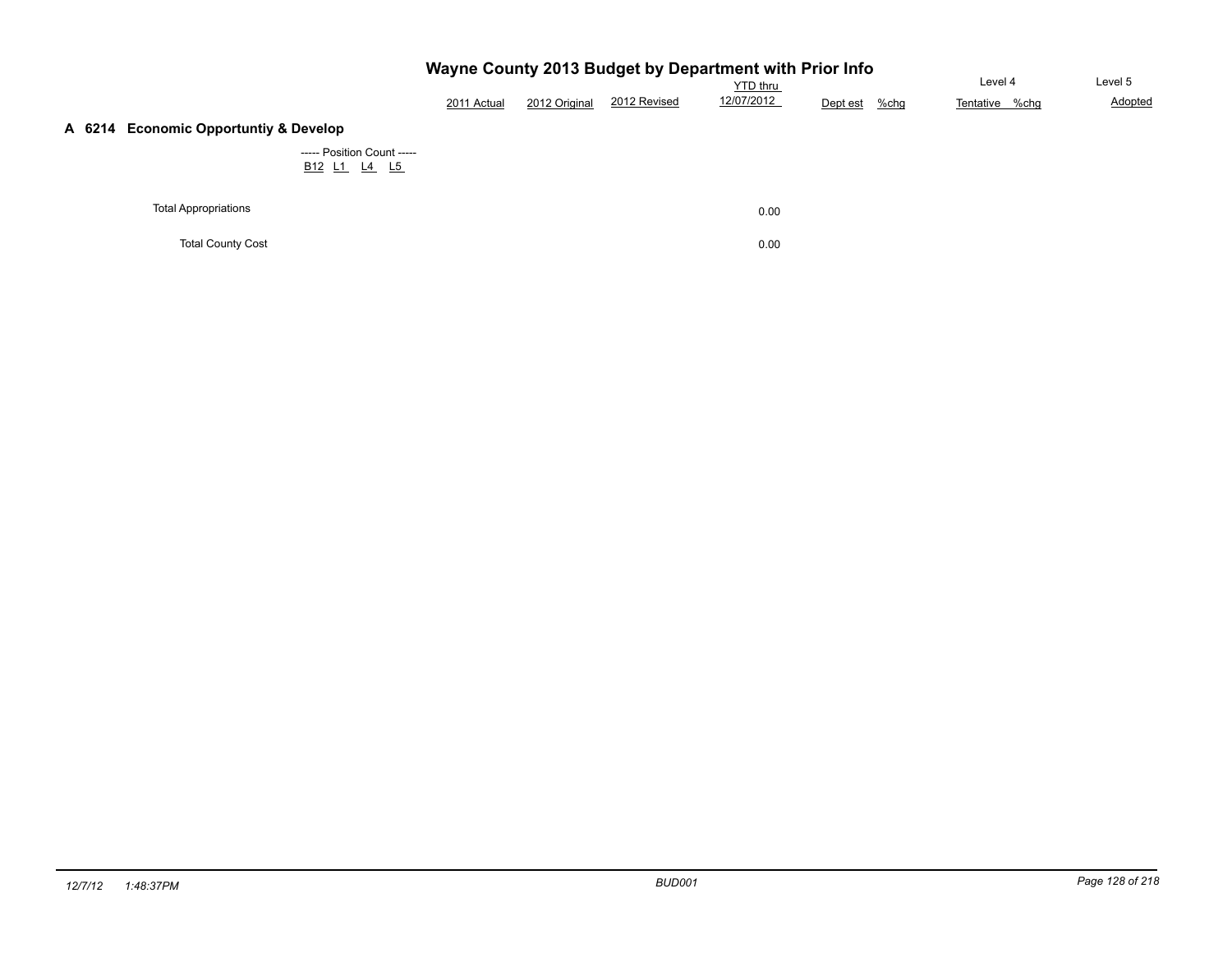# Wayne County 2013 Budget by Department with Prior Info

| | 2011 Actual | 2012 Original | 2012 Revised | YTD thru 12/07/2012 | Dept est | %chg | Level 4 Tentative | %chg | Level 5 Adopted |
|---|---|---|---|---|---|---|---|---|---|

## A 6214 Economic Opportuntiy & Develop

----- Position Count -----

B12 L1 L4 L5

| | 2011 Actual | 2012 Original | 2012 Revised | YTD thru 12/07/2012 | Dept est | %chg | Level 4 Tentative | %chg | Level 5 Adopted |
|---|---|---|---|---|---|---|---|---|---|
| Total Appropriations | | | | 0.00 | | | | | |
| Total County Cost | | | | 0.00 | | | | | |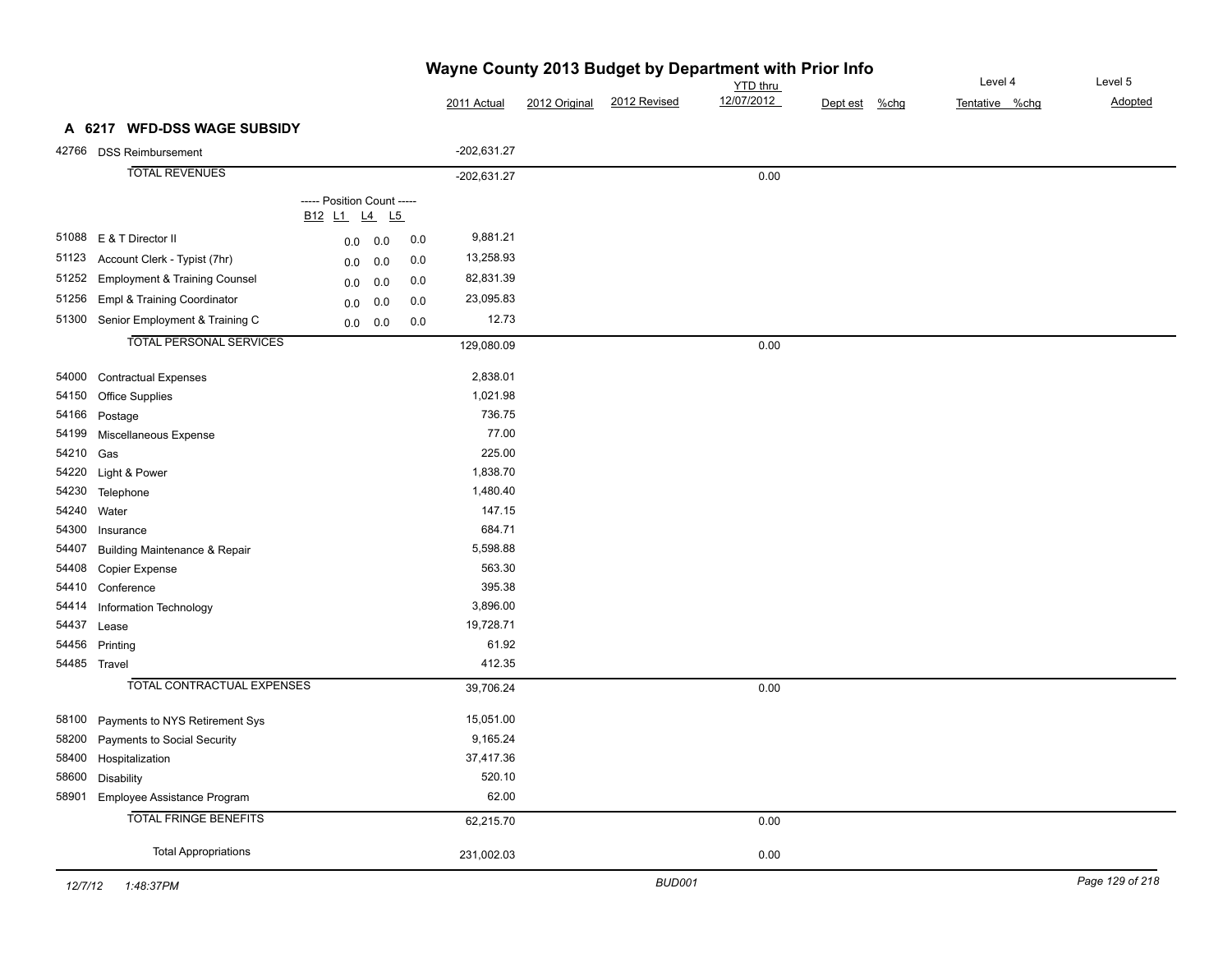# Wayne County 2013 Budget by Department with Prior Info

## A 6217 WFD-DSS WAGE SUBSIDY

| Code | Description | B12 | L1 | L4 | L5 | 2011 Actual | 2012 Original | 2012 Revised | YTD thru 12/07/2012 | Dept est | %chg | Level 4 Tentative | %chg | Level 5 Adopted |
|---|---|---|---|---|---|---|---|---|---|---|---|---|---|---|
| 42766 | DSS Reimbursement | | | | | -202,631.27 | | | | | | | | |
| | **TOTAL REVENUES** | | | | | -202,631.27 | | | 0.00 | | | | | |
| | ----- Position Count ----- | | | | | | | | | | | | | |
| 51088 | E & T Director II | | 0.0 | 0.0 | 0.0 | 9,881.21 | | | | | | | | |
| 51123 | Account Clerk - Typist (7hr) | | 0.0 | 0.0 | 0.0 | 13,258.93 | | | | | | | | |
| 51252 | Employment & Training Counsel | | 0.0 | 0.0 | 0.0 | 82,831.39 | | | | | | | | |
| 51256 | Empl & Training Coordinator | | 0.0 | 0.0 | 0.0 | 23,095.83 | | | | | | | | |
| 51300 | Senior Employment & Training C | | 0.0 | 0.0 | 0.0 | 12.73 | | | | | | | | |
| | **TOTAL PERSONAL SERVICES** | | | | | 129,080.09 | | | 0.00 | | | | | |
| 54000 | Contractual Expenses | | | | | 2,838.01 | | | | | | | | |
| 54150 | Office Supplies | | | | | 1,021.98 | | | | | | | | |
| 54166 | Postage | | | | | 736.75 | | | | | | | | |
| 54199 | Miscellaneous Expense | | | | | 77.00 | | | | | | | | |
| 54210 | Gas | | | | | 225.00 | | | | | | | | |
| 54220 | Light & Power | | | | | 1,838.70 | | | | | | | | |
| 54230 | Telephone | | | | | 1,480.40 | | | | | | | | |
| 54240 | Water | | | | | 147.15 | | | | | | | | |
| 54300 | Insurance | | | | | 684.71 | | | | | | | | |
| 54407 | Building Maintenance & Repair | | | | | 5,598.88 | | | | | | | | |
| 54408 | Copier Expense | | | | | 563.30 | | | | | | | | |
| 54410 | Conference | | | | | 395.38 | | | | | | | | |
| 54414 | Information Technology | | | | | 3,896.00 | | | | | | | | |
| 54437 | Lease | | | | | 19,728.71 | | | | | | | | |
| 54456 | Printing | | | | | 61.92 | | | | | | | | |
| 54485 | Travel | | | | | 412.35 | | | | | | | | |
| | **TOTAL CONTRACTUAL EXPENSES** | | | | | 39,706.24 | | | 0.00 | | | | | |
| 58100 | Payments to NYS Retirement Sys | | | | | 15,051.00 | | | | | | | | |
| 58200 | Payments to Social Security | | | | | 9,165.24 | | | | | | | | |
| 58400 | Hospitalization | | | | | 37,417.36 | | | | | | | | |
| 58600 | Disability | | | | | 520.10 | | | | | | | | |
| 58901 | Employee Assistance Program | | | | | 62.00 | | | | | | | | |
| | **TOTAL FRINGE BENEFITS** | | | | | 62,215.70 | | | 0.00 | | | | | |
| | **Total Appropriations** | | | | | 231,002.03 | | | 0.00 | | | | | |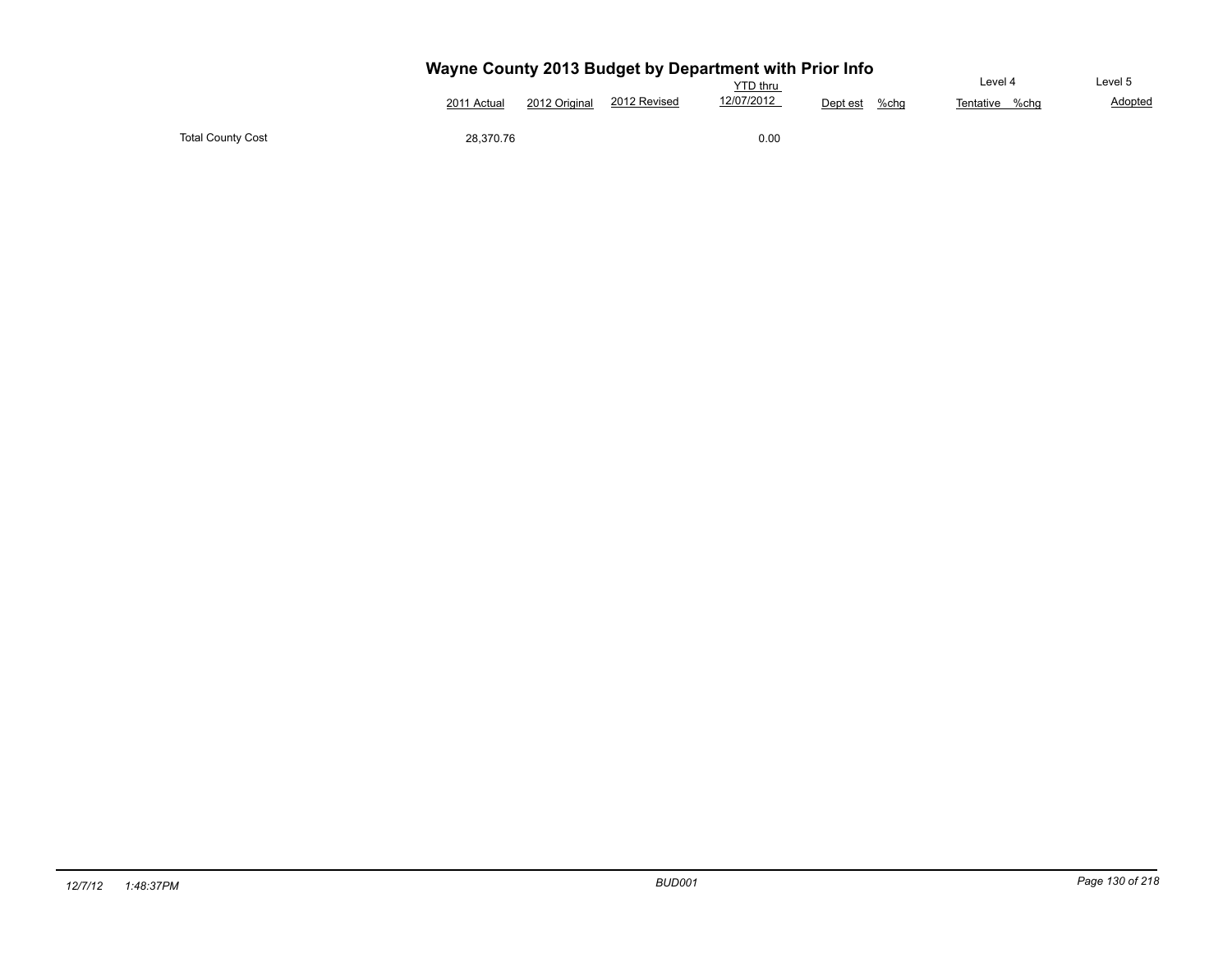# Wayne County 2013 Budget by Department with Prior Info

| | 2011 Actual | 2012 Original | 2012 Revised | YTD thru 12/07/2012 | Dept est | %chg | Level 4 Tentative | %chg | Level 5 Adopted |
|---|---|---|---|---|---|---|---|---|---|
| Total County Cost | 28,370.76 | | | 0.00 | | | | | |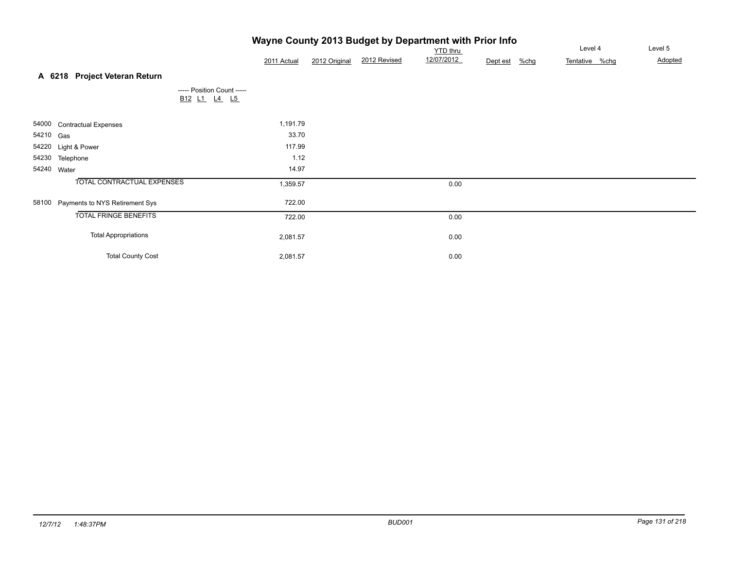# Wayne County 2013 Budget by Department with Prior Info

## A 6218 Project Veteran Return

----- Position Count -----
B12 L1 L4 L5

| Code | Description | 2011 Actual | 2012 Original | 2012 Revised | YTD thru 12/07/2012 | Dept est | %chg | Level 4 Tentative | %chg | Level 5 Adopted |
|---|---|---|---|---|---|---|---|---|---|---|
| 54000 | Contractual Expenses | 1,191.79 | | | | | | | | |
| 54210 | Gas | 33.70 | | | | | | | | |
| 54220 | Light & Power | 117.99 | | | | | | | | |
| 54230 | Telephone | 1.12 | | | | | | | | |
| 54240 | Water | 14.97 | | | | | | | | |
| | TOTAL CONTRACTUAL EXPENSES | 1,359.57 | | | 0.00 | | | | | |
| 58100 | Payments to NYS Retirement Sys | 722.00 | | | | | | | | |
| | TOTAL FRINGE BENEFITS | 722.00 | | | 0.00 | | | | | |
| | Total Appropriations | 2,081.57 | | | 0.00 | | | | | |
| | Total County Cost | 2,081.57 | | | 0.00 | | | | | |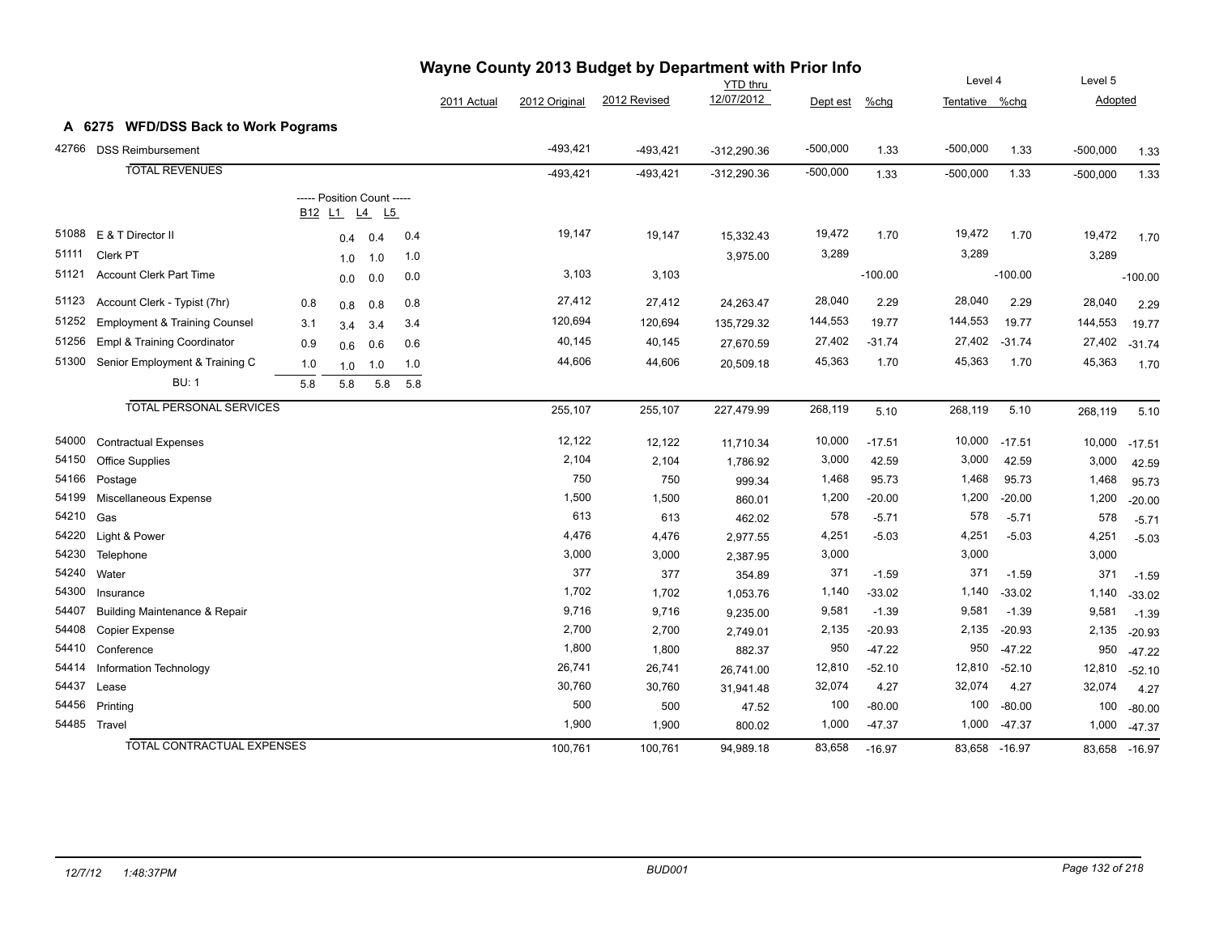# Wayne County 2013 Budget by Department with Prior Info

## A 6275 WFD/DSS Back to Work Pograms

| Account | Description | B12 | L1 | L4 | L5 | 2011 Actual | 2012 Original | 2012 Revised | YTD thru 12/07/2012 | Dept est | %chg | Level 4 Tentative | %chg | Level 5 Adopted | %chg |
|---|---|---|---|---|---|---|---|---|---|---|---|---|---|---|---|
| 42766 | DSS Reimbursement | | | | | | -493,421 | -493,421 | -312,290.36 | -500,000 | 1.33 | -500,000 | 1.33 | -500,000 | 1.33 |
| | TOTAL REVENUES | | | | | | -493,421 | -493,421 | -312,290.36 | -500,000 | 1.33 | -500,000 | 1.33 | -500,000 | 1.33 |
| | | ----- Position Count ----- | | | | | | | | | | | | | |
| 51088 | E & T Director II | | 0.4 | 0.4 | 0.4 | | 19,147 | 19,147 | 15,332.43 | 19,472 | 1.70 | 19,472 | 1.70 | 19,472 | 1.70 |
| 51111 | Clerk PT | | 1.0 | 1.0 | 1.0 | | | | 3,975.00 | 3,289 | | 3,289 | | 3,289 | |
| 51121 | Account Clerk Part Time | | 0.0 | 0.0 | 0.0 | | 3,103 | 3,103 | | | -100.00 | | -100.00 | | -100.00 |
| 51123 | Account Clerk - Typist (7hr) | 0.8 | 0.8 | 0.8 | 0.8 | | 27,412 | 27,412 | 24,263.47 | 28,040 | 2.29 | 28,040 | 2.29 | 28,040 | 2.29 |
| 51252 | Employment & Training Counsel | 3.1 | 3.4 | 3.4 | 3.4 | | 120,694 | 120,694 | 135,729.32 | 144,553 | 19.77 | 144,553 | 19.77 | 144,553 | 19.77 |
| 51256 | Empl & Training Coordinator | 0.9 | 0.6 | 0.6 | 0.6 | | 40,145 | 40,145 | 27,670.59 | 27,402 | -31.74 | 27,402 | -31.74 | 27,402 | -31.74 |
| 51300 | Senior Employment & Training C | 1.0 | 1.0 | 1.0 | 1.0 | | 44,606 | 44,606 | 20,509.18 | 45,363 | 1.70 | 45,363 | 1.70 | 45,363 | 1.70 |
| | BU: 1 | 5.8 | 5.8 | 5.8 | 5.8 | | | | | | | | | | |
| | TOTAL PERSONAL SERVICES | | | | | | 255,107 | 255,107 | 227,479.99 | 268,119 | 5.10 | 268,119 | 5.10 | 268,119 | 5.10 |
| 54000 | Contractual Expenses | | | | | | 12,122 | 12,122 | 11,710.34 | 10,000 | -17.51 | 10,000 | -17.51 | 10,000 | -17.51 |
| 54150 | Office Supplies | | | | | | 2,104 | 2,104 | 1,786.92 | 3,000 | 42.59 | 3,000 | 42.59 | 3,000 | 42.59 |
| 54166 | Postage | | | | | | 750 | 750 | 999.34 | 1,468 | 95.73 | 1,468 | 95.73 | 1,468 | 95.73 |
| 54199 | Miscellaneous Expense | | | | | | 1,500 | 1,500 | 860.01 | 1,200 | -20.00 | 1,200 | -20.00 | 1,200 | -20.00 |
| 54210 | Gas | | | | | | 613 | 613 | 462.02 | 578 | -5.71 | 578 | -5.71 | 578 | -5.71 |
| 54220 | Light & Power | | | | | | 4,476 | 4,476 | 2,977.55 | 4,251 | -5.03 | 4,251 | -5.03 | 4,251 | -5.03 |
| 54230 | Telephone | | | | | | 3,000 | 3,000 | 2,387.95 | 3,000 | | 3,000 | | 3,000 | |
| 54240 | Water | | | | | | 377 | 377 | 354.89 | 371 | -1.59 | 371 | -1.59 | 371 | -1.59 |
| 54300 | Insurance | | | | | | 1,702 | 1,702 | 1,053.76 | 1,140 | -33.02 | 1,140 | -33.02 | 1,140 | -33.02 |
| 54407 | Building Maintenance & Repair | | | | | | 9,716 | 9,716 | 9,235.00 | 9,581 | -1.39 | 9,581 | -1.39 | 9,581 | -1.39 |
| 54408 | Copier Expense | | | | | | 2,700 | 2,700 | 2,749.01 | 2,135 | -20.93 | 2,135 | -20.93 | 2,135 | -20.93 |
| 54410 | Conference | | | | | | 1,800 | 1,800 | 882.37 | 950 | -47.22 | 950 | -47.22 | 950 | -47.22 |
| 54414 | Information Technology | | | | | | 26,741 | 26,741 | 26,741.00 | 12,810 | -52.10 | 12,810 | -52.10 | 12,810 | -52.10 |
| 54437 | Lease | | | | | | 30,760 | 30,760 | 31,941.48 | 32,074 | 4.27 | 32,074 | 4.27 | 32,074 | 4.27 |
| 54456 | Printing | | | | | | 500 | 500 | 47.52 | 100 | -80.00 | 100 | -80.00 | 100 | -80.00 |
| 54485 | Travel | | | | | | 1,900 | 1,900 | 800.02 | 1,000 | -47.37 | 1,000 | -47.37 | 1,000 | -47.37 |
| | TOTAL CONTRACTUAL EXPENSES | | | | | | 100,761 | 100,761 | 94,989.18 | 83,658 | -16.97 | 83,658 | -16.97 | 83,658 | -16.97 |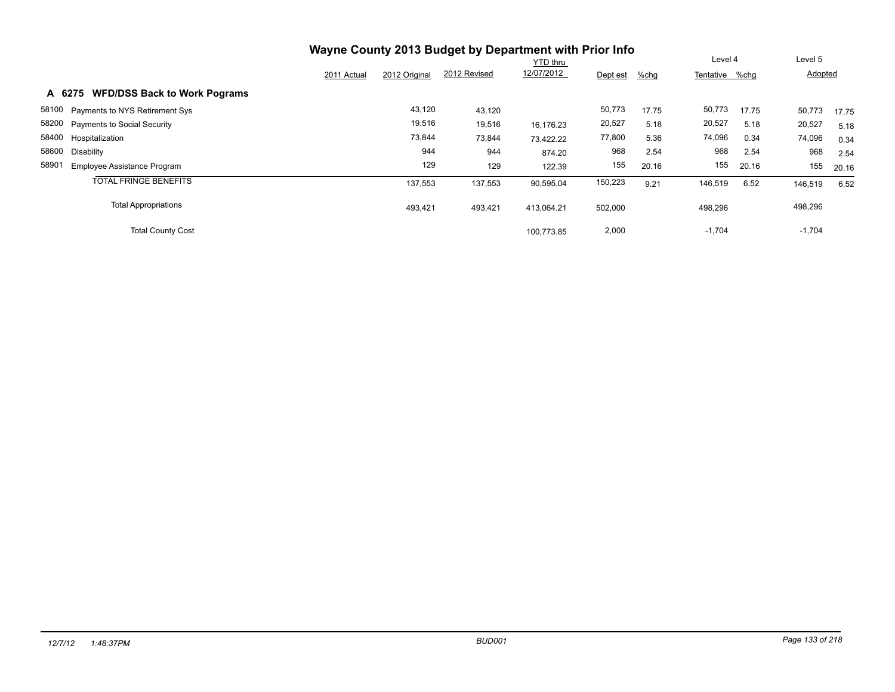# Wayne County 2013 Budget by Department with Prior Info

| | | 2011 Actual | 2012 Original | 2012 Revised | YTD thru 12/07/2012 | Dept est | %chg | Level 4 Tentative | %chg | Level 5 Adopted | |
|---|---|---|---|---|---|---|---|---|---|---|---|
| **A 6275** | **WFD/DSS Back to Work Pograms** | | | | | | | | | | |
| 58100 | Payments to NYS Retirement Sys | | 43,120 | 43,120 | | 50,773 | 17.75 | 50,773 | 17.75 | 50,773 | 17.75 |
| 58200 | Payments to Social Security | | 19,516 | 19,516 | 16,176.23 | 20,527 | 5.18 | 20,527 | 5.18 | 20,527 | 5.18 |
| 58400 | Hospitalization | | 73,844 | 73,844 | 73,422.22 | 77,800 | 5.36 | 74,096 | 0.34 | 74,096 | 0.34 |
| 58600 | Disability | | 944 | 944 | 874.20 | 968 | 2.54 | 968 | 2.54 | 968 | 2.54 |
| 58901 | Employee Assistance Program | | 129 | 129 | 122.39 | 155 | 20.16 | 155 | 20.16 | 155 | 20.16 |
| | TOTAL FRINGE BENEFITS | | 137,553 | 137,553 | 90,595.04 | 150,223 | 9.21 | 146,519 | 6.52 | 146,519 | 6.52 |
| | Total Appropriations | | 493,421 | 493,421 | 413,064.21 | 502,000 | | 498,296 | | 498,296 | |
| | Total County Cost | | | | 100,773.85 | 2,000 | | -1,704 | | -1,704 | |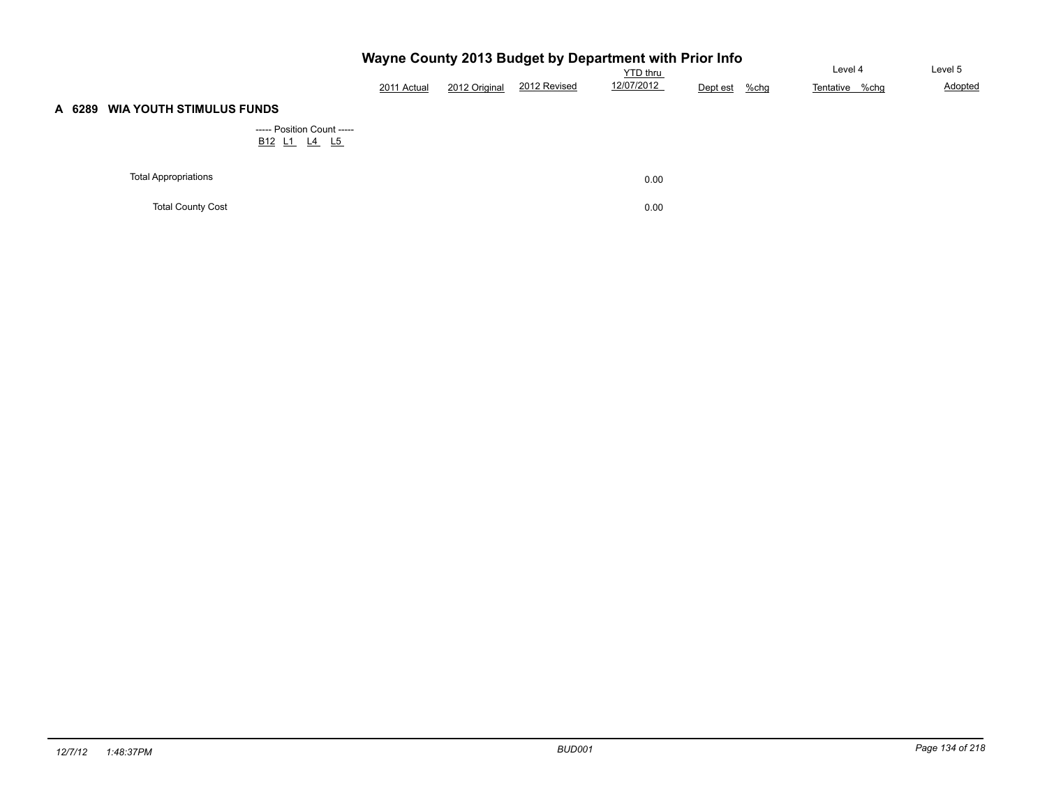# Wayne County 2013 Budget by Department with Prior Info

## A 6289 WIA YOUTH STIMULUS FUNDS

----- Position Count -----

| B12 | L1 | L4 | L5 |
|---|---|---|---|

| | 2011 Actual | 2012 Original | 2012 Revised | YTD thru 12/07/2012 | Dept est | %chg | Level 4 Tentative | %chg | Level 5 Adopted |
|---|---|---|---|---|---|---|---|---|---|
| Total Appropriations | | | | 0.00 | | | | | |
| Total County Cost | | | | 0.00 | | | | | |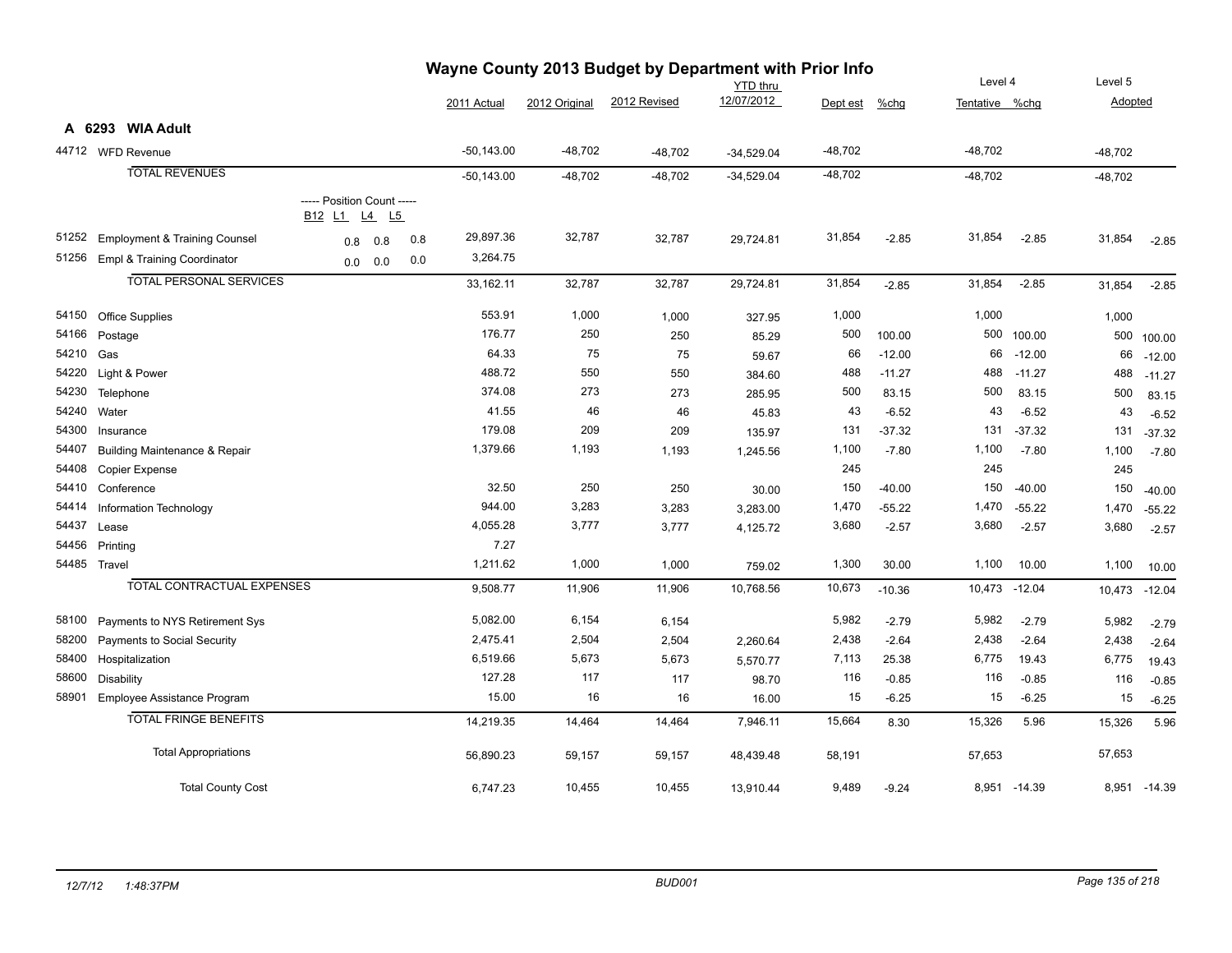# Wayne County 2013 Budget by Department with Prior Info

## A 6293 WIA Adult

| Code | Description | Position Count B12 | L1 | L4 | L5 | 2011 Actual | 2012 Original | 2012 Revised | YTD thru 12/07/2012 | Dept est | %chg | Level 4 Tentative | %chg | Level 5 Adopted | %chg |
|---|---|---|---|---|---|---|---|---|---|---|---|---|---|---|---|
| 44712 | WFD Revenue | | | | | -50,143.00 | -48,702 | -48,702 | -34,529.04 | -48,702 | | -48,702 | | -48,702 | |
| | TOTAL REVENUES | | | | | -50,143.00 | -48,702 | -48,702 | -34,529.04 | -48,702 | | -48,702 | | -48,702 | |
| 51252 | Employment & Training Counsel | | 0.8 | 0.8 | 0.8 | 29,897.36 | 32,787 | 32,787 | 29,724.81 | 31,854 | -2.85 | 31,854 | -2.85 | 31,854 | -2.85 |
| 51256 | Empl & Training Coordinator | | 0.0 | 0.0 | 0.0 | 3,264.75 | | | | | | | | | |
| | TOTAL PERSONAL SERVICES | | | | | 33,162.11 | 32,787 | 32,787 | 29,724.81 | 31,854 | -2.85 | 31,854 | -2.85 | 31,854 | -2.85 |
| 54150 | Office Supplies | | | | | 553.91 | 1,000 | 1,000 | 327.95 | 1,000 | | 1,000 | | 1,000 | |
| 54166 | Postage | | | | | 176.77 | 250 | 250 | 85.29 | 500 | 100.00 | 500 | 100.00 | 500 | 100.00 |
| 54210 | Gas | | | | | 64.33 | 75 | 75 | 59.67 | 66 | -12.00 | 66 | -12.00 | 66 | -12.00 |
| 54220 | Light & Power | | | | | 488.72 | 550 | 550 | 384.60 | 488 | -11.27 | 488 | -11.27 | 488 | -11.27 |
| 54230 | Telephone | | | | | 374.08 | 273 | 273 | 285.95 | 500 | 83.15 | 500 | 83.15 | 500 | 83.15 |
| 54240 | Water | | | | | 41.55 | 46 | 46 | 45.83 | 43 | -6.52 | 43 | -6.52 | 43 | -6.52 |
| 54300 | Insurance | | | | | 179.08 | 209 | 209 | 135.97 | 131 | -37.32 | 131 | -37.32 | 131 | -37.32 |
| 54407 | Building Maintenance & Repair | | | | | 1,379.66 | 1,193 | 1,193 | 1,245.56 | 1,100 | -7.80 | 1,100 | -7.80 | 1,100 | -7.80 |
| 54408 | Copier Expense | | | | | | | | | 245 | | 245 | | 245 | |
| 54410 | Conference | | | | | 32.50 | 250 | 250 | 30.00 | 150 | -40.00 | 150 | -40.00 | 150 | -40.00 |
| 54414 | Information Technology | | | | | 944.00 | 3,283 | 3,283 | 3,283.00 | 1,470 | -55.22 | 1,470 | -55.22 | 1,470 | -55.22 |
| 54437 | Lease | | | | | 4,055.28 | 3,777 | 3,777 | 4,125.72 | 3,680 | -2.57 | 3,680 | -2.57 | 3,680 | -2.57 |
| 54456 | Printing | | | | | 7.27 | | | | | | | | | |
| 54485 | Travel | | | | | 1,211.62 | 1,000 | 1,000 | 759.02 | 1,300 | 30.00 | 1,100 | 10.00 | 1,100 | 10.00 |
| | TOTAL CONTRACTUAL EXPENSES | | | | | 9,508.77 | 11,906 | 11,906 | 10,768.56 | 10,673 | -10.36 | 10,473 | -12.04 | 10,473 | -12.04 |
| 58100 | Payments to NYS Retirement Sys | | | | | 5,082.00 | 6,154 | 6,154 | | 5,982 | -2.79 | 5,982 | -2.79 | 5,982 | -2.79 |
| 58200 | Payments to Social Security | | | | | 2,475.41 | 2,504 | 2,504 | 2,260.64 | 2,438 | -2.64 | 2,438 | -2.64 | 2,438 | -2.64 |
| 58400 | Hospitalization | | | | | 6,519.66 | 5,673 | 5,673 | 5,570.77 | 7,113 | 25.38 | 6,775 | 19.43 | 6,775 | 19.43 |
| 58600 | Disability | | | | | 127.28 | 117 | 117 | 98.70 | 116 | -0.85 | 116 | -0.85 | 116 | -0.85 |
| 58901 | Employee Assistance Program | | | | | 15.00 | 16 | 16 | 16.00 | 15 | -6.25 | 15 | -6.25 | 15 | -6.25 |
| | TOTAL FRINGE BENEFITS | | | | | 14,219.35 | 14,464 | 14,464 | 7,946.11 | 15,664 | 8.30 | 15,326 | 5.96 | 15,326 | 5.96 |
| | Total Appropriations | | | | | 56,890.23 | 59,157 | 59,157 | 48,439.48 | 58,191 | | 57,653 | | 57,653 | |
| | Total County Cost | | | | | 6,747.23 | 10,455 | 10,455 | 13,910.44 | 9,489 | -9.24 | 8,951 | -14.39 | 8,951 | -14.39 |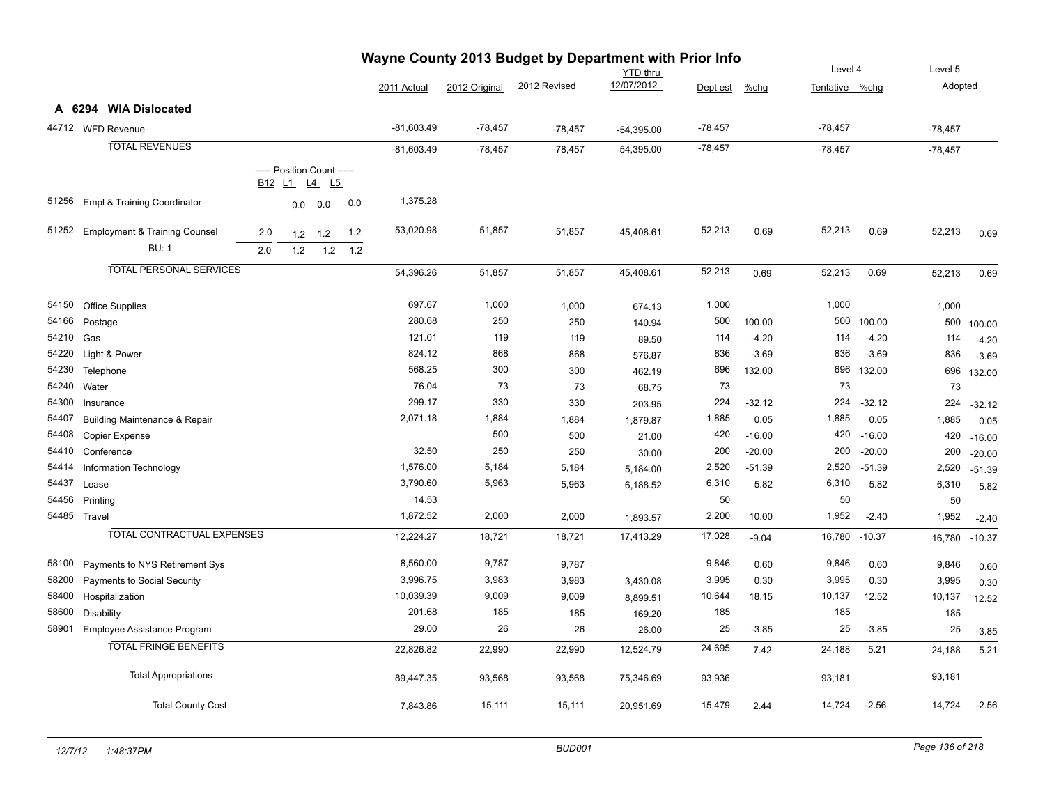# Wayne County 2013 Budget by Department with Prior Info

## A 6294 WIA Dislocated

| Code | Description | B12 | L1 | L4 | L5 | 2011 Actual | 2012 Original | 2012 Revised | YTD thru 12/07/2012 | Dept est | %chg | Level 4 Tentative | %chg | Level 5 Adopted | %chg |
|---|---|---|---|---|---|---|---|---|---|---|---|---|---|---|---|
| 44712 | WFD Revenue | | | | | -81,603.49 | -78,457 | -78,457 | -54,395.00 | -78,457 | | -78,457 | | -78,457 | |
| | TOTAL REVENUES | | | | | -81,603.49 | -78,457 | -78,457 | -54,395.00 | -78,457 | | -78,457 | | -78,457 | |
| | ----- Position Count ----- | B12 | L1 | L4 | L5 | | | | | | | | | | |
| 51256 | Empl & Training Coordinator | | 0.0 | 0.0 | 0.0 | 1,375.28 | | | | | | | | | |
| 51252 | Employment & Training Counsel | 2.0 | 1.2 | 1.2 | 1.2 | 53,020.98 | 51,857 | 51,857 | 45,408.61 | 52,213 | 0.69 | 52,213 | 0.69 | 52,213 | 0.69 |
| | BU: 1 | 2.0 | 1.2 | 1.2 | 1.2 | | | | | | | | | | |
| | TOTAL PERSONAL SERVICES | | | | | 54,396.26 | 51,857 | 51,857 | 45,408.61 | 52,213 | 0.69 | 52,213 | 0.69 | 52,213 | 0.69 |
| 54150 | Office Supplies | | | | | 697.67 | 1,000 | 1,000 | 674.13 | 1,000 | | 1,000 | | 1,000 | |
| 54166 | Postage | | | | | 280.68 | 250 | 250 | 140.94 | 500 | 100.00 | 500 | 100.00 | 500 | 100.00 |
| 54210 | Gas | | | | | 121.01 | 119 | 119 | 89.50 | 114 | -4.20 | 114 | -4.20 | 114 | -4.20 |
| 54220 | Light & Power | | | | | 824.12 | 868 | 868 | 576.87 | 836 | -3.69 | 836 | -3.69 | 836 | -3.69 |
| 54230 | Telephone | | | | | 568.25 | 300 | 300 | 462.19 | 696 | 132.00 | 696 | 132.00 | 696 | 132.00 |
| 54240 | Water | | | | | 76.04 | 73 | 73 | 68.75 | 73 | | 73 | | 73 | |
| 54300 | Insurance | | | | | 299.17 | 330 | 330 | 203.95 | 224 | -32.12 | 224 | -32.12 | 224 | -32.12 |
| 54407 | Building Maintenance & Repair | | | | | 2,071.18 | 1,884 | 1,884 | 1,879.87 | 1,885 | 0.05 | 1,885 | 0.05 | 1,885 | 0.05 |
| 54408 | Copier Expense | | | | | | 500 | 500 | 21.00 | 420 | -16.00 | 420 | -16.00 | 420 | -16.00 |
| 54410 | Conference | | | | | 32.50 | 250 | 250 | 30.00 | 200 | -20.00 | 200 | -20.00 | 200 | -20.00 |
| 54414 | Information Technology | | | | | 1,576.00 | 5,184 | 5,184 | 5,184.00 | 2,520 | -51.39 | 2,520 | -51.39 | 2,520 | -51.39 |
| 54437 | Lease | | | | | 3,790.60 | 5,963 | 5,963 | 6,188.52 | 6,310 | 5.82 | 6,310 | 5.82 | 6,310 | 5.82 |
| 54456 | Printing | | | | | 14.53 | | | | 50 | | 50 | | 50 | |
| 54485 | Travel | | | | | 1,872.52 | 2,000 | 2,000 | 1,893.57 | 2,200 | 10.00 | 1,952 | -2.40 | 1,952 | -2.40 |
| | TOTAL CONTRACTUAL EXPENSES | | | | | 12,224.27 | 18,721 | 18,721 | 17,413.29 | 17,028 | -9.04 | 16,780 | -10.37 | 16,780 | -10.37 |
| 58100 | Payments to NYS Retirement Sys | | | | | 8,560.00 | 9,787 | 9,787 | | 9,846 | 0.60 | 9,846 | 0.60 | 9,846 | 0.60 |
| 58200 | Payments to Social Security | | | | | 3,996.75 | 3,983 | 3,983 | 3,430.08 | 3,995 | 0.30 | 3,995 | 0.30 | 3,995 | 0.30 |
| 58400 | Hospitalization | | | | | 10,039.39 | 9,009 | 9,009 | 8,899.51 | 10,644 | 18.15 | 10,137 | 12.52 | 10,137 | 12.52 |
| 58600 | Disability | | | | | 201.68 | 185 | 185 | 169.20 | 185 | | 185 | | 185 | |
| 58901 | Employee Assistance Program | | | | | 29.00 | 26 | 26 | 26.00 | 25 | -3.85 | 25 | -3.85 | 25 | -3.85 |
| | TOTAL FRINGE BENEFITS | | | | | 22,826.82 | 22,990 | 22,990 | 12,524.79 | 24,695 | 7.42 | 24,188 | 5.21 | 24,188 | 5.21 |
| | Total Appropriations | | | | | 89,447.35 | 93,568 | 93,568 | 75,346.69 | 93,936 | | 93,181 | | 93,181 | |
| | Total County Cost | | | | | 7,843.86 | 15,111 | 15,111 | 20,951.69 | 15,479 | 2.44 | 14,724 | -2.56 | 14,724 | -2.56 |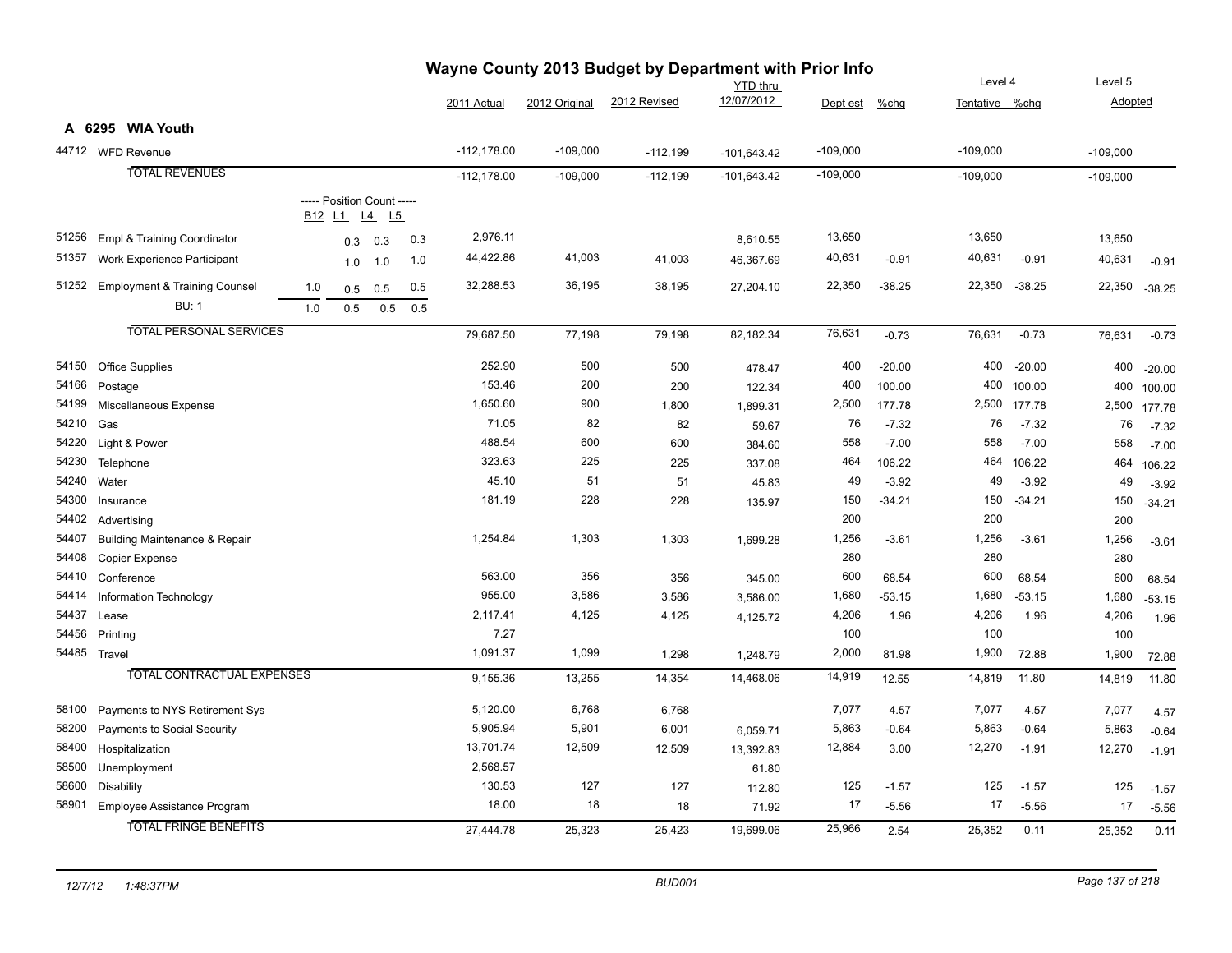# Wayne County 2013 Budget by Department with Prior Info

## A 6295 WIA Youth

| Code | Description | B12 | L1 | L4 | L5 | 2011 Actual | 2012 Original | 2012 Revised | YTD thru 12/07/2012 | Dept est | %chg | Level 4 Tentative | %chg | Level 5 Adopted | %chg |
|---|---|---|---|---|---|---|---|---|---|---|---|---|---|---|---|
| 44712 | WFD Revenue | | | | | -112,178.00 | -109,000 | -112,199 | -101,643.42 | -109,000 | | -109,000 | | -109,000 | |
| | TOTAL REVENUES | | | | | -112,178.00 | -109,000 | -112,199 | -101,643.42 | -109,000 | | -109,000 | | -109,000 | |
| | ----- Position Count ----- | B12 | L1 | L4 | L5 | | | | | | | | | | |
| 51256 | Empl & Training Coordinator | | 0.3 | 0.3 | 0.3 | 2,976.11 | | | 8,610.55 | 13,650 | | 13,650 | | 13,650 | |
| 51357 | Work Experience Participant | | 1.0 | 1.0 | 1.0 | 44,422.86 | 41,003 | 41,003 | 46,367.69 | 40,631 | -0.91 | 40,631 | -0.91 | 40,631 | -0.91 |
| 51252 | Employment & Training Counsel | 1.0 | 0.5 | 0.5 | 0.5 | 32,288.53 | 36,195 | 38,195 | 27,204.10 | 22,350 | -38.25 | 22,350 | -38.25 | 22,350 | -38.25 |
| | BU: 1 | 1.0 | 0.5 | 0.5 | 0.5 | | | | | | | | | | |
| | TOTAL PERSONAL SERVICES | | | | | 79,687.50 | 77,198 | 79,198 | 82,182.34 | 76,631 | -0.73 | 76,631 | -0.73 | 76,631 | -0.73 |
| 54150 | Office Supplies | | | | | 252.90 | 500 | 500 | 478.47 | 400 | -20.00 | 400 | -20.00 | 400 | -20.00 |
| 54166 | Postage | | | | | 153.46 | 200 | 200 | 122.34 | 400 | 100.00 | 400 | 100.00 | 400 | 100.00 |
| 54199 | Miscellaneous Expense | | | | | 1,650.60 | 900 | 1,800 | 1,899.31 | 2,500 | 177.78 | 2,500 | 177.78 | 2,500 | 177.78 |
| 54210 | Gas | | | | | 71.05 | 82 | 82 | 59.67 | 76 | -7.32 | 76 | -7.32 | 76 | -7.32 |
| 54220 | Light & Power | | | | | 488.54 | 600 | 600 | 384.60 | 558 | -7.00 | 558 | -7.00 | 558 | -7.00 |
| 54230 | Telephone | | | | | 323.63 | 225 | 225 | 337.08 | 464 | 106.22 | 464 | 106.22 | 464 | 106.22 |
| 54240 | Water | | | | | 45.10 | 51 | 51 | 45.83 | 49 | -3.92 | 49 | -3.92 | 49 | -3.92 |
| 54300 | Insurance | | | | | 181.19 | 228 | 228 | 135.97 | 150 | -34.21 | 150 | -34.21 | 150 | -34.21 |
| 54402 | Advertising | | | | | | | | | 200 | | 200 | | 200 | |
| 54407 | Building Maintenance & Repair | | | | | 1,254.84 | 1,303 | 1,303 | 1,699.28 | 1,256 | -3.61 | 1,256 | -3.61 | 1,256 | -3.61 |
| 54408 | Copier Expense | | | | | | | | | 280 | | 280 | | 280 | |
| 54410 | Conference | | | | | 563.00 | 356 | 356 | 345.00 | 600 | 68.54 | 600 | 68.54 | 600 | 68.54 |
| 54414 | Information Technology | | | | | 955.00 | 3,586 | 3,586 | 3,586.00 | 1,680 | -53.15 | 1,680 | -53.15 | 1,680 | -53.15 |
| 54437 | Lease | | | | | 2,117.41 | 4,125 | 4,125 | 4,125.72 | 4,206 | 1.96 | 4,206 | 1.96 | 4,206 | 1.96 |
| 54456 | Printing | | | | | 7.27 | | | | 100 | | 100 | | 100 | |
| 54485 | Travel | | | | | 1,091.37 | 1,099 | 1,298 | 1,248.79 | 2,000 | 81.98 | 1,900 | 72.88 | 1,900 | 72.88 |
| | TOTAL CONTRACTUAL EXPENSES | | | | | 9,155.36 | 13,255 | 14,354 | 14,468.06 | 14,919 | 12.55 | 14,819 | 11.80 | 14,819 | 11.80 |
| 58100 | Payments to NYS Retirement Sys | | | | | 5,120.00 | 6,768 | 6,768 | | 7,077 | 4.57 | 7,077 | 4.57 | 7,077 | 4.57 |
| 58200 | Payments to Social Security | | | | | 5,905.94 | 5,901 | 6,001 | 6,059.71 | 5,863 | -0.64 | 5,863 | -0.64 | 5,863 | -0.64 |
| 58400 | Hospitalization | | | | | 13,701.74 | 12,509 | 12,509 | 13,392.83 | 12,884 | 3.00 | 12,270 | -1.91 | 12,270 | -1.91 |
| 58500 | Unemployment | | | | | 2,568.57 | | | 61.80 | | | | | | |
| 58600 | Disability | | | | | 130.53 | 127 | 127 | 112.80 | 125 | -1.57 | 125 | -1.57 | 125 | -1.57 |
| 58901 | Employee Assistance Program | | | | | 18.00 | 18 | 18 | 71.92 | 17 | -5.56 | 17 | -5.56 | 17 | -5.56 |
| | TOTAL FRINGE BENEFITS | | | | | 27,444.78 | 25,323 | 25,423 | 19,699.06 | 25,966 | 2.54 | 25,352 | 0.11 | 25,352 | 0.11 |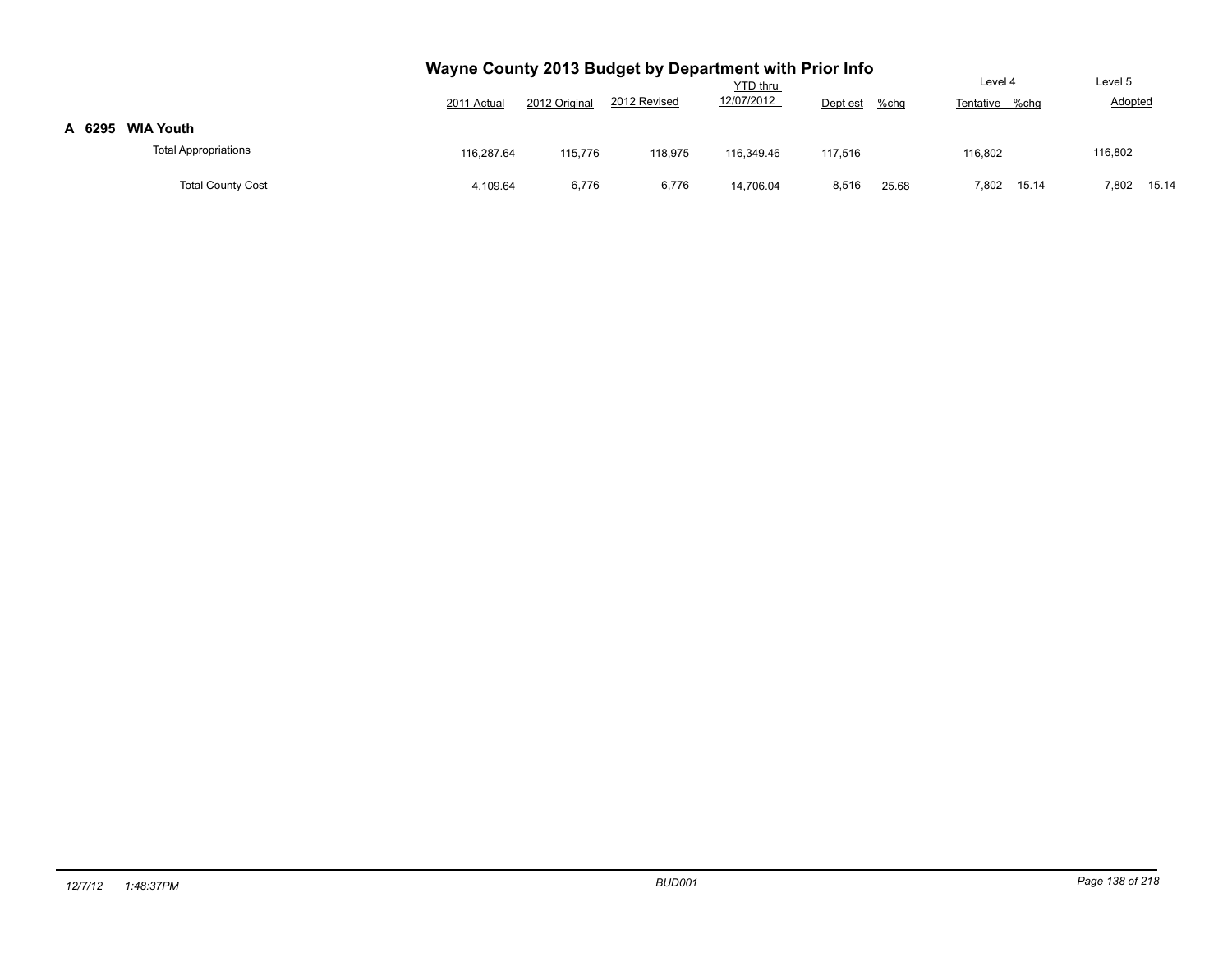# Wayne County 2013 Budget by Department with Prior Info

| | 2011 Actual | 2012 Original | 2012 Revised | YTD thru 12/07/2012 | Dept est | %chg | Level 4 Tentative | %chg | Level 5 Adopted | %chg |
|---|---|---|---|---|---|---|---|---|---|---|
| **A 6295 WIA Youth** | | | | | | | | | | |
| Total Appropriations | 116,287.64 | 115,776 | 118,975 | 116,349.46 | 117,516 | | 116,802 | | 116,802 | |
| Total County Cost | 4,109.64 | 6,776 | 6,776 | 14,706.04 | 8,516 | 25.68 | 7,802 | 15.14 | 7,802 | 15.14 |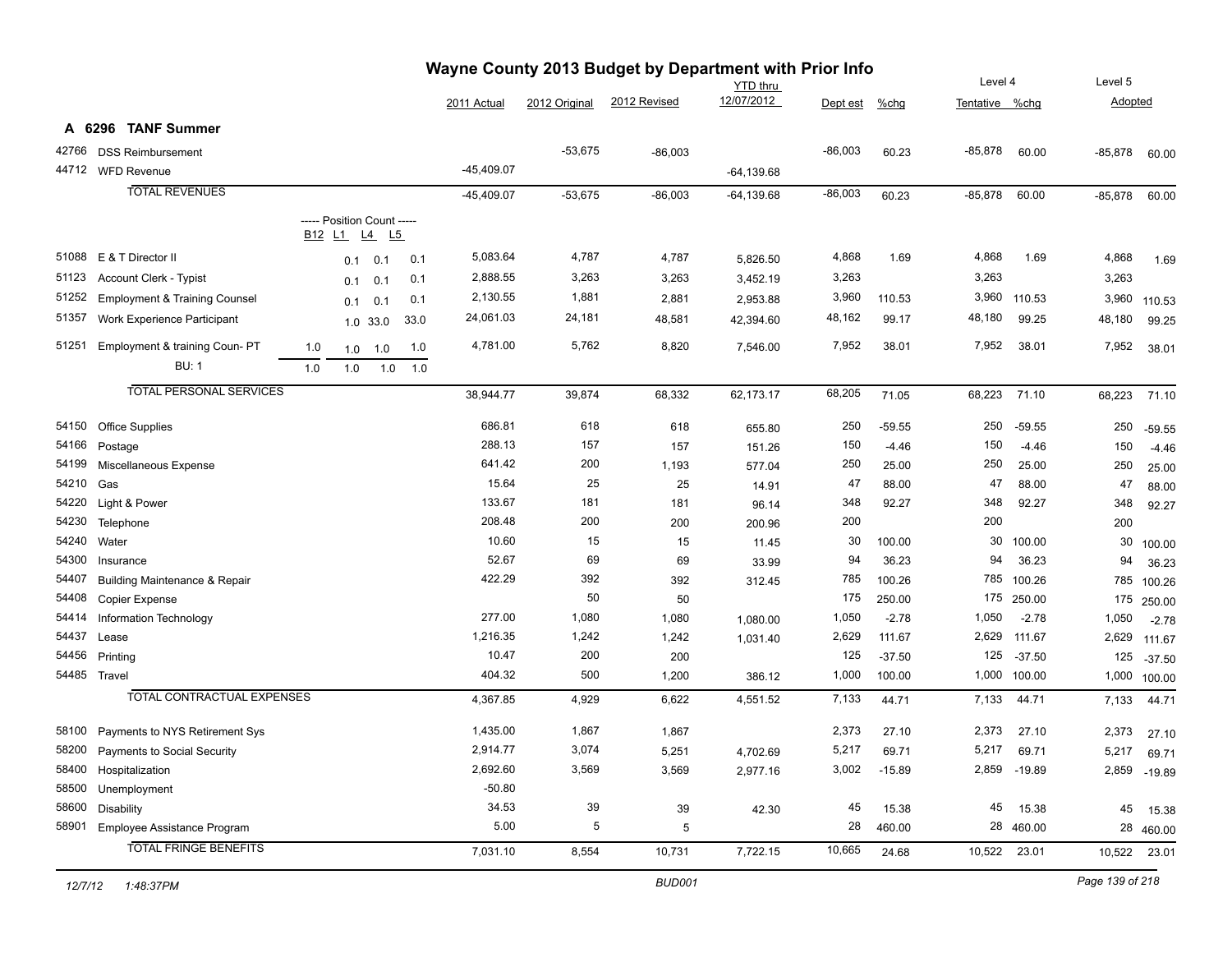# Wayne County 2013 Budget by Department with Prior Info

## A 6296 TANF Summer

| Code | Description | B12 | L1 | L4 | L5 | 2011 Actual | 2012 Original | 2012 Revised | YTD thru 12/07/2012 | Dept est | %chg | Level 4 Tentative | %chg | Level 5 Adopted | %chg |
|---|---|---|---|---|---|---|---|---|---|---|---|---|---|---|---|
| 42766 | DSS Reimbursement | | | | | | -53,675 | -86,003 | | -86,003 | 60.23 | -85,878 | 60.00 | -85,878 | 60.00 |
| 44712 | WFD Revenue | | | | | -45,409.07 | | | -64,139.68 | | | | | | |
| | TOTAL REVENUES | | | | | -45,409.07 | -53,675 | -86,003 | -64,139.68 | -86,003 | 60.23 | -85,878 | 60.00 | -85,878 | 60.00 |
| | ----- Position Count ----- | B12 | L1 | L4 | L5 | | | | | | | | | | |
| 51088 | E & T Director II | | 0.1 | 0.1 | 0.1 | 5,083.64 | 4,787 | 4,787 | 5,826.50 | 4,868 | 1.69 | 4,868 | 1.69 | 4,868 | 1.69 |
| 51123 | Account Clerk - Typist | | 0.1 | 0.1 | 0.1 | 2,888.55 | 3,263 | 3,263 | 3,452.19 | 3,263 | | 3,263 | | 3,263 | |
| 51252 | Employment & Training Counsel | | 0.1 | 0.1 | 0.1 | 2,130.55 | 1,881 | 2,881 | 2,953.88 | 3,960 | 110.53 | 3,960 | 110.53 | 3,960 | 110.53 |
| 51357 | Work Experience Participant | | 1.0 | 33.0 | 33.0 | 24,061.03 | 24,181 | 48,581 | 42,394.60 | 48,162 | 99.17 | 48,180 | 99.25 | 48,180 | 99.25 |
| 51251 | Employment & training Coun- PT | 1.0 | 1.0 | 1.0 | 1.0 | 4,781.00 | 5,762 | 8,820 | 7,546.00 | 7,952 | 38.01 | 7,952 | 38.01 | 7,952 | 38.01 |
| | BU: 1 | 1.0 | 1.0 | 1.0 | 1.0 | | | | | | | | | | |
| | TOTAL PERSONAL SERVICES | | | | | 38,944.77 | 39,874 | 68,332 | 62,173.17 | 68,205 | 71.05 | 68,223 | 71.10 | 68,223 | 71.10 |
| 54150 | Office Supplies | | | | | 686.81 | 618 | 618 | 655.80 | 250 | -59.55 | 250 | -59.55 | 250 | -59.55 |
| 54166 | Postage | | | | | 288.13 | 157 | 157 | 151.26 | 150 | -4.46 | 150 | -4.46 | 150 | -4.46 |
| 54199 | Miscellaneous Expense | | | | | 641.42 | 200 | 1,193 | 577.04 | 250 | 25.00 | 250 | 25.00 | 250 | 25.00 |
| 54210 | Gas | | | | | 15.64 | 25 | 25 | 14.91 | 47 | 88.00 | 47 | 88.00 | 47 | 88.00 |
| 54220 | Light & Power | | | | | 133.67 | 181 | 181 | 96.14 | 348 | 92.27 | 348 | 92.27 | 348 | 92.27 |
| 54230 | Telephone | | | | | 208.48 | 200 | 200 | 200.96 | 200 | | 200 | | 200 | |
| 54240 | Water | | | | | 10.60 | 15 | 15 | 11.45 | 30 | 100.00 | 30 | 100.00 | 30 | 100.00 |
| 54300 | Insurance | | | | | 52.67 | 69 | 69 | 33.99 | 94 | 36.23 | 94 | 36.23 | 94 | 36.23 |
| 54407 | Building Maintenance & Repair | | | | | 422.29 | 392 | 392 | 312.45 | 785 | 100.26 | 785 | 100.26 | 785 | 100.26 |
| 54408 | Copier Expense | | | | | | 50 | 50 | | 175 | 250.00 | 175 | 250.00 | 175 | 250.00 |
| 54414 | Information Technology | | | | | 277.00 | 1,080 | 1,080 | 1,080.00 | 1,050 | -2.78 | 1,050 | -2.78 | 1,050 | -2.78 |
| 54437 | Lease | | | | | 1,216.35 | 1,242 | 1,242 | 1,031.40 | 2,629 | 111.67 | 2,629 | 111.67 | 2,629 | 111.67 |
| 54456 | Printing | | | | | 10.47 | 200 | 200 | | 125 | -37.50 | 125 | -37.50 | 125 | -37.50 |
| 54485 | Travel | | | | | 404.32 | 500 | 1,200 | 386.12 | 1,000 | 100.00 | 1,000 | 100.00 | 1,000 | 100.00 |
| | TOTAL CONTRACTUAL EXPENSES | | | | | 4,367.85 | 4,929 | 6,622 | 4,551.52 | 7,133 | 44.71 | 7,133 | 44.71 | 7,133 | 44.71 |
| 58100 | Payments to NYS Retirement Sys | | | | | 1,435.00 | 1,867 | 1,867 | | 2,373 | 27.10 | 2,373 | 27.10 | 2,373 | 27.10 |
| 58200 | Payments to Social Security | | | | | 2,914.77 | 3,074 | 5,251 | 4,702.69 | 5,217 | 69.71 | 5,217 | 69.71 | 5,217 | 69.71 |
| 58400 | Hospitalization | | | | | 2,692.60 | 3,569 | 3,569 | 2,977.16 | 3,002 | -15.89 | 2,859 | -19.89 | 2,859 | -19.89 |
| 58500 | Unemployment | | | | | -50.80 | | | | | | | | | |
| 58600 | Disability | | | | | 34.53 | 39 | 39 | 42.30 | 45 | 15.38 | 45 | 15.38 | 45 | 15.38 |
| 58901 | Employee Assistance Program | | | | | 5.00 | 5 | 5 | | 28 | 460.00 | 28 | 460.00 | 28 | 460.00 |
| | TOTAL FRINGE BENEFITS | | | | | 7,031.10 | 8,554 | 10,731 | 7,722.15 | 10,665 | 24.68 | 10,522 | 23.01 | 10,522 | 23.01 |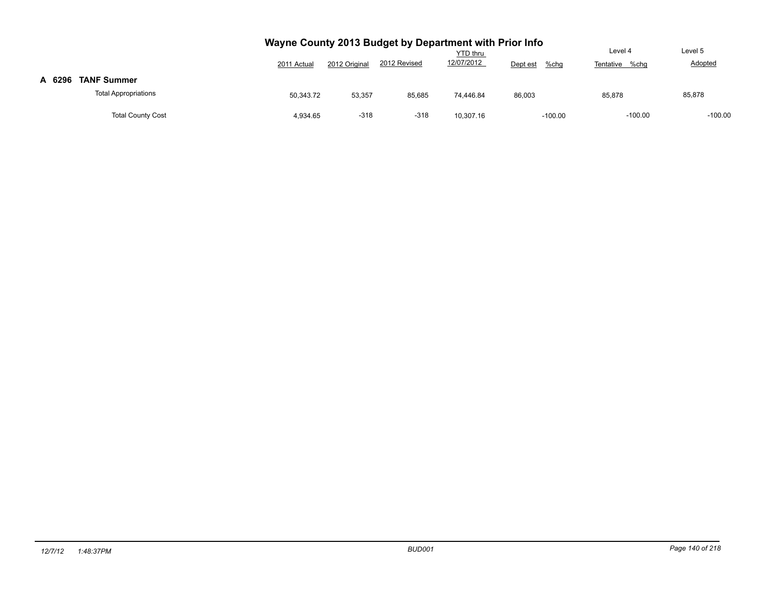# Wayne County 2013 Budget by Department with Prior Info

| | 2011 Actual | 2012 Original | 2012 Revised | YTD thru 12/07/2012 | Dept est | %chg | Level 4 Tentative | %chg | Level 5 Adopted | %chg |
|---|---|---|---|---|---|---|---|---|---|---|
| **A 6296 TANF Summer** | | | | | | | | | | |
| Total Appropriations | 50,343.72 | 53,357 | 85,685 | 74,446.84 | 86,003 | | 85,878 | | 85,878 | |
| Total County Cost | 4,934.65 | -318 | -318 | 10,307.16 | | -100.00 | | -100.00 | | -100.00 |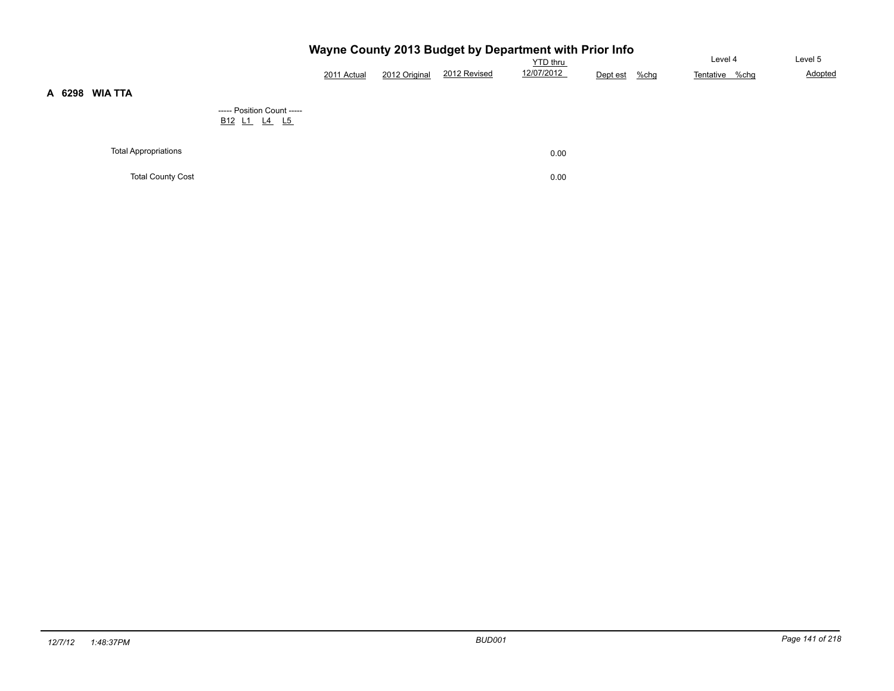# Wayne County 2013 Budget by Department with Prior Info

## A 6298 WIA TTA

----- Position Count -----
B12 L1 L4 L5

| | 2011 Actual | 2012 Original | 2012 Revised | YTD thru 12/07/2012 | Dept est | %chg | Level 4 Tentative | %chg | Level 5 Adopted |
|---|---|---|---|---|---|---|---|---|---|
| Total Appropriations | | | | 0.00 | | | | | |
| Total County Cost | | | | 0.00 | | | | | |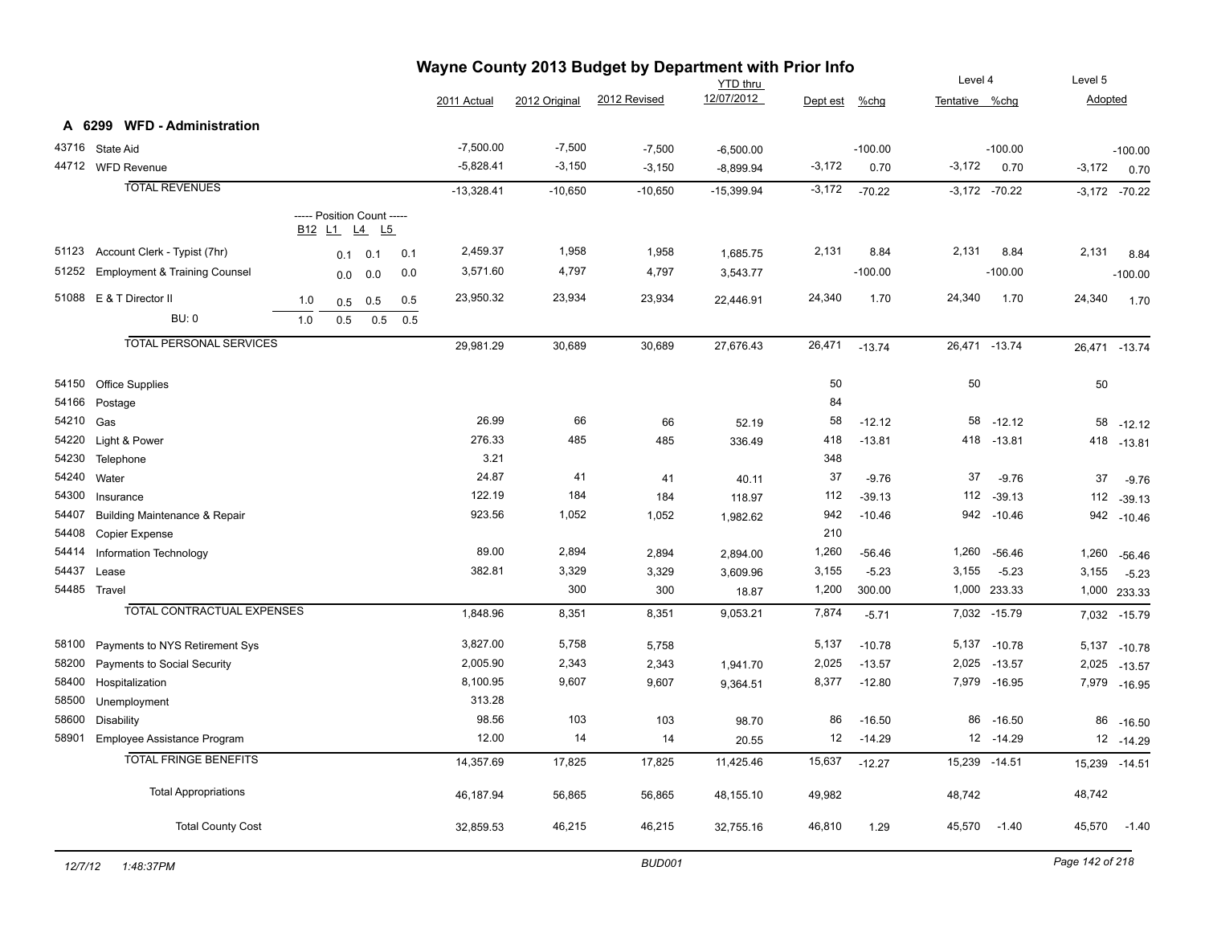# Wayne County 2013 Budget by Department with Prior Info

## A 6299 WFD - Administration

| | | | | | 2011 Actual | 2012 Original | 2012 Revised | YTD thru 12/07/2012 | Dept est | %chg | Level 4 Tentative | %chg | Level 5 Adopted | %chg |
|---|---|---|---|---|---|---|---|---|---|---|---|---|---|---|
| 43716 State Aid | | | | | -7,500.00 | -7,500 | -7,500 | -6,500.00 | | -100.00 | | -100.00 | | -100.00 |
| 44712 WFD Revenue | | | | | -5,828.41 | -3,150 | -3,150 | -8,899.94 | -3,172 | 0.70 | -3,172 | 0.70 | -3,172 | 0.70 |
| **TOTAL REVENUES** | | | | | -13,328.41 | -10,650 | -10,650 | -15,399.94 | -3,172 | -70.22 | -3,172 | -70.22 | -3,172 | -70.22 |
| ----- Position Count ----- | B12 | L1 | L4 | L5 | | | | | | | | | | |
| 51123 Account Clerk - Typist (7hr) | | 0.1 | 0.1 | 0.1 | 2,459.37 | 1,958 | 1,958 | 1,685.75 | 2,131 | 8.84 | 2,131 | 8.84 | 2,131 | 8.84 |
| 51252 Employment & Training Counsel | | 0.0 | 0.0 | 0.0 | 3,571.60 | 4,797 | 4,797 | 3,543.77 | | -100.00 | | -100.00 | | -100.00 |
| 51088 E & T Director II | 1.0 | 0.5 | 0.5 | 0.5 | 23,950.32 | 23,934 | 23,934 | 22,446.91 | 24,340 | 1.70 | 24,340 | 1.70 | 24,340 | 1.70 |
| BU: 0 | 1.0 | 0.5 | 0.5 | 0.5 | | | | | | | | | | |
| **TOTAL PERSONAL SERVICES** | | | | | 29,981.29 | 30,689 | 30,689 | 27,676.43 | 26,471 | -13.74 | 26,471 | -13.74 | 26,471 | -13.74 |
| 54150 Office Supplies | | | | | | | | | 50 | | 50 | | 50 | |
| 54166 Postage | | | | | | | | | 84 | | | | | |
| 54210 Gas | | | | | 26.99 | 66 | 66 | 52.19 | 58 | -12.12 | 58 | -12.12 | 58 | -12.12 |
| 54220 Light & Power | | | | | 276.33 | 485 | 485 | 336.49 | 418 | -13.81 | 418 | -13.81 | 418 | -13.81 |
| 54230 Telephone | | | | | 3.21 | | | | 348 | | | | | |
| 54240 Water | | | | | 24.87 | 41 | 41 | 40.11 | 37 | -9.76 | 37 | -9.76 | 37 | -9.76 |
| 54300 Insurance | | | | | 122.19 | 184 | 184 | 118.97 | 112 | -39.13 | 112 | -39.13 | 112 | -39.13 |
| 54407 Building Maintenance & Repair | | | | | 923.56 | 1,052 | 1,052 | 1,982.62 | 942 | -10.46 | 942 | -10.46 | 942 | -10.46 |
| 54408 Copier Expense | | | | | | | | | 210 | | | | | |
| 54414 Information Technology | | | | | 89.00 | 2,894 | 2,894 | 2,894.00 | 1,260 | -56.46 | 1,260 | -56.46 | 1,260 | -56.46 |
| 54437 Lease | | | | | 382.81 | 3,329 | 3,329 | 3,609.96 | 3,155 | -5.23 | 3,155 | -5.23 | 3,155 | -5.23 |
| 54485 Travel | | | | | | 300 | 300 | 18.87 | 1,200 | 300.00 | 1,000 | 233.33 | 1,000 | 233.33 |
| **TOTAL CONTRACTUAL EXPENSES** | | | | | 1,848.96 | 8,351 | 8,351 | 9,053.21 | 7,874 | -5.71 | 7,032 | -15.79 | 7,032 | -15.79 |
| 58100 Payments to NYS Retirement Sys | | | | | 3,827.00 | 5,758 | 5,758 | | 5,137 | -10.78 | 5,137 | -10.78 | 5,137 | -10.78 |
| 58200 Payments to Social Security | | | | | 2,005.90 | 2,343 | 2,343 | 1,941.70 | 2,025 | -13.57 | 2,025 | -13.57 | 2,025 | -13.57 |
| 58400 Hospitalization | | | | | 8,100.95 | 9,607 | 9,607 | 9,364.51 | 8,377 | -12.80 | 7,979 | -16.95 | 7,979 | -16.95 |
| 58500 Unemployment | | | | | 313.28 | | | | | | | | | |
| 58600 Disability | | | | | 98.56 | 103 | 103 | 98.70 | 86 | -16.50 | 86 | -16.50 | 86 | -16.50 |
| 58901 Employee Assistance Program | | | | | 12.00 | 14 | 14 | 20.55 | 12 | -14.29 | 12 | -14.29 | 12 | -14.29 |
| **TOTAL FRINGE BENEFITS** | | | | | 14,357.69 | 17,825 | 17,825 | 11,425.46 | 15,637 | -12.27 | 15,239 | -14.51 | 15,239 | -14.51 |
| Total Appropriations | | | | | 46,187.94 | 56,865 | 56,865 | 48,155.10 | 49,982 | | 48,742 | | 48,742 | |
| Total County Cost | | | | | 32,859.53 | 46,215 | 46,215 | 32,755.16 | 46,810 | 1.29 | 45,570 | -1.40 | 45,570 | -1.40 |

12/7/12 1:48:37PM BUD001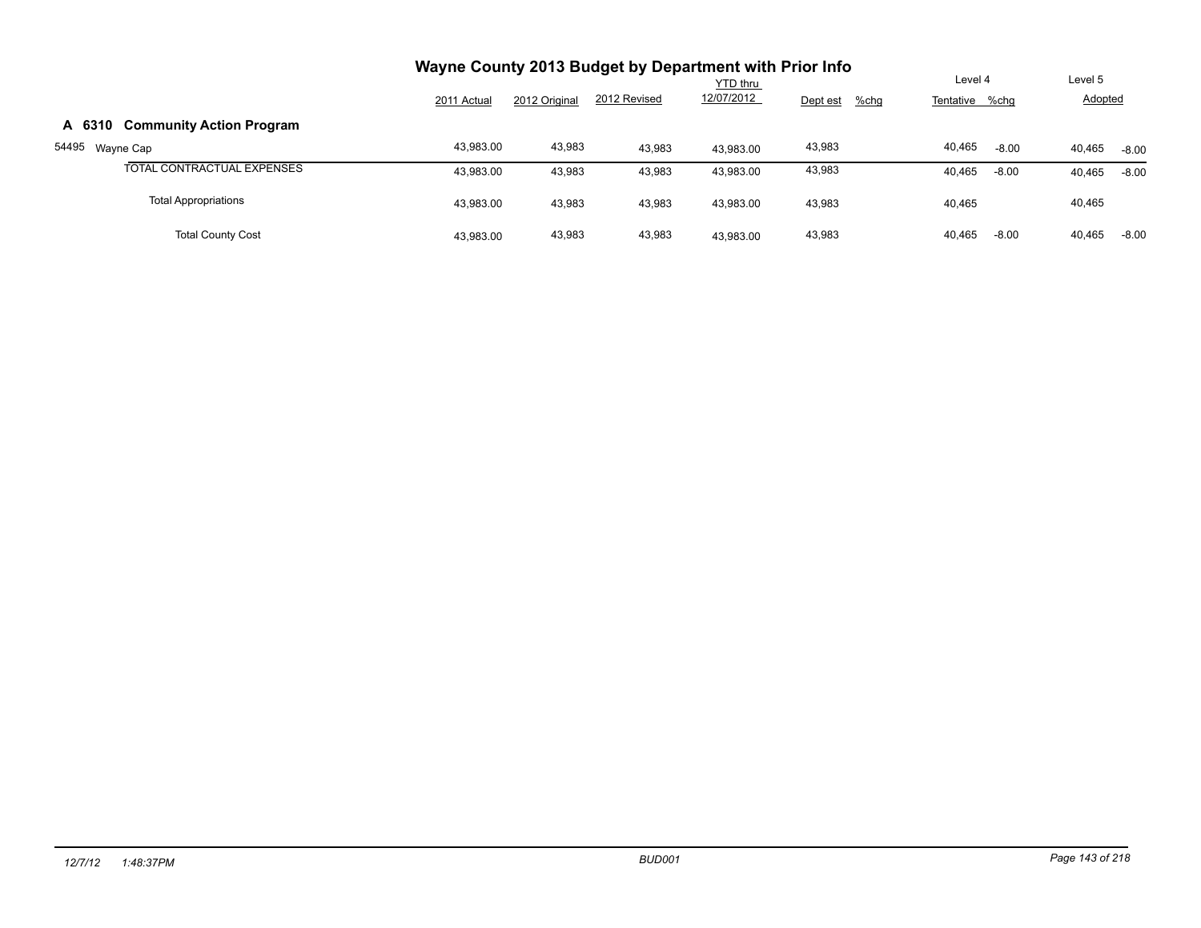# Wayne County 2013 Budget by Department with Prior Info

## A 6310 Community Action Program

| | 2011 Actual | 2012 Original | 2012 Revised | YTD thru 12/07/2012 | Dept est | %chg | Level 4 Tentative | %chg | Level 5 Adopted | |
|---|---|---|---|---|---|---|---|---|---|---|
| 54495 Wayne Cap | 43,983.00 | 43,983 | 43,983 | 43,983.00 | 43,983 | | 40,465 | -8.00 | 40,465 | -8.00 |
| TOTAL CONTRACTUAL EXPENSES | 43,983.00 | 43,983 | 43,983 | 43,983.00 | 43,983 | | 40,465 | -8.00 | 40,465 | -8.00 |
| Total Appropriations | 43,983.00 | 43,983 | 43,983 | 43,983.00 | 43,983 | | 40,465 | | 40,465 | |
| Total County Cost | 43,983.00 | 43,983 | 43,983 | 43,983.00 | 43,983 | | 40,465 | -8.00 | 40,465 | -8.00 |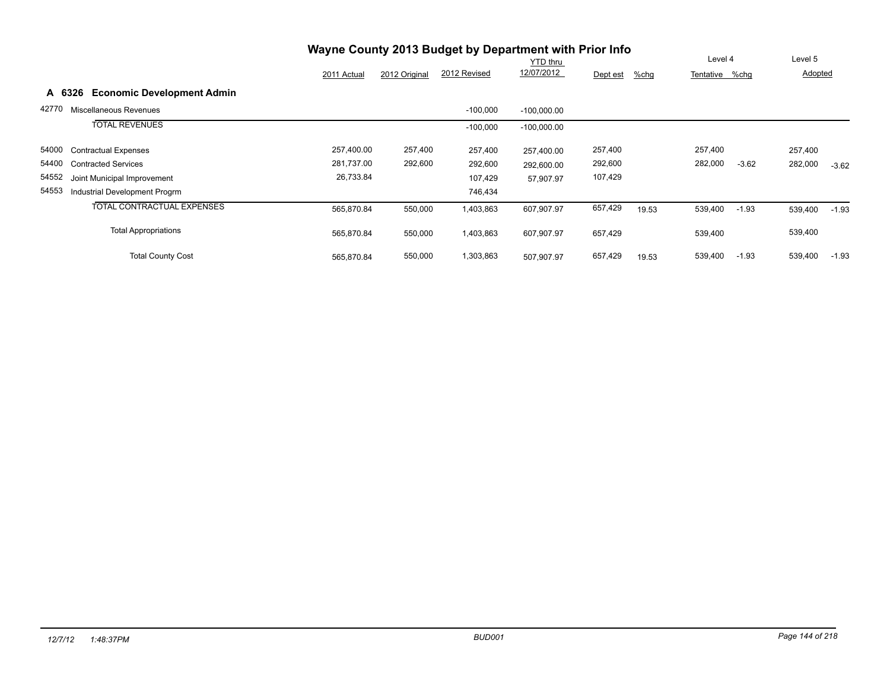# Wayne County 2013 Budget by Department with Prior Info

## A 6326 Economic Development Admin

| | | 2011 Actual | 2012 Original | 2012 Revised | YTD thru 12/07/2012 | Dept est | %chg | Level 4 Tentative | %chg | Level 5 Adopted | %chg |
|---|---|---|---|---|---|---|---|---|---|---|---|
| 42770 | Miscellaneous Revenues | | | -100,000 | -100,000.00 | | | | | | |
| | TOTAL REVENUES | | | -100,000 | -100,000.00 | | | | | | |
| 54000 | Contractual Expenses | 257,400.00 | 257,400 | 257,400 | 257,400.00 | 257,400 | | 257,400 | | 257,400 | |
| 54400 | Contracted Services | 281,737.00 | 292,600 | 292,600 | 292,600.00 | 292,600 | | 282,000 | -3.62 | 282,000 | -3.62 |
| 54552 | Joint Municipal Improvement | 26,733.84 | | 107,429 | 57,907.97 | 107,429 | | | | | |
| 54553 | Industrial Development Progrm | | | 746,434 | | | | | | | |
| | TOTAL CONTRACTUAL EXPENSES | 565,870.84 | 550,000 | 1,403,863 | 607,907.97 | 657,429 | 19.53 | 539,400 | -1.93 | 539,400 | -1.93 |
| | Total Appropriations | 565,870.84 | 550,000 | 1,403,863 | 607,907.97 | 657,429 | | 539,400 | | 539,400 | |
| | Total County Cost | 565,870.84 | 550,000 | 1,303,863 | 507,907.97 | 657,429 | 19.53 | 539,400 | -1.93 | 539,400 | -1.93 |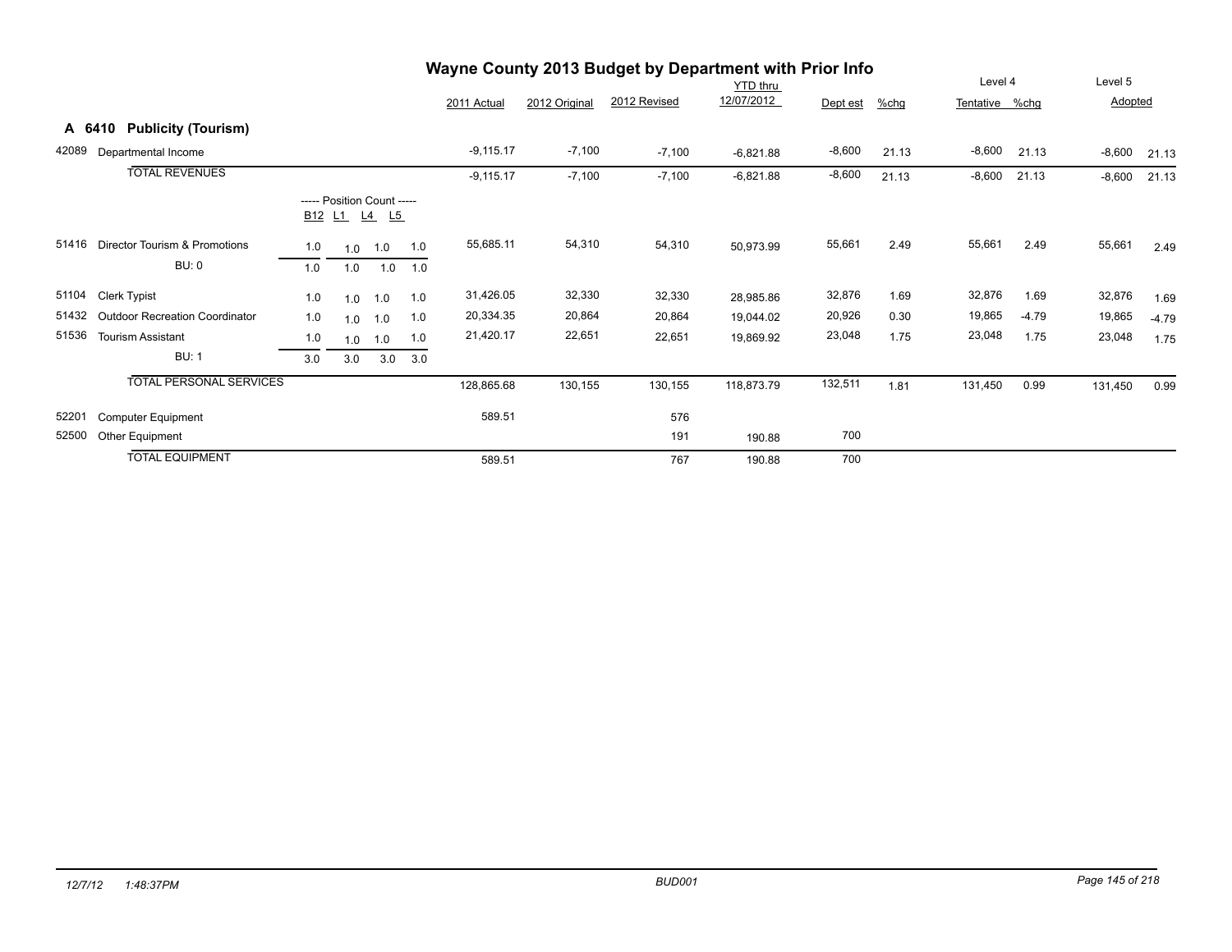# Wayne County 2013 Budget by Department with Prior Info

## A 6410 Publicity (Tourism)

| Code | Description | B12 | L1 | L4 | L5 | 2011 Actual | 2012 Original | 2012 Revised | YTD thru 12/07/2012 | Dept est | %chg | Level 4 Tentative | %chg | Level 5 Adopted | %chg |
|---|---|---|---|---|---|---|---|---|---|---|---|---|---|---|---|
| 42089 | Departmental Income | | | | | -9,115.17 | -7,100 | -7,100 | -6,821.88 | -8,600 | 21.13 | -8,600 | 21.13 | -8,600 | 21.13 |
| | TOTAL REVENUES | | | | | -9,115.17 | -7,100 | -7,100 | -6,821.88 | -8,600 | 21.13 | -8,600 | 21.13 | -8,600 | 21.13 |
| | | ----- Position Count ----- | | | | | | | | | | | | | |
| | | B12 | L1 | L4 | L5 | | | | | | | | | | |
| 51416 | Director Tourism & Promotions | 1.0 | 1.0 | 1.0 | 1.0 | 55,685.11 | 54,310 | 54,310 | 50,973.99 | 55,661 | 2.49 | 55,661 | 2.49 | 55,661 | 2.49 |
| | BU: 0 | 1.0 | 1.0 | 1.0 | 1.0 | | | | | | | | | | |
| 51104 | Clerk Typist | 1.0 | 1.0 | 1.0 | 1.0 | 31,426.05 | 32,330 | 32,330 | 28,985.86 | 32,876 | 1.69 | 32,876 | 1.69 | 32,876 | 1.69 |
| 51432 | Outdoor Recreation Coordinator | 1.0 | 1.0 | 1.0 | 1.0 | 20,334.35 | 20,864 | 20,864 | 19,044.02 | 20,926 | 0.30 | 19,865 | -4.79 | 19,865 | -4.79 |
| 51536 | Tourism Assistant | 1.0 | 1.0 | 1.0 | 1.0 | 21,420.17 | 22,651 | 22,651 | 19,869.92 | 23,048 | 1.75 | 23,048 | 1.75 | 23,048 | 1.75 |
| | BU: 1 | 3.0 | 3.0 | 3.0 | 3.0 | | | | | | | | | | |
| | TOTAL PERSONAL SERVICES | | | | | 128,865.68 | 130,155 | 130,155 | 118,873.79 | 132,511 | 1.81 | 131,450 | 0.99 | 131,450 | 0.99 |
| 52201 | Computer Equipment | | | | | 589.51 | | 576 | | | | | | | |
| 52500 | Other Equipment | | | | | | | 191 | 190.88 | 700 | | | | | |
| | TOTAL EQUIPMENT | | | | | 589.51 | | 767 | 190.88 | 700 | | | | | |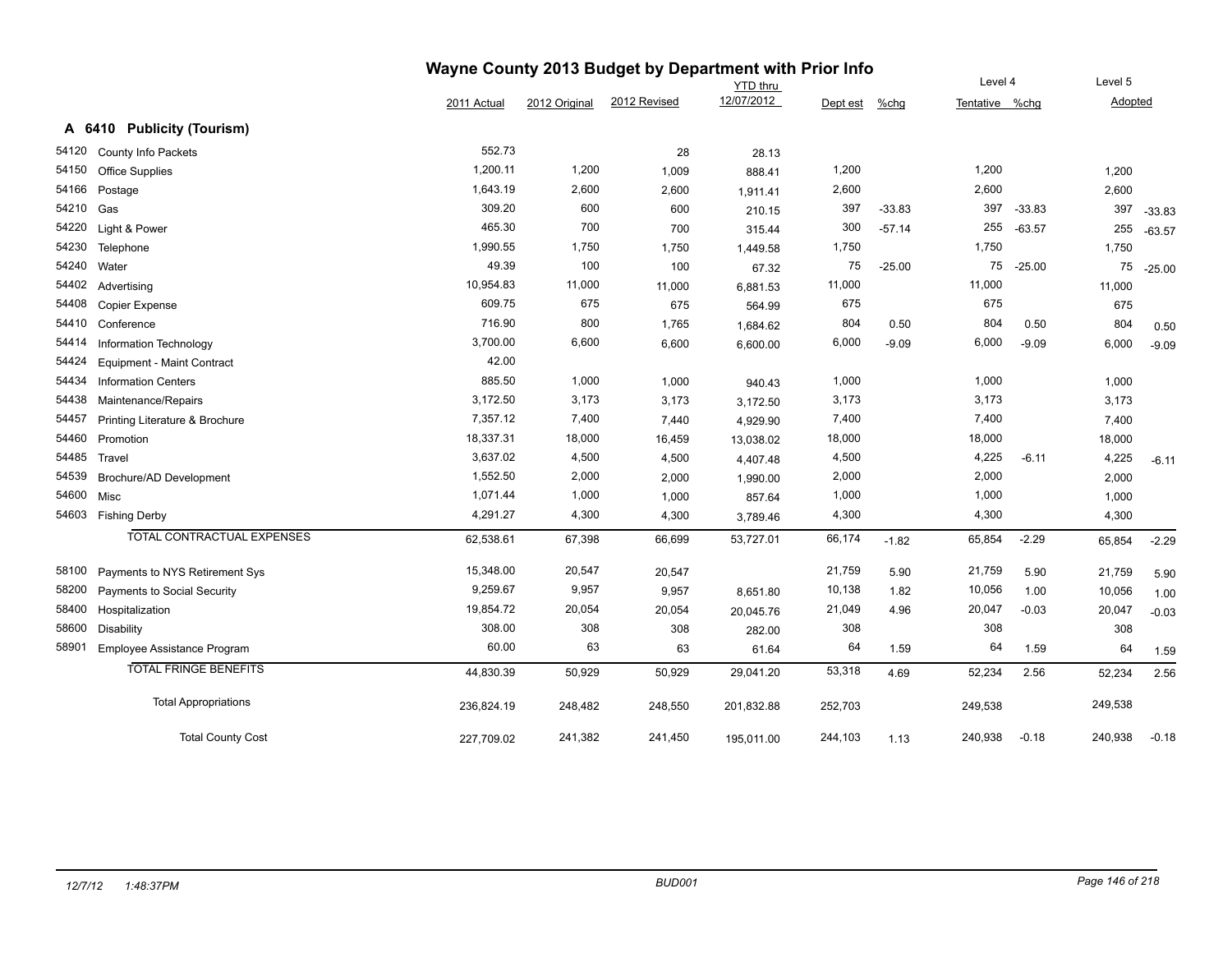# Wayne County 2013 Budget by Department with Prior Info

## A 6410 Publicity (Tourism)

| | | 2011 Actual | 2012 Original | 2012 Revised | YTD thru 12/07/2012 | Dept est | %chg | Level 4 Tentative | %chg | Level 5 Adopted | |
|---|---|---|---|---|---|---|---|---|---|---|---|
| 54120 | County Info Packets | 552.73 | | 28 | 28.13 | | | | | | |
| 54150 | Office Supplies | 1,200.11 | 1,200 | 1,009 | 888.41 | 1,200 | | 1,200 | | 1,200 | |
| 54166 | Postage | 1,643.19 | 2,600 | 2,600 | 1,911.41 | 2,600 | | 2,600 | | 2,600 | |
| 54210 | Gas | 309.20 | 600 | 600 | 210.15 | 397 | -33.83 | 397 | -33.83 | 397 | -33.83 |
| 54220 | Light & Power | 465.30 | 700 | 700 | 315.44 | 300 | -57.14 | 255 | -63.57 | 255 | -63.57 |
| 54230 | Telephone | 1,990.55 | 1,750 | 1,750 | 1,449.58 | 1,750 | | 1,750 | | 1,750 | |
| 54240 | Water | 49.39 | 100 | 100 | 67.32 | 75 | -25.00 | 75 | -25.00 | 75 | -25.00 |
| 54402 | Advertising | 10,954.83 | 11,000 | 11,000 | 6,881.53 | 11,000 | | 11,000 | | 11,000 | |
| 54408 | Copier Expense | 609.75 | 675 | 675 | 564.99 | 675 | | 675 | | 675 | |
| 54410 | Conference | 716.90 | 800 | 1,765 | 1,684.62 | 804 | 0.50 | 804 | 0.50 | 804 | 0.50 |
| 54414 | Information Technology | 3,700.00 | 6,600 | 6,600 | 6,600.00 | 6,000 | -9.09 | 6,000 | -9.09 | 6,000 | -9.09 |
| 54424 | Equipment - Maint Contract | 42.00 | | | | | | | | | |
| 54434 | Information Centers | 885.50 | 1,000 | 1,000 | 940.43 | 1,000 | | 1,000 | | 1,000 | |
| 54438 | Maintenance/Repairs | 3,172.50 | 3,173 | 3,173 | 3,172.50 | 3,173 | | 3,173 | | 3,173 | |
| 54457 | Printing Literature & Brochure | 7,357.12 | 7,400 | 7,440 | 4,929.90 | 7,400 | | 7,400 | | 7,400 | |
| 54460 | Promotion | 18,337.31 | 18,000 | 16,459 | 13,038.02 | 18,000 | | 18,000 | | 18,000 | |
| 54485 | Travel | 3,637.02 | 4,500 | 4,500 | 4,407.48 | 4,500 | | 4,225 | -6.11 | 4,225 | -6.11 |
| 54539 | Brochure/AD Development | 1,552.50 | 2,000 | 2,000 | 1,990.00 | 2,000 | | 2,000 | | 2,000 | |
| 54600 | Misc | 1,071.44 | 1,000 | 1,000 | 857.64 | 1,000 | | 1,000 | | 1,000 | |
| 54603 | Fishing Derby | 4,291.27 | 4,300 | 4,300 | 3,789.46 | 4,300 | | 4,300 | | 4,300 | |
| | TOTAL CONTRACTUAL EXPENSES | 62,538.61 | 67,398 | 66,699 | 53,727.01 | 66,174 | -1.82 | 65,854 | -2.29 | 65,854 | -2.29 |
| 58100 | Payments to NYS Retirement Sys | 15,348.00 | 20,547 | 20,547 | | 21,759 | 5.90 | 21,759 | 5.90 | 21,759 | 5.90 |
| 58200 | Payments to Social Security | 9,259.67 | 9,957 | 9,957 | 8,651.80 | 10,138 | 1.82 | 10,056 | 1.00 | 10,056 | 1.00 |
| 58400 | Hospitalization | 19,854.72 | 20,054 | 20,054 | 20,045.76 | 21,049 | 4.96 | 20,047 | -0.03 | 20,047 | -0.03 |
| 58600 | Disability | 308.00 | 308 | 308 | 282.00 | 308 | | 308 | | 308 | |
| 58901 | Employee Assistance Program | 60.00 | 63 | 63 | 61.64 | 64 | 1.59 | 64 | 1.59 | 64 | 1.59 |
| | TOTAL FRINGE BENEFITS | 44,830.39 | 50,929 | 50,929 | 29,041.20 | 53,318 | 4.69 | 52,234 | 2.56 | 52,234 | 2.56 |
| | Total Appropriations | 236,824.19 | 248,482 | 248,550 | 201,832.88 | 252,703 | | 249,538 | | 249,538 | |
| | Total County Cost | 227,709.02 | 241,382 | 241,450 | 195,011.00 | 244,103 | 1.13 | 240,938 | -0.18 | 240,938 | -0.18 |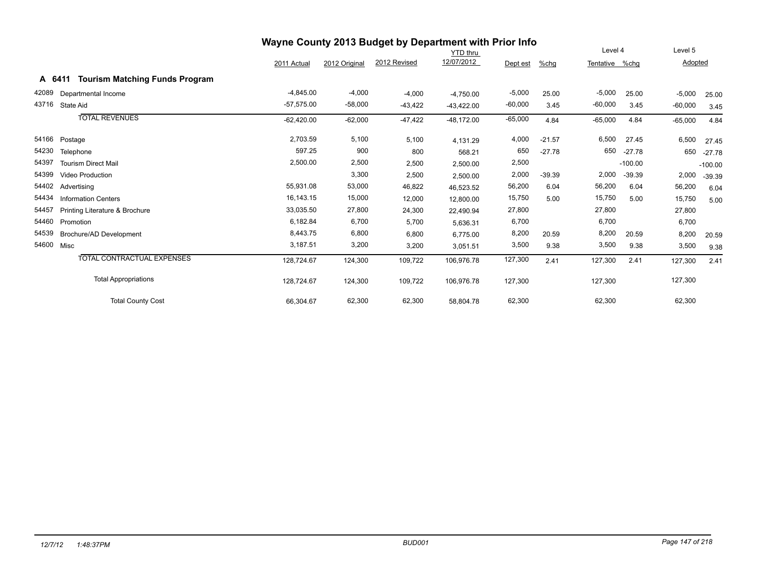# Wayne County 2013 Budget by Department with Prior Info

## A 6411 Tourism Matching Funds Program

| | | 2011 Actual | 2012 Original | 2012 Revised | YTD thru 12/07/2012 | Dept est | %chg | Level 4 Tentative | %chg | Level 5 Adopted | |
|---|---|---|---|---|---|---|---|---|---|---|---|
| 42089 | Departmental Income | -4,845.00 | -4,000 | -4,000 | -4,750.00 | -5,000 | 25.00 | -5,000 | 25.00 | -5,000 | 25.00 |
| 43716 | State Aid | -57,575.00 | -58,000 | -43,422 | -43,422.00 | -60,000 | 3.45 | -60,000 | 3.45 | -60,000 | 3.45 |
| | TOTAL REVENUES | -62,420.00 | -62,000 | -47,422 | -48,172.00 | -65,000 | 4.84 | -65,000 | 4.84 | -65,000 | 4.84 |
| 54166 | Postage | 2,703.59 | 5,100 | 5,100 | 4,131.29 | 4,000 | -21.57 | 6,500 | 27.45 | 6,500 | 27.45 |
| 54230 | Telephone | 597.25 | 900 | 800 | 568.21 | 650 | -27.78 | 650 | -27.78 | 650 | -27.78 |
| 54397 | Tourism Direct Mail | 2,500.00 | 2,500 | 2,500 | 2,500.00 | 2,500 | | | -100.00 | | -100.00 |
| 54399 | Video Production | | 3,300 | 2,500 | 2,500.00 | 2,000 | -39.39 | 2,000 | -39.39 | 2,000 | -39.39 |
| 54402 | Advertising | 55,931.08 | 53,000 | 46,822 | 46,523.52 | 56,200 | 6.04 | 56,200 | 6.04 | 56,200 | 6.04 |
| 54434 | Information Centers | 16,143.15 | 15,000 | 12,000 | 12,800.00 | 15,750 | 5.00 | 15,750 | 5.00 | 15,750 | 5.00 |
| 54457 | Printing Literature & Brochure | 33,035.50 | 27,800 | 24,300 | 22,490.94 | 27,800 | | 27,800 | | 27,800 | |
| 54460 | Promotion | 6,182.84 | 6,700 | 5,700 | 5,636.31 | 6,700 | | 6,700 | | 6,700 | |
| 54539 | Brochure/AD Development | 8,443.75 | 6,800 | 6,800 | 6,775.00 | 8,200 | 20.59 | 8,200 | 20.59 | 8,200 | 20.59 |
| 54600 | Misc | 3,187.51 | 3,200 | 3,200 | 3,051.51 | 3,500 | 9.38 | 3,500 | 9.38 | 3,500 | 9.38 |
| | TOTAL CONTRACTUAL EXPENSES | 128,724.67 | 124,300 | 109,722 | 106,976.78 | 127,300 | 2.41 | 127,300 | 2.41 | 127,300 | 2.41 |
| | Total Appropriations | 128,724.67 | 124,300 | 109,722 | 106,976.78 | 127,300 | | 127,300 | | 127,300 | |
| | Total County Cost | 66,304.67 | 62,300 | 62,300 | 58,804.78 | 62,300 | | 62,300 | | 62,300 | |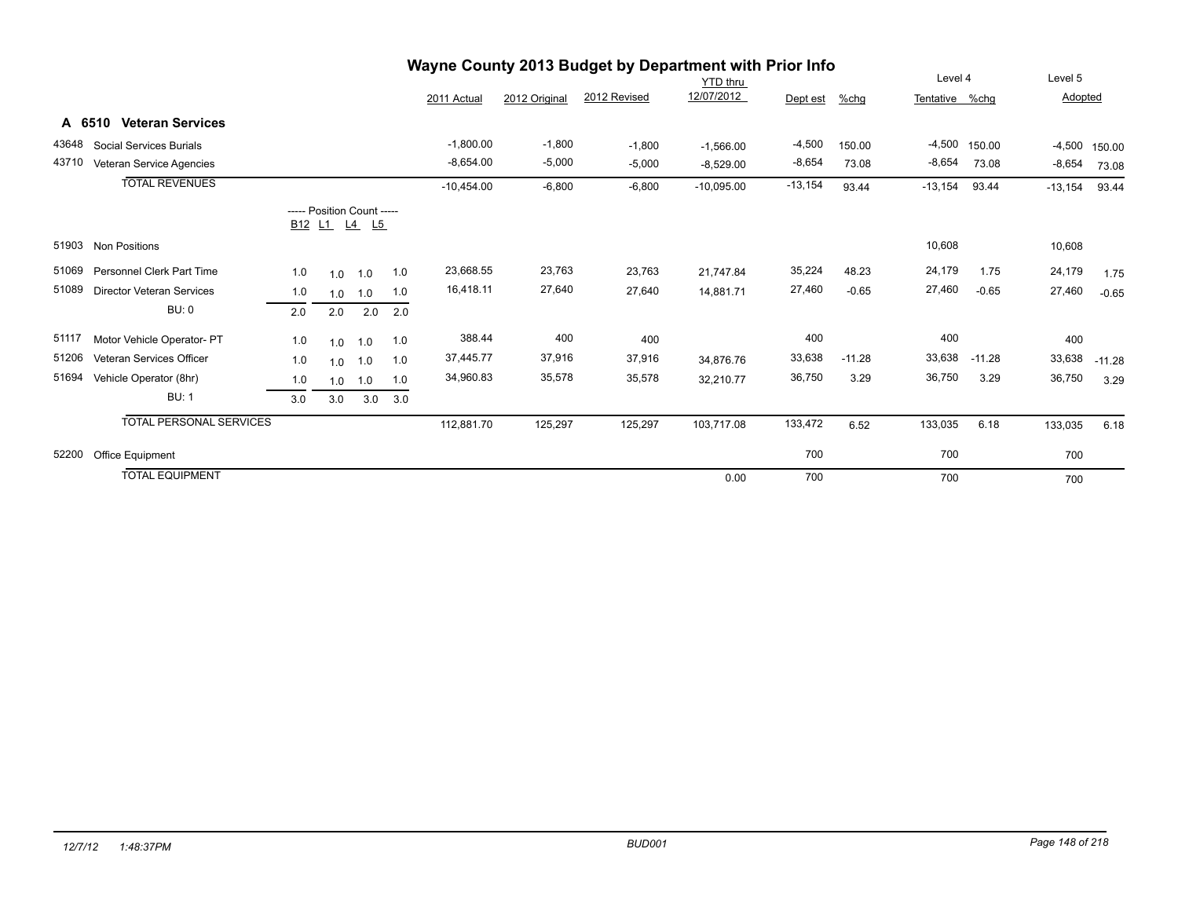# Wayne County 2013 Budget by Department with Prior Info

## A 6510 Veteran Services

| Code | Description | B12 | L1 | L4 | L5 | 2011 Actual | 2012 Original | 2012 Revised | YTD thru 12/07/2012 | Dept est | %chg | Level 4 Tentative | Level 4 %chg | Level 5 Adopted | Level 5 %chg |
|---|---|---|---|---|---|---|---|---|---|---|---|---|---|---|---|
| 43648 | Social Services Burials | | | | | -1,800.00 | -1,800 | -1,800 | -1,566.00 | -4,500 | 150.00 | -4,500 | 150.00 | -4,500 | 150.00 |
| 43710 | Veteran Service Agencies | | | | | -8,654.00 | -5,000 | -5,000 | -8,529.00 | -8,654 | 73.08 | -8,654 | 73.08 | -8,654 | 73.08 |
| | TOTAL REVENUES | | | | | -10,454.00 | -6,800 | -6,800 | -10,095.00 | -13,154 | 93.44 | -13,154 | 93.44 | -13,154 | 93.44 |
| | ----- Position Count ----- | B12 | L1 | L4 | L5 | | | | | | | | | | |
| 51903 | Non Positions | | | | | | | | | | | 10,608 | | 10,608 | |
| 51069 | Personnel Clerk Part Time | 1.0 | 1.0 | 1.0 | 1.0 | 23,668.55 | 23,763 | 23,763 | 21,747.84 | 35,224 | 48.23 | 24,179 | 1.75 | 24,179 | 1.75 |
| 51089 | Director Veteran Services | 1.0 | 1.0 | 1.0 | 1.0 | 16,418.11 | 27,640 | 27,640 | 14,881.71 | 27,460 | -0.65 | 27,460 | -0.65 | 27,460 | -0.65 |
| | BU: 0 | 2.0 | 2.0 | 2.0 | 2.0 | | | | | | | | | | |
| 51117 | Motor Vehicle Operator- PT | 1.0 | 1.0 | 1.0 | 1.0 | 388.44 | 400 | 400 | | 400 | | 400 | | 400 | |
| 51206 | Veteran Services Officer | 1.0 | 1.0 | 1.0 | 1.0 | 37,445.77 | 37,916 | 37,916 | 34,876.76 | 33,638 | -11.28 | 33,638 | -11.28 | 33,638 | -11.28 |
| 51694 | Vehicle Operator (8hr) | 1.0 | 1.0 | 1.0 | 1.0 | 34,960.83 | 35,578 | 35,578 | 32,210.77 | 36,750 | 3.29 | 36,750 | 3.29 | 36,750 | 3.29 |
| | BU: 1 | 3.0 | 3.0 | 3.0 | 3.0 | | | | | | | | | | |
| | TOTAL PERSONAL SERVICES | | | | | 112,881.70 | 125,297 | 125,297 | 103,717.08 | 133,472 | 6.52 | 133,035 | 6.18 | 133,035 | 6.18 |
| 52200 | Office Equipment | | | | | | | | | 700 | | 700 | | 700 | |
| | TOTAL EQUIPMENT | | | | | | | | 0.00 | 700 | | 700 | | 700 | |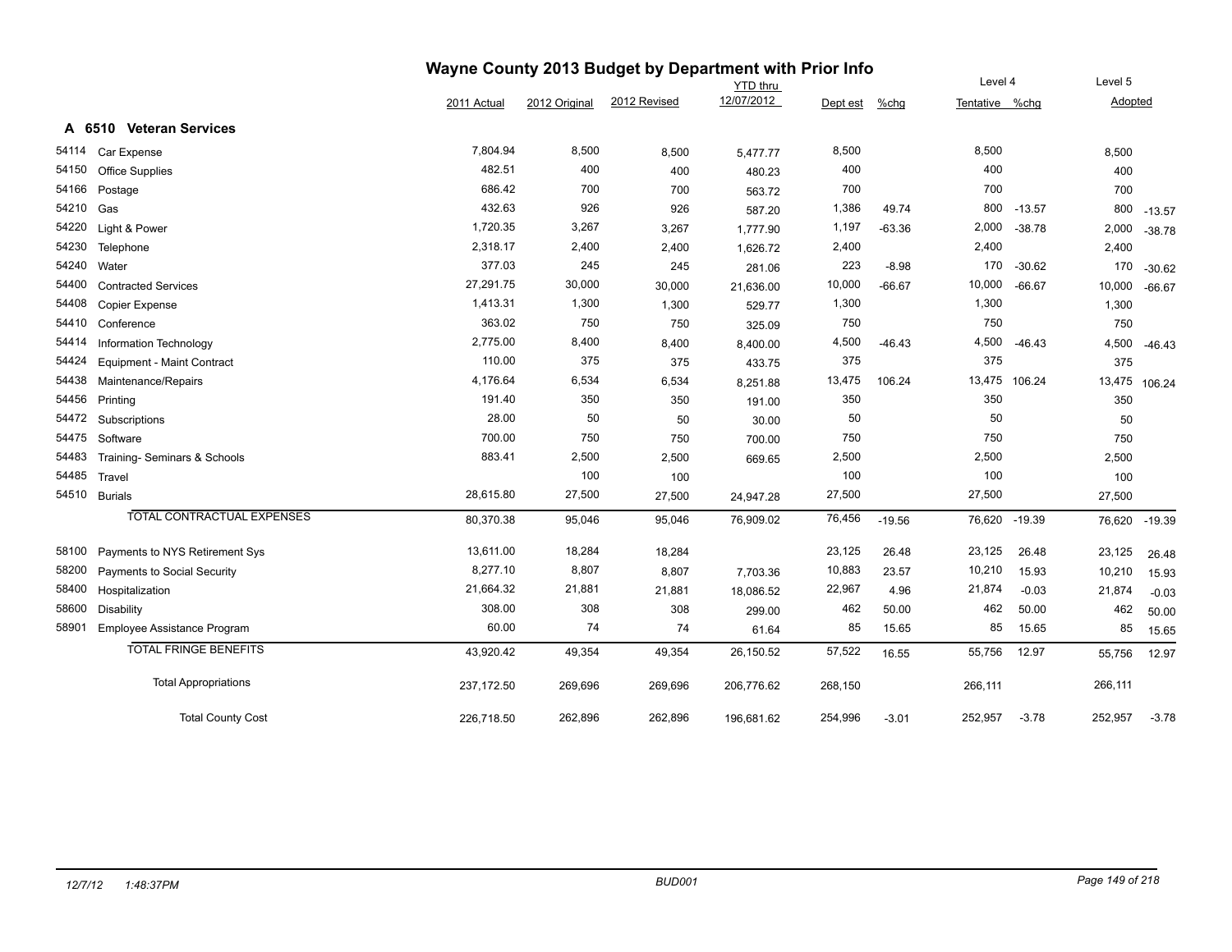# Wayne County 2013 Budget by Department with Prior Info

| | | 2011 Actual | 2012 Original | 2012 Revised | YTD thru 12/07/2012 | Dept est | %chg | Level 4 Tentative | %chg | Level 5 Adopted | |
|---|---|---|---|---|---|---|---|---|---|---|---|
| **A 6510** | **Veteran Services** | | | | | | | | | | |
| 54114 | Car Expense | 7,804.94 | 8,500 | 8,500 | 5,477.77 | 8,500 | | 8,500 | | 8,500 | |
| 54150 | Office Supplies | 482.51 | 400 | 400 | 480.23 | 400 | | 400 | | 400 | |
| 54166 | Postage | 686.42 | 700 | 700 | 563.72 | 700 | | 700 | | 700 | |
| 54210 | Gas | 432.63 | 926 | 926 | 587.20 | 1,386 | 49.74 | 800 | -13.57 | 800 | -13.57 |
| 54220 | Light & Power | 1,720.35 | 3,267 | 3,267 | 1,777.90 | 1,197 | -63.36 | 2,000 | -38.78 | 2,000 | -38.78 |
| 54230 | Telephone | 2,318.17 | 2,400 | 2,400 | 1,626.72 | 2,400 | | 2,400 | | 2,400 | |
| 54240 | Water | 377.03 | 245 | 245 | 281.06 | 223 | -8.98 | 170 | -30.62 | 170 | -30.62 |
| 54400 | Contracted Services | 27,291.75 | 30,000 | 30,000 | 21,636.00 | 10,000 | -66.67 | 10,000 | -66.67 | 10,000 | -66.67 |
| 54408 | Copier Expense | 1,413.31 | 1,300 | 1,300 | 529.77 | 1,300 | | 1,300 | | 1,300 | |
| 54410 | Conference | 363.02 | 750 | 750 | 325.09 | 750 | | 750 | | 750 | |
| 54414 | Information Technology | 2,775.00 | 8,400 | 8,400 | 8,400.00 | 4,500 | -46.43 | 4,500 | -46.43 | 4,500 | -46.43 |
| 54424 | Equipment - Maint Contract | 110.00 | 375 | 375 | 433.75 | 375 | | 375 | | 375 | |
| 54438 | Maintenance/Repairs | 4,176.64 | 6,534 | 6,534 | 8,251.88 | 13,475 | 106.24 | 13,475 | 106.24 | 13,475 | 106.24 |
| 54456 | Printing | 191.40 | 350 | 350 | 191.00 | 350 | | 350 | | 350 | |
| 54472 | Subscriptions | 28.00 | 50 | 50 | 30.00 | 50 | | 50 | | 50 | |
| 54475 | Software | 700.00 | 750 | 750 | 700.00 | 750 | | 750 | | 750 | |
| 54483 | Training- Seminars & Schools | 883.41 | 2,500 | 2,500 | 669.65 | 2,500 | | 2,500 | | 2,500 | |
| 54485 | Travel | | 100 | 100 | | 100 | | 100 | | 100 | |
| 54510 | Burials | 28,615.80 | 27,500 | 27,500 | 24,947.28 | 27,500 | | 27,500 | | 27,500 | |
| | TOTAL CONTRACTUAL EXPENSES | 80,370.38 | 95,046 | 95,046 | 76,909.02 | 76,456 | -19.56 | 76,620 | -19.39 | 76,620 | -19.39 |
| 58100 | Payments to NYS Retirement Sys | 13,611.00 | 18,284 | 18,284 | | 23,125 | 26.48 | 23,125 | 26.48 | 23,125 | 26.48 |
| 58200 | Payments to Social Security | 8,277.10 | 8,807 | 8,807 | 7,703.36 | 10,883 | 23.57 | 10,210 | 15.93 | 10,210 | 15.93 |
| 58400 | Hospitalization | 21,664.32 | 21,881 | 21,881 | 18,086.52 | 22,967 | 4.96 | 21,874 | -0.03 | 21,874 | -0.03 |
| 58600 | Disability | 308.00 | 308 | 308 | 299.00 | 462 | 50.00 | 462 | 50.00 | 462 | 50.00 |
| 58901 | Employee Assistance Program | 60.00 | 74 | 74 | 61.64 | 85 | 15.65 | 85 | 15.65 | 85 | 15.65 |
| | TOTAL FRINGE BENEFITS | 43,920.42 | 49,354 | 49,354 | 26,150.52 | 57,522 | 16.55 | 55,756 | 12.97 | 55,756 | 12.97 |
| | Total Appropriations | 237,172.50 | 269,696 | 269,696 | 206,776.62 | 268,150 | | 266,111 | | 266,111 | |
| | Total County Cost | 226,718.50 | 262,896 | 262,896 | 196,681.62 | 254,996 | -3.01 | 252,957 | -3.78 | 252,957 | -3.78 |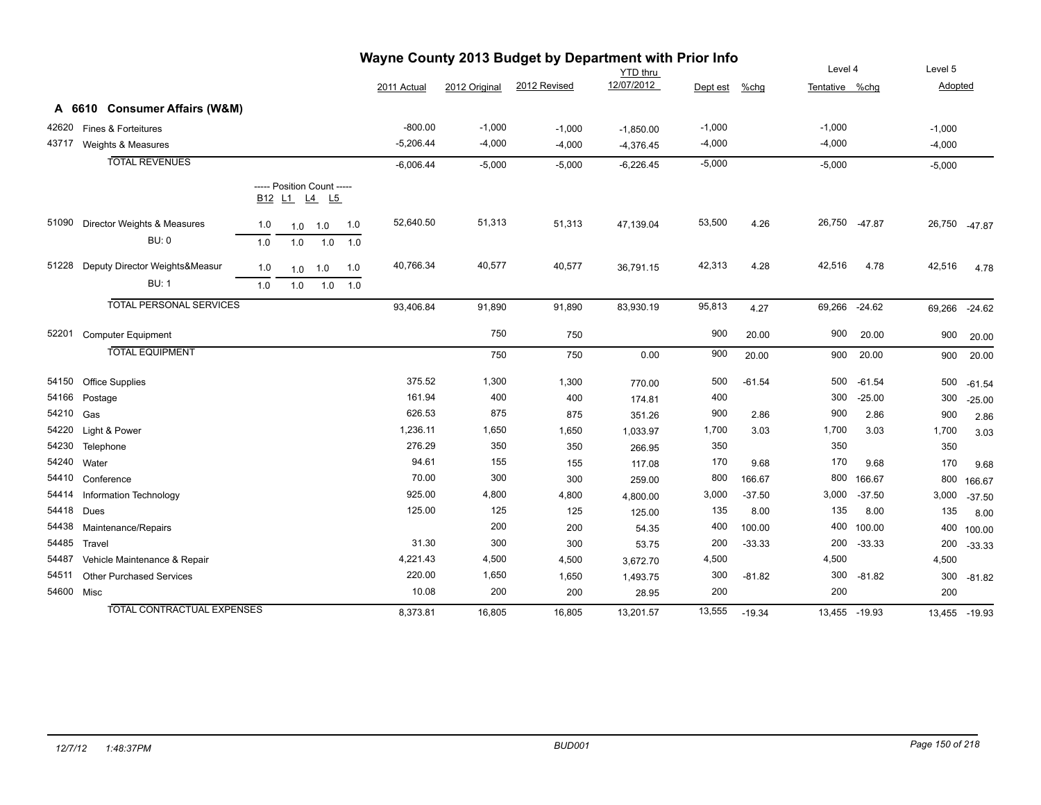# Wayne County 2013 Budget by Department with Prior Info

## A 6610 Consumer Affairs (W&M)

| | | Position Count B12 | L1 | L4 | L5 | 2011 Actual | 2012 Original | 2012 Revised | YTD thru 12/07/2012 | Dept est | %chg | Level 4 Tentative | %chg | Level 5 Adopted | %chg |
|---|---|---|---|---|---|---|---|---|---|---|---|---|---|---|---|
| 42620 | Fines & Forteitures | | | | | -800.00 | -1,000 | -1,000 | -1,850.00 | -1,000 | | -1,000 | | -1,000 | |
| 43717 | Weights & Measures | | | | | -5,206.44 | -4,000 | -4,000 | -4,376.45 | -4,000 | | -4,000 | | -4,000 | |
| | **TOTAL REVENUES** | | | | | -6,006.44 | -5,000 | -5,000 | -6,226.45 | -5,000 | | -5,000 | | -5,000 | |
| 51090 | Director Weights & Measures | 1.0 | 1.0 | 1.0 | 1.0 | 52,640.50 | 51,313 | 51,313 | 47,139.04 | 53,500 | 4.26 | 26,750 | -47.87 | 26,750 | -47.87 |
| | BU: 0 | 1.0 | 1.0 | 1.0 | 1.0 | | | | | | | | | | |
| 51228 | Deputy Director Weights&Measur | 1.0 | 1.0 | 1.0 | 1.0 | 40,766.34 | 40,577 | 40,577 | 36,791.15 | 42,313 | 4.28 | 42,516 | 4.78 | 42,516 | 4.78 |
| | BU: 1 | 1.0 | 1.0 | 1.0 | 1.0 | | | | | | | | | | |
| | **TOTAL PERSONAL SERVICES** | | | | | 93,406.84 | 91,890 | 91,890 | 83,930.19 | 95,813 | 4.27 | 69,266 | -24.62 | 69,266 | -24.62 |
| 52201 | Computer Equipment | | | | | | 750 | 750 | | 900 | 20.00 | 900 | 20.00 | 900 | 20.00 |
| | **TOTAL EQUIPMENT** | | | | | | 750 | 750 | 0.00 | 900 | 20.00 | 900 | 20.00 | 900 | 20.00 |
| 54150 | Office Supplies | | | | | 375.52 | 1,300 | 1,300 | 770.00 | 500 | -61.54 | 500 | -61.54 | 500 | -61.54 |
| 54166 | Postage | | | | | 161.94 | 400 | 400 | 174.81 | 400 | | 300 | -25.00 | 300 | -25.00 |
| 54210 | Gas | | | | | 626.53 | 875 | 875 | 351.26 | 900 | 2.86 | 900 | 2.86 | 900 | 2.86 |
| 54220 | Light & Power | | | | | 1,236.11 | 1,650 | 1,650 | 1,033.97 | 1,700 | 3.03 | 1,700 | 3.03 | 1,700 | 3.03 |
| 54230 | Telephone | | | | | 276.29 | 350 | 350 | 266.95 | 350 | | 350 | | 350 | |
| 54240 | Water | | | | | 94.61 | 155 | 155 | 117.08 | 170 | 9.68 | 170 | 9.68 | 170 | 9.68 |
| 54410 | Conference | | | | | 70.00 | 300 | 300 | 259.00 | 800 | 166.67 | 800 | 166.67 | 800 | 166.67 |
| 54414 | Information Technology | | | | | 925.00 | 4,800 | 4,800 | 4,800.00 | 3,000 | -37.50 | 3,000 | -37.50 | 3,000 | -37.50 |
| 54418 | Dues | | | | | 125.00 | 125 | 125 | 125.00 | 135 | 8.00 | 135 | 8.00 | 135 | 8.00 |
| 54438 | Maintenance/Repairs | | | | | | 200 | 200 | 54.35 | 400 | 100.00 | 400 | 100.00 | 400 | 100.00 |
| 54485 | Travel | | | | | 31.30 | 300 | 300 | 53.75 | 200 | -33.33 | 200 | -33.33 | 200 | -33.33 |
| 54487 | Vehicle Maintenance & Repair | | | | | 4,221.43 | 4,500 | 4,500 | 3,672.70 | 4,500 | | 4,500 | | 4,500 | |
| 54511 | Other Purchased Services | | | | | 220.00 | 1,650 | 1,650 | 1,493.75 | 300 | -81.82 | 300 | -81.82 | 300 | -81.82 |
| 54600 | Misc | | | | | 10.08 | 200 | 200 | 28.95 | 200 | | 200 | | 200 | |
| | **TOTAL CONTRACTUAL EXPENSES** | | | | | 8,373.81 | 16,805 | 16,805 | 13,201.57 | 13,555 | -19.34 | 13,455 | -19.93 | 13,455 | -19.93 |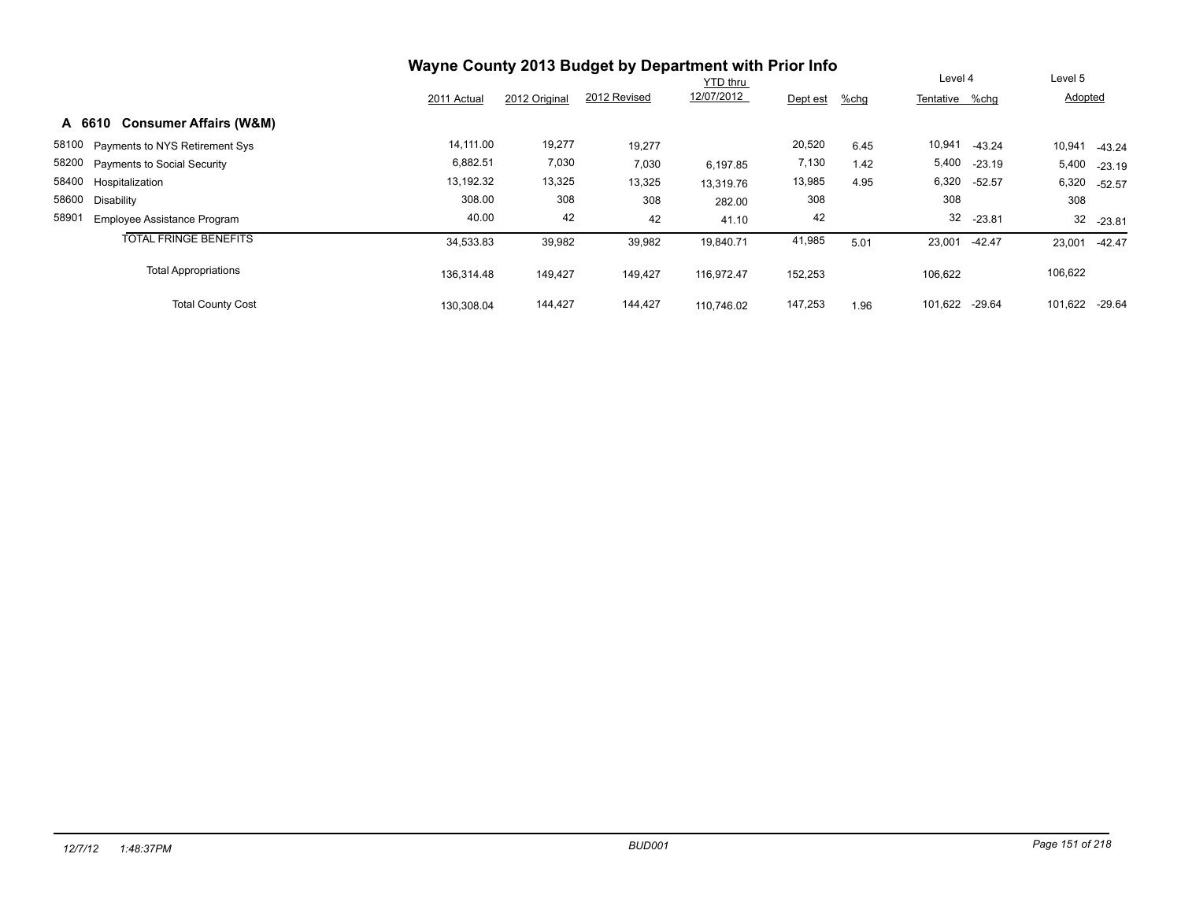# Wayne County 2013 Budget by Department with Prior Info

## A 6610 Consumer Affairs (W&M)

| | | 2011 Actual | 2012 Original | 2012 Revised | YTD thru 12/07/2012 | Dept est | %chg | Level 4 Tentative | %chg | Level 5 Adopted | %chg |
|---|---|---|---|---|---|---|---|---|---|---|---|
| 58100 | Payments to NYS Retirement Sys | 14,111.00 | 19,277 | 19,277 | | 20,520 | 6.45 | 10,941 | -43.24 | 10,941 | -43.24 |
| 58200 | Payments to Social Security | 6,882.51 | 7,030 | 7,030 | 6,197.85 | 7,130 | 1.42 | 5,400 | -23.19 | 5,400 | -23.19 |
| 58400 | Hospitalization | 13,192.32 | 13,325 | 13,325 | 13,319.76 | 13,985 | 4.95 | 6,320 | -52.57 | 6,320 | -52.57 |
| 58600 | Disability | 308.00 | 308 | 308 | 282.00 | 308 | | 308 | | 308 | |
| 58901 | Employee Assistance Program | 40.00 | 42 | 42 | 41.10 | 42 | | 32 | -23.81 | 32 | -23.81 |
| | TOTAL FRINGE BENEFITS | 34,533.83 | 39,982 | 39,982 | 19,840.71 | 41,985 | 5.01 | 23,001 | -42.47 | 23,001 | -42.47 |
| | Total Appropriations | 136,314.48 | 149,427 | 149,427 | 116,972.47 | 152,253 | | 106,622 | | 106,622 | |
| | Total County Cost | 130,308.04 | 144,427 | 144,427 | 110,746.02 | 147,253 | 1.96 | 101,622 | -29.64 | 101,622 | -29.64 |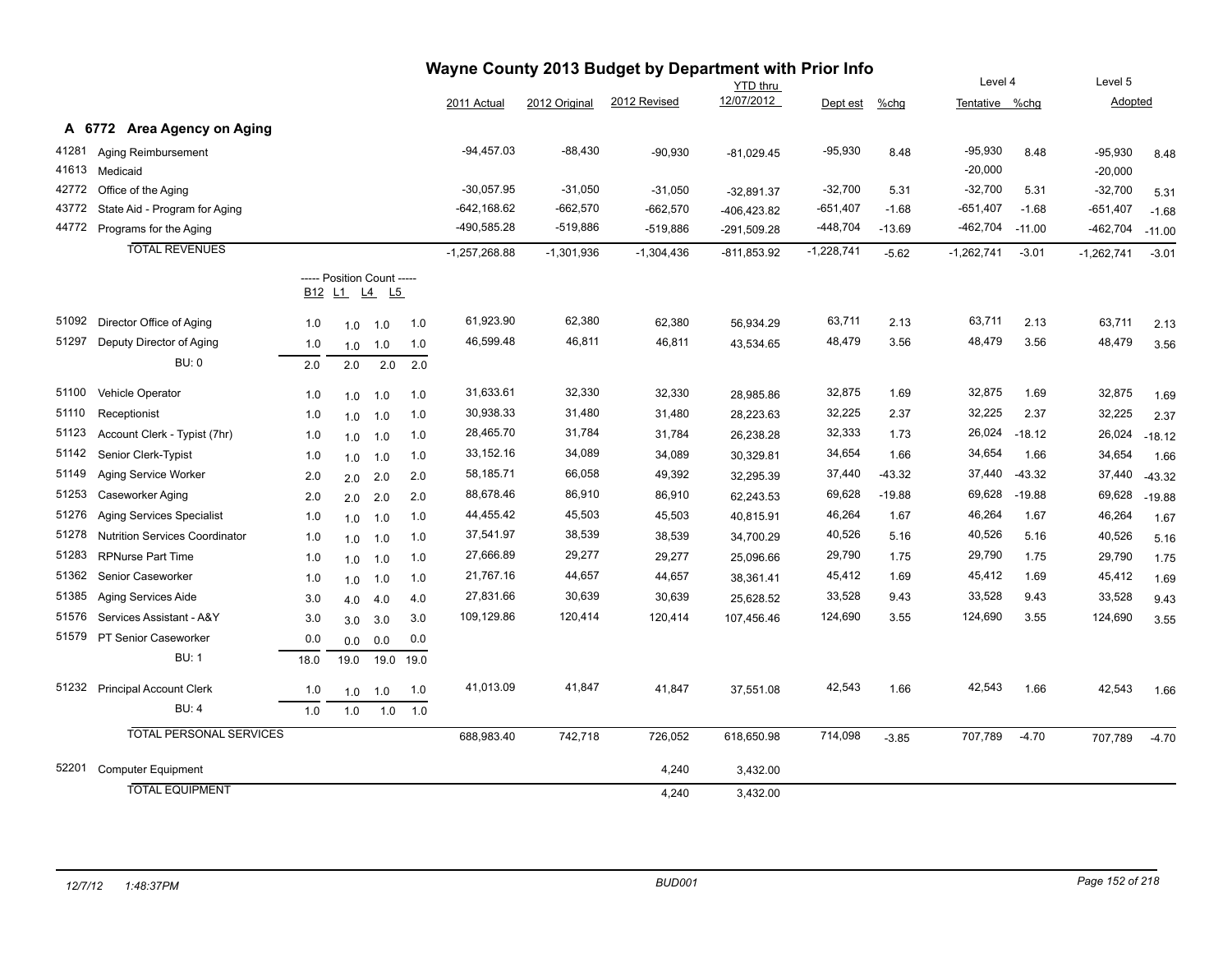# Wayne County 2013 Budget by Department with Prior Info

## A 6772 Area Agency on Aging

| | | 2011 Actual | 2012 Original | 2012 Revised | YTD thru 12/07/2012 | Dept est | %chg | Level 4 Tentative | %chg | Level 5 Adopted | |
|---|---|---|---|---|---|---|---|---|---|---|---|
| 41281 | Aging Reimbursement | -94,457.03 | -88,430 | -90,930 | -81,029.45 | -95,930 | 8.48 | -95,930 | 8.48 | -95,930 | 8.48 |
| 41613 | Medicaid | | | | | | | -20,000 | | -20,000 | |
| 42772 | Office of the Aging | -30,057.95 | -31,050 | -31,050 | -32,891.37 | -32,700 | 5.31 | -32,700 | 5.31 | -32,700 | 5.31 |
| 43772 | State Aid - Program for Aging | -642,168.62 | -662,570 | -662,570 | -406,423.82 | -651,407 | -1.68 | -651,407 | -1.68 | -651,407 | -1.68 |
| 44772 | Programs for the Aging | -490,585.28 | -519,886 | -519,886 | -291,509.28 | -448,704 | -13.69 | -462,704 | -11.00 | -462,704 | -11.00 |
| | TOTAL REVENUES | -1,257,268.88 | -1,301,936 | -1,304,436 | -811,853.92 | -1,228,741 | -5.62 | -1,262,741 | -3.01 | -1,262,741 | -3.01 |

| | | B12 | L1 | L4 | L5 | 2011 Actual | 2012 Original | 2012 Revised | YTD thru 12/07/2012 | Dept est | %chg | Level 4 Tentative | %chg | Level 5 Adopted | |
|---|---|---|---|---|---|---|---|---|---|---|---|---|---|---|---|
| 51092 | Director Office of Aging | 1.0 | 1.0 | 1.0 | 1.0 | 61,923.90 | 62,380 | 62,380 | 56,934.29 | 63,711 | 2.13 | 63,711 | 2.13 | 63,711 | 2.13 |
| 51297 | Deputy Director of Aging | 1.0 | 1.0 | 1.0 | 1.0 | 46,599.48 | 46,811 | 46,811 | 43,534.65 | 48,479 | 3.56 | 48,479 | 3.56 | 48,479 | 3.56 |
| | BU: 0 | 2.0 | 2.0 | 2.0 | 2.0 | | | | | | | | | | |
| 51100 | Vehicle Operator | 1.0 | 1.0 | 1.0 | 1.0 | 31,633.61 | 32,330 | 32,330 | 28,985.86 | 32,875 | 1.69 | 32,875 | 1.69 | 32,875 | 1.69 |
| 51110 | Receptionist | 1.0 | 1.0 | 1.0 | 1.0 | 30,938.33 | 31,480 | 31,480 | 28,223.63 | 32,225 | 2.37 | 32,225 | 2.37 | 32,225 | 2.37 |
| 51123 | Account Clerk - Typist (7hr) | 1.0 | 1.0 | 1.0 | 1.0 | 28,465.70 | 31,784 | 31,784 | 26,238.28 | 32,333 | 1.73 | 26,024 | -18.12 | 26,024 | -18.12 |
| 51142 | Senior Clerk-Typist | 1.0 | 1.0 | 1.0 | 1.0 | 33,152.16 | 34,089 | 34,089 | 30,329.81 | 34,654 | 1.66 | 34,654 | 1.66 | 34,654 | 1.66 |
| 51149 | Aging Service Worker | 2.0 | 2.0 | 2.0 | 2.0 | 58,185.71 | 66,058 | 49,392 | 32,295.39 | 37,440 | -43.32 | 37,440 | -43.32 | 37,440 | -43.32 |
| 51253 | Caseworker Aging | 2.0 | 2.0 | 2.0 | 2.0 | 88,678.46 | 86,910 | 86,910 | 62,243.53 | 69,628 | -19.88 | 69,628 | -19.88 | 69,628 | -19.88 |
| 51276 | Aging Services Specialist | 1.0 | 1.0 | 1.0 | 1.0 | 44,455.42 | 45,503 | 45,503 | 40,815.91 | 46,264 | 1.67 | 46,264 | 1.67 | 46,264 | 1.67 |
| 51278 | Nutrition Services Coordinator | 1.0 | 1.0 | 1.0 | 1.0 | 37,541.97 | 38,539 | 38,539 | 34,700.29 | 40,526 | 5.16 | 40,526 | 5.16 | 40,526 | 5.16 |
| 51283 | RPNurse Part Time | 1.0 | 1.0 | 1.0 | 1.0 | 27,666.89 | 29,277 | 29,277 | 25,096.66 | 29,790 | 1.75 | 29,790 | 1.75 | 29,790 | 1.75 |
| 51362 | Senior Caseworker | 1.0 | 1.0 | 1.0 | 1.0 | 21,767.16 | 44,657 | 44,657 | 38,361.41 | 45,412 | 1.69 | 45,412 | 1.69 | 45,412 | 1.69 |
| 51385 | Aging Services Aide | 3.0 | 4.0 | 4.0 | 4.0 | 27,831.66 | 30,639 | 30,639 | 25,628.52 | 33,528 | 9.43 | 33,528 | 9.43 | 33,528 | 9.43 |
| 51576 | Services Assistant - A&Y | 3.0 | 3.0 | 3.0 | 3.0 | 109,129.86 | 120,414 | 120,414 | 107,456.46 | 124,690 | 3.55 | 124,690 | 3.55 | 124,690 | 3.55 |
| 51579 | PT Senior Caseworker | 0.0 | 0.0 | 0.0 | 0.0 | | | | | | | | | | |
| | BU: 1 | 18.0 | 19.0 | 19.0 | 19.0 | | | | | | | | | | |
| 51232 | Principal Account Clerk | 1.0 | 1.0 | 1.0 | 1.0 | 41,013.09 | 41,847 | 41,847 | 37,551.08 | 42,543 | 1.66 | 42,543 | 1.66 | 42,543 | 1.66 |
| | BU: 4 | 1.0 | 1.0 | 1.0 | 1.0 | | | | | | | | | | |
| | TOTAL PERSONAL SERVICES | | | | | 688,983.40 | 742,718 | 726,052 | 618,650.98 | 714,098 | -3.85 | 707,789 | -4.70 | 707,789 | -4.70 |
| 52201 | Computer Equipment | | | | | | | 4,240 | 3,432.00 | | | | | | |
| | TOTAL EQUIPMENT | | | | | | | 4,240 | 3,432.00 | | | | | | |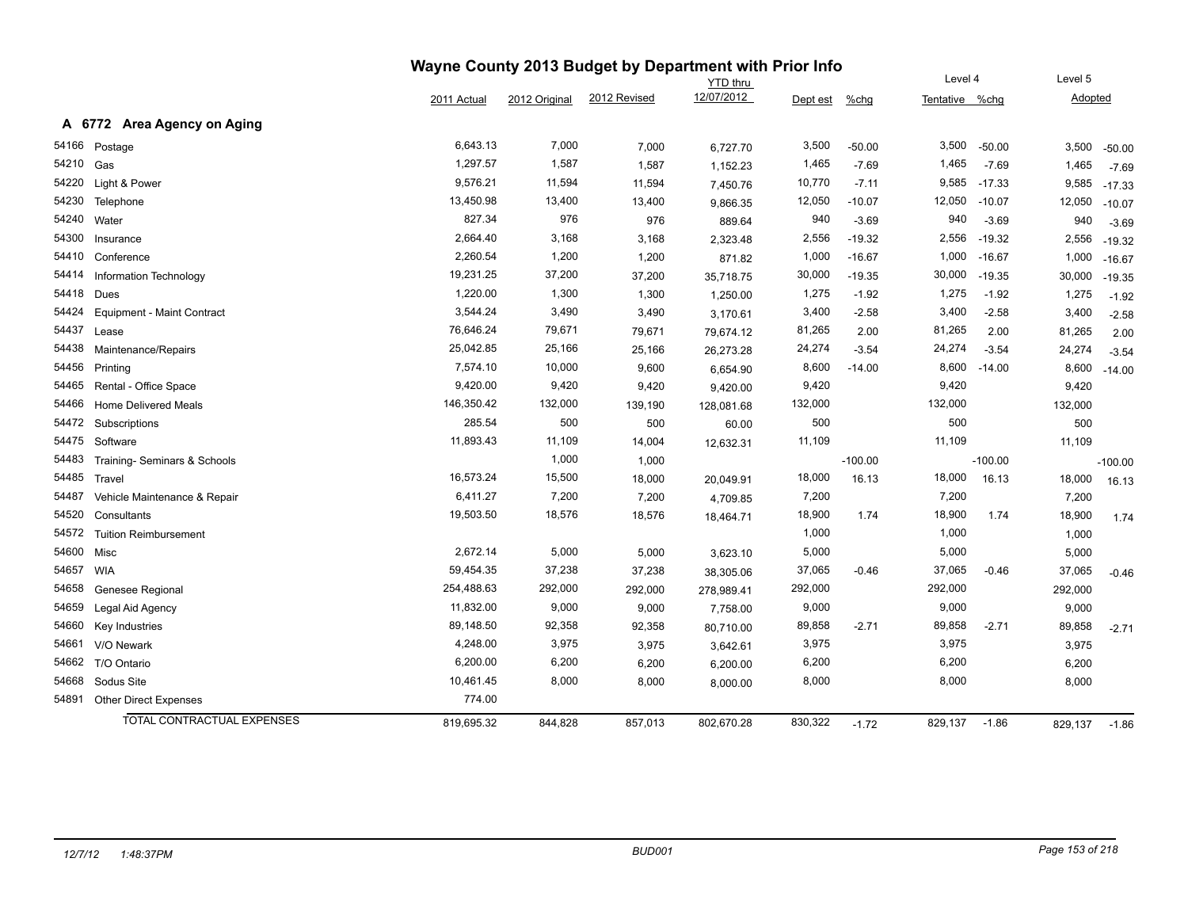# Wayne County 2013 Budget by Department with Prior Info

## A 6772 Area Agency on Aging

| Code | Description | 2011 Actual | 2012 Original | 2012 Revised | YTD thru 12/07/2012 | Dept est | %chg | Level 4 Tentative | %chg | Level 5 Adopted | %chg |
|---|---|---|---|---|---|---|---|---|---|---|---|
| 54166 | Postage | 6,643.13 | 7,000 | 7,000 | 6,727.70 | 3,500 | -50.00 | 3,500 | -50.00 | 3,500 | -50.00 |
| 54210 | Gas | 1,297.57 | 1,587 | 1,587 | 1,152.23 | 1,465 | -7.69 | 1,465 | -7.69 | 1,465 | -7.69 |
| 54220 | Light & Power | 9,576.21 | 11,594 | 11,594 | 7,450.76 | 10,770 | -7.11 | 9,585 | -17.33 | 9,585 | -17.33 |
| 54230 | Telephone | 13,450.98 | 13,400 | 13,400 | 9,866.35 | 12,050 | -10.07 | 12,050 | -10.07 | 12,050 | -10.07 |
| 54240 | Water | 827.34 | 976 | 976 | 889.64 | 940 | -3.69 | 940 | -3.69 | 940 | -3.69 |
| 54300 | Insurance | 2,664.40 | 3,168 | 3,168 | 2,323.48 | 2,556 | -19.32 | 2,556 | -19.32 | 2,556 | -19.32 |
| 54410 | Conference | 2,260.54 | 1,200 | 1,200 | 871.82 | 1,000 | -16.67 | 1,000 | -16.67 | 1,000 | -16.67 |
| 54414 | Information Technology | 19,231.25 | 37,200 | 37,200 | 35,718.75 | 30,000 | -19.35 | 30,000 | -19.35 | 30,000 | -19.35 |
| 54418 | Dues | 1,220.00 | 1,300 | 1,300 | 1,250.00 | 1,275 | -1.92 | 1,275 | -1.92 | 1,275 | -1.92 |
| 54424 | Equipment - Maint Contract | 3,544.24 | 3,490 | 3,490 | 3,170.61 | 3,400 | -2.58 | 3,400 | -2.58 | 3,400 | -2.58 |
| 54437 | Lease | 76,646.24 | 79,671 | 79,671 | 79,674.12 | 81,265 | 2.00 | 81,265 | 2.00 | 81,265 | 2.00 |
| 54438 | Maintenance/Repairs | 25,042.85 | 25,166 | 25,166 | 26,273.28 | 24,274 | -3.54 | 24,274 | -3.54 | 24,274 | -3.54 |
| 54456 | Printing | 7,574.10 | 10,000 | 9,600 | 6,654.90 | 8,600 | -14.00 | 8,600 | -14.00 | 8,600 | -14.00 |
| 54465 | Rental - Office Space | 9,420.00 | 9,420 | 9,420 | 9,420.00 | 9,420 | | 9,420 | | 9,420 | |
| 54466 | Home Delivered Meals | 146,350.42 | 132,000 | 139,190 | 128,081.68 | 132,000 | | 132,000 | | 132,000 | |
| 54472 | Subscriptions | 285.54 | 500 | 500 | 60.00 | 500 | | 500 | | 500 | |
| 54475 | Software | 11,893.43 | 11,109 | 14,004 | 12,632.31 | 11,109 | | 11,109 | | 11,109 | |
| 54483 | Training- Seminars & Schools | | 1,000 | 1,000 | | | -100.00 | | -100.00 | | -100.00 |
| 54485 | Travel | 16,573.24 | 15,500 | 18,000 | 20,049.91 | 18,000 | 16.13 | 18,000 | 16.13 | 18,000 | 16.13 |
| 54487 | Vehicle Maintenance & Repair | 6,411.27 | 7,200 | 7,200 | 4,709.85 | 7,200 | | 7,200 | | 7,200 | |
| 54520 | Consultants | 19,503.50 | 18,576 | 18,576 | 18,464.71 | 18,900 | 1.74 | 18,900 | 1.74 | 18,900 | 1.74 |
| 54572 | Tuition Reimbursement | | | | | 1,000 | | 1,000 | | 1,000 | |
| 54600 | Misc | 2,672.14 | 5,000 | 5,000 | 3,623.10 | 5,000 | | 5,000 | | 5,000 | |
| 54657 | WIA | 59,454.35 | 37,238 | 37,238 | 38,305.06 | 37,065 | -0.46 | 37,065 | -0.46 | 37,065 | -0.46 |
| 54658 | Genesee Regional | 254,488.63 | 292,000 | 292,000 | 278,989.41 | 292,000 | | 292,000 | | 292,000 | |
| 54659 | Legal Aid Agency | 11,832.00 | 9,000 | 9,000 | 7,758.00 | 9,000 | | 9,000 | | 9,000 | |
| 54660 | Key Industries | 89,148.50 | 92,358 | 92,358 | 80,710.00 | 89,858 | -2.71 | 89,858 | -2.71 | 89,858 | -2.71 |
| 54661 | V/O Newark | 4,248.00 | 3,975 | 3,975 | 3,642.61 | 3,975 | | 3,975 | | 3,975 | |
| 54662 | T/O Ontario | 6,200.00 | 6,200 | 6,200 | 6,200.00 | 6,200 | | 6,200 | | 6,200 | |
| 54668 | Sodus Site | 10,461.45 | 8,000 | 8,000 | 8,000.00 | 8,000 | | 8,000 | | 8,000 | |
| 54891 | Other Direct Expenses | 774.00 | | | | | | | | | |
| | TOTAL CONTRACTUAL EXPENSES | 819,695.32 | 844,828 | 857,013 | 802,670.28 | 830,322 | -1.72 | 829,137 | -1.86 | 829,137 | -1.86 |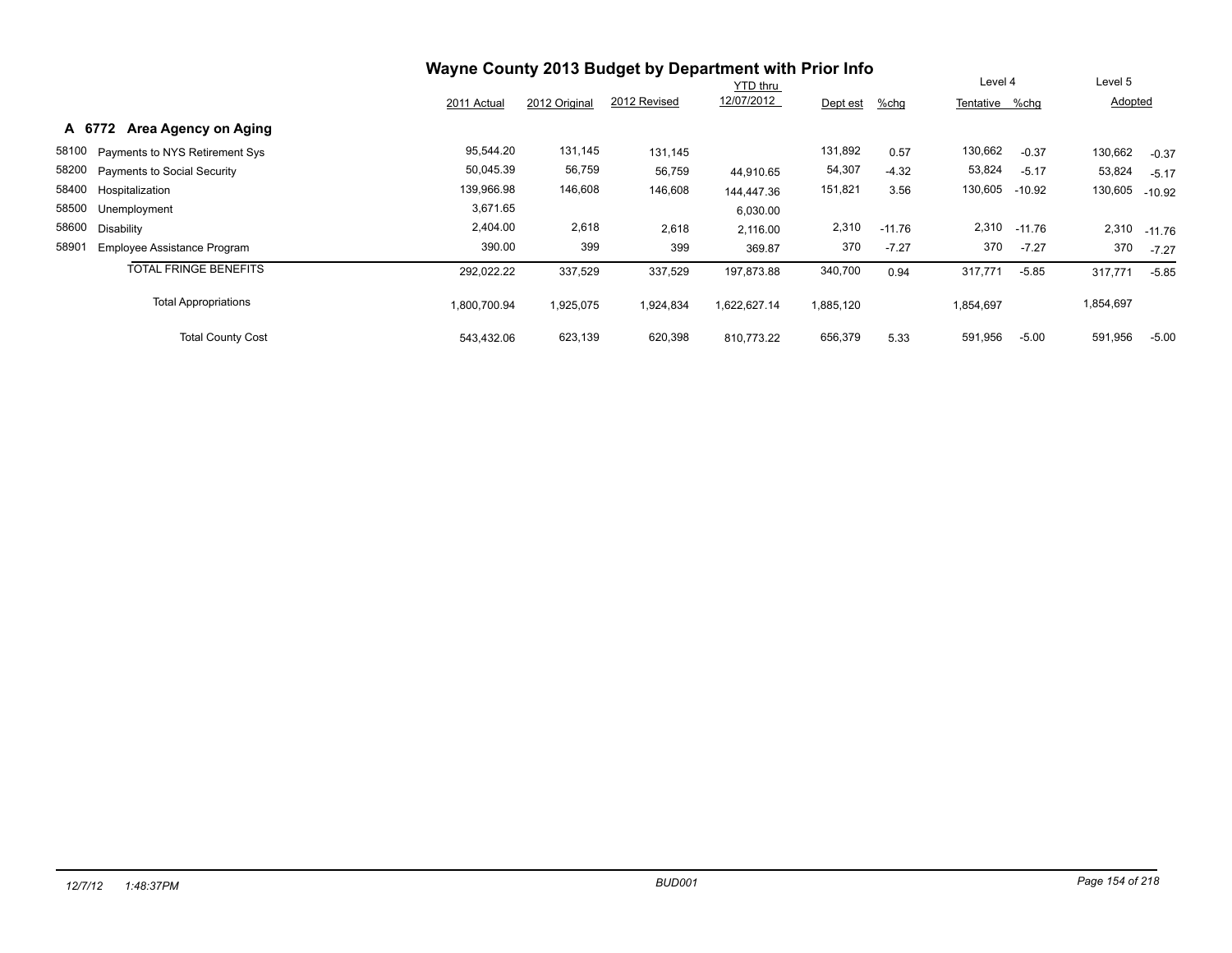# Wayne County 2013 Budget by Department with Prior Info

## A 6772 Area Agency on Aging

| | | 2011 Actual | 2012 Original | 2012 Revised | YTD thru 12/07/2012 | Dept est | %chg | Level 4 Tentative | %chg | Level 5 Adopted | %chg |
|---|---|---|---|---|---|---|---|---|---|---|---|
| 58100 | Payments to NYS Retirement Sys | 95,544.20 | 131,145 | 131,145 | | 131,892 | 0.57 | 130,662 | -0.37 | 130,662 | -0.37 |
| 58200 | Payments to Social Security | 50,045.39 | 56,759 | 56,759 | 44,910.65 | 54,307 | -4.32 | 53,824 | -5.17 | 53,824 | -5.17 |
| 58400 | Hospitalization | 139,966.98 | 146,608 | 146,608 | 144,447.36 | 151,821 | 3.56 | 130,605 | -10.92 | 130,605 | -10.92 |
| 58500 | Unemployment | 3,671.65 | | | 6,030.00 | | | | | | |
| 58600 | Disability | 2,404.00 | 2,618 | 2,618 | 2,116.00 | 2,310 | -11.76 | 2,310 | -11.76 | 2,310 | -11.76 |
| 58901 | Employee Assistance Program | 390.00 | 399 | 399 | 369.87 | 370 | -7.27 | 370 | -7.27 | 370 | -7.27 |
| | TOTAL FRINGE BENEFITS | 292,022.22 | 337,529 | 337,529 | 197,873.88 | 340,700 | 0.94 | 317,771 | -5.85 | 317,771 | -5.85 |
| | Total Appropriations | 1,800,700.94 | 1,925,075 | 1,924,834 | 1,622,627.14 | 1,885,120 | | 1,854,697 | | 1,854,697 | |
| | Total County Cost | 543,432.06 | 623,139 | 620,398 | 810,773.22 | 656,379 | 5.33 | 591,956 | -5.00 | 591,956 | -5.00 |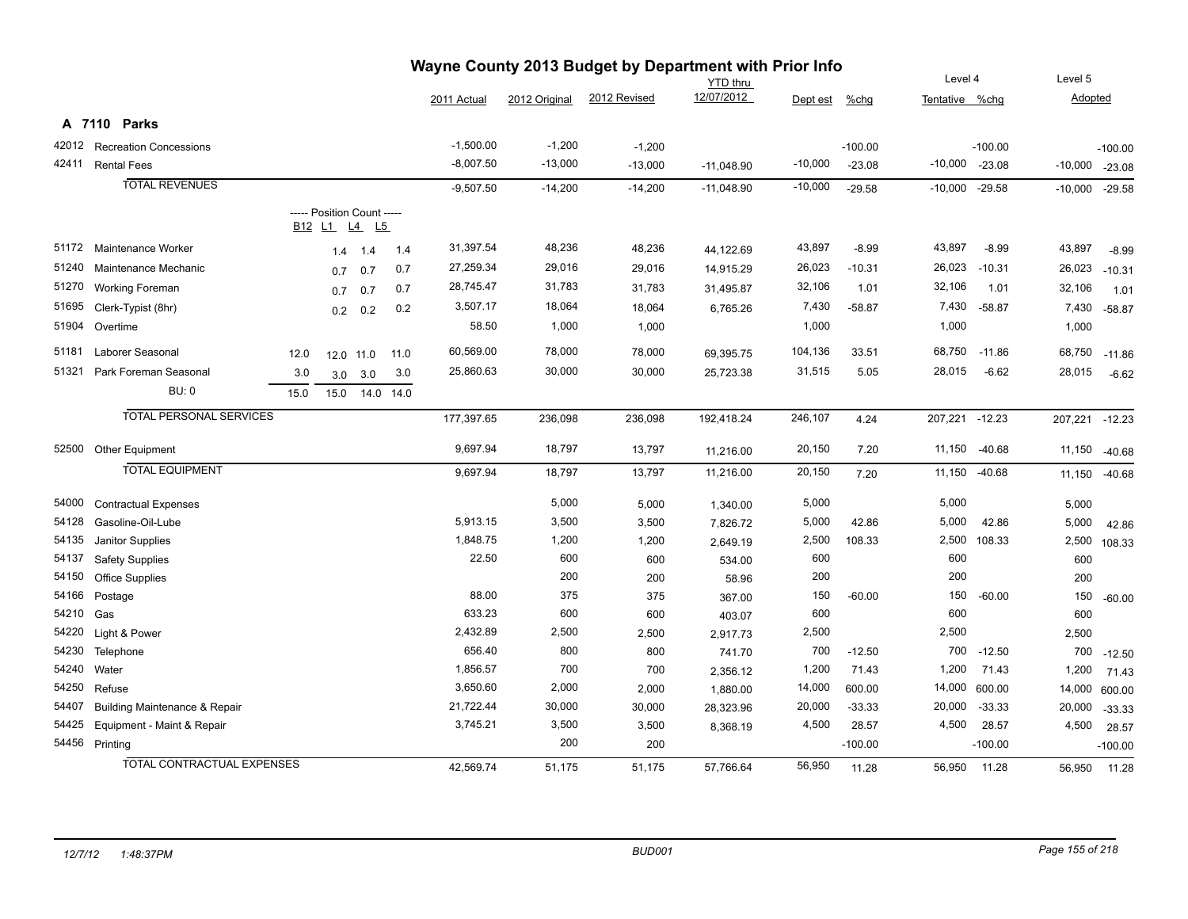# Wayne County 2013 Budget by Department with Prior Info

## A 7110 Parks

| Code | Description | B12 | L1 | L4 | L5 | 2011 Actual | 2012 Original | 2012 Revised | YTD thru 12/07/2012 | Dept est | %chg | Level 4 Tentative | Level 4 %chg | Level 5 Adopted | Level 5 %chg |
|---|---|---|---|---|---|---|---|---|---|---|---|---|---|---|---|
| 42012 | Recreation Concessions | | | | | -1,500.00 | -1,200 | -1,200 | | | -100.00 | | -100.00 | | -100.00 |
| 42411 | Rental Fees | | | | | -8,007.50 | -13,000 | -13,000 | -11,048.90 | -10,000 | -23.08 | -10,000 | -23.08 | -10,000 | -23.08 |
| | TOTAL REVENUES | | | | | -9,507.50 | -14,200 | -14,200 | -11,048.90 | -10,000 | -29.58 | -10,000 | -29.58 | -10,000 | -29.58 |
| | ----- Position Count ----- | B12 | L1 | L4 | L5 | | | | | | | | | | |
| 51172 | Maintenance Worker | | 1.4 | 1.4 | 1.4 | 31,397.54 | 48,236 | 48,236 | 44,122.69 | 43,897 | -8.99 | 43,897 | -8.99 | 43,897 | -8.99 |
| 51240 | Maintenance Mechanic | | 0.7 | 0.7 | 0.7 | 27,259.34 | 29,016 | 29,016 | 14,915.29 | 26,023 | -10.31 | 26,023 | -10.31 | 26,023 | -10.31 |
| 51270 | Working Foreman | | 0.7 | 0.7 | 0.7 | 28,745.47 | 31,783 | 31,783 | 31,495.87 | 32,106 | 1.01 | 32,106 | 1.01 | 32,106 | 1.01 |
| 51695 | Clerk-Typist (8hr) | | 0.2 | 0.2 | 0.2 | 3,507.17 | 18,064 | 18,064 | 6,765.26 | 7,430 | -58.87 | 7,430 | -58.87 | 7,430 | -58.87 |
| 51904 | Overtime | | | | | 58.50 | 1,000 | 1,000 | | 1,000 | | 1,000 | | 1,000 | |
| 51181 | Laborer Seasonal | 12.0 | 12.0 | 11.0 | 11.0 | 60,569.00 | 78,000 | 78,000 | 69,395.75 | 104,136 | 33.51 | 68,750 | -11.86 | 68,750 | -11.86 |
| 51321 | Park Foreman Seasonal | 3.0 | 3.0 | 3.0 | 3.0 | 25,860.63 | 30,000 | 30,000 | 25,723.38 | 31,515 | 5.05 | 28,015 | -6.62 | 28,015 | -6.62 |
| | BU: 0 | 15.0 | 15.0 | 14.0 | 14.0 | | | | | | | | | | |
| | TOTAL PERSONAL SERVICES | | | | | 177,397.65 | 236,098 | 236,098 | 192,418.24 | 246,107 | 4.24 | 207,221 | -12.23 | 207,221 | -12.23 |
| 52500 | Other Equipment | | | | | 9,697.94 | 18,797 | 13,797 | 11,216.00 | 20,150 | 7.20 | 11,150 | -40.68 | 11,150 | -40.68 |
| | TOTAL EQUIPMENT | | | | | 9,697.94 | 18,797 | 13,797 | 11,216.00 | 20,150 | 7.20 | 11,150 | -40.68 | 11,150 | -40.68 |
| 54000 | Contractual Expenses | | | | | | 5,000 | 5,000 | 1,340.00 | 5,000 | | 5,000 | | 5,000 | |
| 54128 | Gasoline-Oil-Lube | | | | | 5,913.15 | 3,500 | 3,500 | 7,826.72 | 5,000 | 42.86 | 5,000 | 42.86 | 5,000 | 42.86 |
| 54135 | Janitor Supplies | | | | | 1,848.75 | 1,200 | 1,200 | 2,649.19 | 2,500 | 108.33 | 2,500 | 108.33 | 2,500 | 108.33 |
| 54137 | Safety Supplies | | | | | 22.50 | 600 | 600 | 534.00 | 600 | | 600 | | 600 | |
| 54150 | Office Supplies | | | | | | 200 | 200 | 58.96 | 200 | | 200 | | 200 | |
| 54166 | Postage | | | | | 88.00 | 375 | 375 | 367.00 | 150 | -60.00 | 150 | -60.00 | 150 | -60.00 |
| 54210 | Gas | | | | | 633.23 | 600 | 600 | 403.07 | 600 | | 600 | | 600 | |
| 54220 | Light & Power | | | | | 2,432.89 | 2,500 | 2,500 | 2,917.73 | 2,500 | | 2,500 | | 2,500 | |
| 54230 | Telephone | | | | | 656.40 | 800 | 800 | 741.70 | 700 | -12.50 | 700 | -12.50 | 700 | -12.50 |
| 54240 | Water | | | | | 1,856.57 | 700 | 700 | 2,356.12 | 1,200 | 71.43 | 1,200 | 71.43 | 1,200 | 71.43 |
| 54250 | Refuse | | | | | 3,650.60 | 2,000 | 2,000 | 1,880.00 | 14,000 | 600.00 | 14,000 | 600.00 | 14,000 | 600.00 |
| 54407 | Building Maintenance & Repair | | | | | 21,722.44 | 30,000 | 30,000 | 28,323.96 | 20,000 | -33.33 | 20,000 | -33.33 | 20,000 | -33.33 |
| 54425 | Equipment - Maint & Repair | | | | | 3,745.21 | 3,500 | 3,500 | 8,368.19 | 4,500 | 28.57 | 4,500 | 28.57 | 4,500 | 28.57 |
| 54456 | Printing | | | | | | 200 | 200 | | | -100.00 | | -100.00 | | -100.00 |
| | TOTAL CONTRACTUAL EXPENSES | | | | | 42,569.74 | 51,175 | 51,175 | 57,766.64 | 56,950 | 11.28 | 56,950 | 11.28 | 56,950 | 11.28 |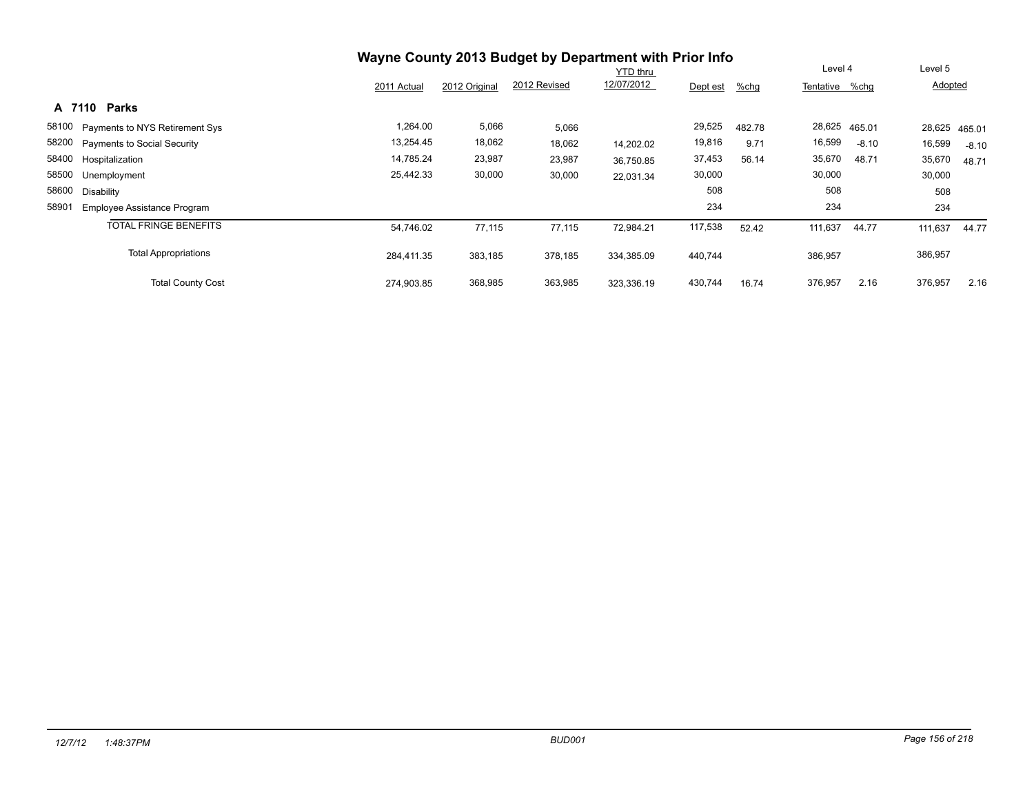# Wayne County 2013 Budget by Department with Prior Info

## A 7110 Parks

| | | 2011 Actual | 2012 Original | 2012 Revised | YTD thru 12/07/2012 | Dept est | %chg | Level 4 Tentative | %chg | Level 5 Adopted | %chg |
|---|---|---|---|---|---|---|---|---|---|---|---|
| 58100 | Payments to NYS Retirement Sys | 1,264.00 | 5,066 | 5,066 | | 29,525 | 482.78 | 28,625 | 465.01 | 28,625 | 465.01 |
| 58200 | Payments to Social Security | 13,254.45 | 18,062 | 18,062 | 14,202.02 | 19,816 | 9.71 | 16,599 | -8.10 | 16,599 | -8.10 |
| 58400 | Hospitalization | 14,785.24 | 23,987 | 23,987 | 36,750.85 | 37,453 | 56.14 | 35,670 | 48.71 | 35,670 | 48.71 |
| 58500 | Unemployment | 25,442.33 | 30,000 | 30,000 | 22,031.34 | 30,000 | | 30,000 | | 30,000 | |
| 58600 | Disability | | | | | 508 | | 508 | | 508 | |
| 58901 | Employee Assistance Program | | | | | 234 | | 234 | | 234 | |
| | TOTAL FRINGE BENEFITS | 54,746.02 | 77,115 | 77,115 | 72,984.21 | 117,538 | 52.42 | 111,637 | 44.77 | 111,637 | 44.77 |
| | Total Appropriations | 284,411.35 | 383,185 | 378,185 | 334,385.09 | 440,744 | | 386,957 | | 386,957 | |
| | Total County Cost | 274,903.85 | 368,985 | 363,985 | 323,336.19 | 430,744 | 16.74 | 376,957 | 2.16 | 376,957 | 2.16 |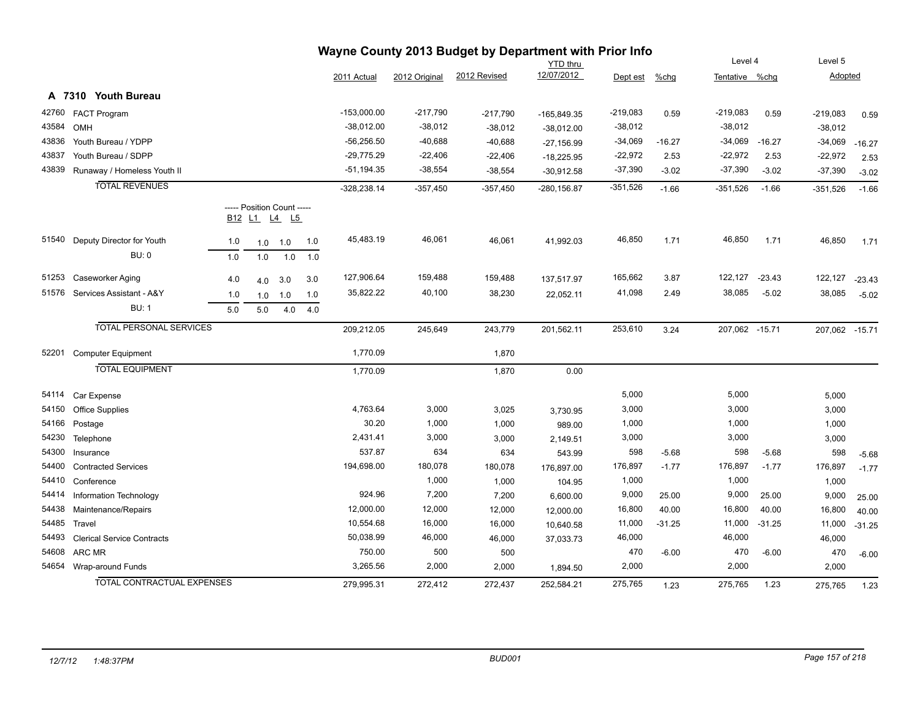# Wayne County 2013 Budget by Department with Prior Info

## A 7310 Youth Bureau

| Code | Description | B12 | L1 | L4 | L5 | 2011 Actual | 2012 Original | 2012 Revised | YTD thru 12/07/2012 | Dept est | %chg | Level 4 Tentative | %chg | Level 5 Adopted | %chg |
|---|---|---|---|---|---|---|---|---|---|---|---|---|---|---|---|
| 42760 | FACT Program | | | | | -153,000.00 | -217,790 | -217,790 | -165,849.35 | -219,083 | 0.59 | -219,083 | 0.59 | -219,083 | 0.59 |
| 43584 | OMH | | | | | -38,012.00 | -38,012 | -38,012 | -38,012.00 | -38,012 | | -38,012 | | -38,012 | |
| 43836 | Youth Bureau / YDPP | | | | | -56,256.50 | -40,688 | -40,688 | -27,156.99 | -34,069 | -16.27 | -34,069 | -16.27 | -34,069 | -16.27 |
| 43837 | Youth Bureau / SDPP | | | | | -29,775.29 | -22,406 | -22,406 | -18,225.95 | -22,972 | 2.53 | -22,972 | 2.53 | -22,972 | 2.53 |
| 43839 | Runaway / Homeless Youth II | | | | | -51,194.35 | -38,554 | -38,554 | -30,912.58 | -37,390 | -3.02 | -37,390 | -3.02 | -37,390 | -3.02 |
| | TOTAL REVENUES | | | | | -328,238.14 | -357,450 | -357,450 | -280,156.87 | -351,526 | -1.66 | -351,526 | -1.66 | -351,526 | -1.66 |
| | | ----- Position Count ----- | | | | | | | | | | | | | |
| 51540 | Deputy Director for Youth | 1.0 | 1.0 | 1.0 | 1.0 | 45,483.19 | 46,061 | 46,061 | 41,992.03 | 46,850 | 1.71 | 46,850 | 1.71 | 46,850 | 1.71 |
| | BU: 0 | 1.0 | 1.0 | 1.0 | 1.0 | | | | | | | | | | |
| 51253 | Caseworker Aging | 4.0 | 4.0 | 3.0 | 3.0 | 127,906.64 | 159,488 | 159,488 | 137,517.97 | 165,662 | 3.87 | 122,127 | -23.43 | 122,127 | -23.43 |
| 51576 | Services Assistant - A&Y | 1.0 | 1.0 | 1.0 | 1.0 | 35,822.22 | 40,100 | 38,230 | 22,052.11 | 41,098 | 2.49 | 38,085 | -5.02 | 38,085 | -5.02 |
| | BU: 1 | 5.0 | 5.0 | 4.0 | 4.0 | | | | | | | | | | |
| | TOTAL PERSONAL SERVICES | | | | | 209,212.05 | 245,649 | 243,779 | 201,562.11 | 253,610 | 3.24 | 207,062 | -15.71 | 207,062 | -15.71 |
| 52201 | Computer Equipment | | | | | 1,770.09 | | 1,870 | | | | | | | |
| | TOTAL EQUIPMENT | | | | | 1,770.09 | | 1,870 | 0.00 | | | | | | |
| 54114 | Car Expense | | | | | | | | | 5,000 | | 5,000 | | 5,000 | |
| 54150 | Office Supplies | | | | | 4,763.64 | 3,000 | 3,025 | 3,730.95 | 3,000 | | 3,000 | | 3,000 | |
| 54166 | Postage | | | | | 30.20 | 1,000 | 1,000 | 989.00 | 1,000 | | 1,000 | | 1,000 | |
| 54230 | Telephone | | | | | 2,431.41 | 3,000 | 3,000 | 2,149.51 | 3,000 | | 3,000 | | 3,000 | |
| 54300 | Insurance | | | | | 537.87 | 634 | 634 | 543.99 | 598 | -5.68 | 598 | -5.68 | 598 | -5.68 |
| 54400 | Contracted Services | | | | | 194,698.00 | 180,078 | 180,078 | 176,897.00 | 176,897 | -1.77 | 176,897 | -1.77 | 176,897 | -1.77 |
| 54410 | Conference | | | | | | 1,000 | 1,000 | 104.95 | 1,000 | | 1,000 | | 1,000 | |
| 54414 | Information Technology | | | | | 924.96 | 7,200 | 7,200 | 6,600.00 | 9,000 | 25.00 | 9,000 | 25.00 | 9,000 | 25.00 |
| 54438 | Maintenance/Repairs | | | | | 12,000.00 | 12,000 | 12,000 | 12,000.00 | 16,800 | 40.00 | 16,800 | 40.00 | 16,800 | 40.00 |
| 54485 | Travel | | | | | 10,554.68 | 16,000 | 16,000 | 10,640.58 | 11,000 | -31.25 | 11,000 | -31.25 | 11,000 | -31.25 |
| 54493 | Clerical Service Contracts | | | | | 50,038.99 | 46,000 | 46,000 | 37,033.73 | 46,000 | | 46,000 | | 46,000 | |
| 54608 | ARC MR | | | | | 750.00 | 500 | 500 | | 470 | -6.00 | 470 | -6.00 | 470 | -6.00 |
| 54654 | Wrap-around Funds | | | | | 3,265.56 | 2,000 | 2,000 | 1,894.50 | 2,000 | | 2,000 | | 2,000 | |
| | TOTAL CONTRACTUAL EXPENSES | | | | | 279,995.31 | 272,412 | 272,437 | 252,584.21 | 275,765 | 1.23 | 275,765 | 1.23 | 275,765 | 1.23 |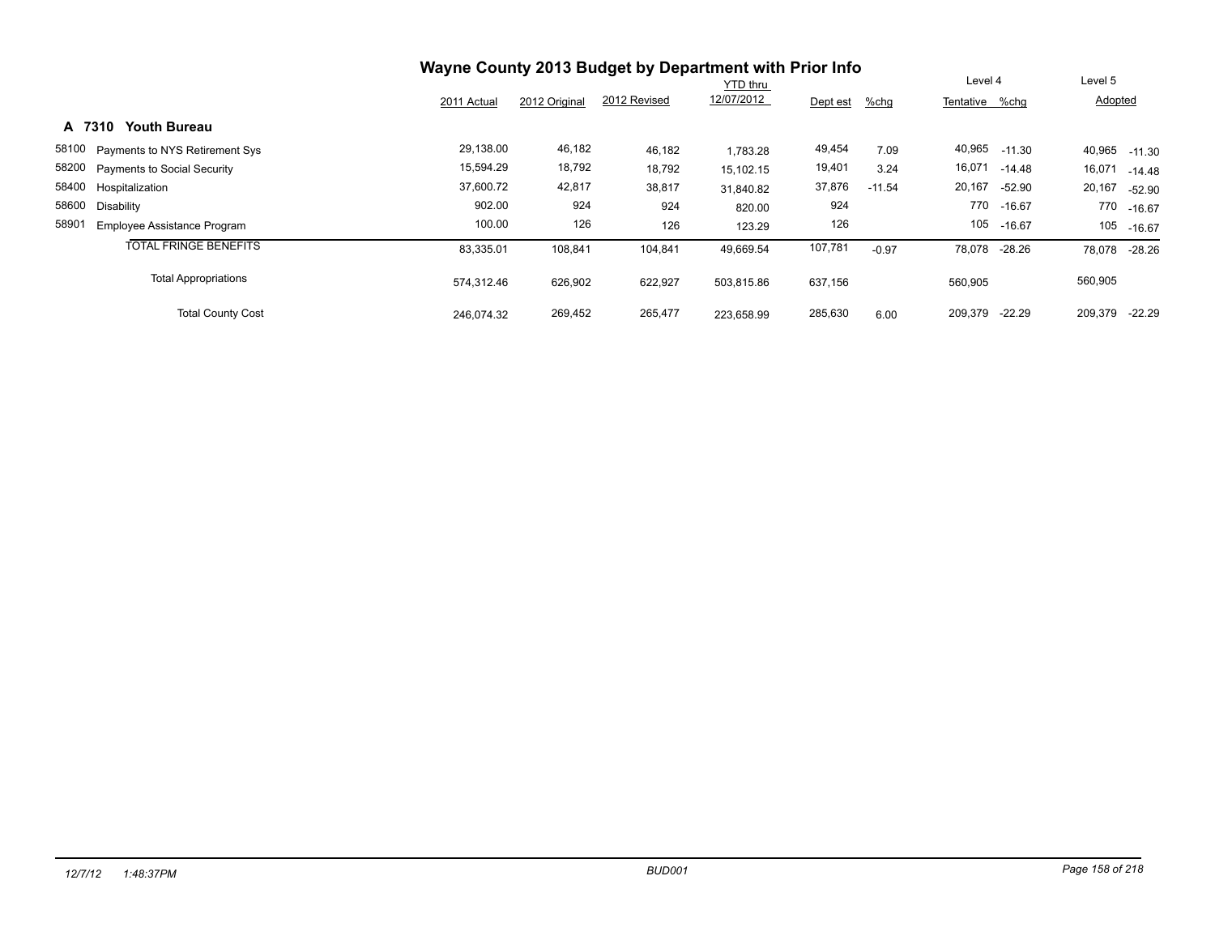# Wayne County 2013 Budget by Department with Prior Info

## A 7310 Youth Bureau

| | | 2011 Actual | 2012 Original | 2012 Revised | YTD thru 12/07/2012 | Dept est | %chg | Level 4 Tentative | %chg | Level 5 Adopted | %chg |
|---|---|---|---|---|---|---|---|---|---|---|---|
| 58100 | Payments to NYS Retirement Sys | 29,138.00 | 46,182 | 46,182 | 1,783.28 | 49,454 | 7.09 | 40,965 | -11.30 | 40,965 | -11.30 |
| 58200 | Payments to Social Security | 15,594.29 | 18,792 | 18,792 | 15,102.15 | 19,401 | 3.24 | 16,071 | -14.48 | 16,071 | -14.48 |
| 58400 | Hospitalization | 37,600.72 | 42,817 | 38,817 | 31,840.82 | 37,876 | -11.54 | 20,167 | -52.90 | 20,167 | -52.90 |
| 58600 | Disability | 902.00 | 924 | 924 | 820.00 | 924 | | 770 | -16.67 | 770 | -16.67 |
| 58901 | Employee Assistance Program | 100.00 | 126 | 126 | 123.29 | 126 | | 105 | -16.67 | 105 | -16.67 |
| | TOTAL FRINGE BENEFITS | 83,335.01 | 108,841 | 104,841 | 49,669.54 | 107,781 | -0.97 | 78,078 | -28.26 | 78,078 | -28.26 |
| | Total Appropriations | 574,312.46 | 626,902 | 622,927 | 503,815.86 | 637,156 | | 560,905 | | 560,905 | |
| | Total County Cost | 246,074.32 | 269,452 | 265,477 | 223,658.99 | 285,630 | 6.00 | 209,379 | -22.29 | 209,379 | -22.29 |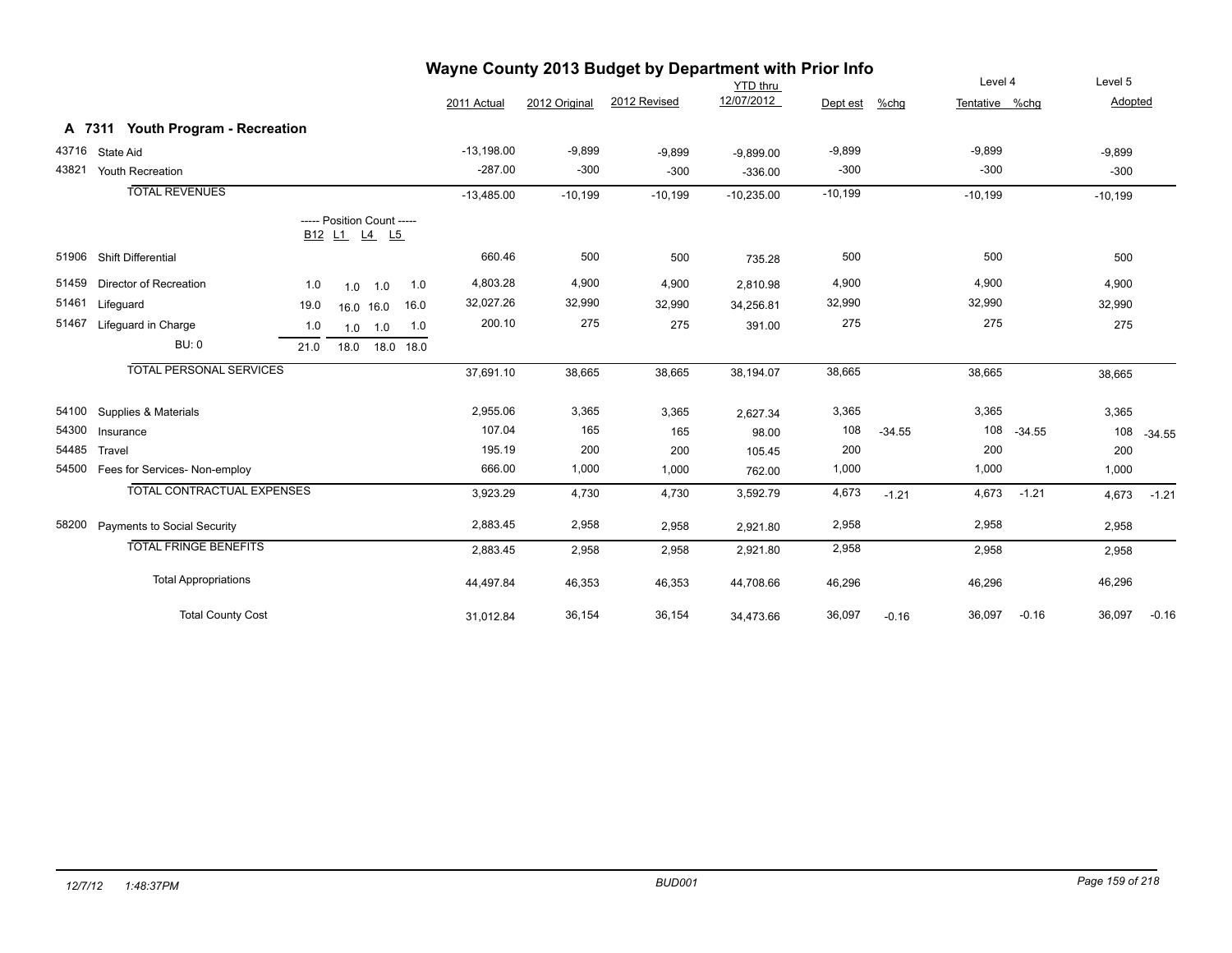# Wayne County 2013 Budget by Department with Prior Info

## A 7311 Youth Program - Recreation

| Code | Description | B12 | L1 | L4 | L5 | 2011 Actual | 2012 Original | 2012 Revised | YTD thru 12/07/2012 | Dept est | %chg | Level 4 Tentative | %chg | Level 5 Adopted | %chg |
|---|---|---|---|---|---|---|---|---|---|---|---|---|---|---|---|
| 43716 | State Aid | | | | | -13,198.00 | -9,899 | -9,899 | -9,899.00 | -9,899 | | -9,899 | | -9,899 | |
| 43821 | Youth Recreation | | | | | -287.00 | -300 | -300 | -336.00 | -300 | | -300 | | -300 | |
| | TOTAL REVENUES | | | | | -13,485.00 | -10,199 | -10,199 | -10,235.00 | -10,199 | | -10,199 | | -10,199 | |
| | ----- Position Count ----- | B12 | L1 | L4 | L5 | | | | | | | | | | |
| 51906 | Shift Differential | | | | | 660.46 | 500 | 500 | 735.28 | 500 | | 500 | | 500 | |
| 51459 | Director of Recreation | 1.0 | 1.0 | 1.0 | 1.0 | 4,803.28 | 4,900 | 4,900 | 2,810.98 | 4,900 | | 4,900 | | 4,900 | |
| 51461 | Lifeguard | 19.0 | 16.0 | 16.0 | 16.0 | 32,027.26 | 32,990 | 32,990 | 34,256.81 | 32,990 | | 32,990 | | 32,990 | |
| 51467 | Lifeguard in Charge | 1.0 | 1.0 | 1.0 | 1.0 | 200.10 | 275 | 275 | 391.00 | 275 | | 275 | | 275 | |
| | BU: 0 | 21.0 | 18.0 | 18.0 | 18.0 | | | | | | | | | | |
| | TOTAL PERSONAL SERVICES | | | | | 37,691.10 | 38,665 | 38,665 | 38,194.07 | 38,665 | | 38,665 | | 38,665 | |
| 54100 | Supplies & Materials | | | | | 2,955.06 | 3,365 | 3,365 | 2,627.34 | 3,365 | | 3,365 | | 3,365 | |
| 54300 | Insurance | | | | | 107.04 | 165 | 165 | 98.00 | 108 | -34.55 | 108 | -34.55 | 108 | -34.55 |
| 54485 | Travel | | | | | 195.19 | 200 | 200 | 105.45 | 200 | | 200 | | 200 | |
| 54500 | Fees for Services- Non-employ | | | | | 666.00 | 1,000 | 1,000 | 762.00 | 1,000 | | 1,000 | | 1,000 | |
| | TOTAL CONTRACTUAL EXPENSES | | | | | 3,923.29 | 4,730 | 4,730 | 3,592.79 | 4,673 | -1.21 | 4,673 | -1.21 | 4,673 | -1.21 |
| 58200 | Payments to Social Security | | | | | 2,883.45 | 2,958 | 2,958 | 2,921.80 | 2,958 | | 2,958 | | 2,958 | |
| | TOTAL FRINGE BENEFITS | | | | | 2,883.45 | 2,958 | 2,958 | 2,921.80 | 2,958 | | 2,958 | | 2,958 | |
| | Total Appropriations | | | | | 44,497.84 | 46,353 | 46,353 | 44,708.66 | 46,296 | | 46,296 | | 46,296 | |
| | Total County Cost | | | | | 31,012.84 | 36,154 | 36,154 | 34,473.66 | 36,097 | -0.16 | 36,097 | -0.16 | 36,097 | -0.16 |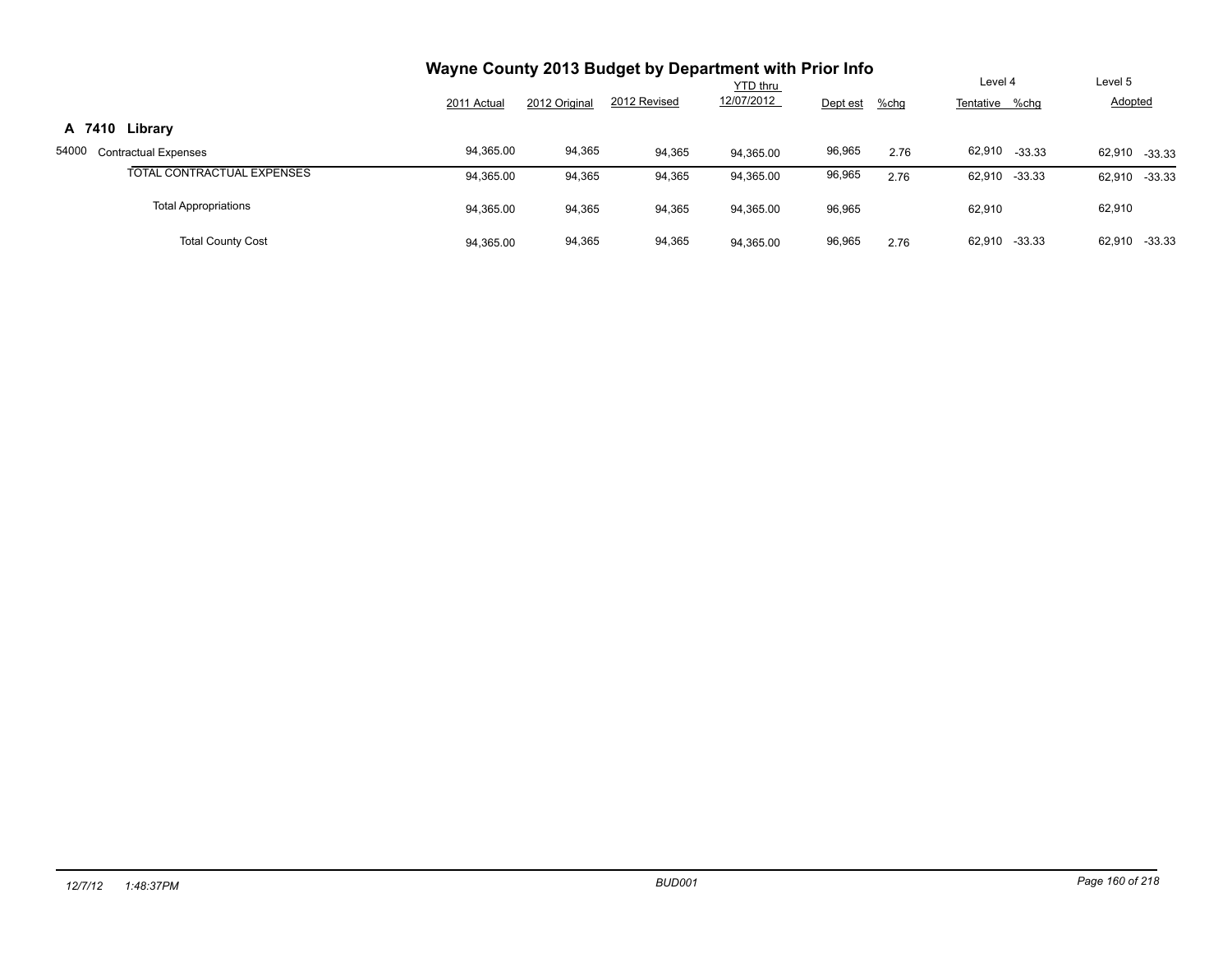# Wayne County 2013 Budget by Department with Prior Info

| | 2011 Actual | 2012 Original | 2012 Revised | YTD thru 12/07/2012 | Dept est | %chg | Level 4 Tentative | %chg | Level 5 Adopted | |
|---|---|---|---|---|---|---|---|---|---|---|
| **A 7410 Library** | | | | | | | | | | |
| 54000 Contractual Expenses | 94,365.00 | 94,365 | 94,365 | 94,365.00 | 96,965 | 2.76 | 62,910 | -33.33 | 62,910 | -33.33 |
| TOTAL CONTRACTUAL EXPENSES | 94,365.00 | 94,365 | 94,365 | 94,365.00 | 96,965 | 2.76 | 62,910 | -33.33 | 62,910 | -33.33 |
| Total Appropriations | 94,365.00 | 94,365 | 94,365 | 94,365.00 | 96,965 | | 62,910 | | 62,910 | |
| Total County Cost | 94,365.00 | 94,365 | 94,365 | 94,365.00 | 96,965 | 2.76 | 62,910 | -33.33 | 62,910 | -33.33 |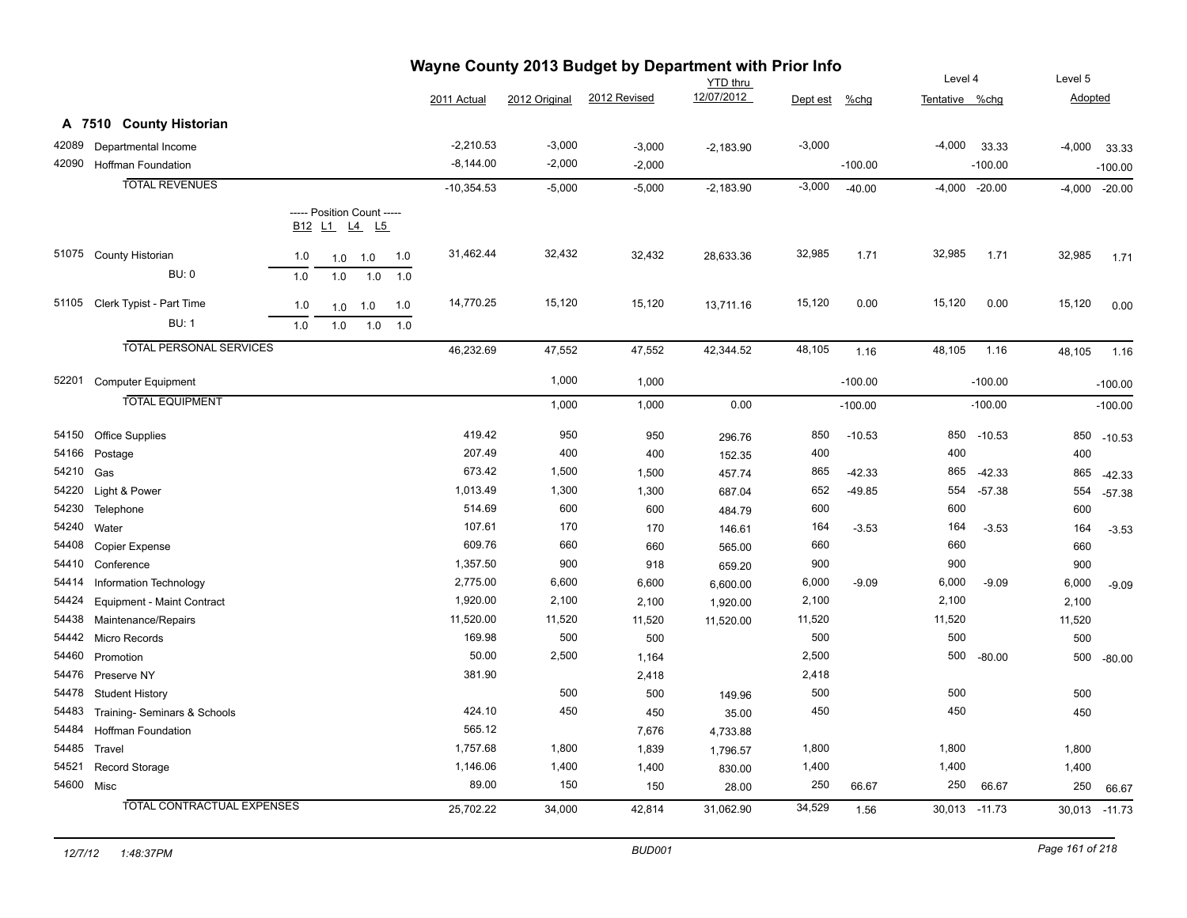# Wayne County 2013 Budget by Department with Prior Info

## A 7510 County Historian

| Code | Description | B12 | L1 | L4 | L5 | 2011 Actual | 2012 Original | 2012 Revised | YTD thru 12/07/2012 | Dept est | %chg | Level 4 Tentative | %chg | Level 5 Adopted | %chg |
|---|---|---|---|---|---|---|---|---|---|---|---|---|---|---|---|
| 42089 | Departmental Income | | | | | -2,210.53 | -3,000 | -3,000 | -2,183.90 | -3,000 | | -4,000 | 33.33 | -4,000 | 33.33 |
| 42090 | Hoffman Foundation | | | | | -8,144.00 | -2,000 | -2,000 | | | -100.00 | | -100.00 | | -100.00 |
| | TOTAL REVENUES | | | | | -10,354.53 | -5,000 | -5,000 | -2,183.90 | -3,000 | -40.00 | -4,000 | -20.00 | -4,000 | -20.00 |
| | ----- Position Count ----- | B12 | L1 | L4 | L5 | | | | | | | | | | |
| 51075 | County Historian | 1.0 | 1.0 | 1.0 | 1.0 | 31,462.44 | 32,432 | 32,432 | 28,633.36 | 32,985 | 1.71 | 32,985 | 1.71 | 32,985 | 1.71 |
| | BU: 0 | 1.0 | 1.0 | 1.0 | 1.0 | | | | | | | | | | |
| 51105 | Clerk Typist - Part Time | 1.0 | 1.0 | 1.0 | 1.0 | 14,770.25 | 15,120 | 15,120 | 13,711.16 | 15,120 | 0.00 | 15,120 | 0.00 | 15,120 | 0.00 |
| | BU: 1 | 1.0 | 1.0 | 1.0 | 1.0 | | | | | | | | | | |
| | TOTAL PERSONAL SERVICES | | | | | 46,232.69 | 47,552 | 47,552 | 42,344.52 | 48,105 | 1.16 | 48,105 | 1.16 | 48,105 | 1.16 |
| 52201 | Computer Equipment | | | | | | 1,000 | 1,000 | | | -100.00 | | -100.00 | | -100.00 |
| | TOTAL EQUIPMENT | | | | | | 1,000 | 1,000 | 0.00 | | -100.00 | | -100.00 | | -100.00 |
| 54150 | Office Supplies | | | | | 419.42 | 950 | 950 | 296.76 | 850 | -10.53 | 850 | -10.53 | 850 | -10.53 |
| 54166 | Postage | | | | | 207.49 | 400 | 400 | 152.35 | 400 | | 400 | | 400 | |
| 54210 | Gas | | | | | 673.42 | 1,500 | 1,500 | 457.74 | 865 | -42.33 | 865 | -42.33 | 865 | -42.33 |
| 54220 | Light & Power | | | | | 1,013.49 | 1,300 | 1,300 | 687.04 | 652 | -49.85 | 554 | -57.38 | 554 | -57.38 |
| 54230 | Telephone | | | | | 514.69 | 600 | 600 | 484.79 | 600 | | 600 | | 600 | |
| 54240 | Water | | | | | 107.61 | 170 | 170 | 146.61 | 164 | -3.53 | 164 | -3.53 | 164 | -3.53 |
| 54408 | Copier Expense | | | | | 609.76 | 660 | 660 | 565.00 | 660 | | 660 | | 660 | |
| 54410 | Conference | | | | | 1,357.50 | 900 | 918 | 659.20 | 900 | | 900 | | 900 | |
| 54414 | Information Technology | | | | | 2,775.00 | 6,600 | 6,600 | 6,600.00 | 6,000 | -9.09 | 6,000 | -9.09 | 6,000 | -9.09 |
| 54424 | Equipment - Maint Contract | | | | | 1,920.00 | 2,100 | 2,100 | 1,920.00 | 2,100 | | 2,100 | | 2,100 | |
| 54438 | Maintenance/Repairs | | | | | 11,520.00 | 11,520 | 11,520 | 11,520.00 | 11,520 | | 11,520 | | 11,520 | |
| 54442 | Micro Records | | | | | 169.98 | 500 | 500 | | 500 | | 500 | | 500 | |
| 54460 | Promotion | | | | | 50.00 | 2,500 | 1,164 | | 2,500 | | 500 | -80.00 | 500 | -80.00 |
| 54476 | Preserve NY | | | | | 381.90 | | 2,418 | | 2,418 | | | | | |
| 54478 | Student History | | | | | | 500 | 500 | 149.96 | 500 | | 500 | | 500 | |
| 54483 | Training- Seminars & Schools | | | | | 424.10 | 450 | 450 | 35.00 | 450 | | 450 | | 450 | |
| 54484 | Hoffman Foundation | | | | | 565.12 | | 7,676 | 4,733.88 | | | | | | |
| 54485 | Travel | | | | | 1,757.68 | 1,800 | 1,839 | 1,796.57 | 1,800 | | 1,800 | | 1,800 | |
| 54521 | Record Storage | | | | | 1,146.06 | 1,400 | 1,400 | 830.00 | 1,400 | | 1,400 | | 1,400 | |
| 54600 | Misc | | | | | 89.00 | 150 | 150 | 28.00 | 250 | 66.67 | 250 | 66.67 | 250 | 66.67 |
| | TOTAL CONTRACTUAL EXPENSES | | | | | 25,702.22 | 34,000 | 42,814 | 31,062.90 | 34,529 | 1.56 | 30,013 | -11.73 | 30,013 | -11.73 |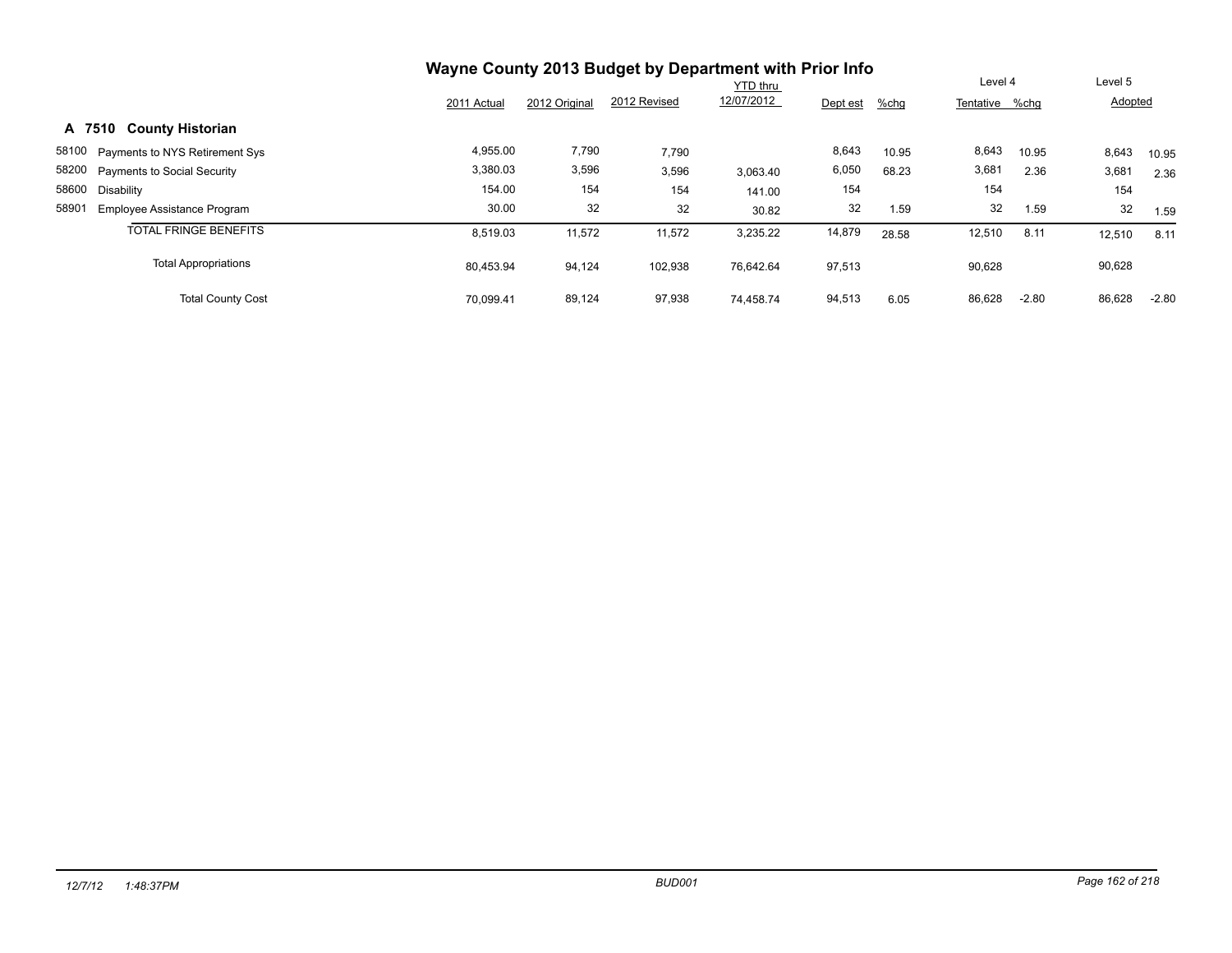# Wayne County 2013 Budget by Department with Prior Info

## A 7510 County Historian

| | | 2011 Actual | 2012 Original | 2012 Revised | YTD thru 12/07/2012 | Dept est | %chg | Level 4 Tentative | %chg | Level 5 Adopted | %chg |
|---|---|---|---|---|---|---|---|---|---|---|---|
| 58100 | Payments to NYS Retirement Sys | 4,955.00 | 7,790 | 7,790 | | 8,643 | 10.95 | 8,643 | 10.95 | 8,643 | 10.95 |
| 58200 | Payments to Social Security | 3,380.03 | 3,596 | 3,596 | 3,063.40 | 6,050 | 68.23 | 3,681 | 2.36 | 3,681 | 2.36 |
| 58600 | Disability | 154.00 | 154 | 154 | 141.00 | 154 | | 154 | | 154 | |
| 58901 | Employee Assistance Program | 30.00 | 32 | 32 | 30.82 | 32 | 1.59 | 32 | 1.59 | 32 | 1.59 |
| | TOTAL FRINGE BENEFITS | 8,519.03 | 11,572 | 11,572 | 3,235.22 | 14,879 | 28.58 | 12,510 | 8.11 | 12,510 | 8.11 |
| | Total Appropriations | 80,453.94 | 94,124 | 102,938 | 76,642.64 | 97,513 | | 90,628 | | 90,628 | |
| | Total County Cost | 70,099.41 | 89,124 | 97,938 | 74,458.74 | 94,513 | 6.05 | 86,628 | -2.80 | 86,628 | -2.80 |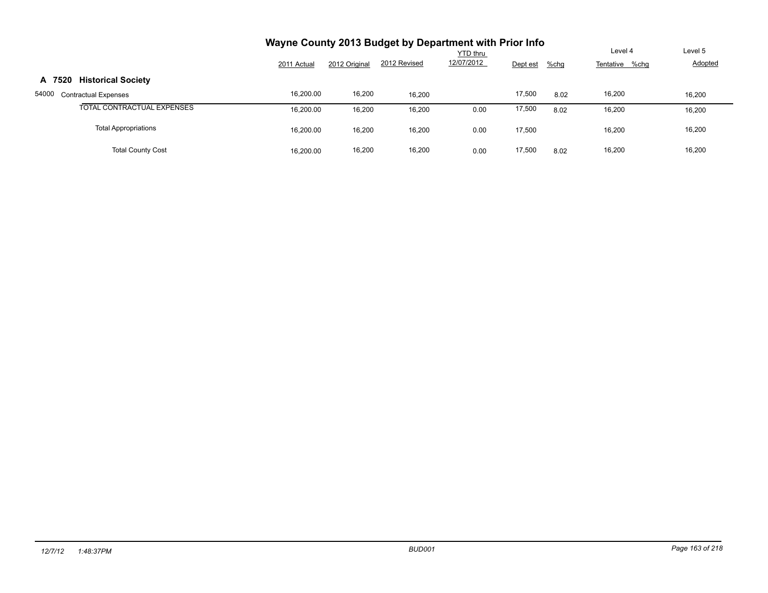# Wayne County 2013 Budget by Department with Prior Info

## A 7520 Historical Society

| | 2011 Actual | 2012 Original | 2012 Revised | YTD thru 12/07/2012 | Dept est | %chg | Level 4 Tentative | %chg | Level 5 Adopted |
|---|---|---|---|---|---|---|---|---|---|
| 54000 Contractual Expenses | 16,200.00 | 16,200 | 16,200 | | 17,500 | 8.02 | 16,200 | | 16,200 |
| TOTAL CONTRACTUAL EXPENSES | 16,200.00 | 16,200 | 16,200 | 0.00 | 17,500 | 8.02 | 16,200 | | 16,200 |
| Total Appropriations | 16,200.00 | 16,200 | 16,200 | 0.00 | 17,500 | | 16,200 | | 16,200 |
| Total County Cost | 16,200.00 | 16,200 | 16,200 | 0.00 | 17,500 | 8.02 | 16,200 | | 16,200 |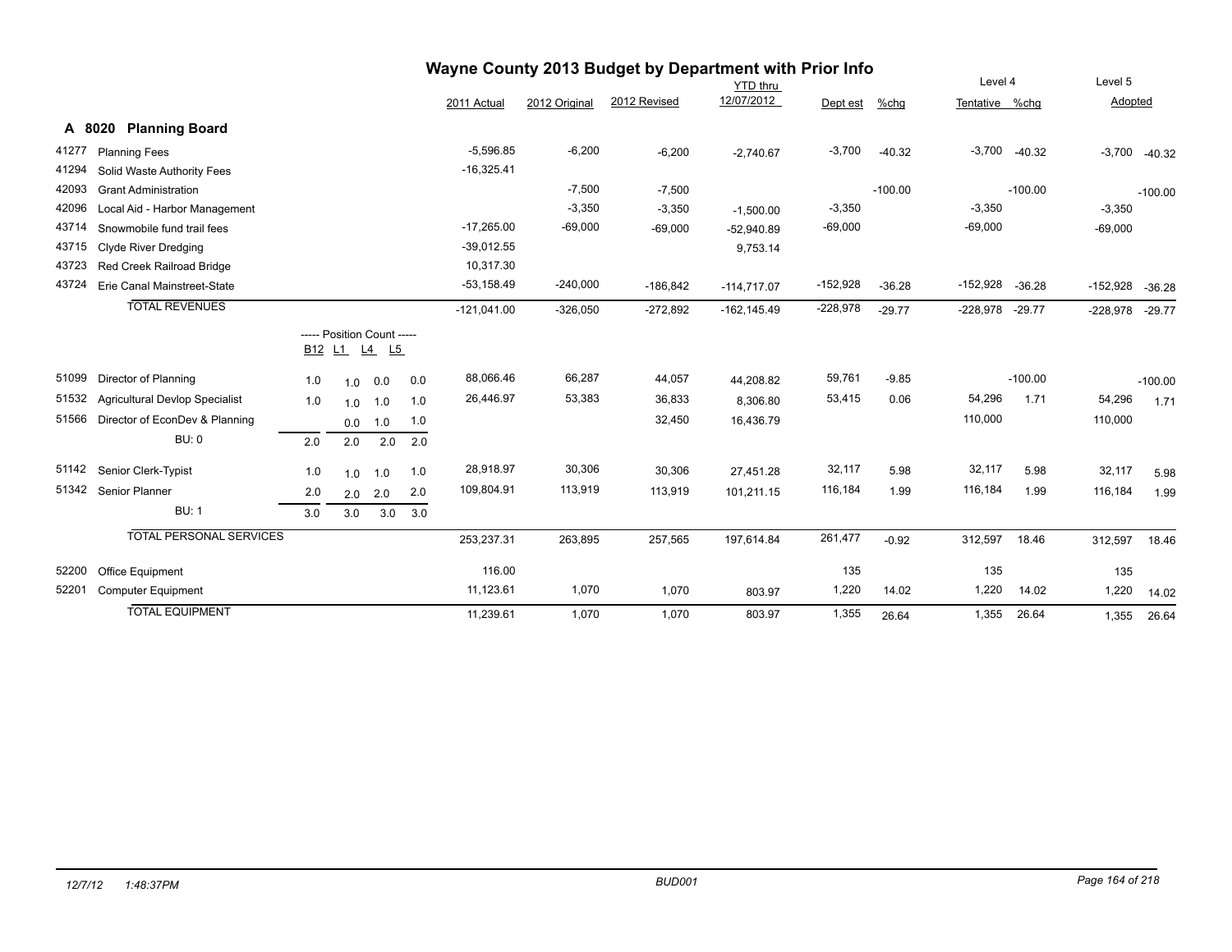# Wayne County 2013 Budget by Department with Prior Info

## A 8020 Planning Board

| | | B12 | L1 | L4 | L5 | 2011 Actual | 2012 Original | 2012 Revised | YTD thru 12/07/2012 | Dept est | %chg | Level 4 Tentative | %chg | Level 5 Adopted | %chg |
|---|---|---|---|---|---|---|---|---|---|---|---|---|---|---|---|
| 41277 | Planning Fees | | | | | -5,596.85 | -6,200 | -6,200 | -2,740.67 | -3,700 | -40.32 | -3,700 | -40.32 | -3,700 | -40.32 |
| 41294 | Solid Waste Authority Fees | | | | | -16,325.41 | | | | | | | | | |
| 42093 | Grant Administration | | | | | | -7,500 | -7,500 | | | -100.00 | | -100.00 | | -100.00 |
| 42096 | Local Aid - Harbor Management | | | | | | -3,350 | -3,350 | -1,500.00 | -3,350 | | -3,350 | | -3,350 | |
| 43714 | Snowmobile fund trail fees | | | | | -17,265.00 | -69,000 | -69,000 | -52,940.89 | -69,000 | | -69,000 | | -69,000 | |
| 43715 | Clyde River Dredging | | | | | -39,012.55 | | | 9,753.14 | | | | | | |
| 43723 | Red Creek Railroad Bridge | | | | | 10,317.30 | | | | | | | | | |
| 43724 | Erie Canal Mainstreet-State | | | | | -53,158.49 | -240,000 | -186,842 | -114,717.07 | -152,928 | -36.28 | -152,928 | -36.28 | -152,928 | -36.28 |
| | TOTAL REVENUES | | | | | -121,041.00 | -326,050 | -272,892 | -162,145.49 | -228,978 | -29.77 | -228,978 | -29.77 | -228,978 | -29.77 |
| 51099 | Director of Planning | 1.0 | 1.0 | 0.0 | 0.0 | 88,066.46 | 66,287 | 44,057 | 44,208.82 | 59,761 | -9.85 | | -100.00 | | -100.00 |
| 51532 | Agricultural Devlop Specialist | 1.0 | 1.0 | 1.0 | 1.0 | 26,446.97 | 53,383 | 36,833 | 8,306.80 | 53,415 | 0.06 | 54,296 | 1.71 | 54,296 | 1.71 |
| 51566 | Director of EconDev & Planning | | 0.0 | 1.0 | 1.0 | | | 32,450 | 16,436.79 | | | 110,000 | | 110,000 | |
| | BU: 0 | 2.0 | 2.0 | 2.0 | 2.0 | | | | | | | | | | |
| 51142 | Senior Clerk-Typist | 1.0 | 1.0 | 1.0 | 1.0 | 28,918.97 | 30,306 | 30,306 | 27,451.28 | 32,117 | 5.98 | 32,117 | 5.98 | 32,117 | 5.98 |
| 51342 | Senior Planner | 2.0 | 2.0 | 2.0 | 2.0 | 109,804.91 | 113,919 | 113,919 | 101,211.15 | 116,184 | 1.99 | 116,184 | 1.99 | 116,184 | 1.99 |
| | BU: 1 | 3.0 | 3.0 | 3.0 | 3.0 | | | | | | | | | | |
| | TOTAL PERSONAL SERVICES | | | | | 253,237.31 | 263,895 | 257,565 | 197,614.84 | 261,477 | -0.92 | 312,597 | 18.46 | 312,597 | 18.46 |
| 52200 | Office Equipment | | | | | 116.00 | | | | 135 | | 135 | | 135 | |
| 52201 | Computer Equipment | | | | | 11,123.61 | 1,070 | 1,070 | 803.97 | 1,220 | 14.02 | 1,220 | 14.02 | 1,220 | 14.02 |
| | TOTAL EQUIPMENT | | | | | 11,239.61 | 1,070 | 1,070 | 803.97 | 1,355 | 26.64 | 1,355 | 26.64 | 1,355 | 26.64 |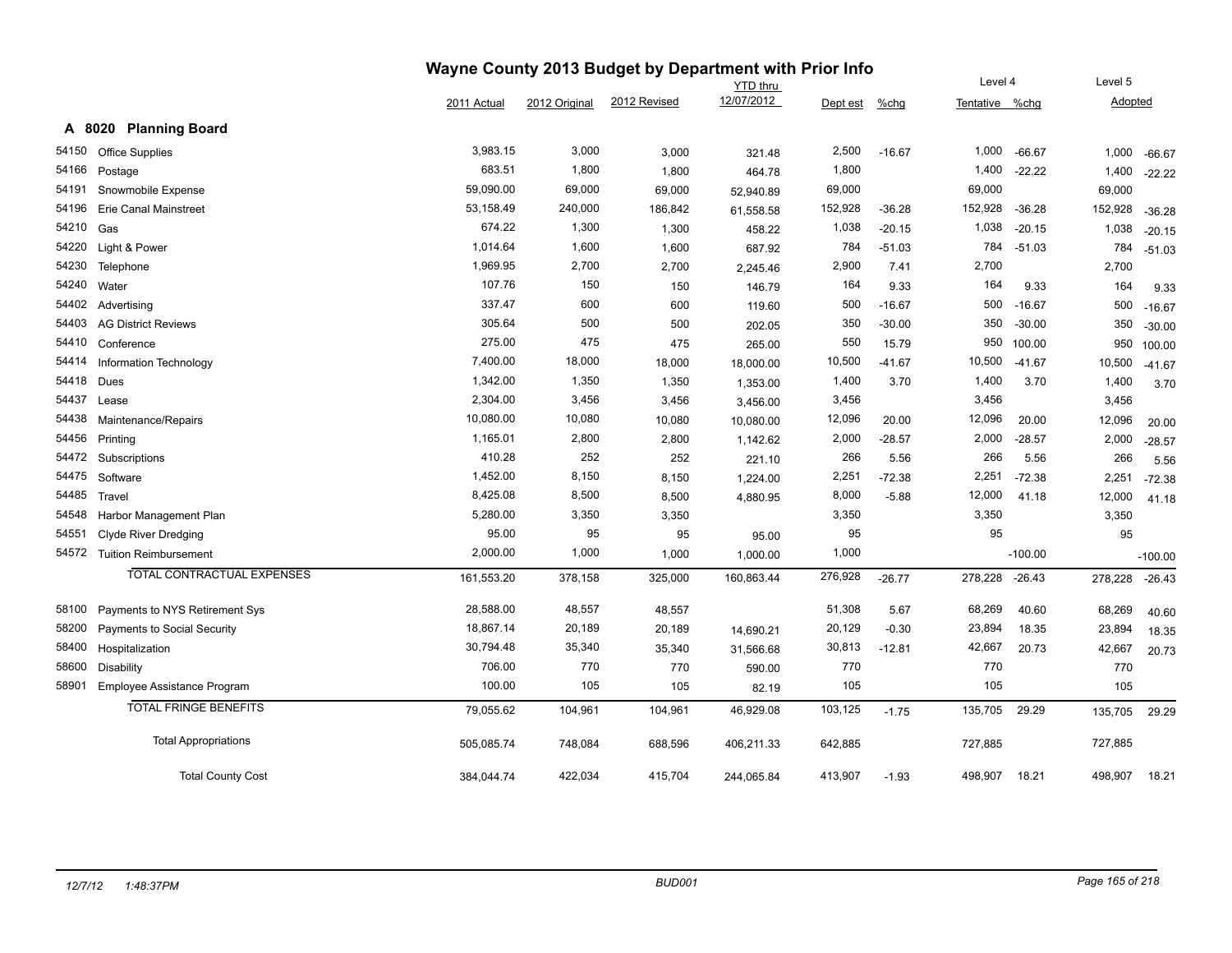# Wayne County 2013 Budget by Department with Prior Info

## A 8020 Planning Board

| | | 2011 Actual | 2012 Original | 2012 Revised | YTD thru 12/07/2012 | Dept est | %chg | Level 4 Tentative | %chg | Level 5 Adopted | |
|---|---|---|---|---|---|---|---|---|---|---|---|
| 54150 | Office Supplies | 3,983.15 | 3,000 | 3,000 | 321.48 | 2,500 | -16.67 | 1,000 | -66.67 | 1,000 | -66.67 |
| 54166 | Postage | 683.51 | 1,800 | 1,800 | 464.78 | 1,800 | | 1,400 | -22.22 | 1,400 | -22.22 |
| 54191 | Snowmobile Expense | 59,090.00 | 69,000 | 69,000 | 52,940.89 | 69,000 | | 69,000 | | 69,000 | |
| 54196 | Erie Canal Mainstreet | 53,158.49 | 240,000 | 186,842 | 61,558.58 | 152,928 | -36.28 | 152,928 | -36.28 | 152,928 | -36.28 |
| 54210 | Gas | 674.22 | 1,300 | 1,300 | 458.22 | 1,038 | -20.15 | 1,038 | -20.15 | 1,038 | -20.15 |
| 54220 | Light & Power | 1,014.64 | 1,600 | 1,600 | 687.92 | 784 | -51.03 | 784 | -51.03 | 784 | -51.03 |
| 54230 | Telephone | 1,969.95 | 2,700 | 2,700 | 2,245.46 | 2,900 | 7.41 | 2,700 | | 2,700 | |
| 54240 | Water | 107.76 | 150 | 150 | 146.79 | 164 | 9.33 | 164 | 9.33 | 164 | 9.33 |
| 54402 | Advertising | 337.47 | 600 | 600 | 119.60 | 500 | -16.67 | 500 | -16.67 | 500 | -16.67 |
| 54403 | AG District Reviews | 305.64 | 500 | 500 | 202.05 | 350 | -30.00 | 350 | -30.00 | 350 | -30.00 |
| 54410 | Conference | 275.00 | 475 | 475 | 265.00 | 550 | 15.79 | 950 | 100.00 | 950 | 100.00 |
| 54414 | Information Technology | 7,400.00 | 18,000 | 18,000 | 18,000.00 | 10,500 | -41.67 | 10,500 | -41.67 | 10,500 | -41.67 |
| 54418 | Dues | 1,342.00 | 1,350 | 1,350 | 1,353.00 | 1,400 | 3.70 | 1,400 | 3.70 | 1,400 | 3.70 |
| 54437 | Lease | 2,304.00 | 3,456 | 3,456 | 3,456.00 | 3,456 | | 3,456 | | 3,456 | |
| 54438 | Maintenance/Repairs | 10,080.00 | 10,080 | 10,080 | 10,080.00 | 12,096 | 20.00 | 12,096 | 20.00 | 12,096 | 20.00 |
| 54456 | Printing | 1,165.01 | 2,800 | 2,800 | 1,142.62 | 2,000 | -28.57 | 2,000 | -28.57 | 2,000 | -28.57 |
| 54472 | Subscriptions | 410.28 | 252 | 252 | 221.10 | 266 | 5.56 | 266 | 5.56 | 266 | 5.56 |
| 54475 | Software | 1,452.00 | 8,150 | 8,150 | 1,224.00 | 2,251 | -72.38 | 2,251 | -72.38 | 2,251 | -72.38 |
| 54485 | Travel | 8,425.08 | 8,500 | 8,500 | 4,880.95 | 8,000 | -5.88 | 12,000 | 41.18 | 12,000 | 41.18 |
| 54548 | Harbor Management Plan | 5,280.00 | 3,350 | 3,350 | | 3,350 | | 3,350 | | 3,350 | |
| 54551 | Clyde River Dredging | 95.00 | 95 | 95 | 95.00 | 95 | | 95 | | 95 | |
| 54572 | Tuition Reimbursement | 2,000.00 | 1,000 | 1,000 | 1,000.00 | 1,000 | | | -100.00 | | -100.00 |
| | TOTAL CONTRACTUAL EXPENSES | 161,553.20 | 378,158 | 325,000 | 160,863.44 | 276,928 | -26.77 | 278,228 | -26.43 | 278,228 | -26.43 |
| 58100 | Payments to NYS Retirement Sys | 28,588.00 | 48,557 | 48,557 | | 51,308 | 5.67 | 68,269 | 40.60 | 68,269 | 40.60 |
| 58200 | Payments to Social Security | 18,867.14 | 20,189 | 20,189 | 14,690.21 | 20,129 | -0.30 | 23,894 | 18.35 | 23,894 | 18.35 |
| 58400 | Hospitalization | 30,794.48 | 35,340 | 35,340 | 31,566.68 | 30,813 | -12.81 | 42,667 | 20.73 | 42,667 | 20.73 |
| 58600 | Disability | 706.00 | 770 | 770 | 590.00 | 770 | | 770 | | 770 | |
| 58901 | Employee Assistance Program | 100.00 | 105 | 105 | 82.19 | 105 | | 105 | | 105 | |
| | TOTAL FRINGE BENEFITS | 79,055.62 | 104,961 | 104,961 | 46,929.08 | 103,125 | -1.75 | 135,705 | 29.29 | 135,705 | 29.29 |
| | Total Appropriations | 505,085.74 | 748,084 | 688,596 | 406,211.33 | 642,885 | | 727,885 | | 727,885 | |
| | Total County Cost | 384,044.74 | 422,034 | 415,704 | 244,065.84 | 413,907 | -1.93 | 498,907 | 18.21 | 498,907 | 18.21 |

12/7/12 1:48:37PM BUD001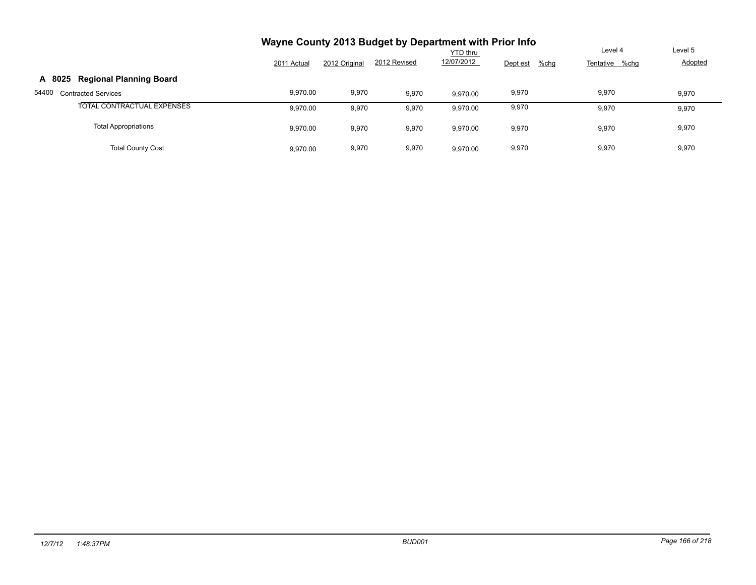# Wayne County 2013 Budget by Department with Prior Info

| | 2011 Actual | 2012 Original | 2012 Revised | YTD thru 12/07/2012 | Dept est | %chg | Level 4 Tentative | %chg | Level 5 Adopted |
|---|---|---|---|---|---|---|---|---|---|
| **A 8025 Regional Planning Board** | | | | | | | | | |
| 54400 Contracted Services | 9,970.00 | 9,970 | 9,970 | 9,970.00 | 9,970 | | 9,970 | | 9,970 |
| TOTAL CONTRACTUAL EXPENSES | 9,970.00 | 9,970 | 9,970 | 9,970.00 | 9,970 | | 9,970 | | 9,970 |
| Total Appropriations | 9,970.00 | 9,970 | 9,970 | 9,970.00 | 9,970 | | 9,970 | | 9,970 |
| Total County Cost | 9,970.00 | 9,970 | 9,970 | 9,970.00 | 9,970 | | 9,970 | | 9,970 |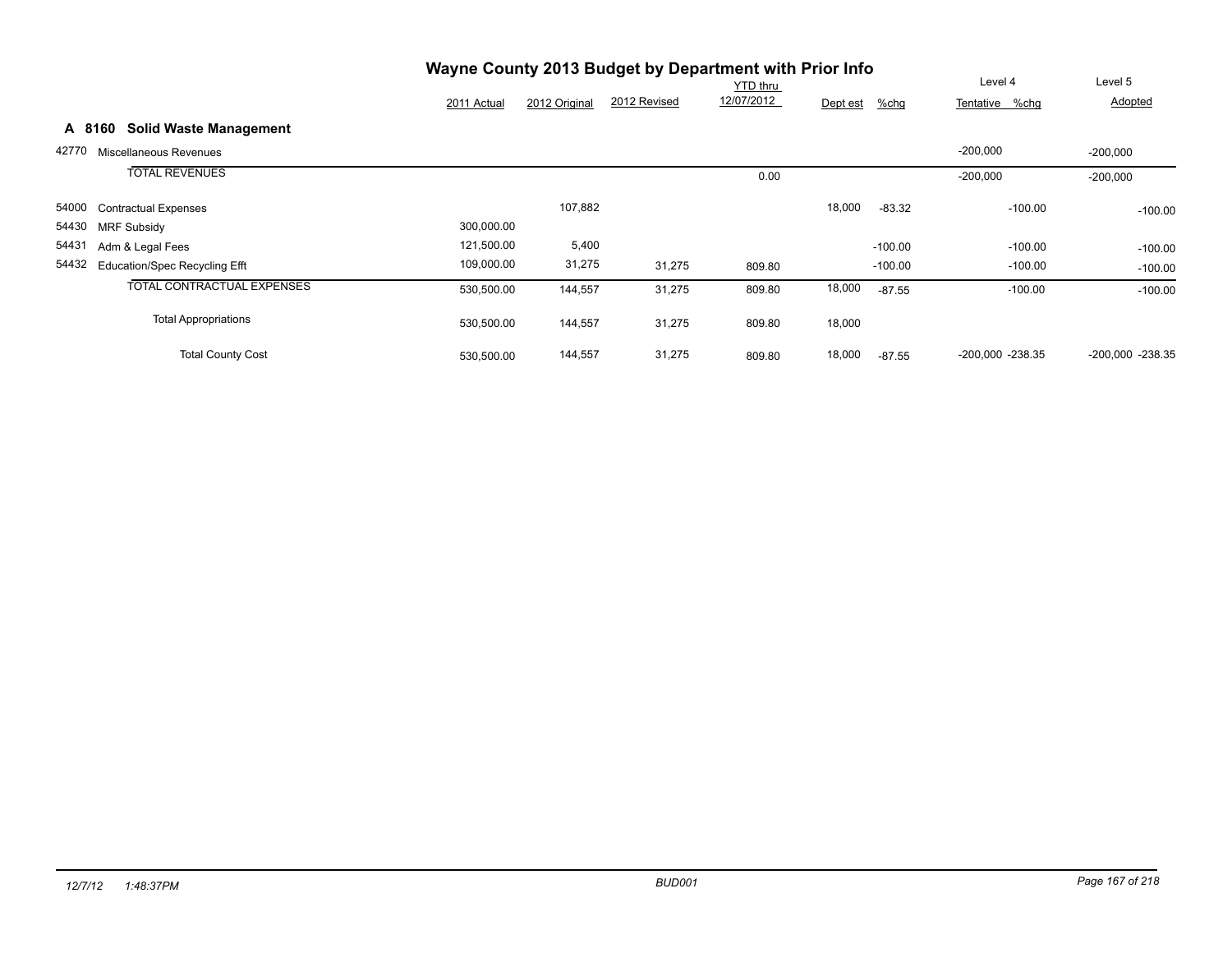## Wayne County 2013 Budget by Department with Prior Info

### A 8160 Solid Waste Management

| | | 2011 Actual | 2012 Original | 2012 Revised | YTD thru 12/07/2012 | Dept est | %chg | Level 4 Tentative | %chg | Level 5 Adopted | %chg |
|---|---|---|---|---|---|---|---|---|---|---|---|
| 42770 | Miscellaneous Revenues | | | | | | | -200,000 | | -200,000 | |
| | TOTAL REVENUES | | | | 0.00 | | | -200,000 | | -200,000 | |
| 54000 | Contractual Expenses | | 107,882 | | | 18,000 | -83.32 | | -100.00 | | -100.00 |
| 54430 | MRF Subsidy | 300,000.00 | | | | | | | | | |
| 54431 | Adm & Legal Fees | 121,500.00 | 5,400 | | | | -100.00 | | -100.00 | | -100.00 |
| 54432 | Education/Spec Recycling Efft | 109,000.00 | 31,275 | 31,275 | 809.80 | | -100.00 | | -100.00 | | -100.00 |
| | TOTAL CONTRACTUAL EXPENSES | 530,500.00 | 144,557 | 31,275 | 809.80 | 18,000 | -87.55 | | -100.00 | | -100.00 |
| | Total Appropriations | 530,500.00 | 144,557 | 31,275 | 809.80 | 18,000 | | | | | |
| | Total County Cost | 530,500.00 | 144,557 | 31,275 | 809.80 | 18,000 | -87.55 | -200,000 | -238.35 | -200,000 | -238.35 |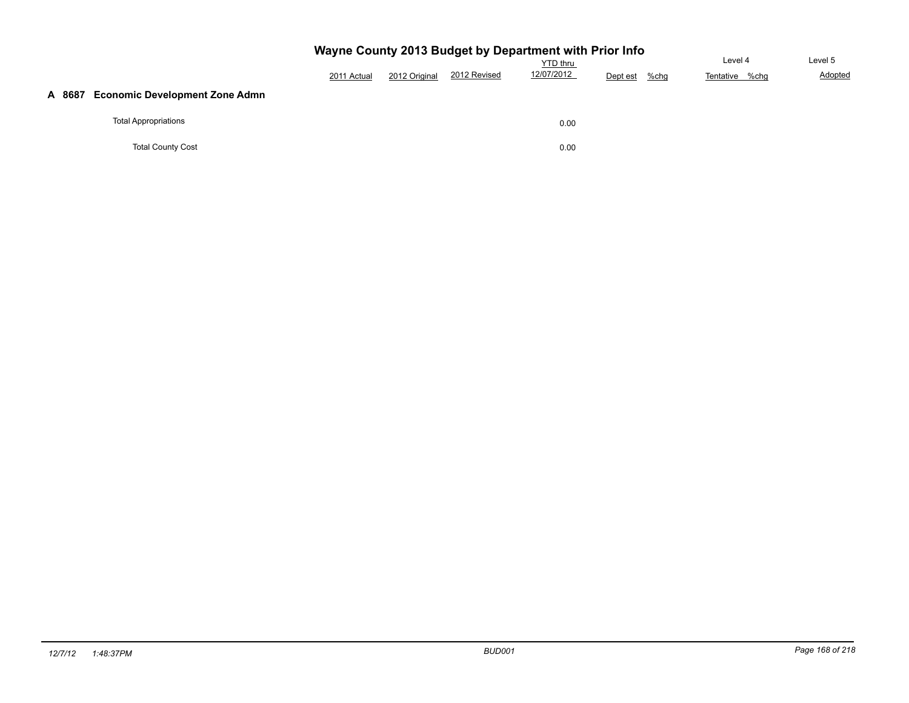# Wayne County 2013 Budget by Department with Prior Info

| | 2011 Actual | 2012 Original | 2012 Revised | YTD thru 12/07/2012 | Dept est | %chg | Level 4 Tentative | %chg | Level 5 Adopted |
|---|---|---|---|---|---|---|---|---|---|
| **A 8687 Economic Development Zone Admn** | | | | | | | | | |
| Total Appropriations | | | | 0.00 | | | | | |
| Total County Cost | | | | 0.00 | | | | | |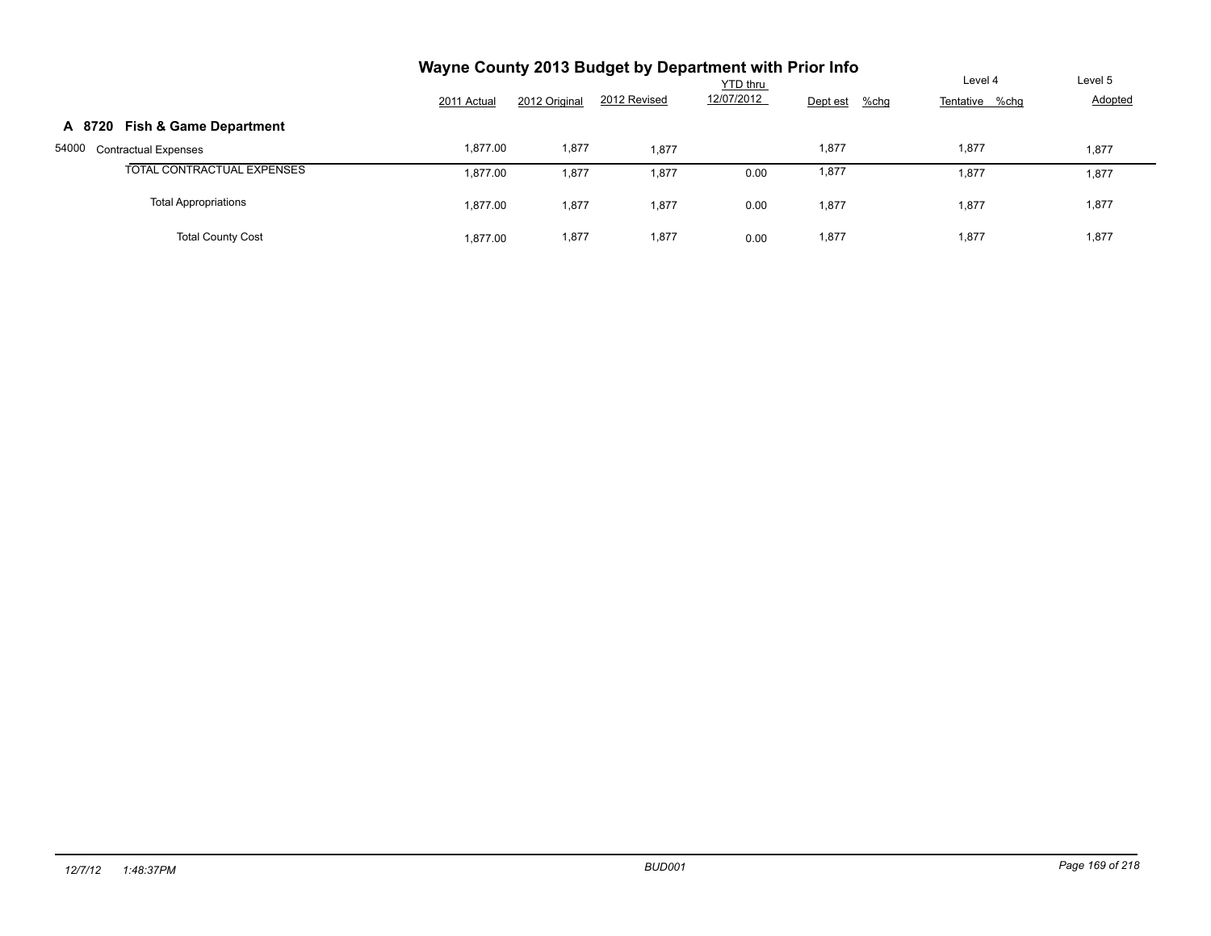# Wayne County 2013 Budget by Department with Prior Info

| | 2011 Actual | 2012 Original | 2012 Revised | YTD thru 12/07/2012 | Dept est | %chg | Level 4 Tentative | %chg | Level 5 Adopted |
|---|---|---|---|---|---|---|---|---|---|
| **A 8720 Fish & Game Department** | | | | | | | | | |
| 54000 Contractual Expenses | 1,877.00 | 1,877 | 1,877 | | 1,877 | | 1,877 | | 1,877 |
| TOTAL CONTRACTUAL EXPENSES | 1,877.00 | 1,877 | 1,877 | 0.00 | 1,877 | | 1,877 | | 1,877 |
| Total Appropriations | 1,877.00 | 1,877 | 1,877 | 0.00 | 1,877 | | 1,877 | | 1,877 |
| Total County Cost | 1,877.00 | 1,877 | 1,877 | 0.00 | 1,877 | | 1,877 | | 1,877 |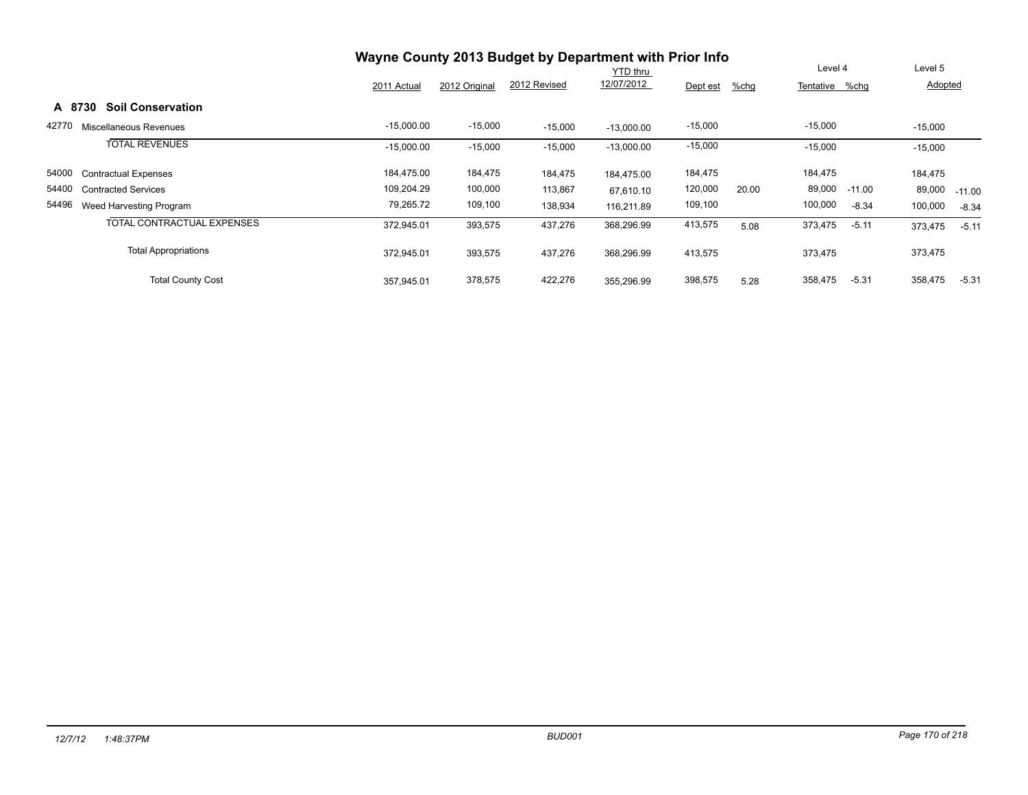# Wayne County 2013 Budget by Department with Prior Info

## A 8730 Soil Conservation

| | | 2011 Actual | 2012 Original | 2012 Revised | YTD thru 12/07/2012 | Dept est | %chg | Level 4 Tentative | %chg | Level 5 Adopted | %chg |
|---|---|---|---|---|---|---|---|---|---|---|---|
| 42770 | Miscellaneous Revenues | -15,000.00 | -15,000 | -15,000 | -13,000.00 | -15,000 | | -15,000 | | -15,000 | |
| | TOTAL REVENUES | -15,000.00 | -15,000 | -15,000 | -13,000.00 | -15,000 | | -15,000 | | -15,000 | |
| 54000 | Contractual Expenses | 184,475.00 | 184,475 | 184,475 | 184,475.00 | 184,475 | | 184,475 | | 184,475 | |
| 54400 | Contracted Services | 109,204.29 | 100,000 | 113,867 | 67,610.10 | 120,000 | 20.00 | 89,000 | -11.00 | 89,000 | -11.00 |
| 54496 | Weed Harvesting Program | 79,265.72 | 109,100 | 138,934 | 116,211.89 | 109,100 | | 100,000 | -8.34 | 100,000 | -8.34 |
| | TOTAL CONTRACTUAL EXPENSES | 372,945.01 | 393,575 | 437,276 | 368,296.99 | 413,575 | 5.08 | 373,475 | -5.11 | 373,475 | -5.11 |
| | Total Appropriations | 372,945.01 | 393,575 | 437,276 | 368,296.99 | 413,575 | | 373,475 | | 373,475 | |
| | Total County Cost | 357,945.01 | 378,575 | 422,276 | 355,296.99 | 398,575 | 5.28 | 358,475 | -5.31 | 358,475 | -5.31 |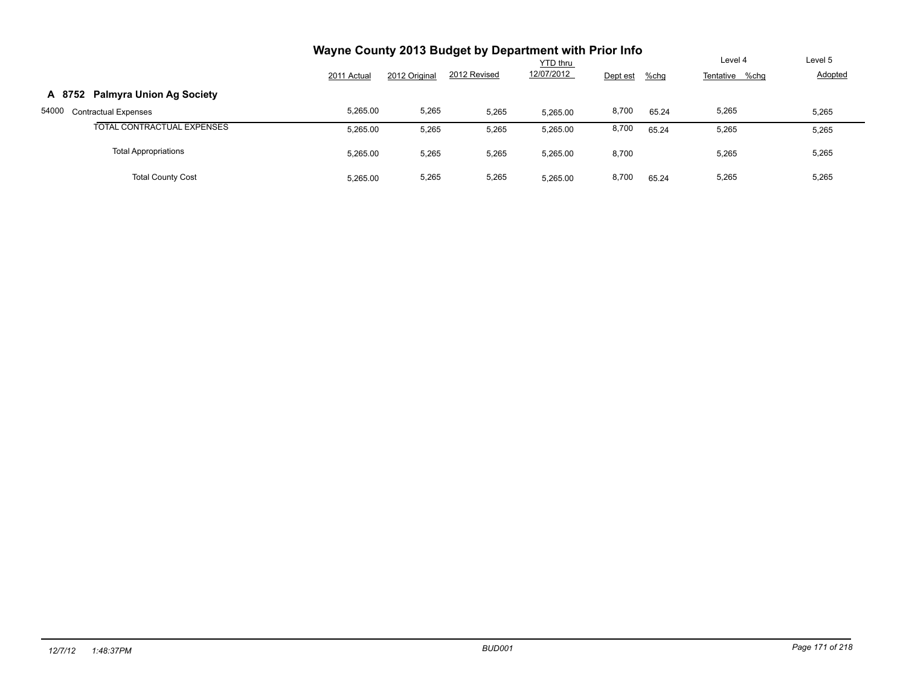# Wayne County 2013 Budget by Department with Prior Info

| | 2011 Actual | 2012 Original | 2012 Revised | YTD thru 12/07/2012 | Dept est | %chg | Level 4 Tentative | %chg | Level 5 Adopted |
|---|---|---|---|---|---|---|---|---|---|
| **A 8752 Palmyra Union Ag Society** | | | | | | | | | |
| 54000 Contractual Expenses | 5,265.00 | 5,265 | 5,265 | 5,265.00 | 8,700 | 65.24 | 5,265 | | 5,265 |
| TOTAL CONTRACTUAL EXPENSES | 5,265.00 | 5,265 | 5,265 | 5,265.00 | 8,700 | 65.24 | 5,265 | | 5,265 |
| Total Appropriations | 5,265.00 | 5,265 | 5,265 | 5,265.00 | 8,700 | | 5,265 | | 5,265 |
| Total County Cost | 5,265.00 | 5,265 | 5,265 | 5,265.00 | 8,700 | 65.24 | 5,265 | | 5,265 |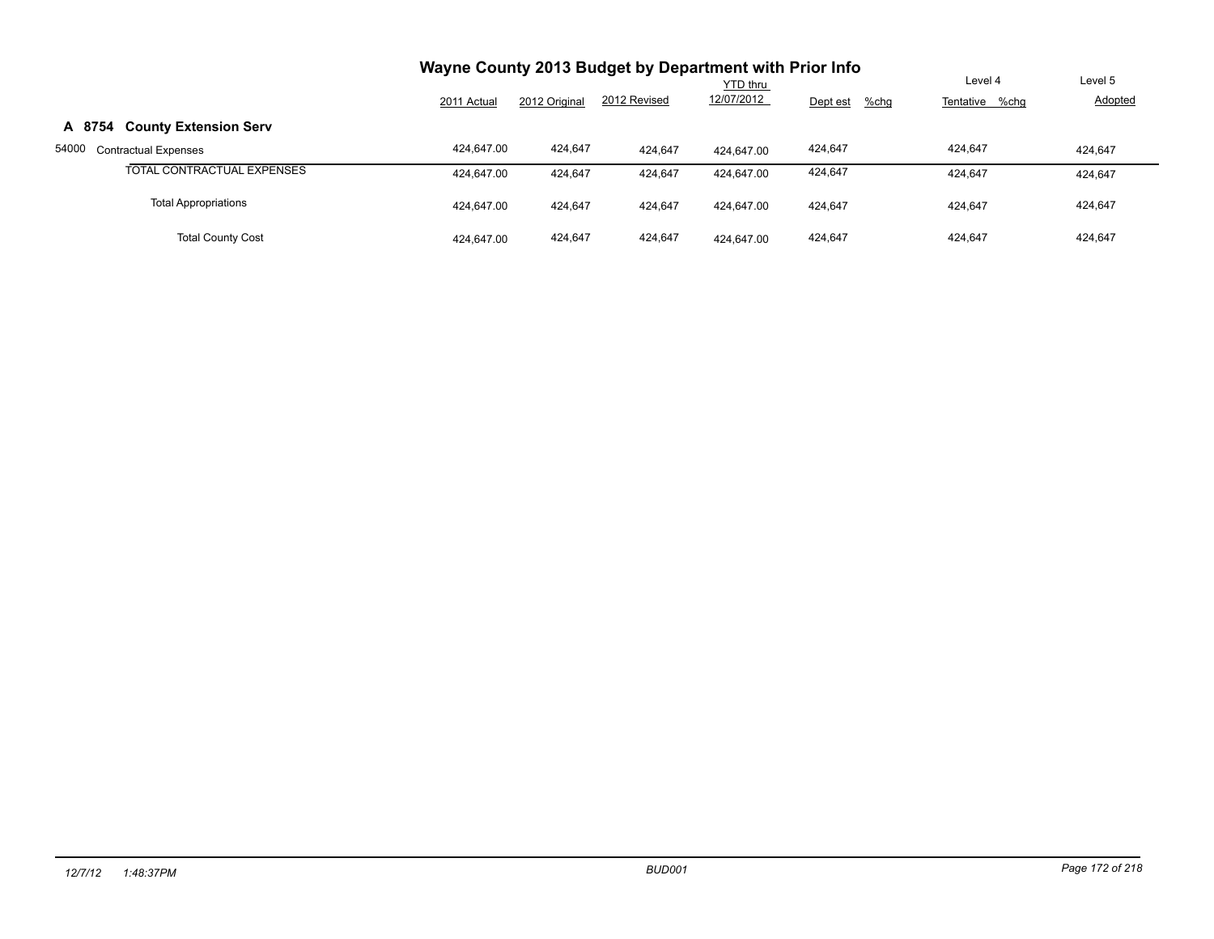# Wayne County 2013 Budget by Department with Prior Info

| | 2011 Actual | 2012 Original | 2012 Revised | YTD thru 12/07/2012 | Dept est | %chg | Level 4 Tentative | %chg | Level 5 Adopted |
|---|---|---|---|---|---|---|---|---|---|
| **A 8754 County Extension Serv** | | | | | | | | | |
| 54000 Contractual Expenses | 424,647.00 | 424,647 | 424,647 | 424,647.00 | 424,647 | | 424,647 | | 424,647 |
| TOTAL CONTRACTUAL EXPENSES | 424,647.00 | 424,647 | 424,647 | 424,647.00 | 424,647 | | 424,647 | | 424,647 |
| Total Appropriations | 424,647.00 | 424,647 | 424,647 | 424,647.00 | 424,647 | | 424,647 | | 424,647 |
| Total County Cost | 424,647.00 | 424,647 | 424,647 | 424,647.00 | 424,647 | | 424,647 | | 424,647 |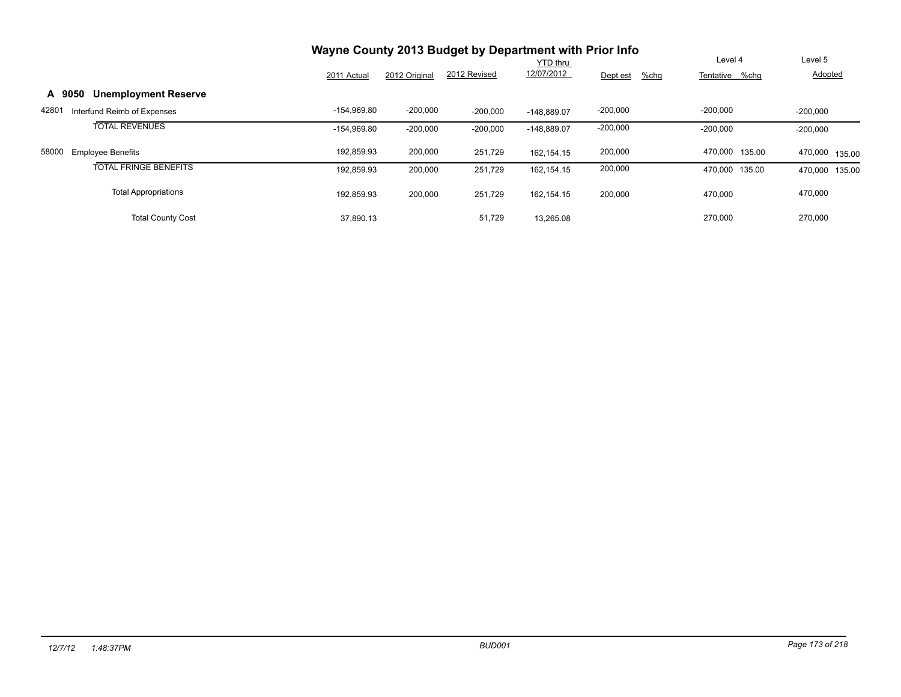# Wayne County 2013 Budget by Department with Prior Info

## A 9050 Unemployment Reserve

| | | 2011 Actual | 2012 Original | 2012 Revised | YTD thru 12/07/2012 | Dept est | %chg | Level 4 Tentative | %chg | Level 5 Adopted | %chg |
|---|---|---|---|---|---|---|---|---|---|---|---|
| 42801 | Interfund Reimb of Expenses | -154,969.80 | -200,000 | -200,000 | -148,889.07 | -200,000 | | -200,000 | | -200,000 | |
| | TOTAL REVENUES | -154,969.80 | -200,000 | -200,000 | -148,889.07 | -200,000 | | -200,000 | | -200,000 | |
| 58000 | Employee Benefits | 192,859.93 | 200,000 | 251,729 | 162,154.15 | 200,000 | | 470,000 | 135.00 | 470,000 | 135.00 |
| | TOTAL FRINGE BENEFITS | 192,859.93 | 200,000 | 251,729 | 162,154.15 | 200,000 | | 470,000 | 135.00 | 470,000 | 135.00 |
| | Total Appropriations | 192,859.93 | 200,000 | 251,729 | 162,154.15 | 200,000 | | 470,000 | | 470,000 | |
| | Total County Cost | 37,890.13 | | 51,729 | 13,265.08 | | | 270,000 | | 270,000 | |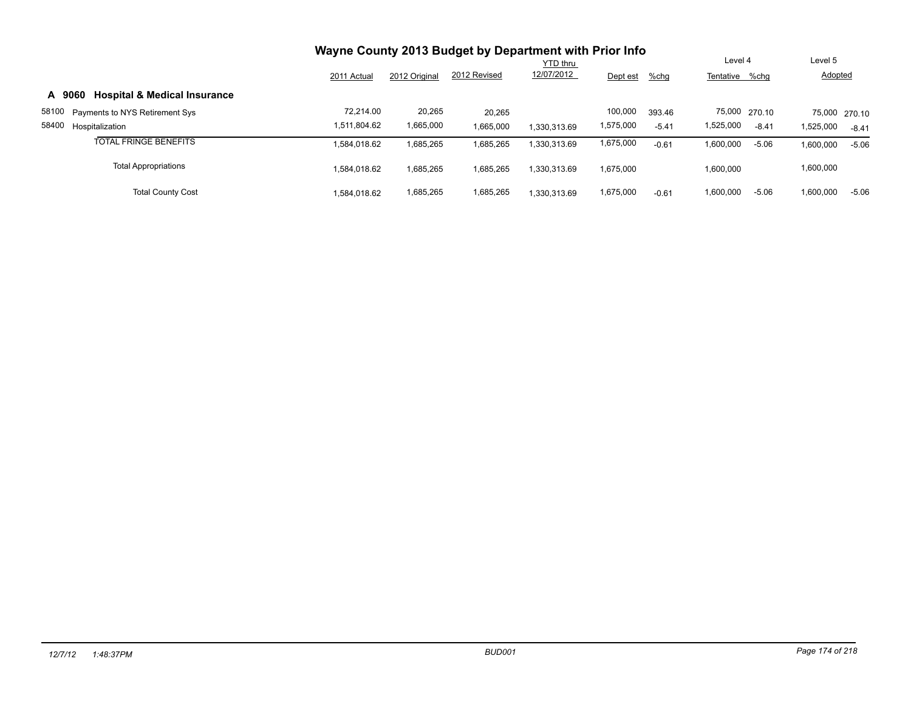# Wayne County 2013 Budget by Department with Prior Info

## A 9060 Hospital & Medical Insurance

| | 2011 Actual | 2012 Original | 2012 Revised | YTD thru 12/07/2012 | Dept est | %chg | Level 4 Tentative | %chg | Level 5 Adopted | %chg |
|---|---|---|---|---|---|---|---|---|---|---|
| 58100 Payments to NYS Retirement Sys | 72,214.00 | 20,265 | 20,265 | | 100,000 | 393.46 | 75,000 | 270.10 | 75,000 | 270.10 |
| 58400 Hospitalization | 1,511,804.62 | 1,665,000 | 1,665,000 | 1,330,313.69 | 1,575,000 | -5.41 | 1,525,000 | -8.41 | 1,525,000 | -8.41 |
| TOTAL FRINGE BENEFITS | 1,584,018.62 | 1,685,265 | 1,685,265 | 1,330,313.69 | 1,675,000 | -0.61 | 1,600,000 | -5.06 | 1,600,000 | -5.06 |
| Total Appropriations | 1,584,018.62 | 1,685,265 | 1,685,265 | 1,330,313.69 | 1,675,000 | | 1,600,000 | | 1,600,000 | |
| Total County Cost | 1,584,018.62 | 1,685,265 | 1,685,265 | 1,330,313.69 | 1,675,000 | -0.61 | 1,600,000 | -5.06 | 1,600,000 | -5.06 |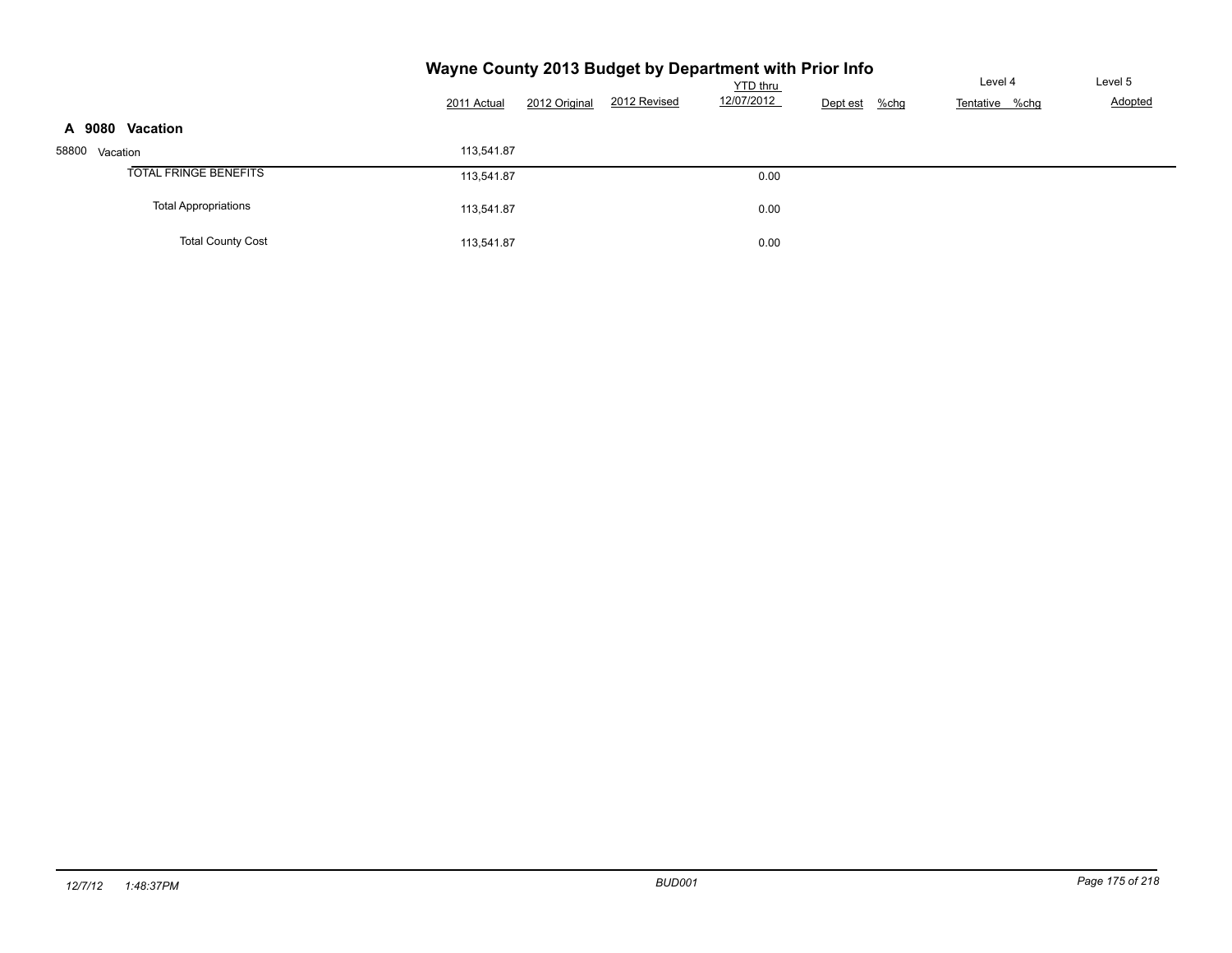# Wayne County 2013 Budget by Department with Prior Info

| | 2011 Actual | 2012 Original | 2012 Revised | YTD thru 12/07/2012 | Dept est | %chg | Level 4 Tentative | %chg | Level 5 Adopted |
|---|---|---|---|---|---|---|---|---|---|
| **A 9080 Vacation** | | | | | | | | | |
| 58800 Vacation | 113,541.87 | | | | | | | | |
| TOTAL FRINGE BENEFITS | 113,541.87 | | | 0.00 | | | | | |
| Total Appropriations | 113,541.87 | | | 0.00 | | | | | |
| Total County Cost | 113,541.87 | | | 0.00 | | | | | |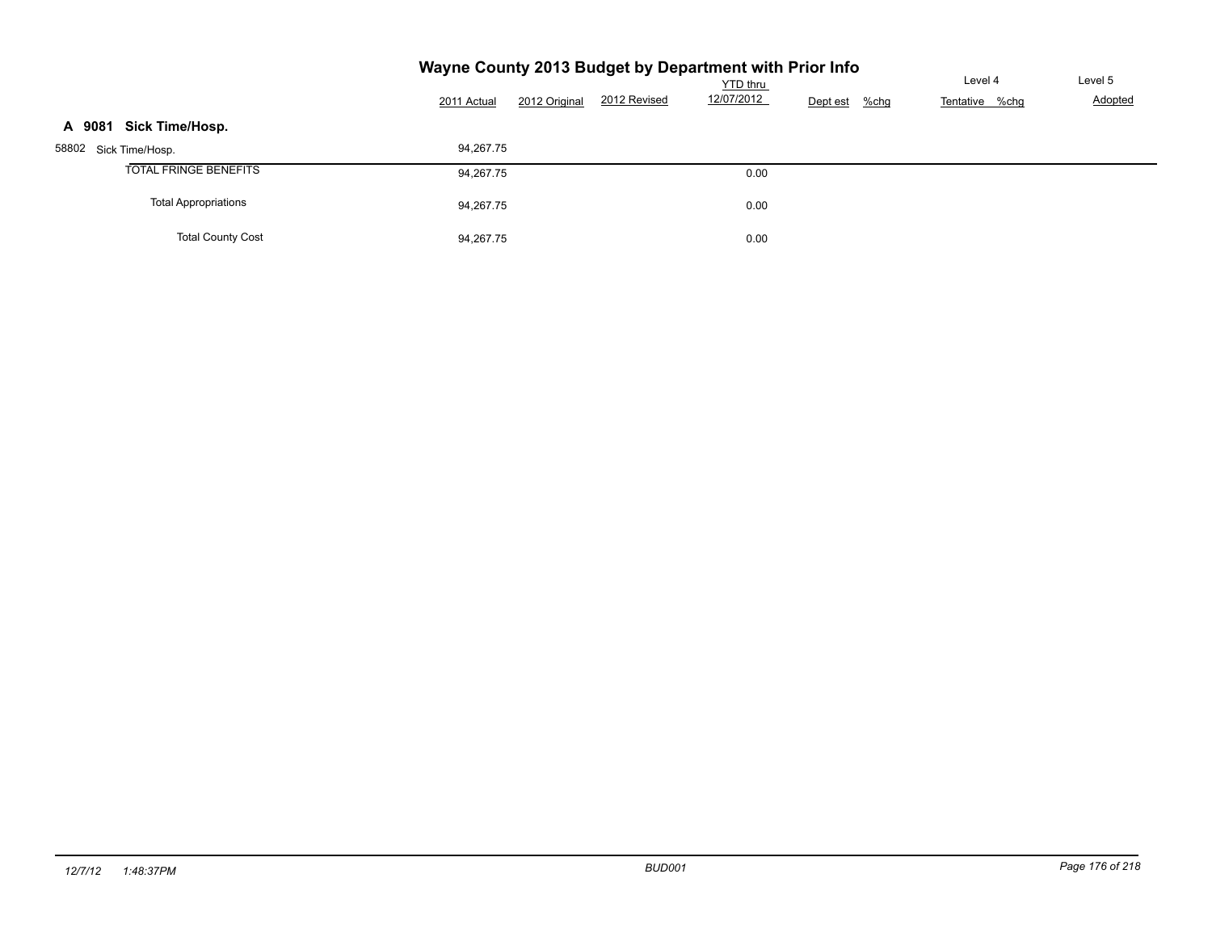# Wayne County 2013 Budget by Department with Prior Info

| | 2011 Actual | 2012 Original | 2012 Revised | YTD thru 12/07/2012 | Dept est | %chg | Level 4 Tentative | %chg | Level 5 Adopted |
|---|---|---|---|---|---|---|---|---|---|
| **A 9081 Sick Time/Hosp.** | | | | | | | | | |
| 58802 Sick Time/Hosp. | 94,267.75 | | | | | | | | |
| TOTAL FRINGE BENEFITS | 94,267.75 | | | 0.00 | | | | | |
| Total Appropriations | 94,267.75 | | | 0.00 | | | | | |
| Total County Cost | 94,267.75 | | | 0.00 | | | | | |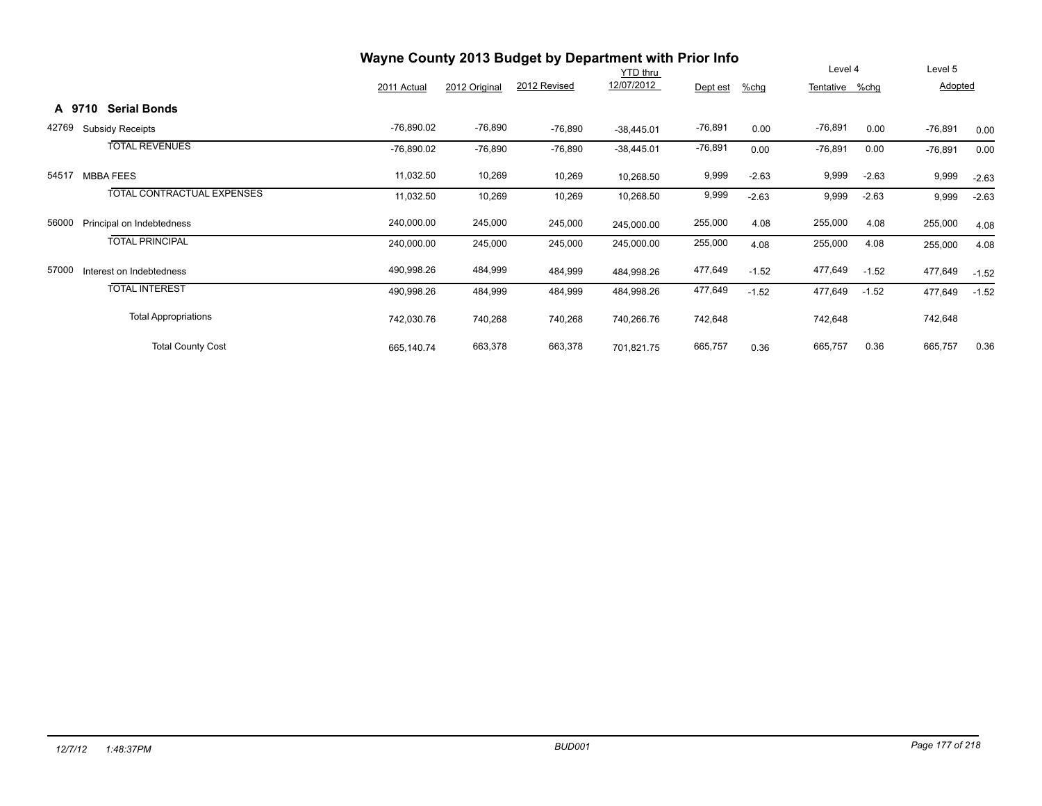# Wayne County 2013 Budget by Department with Prior Info

## A 9710 Serial Bonds

| | | 2011 Actual | 2012 Original | 2012 Revised | YTD thru 12/07/2012 | Dept est | %chg | Level 4 Tentative | %chg | Level 5 Adopted | %chg |
|---|---|---|---|---|---|---|---|---|---|---|---|
| 42769 | Subsidy Receipts | -76,890.02 | -76,890 | -76,890 | -38,445.01 | -76,891 | 0.00 | -76,891 | 0.00 | -76,891 | 0.00 |
| | TOTAL REVENUES | -76,890.02 | -76,890 | -76,890 | -38,445.01 | -76,891 | 0.00 | -76,891 | 0.00 | -76,891 | 0.00 |
| 54517 | MBBA FEES | 11,032.50 | 10,269 | 10,269 | 10,268.50 | 9,999 | -2.63 | 9,999 | -2.63 | 9,999 | -2.63 |
| | TOTAL CONTRACTUAL EXPENSES | 11,032.50 | 10,269 | 10,269 | 10,268.50 | 9,999 | -2.63 | 9,999 | -2.63 | 9,999 | -2.63 |
| 56000 | Principal on Indebtedness | 240,000.00 | 245,000 | 245,000 | 245,000.00 | 255,000 | 4.08 | 255,000 | 4.08 | 255,000 | 4.08 |
| | TOTAL PRINCIPAL | 240,000.00 | 245,000 | 245,000 | 245,000.00 | 255,000 | 4.08 | 255,000 | 4.08 | 255,000 | 4.08 |
| 57000 | Interest on Indebtedness | 490,998.26 | 484,999 | 484,999 | 484,998.26 | 477,649 | -1.52 | 477,649 | -1.52 | 477,649 | -1.52 |
| | TOTAL INTEREST | 490,998.26 | 484,999 | 484,999 | 484,998.26 | 477,649 | -1.52 | 477,649 | -1.52 | 477,649 | -1.52 |
| | Total Appropriations | 742,030.76 | 740,268 | 740,268 | 740,266.76 | 742,648 | | 742,648 | | 742,648 | |
| | Total County Cost | 665,140.74 | 663,378 | 663,378 | 701,821.75 | 665,757 | 0.36 | 665,757 | 0.36 | 665,757 | 0.36 |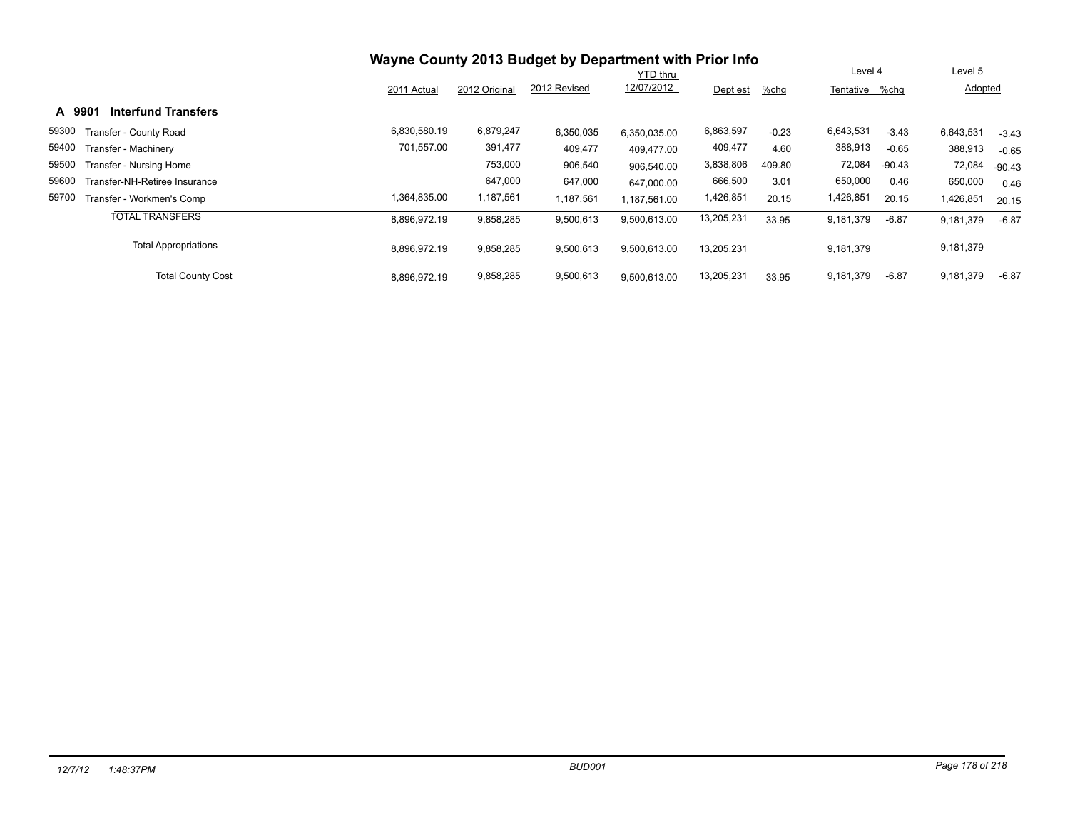# Wayne County 2013 Budget by Department with Prior Info

## A 9901 Interfund Transfers

| | | 2011 Actual | 2012 Original | 2012 Revised | YTD thru 12/07/2012 | Dept est | %chg | Level 4 Tentative | %chg | Level 5 Adopted | |
|---|---|---|---|---|---|---|---|---|---|---|---|
| 59300 | Transfer - County Road | 6,830,580.19 | 6,879,247 | 6,350,035 | 6,350,035.00 | 6,863,597 | -0.23 | 6,643,531 | -3.43 | 6,643,531 | -3.43 |
| 59400 | Transfer - Machinery | 701,557.00 | 391,477 | 409,477 | 409,477.00 | 409,477 | 4.60 | 388,913 | -0.65 | 388,913 | -0.65 |
| 59500 | Transfer - Nursing Home | | 753,000 | 906,540 | 906,540.00 | 3,838,806 | 409.80 | 72,084 | -90.43 | 72,084 | -90.43 |
| 59600 | Transfer-NH-Retiree Insurance | | 647,000 | 647,000 | 647,000.00 | 666,500 | 3.01 | 650,000 | 0.46 | 650,000 | 0.46 |
| 59700 | Transfer - Workmen's Comp | 1,364,835.00 | 1,187,561 | 1,187,561 | 1,187,561.00 | 1,426,851 | 20.15 | 1,426,851 | 20.15 | 1,426,851 | 20.15 |
| | TOTAL TRANSFERS | 8,896,972.19 | 9,858,285 | 9,500,613 | 9,500,613.00 | 13,205,231 | 33.95 | 9,181,379 | -6.87 | 9,181,379 | -6.87 |
| | Total Appropriations | 8,896,972.19 | 9,858,285 | 9,500,613 | 9,500,613.00 | 13,205,231 | | 9,181,379 | | 9,181,379 | |
| | Total County Cost | 8,896,972.19 | 9,858,285 | 9,500,613 | 9,500,613.00 | 13,205,231 | 33.95 | 9,181,379 | -6.87 | 9,181,379 | -6.87 |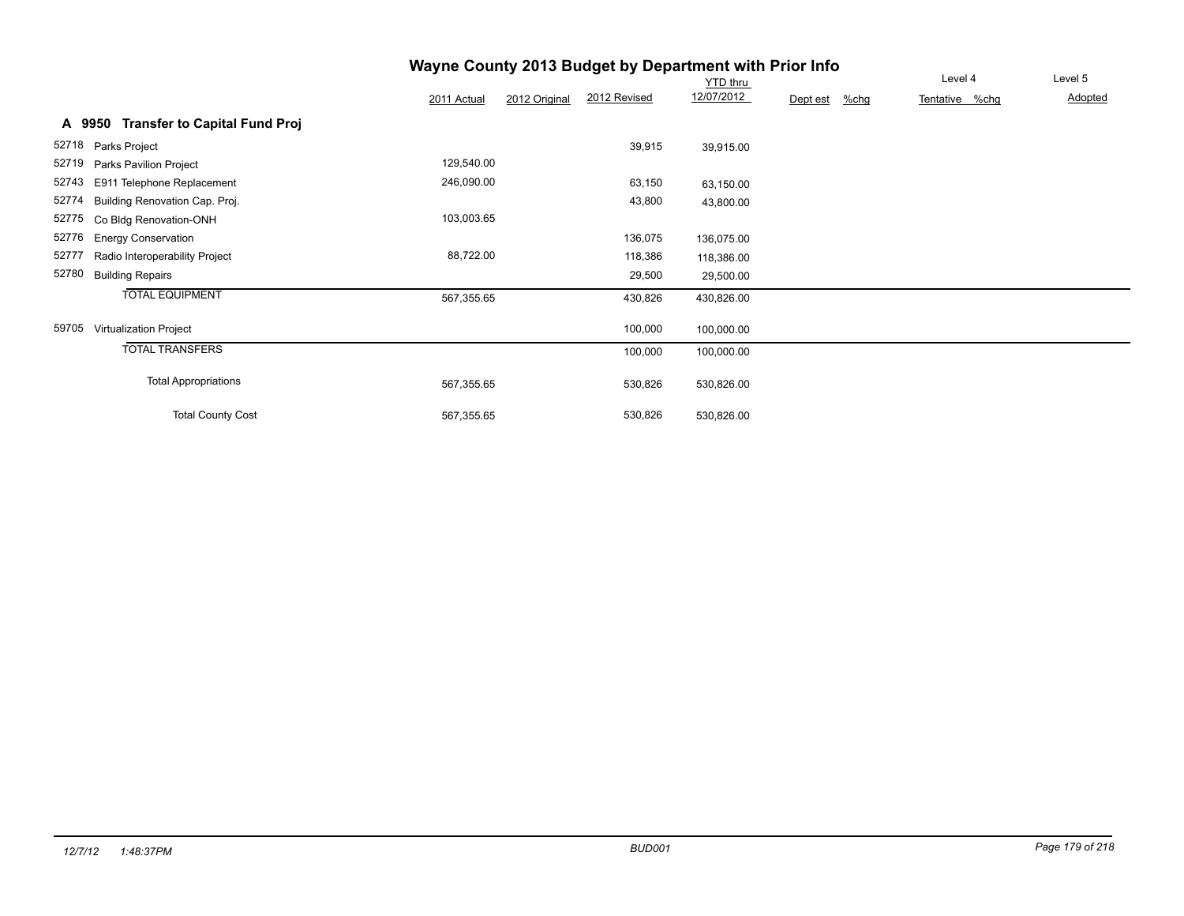# Wayne County 2013 Budget by Department with Prior Info

## A 9950 Transfer to Capital Fund Proj

| | | 2011 Actual | 2012 Original | 2012 Revised | YTD thru 12/07/2012 | Dept est | %chg | Level 4 Tentative | %chg | Level 5 Adopted |
|---|---|---|---|---|---|---|---|---|---|---|
| 52718 | Parks Project | | | 39,915 | 39,915.00 | | | | | |
| 52719 | Parks Pavilion Project | 129,540.00 | | | | | | | | |
| 52743 | E911 Telephone Replacement | 246,090.00 | | 63,150 | 63,150.00 | | | | | |
| 52774 | Building Renovation Cap. Proj. | | | 43,800 | 43,800.00 | | | | | |
| 52775 | Co Bldg Renovation-ONH | 103,003.65 | | | | | | | | |
| 52776 | Energy Conservation | | | 136,075 | 136,075.00 | | | | | |
| 52777 | Radio Interoperability Project | 88,722.00 | | 118,386 | 118,386.00 | | | | | |
| 52780 | Building Repairs | | | 29,500 | 29,500.00 | | | | | |
| | TOTAL EQUIPMENT | 567,355.65 | | 430,826 | 430,826.00 | | | | | |
| 59705 | Virtualization Project | | | 100,000 | 100,000.00 | | | | | |
| | TOTAL TRANSFERS | | | 100,000 | 100,000.00 | | | | | |
| | Total Appropriations | 567,355.65 | | 530,826 | 530,826.00 | | | | | |
| | Total County Cost | 567,355.65 | | 530,826 | 530,826.00 | | | | | |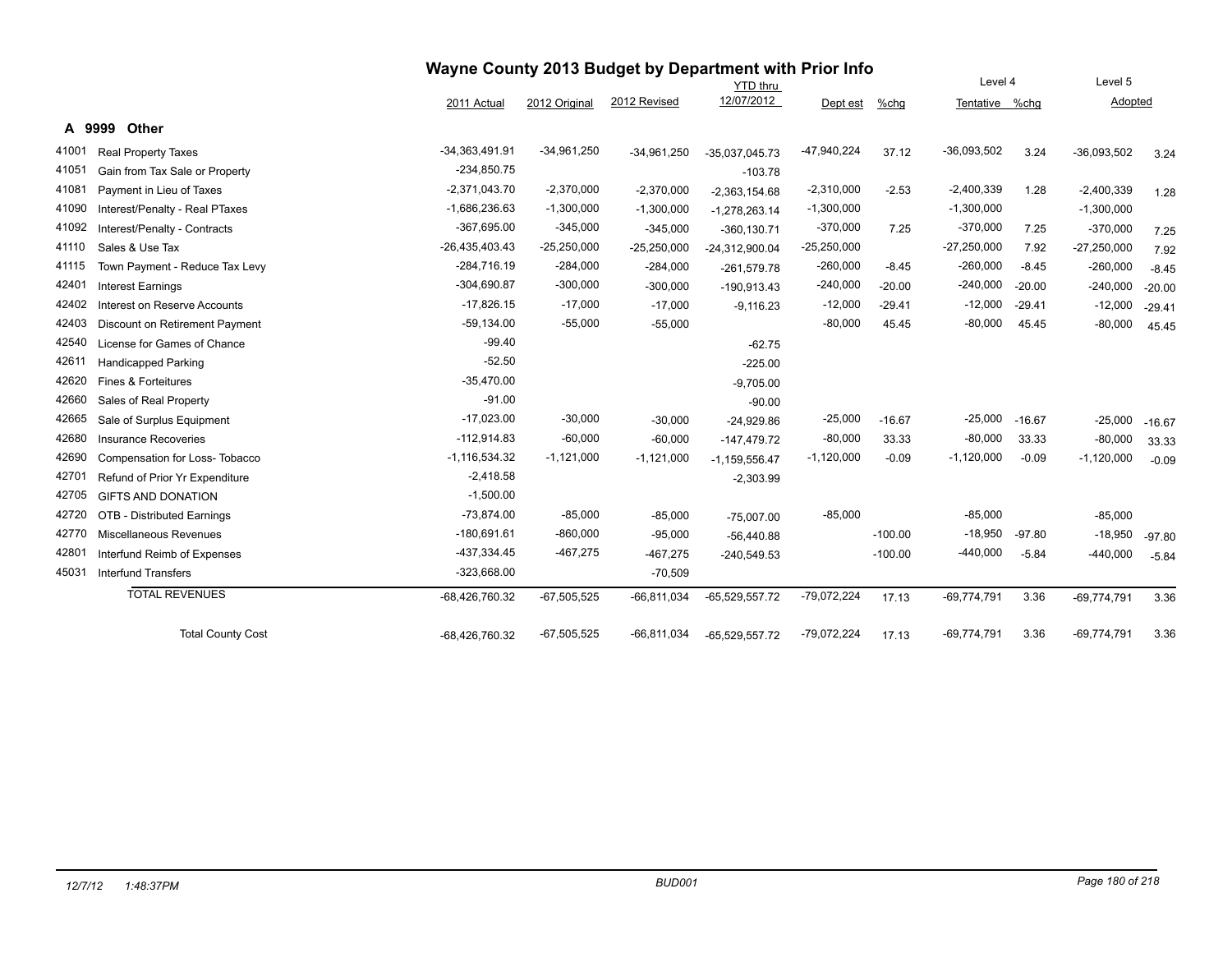# Wayne County 2013 Budget by Department with Prior Info

## A 9999 Other

| | | 2011 Actual | 2012 Original | 2012 Revised | YTD thru 12/07/2012 | Dept est | %chg | Level 4 Tentative | %chg | Level 5 Adopted | |
|---|---|---|---|---|---|---|---|---|---|---|---|
| 41001 | Real Property Taxes | -34,363,491.91 | -34,961,250 | -34,961,250 | -35,037,045.73 | -47,940,224 | 37.12 | -36,093,502 | 3.24 | -36,093,502 | 3.24 |
| 41051 | Gain from Tax Sale or Property | -234,850.75 | | | -103.78 | | | | | | |
| 41081 | Payment in Lieu of Taxes | -2,371,043.70 | -2,370,000 | -2,370,000 | -2,363,154.68 | -2,310,000 | -2.53 | -2,400,339 | 1.28 | -2,400,339 | 1.28 |
| 41090 | Interest/Penalty - Real PTaxes | -1,686,236.63 | -1,300,000 | -1,300,000 | -1,278,263.14 | -1,300,000 | | -1,300,000 | | -1,300,000 | |
| 41092 | Interest/Penalty - Contracts | -367,695.00 | -345,000 | -345,000 | -360,130.71 | -370,000 | 7.25 | -370,000 | 7.25 | -370,000 | 7.25 |
| 41110 | Sales & Use Tax | -26,435,403.43 | -25,250,000 | -25,250,000 | -24,312,900.04 | -25,250,000 | | -27,250,000 | 7.92 | -27,250,000 | 7.92 |
| 41115 | Town Payment - Reduce Tax Levy | -284,716.19 | -284,000 | -284,000 | -261,579.78 | -260,000 | -8.45 | -260,000 | -8.45 | -260,000 | -8.45 |
| 42401 | Interest Earnings | -304,690.87 | -300,000 | -300,000 | -190,913.43 | -240,000 | -20.00 | -240,000 | -20.00 | -240,000 | -20.00 |
| 42402 | Interest on Reserve Accounts | -17,826.15 | -17,000 | -17,000 | -9,116.23 | -12,000 | -29.41 | -12,000 | -29.41 | -12,000 | -29.41 |
| 42403 | Discount on Retirement Payment | -59,134.00 | -55,000 | -55,000 | | -80,000 | 45.45 | -80,000 | 45.45 | -80,000 | 45.45 |
| 42540 | License for Games of Chance | -99.40 | | | -62.75 | | | | | | |
| 42611 | Handicapped Parking | -52.50 | | | -225.00 | | | | | | |
| 42620 | Fines & Forteitures | -35,470.00 | | | -9,705.00 | | | | | | |
| 42660 | Sales of Real Property | -91.00 | | | -90.00 | | | | | | |
| 42665 | Sale of Surplus Equipment | -17,023.00 | -30,000 | -30,000 | -24,929.86 | -25,000 | -16.67 | -25,000 | -16.67 | -25,000 | -16.67 |
| 42680 | Insurance Recoveries | -112,914.83 | -60,000 | -60,000 | -147,479.72 | -80,000 | 33.33 | -80,000 | 33.33 | -80,000 | 33.33 |
| 42690 | Compensation for Loss- Tobacco | -1,116,534.32 | -1,121,000 | -1,121,000 | -1,159,556.47 | -1,120,000 | -0.09 | -1,120,000 | -0.09 | -1,120,000 | -0.09 |
| 42701 | Refund of Prior Yr Expenditure | -2,418.58 | | | -2,303.99 | | | | | | |
| 42705 | GIFTS AND DONATION | -1,500.00 | | | | | | | | | |
| 42720 | OTB - Distributed Earnings | -73,874.00 | -85,000 | -85,000 | -75,007.00 | -85,000 | | -85,000 | | -85,000 | |
| 42770 | Miscellaneous Revenues | -180,691.61 | -860,000 | -95,000 | -56,440.88 | | -100.00 | -18,950 | -97.80 | -18,950 | -97.80 |
| 42801 | Interfund Reimb of Expenses | -437,334.45 | -467,275 | -467,275 | -240,549.53 | | -100.00 | -440,000 | -5.84 | -440,000 | -5.84 |
| 45031 | Interfund Transfers | -323,668.00 | | -70,509 | | | | | | | |
| | TOTAL REVENUES | -68,426,760.32 | -67,505,525 | -66,811,034 | -65,529,557.72 | -79,072,224 | 17.13 | -69,774,791 | 3.36 | -69,774,791 | 3.36 |
| | Total County Cost | -68,426,760.32 | -67,505,525 | -66,811,034 | -65,529,557.72 | -79,072,224 | 17.13 | -69,774,791 | 3.36 | -69,774,791 | 3.36 |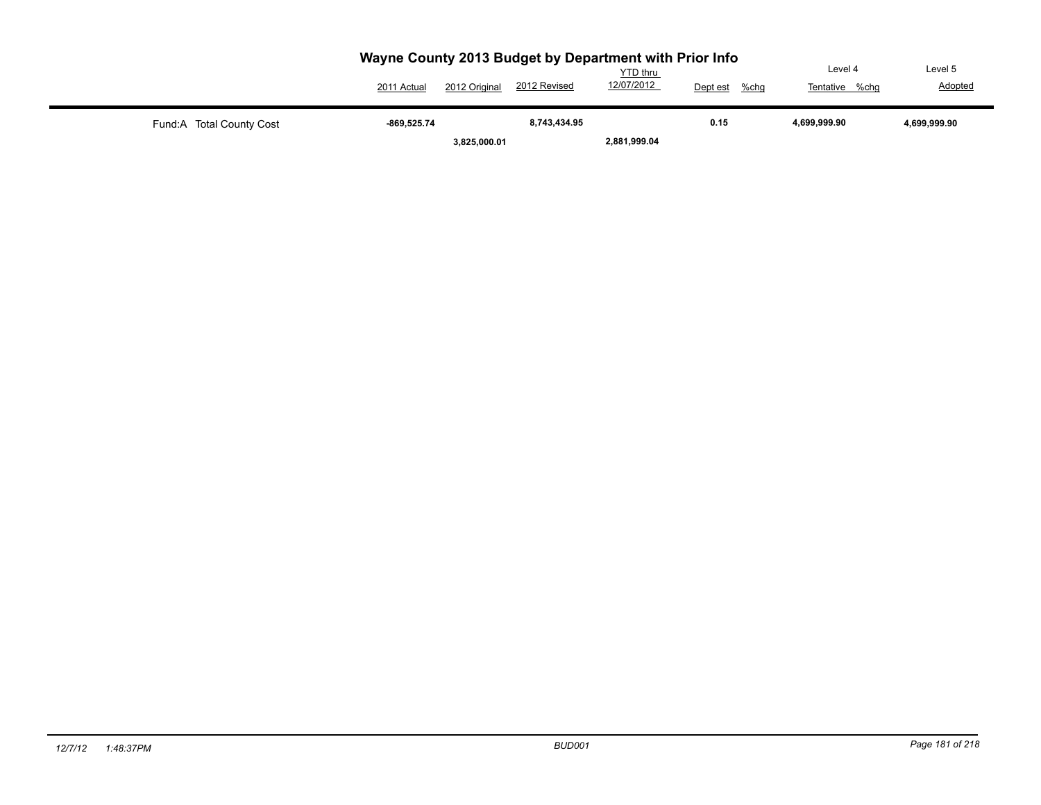# Wayne County 2013 Budget by Department with Prior Info

| | 2011 Actual | 2012 Original | 2012 Revised | YTD thru 12/07/2012 | Dept est | %chg | Level 4 Tentative | %chg | Level 5 Adopted |
|---|---|---|---|---|---|---|---|---|---|
| Fund:A Total County Cost | **-869,525.74** | **3,825,000.01** | **8,743,434.95** | **2,881,999.04** | **0.15** | | **4,699,999.90** | | **4,699,999.90** |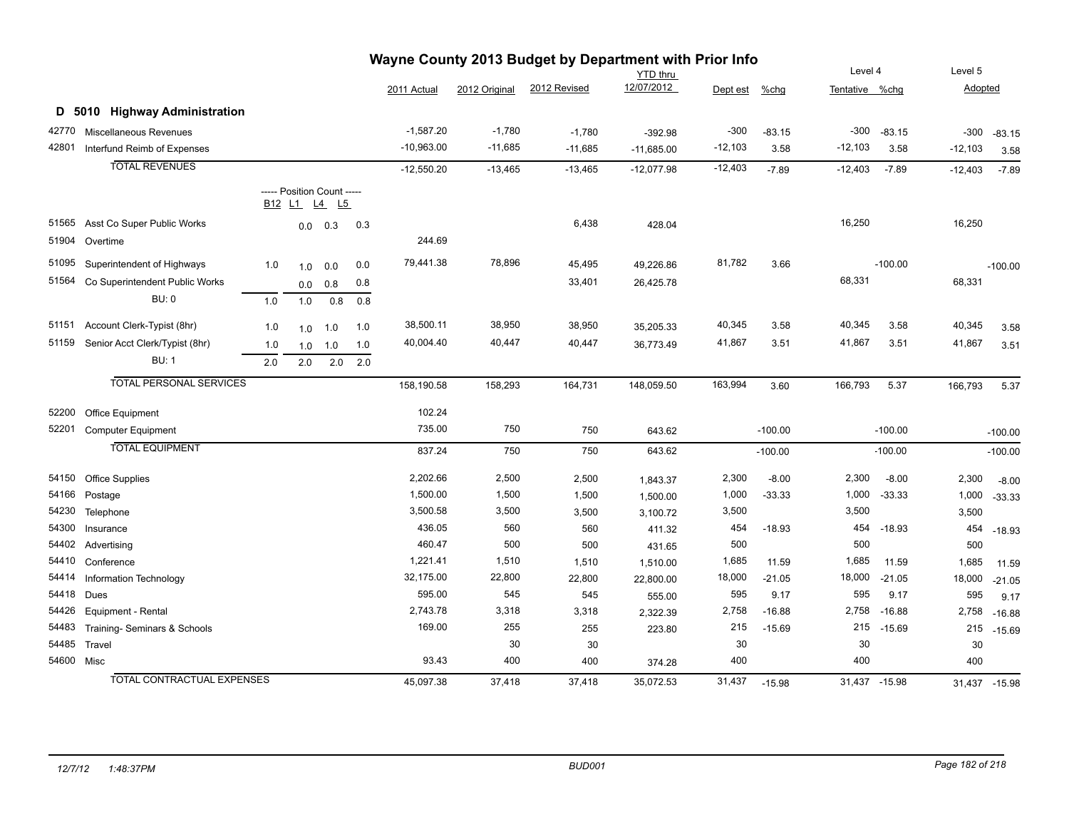# Wayne County 2013 Budget by Department with Prior Info

## D 5010 Highway Administration

| Code | Description | B12 | L1 | L4 | L5 | 2011 Actual | 2012 Original | 2012 Revised | YTD thru 12/07/2012 | Dept est | %chg | Level 4 Tentative | Level 4 %chg | Level 5 Adopted | Level 5 %chg |
|---|---|---|---|---|---|---|---|---|---|---|---|---|---|---|---|
| 42770 | Miscellaneous Revenues | | | | | -1,587.20 | -1,780 | -1,780 | -392.98 | -300 | -83.15 | -300 | -83.15 | -300 | -83.15 |
| 42801 | Interfund Reimb of Expenses | | | | | -10,963.00 | -11,685 | -11,685 | -11,685.00 | -12,103 | 3.58 | -12,103 | 3.58 | -12,103 | 3.58 |
| | **TOTAL REVENUES** | | | | | -12,550.20 | -13,465 | -13,465 | -12,077.98 | -12,403 | -7.89 | -12,403 | -7.89 | -12,403 | -7.89 |
| | ----- Position Count ----- | B12 | L1 | L4 | L5 | | | | | | | | | | |
| 51565 | Asst Co Super Public Works | | 0.0 | 0.3 | 0.3 | | | 6,438 | 428.04 | | | 16,250 | | 16,250 | |
| 51904 | Overtime | | | | | 244.69 | | | | | | | | | |
| 51095 | Superintendent of Highways | 1.0 | 1.0 | 0.0 | 0.0 | 79,441.38 | 78,896 | 45,495 | 49,226.86 | 81,782 | 3.66 | | -100.00 | | -100.00 |
| 51564 | Co Superintendent Public Works | | 0.0 | 0.8 | 0.8 | | | 33,401 | 26,425.78 | | | 68,331 | | 68,331 | |
| | BU: 0 | 1.0 | 1.0 | 0.8 | 0.8 | | | | | | | | | | |
| 51151 | Account Clerk-Typist (8hr) | 1.0 | 1.0 | 1.0 | 1.0 | 38,500.11 | 38,950 | 38,950 | 35,205.33 | 40,345 | 3.58 | 40,345 | 3.58 | 40,345 | 3.58 |
| 51159 | Senior Acct Clerk/Typist (8hr) | 1.0 | 1.0 | 1.0 | 1.0 | 40,004.40 | 40,447 | 40,447 | 36,773.49 | 41,867 | 3.51 | 41,867 | 3.51 | 41,867 | 3.51 |
| | BU: 1 | 2.0 | 2.0 | 2.0 | 2.0 | | | | | | | | | | |
| | **TOTAL PERSONAL SERVICES** | | | | | 158,190.58 | 158,293 | 164,731 | 148,059.50 | 163,994 | 3.60 | 166,793 | 5.37 | 166,793 | 5.37 |
| 52200 | Office Equipment | | | | | 102.24 | | | | | | | | | |
| 52201 | Computer Equipment | | | | | 735.00 | 750 | 750 | 643.62 | | -100.00 | | -100.00 | | -100.00 |
| | **TOTAL EQUIPMENT** | | | | | 837.24 | 750 | 750 | 643.62 | | -100.00 | | -100.00 | | -100.00 |
| 54150 | Office Supplies | | | | | 2,202.66 | 2,500 | 2,500 | 1,843.37 | 2,300 | -8.00 | 2,300 | -8.00 | 2,300 | -8.00 |
| 54166 | Postage | | | | | 1,500.00 | 1,500 | 1,500 | 1,500.00 | 1,000 | -33.33 | 1,000 | -33.33 | 1,000 | -33.33 |
| 54230 | Telephone | | | | | 3,500.58 | 3,500 | 3,500 | 3,100.72 | 3,500 | | 3,500 | | 3,500 | |
| 54300 | Insurance | | | | | 436.05 | 560 | 560 | 411.32 | 454 | -18.93 | 454 | -18.93 | 454 | -18.93 |
| 54402 | Advertising | | | | | 460.47 | 500 | 500 | 431.65 | 500 | | 500 | | 500 | |
| 54410 | Conference | | | | | 1,221.41 | 1,510 | 1,510 | 1,510.00 | 1,685 | 11.59 | 1,685 | 11.59 | 1,685 | 11.59 |
| 54414 | Information Technology | | | | | 32,175.00 | 22,800 | 22,800 | 22,800.00 | 18,000 | -21.05 | 18,000 | -21.05 | 18,000 | -21.05 |
| 54418 | Dues | | | | | 595.00 | 545 | 545 | 555.00 | 595 | 9.17 | 595 | 9.17 | 595 | 9.17 |
| 54426 | Equipment - Rental | | | | | 2,743.78 | 3,318 | 3,318 | 2,322.39 | 2,758 | -16.88 | 2,758 | -16.88 | 2,758 | -16.88 |
| 54483 | Training- Seminars & Schools | | | | | 169.00 | 255 | 255 | 223.80 | 215 | -15.69 | 215 | -15.69 | 215 | -15.69 |
| 54485 | Travel | | | | | | 30 | 30 | | 30 | | 30 | | 30 | |
| 54600 | Misc | | | | | 93.43 | 400 | 400 | 374.28 | 400 | | 400 | | 400 | |
| | **TOTAL CONTRACTUAL EXPENSES** | | | | | 45,097.38 | 37,418 | 37,418 | 35,072.53 | 31,437 | -15.98 | 31,437 | -15.98 | 31,437 | -15.98 |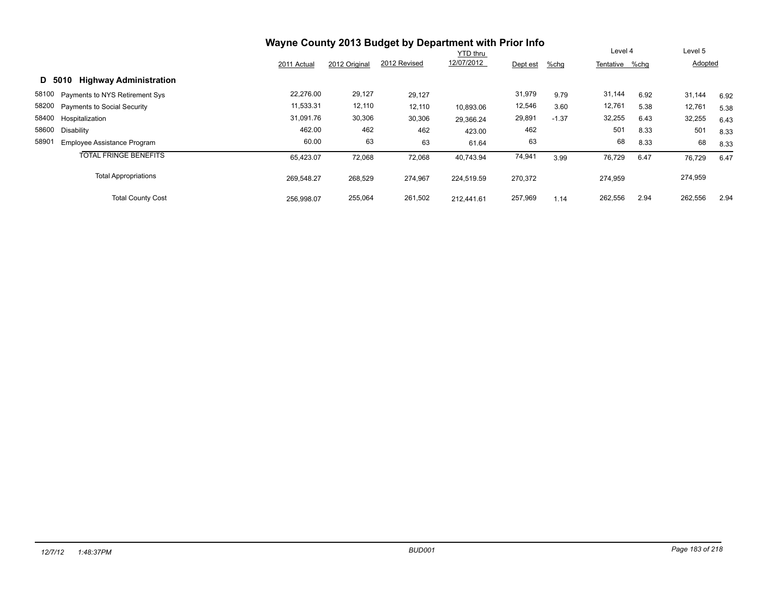# Wayne County 2013 Budget by Department with Prior Info

## D 5010 Highway Administration

| | | 2011 Actual | 2012 Original | 2012 Revised | YTD thru 12/07/2012 | Dept est | %chg | Level 4 Tentative | %chg | Level 5 Adopted | |
|---|---|---|---|---|---|---|---|---|---|---|---|
| 58100 | Payments to NYS Retirement Sys | 22,276.00 | 29,127 | 29,127 | | 31,979 | 9.79 | 31,144 | 6.92 | 31,144 | 6.92 |
| 58200 | Payments to Social Security | 11,533.31 | 12,110 | 12,110 | 10,893.06 | 12,546 | 3.60 | 12,761 | 5.38 | 12,761 | 5.38 |
| 58400 | Hospitalization | 31,091.76 | 30,306 | 30,306 | 29,366.24 | 29,891 | -1.37 | 32,255 | 6.43 | 32,255 | 6.43 |
| 58600 | Disability | 462.00 | 462 | 462 | 423.00 | 462 | | 501 | 8.33 | 501 | 8.33 |
| 58901 | Employee Assistance Program | 60.00 | 63 | 63 | 61.64 | 63 | | 68 | 8.33 | 68 | 8.33 |
| | TOTAL FRINGE BENEFITS | 65,423.07 | 72,068 | 72,068 | 40,743.94 | 74,941 | 3.99 | 76,729 | 6.47 | 76,729 | 6.47 |
| | Total Appropriations | 269,548.27 | 268,529 | 274,967 | 224,519.59 | 270,372 | | 274,959 | | 274,959 | |
| | Total County Cost | 256,998.07 | 255,064 | 261,502 | 212,441.61 | 257,969 | 1.14 | 262,556 | 2.94 | 262,556 | 2.94 |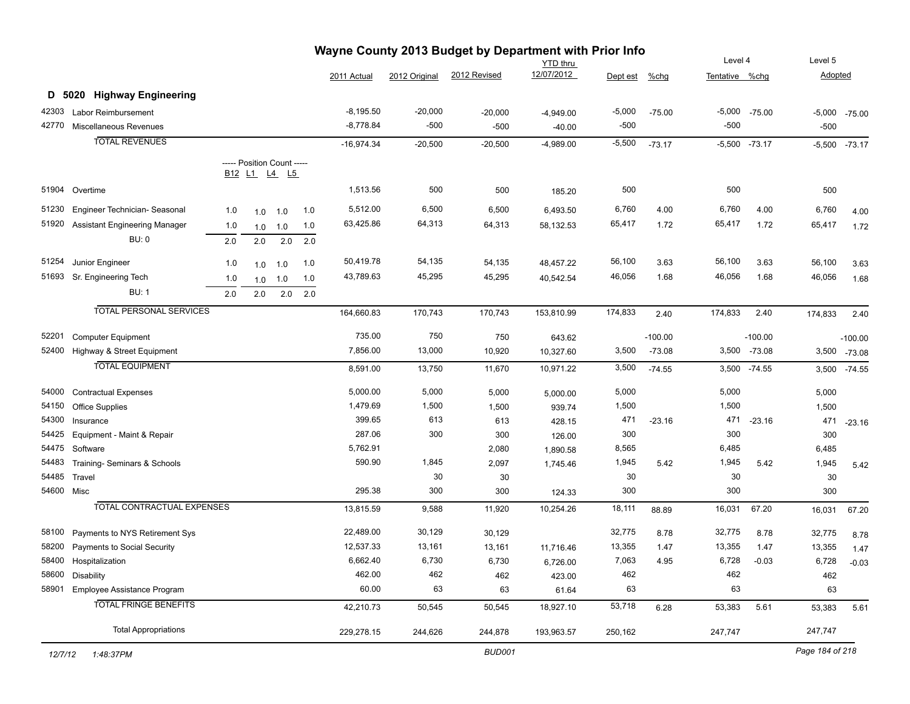# Wayne County 2013 Budget by Department with Prior Info

## D 5020 Highway Engineering

| Code | Description | B12 | L1 | L4 | L5 | 2011 Actual | 2012 Original | 2012 Revised | YTD thru 12/07/2012 | Dept est | %chg | Level 4 Tentative | %chg | Level 5 Adopted | %chg |
|---|---|---|---|---|---|---|---|---|---|---|---|---|---|---|---|
| 42303 | Labor Reimbursement | | | | | -8,195.50 | -20,000 | -20,000 | -4,949.00 | -5,000 | -75.00 | -5,000 | -75.00 | -5,000 | -75.00 |
| 42770 | Miscellaneous Revenues | | | | | -8,778.84 | -500 | -500 | -40.00 | -500 | | -500 | | -500 | |
| | **TOTAL REVENUES** | | | | | -16,974.34 | -20,500 | -20,500 | -4,989.00 | -5,500 | -73.17 | -5,500 | -73.17 | -5,500 | -73.17 |
| | ----- Position Count ----- | B12 | L1 | L4 | L5 | | | | | | | | | | |
| 51904 | Overtime | | | | | 1,513.56 | 500 | 500 | 185.20 | 500 | | 500 | | 500 | |
| 51230 | Engineer Technician- Seasonal | 1.0 | 1.0 | 1.0 | 1.0 | 5,512.00 | 6,500 | 6,500 | 6,493.50 | 6,760 | 4.00 | 6,760 | 4.00 | 6,760 | 4.00 |
| 51920 | Assistant Engineering Manager | 1.0 | 1.0 | 1.0 | 1.0 | 63,425.86 | 64,313 | 64,313 | 58,132.53 | 65,417 | 1.72 | 65,417 | 1.72 | 65,417 | 1.72 |
| | BU: 0 | 2.0 | 2.0 | 2.0 | 2.0 | | | | | | | | | | |
| 51254 | Junior Engineer | 1.0 | 1.0 | 1.0 | 1.0 | 50,419.78 | 54,135 | 54,135 | 48,457.22 | 56,100 | 3.63 | 56,100 | 3.63 | 56,100 | 3.63 |
| 51693 | Sr. Engineering Tech | 1.0 | 1.0 | 1.0 | 1.0 | 43,789.63 | 45,295 | 45,295 | 40,542.54 | 46,056 | 1.68 | 46,056 | 1.68 | 46,056 | 1.68 |
| | BU: 1 | 2.0 | 2.0 | 2.0 | 2.0 | | | | | | | | | | |
| | **TOTAL PERSONAL SERVICES** | | | | | 164,660.83 | 170,743 | 170,743 | 153,810.99 | 174,833 | 2.40 | 174,833 | 2.40 | 174,833 | 2.40 |
| 52201 | Computer Equipment | | | | | 735.00 | 750 | 750 | 643.62 | | -100.00 | | -100.00 | | -100.00 |
| 52400 | Highway & Street Equipment | | | | | 7,856.00 | 13,000 | 10,920 | 10,327.60 | 3,500 | -73.08 | 3,500 | -73.08 | 3,500 | -73.08 |
| | **TOTAL EQUIPMENT** | | | | | 8,591.00 | 13,750 | 11,670 | 10,971.22 | 3,500 | -74.55 | 3,500 | -74.55 | 3,500 | -74.55 |
| 54000 | Contractual Expenses | | | | | 5,000.00 | 5,000 | 5,000 | 5,000.00 | 5,000 | | 5,000 | | 5,000 | |
| 54150 | Office Supplies | | | | | 1,479.69 | 1,500 | 1,500 | 939.74 | 1,500 | | 1,500 | | 1,500 | |
| 54300 | Insurance | | | | | 399.65 | 613 | 613 | 428.15 | 471 | -23.16 | 471 | -23.16 | 471 | -23.16 |
| 54425 | Equipment - Maint & Repair | | | | | 287.06 | 300 | 300 | 126.00 | 300 | | 300 | | 300 | |
| 54475 | Software | | | | | 5,762.91 | | 2,080 | 1,890.58 | 8,565 | | 6,485 | | 6,485 | |
| 54483 | Training- Seminars & Schools | | | | | 590.90 | 1,845 | 2,097 | 1,745.46 | 1,945 | 5.42 | 1,945 | 5.42 | 1,945 | 5.42 |
| 54485 | Travel | | | | | | 30 | 30 | | 30 | | 30 | | 30 | |
| 54600 | Misc | | | | | 295.38 | 300 | 300 | 124.33 | 300 | | 300 | | 300 | |
| | **TOTAL CONTRACTUAL EXPENSES** | | | | | 13,815.59 | 9,588 | 11,920 | 10,254.26 | 18,111 | 88.89 | 16,031 | 67.20 | 16,031 | 67.20 |
| 58100 | Payments to NYS Retirement Sys | | | | | 22,489.00 | 30,129 | 30,129 | | 32,775 | 8.78 | 32,775 | 8.78 | 32,775 | 8.78 |
| 58200 | Payments to Social Security | | | | | 12,537.33 | 13,161 | 13,161 | 11,716.46 | 13,355 | 1.47 | 13,355 | 1.47 | 13,355 | 1.47 |
| 58400 | Hospitalization | | | | | 6,662.40 | 6,730 | 6,730 | 6,726.00 | 7,063 | 4.95 | 6,728 | -0.03 | 6,728 | -0.03 |
| 58600 | Disability | | | | | 462.00 | 462 | 462 | 423.00 | 462 | | 462 | | 462 | |
| 58901 | Employee Assistance Program | | | | | 60.00 | 63 | 63 | 61.64 | 63 | | 63 | | 63 | |
| | **TOTAL FRINGE BENEFITS** | | | | | 42,210.73 | 50,545 | 50,545 | 18,927.10 | 53,718 | 6.28 | 53,383 | 5.61 | 53,383 | 5.61 |
| | **Total Appropriations** | | | | | 229,278.15 | 244,626 | 244,878 | 193,963.57 | 250,162 | | 247,747 | | 247,747 | |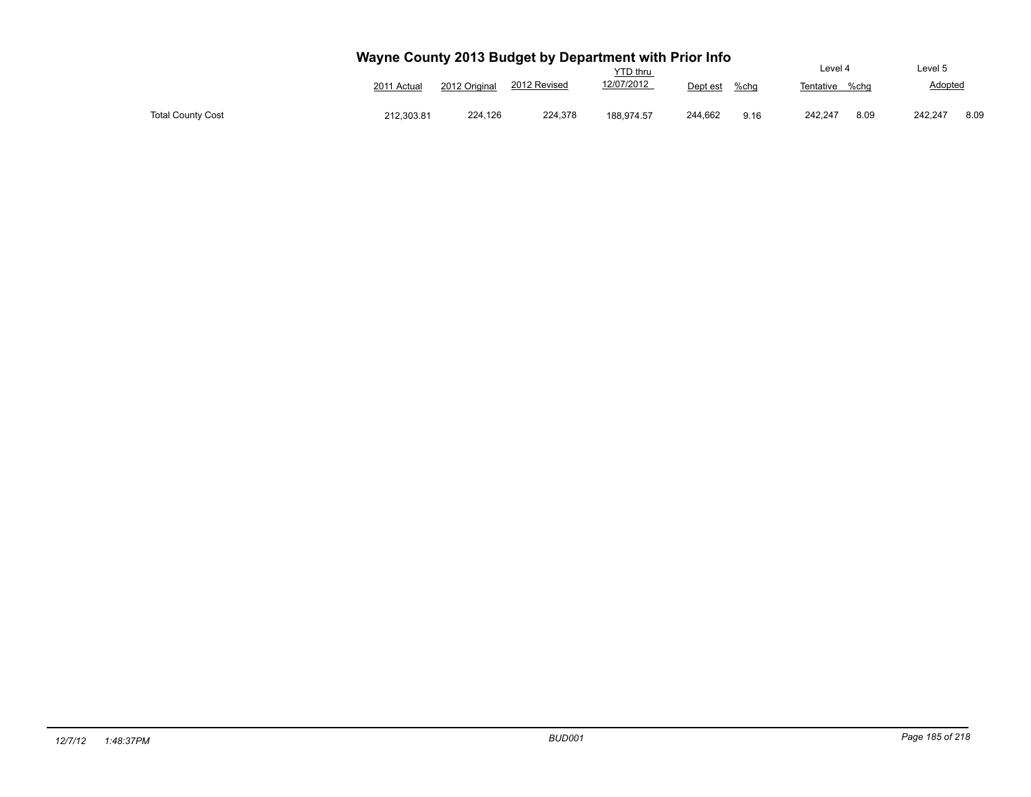# Wayne County 2013 Budget by Department with Prior Info

| | 2011 Actual | 2012 Original | 2012 Revised | YTD thru 12/07/2012 | Dept est | %chg | Level 4 Tentative | %chg | Level 5 Adopted | %chg |
|---|---|---|---|---|---|---|---|---|---|---|
| Total County Cost | 212,303.81 | 224,126 | 224,378 | 188,974.57 | 244,662 | 9.16 | 242,247 | 8.09 | 242,247 | 8.09 |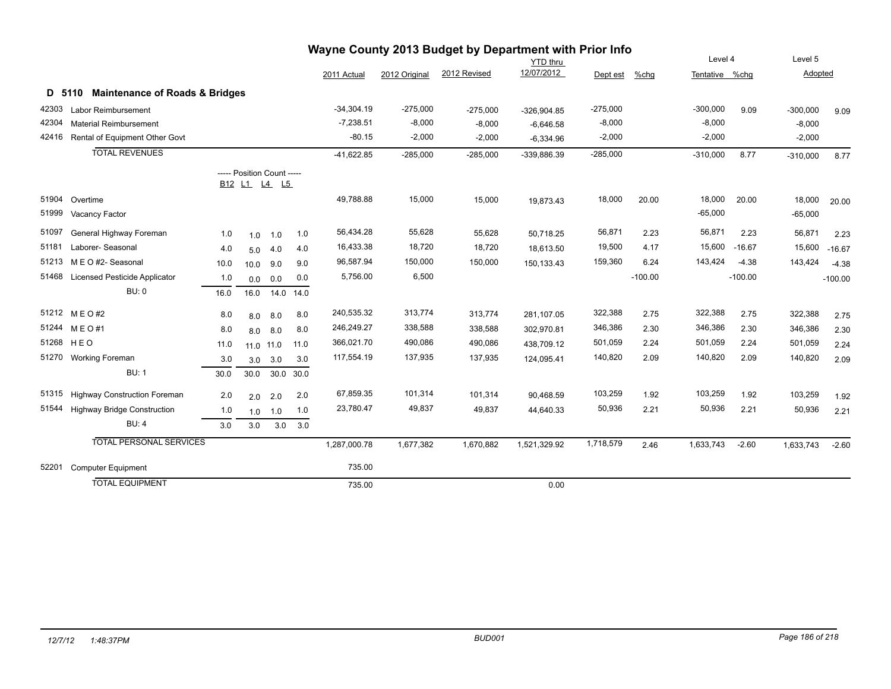# Wayne County 2013 Budget by Department with Prior Info

## D 5110 Maintenance of Roads & Bridges

| Code | Description | B12 | L1 | L4 | L5 | 2011 Actual | 2012 Original | 2012 Revised | YTD thru 12/07/2012 | Dept est | %chg | Level 4 Tentative | %chg | Level 5 Adopted | %chg |
|---|---|---|---|---|---|---|---|---|---|---|---|---|---|---|---|
| 42303 | Labor Reimbursement | | | | | -34,304.19 | -275,000 | -275,000 | -326,904.85 | -275,000 | | -300,000 | 9.09 | -300,000 | 9.09 |
| 42304 | Material Reimbursement | | | | | -7,238.51 | -8,000 | -8,000 | -6,646.58 | -8,000 | | -8,000 | | -8,000 | |
| 42416 | Rental of Equipment Other Govt | | | | | -80.15 | -2,000 | -2,000 | -6,334.96 | -2,000 | | -2,000 | | -2,000 | |
| | TOTAL REVENUES | | | | | -41,622.85 | -285,000 | -285,000 | -339,886.39 | -285,000 | | -310,000 | 8.77 | -310,000 | 8.77 |
| | | ----- Position Count ----- | | | | | | | | | | | | | |
| 51904 | Overtime | | | | | 49,788.88 | 15,000 | 15,000 | 19,873.43 | 18,000 | 20.00 | 18,000 | 20.00 | 18,000 | 20.00 |
| 51999 | Vacancy Factor | | | | | | | | | | | -65,000 | | -65,000 | |
| 51097 | General Highway Foreman | 1.0 | 1.0 | 1.0 | 1.0 | 56,434.28 | 55,628 | 55,628 | 50,718.25 | 56,871 | 2.23 | 56,871 | 2.23 | 56,871 | 2.23 |
| 51181 | Laborer- Seasonal | 4.0 | 5.0 | 4.0 | 4.0 | 16,433.38 | 18,720 | 18,720 | 18,613.50 | 19,500 | 4.17 | 15,600 | -16.67 | 15,600 | -16.67 |
| 51213 | M E O #2- Seasonal | 10.0 | 10.0 | 9.0 | 9.0 | 96,587.94 | 150,000 | 150,000 | 150,133.43 | 159,360 | 6.24 | 143,424 | -4.38 | 143,424 | -4.38 |
| 51468 | Licensed Pesticide Applicator | 1.0 | 0.0 | 0.0 | 0.0 | 5,756.00 | 6,500 | | | | -100.00 | | -100.00 | | -100.00 |
| | BU: 0 | 16.0 | 16.0 | 14.0 | 14.0 | | | | | | | | | | |
| 51212 | M E O #2 | 8.0 | 8.0 | 8.0 | 8.0 | 240,535.32 | 313,774 | 313,774 | 281,107.05 | 322,388 | 2.75 | 322,388 | 2.75 | 322,388 | 2.75 |
| 51244 | M E O #1 | 8.0 | 8.0 | 8.0 | 8.0 | 246,249.27 | 338,588 | 338,588 | 302,970.81 | 346,386 | 2.30 | 346,386 | 2.30 | 346,386 | 2.30 |
| 51268 | H E O | 11.0 | 11.0 | 11.0 | 11.0 | 366,021.70 | 490,086 | 490,086 | 438,709.12 | 501,059 | 2.24 | 501,059 | 2.24 | 501,059 | 2.24 |
| 51270 | Working Foreman | 3.0 | 3.0 | 3.0 | 3.0 | 117,554.19 | 137,935 | 137,935 | 124,095.41 | 140,820 | 2.09 | 140,820 | 2.09 | 140,820 | 2.09 |
| | BU: 1 | 30.0 | 30.0 | 30.0 | 30.0 | | | | | | | | | | |
| 51315 | Highway Construction Foreman | 2.0 | 2.0 | 2.0 | 2.0 | 67,859.35 | 101,314 | 101,314 | 90,468.59 | 103,259 | 1.92 | 103,259 | 1.92 | 103,259 | 1.92 |
| 51544 | Highway Bridge Construction | 1.0 | 1.0 | 1.0 | 1.0 | 23,780.47 | 49,837 | 49,837 | 44,640.33 | 50,936 | 2.21 | 50,936 | 2.21 | 50,936 | 2.21 |
| | BU: 4 | 3.0 | 3.0 | 3.0 | 3.0 | | | | | | | | | | |
| | TOTAL PERSONAL SERVICES | | | | | 1,287,000.78 | 1,677,382 | 1,670,882 | 1,521,329.92 | 1,718,579 | 2.46 | 1,633,743 | -2.60 | 1,633,743 | -2.60 |
| 52201 | Computer Equipment | | | | | 735.00 | | | | | | | | | |
| | TOTAL EQUIPMENT | | | | | 735.00 | | | 0.00 | | | | | | |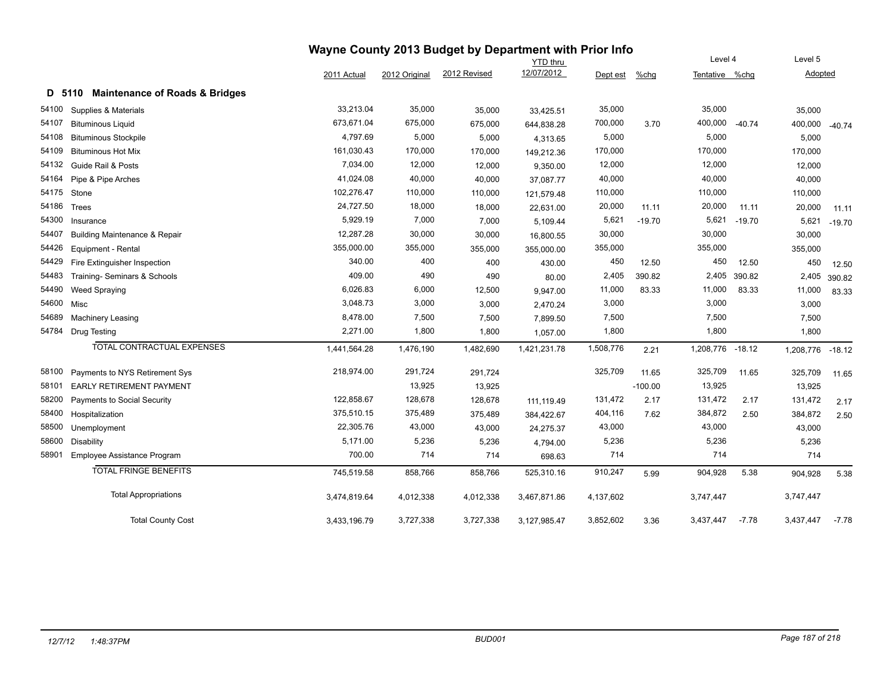# Wayne County 2013 Budget by Department with Prior Info

## D 5110 Maintenance of Roads & Bridges

| | | 2011 Actual | 2012 Original | 2012 Revised | YTD thru 12/07/2012 | Dept est | %chg | Level 4 Tentative | %chg | Level 5 Adopted | |
|---|---|---|---|---|---|---|---|---|---|---|---|
| 54100 | Supplies & Materials | 33,213.04 | 35,000 | 35,000 | 33,425.51 | 35,000 | | 35,000 | | 35,000 | |
| 54107 | Bituminous Liquid | 673,671.04 | 675,000 | 675,000 | 644,838.28 | 700,000 | 3.70 | 400,000 | -40.74 | 400,000 | -40.74 |
| 54108 | Bituminous Stockpile | 4,797.69 | 5,000 | 5,000 | 4,313.65 | 5,000 | | 5,000 | | 5,000 | |
| 54109 | Bituminous Hot Mix | 161,030.43 | 170,000 | 170,000 | 149,212.36 | 170,000 | | 170,000 | | 170,000 | |
| 54132 | Guide Rail & Posts | 7,034.00 | 12,000 | 12,000 | 9,350.00 | 12,000 | | 12,000 | | 12,000 | |
| 54164 | Pipe & Pipe Arches | 41,024.08 | 40,000 | 40,000 | 37,087.77 | 40,000 | | 40,000 | | 40,000 | |
| 54175 | Stone | 102,276.47 | 110,000 | 110,000 | 121,579.48 | 110,000 | | 110,000 | | 110,000 | |
| 54186 | Trees | 24,727.50 | 18,000 | 18,000 | 22,631.00 | 20,000 | 11.11 | 20,000 | 11.11 | 20,000 | 11.11 |
| 54300 | Insurance | 5,929.19 | 7,000 | 7,000 | 5,109.44 | 5,621 | -19.70 | 5,621 | -19.70 | 5,621 | -19.70 |
| 54407 | Building Maintenance & Repair | 12,287.28 | 30,000 | 30,000 | 16,800.55 | 30,000 | | 30,000 | | 30,000 | |
| 54426 | Equipment - Rental | 355,000.00 | 355,000 | 355,000 | 355,000.00 | 355,000 | | 355,000 | | 355,000 | |
| 54429 | Fire Extinguisher Inspection | 340.00 | 400 | 400 | 430.00 | 450 | 12.50 | 450 | 12.50 | 450 | 12.50 |
| 54483 | Training- Seminars & Schools | 409.00 | 490 | 490 | 80.00 | 2,405 | 390.82 | 2,405 | 390.82 | 2,405 | 390.82 |
| 54490 | Weed Spraying | 6,026.83 | 6,000 | 12,500 | 9,947.00 | 11,000 | 83.33 | 11,000 | 83.33 | 11,000 | 83.33 |
| 54600 | Misc | 3,048.73 | 3,000 | 3,000 | 2,470.24 | 3,000 | | 3,000 | | 3,000 | |
| 54689 | Machinery Leasing | 8,478.00 | 7,500 | 7,500 | 7,899.50 | 7,500 | | 7,500 | | 7,500 | |
| 54784 | Drug Testing | 2,271.00 | 1,800 | 1,800 | 1,057.00 | 1,800 | | 1,800 | | 1,800 | |
| | TOTAL CONTRACTUAL EXPENSES | 1,441,564.28 | 1,476,190 | 1,482,690 | 1,421,231.78 | 1,508,776 | 2.21 | 1,208,776 | -18.12 | 1,208,776 | -18.12 |
| 58100 | Payments to NYS Retirement Sys | 218,974.00 | 291,724 | 291,724 | | 325,709 | 11.65 | 325,709 | 11.65 | 325,709 | 11.65 |
| 58101 | EARLY RETIREMENT PAYMENT | | 13,925 | 13,925 | | | -100.00 | 13,925 | | 13,925 | |
| 58200 | Payments to Social Security | 122,858.67 | 128,678 | 128,678 | 111,119.49 | 131,472 | 2.17 | 131,472 | 2.17 | 131,472 | 2.17 |
| 58400 | Hospitalization | 375,510.15 | 375,489 | 375,489 | 384,422.67 | 404,116 | 7.62 | 384,872 | 2.50 | 384,872 | 2.50 |
| 58500 | Unemployment | 22,305.76 | 43,000 | 43,000 | 24,275.37 | 43,000 | | 43,000 | | 43,000 | |
| 58600 | Disability | 5,171.00 | 5,236 | 5,236 | 4,794.00 | 5,236 | | 5,236 | | 5,236 | |
| 58901 | Employee Assistance Program | 700.00 | 714 | 714 | 698.63 | 714 | | 714 | | 714 | |
| | TOTAL FRINGE BENEFITS | 745,519.58 | 858,766 | 858,766 | 525,310.16 | 910,247 | 5.99 | 904,928 | 5.38 | 904,928 | 5.38 |
| | Total Appropriations | 3,474,819.64 | 4,012,338 | 4,012,338 | 3,467,871.86 | 4,137,602 | | 3,747,447 | | 3,747,447 | |
| | Total County Cost | 3,433,196.79 | 3,727,338 | 3,727,338 | 3,127,985.47 | 3,852,602 | 3.36 | 3,437,447 | -7.78 | 3,437,447 | -7.78 |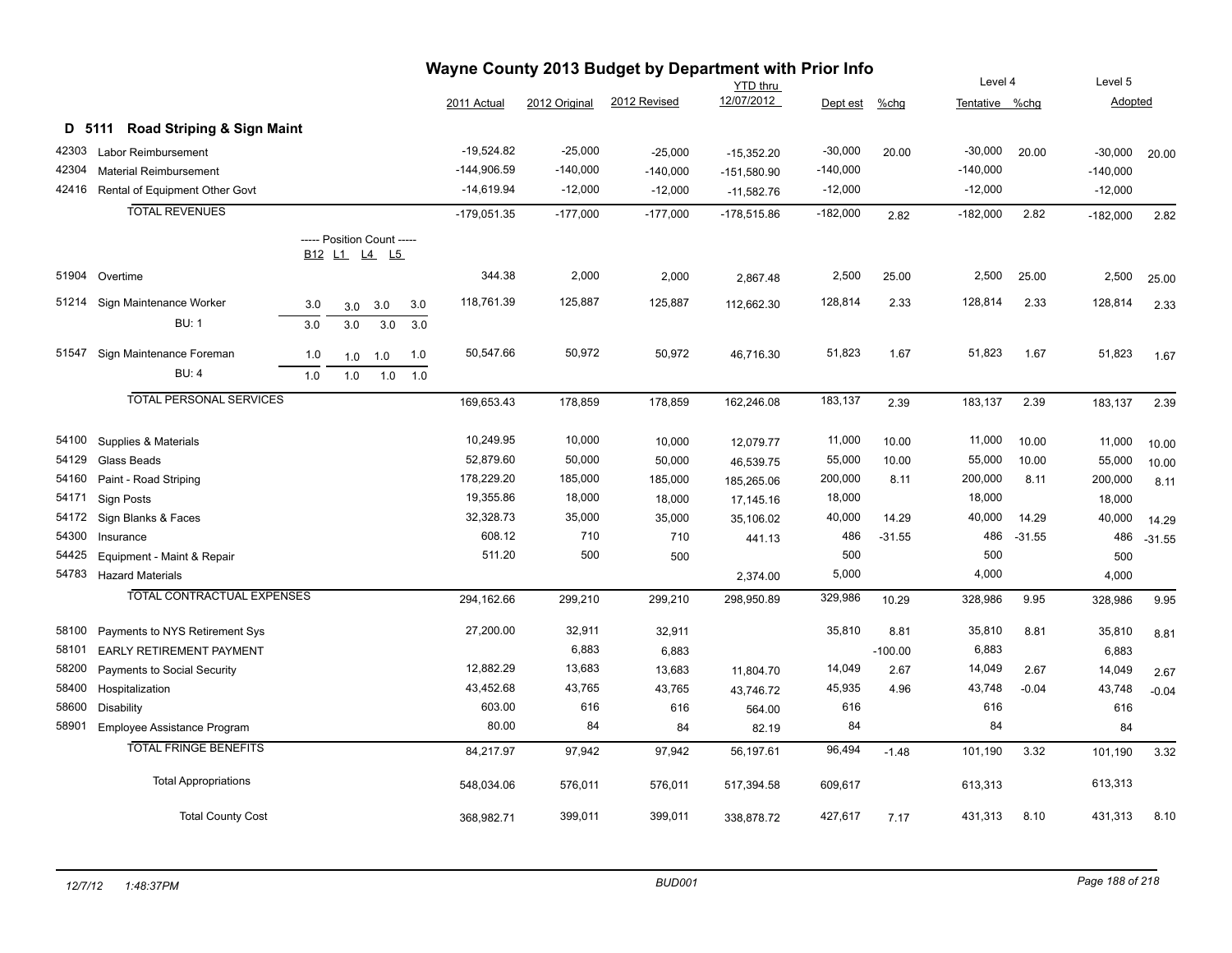# Wayne County 2013 Budget by Department with Prior Info

## D 5111 Road Striping & Sign Maint

| Code | Description | B12 | L1 | L4 | L5 | 2011 Actual | 2012 Original | 2012 Revised | YTD thru 12/07/2012 | Dept est | %chg | Level 4 Tentative | %chg | Level 5 Adopted | %chg |
|---|---|---|---|---|---|---|---|---|---|---|---|---|---|---|---|
| 42303 | Labor Reimbursement | | | | | -19,524.82 | -25,000 | -25,000 | -15,352.20 | -30,000 | 20.00 | -30,000 | 20.00 | -30,000 | 20.00 |
| 42304 | Material Reimbursement | | | | | -144,906.59 | -140,000 | -140,000 | -151,580.90 | -140,000 | | -140,000 | | -140,000 | |
| 42416 | Rental of Equipment Other Govt | | | | | -14,619.94 | -12,000 | -12,000 | -11,582.76 | -12,000 | | -12,000 | | -12,000 | |
| | TOTAL REVENUES | | | | | -179,051.35 | -177,000 | -177,000 | -178,515.86 | -182,000 | 2.82 | -182,000 | 2.82 | -182,000 | 2.82 |
| | ----- Position Count ----- | B12 | L1 | L4 | L5 | | | | | | | | | | |
| 51904 | Overtime | | | | | 344.38 | 2,000 | 2,000 | 2,867.48 | 2,500 | 25.00 | 2,500 | 25.00 | 2,500 | 25.00 |
| 51214 | Sign Maintenance Worker | 3.0 | 3.0 | 3.0 | 3.0 | 118,761.39 | 125,887 | 125,887 | 112,662.30 | 128,814 | 2.33 | 128,814 | 2.33 | 128,814 | 2.33 |
| | BU: 1 | 3.0 | 3.0 | 3.0 | 3.0 | | | | | | | | | | |
| 51547 | Sign Maintenance Foreman | 1.0 | 1.0 | 1.0 | 1.0 | 50,547.66 | 50,972 | 50,972 | 46,716.30 | 51,823 | 1.67 | 51,823 | 1.67 | 51,823 | 1.67 |
| | BU: 4 | 1.0 | 1.0 | 1.0 | 1.0 | | | | | | | | | | |
| | TOTAL PERSONAL SERVICES | | | | | 169,653.43 | 178,859 | 178,859 | 162,246.08 | 183,137 | 2.39 | 183,137 | 2.39 | 183,137 | 2.39 |
| 54100 | Supplies & Materials | | | | | 10,249.95 | 10,000 | 10,000 | 12,079.77 | 11,000 | 10.00 | 11,000 | 10.00 | 11,000 | 10.00 |
| 54129 | Glass Beads | | | | | 52,879.60 | 50,000 | 50,000 | 46,539.75 | 55,000 | 10.00 | 55,000 | 10.00 | 55,000 | 10.00 |
| 54160 | Paint - Road Striping | | | | | 178,229.20 | 185,000 | 185,000 | 185,265.06 | 200,000 | 8.11 | 200,000 | 8.11 | 200,000 | 8.11 |
| 54171 | Sign Posts | | | | | 19,355.86 | 18,000 | 18,000 | 17,145.16 | 18,000 | | 18,000 | | 18,000 | |
| 54172 | Sign Blanks & Faces | | | | | 32,328.73 | 35,000 | 35,000 | 35,106.02 | 40,000 | 14.29 | 40,000 | 14.29 | 40,000 | 14.29 |
| 54300 | Insurance | | | | | 608.12 | 710 | 710 | 441.13 | 486 | -31.55 | 486 | -31.55 | 486 | -31.55 |
| 54425 | Equipment - Maint & Repair | | | | | 511.20 | 500 | 500 | | 500 | | 500 | | 500 | |
| 54783 | Hazard Materials | | | | | | | | 2,374.00 | 5,000 | | 4,000 | | 4,000 | |
| | TOTAL CONTRACTUAL EXPENSES | | | | | 294,162.66 | 299,210 | 299,210 | 298,950.89 | 329,986 | 10.29 | 328,986 | 9.95 | 328,986 | 9.95 |
| 58100 | Payments to NYS Retirement Sys | | | | | 27,200.00 | 32,911 | 32,911 | | 35,810 | 8.81 | 35,810 | 8.81 | 35,810 | 8.81 |
| 58101 | EARLY RETIREMENT PAYMENT | | | | | | 6,883 | 6,883 | | | -100.00 | 6,883 | | 6,883 | |
| 58200 | Payments to Social Security | | | | | 12,882.29 | 13,683 | 13,683 | 11,804.70 | 14,049 | 2.67 | 14,049 | 2.67 | 14,049 | 2.67 |
| 58400 | Hospitalization | | | | | 43,452.68 | 43,765 | 43,765 | 43,746.72 | 45,935 | 4.96 | 43,748 | -0.04 | 43,748 | -0.04 |
| 58600 | Disability | | | | | 603.00 | 616 | 616 | 564.00 | 616 | | 616 | | 616 | |
| 58901 | Employee Assistance Program | | | | | 80.00 | 84 | 84 | 82.19 | 84 | | 84 | | 84 | |
| | TOTAL FRINGE BENEFITS | | | | | 84,217.97 | 97,942 | 97,942 | 56,197.61 | 96,494 | -1.48 | 101,190 | 3.32 | 101,190 | 3.32 |
| | Total Appropriations | | | | | 548,034.06 | 576,011 | 576,011 | 517,394.58 | 609,617 | | 613,313 | | 613,313 | |
| | Total County Cost | | | | | 368,982.71 | 399,011 | 399,011 | 338,878.72 | 427,617 | 7.17 | 431,313 | 8.10 | 431,313 | 8.10 |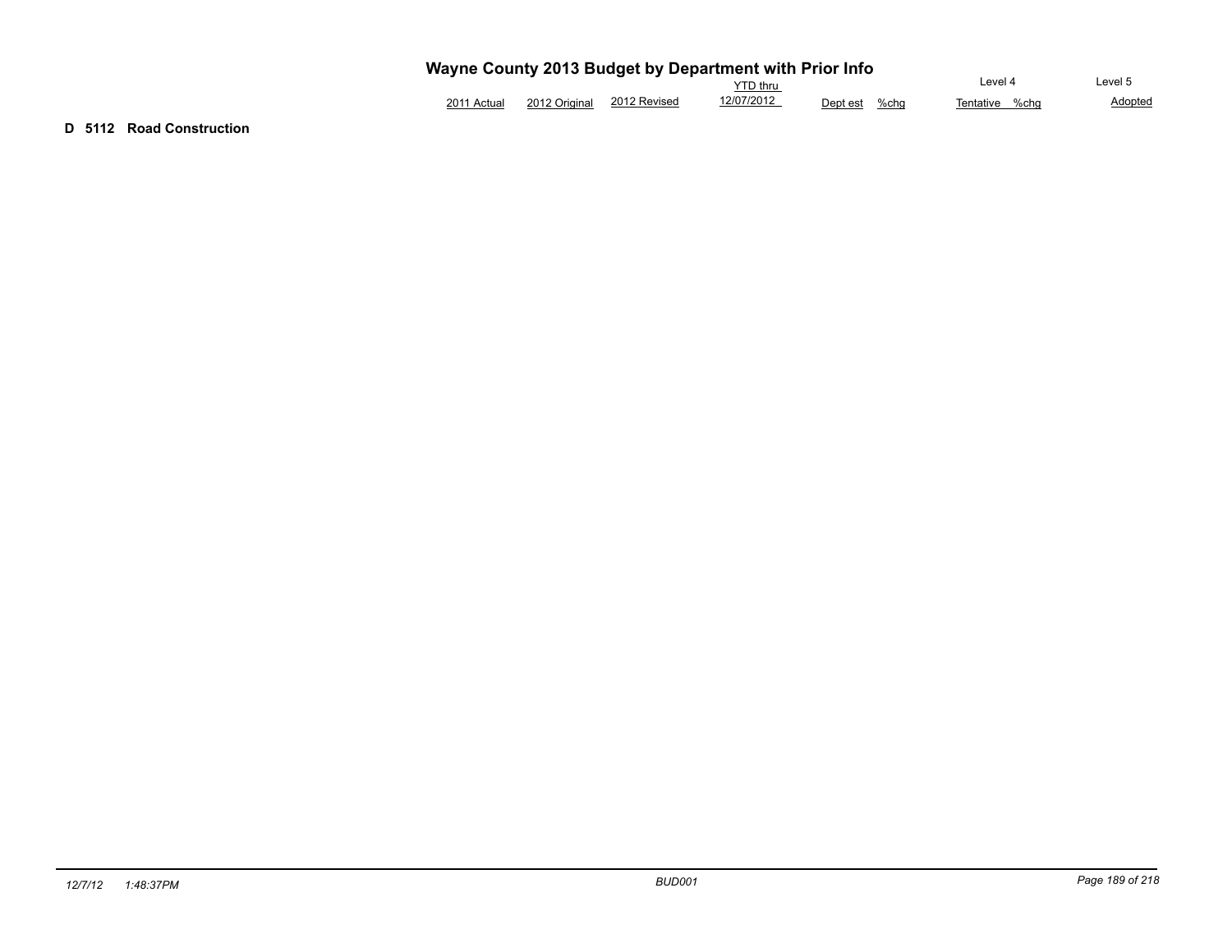# Wayne County 2013 Budget by Department with Prior Info

| | 2011 Actual | 2012 Original | 2012 Revised | YTD thru 12/07/2012 | Dept est | %chg | Level 4 Tentative | %chg | Level 5 Adopted |
|---|---|---|---|---|---|---|---|---|---|

**D 5112 Road Construction**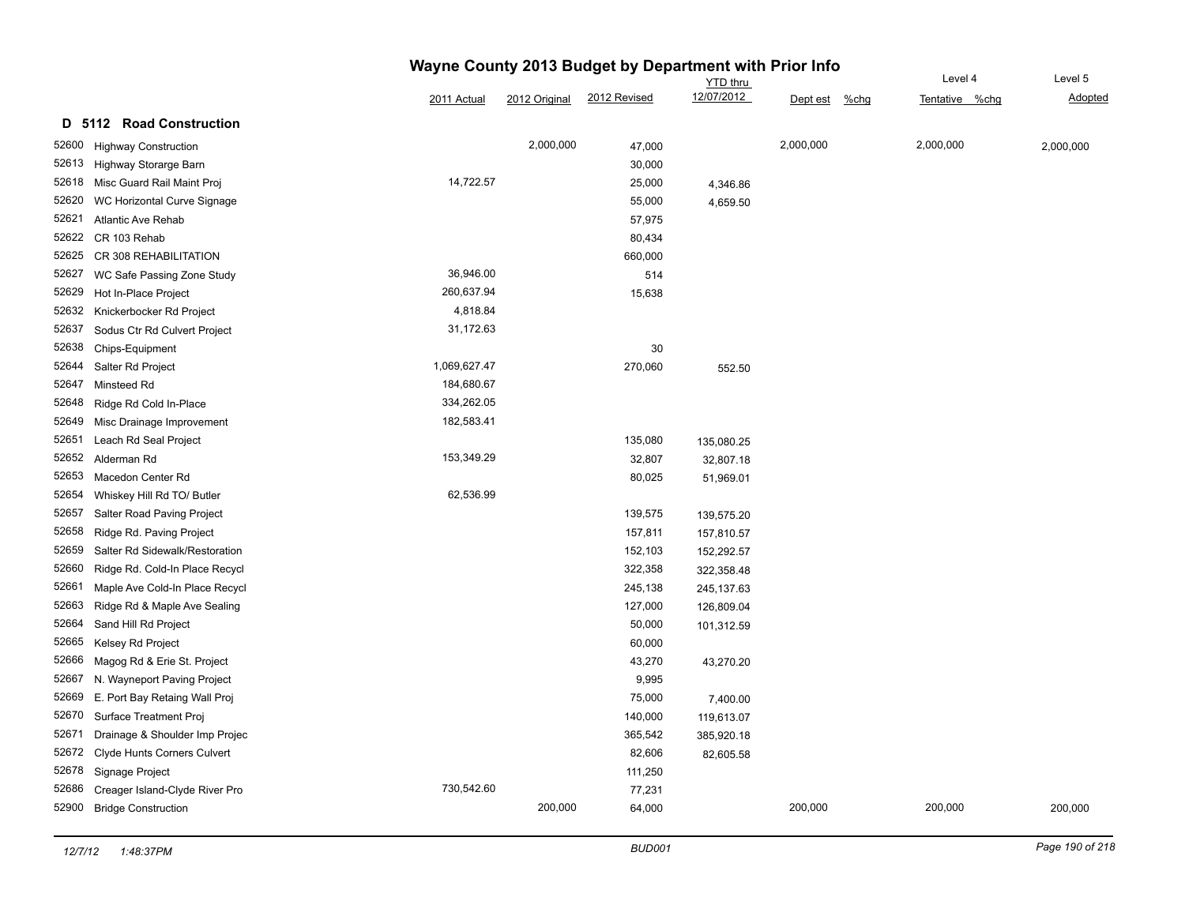# Wayne County 2013 Budget by Department with Prior Info

## D 5112 Road Construction

| | | 2011 Actual | 2012 Original | 2012 Revised | YTD thru 12/07/2012 | Dept est | %chg | Level 4 Tentative | %chg | Level 5 Adopted |
|---|---|---|---|---|---|---|---|---|---|---|
| 52600 | Highway Construction | | 2,000,000 | 47,000 | | 2,000,000 | | 2,000,000 | | 2,000,000 |
| 52613 | Highway Storarge Barn | | | 30,000 | | | | | | |
| 52618 | Misc Guard Rail Maint Proj | 14,722.57 | | 25,000 | 4,346.86 | | | | | |
| 52620 | WC Horizontal Curve Signage | | | 55,000 | 4,659.50 | | | | | |
| 52621 | Atlantic Ave Rehab | | | 57,975 | | | | | | |
| 52622 | CR 103 Rehab | | | 80,434 | | | | | | |
| 52625 | CR 308 REHABILITATION | | | 660,000 | | | | | | |
| 52627 | WC Safe Passing Zone Study | 36,946.00 | | 514 | | | | | | |
| 52629 | Hot In-Place Project | 260,637.94 | | 15,638 | | | | | | |
| 52632 | Knickerbocker Rd Project | 4,818.84 | | | | | | | | |
| 52637 | Sodus Ctr Rd Culvert Project | 31,172.63 | | | | | | | | |
| 52638 | Chips-Equipment | | | 30 | | | | | | |
| 52644 | Salter Rd Project | 1,069,627.47 | | 270,060 | 552.50 | | | | | |
| 52647 | Minsteed Rd | 184,680.67 | | | | | | | | |
| 52648 | Ridge Rd Cold In-Place | 334,262.05 | | | | | | | | |
| 52649 | Misc Drainage Improvement | 182,583.41 | | | | | | | | |
| 52651 | Leach Rd Seal Project | | | 135,080 | 135,080.25 | | | | | |
| 52652 | Alderman Rd | 153,349.29 | | 32,807 | 32,807.18 | | | | | |
| 52653 | Macedon Center Rd | | | 80,025 | 51,969.01 | | | | | |
| 52654 | Whiskey Hill Rd TO/ Butler | 62,536.99 | | | | | | | | |
| 52657 | Salter Road Paving Project | | | 139,575 | 139,575.20 | | | | | |
| 52658 | Ridge Rd. Paving Project | | | 157,811 | 157,810.57 | | | | | |
| 52659 | Salter Rd Sidewalk/Restoration | | | 152,103 | 152,292.57 | | | | | |
| 52660 | Ridge Rd. Cold-In Place Recycl | | | 322,358 | 322,358.48 | | | | | |
| 52661 | Maple Ave Cold-In Place Recycl | | | 245,138 | 245,137.63 | | | | | |
| 52663 | Ridge Rd & Maple Ave Sealing | | | 127,000 | 126,809.04 | | | | | |
| 52664 | Sand Hill Rd Project | | | 50,000 | 101,312.59 | | | | | |
| 52665 | Kelsey Rd Project | | | 60,000 | | | | | | |
| 52666 | Magog Rd & Erie St. Project | | | 43,270 | 43,270.20 | | | | | |
| 52667 | N. Wayneport Paving Project | | | 9,995 | | | | | | |
| 52669 | E. Port Bay Retaing Wall Proj | | | 75,000 | 7,400.00 | | | | | |
| 52670 | Surface Treatment Proj | | | 140,000 | 119,613.07 | | | | | |
| 52671 | Drainage & Shoulder Imp Projec | | | 365,542 | 385,920.18 | | | | | |
| 52672 | Clyde Hunts Corners Culvert | | | 82,606 | 82,605.58 | | | | | |
| 52678 | Signage Project | | | 111,250 | | | | | | |
| 52686 | Creager Island-Clyde River Pro | 730,542.60 | | 77,231 | | | | | | |
| 52900 | Bridge Construction | | 200,000 | 64,000 | | 200,000 | | 200,000 | | 200,000 |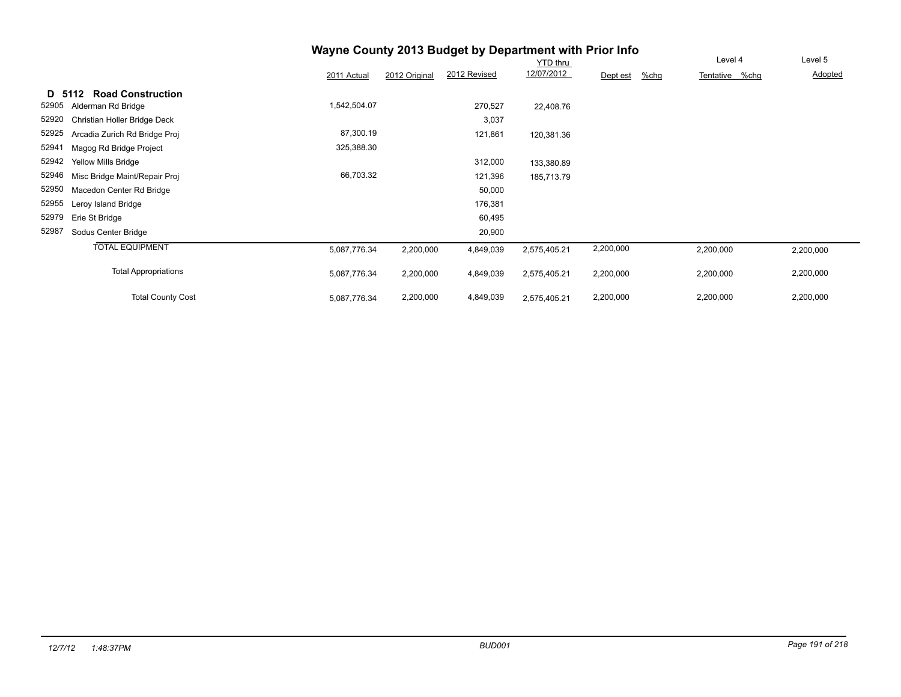# Wayne County 2013 Budget by Department with Prior Info

## D 5112 Road Construction

| | | 2011 Actual | 2012 Original | 2012 Revised | YTD thru 12/07/2012 | Dept est | %chg | Level 4 Tentative | %chg | Level 5 Adopted |
|---|---|---|---|---|---|---|---|---|---|---|
| 52905 | Alderman Rd Bridge | 1,542,504.07 | | 270,527 | 22,408.76 | | | | | |
| 52920 | Christian Holler Bridge Deck | | | 3,037 | | | | | | |
| 52925 | Arcadia Zurich Rd Bridge Proj | 87,300.19 | | 121,861 | 120,381.36 | | | | | |
| 52941 | Magog Rd Bridge Project | 325,388.30 | | | | | | | | |
| 52942 | Yellow Mills Bridge | | | 312,000 | 133,380.89 | | | | | |
| 52946 | Misc Bridge Maint/Repair Proj | 66,703.32 | | 121,396 | 185,713.79 | | | | | |
| 52950 | Macedon Center Rd Bridge | | | 50,000 | | | | | | |
| 52955 | Leroy Island Bridge | | | 176,381 | | | | | | |
| 52979 | Erie St Bridge | | | 60,495 | | | | | | |
| 52987 | Sodus Center Bridge | | | 20,900 | | | | | | |
| | TOTAL EQUIPMENT | 5,087,776.34 | 2,200,000 | 4,849,039 | 2,575,405.21 | 2,200,000 | | 2,200,000 | | 2,200,000 |
| | Total Appropriations | 5,087,776.34 | 2,200,000 | 4,849,039 | 2,575,405.21 | 2,200,000 | | 2,200,000 | | 2,200,000 |
| | Total County Cost | 5,087,776.34 | 2,200,000 | 4,849,039 | 2,575,405.21 | 2,200,000 | | 2,200,000 | | 2,200,000 |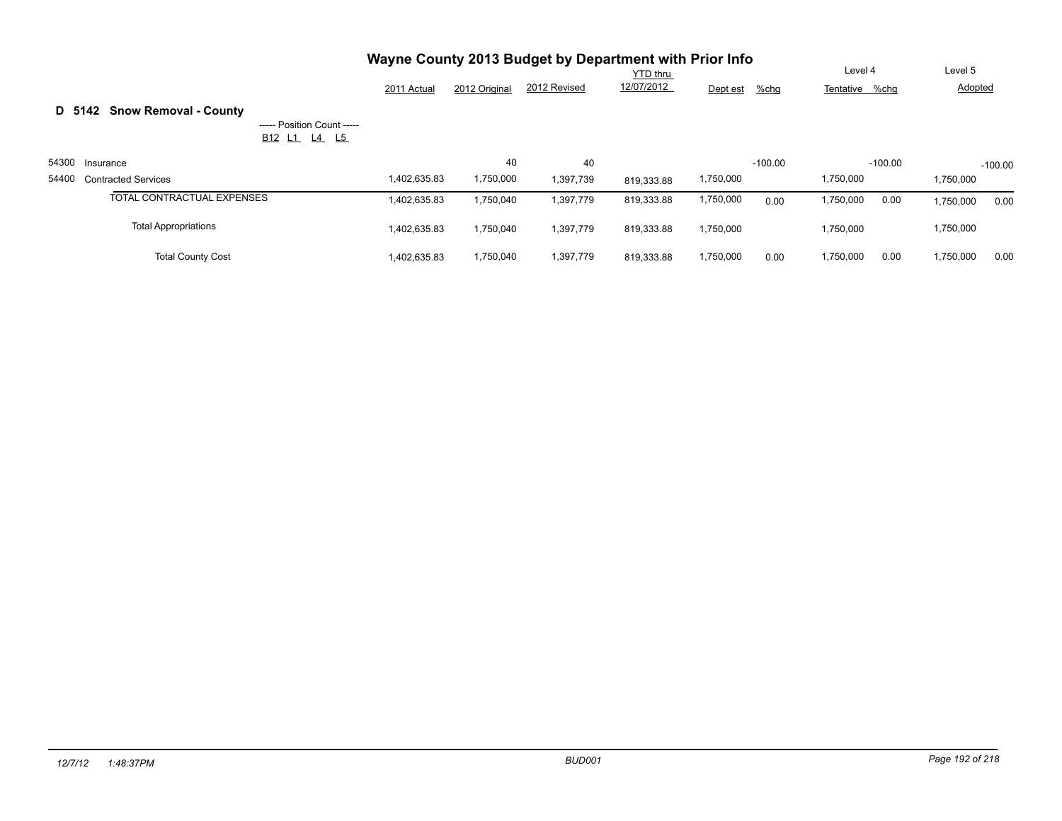# Wayne County 2013 Budget by Department with Prior Info

## D 5142 Snow Removal - County

----- Position Count -----
B12 L1 L4 L5

| | | 2011 Actual | 2012 Original | 2012 Revised | YTD thru 12/07/2012 | Dept est | %chg | Level 4 Tentative | %chg | Level 5 Adopted | |
|---|---|---|---|---|---|---|---|---|---|---|---|
| 54300 | Insurance | | 40 | 40 | | | -100.00 | | -100.00 | | -100.00 |
| 54400 | Contracted Services | 1,402,635.83 | 1,750,000 | 1,397,739 | 819,333.88 | 1,750,000 | | 1,750,000 | | 1,750,000 | |
| | TOTAL CONTRACTUAL EXPENSES | 1,402,635.83 | 1,750,040 | 1,397,779 | 819,333.88 | 1,750,000 | 0.00 | 1,750,000 | 0.00 | 1,750,000 | 0.00 |
| | Total Appropriations | 1,402,635.83 | 1,750,040 | 1,397,779 | 819,333.88 | 1,750,000 | | 1,750,000 | | 1,750,000 | |
| | Total County Cost | 1,402,635.83 | 1,750,040 | 1,397,779 | 819,333.88 | 1,750,000 | 0.00 | 1,750,000 | 0.00 | 1,750,000 | 0.00 |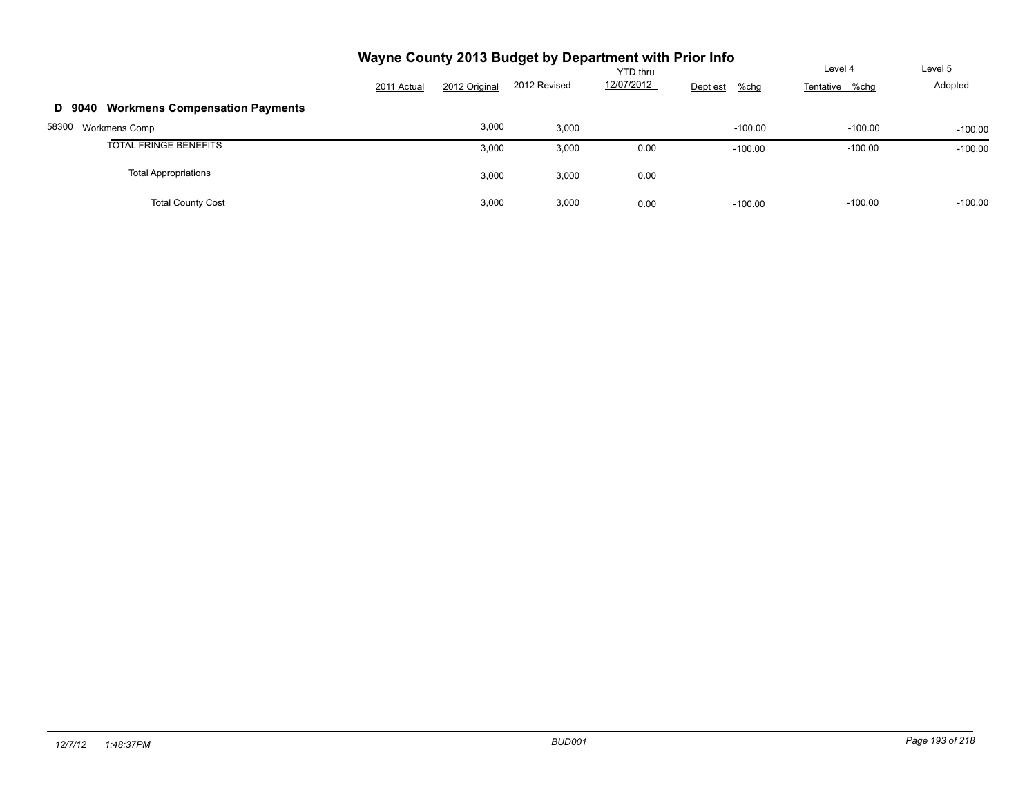# Wayne County 2013 Budget by Department with Prior Info

## D 9040 Workmens Compensation Payments

| | | 2011 Actual | 2012 Original | 2012 Revised | YTD thru 12/07/2012 | Dept est | %chg | Level 4 Tentative | %chg | Level 5 Adopted |
|---|---|---|---|---|---|---|---|---|---|---|
| 58300 | Workmens Comp | | 3,000 | 3,000 | | | -100.00 | | -100.00 | -100.00 |
| | TOTAL FRINGE BENEFITS | | 3,000 | 3,000 | 0.00 | | -100.00 | | -100.00 | -100.00 |
| | Total Appropriations | | 3,000 | 3,000 | 0.00 | | | | | |
| | Total County Cost | | 3,000 | 3,000 | 0.00 | | -100.00 | | -100.00 | -100.00 |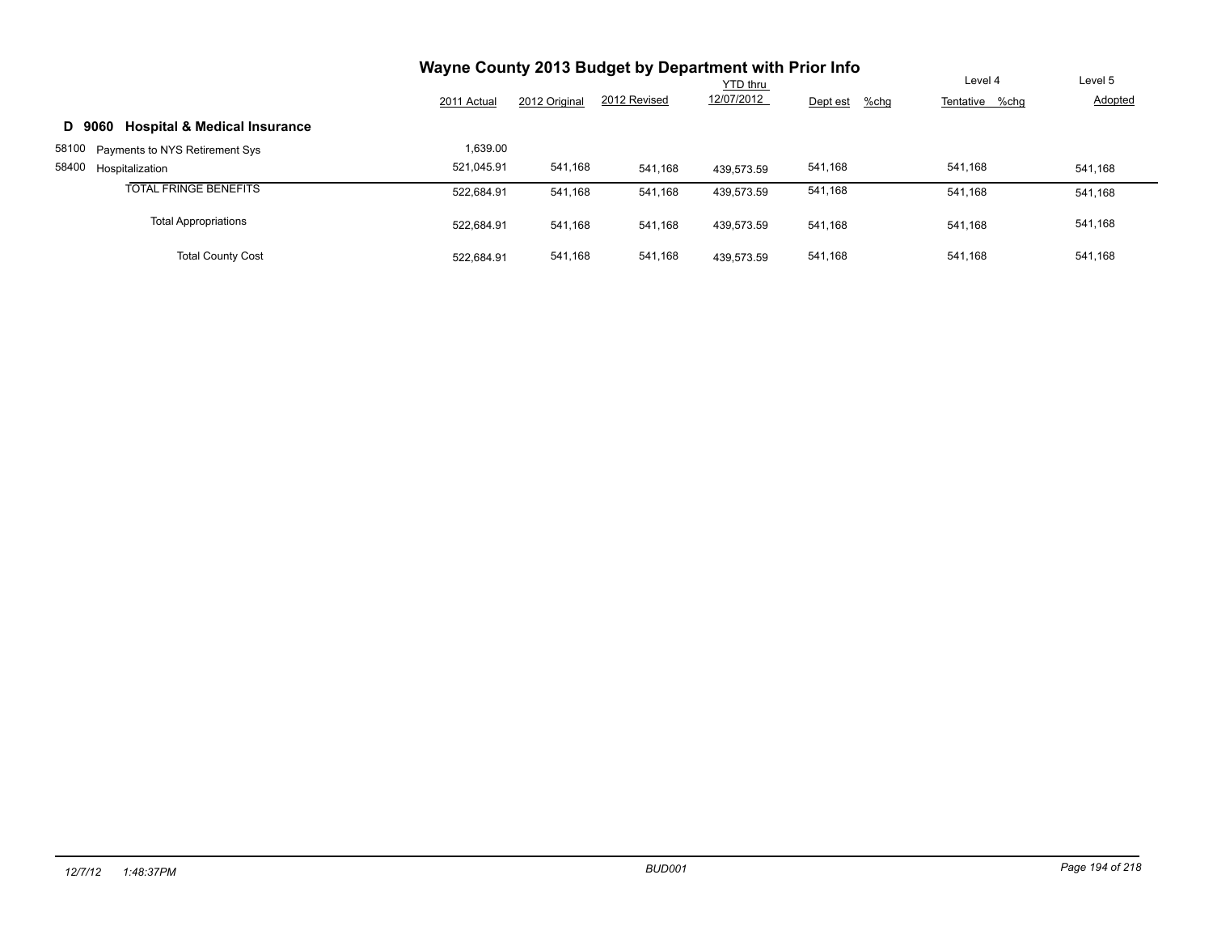# Wayne County 2013 Budget by Department with Prior Info

## D 9060 Hospital & Medical Insurance

| | 2011 Actual | 2012 Original | 2012 Revised | YTD thru 12/07/2012 | Dept est | %chg | Level 4 Tentative | %chg | Level 5 Adopted |
|---|---|---|---|---|---|---|---|---|---|
| 58100 Payments to NYS Retirement Sys | 1,639.00 | | | | | | | | |
| 58400 Hospitalization | 521,045.91 | 541,168 | 541,168 | 439,573.59 | 541,168 | | 541,168 | | 541,168 |
| TOTAL FRINGE BENEFITS | 522,684.91 | 541,168 | 541,168 | 439,573.59 | 541,168 | | 541,168 | | 541,168 |
| Total Appropriations | 522,684.91 | 541,168 | 541,168 | 439,573.59 | 541,168 | | 541,168 | | 541,168 |
| Total County Cost | 522,684.91 | 541,168 | 541,168 | 439,573.59 | 541,168 | | 541,168 | | 541,168 |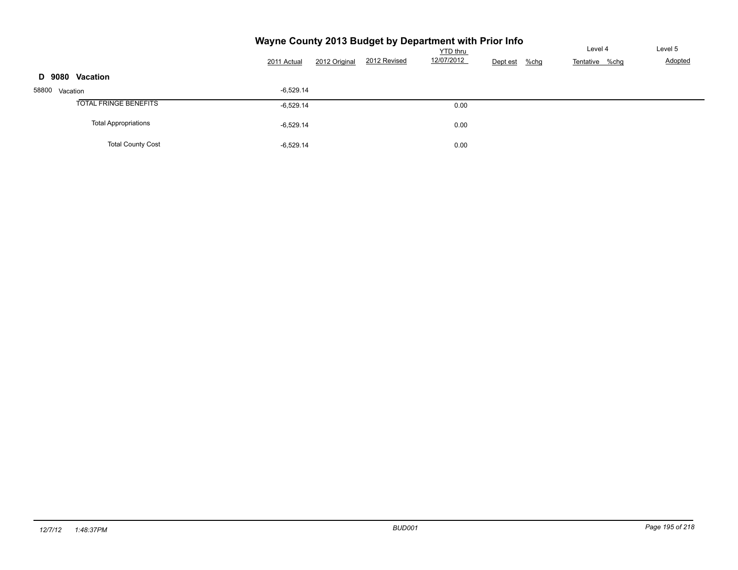# Wayne County 2013 Budget by Department with Prior Info

## D 9080 Vacation

| | 2011 Actual | 2012 Original | 2012 Revised | YTD thru 12/07/2012 | Dept est | %chg | Level 4 Tentative | %chg | Level 5 Adopted |
|---|---|---|---|---|---|---|---|---|---|
| 58800 Vacation | -6,529.14 | | | | | | | | |
| TOTAL FRINGE BENEFITS | -6,529.14 | | | 0.00 | | | | | |
| Total Appropriations | -6,529.14 | | | 0.00 | | | | | |
| Total County Cost | -6,529.14 | | | 0.00 | | | | | |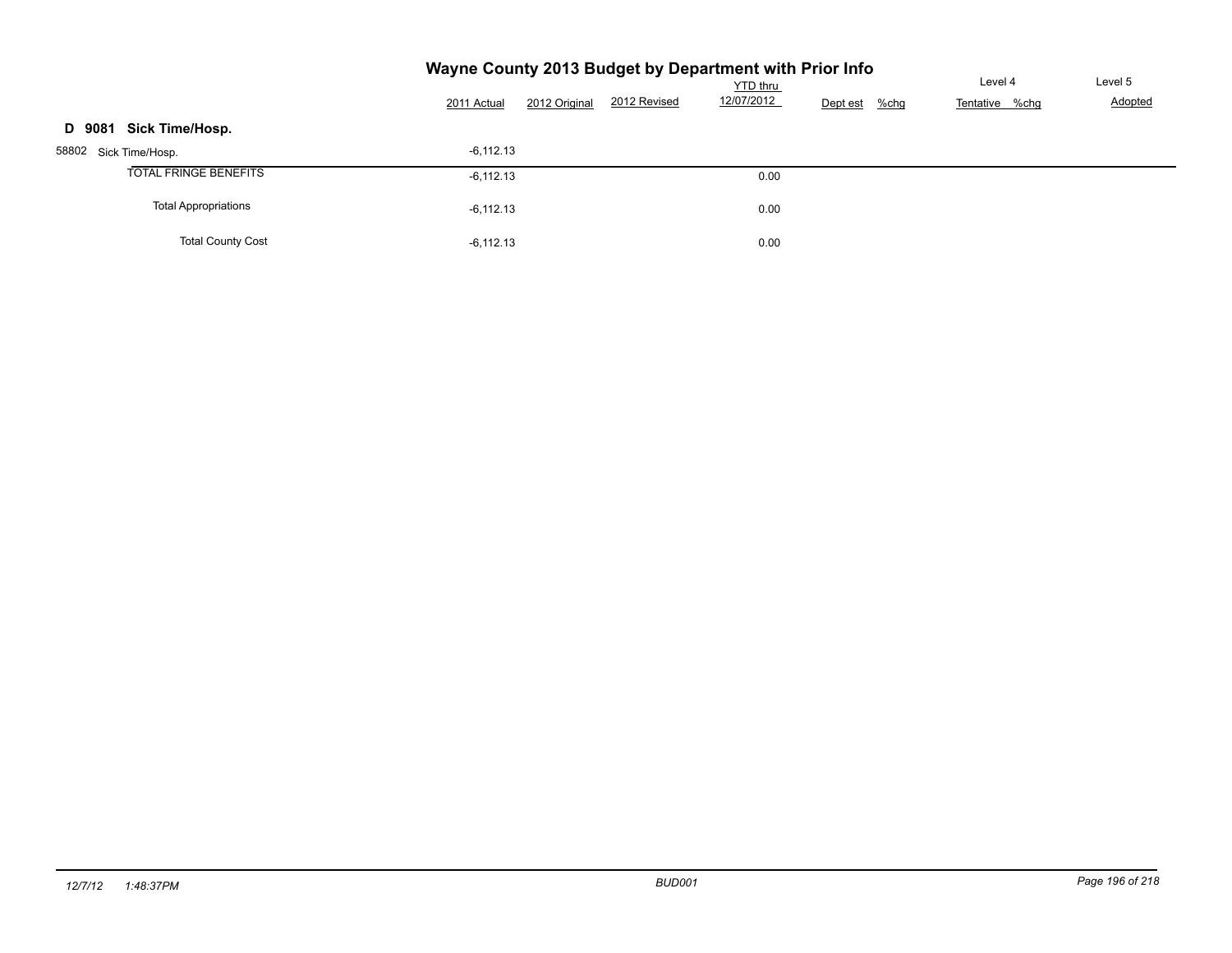# Wayne County 2013 Budget by Department with Prior Info

| | 2011 Actual | 2012 Original | 2012 Revised | YTD thru 12/07/2012 | Dept est | %chg | Level 4 Tentative | %chg | Level 5 Adopted |
|---|---|---|---|---|---|---|---|---|---|
| **D 9081 Sick Time/Hosp.** | | | | | | | | | |
| 58802 Sick Time/Hosp. | -6,112.13 | | | | | | | | |
| TOTAL FRINGE BENEFITS | -6,112.13 | | | 0.00 | | | | | |
| Total Appropriations | -6,112.13 | | | 0.00 | | | | | |
| Total County Cost | -6,112.13 | | | 0.00 | | | | | |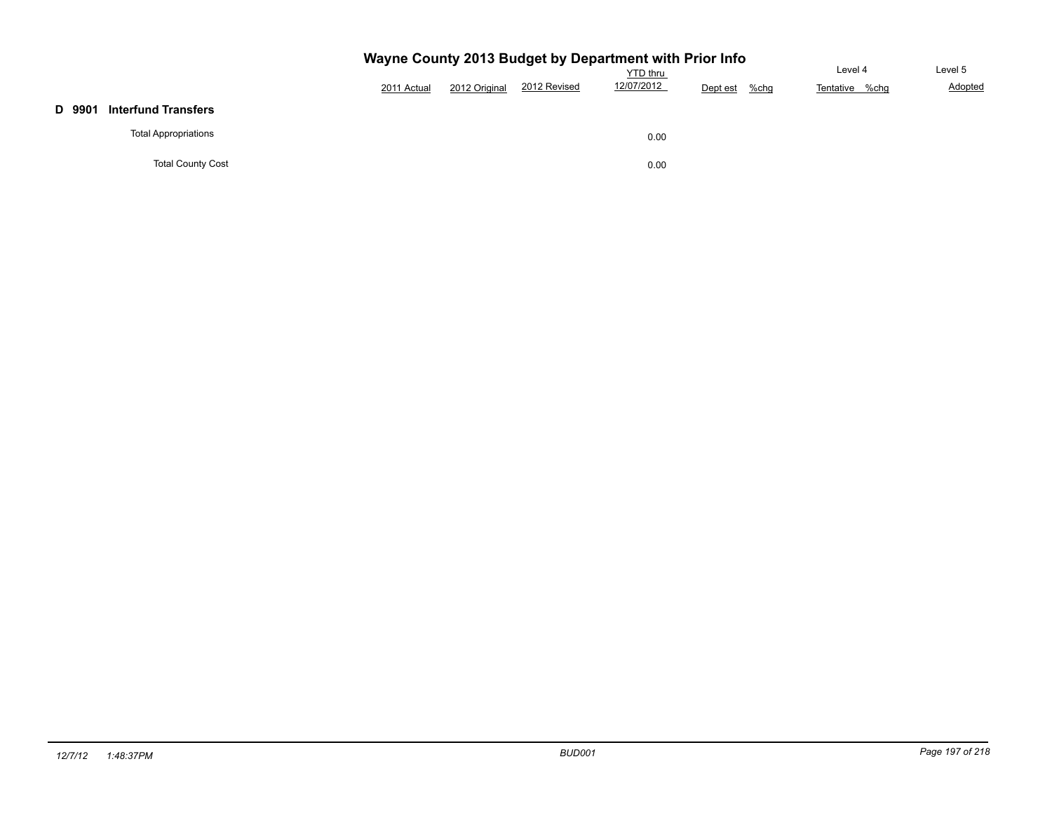# Wayne County 2013 Budget by Department with Prior Info

| | 2011 Actual | 2012 Original | 2012 Revised | YTD thru 12/07/2012 | Dept est | %chg | Level 4 Tentative | %chg | Level 5 Adopted |
|---|---|---|---|---|---|---|---|---|---|
| **D 9901 Interfund Transfers** | | | | | | | | | |
| Total Appropriations | | | | 0.00 | | | | | |
| Total County Cost | | | | 0.00 | | | | | |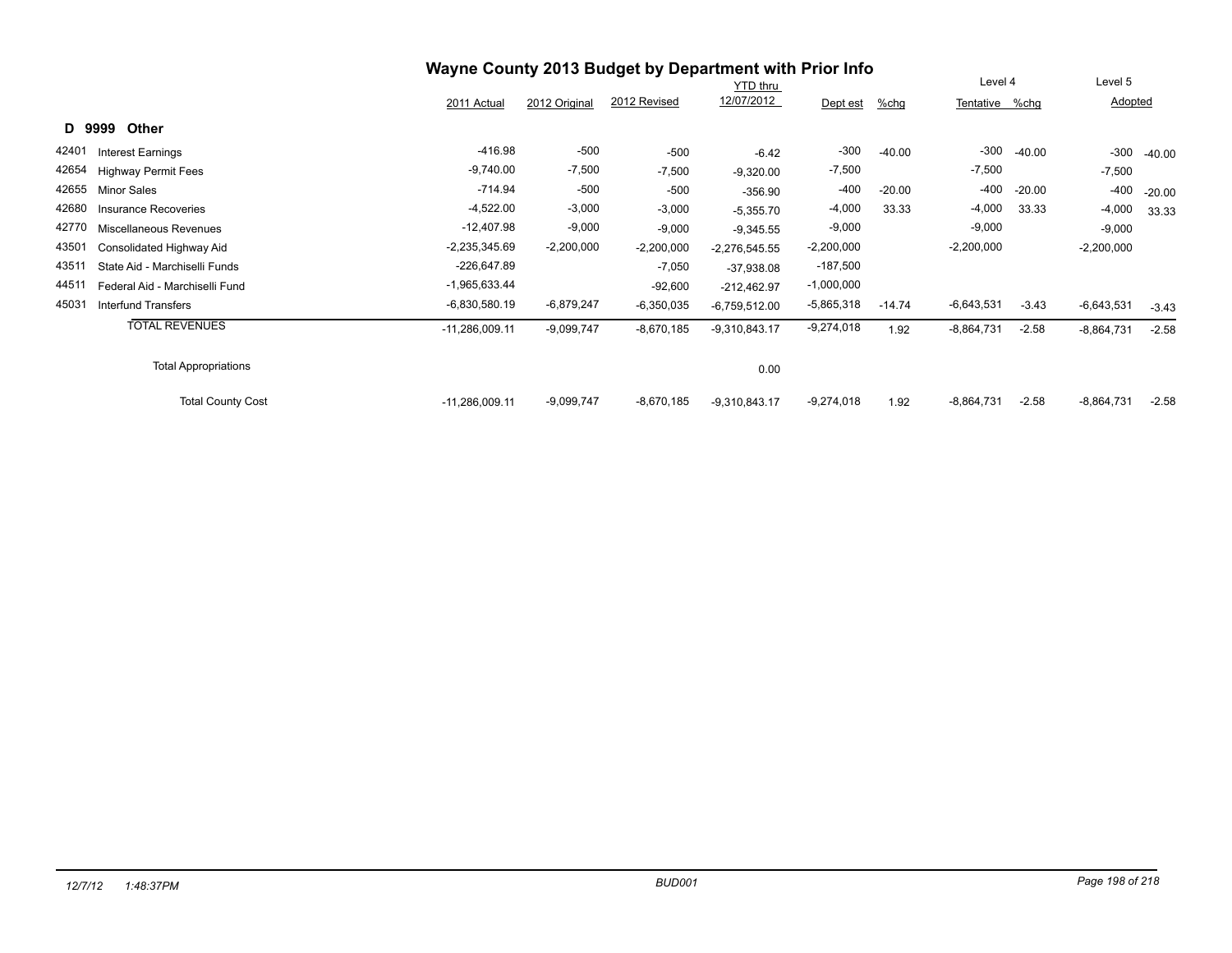# Wayne County 2013 Budget by Department with Prior Info

## D 9999 Other

| | | 2011 Actual | 2012 Original | 2012 Revised | YTD thru 12/07/2012 | Dept est | %chg | Level 4 Tentative | %chg | Level 5 Adopted | |
|---|---|---|---|---|---|---|---|---|---|---|---|
| 42401 | Interest Earnings | -416.98 | -500 | -500 | -6.42 | -300 | -40.00 | -300 | -40.00 | -300 | -40.00 |
| 42654 | Highway Permit Fees | -9,740.00 | -7,500 | -7,500 | -9,320.00 | -7,500 | | -7,500 | | -7,500 | |
| 42655 | Minor Sales | -714.94 | -500 | -500 | -356.90 | -400 | -20.00 | -400 | -20.00 | -400 | -20.00 |
| 42680 | Insurance Recoveries | -4,522.00 | -3,000 | -3,000 | -5,355.70 | -4,000 | 33.33 | -4,000 | 33.33 | -4,000 | 33.33 |
| 42770 | Miscellaneous Revenues | -12,407.98 | -9,000 | -9,000 | -9,345.55 | -9,000 | | -9,000 | | -9,000 | |
| 43501 | Consolidated Highway Aid | -2,235,345.69 | -2,200,000 | -2,200,000 | -2,276,545.55 | -2,200,000 | | -2,200,000 | | -2,200,000 | |
| 43511 | State Aid - Marchiselli Funds | -226,647.89 | | -7,050 | -37,938.08 | -187,500 | | | | | |
| 44511 | Federal Aid - Marchiselli Fund | -1,965,633.44 | | -92,600 | -212,462.97 | -1,000,000 | | | | | |
| 45031 | Interfund Transfers | -6,830,580.19 | -6,879,247 | -6,350,035 | -6,759,512.00 | -5,865,318 | -14.74 | -6,643,531 | -3.43 | -6,643,531 | -3.43 |
| | TOTAL REVENUES | -11,286,009.11 | -9,099,747 | -8,670,185 | -9,310,843.17 | -9,274,018 | 1.92 | -8,864,731 | -2.58 | -8,864,731 | -2.58 |
| | Total Appropriations | | | | 0.00 | | | | | | |
| | Total County Cost | -11,286,009.11 | -9,099,747 | -8,670,185 | -9,310,843.17 | -9,274,018 | 1.92 | -8,864,731 | -2.58 | -8,864,731 | -2.58 |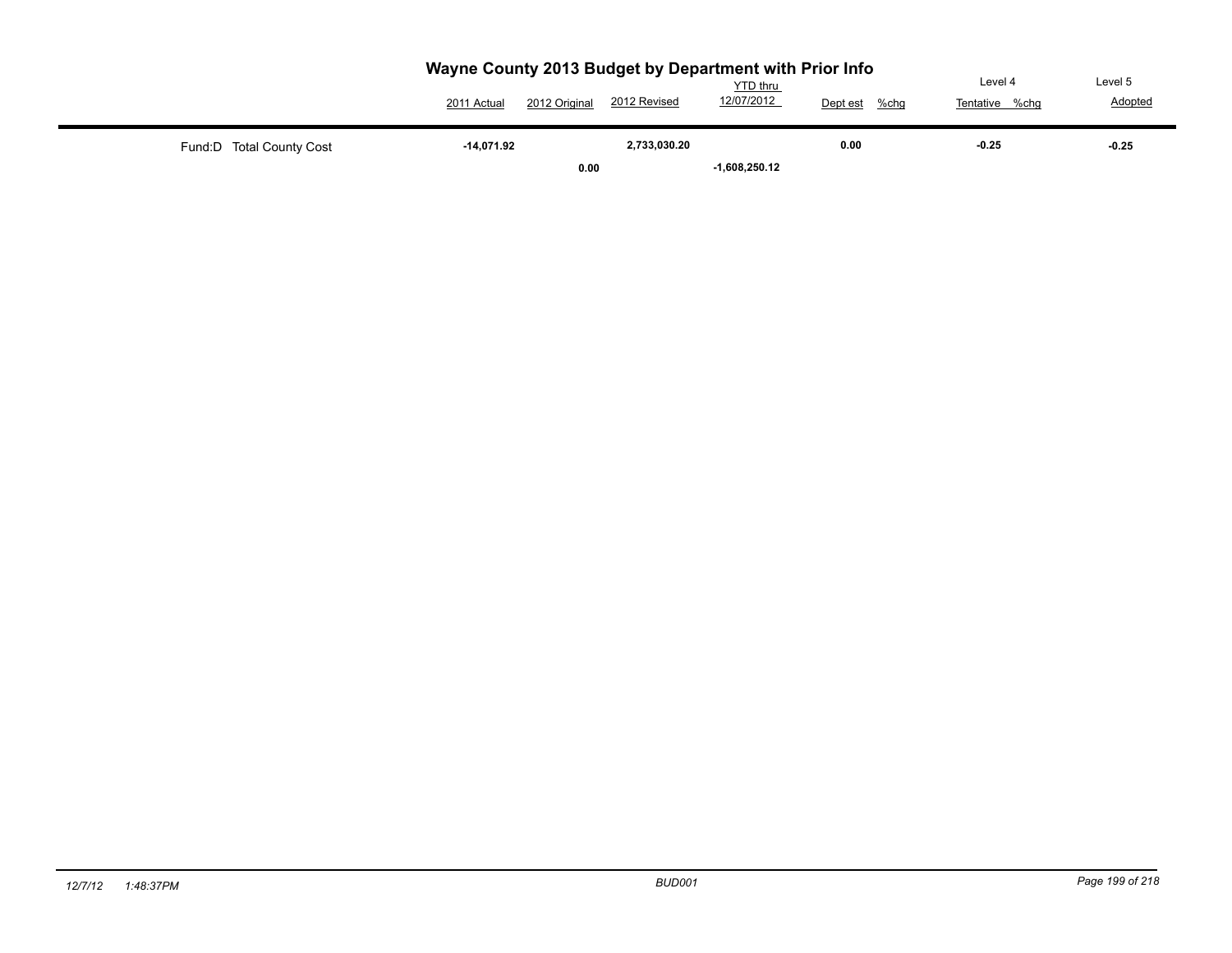# Wayne County 2013 Budget by Department with Prior Info

| | 2011 Actual | 2012 Original | 2012 Revised | YTD thru 12/07/2012 | Dept est | %chg | Level 4 Tentative | %chg | Level 5 Adopted |
|---|---|---|---|---|---|---|---|---|---|
| Fund:D Total County Cost | **-14,071.92** | **0.00** | **2,733,030.20** | **-1,608,250.12** | **0.00** | | **-0.25** | | **-0.25** |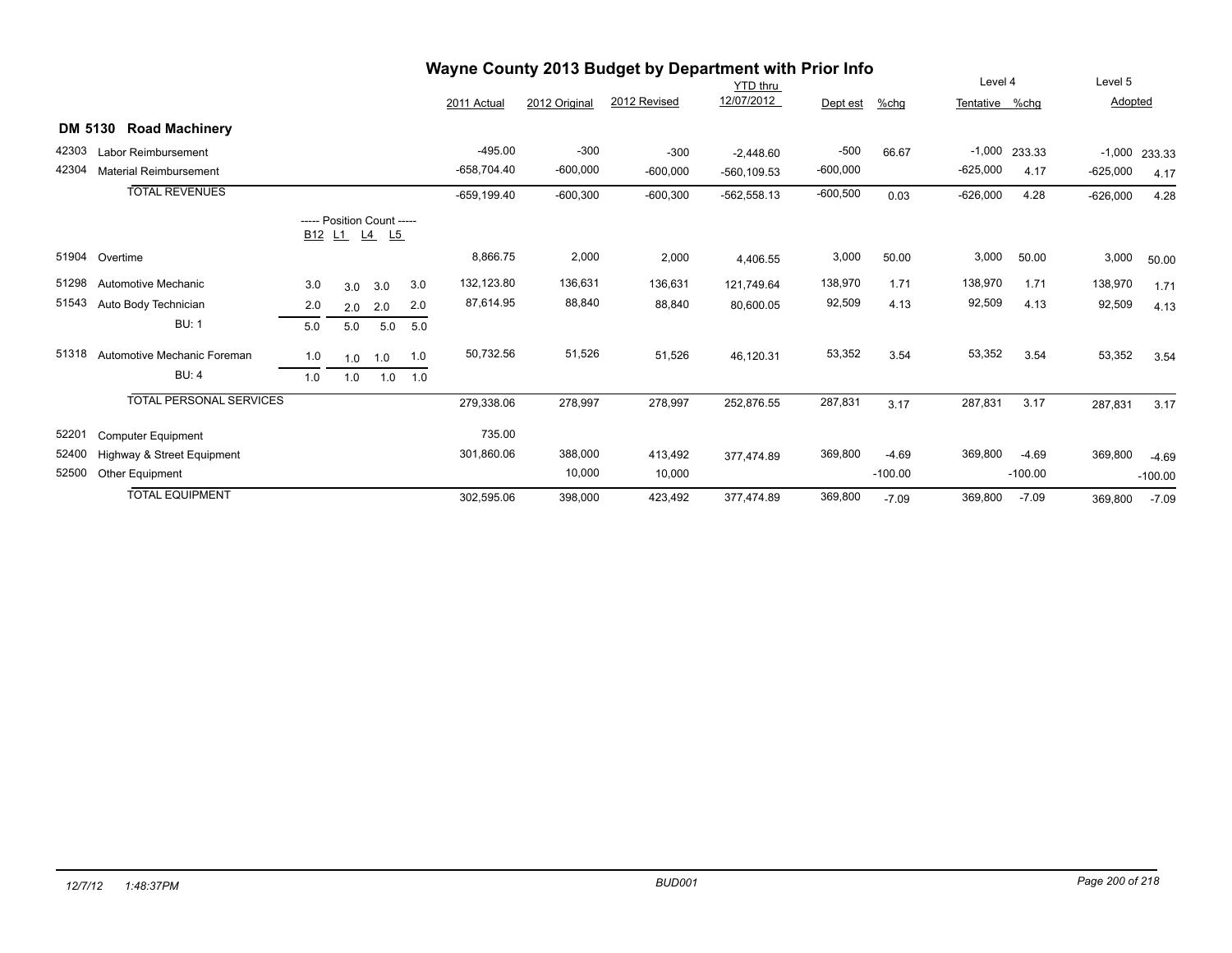# Wayne County 2013 Budget by Department with Prior Info

## DM 5130 Road Machinery

| Code | Description | B12 | L1 | L4 | L5 | 2011 Actual | 2012 Original | 2012 Revised | YTD thru 12/07/2012 | Dept est | %chg | Level 4 Tentative | %chg | Level 5 Adopted | %chg |
|---|---|---|---|---|---|---|---|---|---|---|---|---|---|---|---|
| 42303 | Labor Reimbursement | | | | | -495.00 | -300 | -300 | -2,448.60 | -500 | 66.67 | -1,000 | 233.33 | -1,000 | 233.33 |
| 42304 | Material Reimbursement | | | | | -658,704.40 | -600,000 | -600,000 | -560,109.53 | -600,000 | | -625,000 | 4.17 | -625,000 | 4.17 |
| | TOTAL REVENUES | | | | | -659,199.40 | -600,300 | -600,300 | -562,558.13 | -600,500 | 0.03 | -626,000 | 4.28 | -626,000 | 4.28 |
| | | ----- Position Count ----- | | | | | | | | | | | | | |
| 51904 | Overtime | | | | | 8,866.75 | 2,000 | 2,000 | 4,406.55 | 3,000 | 50.00 | 3,000 | 50.00 | 3,000 | 50.00 |
| 51298 | Automotive Mechanic | 3.0 | 3.0 | 3.0 | 3.0 | 132,123.80 | 136,631 | 136,631 | 121,749.64 | 138,970 | 1.71 | 138,970 | 1.71 | 138,970 | 1.71 |
| 51543 | Auto Body Technician | 2.0 | 2.0 | 2.0 | 2.0 | 87,614.95 | 88,840 | 88,840 | 80,600.05 | 92,509 | 4.13 | 92,509 | 4.13 | 92,509 | 4.13 |
| | BU: 1 | 5.0 | 5.0 | 5.0 | 5.0 | | | | | | | | | | |
| 51318 | Automotive Mechanic Foreman | 1.0 | 1.0 | 1.0 | 1.0 | 50,732.56 | 51,526 | 51,526 | 46,120.31 | 53,352 | 3.54 | 53,352 | 3.54 | 53,352 | 3.54 |
| | BU: 4 | 1.0 | 1.0 | 1.0 | 1.0 | | | | | | | | | | |
| | TOTAL PERSONAL SERVICES | | | | | 279,338.06 | 278,997 | 278,997 | 252,876.55 | 287,831 | 3.17 | 287,831 | 3.17 | 287,831 | 3.17 |
| 52201 | Computer Equipment | | | | | 735.00 | | | | | | | | | |
| 52400 | Highway & Street Equipment | | | | | 301,860.06 | 388,000 | 413,492 | 377,474.89 | 369,800 | -4.69 | 369,800 | -4.69 | 369,800 | -4.69 |
| 52500 | Other Equipment | | | | | | 10,000 | 10,000 | | | -100.00 | | -100.00 | | -100.00 |
| | TOTAL EQUIPMENT | | | | | 302,595.06 | 398,000 | 423,492 | 377,474.89 | 369,800 | -7.09 | 369,800 | -7.09 | 369,800 | -7.09 |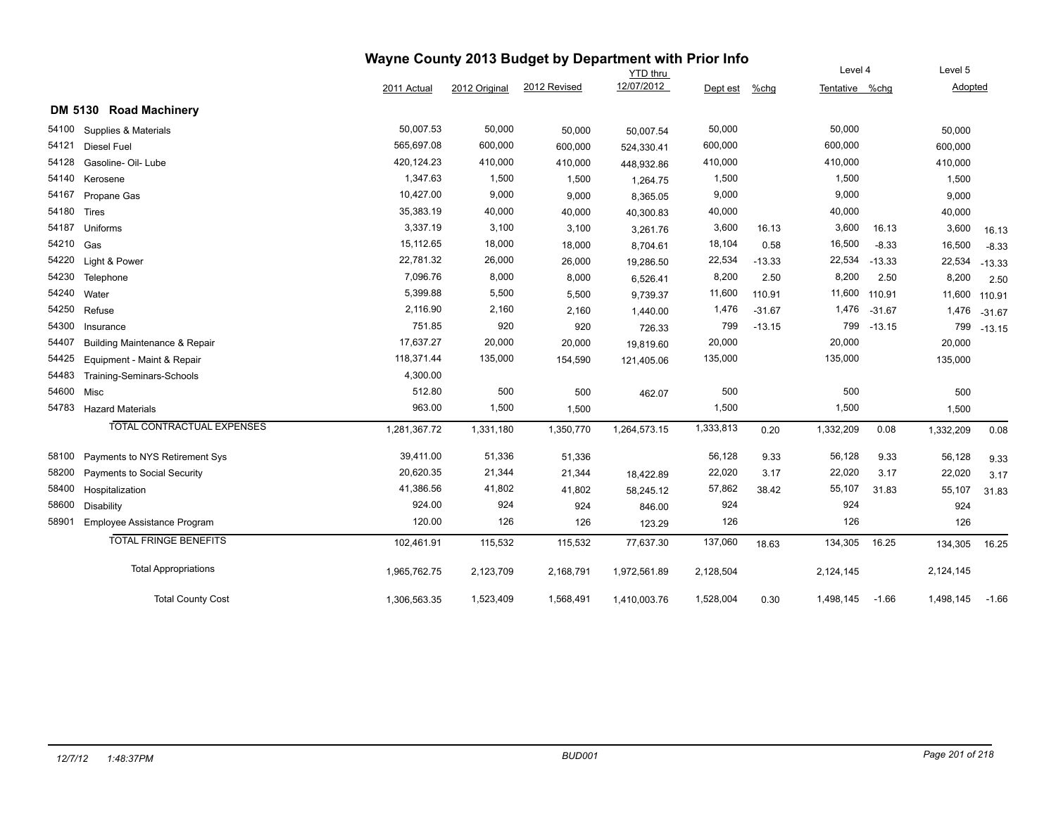# Wayne County 2013 Budget by Department with Prior Info

## DM 5130 Road Machinery

| | | 2011 Actual | 2012 Original | 2012 Revised | YTD thru 12/07/2012 | Dept est | %chg | Level 4 Tentative | %chg | Level 5 Adopted | %chg |
|---|---|---|---|---|---|---|---|---|---|---|---|
| 54100 | Supplies & Materials | 50,007.53 | 50,000 | 50,000 | 50,007.54 | 50,000 | | 50,000 | | 50,000 | |
| 54121 | Diesel Fuel | 565,697.08 | 600,000 | 600,000 | 524,330.41 | 600,000 | | 600,000 | | 600,000 | |
| 54128 | Gasoline- Oil- Lube | 420,124.23 | 410,000 | 410,000 | 448,932.86 | 410,000 | | 410,000 | | 410,000 | |
| 54140 | Kerosene | 1,347.63 | 1,500 | 1,500 | 1,264.75 | 1,500 | | 1,500 | | 1,500 | |
| 54167 | Propane Gas | 10,427.00 | 9,000 | 9,000 | 8,365.05 | 9,000 | | 9,000 | | 9,000 | |
| 54180 | Tires | 35,383.19 | 40,000 | 40,000 | 40,300.83 | 40,000 | | 40,000 | | 40,000 | |
| 54187 | Uniforms | 3,337.19 | 3,100 | 3,100 | 3,261.76 | 3,600 | 16.13 | 3,600 | 16.13 | 3,600 | 16.13 |
| 54210 | Gas | 15,112.65 | 18,000 | 18,000 | 8,704.61 | 18,104 | 0.58 | 16,500 | -8.33 | 16,500 | -8.33 |
| 54220 | Light & Power | 22,781.32 | 26,000 | 26,000 | 19,286.50 | 22,534 | -13.33 | 22,534 | -13.33 | 22,534 | -13.33 |
| 54230 | Telephone | 7,096.76 | 8,000 | 8,000 | 6,526.41 | 8,200 | 2.50 | 8,200 | 2.50 | 8,200 | 2.50 |
| 54240 | Water | 5,399.88 | 5,500 | 5,500 | 9,739.37 | 11,600 | 110.91 | 11,600 | 110.91 | 11,600 | 110.91 |
| 54250 | Refuse | 2,116.90 | 2,160 | 2,160 | 1,440.00 | 1,476 | -31.67 | 1,476 | -31.67 | 1,476 | -31.67 |
| 54300 | Insurance | 751.85 | 920 | 920 | 726.33 | 799 | -13.15 | 799 | -13.15 | 799 | -13.15 |
| 54407 | Building Maintenance & Repair | 17,637.27 | 20,000 | 20,000 | 19,819.60 | 20,000 | | 20,000 | | 20,000 | |
| 54425 | Equipment - Maint & Repair | 118,371.44 | 135,000 | 154,590 | 121,405.06 | 135,000 | | 135,000 | | 135,000 | |
| 54483 | Training-Seminars-Schools | 4,300.00 | | | | | | | | | |
| 54600 | Misc | 512.80 | 500 | 500 | 462.07 | 500 | | 500 | | 500 | |
| 54783 | Hazard Materials | 963.00 | 1,500 | 1,500 | | 1,500 | | 1,500 | | 1,500 | |
| | TOTAL CONTRACTUAL EXPENSES | 1,281,367.72 | 1,331,180 | 1,350,770 | 1,264,573.15 | 1,333,813 | 0.20 | 1,332,209 | 0.08 | 1,332,209 | 0.08 |
| 58100 | Payments to NYS Retirement Sys | 39,411.00 | 51,336 | 51,336 | | 56,128 | 9.33 | 56,128 | 9.33 | 56,128 | 9.33 |
| 58200 | Payments to Social Security | 20,620.35 | 21,344 | 21,344 | 18,422.89 | 22,020 | 3.17 | 22,020 | 3.17 | 22,020 | 3.17 |
| 58400 | Hospitalization | 41,386.56 | 41,802 | 41,802 | 58,245.12 | 57,862 | 38.42 | 55,107 | 31.83 | 55,107 | 31.83 |
| 58600 | Disability | 924.00 | 924 | 924 | 846.00 | 924 | | 924 | | 924 | |
| 58901 | Employee Assistance Program | 120.00 | 126 | 126 | 123.29 | 126 | | 126 | | 126 | |
| | TOTAL FRINGE BENEFITS | 102,461.91 | 115,532 | 115,532 | 77,637.30 | 137,060 | 18.63 | 134,305 | 16.25 | 134,305 | 16.25 |
| | Total Appropriations | 1,965,762.75 | 2,123,709 | 2,168,791 | 1,972,561.89 | 2,128,504 | | 2,124,145 | | 2,124,145 | |
| | Total County Cost | 1,306,563.35 | 1,523,409 | 1,568,491 | 1,410,003.76 | 1,528,004 | 0.30 | 1,498,145 | -1.66 | 1,498,145 | -1.66 |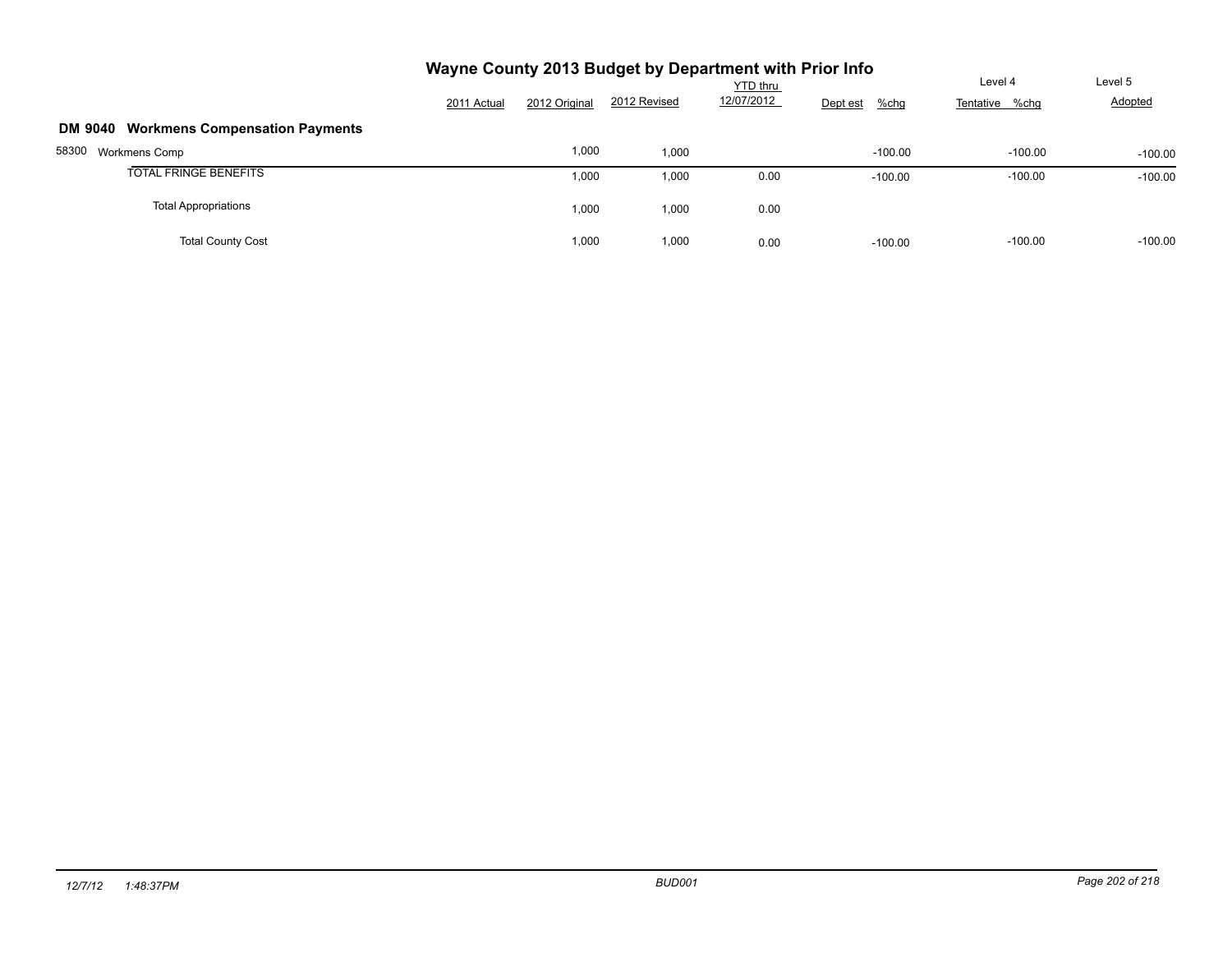# Wayne County 2013 Budget by Department with Prior Info

## DM 9040 Workmens Compensation Payments

| | 2011 Actual | 2012 Original | 2012 Revised | YTD thru 12/07/2012 | Dept est | %chg | Level 4 Tentative | %chg | Level 5 Adopted |
|---|---|---|---|---|---|---|---|---|---|
| 58300 Workmens Comp | | 1,000 | 1,000 | | | -100.00 | | -100.00 | -100.00 |
| TOTAL FRINGE BENEFITS | | 1,000 | 1,000 | 0.00 | | -100.00 | | -100.00 | -100.00 |
| Total Appropriations | | 1,000 | 1,000 | 0.00 | | | | | |
| Total County Cost | | 1,000 | 1,000 | 0.00 | | -100.00 | | -100.00 | -100.00 |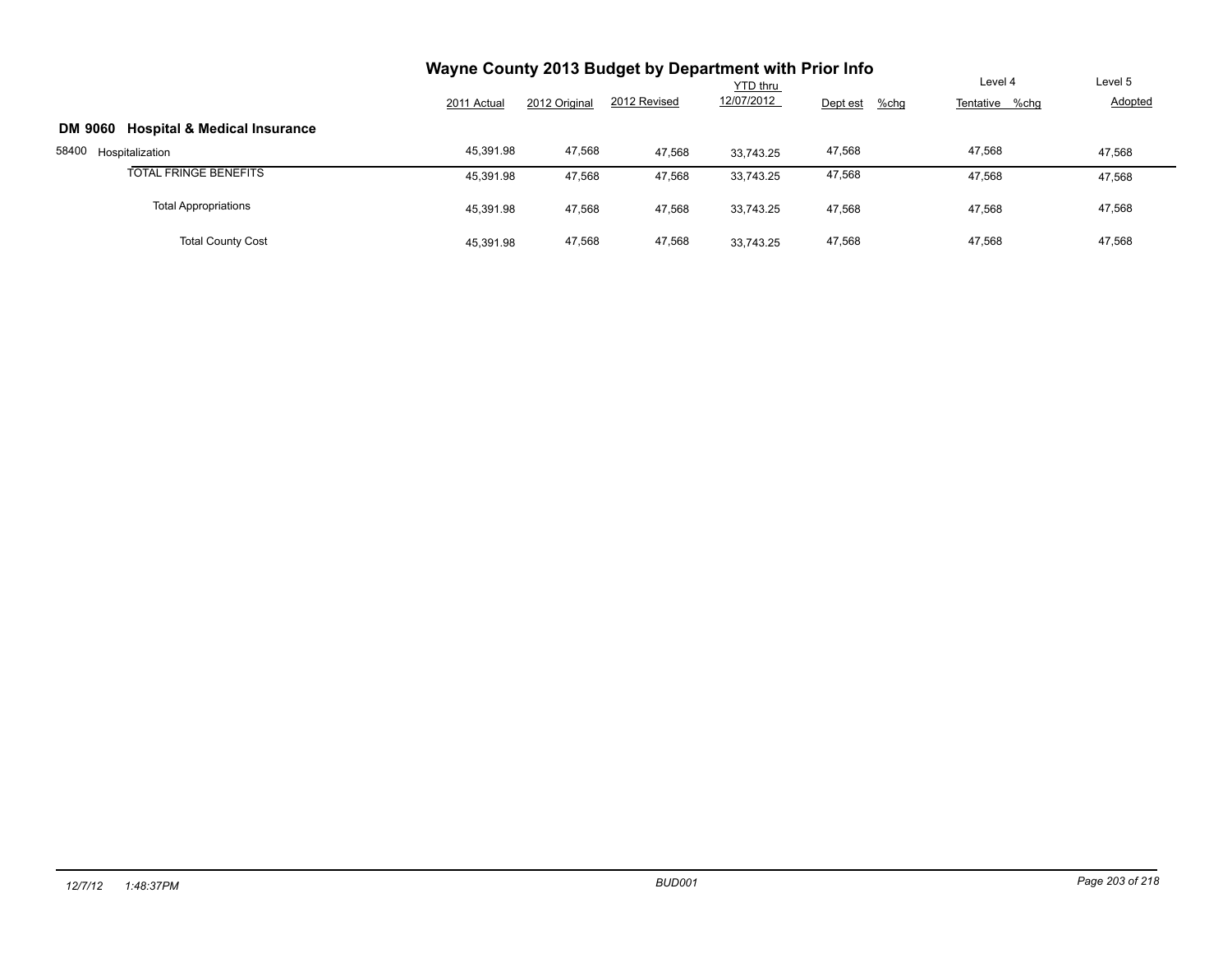# Wayne County 2013 Budget by Department with Prior Info

## DM 9060 Hospital & Medical Insurance

| | 2011 Actual | 2012 Original | 2012 Revised | YTD thru 12/07/2012 | Dept est | %chg | Level 4 Tentative | %chg | Level 5 Adopted |
|---|---|---|---|---|---|---|---|---|---|
| 58400 Hospitalization | 45,391.98 | 47,568 | 47,568 | 33,743.25 | 47,568 | | 47,568 | | 47,568 |
| TOTAL FRINGE BENEFITS | 45,391.98 | 47,568 | 47,568 | 33,743.25 | 47,568 | | 47,568 | | 47,568 |
| Total Appropriations | 45,391.98 | 47,568 | 47,568 | 33,743.25 | 47,568 | | 47,568 | | 47,568 |
| Total County Cost | 45,391.98 | 47,568 | 47,568 | 33,743.25 | 47,568 | | 47,568 | | 47,568 |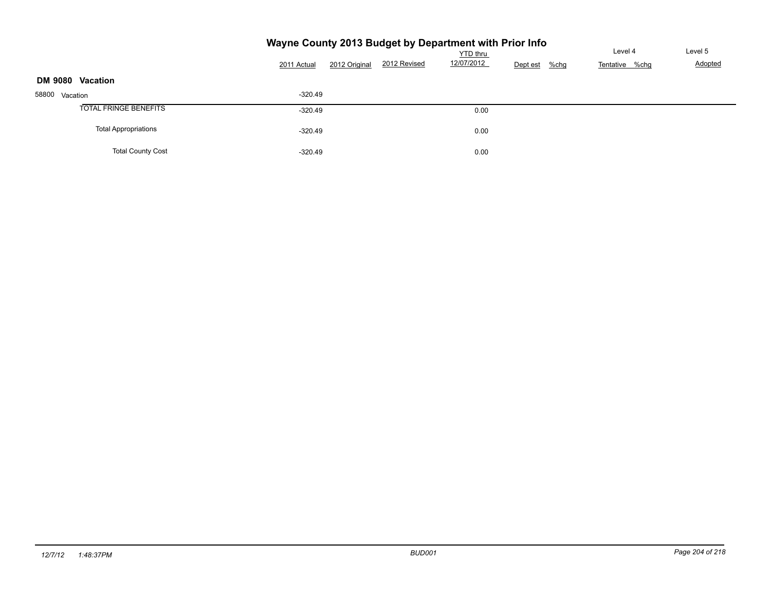# Wayne County 2013 Budget by Department with Prior Info

## DM 9080 Vacation

| | 2011 Actual | 2012 Original | 2012 Revised | YTD thru 12/07/2012 | Dept est | %chg | Level 4 Tentative | %chg | Level 5 Adopted |
|---|---|---|---|---|---|---|---|---|---|
| 58800 Vacation | -320.49 | | | | | | | | |
| TOTAL FRINGE BENEFITS | -320.49 | | | 0.00 | | | | | |
| Total Appropriations | -320.49 | | | 0.00 | | | | | |
| Total County Cost | -320.49 | | | 0.00 | | | | | |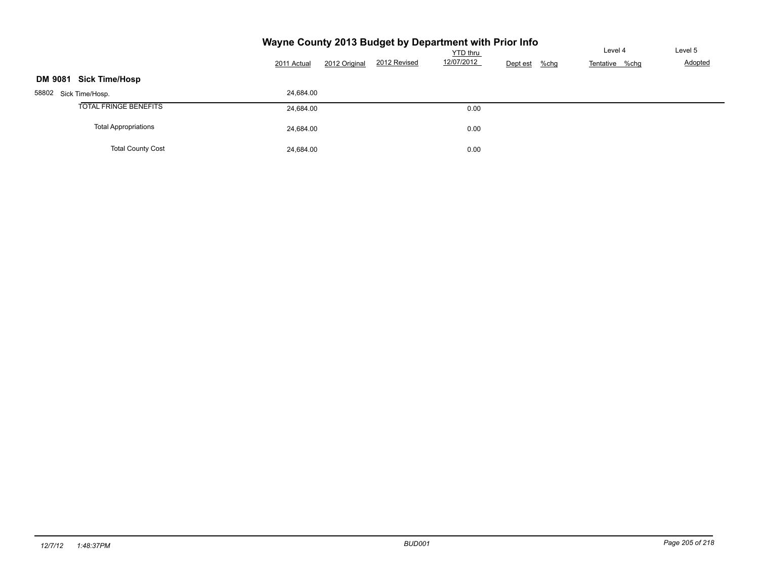# Wayne County 2013 Budget by Department with Prior Info

## DM 9081 Sick Time/Hosp

| | 2011 Actual | 2012 Original | 2012 Revised | YTD thru 12/07/2012 | Dept est | %chg | Level 4 Tentative | %chg | Level 5 Adopted |
|---|---|---|---|---|---|---|---|---|---|
| 58802 Sick Time/Hosp. | 24,684.00 | | | | | | | | |
| TOTAL FRINGE BENEFITS | 24,684.00 | | | 0.00 | | | | | |
| Total Appropriations | 24,684.00 | | | 0.00 | | | | | |
| Total County Cost | 24,684.00 | | | 0.00 | | | | | |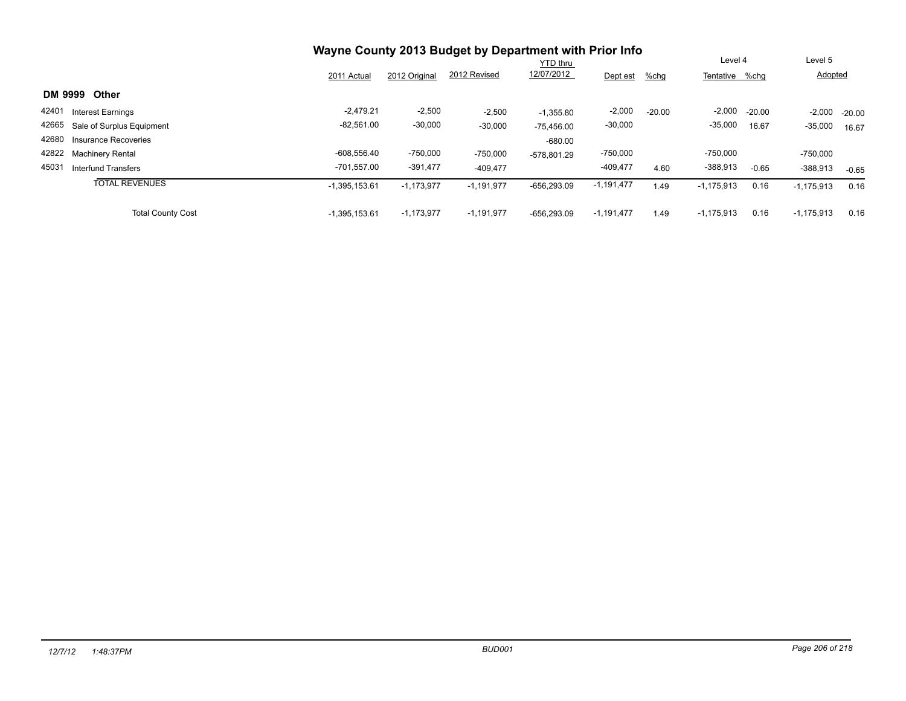# Wayne County 2013 Budget by Department with Prior Info

## DM 9999 Other

| | | 2011 Actual | 2012 Original | 2012 Revised | YTD thru 12/07/2012 | Dept est | %chg | Level 4 Tentative | %chg | Level 5 Adopted | %chg |
|---|---|---|---|---|---|---|---|---|---|---|---|
| 42401 | Interest Earnings | -2,479.21 | -2,500 | -2,500 | -1,355.80 | -2,000 | -20.00 | -2,000 | -20.00 | -2,000 | -20.00 |
| 42665 | Sale of Surplus Equipment | -82,561.00 | -30,000 | -30,000 | -75,456.00 | -30,000 | | -35,000 | 16.67 | -35,000 | 16.67 |
| 42680 | Insurance Recoveries | | | | -680.00 | | | | | | |
| 42822 | Machinery Rental | -608,556.40 | -750,000 | -750,000 | -578,801.29 | -750,000 | | -750,000 | | -750,000 | |
| 45031 | Interfund Transfers | -701,557.00 | -391,477 | -409,477 | | -409,477 | 4.60 | -388,913 | -0.65 | -388,913 | -0.65 |
| | TOTAL REVENUES | -1,395,153.61 | -1,173,977 | -1,191,977 | -656,293.09 | -1,191,477 | 1.49 | -1,175,913 | 0.16 | -1,175,913 | 0.16 |
| | Total County Cost | -1,395,153.61 | -1,173,977 | -1,191,977 | -656,293.09 | -1,191,477 | 1.49 | -1,175,913 | 0.16 | -1,175,913 | 0.16 |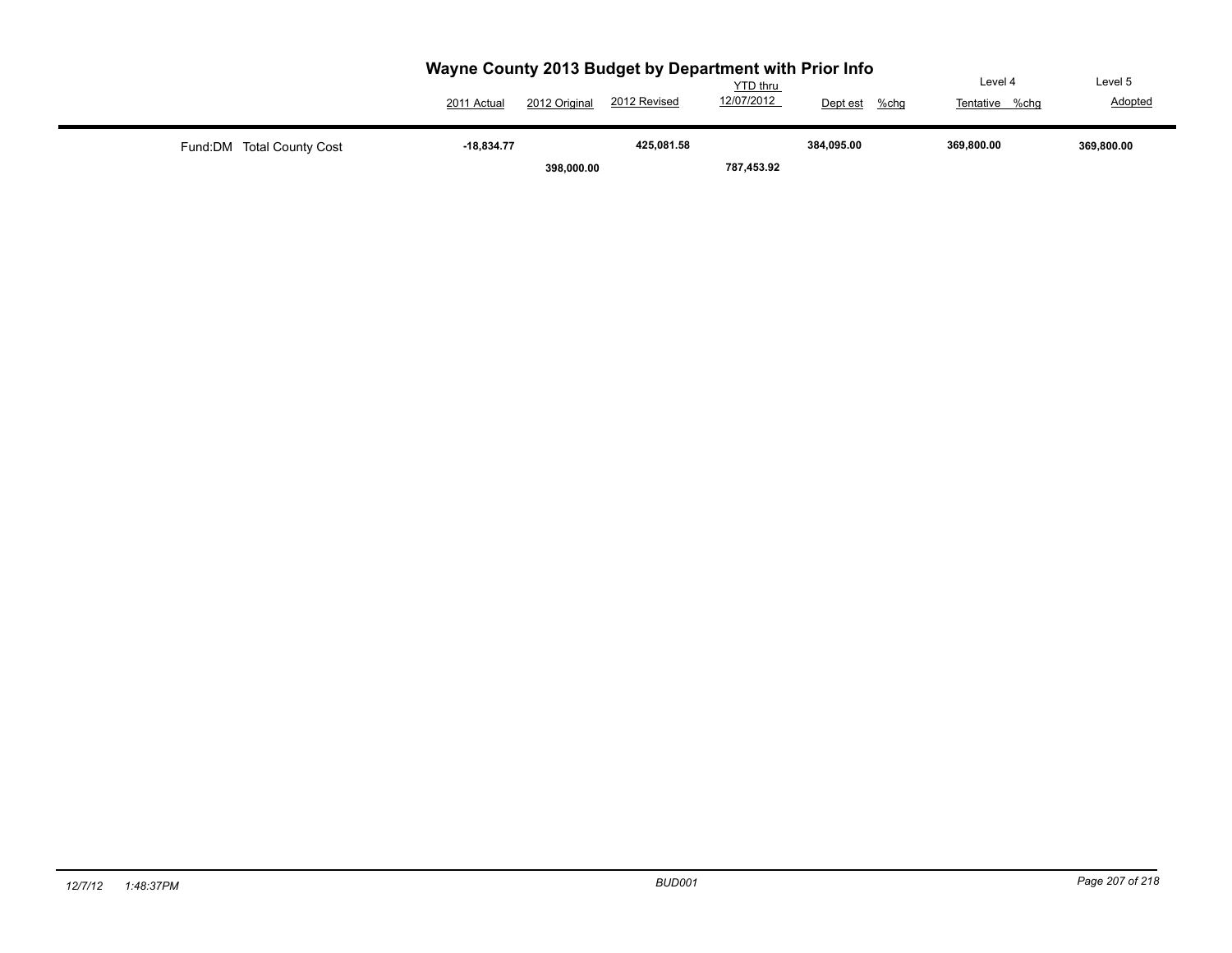# Wayne County 2013 Budget by Department with Prior Info

| | 2011 Actual | 2012 Original | 2012 Revised | YTD thru 12/07/2012 | Dept est | %chg | Level 4 Tentative | %chg | Level 5 Adopted |
|---|---|---|---|---|---|---|---|---|---|
| Fund:DM Total County Cost | **-18,834.77** | **398,000.00** | **425,081.58** | **787,453.92** | **384,095.00** | | **369,800.00** | | **369,800.00** |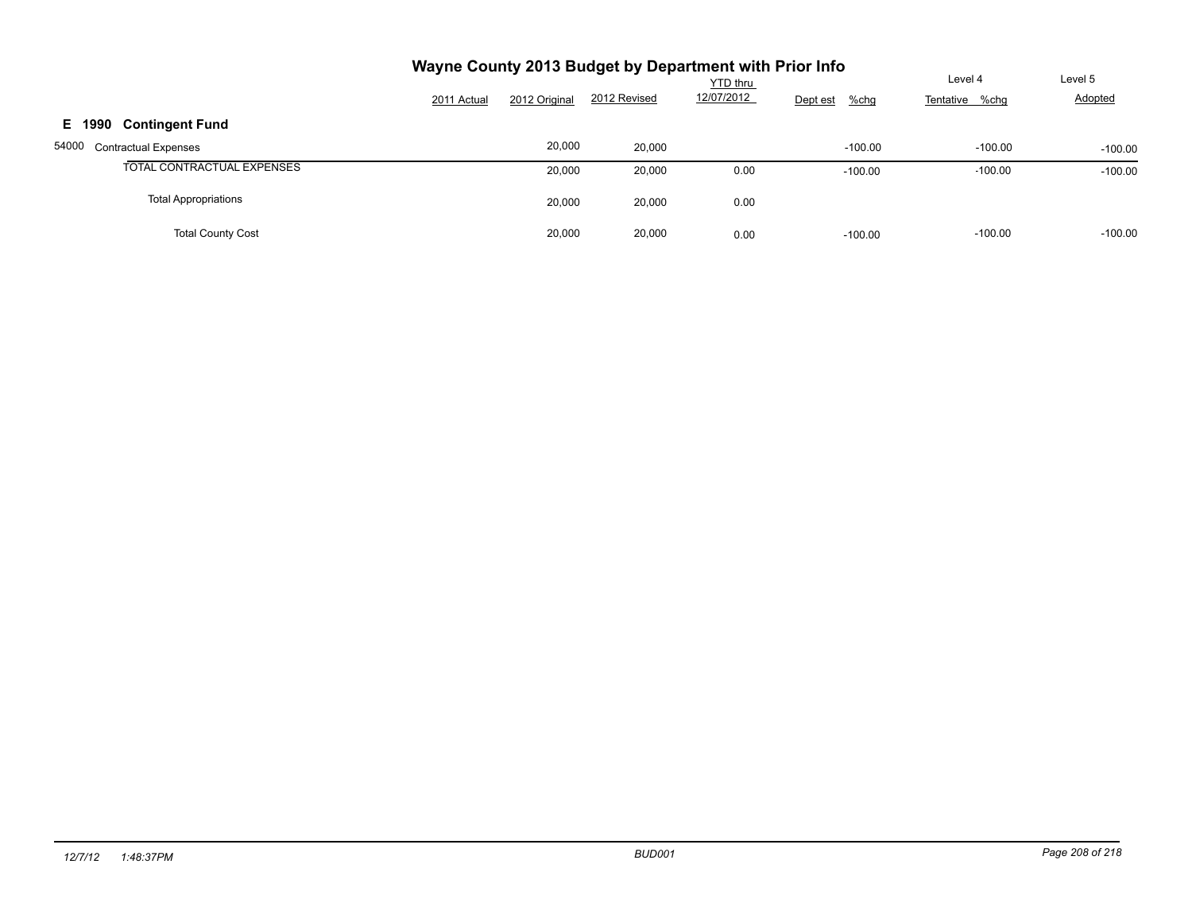# Wayne County 2013 Budget by Department with Prior Info

| | 2011 Actual | 2012 Original | 2012 Revised | YTD thru 12/07/2012 | Dept est | %chg | Level 4 Tentative | %chg | Level 5 Adopted |
|---|---|---|---|---|---|---|---|---|---|
| **E 1990 Contingent Fund** | | | | | | | | | |
| 54000 Contractual Expenses | | 20,000 | 20,000 | | | -100.00 | | -100.00 | -100.00 |
| TOTAL CONTRACTUAL EXPENSES | | 20,000 | 20,000 | 0.00 | | -100.00 | | -100.00 | -100.00 |
| Total Appropriations | | 20,000 | 20,000 | 0.00 | | | | | |
| Total County Cost | | 20,000 | 20,000 | 0.00 | | -100.00 | | -100.00 | -100.00 |

12/7/12 1:48:37PM BUD001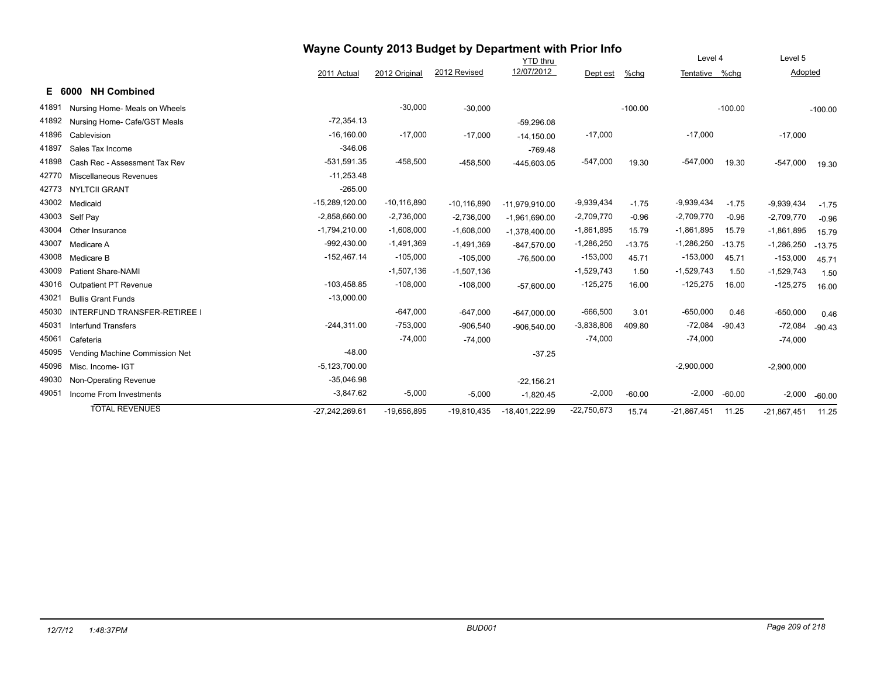# Wayne County 2013 Budget by Department with Prior Info

## E 6000 NH Combined

| | | 2011 Actual | 2012 Original | 2012 Revised | YTD thru 12/07/2012 | Dept est | %chg | Level 4 Tentative | %chg | Level 5 Adopted | |
|---|---|---|---|---|---|---|---|---|---|---|---|
| 41891 | Nursing Home- Meals on Wheels | | -30,000 | -30,000 | | | -100.00 | | -100.00 | | -100.00 |
| 41892 | Nursing Home- Cafe/GST Meals | -72,354.13 | | | -59,296.08 | | | | | | |
| 41896 | Cablevision | -16,160.00 | -17,000 | -17,000 | -14,150.00 | -17,000 | | -17,000 | | -17,000 | |
| 41897 | Sales Tax Income | -346.06 | | | -769.48 | | | | | | |
| 41898 | Cash Rec - Assessment Tax Rev | -531,591.35 | -458,500 | -458,500 | -445,603.05 | -547,000 | 19.30 | -547,000 | 19.30 | -547,000 | 19.30 |
| 42770 | Miscellaneous Revenues | -11,253.48 | | | | | | | | | |
| 42773 | NYLTCII GRANT | -265.00 | | | | | | | | | |
| 43002 | Medicaid | -15,289,120.00 | -10,116,890 | -10,116,890 | -11,979,910.00 | -9,939,434 | -1.75 | -9,939,434 | -1.75 | -9,939,434 | -1.75 |
| 43003 | Self Pay | -2,858,660.00 | -2,736,000 | -2,736,000 | -1,961,690.00 | -2,709,770 | -0.96 | -2,709,770 | -0.96 | -2,709,770 | -0.96 |
| 43004 | Other Insurance | -1,794,210.00 | -1,608,000 | -1,608,000 | -1,378,400.00 | -1,861,895 | 15.79 | -1,861,895 | 15.79 | -1,861,895 | 15.79 |
| 43007 | Medicare A | -992,430.00 | -1,491,369 | -1,491,369 | -847,570.00 | -1,286,250 | -13.75 | -1,286,250 | -13.75 | -1,286,250 | -13.75 |
| 43008 | Medicare B | -152,467.14 | -105,000 | -105,000 | -76,500.00 | -153,000 | 45.71 | -153,000 | 45.71 | -153,000 | 45.71 |
| 43009 | Patient Share-NAMI | | -1,507,136 | -1,507,136 | | -1,529,743 | 1.50 | -1,529,743 | 1.50 | -1,529,743 | 1.50 |
| 43016 | Outpatient PT Revenue | -103,458.85 | -108,000 | -108,000 | -57,600.00 | -125,275 | 16.00 | -125,275 | 16.00 | -125,275 | 16.00 |
| 43021 | Bullis Grant Funds | -13,000.00 | | | | | | | | | |
| 45030 | INTERFUND TRANSFER-RETIREE I | | -647,000 | -647,000 | -647,000.00 | -666,500 | 3.01 | -650,000 | 0.46 | -650,000 | 0.46 |
| 45031 | Interfund Transfers | -244,311.00 | -753,000 | -906,540 | -906,540.00 | -3,838,806 | 409.80 | -72,084 | -90.43 | -72,084 | -90.43 |
| 45061 | Cafeteria | | -74,000 | -74,000 | | -74,000 | | -74,000 | | -74,000 | |
| 45095 | Vending Machine Commission Net | -48.00 | | | -37.25 | | | | | | |
| 45096 | Misc. Income- IGT | -5,123,700.00 | | | | | | -2,900,000 | | -2,900,000 | |
| 49030 | Non-Operating Revenue | -35,046.98 | | | -22,156.21 | | | | | | |
| 49051 | Income From Investments | -3,847.62 | -5,000 | -5,000 | -1,820.45 | -2,000 | -60.00 | -2,000 | -60.00 | -2,000 | -60.00 |
| | TOTAL REVENUES | -27,242,269.61 | -19,656,895 | -19,810,435 | -18,401,222.99 | -22,750,673 | 15.74 | -21,867,451 | 11.25 | -21,867,451 | 11.25 |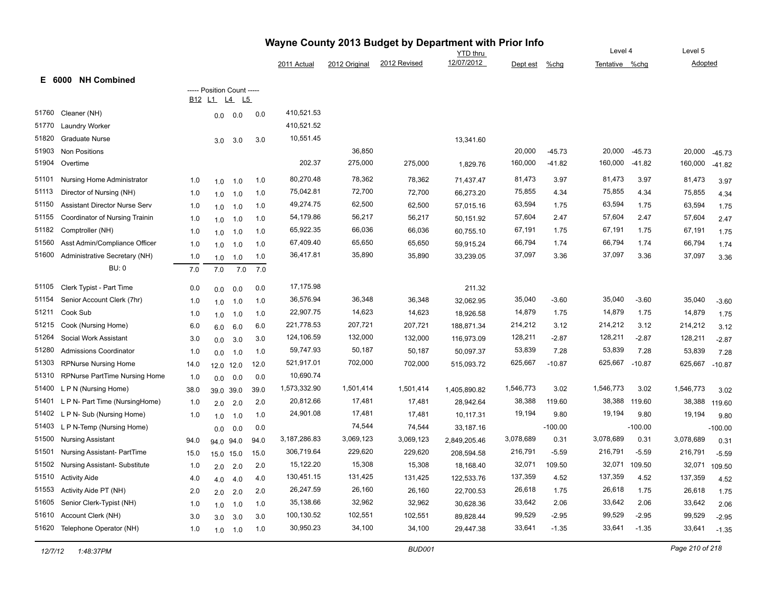# Wayne County 2013 Budget by Department with Prior Info

## E 6000 NH Combined

| Code | Description | B12 | L1 | L4 | L5 | 2011 Actual | 2012 Original | 2012 Revised | YTD thru 12/07/2012 | Dept est | %chg | Level 4 Tentative | %chg | Level 5 Adopted | %chg |
|---|---|---|---|---|---|---|---|---|---|---|---|---|---|---|---|
| 51760 | Cleaner (NH) | | 0.0 | 0.0 | 0.0 | 410,521.53 | | | | | | | | | |
| 51770 | Laundry Worker | | | | | 410,521.52 | | | | | | | | | |
| 51820 | Graduate Nurse | | 3.0 | 3.0 | 3.0 | 10,551.45 | | | 13,341.60 | | | | | | |
| 51903 | Non Positions | | | | | | 36,850 | | | 20,000 | -45.73 | 20,000 | -45.73 | 20,000 | -45.73 |
| 51904 | Overtime | | | | | 202.37 | 275,000 | 275,000 | 1,829.76 | 160,000 | -41.82 | 160,000 | -41.82 | 160,000 | -41.82 |
| 51101 | Nursing Home Administrator | 1.0 | 1.0 | 1.0 | 1.0 | 80,270.48 | 78,362 | 78,362 | 71,437.47 | 81,473 | 3.97 | 81,473 | 3.97 | 81,473 | 3.97 |
| 51113 | Director of Nursing (NH) | 1.0 | 1.0 | 1.0 | 1.0 | 75,042.81 | 72,700 | 72,700 | 66,273.20 | 75,855 | 4.34 | 75,855 | 4.34 | 75,855 | 4.34 |
| 51150 | Assistant Director Nurse Serv | 1.0 | 1.0 | 1.0 | 1.0 | 49,274.75 | 62,500 | 62,500 | 57,015.16 | 63,594 | 1.75 | 63,594 | 1.75 | 63,594 | 1.75 |
| 51155 | Coordinator of Nursing Trainin | 1.0 | 1.0 | 1.0 | 1.0 | 54,179.86 | 56,217 | 56,217 | 50,151.92 | 57,604 | 2.47 | 57,604 | 2.47 | 57,604 | 2.47 |
| 51182 | Comptroller (NH) | 1.0 | 1.0 | 1.0 | 1.0 | 65,922.35 | 66,036 | 66,036 | 60,755.10 | 67,191 | 1.75 | 67,191 | 1.75 | 67,191 | 1.75 |
| 51560 | Asst Admin/Compliance Officer | 1.0 | 1.0 | 1.0 | 1.0 | 67,409.40 | 65,650 | 65,650 | 59,915.24 | 66,794 | 1.74 | 66,794 | 1.74 | 66,794 | 1.74 |
| 51600 | Administrative Secretary (NH) | 1.0 | 1.0 | 1.0 | 1.0 | 36,417.81 | 35,890 | 35,890 | 33,239.05 | 37,097 | 3.36 | 37,097 | 3.36 | 37,097 | 3.36 |
| | BU: 0 | 7.0 | 7.0 | 7.0 | 7.0 | | | | | | | | | | |
| 51105 | Clerk Typist - Part Time | 0.0 | 0.0 | 0.0 | 0.0 | 17,175.98 | | | 211.32 | | | | | | |
| 51154 | Senior Account Clerk (7hr) | 1.0 | 1.0 | 1.0 | 1.0 | 36,576.94 | 36,348 | 36,348 | 32,062.95 | 35,040 | -3.60 | 35,040 | -3.60 | 35,040 | -3.60 |
| 51211 | Cook Sub | 1.0 | 1.0 | 1.0 | 1.0 | 22,907.75 | 14,623 | 14,623 | 18,926.58 | 14,879 | 1.75 | 14,879 | 1.75 | 14,879 | 1.75 |
| 51215 | Cook (Nursing Home) | 6.0 | 6.0 | 6.0 | 6.0 | 221,778.53 | 207,721 | 207,721 | 188,871.34 | 214,212 | 3.12 | 214,212 | 3.12 | 214,212 | 3.12 |
| 51264 | Social Work Assistant | 3.0 | 0.0 | 3.0 | 3.0 | 124,106.59 | 132,000 | 132,000 | 116,973.09 | 128,211 | -2.87 | 128,211 | -2.87 | 128,211 | -2.87 |
| 51280 | Admissions Coordinator | 1.0 | 0.0 | 1.0 | 1.0 | 59,747.93 | 50,187 | 50,187 | 50,097.37 | 53,839 | 7.28 | 53,839 | 7.28 | 53,839 | 7.28 |
| 51303 | RPNurse Nursing Home | 14.0 | 12.0 | 12.0 | 12.0 | 521,917.01 | 702,000 | 702,000 | 515,093.72 | 625,667 | -10.87 | 625,667 | -10.87 | 625,667 | -10.87 |
| 51310 | RPNurse PartTime Nursing Home | 1.0 | 0.0 | 0.0 | 0.0 | 10,690.74 | | | | | | | | | |
| 51400 | L P N (Nursing Home) | 38.0 | 39.0 | 39.0 | 39.0 | 1,573,332.90 | 1,501,414 | 1,501,414 | 1,405,890.82 | 1,546,773 | 3.02 | 1,546,773 | 3.02 | 1,546,773 | 3.02 |
| 51401 | L P N- Part Time (NursingHome) | 1.0 | 2.0 | 2.0 | 2.0 | 20,812.66 | 17,481 | 17,481 | 28,942.64 | 38,388 | 119.60 | 38,388 | 119.60 | 38,388 | 119.60 |
| 51402 | L P N- Sub (Nursing Home) | 1.0 | 1.0 | 1.0 | 1.0 | 24,901.08 | 17,481 | 17,481 | 10,117.31 | 19,194 | 9.80 | 19,194 | 9.80 | 19,194 | 9.80 |
| 51403 | L P N-Temp (Nursing Home) | | 0.0 | 0.0 | 0.0 | | 74,544 | 74,544 | 33,187.16 | | -100.00 | | -100.00 | | -100.00 |
| 51500 | Nursing Assistant | 94.0 | 94.0 | 94.0 | 94.0 | 3,187,286.83 | 3,069,123 | 3,069,123 | 2,849,205.46 | 3,078,689 | 0.31 | 3,078,689 | 0.31 | 3,078,689 | 0.31 |
| 51501 | Nursing Assistant- PartTime | 15.0 | 15.0 | 15.0 | 15.0 | 306,719.64 | 229,620 | 229,620 | 208,594.58 | 216,791 | -5.59 | 216,791 | -5.59 | 216,791 | -5.59 |
| 51502 | Nursing Assistant- Substitute | 1.0 | 2.0 | 2.0 | 2.0 | 15,122.20 | 15,308 | 15,308 | 18,168.40 | 32,071 | 109.50 | 32,071 | 109.50 | 32,071 | 109.50 |
| 51510 | Activity Aide | 4.0 | 4.0 | 4.0 | 4.0 | 130,451.15 | 131,425 | 131,425 | 122,533.76 | 137,359 | 4.52 | 137,359 | 4.52 | 137,359 | 4.52 |
| 51553 | Activity Aide PT (NH) | 2.0 | 2.0 | 2.0 | 2.0 | 26,247.59 | 26,160 | 26,160 | 22,700.53 | 26,618 | 1.75 | 26,618 | 1.75 | 26,618 | 1.75 |
| 51605 | Senior Clerk-Typist (NH) | 1.0 | 1.0 | 1.0 | 1.0 | 35,138.66 | 32,962 | 32,962 | 30,628.36 | 33,642 | 2.06 | 33,642 | 2.06 | 33,642 | 2.06 |
| 51610 | Account Clerk (NH) | 3.0 | 3.0 | 3.0 | 3.0 | 100,130.52 | 102,551 | 102,551 | 89,828.44 | 99,529 | -2.95 | 99,529 | -2.95 | 99,529 | -2.95 |
| 51620 | Telephone Operator (NH) | 1.0 | 1.0 | 1.0 | 1.0 | 30,950.23 | 34,100 | 34,100 | 29,447.38 | 33,641 | -1.35 | 33,641 | -1.35 | 33,641 | -1.35 |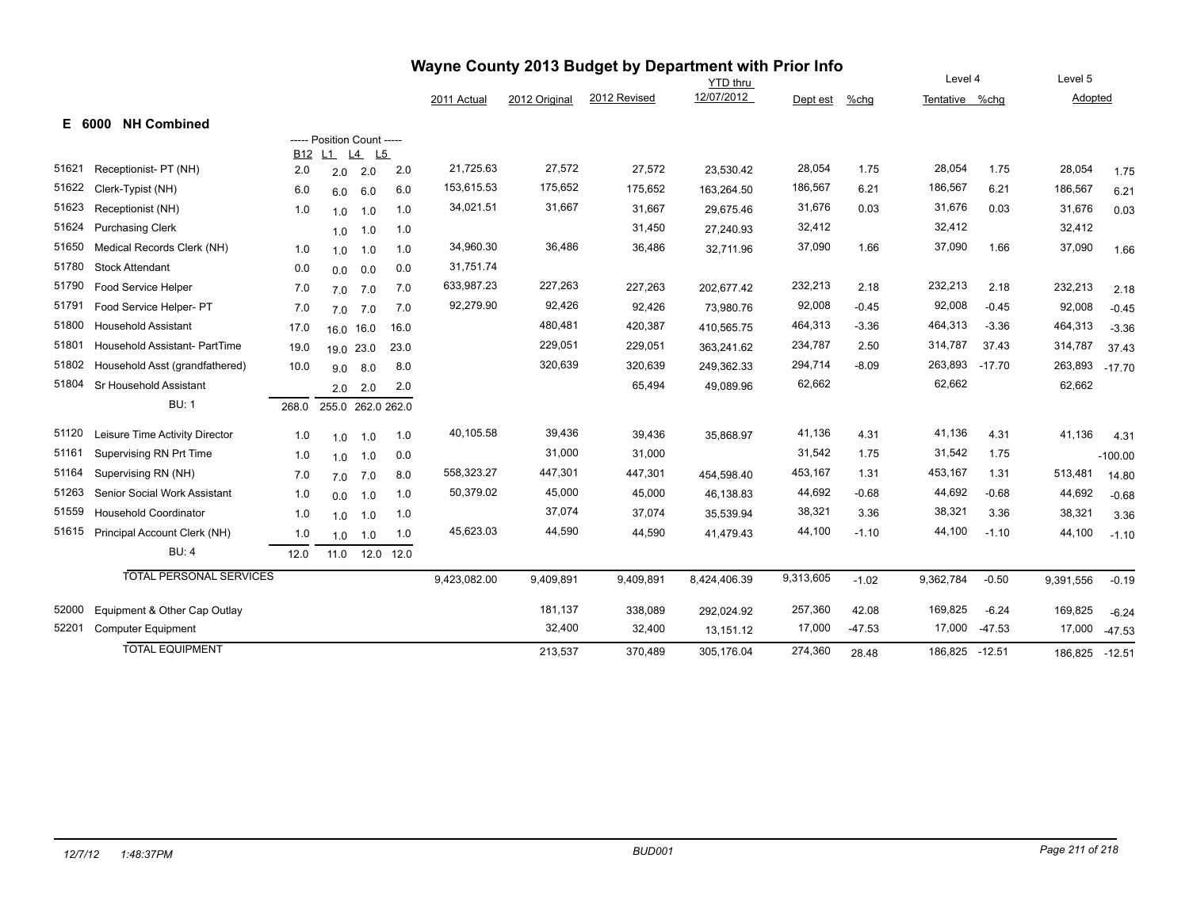# Wayne County 2013 Budget by Department with Prior Info

## E 6000 NH Combined

| Code | Description | B12 | L1 | L4 | L5 | 2011 Actual | 2012 Original | 2012 Revised | YTD thru 12/07/2012 | Dept est | %chg | Level 4 Tentative | %chg | Level 5 Adopted | %chg |
|---|---|---|---|---|---|---|---|---|---|---|---|---|---|---|---|
| 51621 | Receptionist- PT (NH) | 2.0 | 2.0 | 2.0 | 2.0 | 21,725.63 | 27,572 | 27,572 | 23,530.42 | 28,054 | 1.75 | 28,054 | 1.75 | 28,054 | 1.75 |
| 51622 | Clerk-Typist (NH) | 6.0 | 6.0 | 6.0 | 6.0 | 153,615.53 | 175,652 | 175,652 | 163,264.50 | 186,567 | 6.21 | 186,567 | 6.21 | 186,567 | 6.21 |
| 51623 | Receptionist (NH) | 1.0 | 1.0 | 1.0 | 1.0 | 34,021.51 | 31,667 | 31,667 | 29,675.46 | 31,676 | 0.03 | 31,676 | 0.03 | 31,676 | 0.03 |
| 51624 | Purchasing Clerk | | 1.0 | 1.0 | 1.0 | | | 31,450 | 27,240.93 | 32,412 | | 32,412 | | 32,412 | |
| 51650 | Medical Records Clerk (NH) | 1.0 | 1.0 | 1.0 | 1.0 | 34,960.30 | 36,486 | 36,486 | 32,711.96 | 37,090 | 1.66 | 37,090 | 1.66 | 37,090 | 1.66 |
| 51780 | Stock Attendant | 0.0 | 0.0 | 0.0 | 0.0 | 31,751.74 | | | | | | | | | |
| 51790 | Food Service Helper | 7.0 | 7.0 | 7.0 | 7.0 | 633,987.23 | 227,263 | 227,263 | 202,677.42 | 232,213 | 2.18 | 232,213 | 2.18 | 232,213 | 2.18 |
| 51791 | Food Service Helper- PT | 7.0 | 7.0 | 7.0 | 7.0 | 92,279.90 | 92,426 | 92,426 | 73,980.76 | 92,008 | -0.45 | 92,008 | -0.45 | 92,008 | -0.45 |
| 51800 | Household Assistant | 17.0 | 16.0 | 16.0 | 16.0 | | 480,481 | 420,387 | 410,565.75 | 464,313 | -3.36 | 464,313 | -3.36 | 464,313 | -3.36 |
| 51801 | Household Assistant- PartTime | 19.0 | 19.0 | 23.0 | 23.0 | | 229,051 | 229,051 | 363,241.62 | 234,787 | 2.50 | 314,787 | 37.43 | 314,787 | 37.43 |
| 51802 | Household Asst (grandfathered) | 10.0 | 9.0 | 8.0 | 8.0 | | 320,639 | 320,639 | 249,362.33 | 294,714 | -8.09 | 263,893 | -17.70 | 263,893 | -17.70 |
| 51804 | Sr Household Assistant | | 2.0 | 2.0 | 2.0 | | | 65,494 | 49,089.96 | 62,662 | | 62,662 | | 62,662 | |
| | BU: 1 | 268.0 | 255.0 | 262.0 | 262.0 | | | | | | | | | | |
| 51120 | Leisure Time Activity Director | 1.0 | 1.0 | 1.0 | 1.0 | 40,105.58 | 39,436 | 39,436 | 35,868.97 | 41,136 | 4.31 | 41,136 | 4.31 | 41,136 | 4.31 |
| 51161 | Supervising RN Prt Time | 1.0 | 1.0 | 1.0 | 0.0 | | 31,000 | 31,000 | | 31,542 | 1.75 | 31,542 | 1.75 | | -100.00 |
| 51164 | Supervising RN (NH) | 7.0 | 7.0 | 7.0 | 8.0 | 558,323.27 | 447,301 | 447,301 | 454,598.40 | 453,167 | 1.31 | 453,167 | 1.31 | 513,481 | 14.80 |
| 51263 | Senior Social Work Assistant | 1.0 | 0.0 | 1.0 | 1.0 | 50,379.02 | 45,000 | 45,000 | 46,138.83 | 44,692 | -0.68 | 44,692 | -0.68 | 44,692 | -0.68 |
| 51559 | Household Coordinator | 1.0 | 1.0 | 1.0 | 1.0 | | 37,074 | 37,074 | 35,539.94 | 38,321 | 3.36 | 38,321 | 3.36 | 38,321 | 3.36 |
| 51615 | Principal Account Clerk (NH) | 1.0 | 1.0 | 1.0 | 1.0 | 45,623.03 | 44,590 | 44,590 | 41,479.43 | 44,100 | -1.10 | 44,100 | -1.10 | 44,100 | -1.10 |
| | BU: 4 | 12.0 | 11.0 | 12.0 | 12.0 | | | | | | | | | | |
| | TOTAL PERSONAL SERVICES | | | | | 9,423,082.00 | 9,409,891 | 9,409,891 | 8,424,406.39 | 9,313,605 | -1.02 | 9,362,784 | -0.50 | 9,391,556 | -0.19 |
| 52000 | Equipment & Other Cap Outlay | | | | | | 181,137 | 338,089 | 292,024.92 | 257,360 | 42.08 | 169,825 | -6.24 | 169,825 | -6.24 |
| 52201 | Computer Equipment | | | | | | 32,400 | 32,400 | 13,151.12 | 17,000 | -47.53 | 17,000 | -47.53 | 17,000 | -47.53 |
| | TOTAL EQUIPMENT | | | | | | 213,537 | 370,489 | 305,176.04 | 274,360 | 28.48 | 186,825 | -12.51 | 186,825 | -12.51 |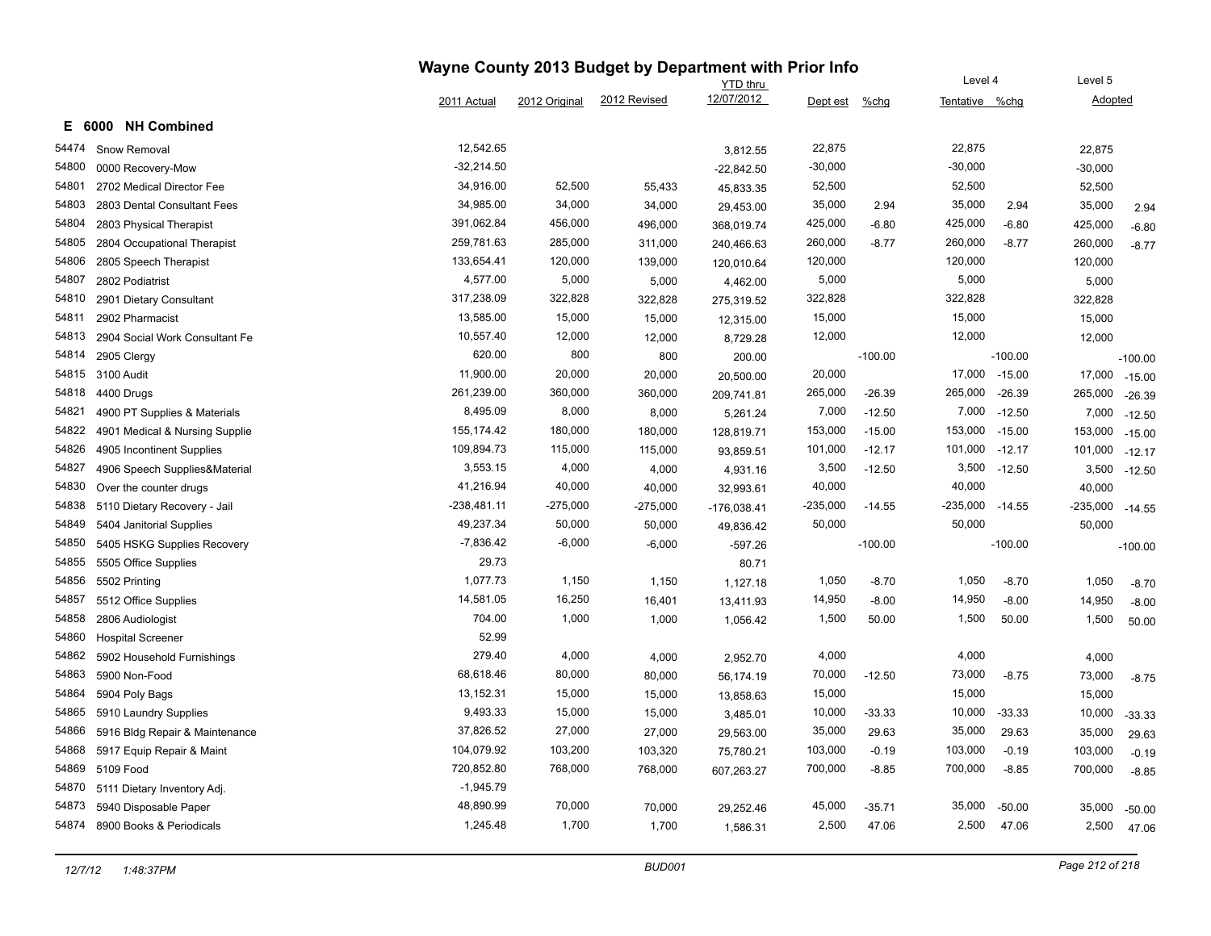# Wayne County 2013 Budget by Department with Prior Info

## E 6000 NH Combined

| | | 2011 Actual | 2012 Original | 2012 Revised | YTD thru 12/07/2012 | Dept est | %chg | Level 4 Tentative | %chg | Level 5 Adopted | %chg |
|---|---|---|---|---|---|---|---|---|---|---|---|
| 54474 | Snow Removal | 12,542.65 | | | 3,812.55 | 22,875 | | 22,875 | | 22,875 | |
| 54800 | 0000 Recovery-Mow | -32,214.50 | | | -22,842.50 | -30,000 | | -30,000 | | -30,000 | |
| 54801 | 2702 Medical Director Fee | 34,916.00 | 52,500 | 55,433 | 45,833.35 | 52,500 | | 52,500 | | 52,500 | |
| 54803 | 2803 Dental Consultant Fees | 34,985.00 | 34,000 | 34,000 | 29,453.00 | 35,000 | 2.94 | 35,000 | 2.94 | 35,000 | 2.94 |
| 54804 | 2803 Physical Therapist | 391,062.84 | 456,000 | 496,000 | 368,019.74 | 425,000 | -6.80 | 425,000 | -6.80 | 425,000 | -6.80 |
| 54805 | 2804 Occupational Therapist | 259,781.63 | 285,000 | 311,000 | 240,466.63 | 260,000 | -8.77 | 260,000 | -8.77 | 260,000 | -8.77 |
| 54806 | 2805 Speech Therapist | 133,654.41 | 120,000 | 139,000 | 120,010.64 | 120,000 | | 120,000 | | 120,000 | |
| 54807 | 2802 Podiatrist | 4,577.00 | 5,000 | 5,000 | 4,462.00 | 5,000 | | 5,000 | | 5,000 | |
| 54810 | 2901 Dietary Consultant | 317,238.09 | 322,828 | 322,828 | 275,319.52 | 322,828 | | 322,828 | | 322,828 | |
| 54811 | 2902 Pharmacist | 13,585.00 | 15,000 | 15,000 | 12,315.00 | 15,000 | | 15,000 | | 15,000 | |
| 54813 | 2904 Social Work Consultant Fe | 10,557.40 | 12,000 | 12,000 | 8,729.28 | 12,000 | | 12,000 | | 12,000 | |
| 54814 | 2905 Clergy | 620.00 | 800 | 800 | 200.00 | | -100.00 | | -100.00 | | -100.00 |
| 54815 | 3100 Audit | 11,900.00 | 20,000 | 20,000 | 20,500.00 | 20,000 | | 17,000 | -15.00 | 17,000 | -15.00 |
| 54818 | 4400 Drugs | 261,239.00 | 360,000 | 360,000 | 209,741.81 | 265,000 | -26.39 | 265,000 | -26.39 | 265,000 | -26.39 |
| 54821 | 4900 PT Supplies & Materials | 8,495.09 | 8,000 | 8,000 | 5,261.24 | 7,000 | -12.50 | 7,000 | -12.50 | 7,000 | -12.50 |
| 54822 | 4901 Medical & Nursing Supplie | 155,174.42 | 180,000 | 180,000 | 128,819.71 | 153,000 | -15.00 | 153,000 | -15.00 | 153,000 | -15.00 |
| 54826 | 4905 Incontinent Supplies | 109,894.73 | 115,000 | 115,000 | 93,859.51 | 101,000 | -12.17 | 101,000 | -12.17 | 101,000 | -12.17 |
| 54827 | 4906 Speech Supplies&Material | 3,553.15 | 4,000 | 4,000 | 4,931.16 | 3,500 | -12.50 | 3,500 | -12.50 | 3,500 | -12.50 |
| 54830 | Over the counter drugs | 41,216.94 | 40,000 | 40,000 | 32,993.61 | 40,000 | | 40,000 | | 40,000 | |
| 54838 | 5110 Dietary Recovery - Jail | -238,481.11 | -275,000 | -275,000 | -176,038.41 | -235,000 | -14.55 | -235,000 | -14.55 | -235,000 | -14.55 |
| 54849 | 5404 Janitorial Supplies | 49,237.34 | 50,000 | 50,000 | 49,836.42 | 50,000 | | 50,000 | | 50,000 | |
| 54850 | 5405 HSKG Supplies Recovery | -7,836.42 | -6,000 | -6,000 | -597.26 | | -100.00 | | -100.00 | | -100.00 |
| 54855 | 5505 Office Supplies | 29.73 | | | 80.71 | | | | | | |
| 54856 | 5502 Printing | 1,077.73 | 1,150 | 1,150 | 1,127.18 | 1,050 | -8.70 | 1,050 | -8.70 | 1,050 | -8.70 |
| 54857 | 5512 Office Supplies | 14,581.05 | 16,250 | 16,401 | 13,411.93 | 14,950 | -8.00 | 14,950 | -8.00 | 14,950 | -8.00 |
| 54858 | 2806 Audiologist | 704.00 | 1,000 | 1,000 | 1,056.42 | 1,500 | 50.00 | 1,500 | 50.00 | 1,500 | 50.00 |
| 54860 | Hospital Screener | 52.99 | | | | | | | | | |
| 54862 | 5902 Household Furnishings | 279.40 | 4,000 | 4,000 | 2,952.70 | 4,000 | | 4,000 | | 4,000 | |
| 54863 | 5900 Non-Food | 68,618.46 | 80,000 | 80,000 | 56,174.19 | 70,000 | -12.50 | 73,000 | -8.75 | 73,000 | -8.75 |
| 54864 | 5904 Poly Bags | 13,152.31 | 15,000 | 15,000 | 13,858.63 | 15,000 | | 15,000 | | 15,000 | |
| 54865 | 5910 Laundry Supplies | 9,493.33 | 15,000 | 15,000 | 3,485.01 | 10,000 | -33.33 | 10,000 | -33.33 | 10,000 | -33.33 |
| 54866 | 5916 Bldg Repair & Maintenance | 37,826.52 | 27,000 | 27,000 | 29,563.00 | 35,000 | 29.63 | 35,000 | 29.63 | 35,000 | 29.63 |
| 54868 | 5917 Equip Repair & Maint | 104,079.92 | 103,200 | 103,320 | 75,780.21 | 103,000 | -0.19 | 103,000 | -0.19 | 103,000 | -0.19 |
| 54869 | 5109 Food | 720,852.80 | 768,000 | 768,000 | 607,263.27 | 700,000 | -8.85 | 700,000 | -8.85 | 700,000 | -8.85 |
| 54870 | 5111 Dietary Inventory Adj. | -1,945.79 | | | | | | | | | |
| 54873 | 5940 Disposable Paper | 48,890.99 | 70,000 | 70,000 | 29,252.46 | 45,000 | -35.71 | 35,000 | -50.00 | 35,000 | -50.00 |
| 54874 | 8900 Books & Periodicals | 1,245.48 | 1,700 | 1,700 | 1,586.31 | 2,500 | 47.06 | 2,500 | 47.06 | 2,500 | 47.06 |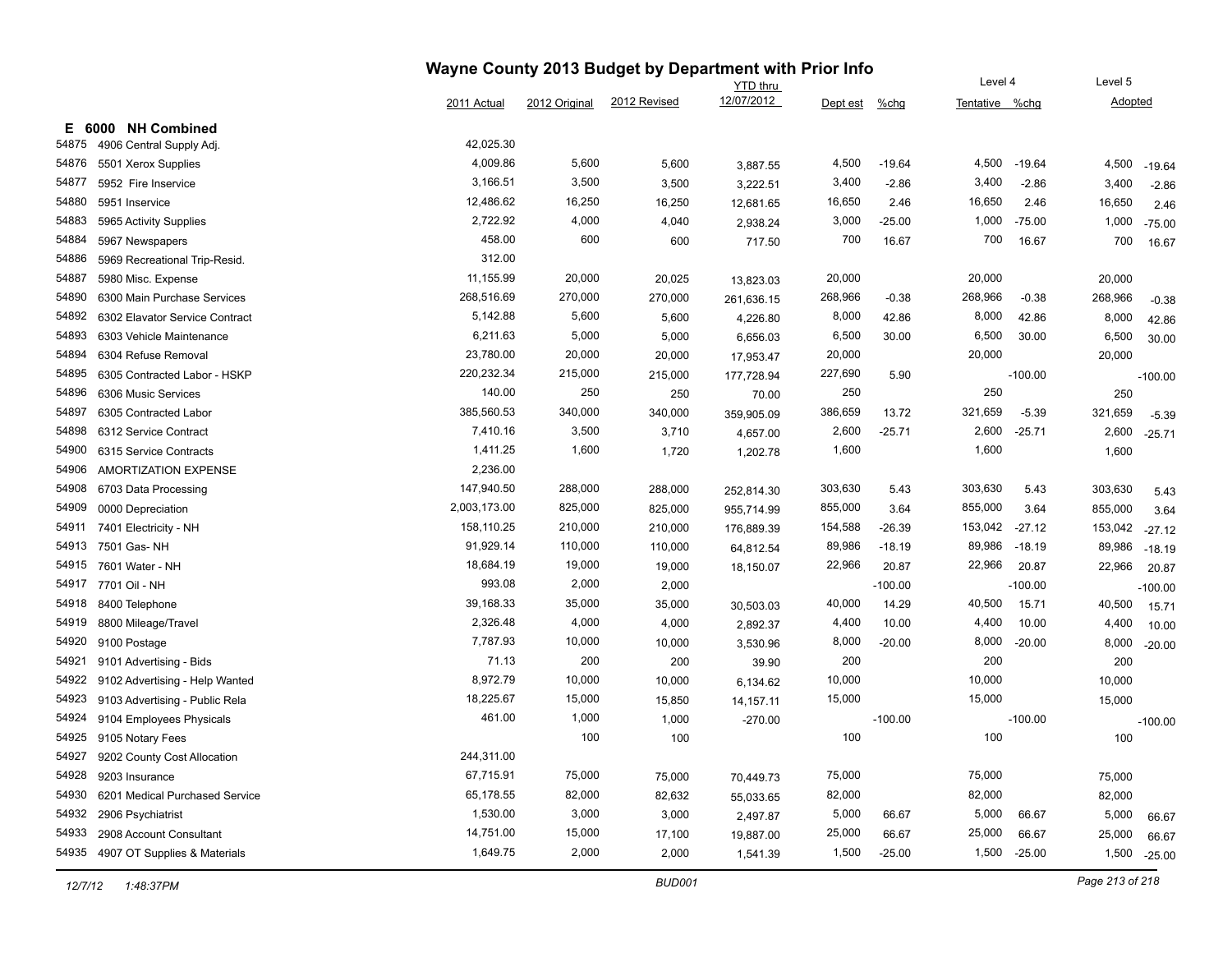# Wayne County 2013 Budget by Department with Prior Info

## E 6000 NH Combined

| | Account | 2011 Actual | 2012 Original | 2012 Revised | YTD thru 12/07/2012 | Dept est | %chg | Level 4 Tentative | %chg | Level 5 Adopted | %chg |
|---|---|---|---|---|---|---|---|---|---|---|---|
| 54875 | 4906 Central Supply Adj. | 42,025.30 | | | | | | | | | |
| 54876 | 5501 Xerox Supplies | 4,009.86 | 5,600 | 5,600 | 3,887.55 | 4,500 | -19.64 | 4,500 | -19.64 | 4,500 | -19.64 |
| 54877 | 5952 Fire Inservice | 3,166.51 | 3,500 | 3,500 | 3,222.51 | 3,400 | -2.86 | 3,400 | -2.86 | 3,400 | -2.86 |
| 54880 | 5951 Inservice | 12,486.62 | 16,250 | 16,250 | 12,681.65 | 16,650 | 2.46 | 16,650 | 2.46 | 16,650 | 2.46 |
| 54883 | 5965 Activity Supplies | 2,722.92 | 4,000 | 4,040 | 2,938.24 | 3,000 | -25.00 | 1,000 | -75.00 | 1,000 | -75.00 |
| 54884 | 5967 Newspapers | 458.00 | 600 | 600 | 717.50 | 700 | 16.67 | 700 | 16.67 | 700 | 16.67 |
| 54886 | 5969 Recreational Trip-Resid. | 312.00 | | | | | | | | | |
| 54887 | 5980 Misc. Expense | 11,155.99 | 20,000 | 20,025 | 13,823.03 | 20,000 | | 20,000 | | 20,000 | |
| 54890 | 6300 Main Purchase Services | 268,516.69 | 270,000 | 270,000 | 261,636.15 | 268,966 | -0.38 | 268,966 | -0.38 | 268,966 | -0.38 |
| 54892 | 6302 Elavator Service Contract | 5,142.88 | 5,600 | 5,600 | 4,226.80 | 8,000 | 42.86 | 8,000 | 42.86 | 8,000 | 42.86 |
| 54893 | 6303 Vehicle Maintenance | 6,211.63 | 5,000 | 5,000 | 6,656.03 | 6,500 | 30.00 | 6,500 | 30.00 | 6,500 | 30.00 |
| 54894 | 6304 Refuse Removal | 23,780.00 | 20,000 | 20,000 | 17,953.47 | 20,000 | | 20,000 | | 20,000 | |
| 54895 | 6305 Contracted Labor - HSKP | 220,232.34 | 215,000 | 215,000 | 177,728.94 | 227,690 | 5.90 | | -100.00 | | -100.00 |
| 54896 | 6306 Music Services | 140.00 | 250 | 250 | 70.00 | 250 | | 250 | | 250 | |
| 54897 | 6305 Contracted Labor | 385,560.53 | 340,000 | 340,000 | 359,905.09 | 386,659 | 13.72 | 321,659 | -5.39 | 321,659 | -5.39 |
| 54898 | 6312 Service Contract | 7,410.16 | 3,500 | 3,710 | 4,657.00 | 2,600 | -25.71 | 2,600 | -25.71 | 2,600 | -25.71 |
| 54900 | 6315 Service Contracts | 1,411.25 | 1,600 | 1,720 | 1,202.78 | 1,600 | | 1,600 | | 1,600 | |
| 54906 | AMORTIZATION EXPENSE | 2,236.00 | | | | | | | | | |
| 54908 | 6703 Data Processing | 147,940.50 | 288,000 | 288,000 | 252,814.30 | 303,630 | 5.43 | 303,630 | 5.43 | 303,630 | 5.43 |
| 54909 | 0000 Depreciation | 2,003,173.00 | 825,000 | 825,000 | 955,714.99 | 855,000 | 3.64 | 855,000 | 3.64 | 855,000 | 3.64 |
| 54911 | 7401 Electricity - NH | 158,110.25 | 210,000 | 210,000 | 176,889.39 | 154,588 | -26.39 | 153,042 | -27.12 | 153,042 | -27.12 |
| 54913 | 7501 Gas- NH | 91,929.14 | 110,000 | 110,000 | 64,812.54 | 89,986 | -18.19 | 89,986 | -18.19 | 89,986 | -18.19 |
| 54915 | 7601 Water - NH | 18,684.19 | 19,000 | 19,000 | 18,150.07 | 22,966 | 20.87 | 22,966 | 20.87 | 22,966 | 20.87 |
| 54917 | 7701 Oil - NH | 993.08 | 2,000 | 2,000 | | | -100.00 | | -100.00 | | -100.00 |
| 54918 | 8400 Telephone | 39,168.33 | 35,000 | 35,000 | 30,503.03 | 40,000 | 14.29 | 40,500 | 15.71 | 40,500 | 15.71 |
| 54919 | 8800 Mileage/Travel | 2,326.48 | 4,000 | 4,000 | 2,892.37 | 4,400 | 10.00 | 4,400 | 10.00 | 4,400 | 10.00 |
| 54920 | 9100 Postage | 7,787.93 | 10,000 | 10,000 | 3,530.96 | 8,000 | -20.00 | 8,000 | -20.00 | 8,000 | -20.00 |
| 54921 | 9101 Advertising - Bids | 71.13 | 200 | 200 | 39.90 | 200 | | 200 | | 200 | |
| 54922 | 9102 Advertising - Help Wanted | 8,972.79 | 10,000 | 10,000 | 6,134.62 | 10,000 | | 10,000 | | 10,000 | |
| 54923 | 9103 Advertising - Public Rela | 18,225.67 | 15,000 | 15,850 | 14,157.11 | 15,000 | | 15,000 | | 15,000 | |
| 54924 | 9104 Employees Physicals | 461.00 | 1,000 | 1,000 | -270.00 | | -100.00 | | -100.00 | | -100.00 |
| 54925 | 9105 Notary Fees | | 100 | 100 | | 100 | | 100 | | 100 | |
| 54927 | 9202 County Cost Allocation | 244,311.00 | | | | | | | | | |
| 54928 | 9203 Insurance | 67,715.91 | 75,000 | 75,000 | 70,449.73 | 75,000 | | 75,000 | | 75,000 | |
| 54930 | 6201 Medical Purchased Service | 65,178.55 | 82,000 | 82,632 | 55,033.65 | 82,000 | | 82,000 | | 82,000 | |
| 54932 | 2906 Psychiatrist | 1,530.00 | 3,000 | 3,000 | 2,497.87 | 5,000 | 66.67 | 5,000 | 66.67 | 5,000 | 66.67 |
| 54933 | 2908 Account Consultant | 14,751.00 | 15,000 | 17,100 | 19,887.00 | 25,000 | 66.67 | 25,000 | 66.67 | 25,000 | 66.67 |
| 54935 | 4907 OT Supplies & Materials | 1,649.75 | 2,000 | 2,000 | 1,541.39 | 1,500 | -25.00 | 1,500 | -25.00 | 1,500 | -25.00 |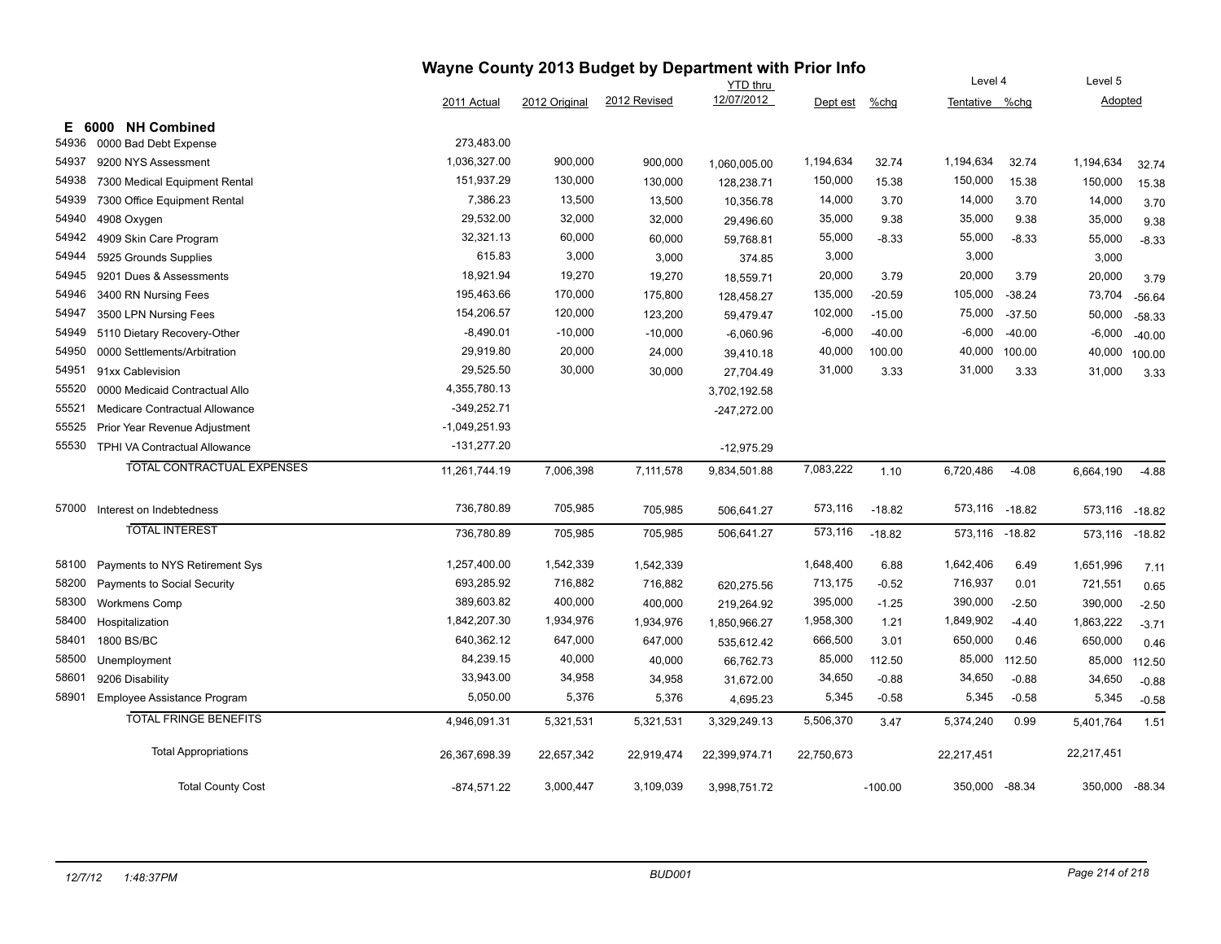# Wayne County 2013 Budget by Department with Prior Info

| | | 2011 Actual | 2012 Original | 2012 Revised | YTD thru 12/07/2012 | Dept est | %chg | Level 4 Tentative | %chg | Level 5 Adopted | |
|---|---|---|---|---|---|---|---|---|---|---|---|
| **E 6000** | **NH Combined** | | | | | | | | | | |
| 54936 | 0000 Bad Debt Expense | 273,483.00 | | | | | | | | | |
| 54937 | 9200 NYS Assessment | 1,036,327.00 | 900,000 | 900,000 | 1,060,005.00 | 1,194,634 | 32.74 | 1,194,634 | 32.74 | 1,194,634 | 32.74 |
| 54938 | 7300 Medical Equipment Rental | 151,937.29 | 130,000 | 130,000 | 128,238.71 | 150,000 | 15.38 | 150,000 | 15.38 | 150,000 | 15.38 |
| 54939 | 7300 Office Equipment Rental | 7,386.23 | 13,500 | 13,500 | 10,356.78 | 14,000 | 3.70 | 14,000 | 3.70 | 14,000 | 3.70 |
| 54940 | 4908 Oxygen | 29,532.00 | 32,000 | 32,000 | 29,496.60 | 35,000 | 9.38 | 35,000 | 9.38 | 35,000 | 9.38 |
| 54942 | 4909 Skin Care Program | 32,321.13 | 60,000 | 60,000 | 59,768.81 | 55,000 | -8.33 | 55,000 | -8.33 | 55,000 | -8.33 |
| 54944 | 5925 Grounds Supplies | 615.83 | 3,000 | 3,000 | 374.85 | 3,000 | | 3,000 | | 3,000 | |
| 54945 | 9201 Dues & Assessments | 18,921.94 | 19,270 | 19,270 | 18,559.71 | 20,000 | 3.79 | 20,000 | 3.79 | 20,000 | 3.79 |
| 54946 | 3400 RN Nursing Fees | 195,463.66 | 170,000 | 175,800 | 128,458.27 | 135,000 | -20.59 | 105,000 | -38.24 | 73,704 | -56.64 |
| 54947 | 3500 LPN Nursing Fees | 154,206.57 | 120,000 | 123,200 | 59,479.47 | 102,000 | -15.00 | 75,000 | -37.50 | 50,000 | -58.33 |
| 54949 | 5110 Dietary Recovery-Other | -8,490.01 | -10,000 | -10,000 | -6,060.96 | -6,000 | -40.00 | -6,000 | -40.00 | -6,000 | -40.00 |
| 54950 | 0000 Settlements/Arbitration | 29,919.80 | 20,000 | 24,000 | 39,410.18 | 40,000 | 100.00 | 40,000 | 100.00 | 40,000 | 100.00 |
| 54951 | 91xx Cablevision | 29,525.50 | 30,000 | 30,000 | 27,704.49 | 31,000 | 3.33 | 31,000 | 3.33 | 31,000 | 3.33 |
| 55520 | 0000 Medicaid Contractual Allo | 4,355,780.13 | | | 3,702,192.58 | | | | | | |
| 55521 | Medicare Contractual Allowance | -349,252.71 | | | -247,272.00 | | | | | | |
| 55525 | Prior Year Revenue Adjustment | -1,049,251.93 | | | | | | | | | |
| 55530 | TPHI VA Contractual Allowance | -131,277.20 | | | -12,975.29 | | | | | | |
| | TOTAL CONTRACTUAL EXPENSES | 11,261,744.19 | 7,006,398 | 7,111,578 | 9,834,501.88 | 7,083,222 | 1.10 | 6,720,486 | -4.08 | 6,664,190 | -4.88 |
| 57000 | Interest on Indebtedness | 736,780.89 | 705,985 | 705,985 | 506,641.27 | 573,116 | -18.82 | 573,116 | -18.82 | 573,116 | -18.82 |
| | TOTAL INTEREST | 736,780.89 | 705,985 | 705,985 | 506,641.27 | 573,116 | -18.82 | 573,116 | -18.82 | 573,116 | -18.82 |
| 58100 | Payments to NYS Retirement Sys | 1,257,400.00 | 1,542,339 | 1,542,339 | | 1,648,400 | 6.88 | 1,642,406 | 6.49 | 1,651,996 | 7.11 |
| 58200 | Payments to Social Security | 693,285.92 | 716,882 | 716,882 | 620,275.56 | 713,175 | -0.52 | 716,937 | 0.01 | 721,551 | 0.65 |
| 58300 | Workmens Comp | 389,603.82 | 400,000 | 400,000 | 219,264.92 | 395,000 | -1.25 | 390,000 | -2.50 | 390,000 | -2.50 |
| 58400 | Hospitalization | 1,842,207.30 | 1,934,976 | 1,934,976 | 1,850,966.27 | 1,958,300 | 1.21 | 1,849,902 | -4.40 | 1,863,222 | -3.71 |
| 58401 | 1800 BS/BC | 640,362.12 | 647,000 | 647,000 | 535,612.42 | 666,500 | 3.01 | 650,000 | 0.46 | 650,000 | 0.46 |
| 58500 | Unemployment | 84,239.15 | 40,000 | 40,000 | 66,762.73 | 85,000 | 112.50 | 85,000 | 112.50 | 85,000 | 112.50 |
| 58601 | 9206 Disability | 33,943.00 | 34,958 | 34,958 | 31,672.00 | 34,650 | -0.88 | 34,650 | -0.88 | 34,650 | -0.88 |
| 58901 | Employee Assistance Program | 5,050.00 | 5,376 | 5,376 | 4,695.23 | 5,345 | -0.58 | 5,345 | -0.58 | 5,345 | -0.58 |
| | TOTAL FRINGE BENEFITS | 4,946,091.31 | 5,321,531 | 5,321,531 | 3,329,249.13 | 5,506,370 | 3.47 | 5,374,240 | 0.99 | 5,401,764 | 1.51 |
| | Total Appropriations | 26,367,698.39 | 22,657,342 | 22,919,474 | 22,399,974.71 | 22,750,673 | | 22,217,451 | | 22,217,451 | |
| | Total County Cost | -874,571.22 | 3,000,447 | 3,109,039 | 3,998,751.72 | | -100.00 | 350,000 | -88.34 | 350,000 | -88.34 |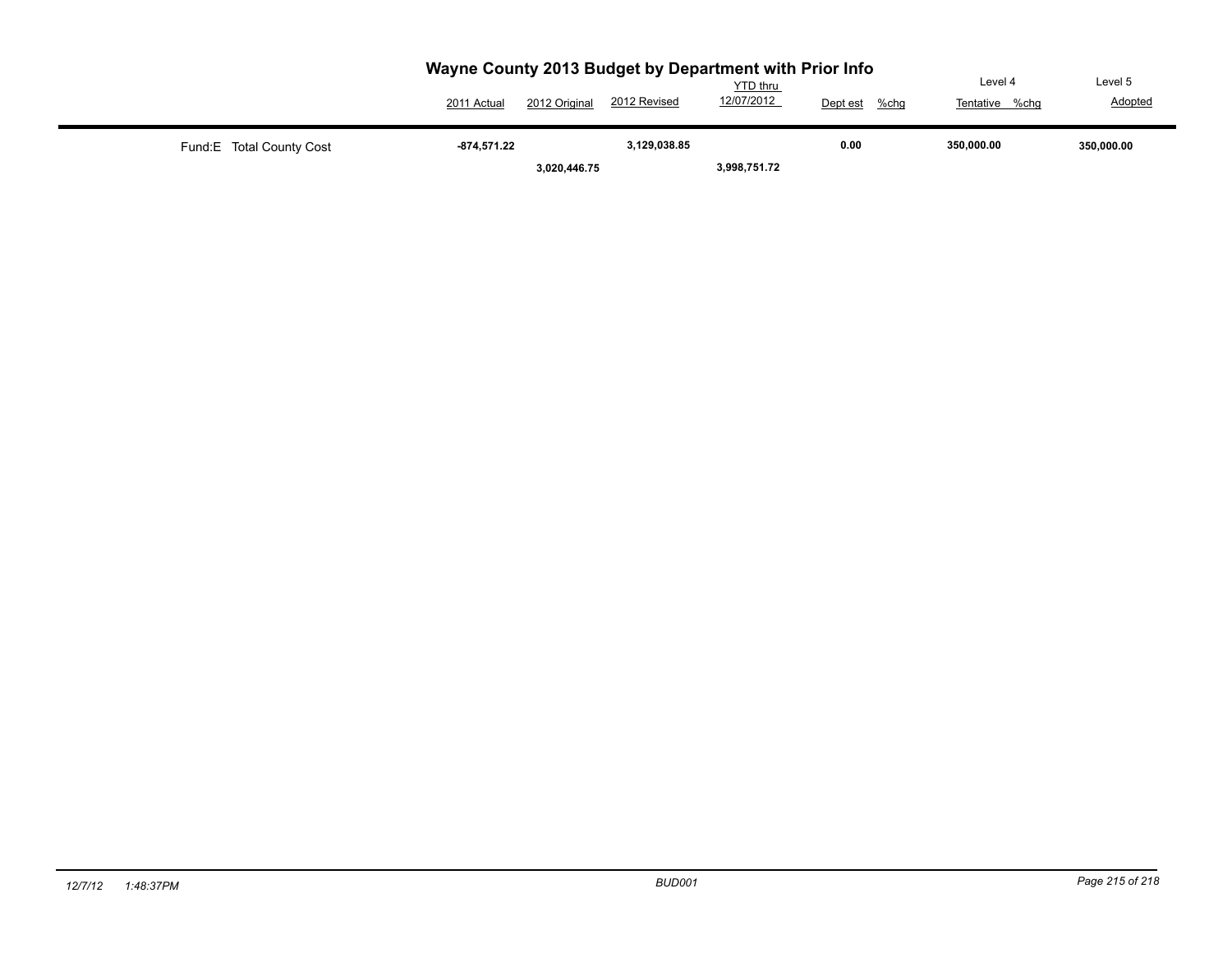## Wayne County 2013 Budget by Department with Prior Info

| | 2011 Actual | 2012 Original | 2012 Revised | YTD thru 12/07/2012 | Dept est | %chg | Level 4 Tentative | %chg | Level 5 Adopted |
|---|---|---|---|---|---|---|---|---|---|
| Fund:E Total County Cost | **-874,571.22** | **3,020,446.75** | **3,129,038.85** | **3,998,751.72** | **0.00** | | **350,000.00** | | **350,000.00** |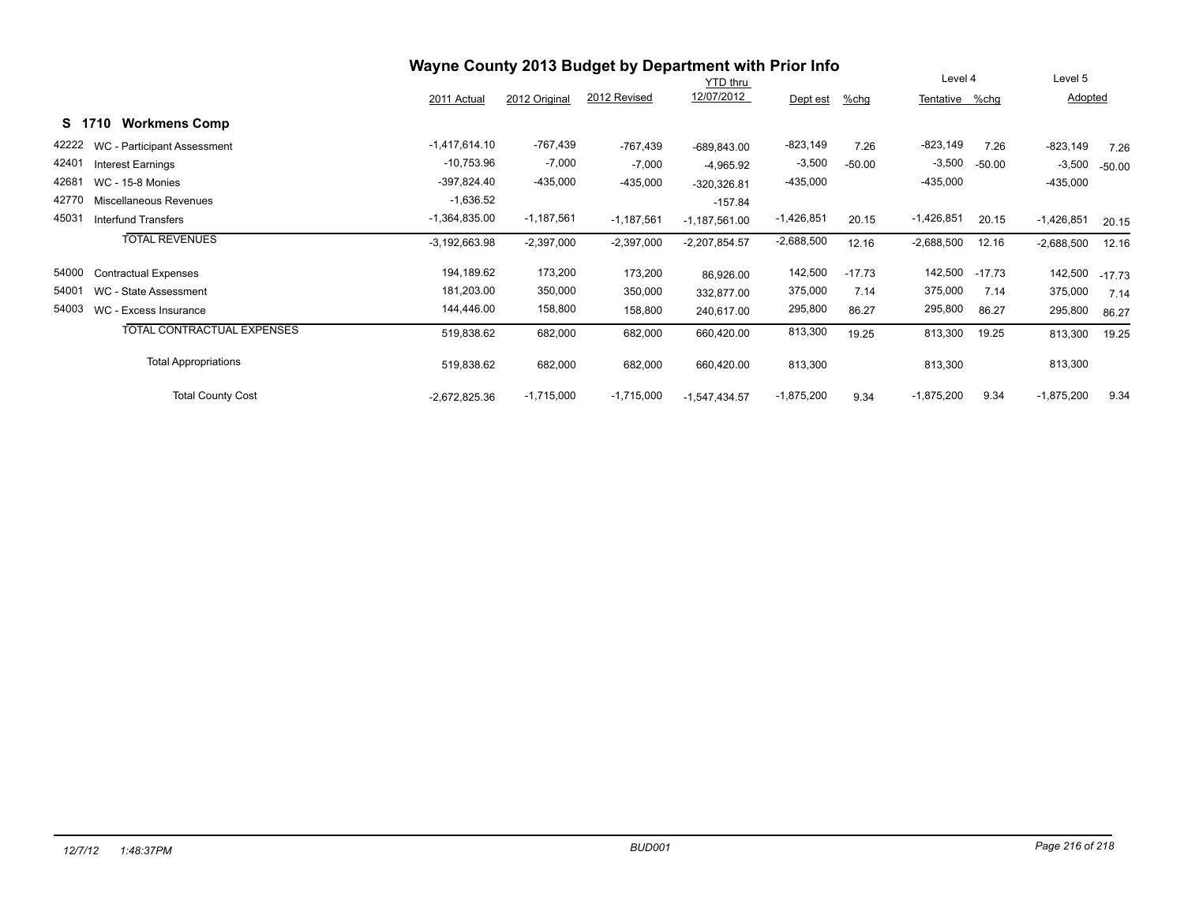# Wayne County 2013 Budget by Department with Prior Info

## S 1710 Workmens Comp

| | | 2011 Actual | 2012 Original | 2012 Revised | YTD thru 12/07/2012 | Dept est | %chg | Level 4 Tentative | %chg | Level 5 Adopted | |
|---|---|---|---|---|---|---|---|---|---|---|---|
| 42222 | WC - Participant Assessment | -1,417,614.10 | -767,439 | -767,439 | -689,843.00 | -823,149 | 7.26 | -823,149 | 7.26 | -823,149 | 7.26 |
| 42401 | Interest Earnings | -10,753.96 | -7,000 | -7,000 | -4,965.92 | -3,500 | -50.00 | -3,500 | -50.00 | -3,500 | -50.00 |
| 42681 | WC - 15-8 Monies | -397,824.40 | -435,000 | -435,000 | -320,326.81 | -435,000 | | -435,000 | | -435,000 | |
| 42770 | Miscellaneous Revenues | -1,636.52 | | | -157.84 | | | | | | |
| 45031 | Interfund Transfers | -1,364,835.00 | -1,187,561 | -1,187,561 | -1,187,561.00 | -1,426,851 | 20.15 | -1,426,851 | 20.15 | -1,426,851 | 20.15 |
| | TOTAL REVENUES | -3,192,663.98 | -2,397,000 | -2,397,000 | -2,207,854.57 | -2,688,500 | 12.16 | -2,688,500 | 12.16 | -2,688,500 | 12.16 |
| 54000 | Contractual Expenses | 194,189.62 | 173,200 | 173,200 | 86,926.00 | 142,500 | -17.73 | 142,500 | -17.73 | 142,500 | -17.73 |
| 54001 | WC - State Assessment | 181,203.00 | 350,000 | 350,000 | 332,877.00 | 375,000 | 7.14 | 375,000 | 7.14 | 375,000 | 7.14 |
| 54003 | WC - Excess Insurance | 144,446.00 | 158,800 | 158,800 | 240,617.00 | 295,800 | 86.27 | 295,800 | 86.27 | 295,800 | 86.27 |
| | TOTAL CONTRACTUAL EXPENSES | 519,838.62 | 682,000 | 682,000 | 660,420.00 | 813,300 | 19.25 | 813,300 | 19.25 | 813,300 | 19.25 |
| | Total Appropriations | 519,838.62 | 682,000 | 682,000 | 660,420.00 | 813,300 | | 813,300 | | 813,300 | |
| | Total County Cost | -2,672,825.36 | -1,715,000 | -1,715,000 | -1,547,434.57 | -1,875,200 | 9.34 | -1,875,200 | 9.34 | -1,875,200 | 9.34 |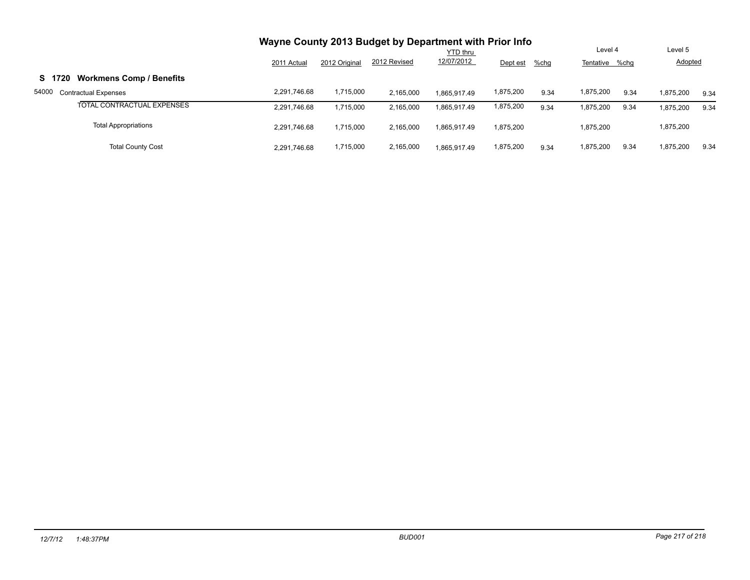# Wayne County 2013 Budget by Department with Prior Info

| | 2011 Actual | 2012 Original | 2012 Revised | YTD thru 12/07/2012 | Dept est | %chg | Level 4 Tentative | %chg | Level 5 Adopted | |
|---|---|---|---|---|---|---|---|---|---|---|
| **S 1720 Workmens Comp / Benefits** | | | | | | | | | | |
| 54000 Contractual Expenses | 2,291,746.68 | 1,715,000 | 2,165,000 | 1,865,917.49 | 1,875,200 | 9.34 | 1,875,200 | 9.34 | 1,875,200 | 9.34 |
| TOTAL CONTRACTUAL EXPENSES | 2,291,746.68 | 1,715,000 | 2,165,000 | 1,865,917.49 | 1,875,200 | 9.34 | 1,875,200 | 9.34 | 1,875,200 | 9.34 |
| Total Appropriations | 2,291,746.68 | 1,715,000 | 2,165,000 | 1,865,917.49 | 1,875,200 | | 1,875,200 | | 1,875,200 | |
| Total County Cost | 2,291,746.68 | 1,715,000 | 2,165,000 | 1,865,917.49 | 1,875,200 | 9.34 | 1,875,200 | 9.34 | 1,875,200 | 9.34 |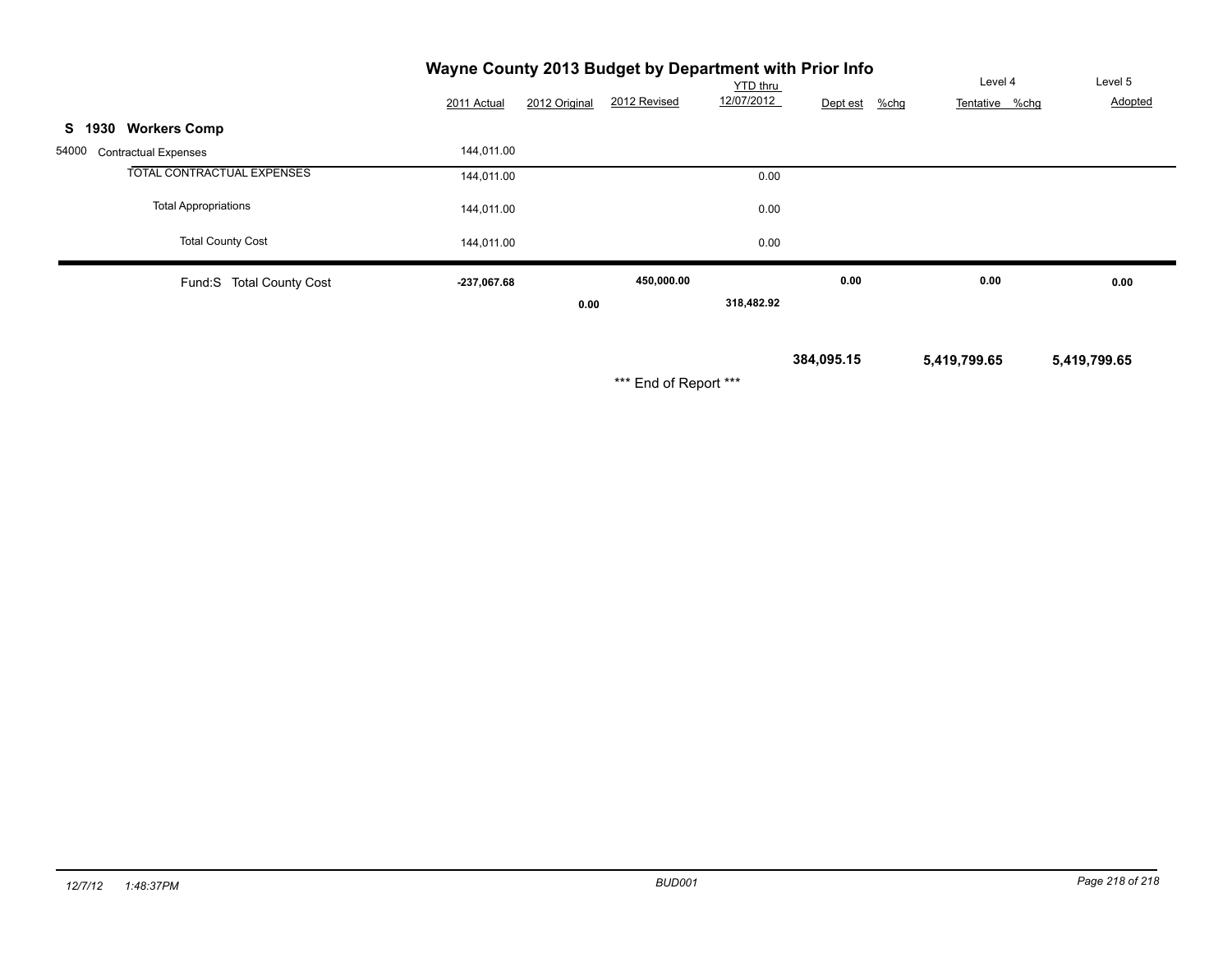# Wayne County 2013 Budget by Department with Prior Info

| | 2011 Actual | 2012 Original | 2012 Revised | YTD thru 12/07/2012 | Dept est | %chg | Level 4 Tentative | %chg | Level 5 Adopted |
|---|---|---|---|---|---|---|---|---|---|
| **S 1930 Workers Comp** | | | | | | | | | |
| 54000 Contractual Expenses | 144,011.00 | | | | | | | | |
| TOTAL CONTRACTUAL EXPENSES | 144,011.00 | | | 0.00 | | | | | |
| Total Appropriations | 144,011.00 | | | 0.00 | | | | | |
| Total County Cost | 144,011.00 | | | 0.00 | | | | | |
| **Fund:S Total County Cost** | **-237,067.68** | **0.00** | **450,000.00** | **318,482.92** | **0.00** | | **0.00** | | **0.00** |
| | | | | | **384,095.15** | | **5,419,799.65** | | **5,419,799.65** |

*** End of Report ***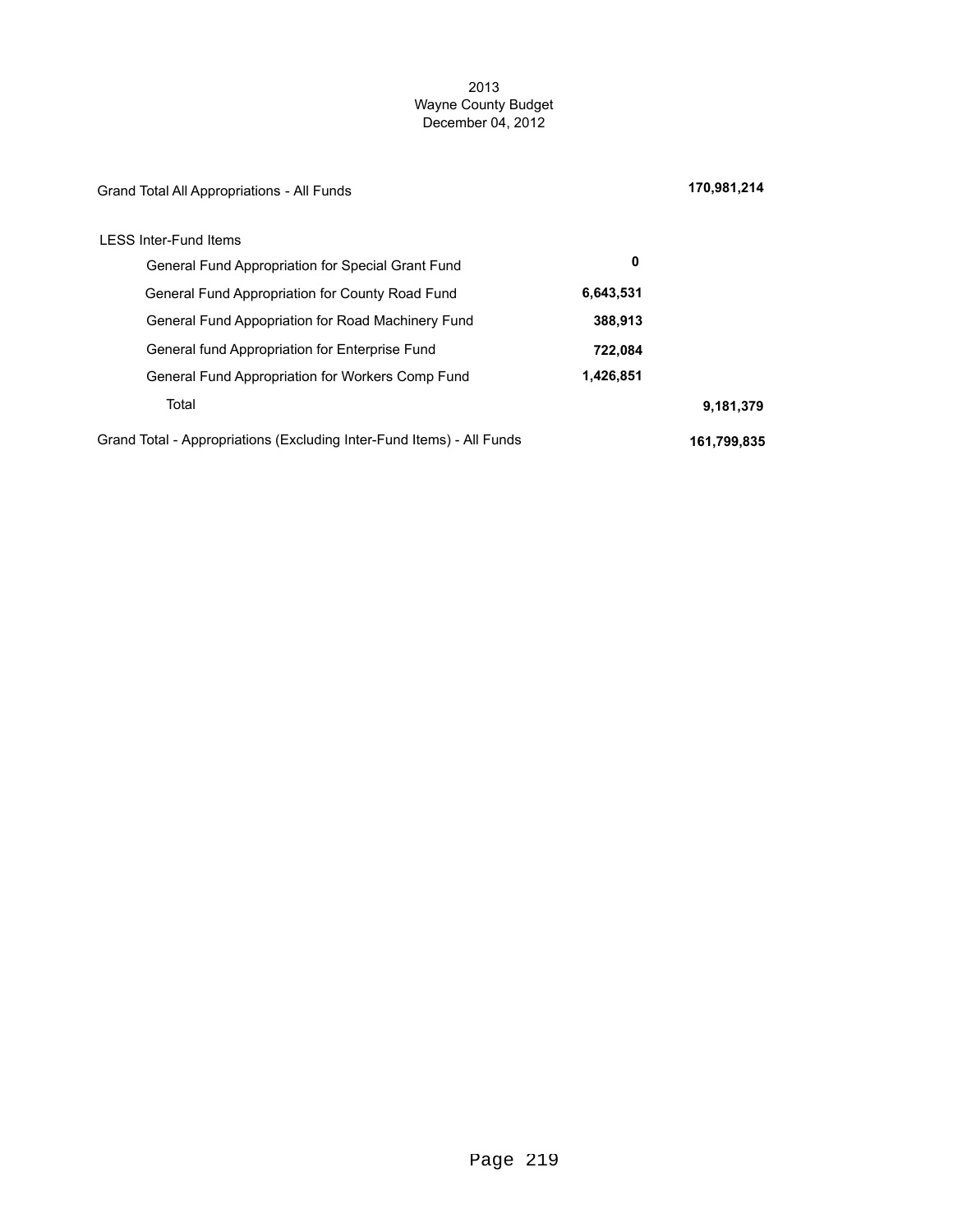2013
Wayne County Budget
December 04, 2012

| | | |
|---|---|---|
| Grand Total All Appropriations - All Funds | | **170,981,214** |
| LESS Inter-Fund Items | | |
| General Fund Appropriation for Special Grant Fund | **0** | |
| General Fund Appropriation for County Road Fund | **6,643,531** | |
| General Fund Appopriation for Road Machinery Fund | **388,913** | |
| General fund Appropriation for Enterprise Fund | **722,084** | |
| General Fund Appropriation for Workers Comp Fund | **1,426,851** | |
| Total | | **9,181,379** |
| Grand Total - Appropriations (Excluding Inter-Fund Items) - All Funds | | **161,799,835** |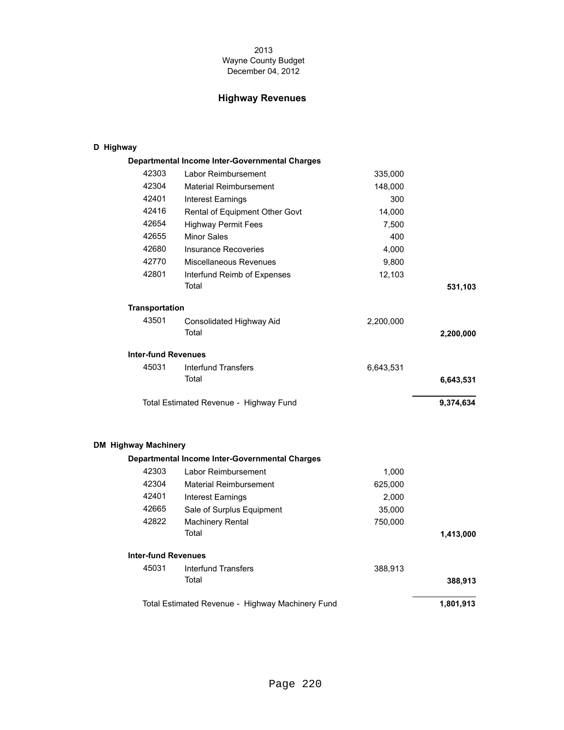2013
Wayne County Budget
December 04, 2012

# Highway Revenues

## D Highway

### Departmental Income Inter-Governmental Charges

| Code | Description | Amount | Total |
|---|---|---|---|
| 42303 | Labor Reimbursement | 335,000 | |
| 42304 | Material Reimbursement | 148,000 | |
| 42401 | Interest Earnings | 300 | |
| 42416 | Rental of Equipment Other Govt | 14,000 | |
| 42654 | Highway Permit Fees | 7,500 | |
| 42655 | Minor Sales | 400 | |
| 42680 | Insurance Recoveries | 4,000 | |
| 42770 | Miscellaneous Revenues | 9,800 | |
| 42801 | Interfund Reimb of Expenses | 12,103 | |
| | Total | | **531,103** |

### Transportation

| Code | Description | Amount | Total |
|---|---|---|---|
| 43501 | Consolidated Highway Aid | 2,200,000 | |
| | Total | | **2,200,000** |

### Inter-fund Revenues

| Code | Description | Amount | Total |
|---|---|---|---|
| 45031 | Interfund Transfers | 6,643,531 | |
| | Total | | **6,643,531** |

Total Estimated Revenue - Highway Fund **9,374,634**

## DM Highway Machinery

### Departmental Income Inter-Governmental Charges

| Code | Description | Amount | Total |
|---|---|---|---|
| 42303 | Labor Reimbursement | 1,000 | |
| 42304 | Material Reimbursement | 625,000 | |
| 42401 | Interest Earnings | 2,000 | |
| 42665 | Sale of Surplus Equipment | 35,000 | |
| 42822 | Machinery Rental | 750,000 | |
| | Total | | **1,413,000** |

### Inter-fund Revenues

| Code | Description | Amount | Total |
|---|---|---|---|
| 45031 | Interfund Transfers | 388,913 | |
| | Total | | **388,913** |

Total Estimated Revenue - Highway Machinery Fund **1,801,913**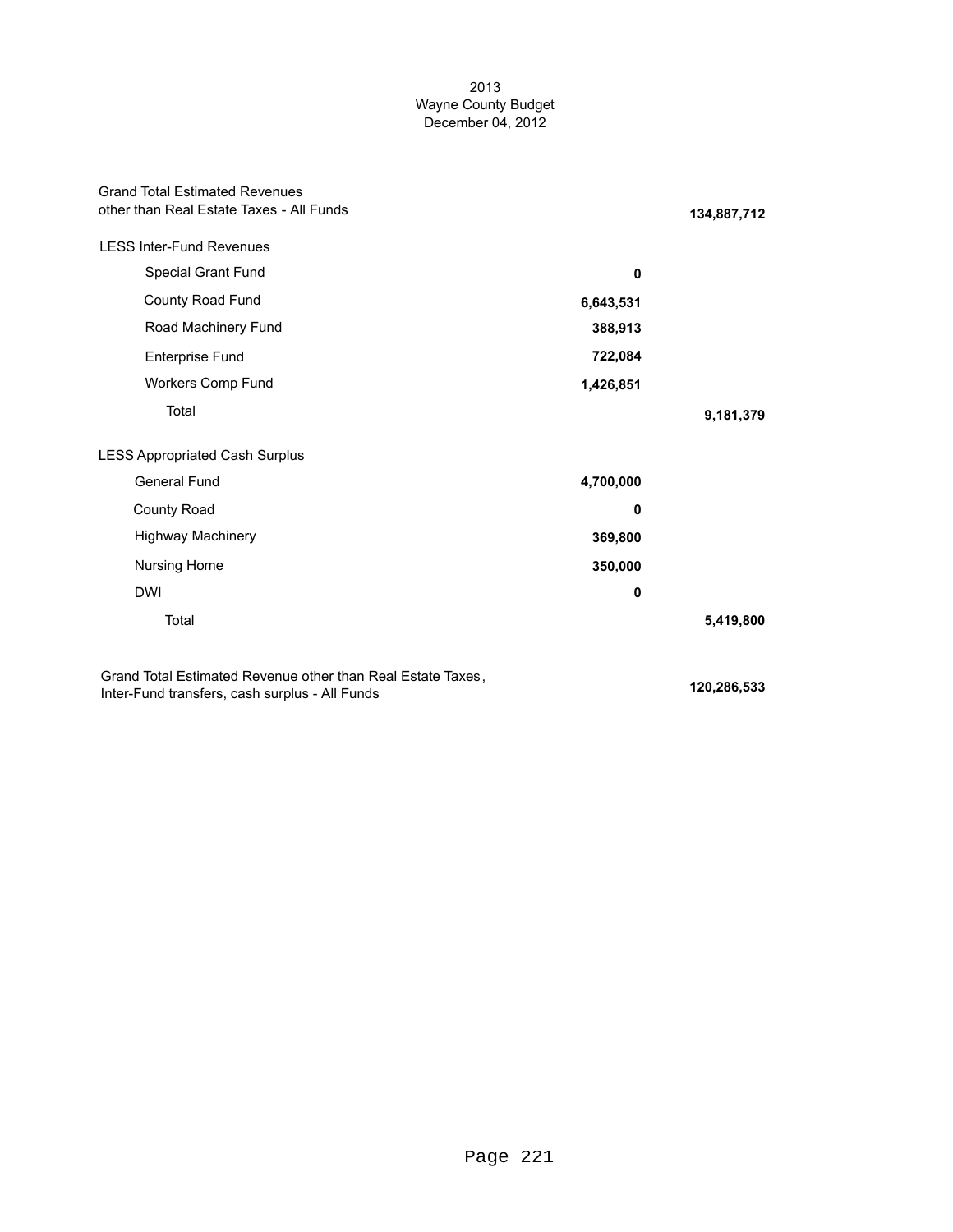2013
Wayne County Budget
December 04, 2012

| | | |
|---|---|---|
| Grand Total Estimated Revenues other than Real Estate Taxes - All Funds | | **134,887,712** |
| LESS Inter-Fund Revenues | | |
| Special Grant Fund | **0** | |
| County Road Fund | **6,643,531** | |
| Road Machinery Fund | **388,913** | |
| Enterprise Fund | **722,084** | |
| Workers Comp Fund | **1,426,851** | |
| Total | | **9,181,379** |
| LESS Appropriated Cash Surplus | | |
| General Fund | **4,700,000** | |
| County Road | **0** | |
| Highway Machinery | **369,800** | |
| Nursing Home | **350,000** | |
| DWI | **0** | |
| Total | | **5,419,800** |
| Grand Total Estimated Revenue other than Real Estate Taxes, Inter-Fund transfers, cash surplus - All Funds | | **120,286,533** |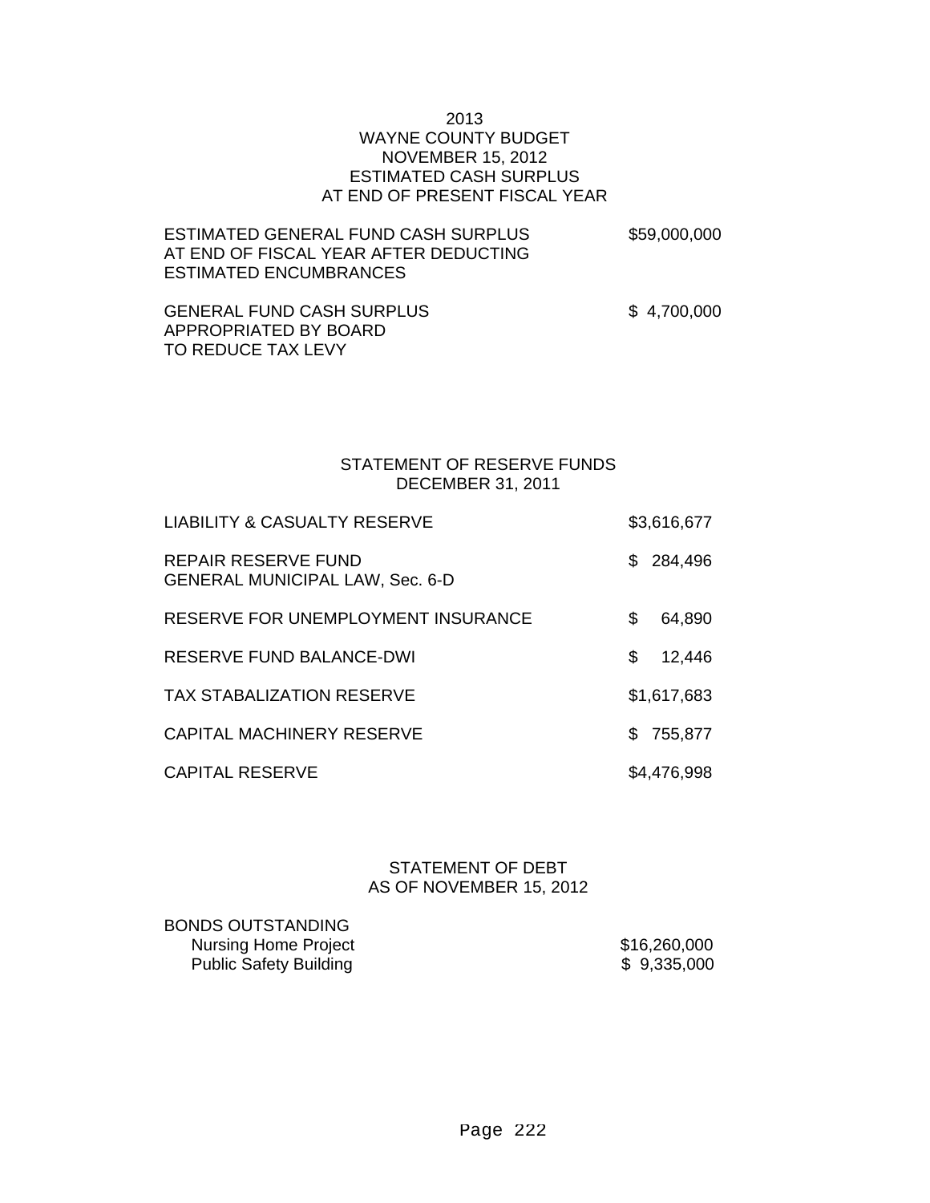# 2013
# WAYNE COUNTY BUDGET
## NOVEMBER 15, 2012
## ESTIMATED CASH SURPLUS
## AT END OF PRESENT FISCAL YEAR

| | |
|---|---|
| ESTIMATED GENERAL FUND CASH SURPLUS AT END OF FISCAL YEAR AFTER DEDUCTING ESTIMATED ENCUMBRANCES | $59,000,000 |
| GENERAL FUND CASH SURPLUS APPROPRIATED BY BOARD TO REDUCE TAX LEVY | $ 4,700,000 |

## STATEMENT OF RESERVE FUNDS
## DECEMBER 31, 2011

| | |
|---|---|
| LIABILITY & CASUALTY RESERVE | $3,616,677 |
| REPAIR RESERVE FUND GENERAL MUNICIPAL LAW, Sec. 6-D | $ 284,496 |
| RESERVE FOR UNEMPLOYMENT INSURANCE | $ 64,890 |
| RESERVE FUND BALANCE-DWI | $ 12,446 |
| TAX STABALIZATION RESERVE | $1,617,683 |
| CAPITAL MACHINERY RESERVE | $ 755,877 |
| CAPITAL RESERVE | $4,476,998 |

## STATEMENT OF DEBT
## AS OF NOVEMBER 15, 2012

| BONDS OUTSTANDING | |
|---|---|
| Nursing Home Project | $16,260,000 |
| Public Safety Building | $ 9,335,000 |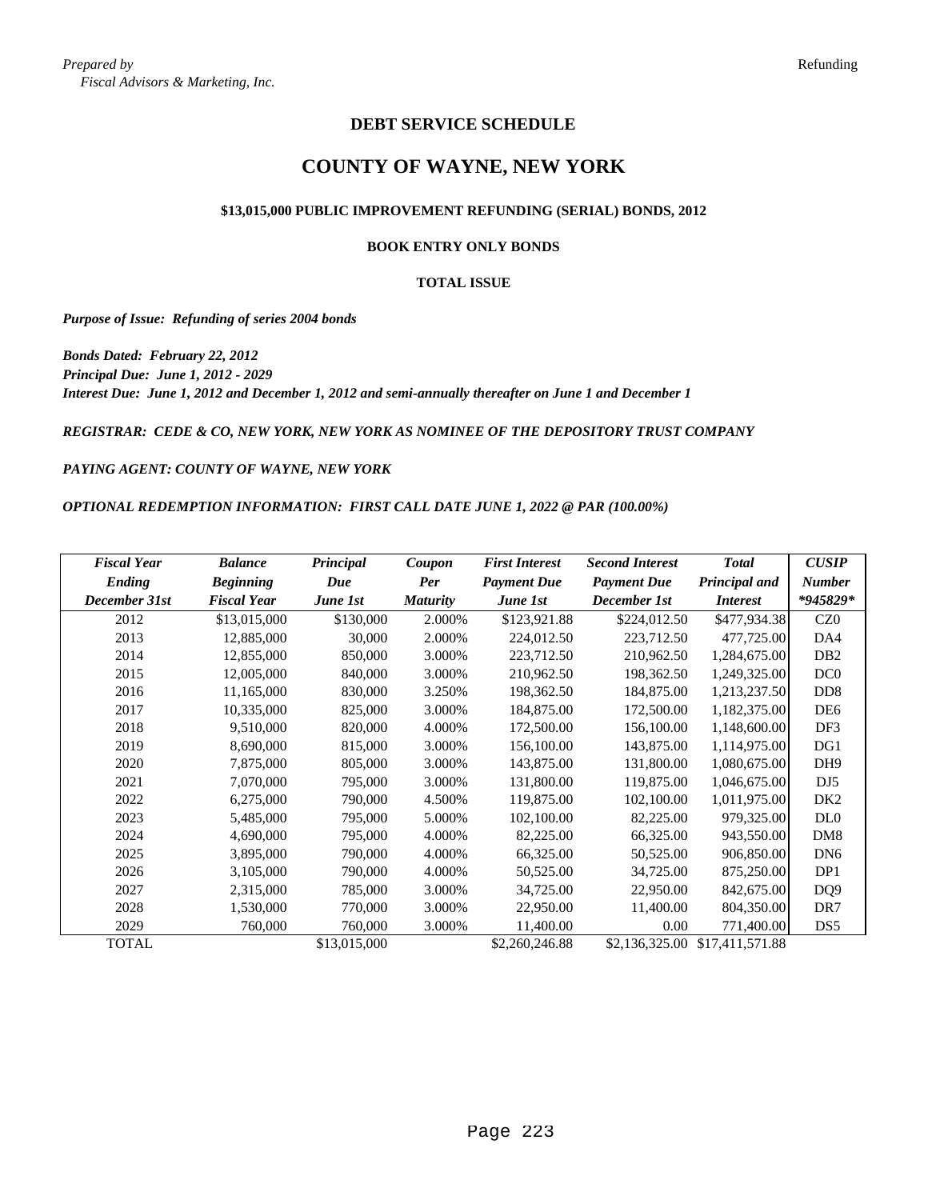*Prepared by*
*Fiscal Advisors & Marketing, Inc.*

Refunding

## DEBT SERVICE SCHEDULE

# COUNTY OF WAYNE, NEW YORK

### $13,015,000 PUBLIC IMPROVEMENT REFUNDING (SERIAL) BONDS, 2012

#### BOOK ENTRY ONLY BONDS

#### TOTAL ISSUE

***Purpose of Issue: Refunding of series 2004 bonds***

***Bonds Dated: February 22, 2012***
***Principal Due: June 1, 2012 - 2029***
***Interest Due: June 1, 2012 and December 1, 2012 and semi-annually thereafter on June 1 and December 1***

***REGISTRAR: CEDE & CO, NEW YORK, NEW YORK AS NOMINEE OF THE DEPOSITORY TRUST COMPANY***

***PAYING AGENT: COUNTY OF WAYNE, NEW YORK***

***OPTIONAL REDEMPTION INFORMATION: FIRST CALL DATE JUNE 1, 2022 @ PAR (100.00%)***

| *Fiscal Year Ending December 31st* | *Balance Beginning Fiscal Year* | *Principal Due June 1st* | *Coupon Per Maturity* | *First Interest Payment Due June 1st* | *Second Interest Payment Due December 1st* | *Total Principal and Interest* | *CUSIP Number *945829** |
|---|---|---|---|---|---|---|---|
| 2012 | $13,015,000 | $130,000 | 2.000% | $123,921.88 | $224,012.50 | $477,934.38 | CZ0 |
| 2013 | 12,885,000 | 30,000 | 2.000% | 224,012.50 | 223,712.50 | 477,725.00 | DA4 |
| 2014 | 12,855,000 | 850,000 | 3.000% | 223,712.50 | 210,962.50 | 1,284,675.00 | DB2 |
| 2015 | 12,005,000 | 840,000 | 3.000% | 210,962.50 | 198,362.50 | 1,249,325.00 | DC0 |
| 2016 | 11,165,000 | 830,000 | 3.250% | 198,362.50 | 184,875.00 | 1,213,237.50 | DD8 |
| 2017 | 10,335,000 | 825,000 | 3.000% | 184,875.00 | 172,500.00 | 1,182,375.00 | DE6 |
| 2018 | 9,510,000 | 820,000 | 4.000% | 172,500.00 | 156,100.00 | 1,148,600.00 | DF3 |
| 2019 | 8,690,000 | 815,000 | 3.000% | 156,100.00 | 143,875.00 | 1,114,975.00 | DG1 |
| 2020 | 7,875,000 | 805,000 | 3.000% | 143,875.00 | 131,800.00 | 1,080,675.00 | DH9 |
| 2021 | 7,070,000 | 795,000 | 3.000% | 131,800.00 | 119,875.00 | 1,046,675.00 | DJ5 |
| 2022 | 6,275,000 | 790,000 | 4.500% | 119,875.00 | 102,100.00 | 1,011,975.00 | DK2 |
| 2023 | 5,485,000 | 795,000 | 5.000% | 102,100.00 | 82,225.00 | 979,325.00 | DL0 |
| 2024 | 4,690,000 | 795,000 | 4.000% | 82,225.00 | 66,325.00 | 943,550.00 | DM8 |
| 2025 | 3,895,000 | 790,000 | 4.000% | 66,325.00 | 50,525.00 | 906,850.00 | DN6 |
| 2026 | 3,105,000 | 790,000 | 4.000% | 50,525.00 | 34,725.00 | 875,250.00 | DP1 |
| 2027 | 2,315,000 | 785,000 | 3.000% | 34,725.00 | 22,950.00 | 842,675.00 | DQ9 |
| 2028 | 1,530,000 | 770,000 | 3.000% | 22,950.00 | 11,400.00 | 804,350.00 | DR7 |
| 2029 | 760,000 | 760,000 | 3.000% | 11,400.00 | 0.00 | 771,400.00 | DS5 |
| TOTAL | | $13,015,000 | | $2,260,246.88 | $2,136,325.00 | $17,411,571.88 | |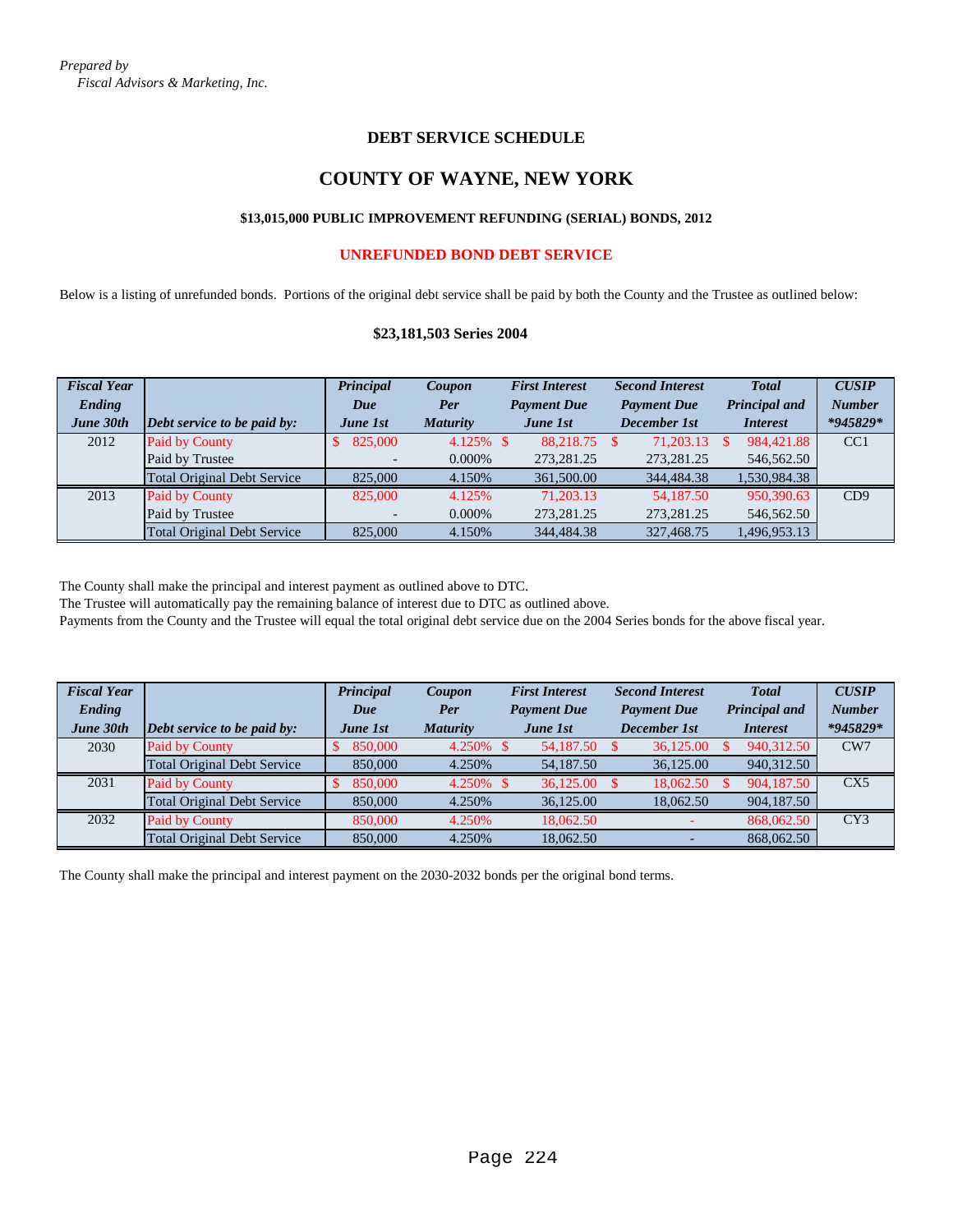*Prepared by*
*Fiscal Advisors & Marketing, Inc.*

## DEBT SERVICE SCHEDULE

# COUNTY OF WAYNE, NEW YORK

### $13,015,000 PUBLIC IMPROVEMENT REFUNDING (SERIAL) BONDS, 2012

### UNREFUNDED BOND DEBT SERVICE

Below is a listing of unrefunded bonds. Portions of the original debt service shall be paid by both the County and the Trustee as outlined below:

### $23,181,503 Series 2004

| *Fiscal Year Ending June 30th* | *Debt service to be paid by:* | *Principal Due June 1st* | *Coupon Per Maturity* | *First Interest Payment Due June 1st* | *Second Interest Payment Due December 1st* | *Total Principal and Interest* | *CUSIP Number *945829** |
|---|---|---|---|---|---|---|---|
| 2012 | Paid by County | $ 825,000 | 4.125% | $ 88,218.75 | $ 71,203.13 | $ 984,421.88 | CC1 |
| | Paid by Trustee | - | 0.000% | 273,281.25 | 273,281.25 | 546,562.50 | |
| | Total Original Debt Service | 825,000 | 4.150% | 361,500.00 | 344,484.38 | 1,530,984.38 | |
| 2013 | Paid by County | 825,000 | 4.125% | 71,203.13 | 54,187.50 | 950,390.63 | CD9 |
| | Paid by Trustee | - | 0.000% | 273,281.25 | 273,281.25 | 546,562.50 | |
| | Total Original Debt Service | 825,000 | 4.150% | 344,484.38 | 327,468.75 | 1,496,953.13 | |

The County shall make the principal and interest payment as outlined above to DTC.
The Trustee will automatically pay the remaining balance of interest due to DTC as outlined above.
Payments from the County and the Trustee will equal the total original debt service due on the 2004 Series bonds for the above fiscal year.

| *Fiscal Year Ending June 30th* | *Debt service to be paid by:* | *Principal Due June 1st* | *Coupon Per Maturity* | *First Interest Payment Due June 1st* | *Second Interest Payment Due December 1st* | *Total Principal and Interest* | *CUSIP Number *945829** |
|---|---|---|---|---|---|---|---|
| 2030 | Paid by County | $ 850,000 | 4.250% | $ 54,187.50 | $ 36,125.00 | $ 940,312.50 | CW7 |
| | Total Original Debt Service | 850,000 | 4.250% | 54,187.50 | 36,125.00 | 940,312.50 | |
| 2031 | Paid by County | $ 850,000 | 4.250% | $ 36,125.00 | $ 18,062.50 | $ 904,187.50 | CX5 |
| | Total Original Debt Service | 850,000 | 4.250% | 36,125.00 | 18,062.50 | 904,187.50 | |
| 2032 | Paid by County | 850,000 | 4.250% | 18,062.50 | - | 868,062.50 | CY3 |
| | Total Original Debt Service | 850,000 | 4.250% | 18,062.50 | - | 868,062.50 | |

The County shall make the principal and interest payment on the 2030-2032 bonds per the original bond terms.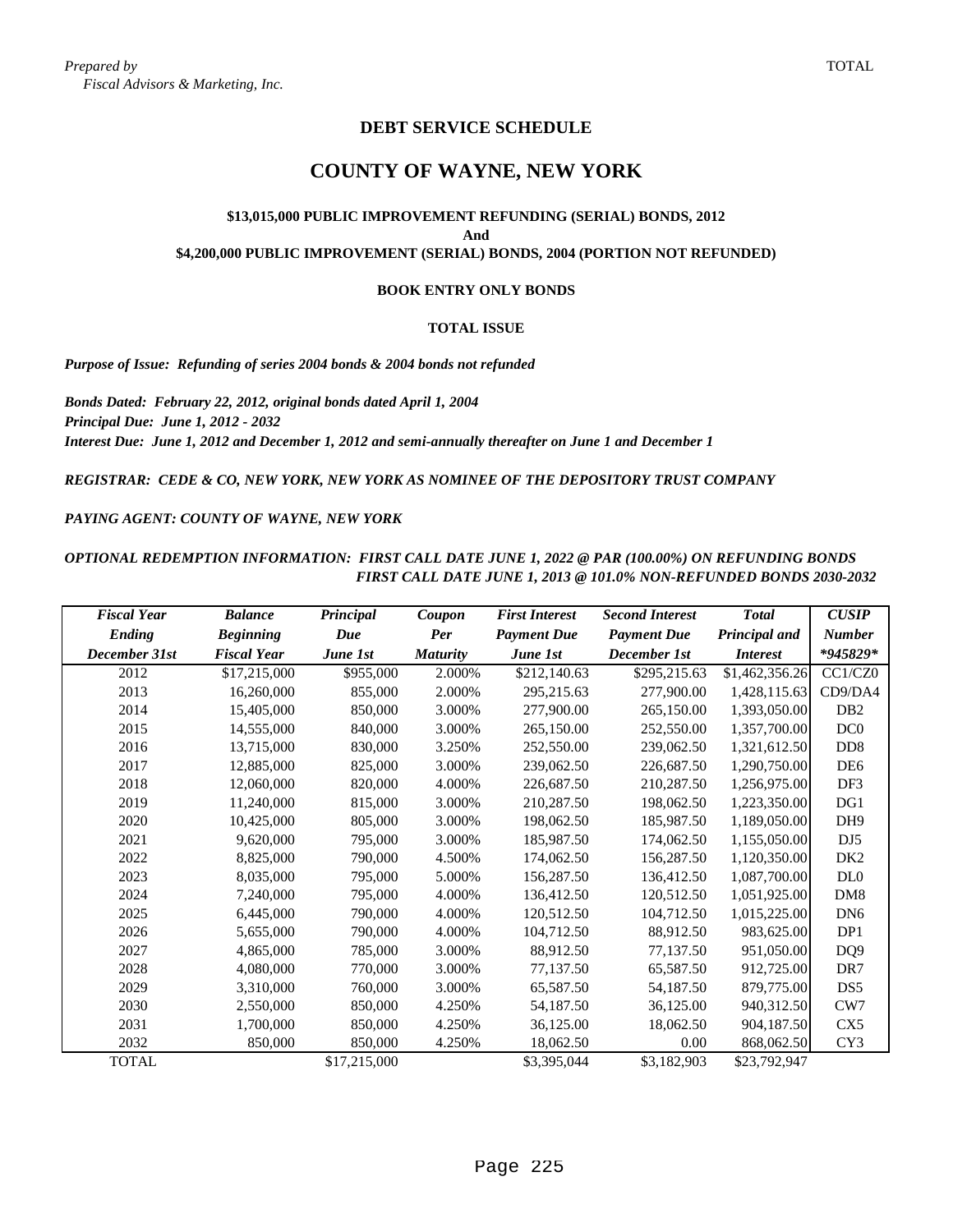*Prepared by*
*Fiscal Advisors & Marketing, Inc.*

TOTAL

## DEBT SERVICE SCHEDULE

# COUNTY OF WAYNE, NEW YORK

### $13,015,000 PUBLIC IMPROVEMENT REFUNDING (SERIAL) BONDS, 2012
### And
### $4,200,000 PUBLIC IMPROVEMENT (SERIAL) BONDS, 2004 (PORTION NOT REFUNDED)

**BOOK ENTRY ONLY BONDS**

**TOTAL ISSUE**

***Purpose of Issue: Refunding of series 2004 bonds & 2004 bonds not refunded***

***Bonds Dated: February 22, 2012, original bonds dated April 1, 2004***
***Principal Due: June 1, 2012 - 2032***
***Interest Due: June 1, 2012 and December 1, 2012 and semi-annually thereafter on June 1 and December 1***

***REGISTRAR: CEDE & CO, NEW YORK, NEW YORK AS NOMINEE OF THE DEPOSITORY TRUST COMPANY***

***PAYING AGENT: COUNTY OF WAYNE, NEW YORK***

***OPTIONAL REDEMPTION INFORMATION: FIRST CALL DATE JUNE 1, 2022 @ PAR (100.00%) ON REFUNDING BONDS***
***FIRST CALL DATE JUNE 1, 2013 @ 101.0% NON-REFUNDED BONDS 2030-2032***

| Fiscal Year Ending December 31st | Balance Beginning Fiscal Year | Principal Due June 1st | Coupon Per Maturity | First Interest Payment Due June 1st | Second Interest Payment Due December 1st | Total Principal and Interest | CUSIP Number *945829* |
|---|---|---|---|---|---|---|---|
| 2012 | $17,215,000 | $955,000 | 2.000% | $212,140.63 | $295,215.63 | $1,462,356.26 | CC1/CZ0 |
| 2013 | 16,260,000 | 855,000 | 2.000% | 295,215.63 | 277,900.00 | 1,428,115.63 | CD9/DA4 |
| 2014 | 15,405,000 | 850,000 | 3.000% | 277,900.00 | 265,150.00 | 1,393,050.00 | DB2 |
| 2015 | 14,555,000 | 840,000 | 3.000% | 265,150.00 | 252,550.00 | 1,357,700.00 | DC0 |
| 2016 | 13,715,000 | 830,000 | 3.250% | 252,550.00 | 239,062.50 | 1,321,612.50 | DD8 |
| 2017 | 12,885,000 | 825,000 | 3.000% | 239,062.50 | 226,687.50 | 1,290,750.00 | DE6 |
| 2018 | 12,060,000 | 820,000 | 4.000% | 226,687.50 | 210,287.50 | 1,256,975.00 | DF3 |
| 2019 | 11,240,000 | 815,000 | 3.000% | 210,287.50 | 198,062.50 | 1,223,350.00 | DG1 |
| 2020 | 10,425,000 | 805,000 | 3.000% | 198,062.50 | 185,987.50 | 1,189,050.00 | DH9 |
| 2021 | 9,620,000 | 795,000 | 3.000% | 185,987.50 | 174,062.50 | 1,155,050.00 | DJ5 |
| 2022 | 8,825,000 | 790,000 | 4.500% | 174,062.50 | 156,287.50 | 1,120,350.00 | DK2 |
| 2023 | 8,035,000 | 795,000 | 5.000% | 156,287.50 | 136,412.50 | 1,087,700.00 | DL0 |
| 2024 | 7,240,000 | 795,000 | 4.000% | 136,412.50 | 120,512.50 | 1,051,925.00 | DM8 |
| 2025 | 6,445,000 | 790,000 | 4.000% | 120,512.50 | 104,712.50 | 1,015,225.00 | DN6 |
| 2026 | 5,655,000 | 790,000 | 4.000% | 104,712.50 | 88,912.50 | 983,625.00 | DP1 |
| 2027 | 4,865,000 | 785,000 | 3.000% | 88,912.50 | 77,137.50 | 951,050.00 | DQ9 |
| 2028 | 4,080,000 | 770,000 | 3.000% | 77,137.50 | 65,587.50 | 912,725.00 | DR7 |
| 2029 | 3,310,000 | 760,000 | 3.000% | 65,587.50 | 54,187.50 | 879,775.00 | DS5 |
| 2030 | 2,550,000 | 850,000 | 4.250% | 54,187.50 | 36,125.00 | 940,312.50 | CW7 |
| 2031 | 1,700,000 | 850,000 | 4.250% | 36,125.00 | 18,062.50 | 904,187.50 | CX5 |
| 2032 | 850,000 | 850,000 | 4.250% | 18,062.50 | 0.00 | 868,062.50 | CY3 |
| TOTAL | | $17,215,000 | | $3,395,044 | $3,182,903 | $23,792,947 | |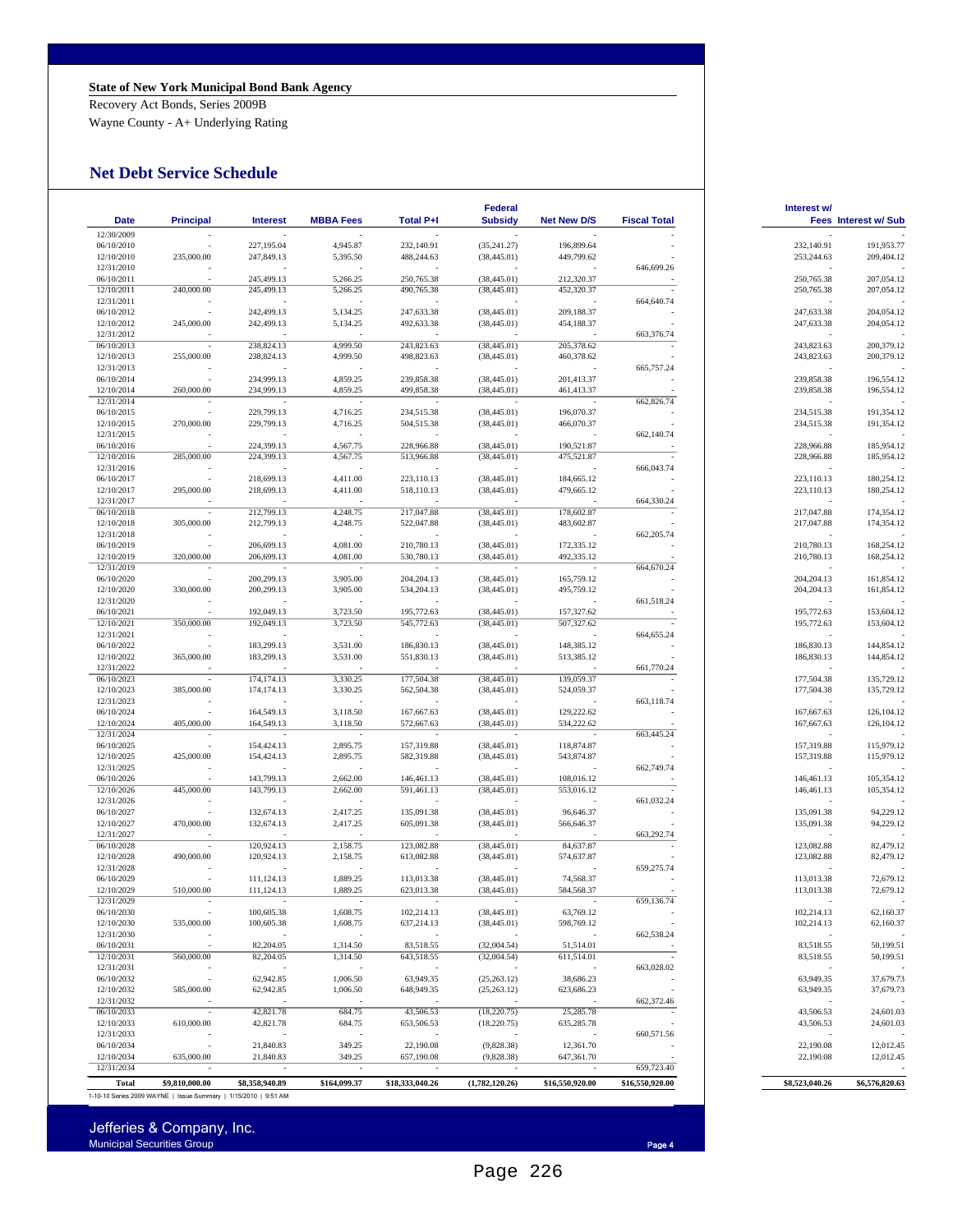**State of New York Municipal Bond Bank Agency**

Recovery Act Bonds, Series 2009B

Wayne County - A+ Underlying Rating

## Net Debt Service Schedule

| Date | Principal | Interest | MBBA Fees | Total P+I | Federal Subsidy | Net New D/S | Fiscal Total | Interest w/ Fees | Interest w/ Sub |
|---|---|---|---|---|---|---|---|---|---|
| 12/30/2009 | - | - | - | - | - | - | - | - | - |
| 06/10/2010 | - | 227,195.04 | 4,945.87 | 232,140.91 | (35,241.27) | 196,899.64 | - | 232,140.91 | 191,953.77 |
| 12/10/2010 | 235,000.00 | 247,849.13 | 5,395.50 | 488,244.63 | (38,445.01) | 449,799.62 | - | 253,244.63 | 209,404.12 |
| 12/31/2010 | - | - | - | - | - | - | 646,699.26 | - | - |
| 06/10/2011 | - | 245,499.13 | 5,266.25 | 250,765.38 | (38,445.01) | 212,320.37 | - | 250,765.38 | 207,054.12 |
| 12/10/2011 | 240,000.00 | 245,499.13 | 5,266.25 | 490,765.38 | (38,445.01) | 452,320.37 | - | 250,765.38 | 207,054.12 |
| 12/31/2011 | - | - | - | - | - | - | 664,640.74 | - | - |
| 06/10/2012 | - | 242,499.13 | 5,134.25 | 247,633.38 | (38,445.01) | 209,188.37 | - | 247,633.38 | 204,054.12 |
| 12/10/2012 | 245,000.00 | 242,499.13 | 5,134.25 | 492,633.38 | (38,445.01) | 454,188.37 | - | 247,633.38 | 204,054.12 |
| 12/31/2012 | - | - | - | - | - | - | 663,376.74 | - | - |
| 06/10/2013 | - | 238,824.13 | 4,999.50 | 243,823.63 | (38,445.01) | 205,378.62 | - | 243,823.63 | 200,379.12 |
| 12/10/2013 | 255,000.00 | 238,824.13 | 4,999.50 | 498,823.63 | (38,445.01) | 460,378.62 | - | 243,823.63 | 200,379.12 |
| 12/31/2013 | - | - | - | - | - | - | 665,757.24 | - | - |
| 06/10/2014 | - | 234,999.13 | 4,859.25 | 239,858.38 | (38,445.01) | 201,413.37 | - | 239,858.38 | 196,554.12 |
| 12/10/2014 | 260,000.00 | 234,999.13 | 4,859.25 | 499,858.38 | (38,445.01) | 461,413.37 | - | 239,858.38 | 196,554.12 |
| 12/31/2014 | - | - | - | - | - | - | 662,826.74 | - | - |
| 06/10/2015 | - | 229,799.13 | 4,716.25 | 234,515.38 | (38,445.01) | 196,070.37 | - | 234,515.38 | 191,354.12 |
| 12/10/2015 | 270,000.00 | 229,799.13 | 4,716.25 | 504,515.38 | (38,445.01) | 466,070.37 | - | 234,515.38 | 191,354.12 |
| 12/31/2015 | - | - | - | - | - | - | 662,140.74 | - | - |
| 06/10/2016 | - | 224,399.13 | 4,567.75 | 228,966.88 | (38,445.01) | 190,521.87 | - | 228,966.88 | 185,954.12 |
| 12/10/2016 | 285,000.00 | 224,399.13 | 4,567.75 | 513,966.88 | (38,445.01) | 475,521.87 | - | 228,966.88 | 185,954.12 |
| 12/31/2016 | - | - | - | - | - | - | 666,043.74 | - | - |
| 06/10/2017 | - | 218,699.13 | 4,411.00 | 223,110.13 | (38,445.01) | 184,665.12 | - | 223,110.13 | 180,254.12 |
| 12/10/2017 | 295,000.00 | 218,699.13 | 4,411.00 | 518,110.13 | (38,445.01) | 479,665.12 | - | 223,110.13 | 180,254.12 |
| 12/31/2017 | - | - | - | - | - | - | 664,330.24 | - | - |
| 06/10/2018 | - | 212,799.13 | 4,248.75 | 217,047.88 | (38,445.01) | 178,602.87 | - | 217,047.88 | 174,354.12 |
| 12/10/2018 | 305,000.00 | 212,799.13 | 4,248.75 | 522,047.88 | (38,445.01) | 483,602.87 | - | 217,047.88 | 174,354.12 |
| 12/31/2018 | - | - | - | - | - | - | 662,205.74 | - | - |
| 06/10/2019 | - | 206,699.13 | 4,081.00 | 210,780.13 | (38,445.01) | 172,335.12 | - | 210,780.13 | 168,254.12 |
| 12/10/2019 | 320,000.00 | 206,699.13 | 4,081.00 | 530,780.13 | (38,445.01) | 492,335.12 | - | 210,780.13 | 168,254.12 |
| 12/31/2019 | - | - | - | - | - | - | 664,670.24 | - | - |
| 06/10/2020 | - | 200,299.13 | 3,905.00 | 204,204.13 | (38,445.01) | 165,759.12 | - | 204,204.13 | 161,854.12 |
| 12/10/2020 | 330,000.00 | 200,299.13 | 3,905.00 | 534,204.13 | (38,445.01) | 495,759.12 | - | 204,204.13 | 161,854.12 |
| 12/31/2020 | - | - | - | - | - | - | 661,518.24 | - | - |
| 06/10/2021 | - | 192,049.13 | 3,723.50 | 195,772.63 | (38,445.01) | 157,327.62 | - | 195,772.63 | 153,604.12 |
| 12/10/2021 | 350,000.00 | 192,049.13 | 3,723.50 | 545,772.63 | (38,445.01) | 507,327.62 | - | 195,772.63 | 153,604.12 |
| 12/31/2021 | - | - | - | - | - | - | 664,655.24 | - | - |
| 06/10/2022 | - | 183,299.13 | 3,531.00 | 186,830.13 | (38,445.01) | 148,385.12 | - | 186,830.13 | 144,854.12 |
| 12/10/2022 | 365,000.00 | 183,299.13 | 3,531.00 | 551,830.13 | (38,445.01) | 513,385.12 | - | 186,830.13 | 144,854.12 |
| 12/31/2022 | - | - | - | - | - | - | 661,770.24 | - | - |
| 06/10/2023 | - | 174,174.13 | 3,330.25 | 177,504.38 | (38,445.01) | 139,059.37 | - | 177,504.38 | 135,729.12 |
| 12/10/2023 | 385,000.00 | 174,174.13 | 3,330.25 | 562,504.38 | (38,445.01) | 524,059.37 | - | 177,504.38 | 135,729.12 |
| 12/31/2023 | - | - | - | - | - | - | 663,118.74 | - | - |
| 06/10/2024 | - | 164,549.13 | 3,118.50 | 167,667.63 | (38,445.01) | 129,222.62 | - | 167,667.63 | 126,104.12 |
| 12/10/2024 | 405,000.00 | 164,549.13 | 3,118.50 | 572,667.63 | (38,445.01) | 534,222.62 | - | 167,667.63 | 126,104.12 |
| 12/31/2024 | - | - | - | - | - | - | 663,445.24 | - | - |
| 06/10/2025 | - | 154,424.13 | 2,895.75 | 157,319.88 | (38,445.01) | 118,874.87 | - | 157,319.88 | 115,979.12 |
| 12/10/2025 | 425,000.00 | 154,424.13 | 2,895.75 | 582,319.88 | (38,445.01) | 543,874.87 | - | 157,319.88 | 115,979.12 |
| 12/31/2025 | - | - | - | - | - | - | 662,749.74 | - | - |
| 06/10/2026 | - | 143,799.13 | 2,662.00 | 146,461.13 | (38,445.01) | 108,016.12 | - | 146,461.13 | 105,354.12 |
| 12/10/2026 | 445,000.00 | 143,799.13 | 2,662.00 | 591,461.13 | (38,445.01) | 553,016.12 | - | 146,461.13 | 105,354.12 |
| 12/31/2026 | - | - | - | - | - | - | 661,032.24 | - | - |
| 06/10/2027 | - | 132,674.13 | 2,417.25 | 135,091.38 | (38,445.01) | 96,646.37 | - | 135,091.38 | 94,229.12 |
| 12/10/2027 | 470,000.00 | 132,674.13 | 2,417.25 | 605,091.38 | (38,445.01) | 566,646.37 | - | 135,091.38 | 94,229.12 |
| 12/31/2027 | - | - | - | - | - | - | 663,292.74 | - | - |
| 06/10/2028 | - | 120,924.13 | 2,158.75 | 123,082.88 | (38,445.01) | 84,637.87 | - | 123,082.88 | 82,479.12 |
| 12/10/2028 | 490,000.00 | 120,924.13 | 2,158.75 | 613,082.88 | (38,445.01) | 574,637.87 | - | 123,082.88 | 82,479.12 |
| 12/31/2028 | - | - | - | - | - | - | 659,275.74 | - | - |
| 06/10/2029 | - | 111,124.13 | 1,889.25 | 113,013.38 | (38,445.01) | 74,568.37 | - | 113,013.38 | 72,679.12 |
| 12/10/2029 | 510,000.00 | 111,124.13 | 1,889.25 | 623,013.38 | (38,445.01) | 584,568.37 | - | 113,013.38 | 72,679.12 |
| 12/31/2029 | - | - | - | - | - | - | 659,136.74 | - | - |
| 06/10/2030 | - | 100,605.38 | 1,608.75 | 102,214.13 | (38,445.01) | 63,769.12 | - | 102,214.13 | 62,160.37 |
| 12/10/2030 | 535,000.00 | 100,605.38 | 1,608.75 | 637,214.13 | (38,445.01) | 598,769.12 | - | 102,214.13 | 62,160.37 |
| 12/31/2030 | - | - | - | - | - | - | 662,538.24 | - | - |
| 06/10/2031 | - | 82,204.05 | 1,314.50 | 83,518.55 | (32,004.54) | 51,514.01 | - | 83,518.55 | 50,199.51 |
| 12/10/2031 | 560,000.00 | 82,204.05 | 1,314.50 | 643,518.55 | (32,004.54) | 611,514.01 | - | 83,518.55 | 50,199.51 |
| 12/31/2031 | - | - | - | - | - | - | 663,028.02 | - | - |
| 06/10/2032 | - | 62,942.85 | 1,006.50 | 63,949.35 | (25,263.12) | 38,686.23 | - | 63,949.35 | 37,679.73 |
| 12/10/2032 | 585,000.00 | 62,942.85 | 1,006.50 | 648,949.35 | (25,263.12) | 623,686.23 | - | 63,949.35 | 37,679.73 |
| 12/31/2032 | - | - | - | - | - | - | 662,372.46 | - | - |
| 06/10/2033 | - | 42,821.78 | 684.75 | 43,506.53 | (18,220.75) | 25,285.78 | - | 43,506.53 | 24,601.03 |
| 12/10/2033 | 610,000.00 | 42,821.78 | 684.75 | 653,506.53 | (18,220.75) | 635,285.78 | - | 43,506.53 | 24,601.03 |
| 12/31/2033 | - | - | - | - | - | - | 660,571.56 | - | - |
| 06/10/2034 | - | 21,840.83 | 349.25 | 22,190.08 | (9,828.38) | 12,361.70 | - | 22,190.08 | 12,012.45 |
| 12/10/2034 | 635,000.00 | 21,840.83 | 349.25 | 657,190.08 | (9,828.38) | 647,361.70 | - | 22,190.08 | 12,012.45 |
| 12/31/2034 | - | - | - | - | - | - | 659,723.40 | - | - |
| **Total** | **$9,810,000.00** | **$8,358,940.89** | **$164,099.37** | **$18,333,040.26** | **(1,782,120.26)** | **$16,550,920.00** | **$16,550,920.00** | **$8,523,040.26** | **$6,576,820.63** |

1-10-10 Series 2009 WAYNE | Issue Summary | 1/15/2010 | 9:51 AM

Jefferies & Company, Inc.
Municipal Securities Group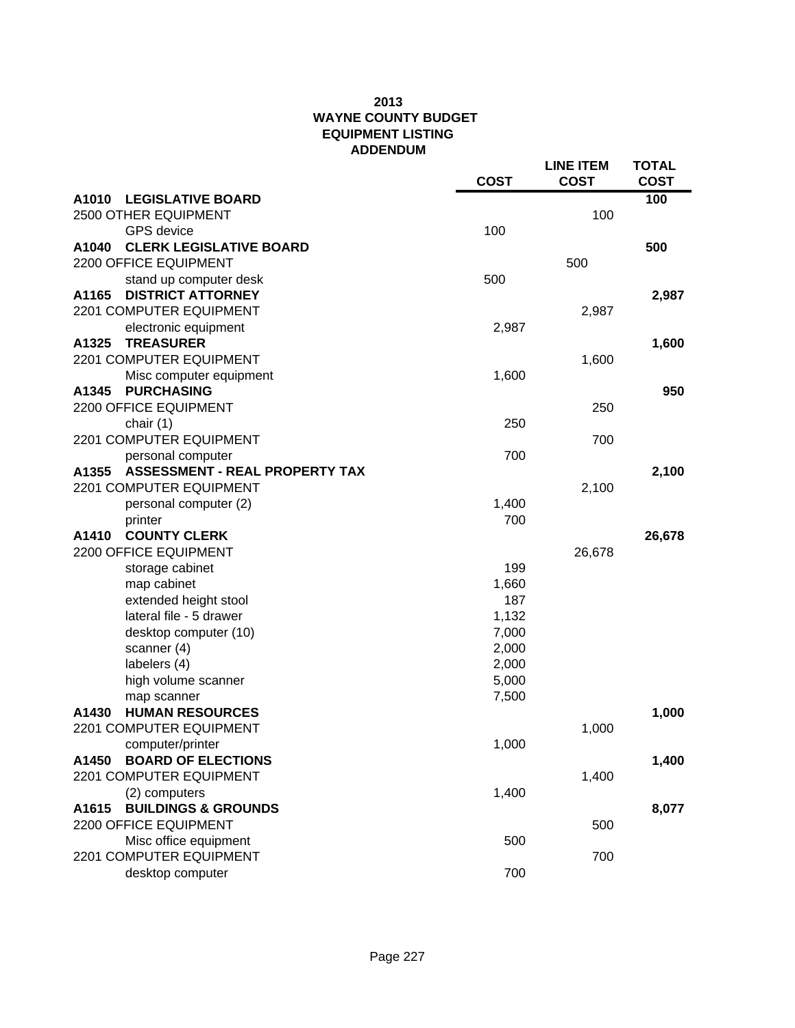**2013**
**WAYNE COUNTY BUDGET**
**EQUIPMENT LISTING**
**ADDENDUM**

| | COST | LINE ITEM COST | TOTAL COST |
|---|---|---|---|
| **A1010 LEGISLATIVE BOARD** | | | **100** |
| 2500 OTHER EQUIPMENT | | 100 | |
| GPS device | 100 | | |
| **A1040 CLERK LEGISLATIVE BOARD** | | | **500** |
| 2200 OFFICE EQUIPMENT | | 500 | |
| stand up computer desk | 500 | | |
| **A1165 DISTRICT ATTORNEY** | | | **2,987** |
| 2201 COMPUTER EQUIPMENT | | 2,987 | |
| electronic equipment | 2,987 | | |
| **A1325 TREASURER** | | | **1,600** |
| 2201 COMPUTER EQUIPMENT | | 1,600 | |
| Misc computer equipment | 1,600 | | |
| **A1345 PURCHASING** | | | **950** |
| 2200 OFFICE EQUIPMENT | | 250 | |
| chair (1) | 250 | | |
| 2201 COMPUTER EQUIPMENT | | 700 | |
| personal computer | 700 | | |
| **A1355 ASSESSMENT - REAL PROPERTY TAX** | | | **2,100** |
| 2201 COMPUTER EQUIPMENT | | 2,100 | |
| personal computer (2) | 1,400 | | |
| printer | 700 | | |
| **A1410 COUNTY CLERK** | | | **26,678** |
| 2200 OFFICE EQUIPMENT | | 26,678 | |
| storage cabinet | 199 | | |
| map cabinet | 1,660 | | |
| extended height stool | 187 | | |
| lateral file - 5 drawer | 1,132 | | |
| desktop computer (10) | 7,000 | | |
| scanner (4) | 2,000 | | |
| labelers (4) | 2,000 | | |
| high volume scanner | 5,000 | | |
| map scanner | 7,500 | | |
| **A1430 HUMAN RESOURCES** | | | **1,000** |
| 2201 COMPUTER EQUIPMENT | | 1,000 | |
| computer/printer | 1,000 | | |
| **A1450 BOARD OF ELECTIONS** | | | **1,400** |
| 2201 COMPUTER EQUIPMENT | | 1,400 | |
| (2) computers | 1,400 | | |
| **A1615 BUILDINGS & GROUNDS** | | | **8,077** |
| 2200 OFFICE EQUIPMENT | | 500 | |
| Misc office equipment | 500 | | |
| 2201 COMPUTER EQUIPMENT | | 700 | |
| desktop computer | 700 | | |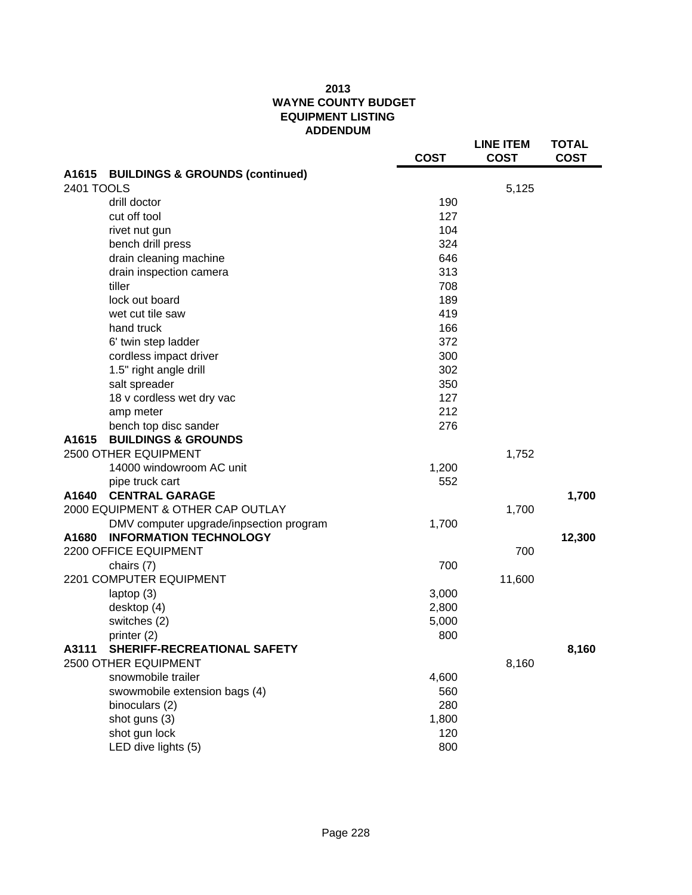**2013**
**WAYNE COUNTY BUDGET**
**EQUIPMENT LISTING**
**ADDENDUM**

| | COST | LINE ITEM COST | TOTAL COST |
|---|---|---|---|
| **A1615 BUILDINGS & GROUNDS (continued)** | | | |
| 2401 TOOLS | | 5,125 | |
| drill doctor | 190 | | |
| cut off tool | 127 | | |
| rivet nut gun | 104 | | |
| bench drill press | 324 | | |
| drain cleaning machine | 646 | | |
| drain inspection camera | 313 | | |
| tiller | 708 | | |
| lock out board | 189 | | |
| wet cut tile saw | 419 | | |
| hand truck | 166 | | |
| 6' twin step ladder | 372 | | |
| cordless impact driver | 300 | | |
| 1.5" right angle drill | 302 | | |
| salt spreader | 350 | | |
| 18 v cordless wet dry vac | 127 | | |
| amp meter | 212 | | |
| bench top disc sander | 276 | | |
| **A1615 BUILDINGS & GROUNDS** | | | |
| 2500 OTHER EQUIPMENT | | 1,752 | |
| 14000 windowroom AC unit | 1,200 | | |
| pipe truck cart | 552 | | |
| **A1640 CENTRAL GARAGE** | | | **1,700** |
| 2000 EQUIPMENT & OTHER CAP OUTLAY | | 1,700 | |
| DMV computer upgrade/inpsection program | 1,700 | | |
| **A1680 INFORMATION TECHNOLOGY** | | | **12,300** |
| 2200 OFFICE EQUIPMENT | | 700 | |
| chairs (7) | 700 | | |
| 2201 COMPUTER EQUIPMENT | | 11,600 | |
| laptop (3) | 3,000 | | |
| desktop (4) | 2,800 | | |
| switches (2) | 5,000 | | |
| printer (2) | 800 | | |
| **A3111 SHERIFF-RECREATIONAL SAFETY** | | | **8,160** |
| 2500 OTHER EQUIPMENT | | 8,160 | |
| snowmobile trailer | 4,600 | | |
| swowmobile extension bags (4) | 560 | | |
| binoculars (2) | 280 | | |
| shot guns (3) | 1,800 | | |
| shot gun lock | 120 | | |
| LED dive lights (5) | 800 | | |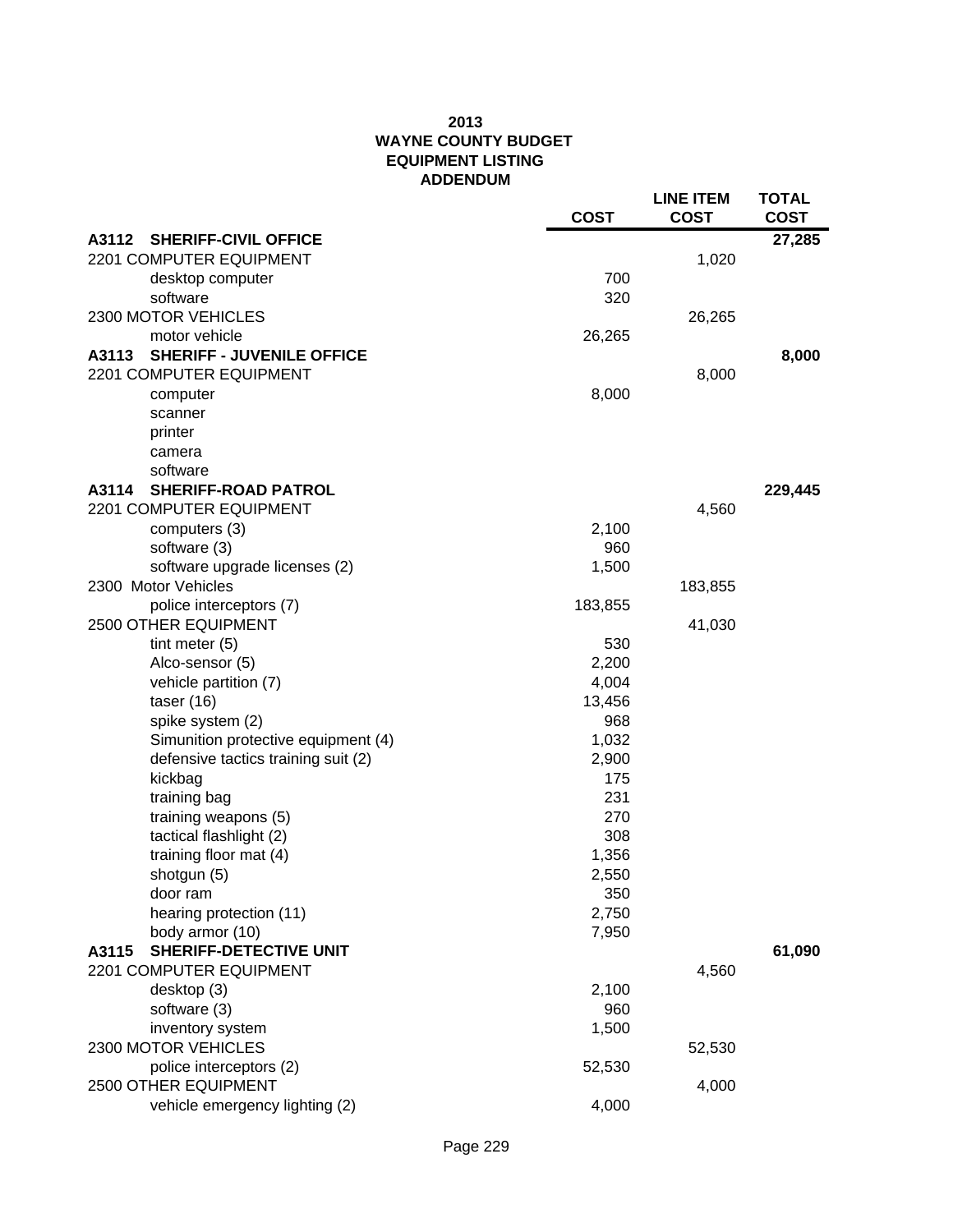# 2013
# WAYNE COUNTY BUDGET
# EQUIPMENT LISTING
# ADDENDUM

| | COST | LINE ITEM COST | TOTAL COST |
|---|---|---|---|
| **A3112 SHERIFF-CIVIL OFFICE** | | | **27,285** |
| 2201 COMPUTER EQUIPMENT | | 1,020 | |
| desktop computer | 700 | | |
| software | 320 | | |
| 2300 MOTOR VEHICLES | | 26,265 | |
| motor vehicle | 26,265 | | |
| **A3113 SHERIFF - JUVENILE OFFICE** | | | **8,000** |
| 2201 COMPUTER EQUIPMENT | | 8,000 | |
| computer | 8,000 | | |
| scanner | | | |
| printer | | | |
| camera | | | |
| software | | | |
| **A3114 SHERIFF-ROAD PATROL** | | | **229,445** |
| 2201 COMPUTER EQUIPMENT | | 4,560 | |
| computers (3) | 2,100 | | |
| software (3) | 960 | | |
| software upgrade licenses (2) | 1,500 | | |
| 2300 Motor Vehicles | | 183,855 | |
| police interceptors (7) | 183,855 | | |
| 2500 OTHER EQUIPMENT | | 41,030 | |
| tint meter (5) | 530 | | |
| Alco-sensor (5) | 2,200 | | |
| vehicle partition (7) | 4,004 | | |
| taser (16) | 13,456 | | |
| spike system (2) | 968 | | |
| Simunition protective equipment (4) | 1,032 | | |
| defensive tactics training suit (2) | 2,900 | | |
| kickbag | 175 | | |
| training bag | 231 | | |
| training weapons (5) | 270 | | |
| tactical flashlight (2) | 308 | | |
| training floor mat (4) | 1,356 | | |
| shotgun (5) | 2,550 | | |
| door ram | 350 | | |
| hearing protection (11) | 2,750 | | |
| body armor (10) | 7,950 | | |
| **A3115 SHERIFF-DETECTIVE UNIT** | | | **61,090** |
| 2201 COMPUTER EQUIPMENT | | 4,560 | |
| desktop (3) | 2,100 | | |
| software (3) | 960 | | |
| inventory system | 1,500 | | |
| 2300 MOTOR VEHICLES | | 52,530 | |
| police interceptors (2) | 52,530 | | |
| 2500 OTHER EQUIPMENT | | 4,000 | |
| vehicle emergency lighting (2) | 4,000 | | |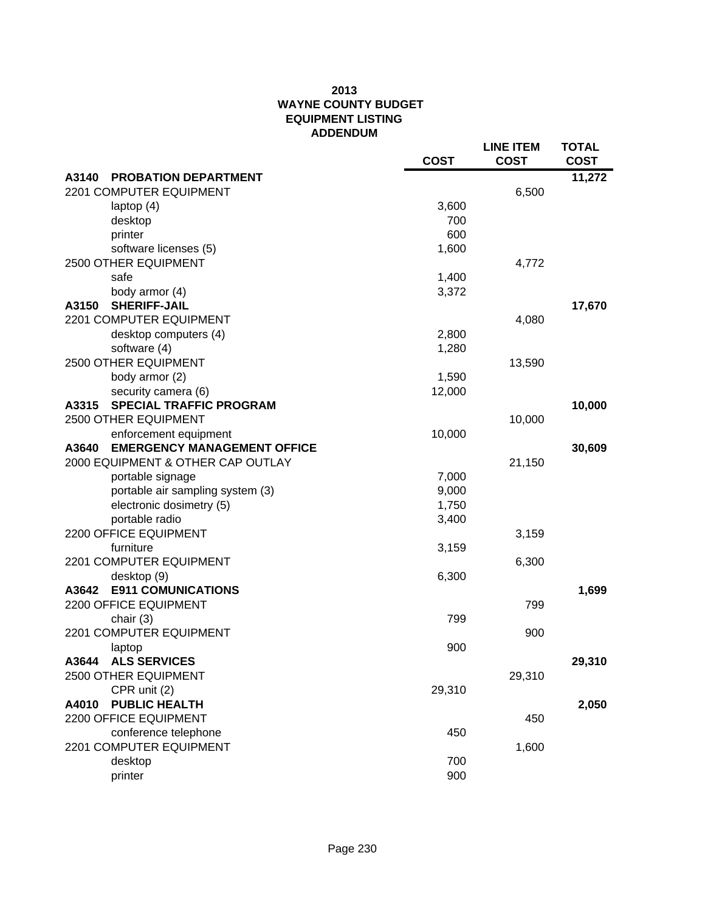# 2013
# WAYNE COUNTY BUDGET
# EQUIPMENT LISTING
# ADDENDUM

| | COST | LINE ITEM COST | TOTAL COST |
|---|---|---|---|
| **A3140 PROBATION DEPARTMENT** | | | **11,272** |
| 2201 COMPUTER EQUIPMENT | | 6,500 | |
| laptop (4) | 3,600 | | |
| desktop | 700 | | |
| printer | 600 | | |
| software licenses (5) | 1,600 | | |
| 2500 OTHER EQUIPMENT | | 4,772 | |
| safe | 1,400 | | |
| body armor (4) | 3,372 | | |
| **A3150 SHERIFF-JAIL** | | | **17,670** |
| 2201 COMPUTER EQUIPMENT | | 4,080 | |
| desktop computers (4) | 2,800 | | |
| software (4) | 1,280 | | |
| 2500 OTHER EQUIPMENT | | 13,590 | |
| body armor (2) | 1,590 | | |
| security camera (6) | 12,000 | | |
| **A3315 SPECIAL TRAFFIC PROGRAM** | | | **10,000** |
| 2500 OTHER EQUIPMENT | | 10,000 | |
| enforcement equipment | 10,000 | | |
| **A3640 EMERGENCY MANAGEMENT OFFICE** | | | **30,609** |
| 2000 EQUIPMENT & OTHER CAP OUTLAY | | 21,150 | |
| portable signage | 7,000 | | |
| portable air sampling system (3) | 9,000 | | |
| electronic dosimetry (5) | 1,750 | | |
| portable radio | 3,400 | | |
| 2200 OFFICE EQUIPMENT | | 3,159 | |
| furniture | 3,159 | | |
| 2201 COMPUTER EQUIPMENT | | 6,300 | |
| desktop (9) | 6,300 | | |
| **A3642 E911 COMUNICATIONS** | | | **1,699** |
| 2200 OFFICE EQUIPMENT | | 799 | |
| chair (3) | 799 | | |
| 2201 COMPUTER EQUIPMENT | | 900 | |
| laptop | 900 | | |
| **A3644 ALS SERVICES** | | | **29,310** |
| 2500 OTHER EQUIPMENT | | 29,310 | |
| CPR unit (2) | 29,310 | | |
| **A4010 PUBLIC HEALTH** | | | **2,050** |
| 2200 OFFICE EQUIPMENT | | 450 | |
| conference telephone | 450 | | |
| 2201 COMPUTER EQUIPMENT | | 1,600 | |
| desktop | 700 | | |
| printer | 900 | | |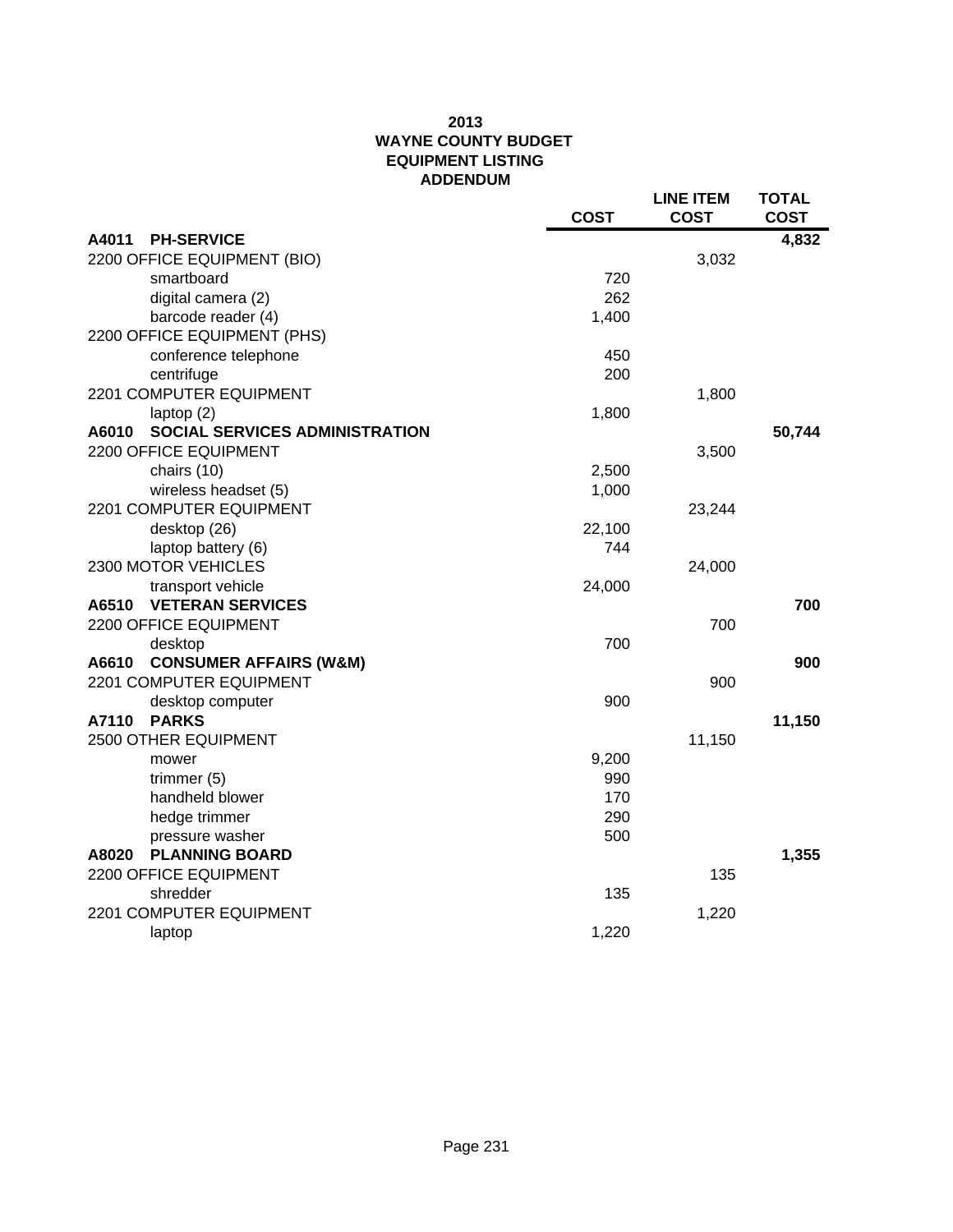# 2013
# WAYNE COUNTY BUDGET
# EQUIPMENT LISTING
# ADDENDUM

| | COST | LINE ITEM COST | TOTAL COST |
|---|---|---|---|
| **A4011 PH-SERVICE** | | | **4,832** |
| 2200 OFFICE EQUIPMENT (BIO) | | 3,032 | |
| smartboard | 720 | | |
| digital camera (2) | 262 | | |
| barcode reader (4) | 1,400 | | |
| 2200 OFFICE EQUIPMENT (PHS) | | | |
| conference telephone | 450 | | |
| centrifuge | 200 | | |
| 2201 COMPUTER EQUIPMENT | | 1,800 | |
| laptop (2) | 1,800 | | |
| **A6010 SOCIAL SERVICES ADMINISTRATION** | | | **50,744** |
| 2200 OFFICE EQUIPMENT | | 3,500 | |
| chairs (10) | 2,500 | | |
| wireless headset (5) | 1,000 | | |
| 2201 COMPUTER EQUIPMENT | | 23,244 | |
| desktop (26) | 22,100 | | |
| laptop battery (6) | 744 | | |
| 2300 MOTOR VEHICLES | | 24,000 | |
| transport vehicle | 24,000 | | |
| **A6510 VETERAN SERVICES** | | | **700** |
| 2200 OFFICE EQUIPMENT | | 700 | |
| desktop | 700 | | |
| **A6610 CONSUMER AFFAIRS (W&M)** | | | **900** |
| 2201 COMPUTER EQUIPMENT | | 900 | |
| desktop computer | 900 | | |
| **A7110 PARKS** | | | **11,150** |
| 2500 OTHER EQUIPMENT | | 11,150 | |
| mower | 9,200 | | |
| trimmer (5) | 990 | | |
| handheld blower | 170 | | |
| hedge trimmer | 290 | | |
| pressure washer | 500 | | |
| **A8020 PLANNING BOARD** | | | **1,355** |
| 2200 OFFICE EQUIPMENT | | 135 | |
| shredder | 135 | | |
| 2201 COMPUTER EQUIPMENT | | 1,220 | |
| laptop | 1,220 | | |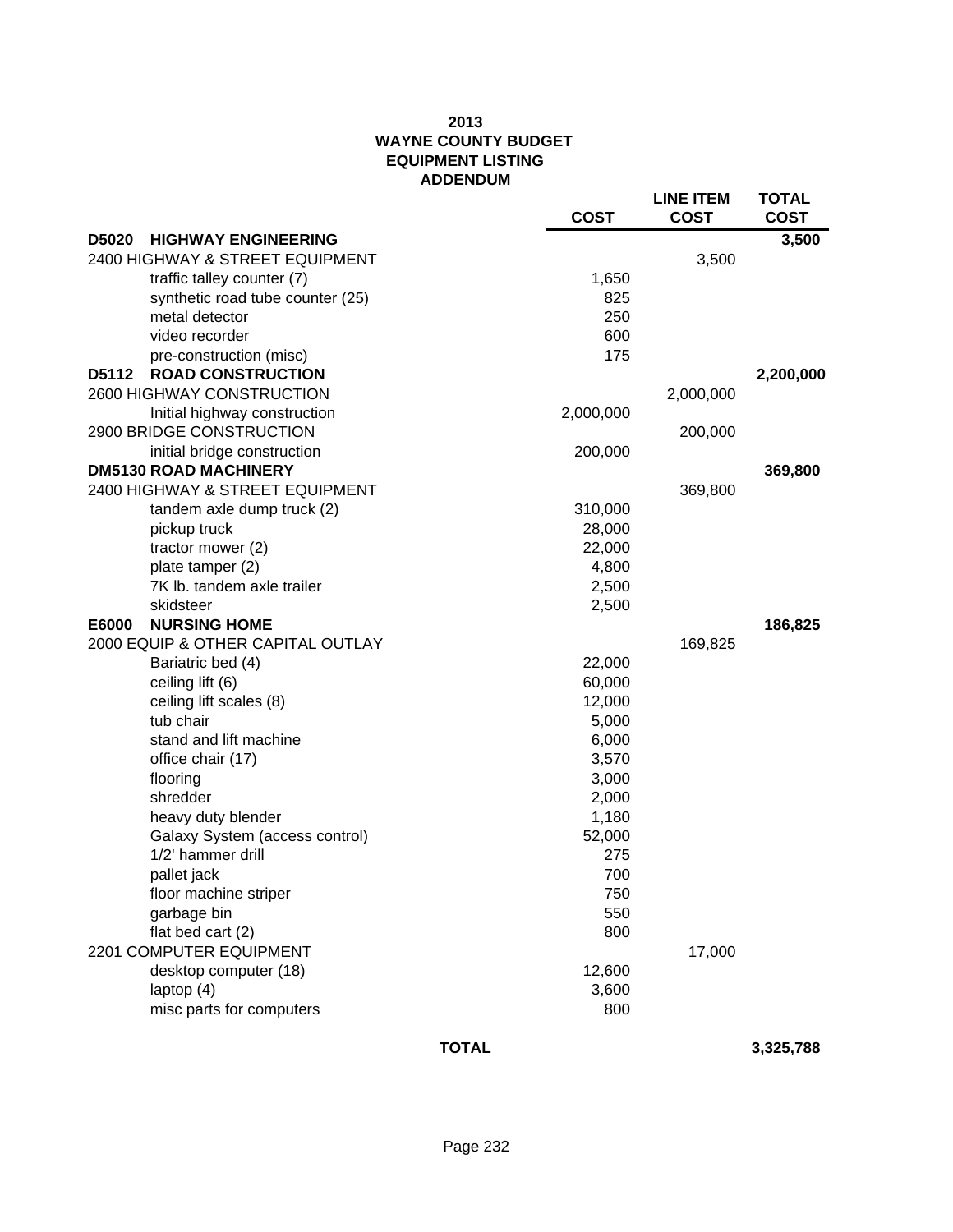**2013**
**WAYNE COUNTY BUDGET**
**EQUIPMENT LISTING**
**ADDENDUM**

| | COST | LINE ITEM COST | TOTAL COST |
|---|---|---|---|
| **D5020 HIGHWAY ENGINEERING** | | | **3,500** |
| 2400 HIGHWAY & STREET EQUIPMENT | | 3,500 | |
| traffic talley counter (7) | 1,650 | | |
| synthetic road tube counter (25) | 825 | | |
| metal detector | 250 | | |
| video recorder | 600 | | |
| pre-construction (misc) | 175 | | |
| **D5112 ROAD CONSTRUCTION** | | | **2,200,000** |
| 2600 HIGHWAY CONSTRUCTION | | 2,000,000 | |
| Initial highway construction | 2,000,000 | | |
| 2900 BRIDGE CONSTRUCTION | | 200,000 | |
| initial bridge construction | 200,000 | | |
| **DM5130 ROAD MACHINERY** | | | **369,800** |
| 2400 HIGHWAY & STREET EQUIPMENT | | 369,800 | |
| tandem axle dump truck (2) | 310,000 | | |
| pickup truck | 28,000 | | |
| tractor mower (2) | 22,000 | | |
| plate tamper (2) | 4,800 | | |
| 7K lb. tandem axle trailer | 2,500 | | |
| skidsteer | 2,500 | | |
| **E6000 NURSING HOME** | | | **186,825** |
| 2000 EQUIP & OTHER CAPITAL OUTLAY | | 169,825 | |
| Bariatric bed (4) | 22,000 | | |
| ceiling lift (6) | 60,000 | | |
| ceiling lift scales (8) | 12,000 | | |
| tub chair | 5,000 | | |
| stand and lift machine | 6,000 | | |
| office chair (17) | 3,570 | | |
| flooring | 3,000 | | |
| shredder | 2,000 | | |
| heavy duty blender | 1,180 | | |
| Galaxy System (access control) | 52,000 | | |
| 1/2' hammer drill | 275 | | |
| pallet jack | 700 | | |
| floor machine striper | 750 | | |
| garbage bin | 550 | | |
| flat bed cart (2) | 800 | | |
| 2201 COMPUTER EQUIPMENT | | 17,000 | |
| desktop computer (18) | 12,600 | | |
| laptop (4) | 3,600 | | |
| misc parts for computers | 800 | | |
| **TOTAL** | | | **3,325,788** |